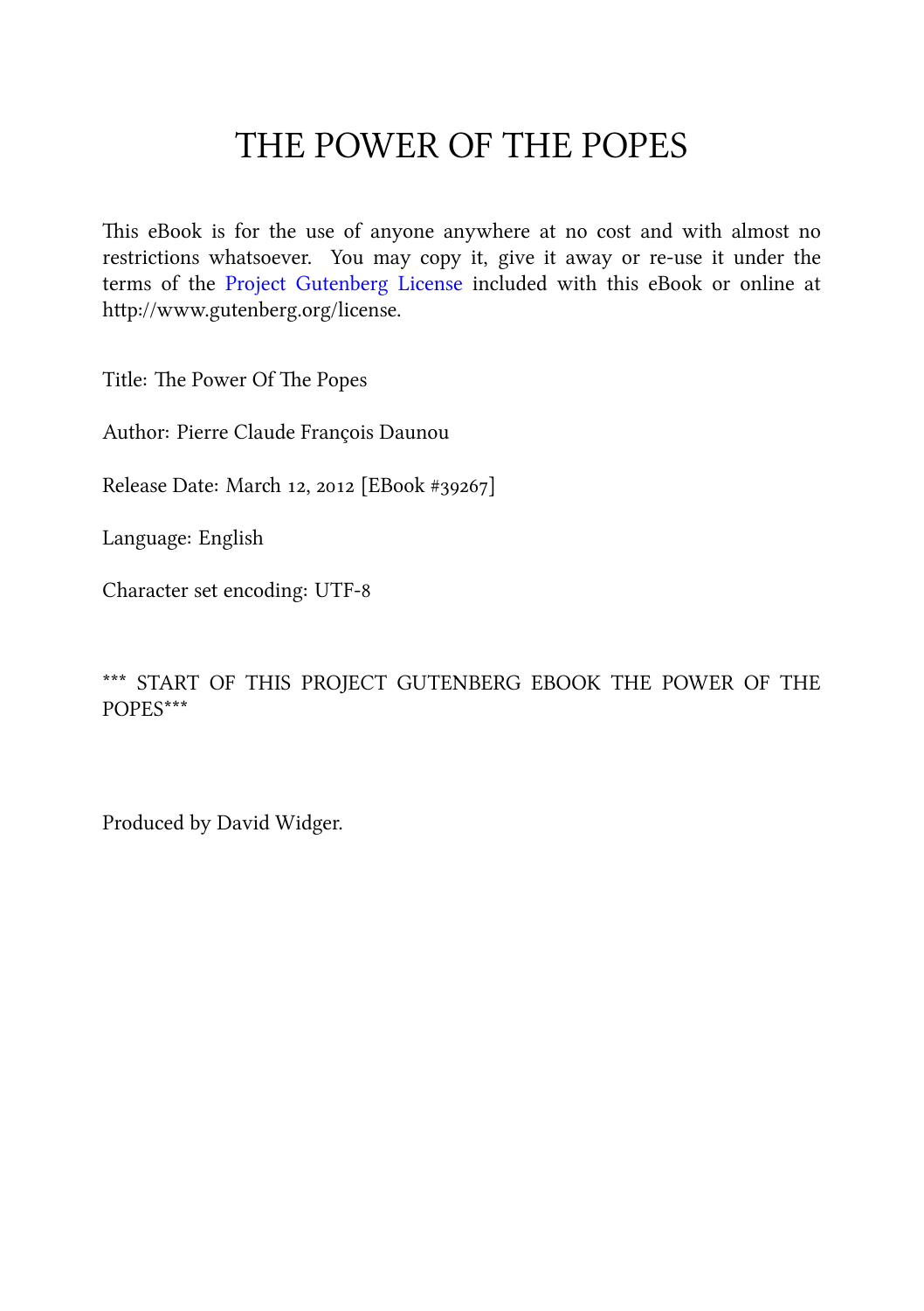# THE POWER OF THE POPES

This eBook is for the use of anyone anywhere at no cost and with almost no restrictions whatsoever. You may copy it, give it away or re-use it under the terms of the Project Gutenberg License included with this eBook or online at http://www.gutenberg.org/license.

Title: The Power Of The Popes

Author: Pierre Claude François Daunou

Release Date: March 12, 2012 [EBook #39267]

Language: English

Character set encoding: UTF-8

*** START OF THIS PROJECT GUTENBERG EBOOK THE POWER OF THE POPES***

Produced by David Widger.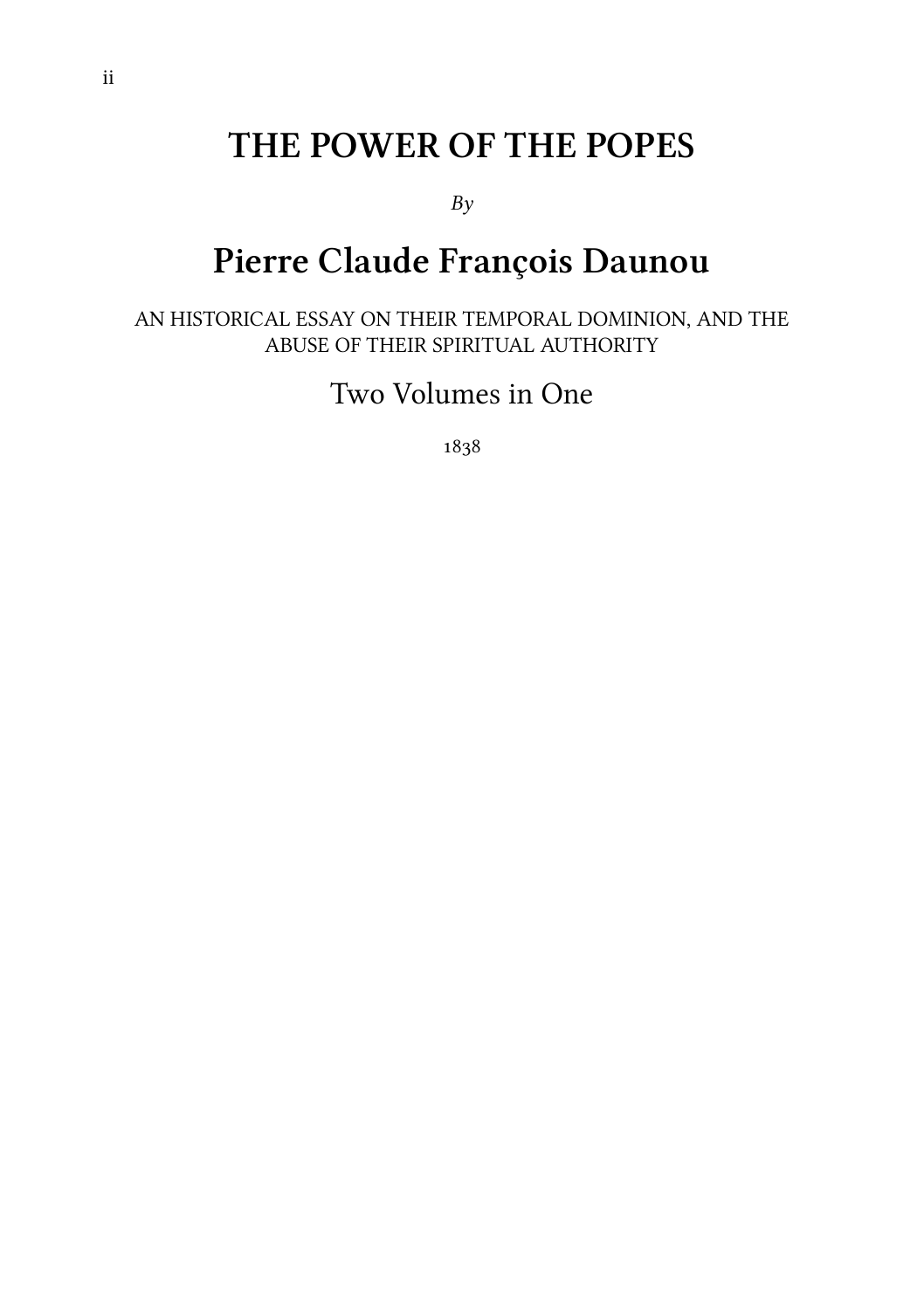# THE POWER OF THE POPES

*By*

# Pierre Claude François Daunou

AN HISTORICAL ESSAY ON THEIR TEMPORAL DOMINION, AND THE ABUSE OF THEIR SPIRITUAL AUTHORITY

Two Volumes in One

1838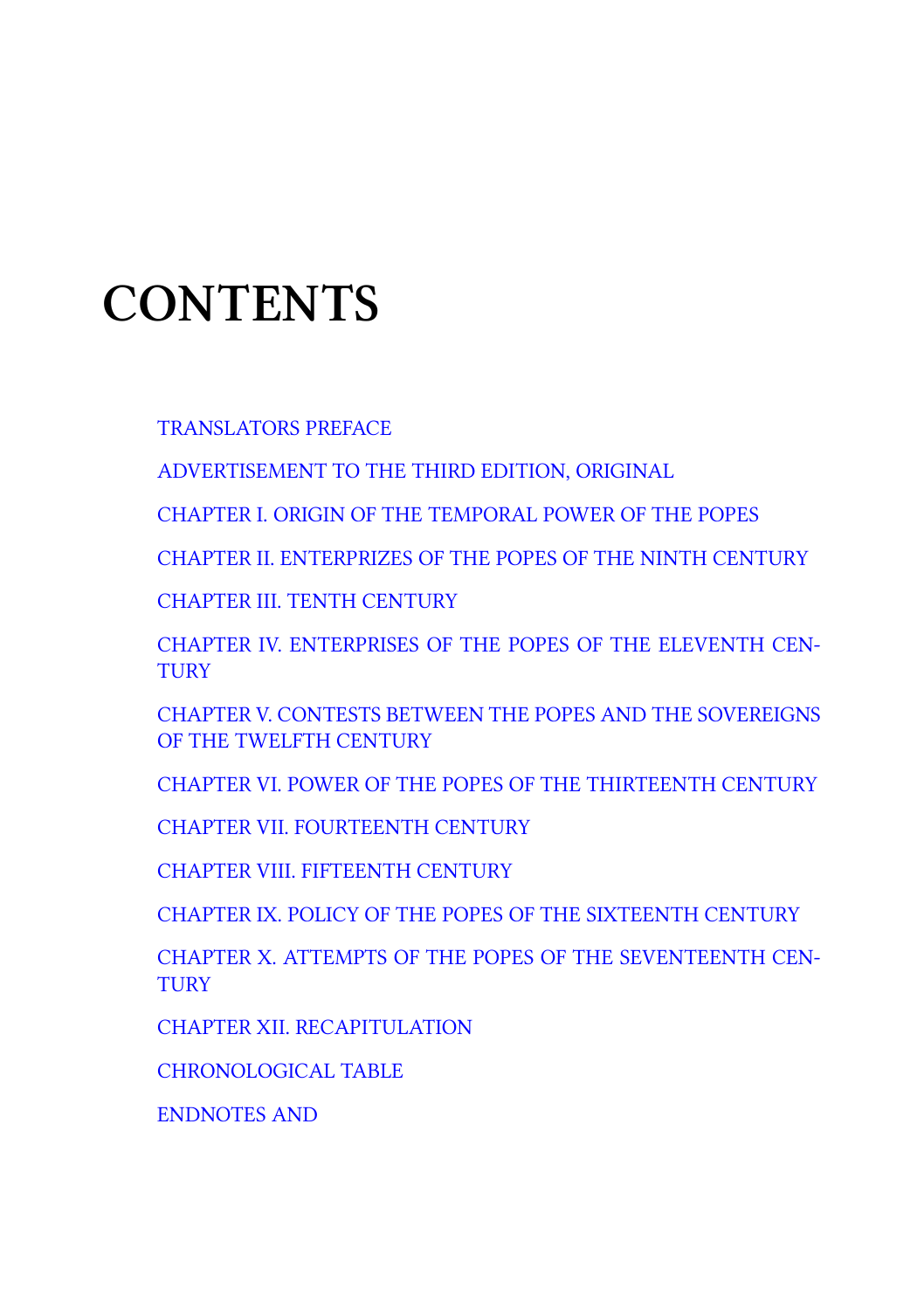# CONTENTS

TRANSLATORS PREFACE

ADVERTISEMENT TO THE THIRD EDITION, ORIGINAL

CHAPTER I. ORIGIN OF THE TEMPORAL POWER OF THE POPES

CHAPTER II. ENTERPRIZES OF THE POPES OF THE NINTH CENTURY

CHAPTER III. TENTH CENTURY

CHAPTER IV. ENTERPRISES OF THE POPES OF THE ELEVENTH CENTURY

CHAPTER V. CONTESTS BETWEEN THE POPES AND THE SOVEREIGNS OF THE TWELFTH CENTURY

CHAPTER VI. POWER OF THE POPES OF THE THIRTEENTH CENTURY

CHAPTER VII. FOURTEENTH CENTURY

CHAPTER VIII. FIFTEENTH CENTURY

CHAPTER IX. POLICY OF THE POPES OF THE SIXTEENTH CENTURY

CHAPTER X. ATTEMPTS OF THE POPES OF THE SEVENTEENTH CENTURY

CHAPTER XII. RECAPITULATION

CHRONOLOGICAL TABLE

ENDNOTES AND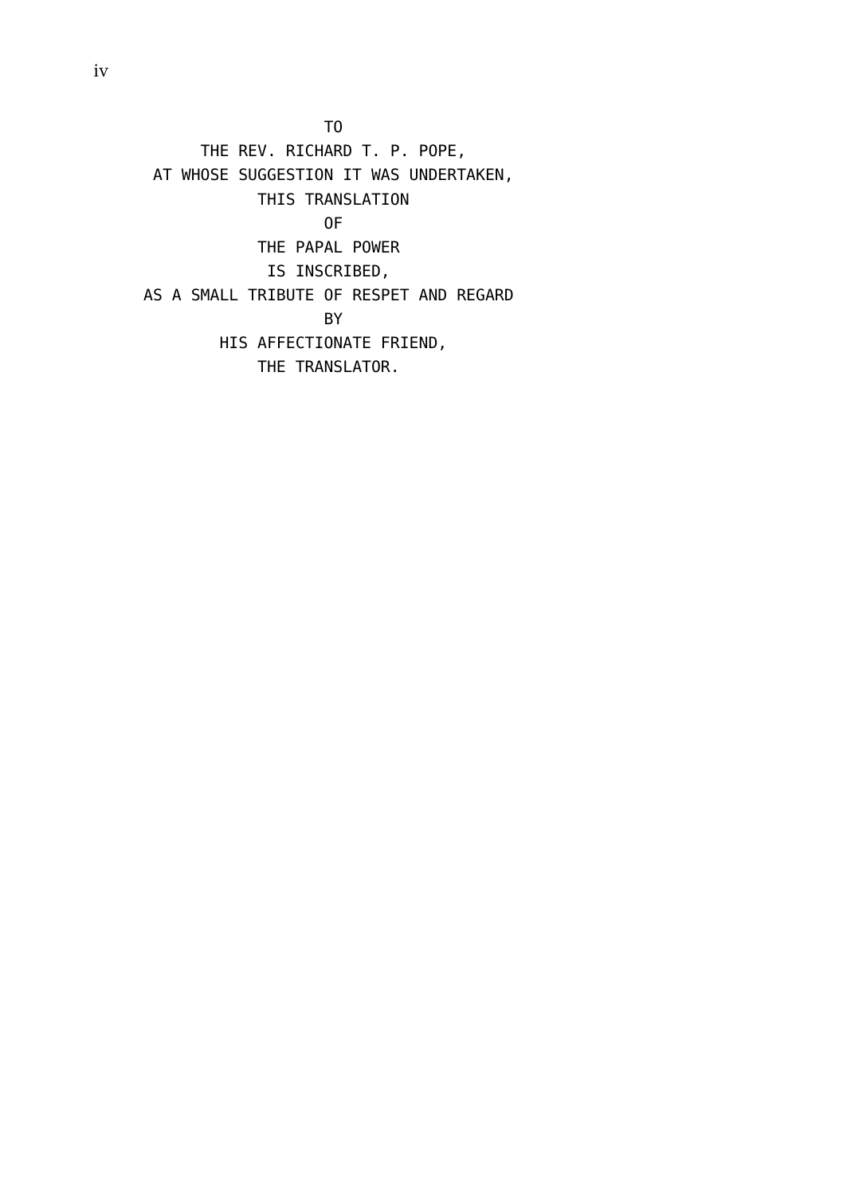TO

THE REV. RICHARD T. P. POPE,

AT WHOSE SUGGESTION IT WAS UNDERTAKEN,

THIS TRANSLATION

OF

THE PAPAL POWER

IS INSCRIBED,

AS A SMALL TRIBUTE OF RESPET AND REGARD

BY

HIS AFFECTIONATE FRIEND,

THE TRANSLATOR.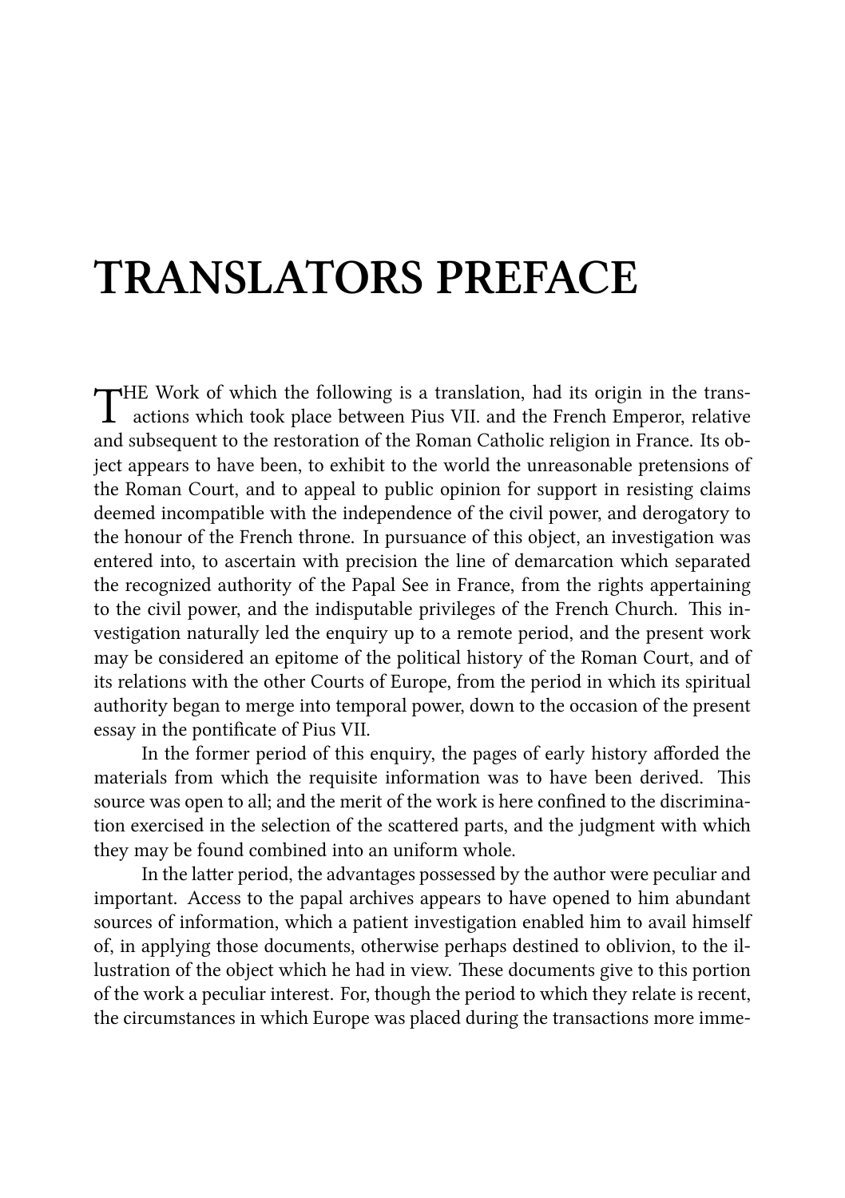# TRANSLATORS PREFACE

THE Work of which the following is a translation, had its origin in the transactions which took place between Pius VII. and the French Emperor, relative and subsequent to the restoration of the Roman Catholic religion in France. Its object appears to have been, to exhibit to the world the unreasonable pretensions of the Roman Court, and to appeal to public opinion for support in resisting claims deemed incompatible with the independence of the civil power, and derogatory to the honour of the French throne. In pursuance of this object, an investigation was entered into, to ascertain with precision the line of demarcation which separated the recognized authority of the Papal See in France, from the rights appertaining to the civil power, and the indisputable privileges of the French Church. This investigation naturally led the enquiry up to a remote period, and the present work may be considered an epitome of the political history of the Roman Court, and of its relations with the other Courts of Europe, from the period in which its spiritual authority began to merge into temporal power, down to the occasion of the present essay in the pontificate of Pius VII.

In the former period of this enquiry, the pages of early history afforded the materials from which the requisite information was to have been derived. This source was open to all; and the merit of the work is here confined to the discrimination exercised in the selection of the scattered parts, and the judgment with which they may be found combined into an uniform whole.

In the latter period, the advantages possessed by the author were peculiar and important. Access to the papal archives appears to have opened to him abundant sources of information, which a patient investigation enabled him to avail himself of, in applying those documents, otherwise perhaps destined to oblivion, to the illustration of the object which he had in view. These documents give to this portion of the work a peculiar interest. For, though the period to which they relate is recent, the circumstances in which Europe was placed during the transactions more imme-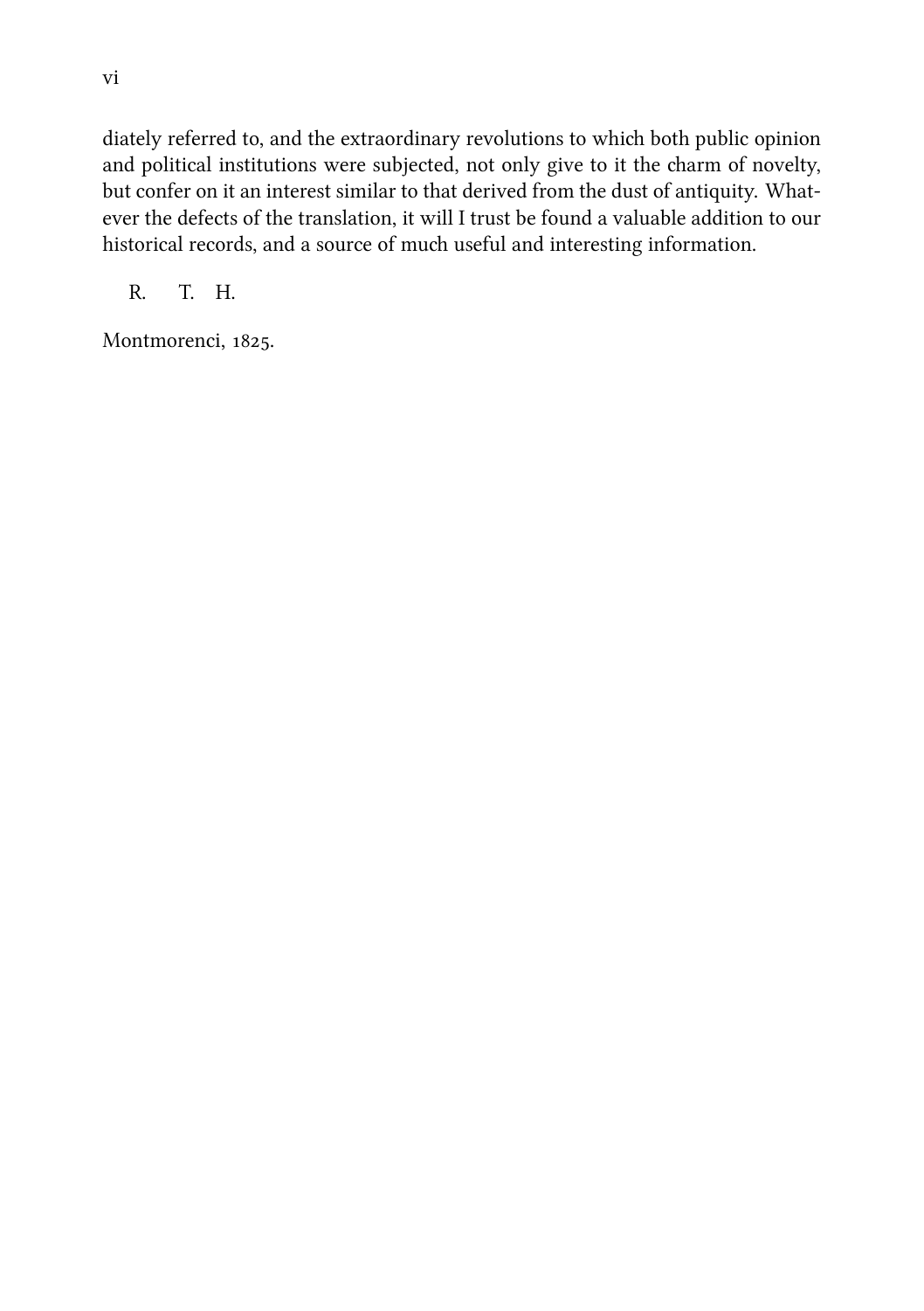diately referred to, and the extraordinary revolutions to which both public opinion and political institutions were subjected, not only give to it the charm of novelty, but confer on it an interest similar to that derived from the dust of antiquity. Whatever the defects of the translation, it will I trust be found a valuable addition to our historical records, and a source of much useful and interesting information.

R. T. H.

Montmorenci, 1825.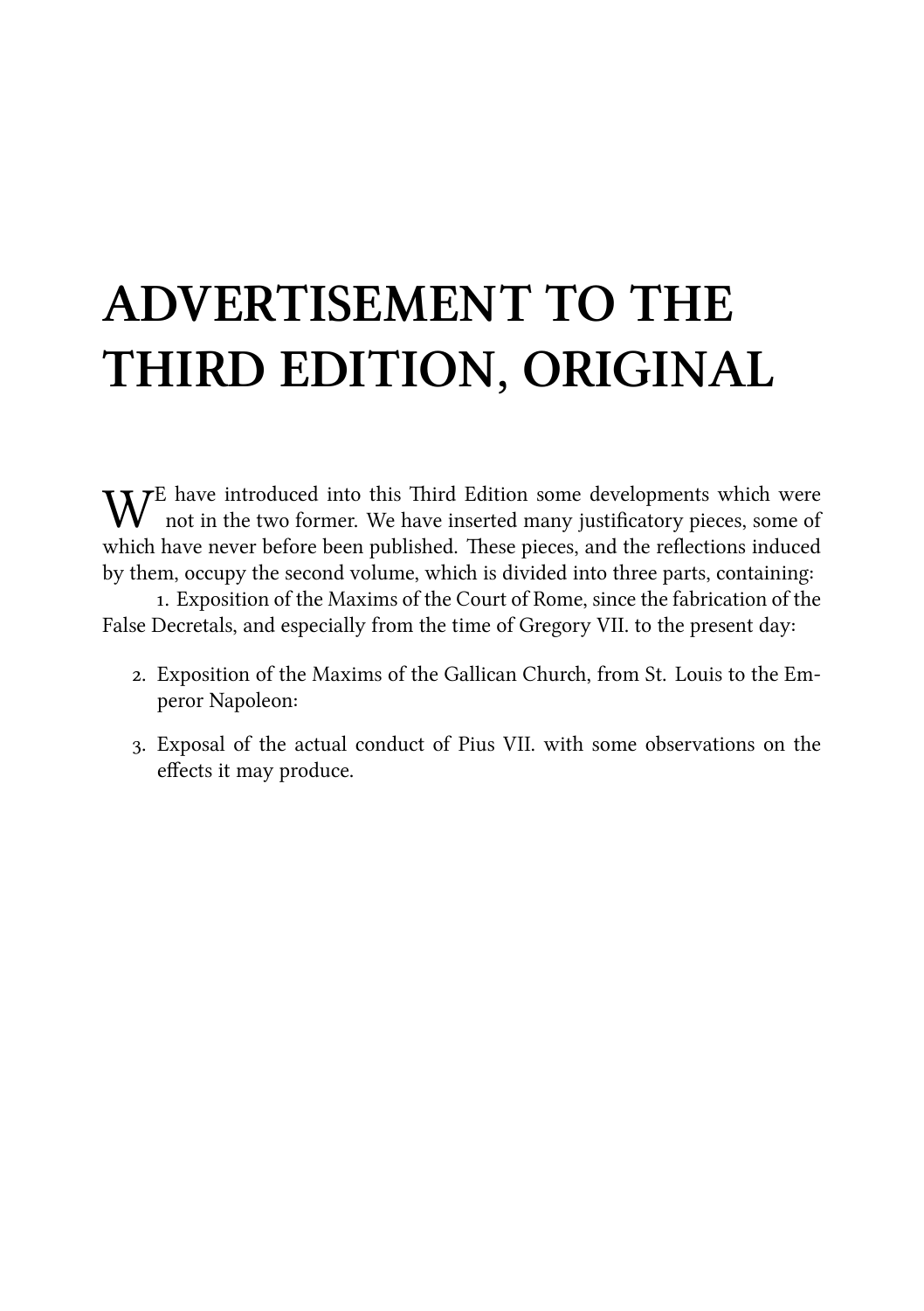# ADVERTISEMENT TO THE THIRD EDITION, ORIGINAL

WE have introduced into this Third Edition some developments which were not in the two former. We have inserted many justificatory pieces, some of which have never before been published. These pieces, and the reflections induced by them, occupy the second volume, which is divided into three parts, containing:

1. Exposition of the Maxims of the Court of Rome, since the fabrication of the False Decretals, and especially from the time of Gregory VII. to the present day:
2. Exposition of the Maxims of the Gallican Church, from St. Louis to the Emperor Napoleon:
3. Exposal of the actual conduct of Pius VII. with some observations on the effects it may produce.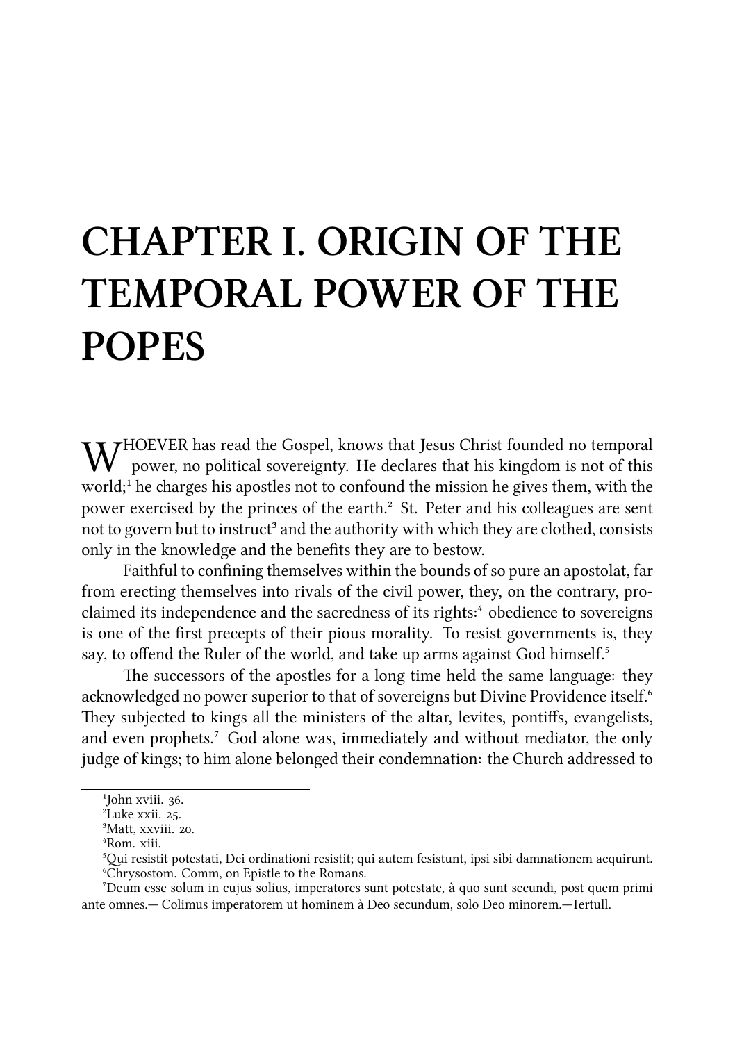# CHAPTER I. ORIGIN OF THE TEMPORAL POWER OF THE POPES

WHOEVER has read the Gospel, knows that Jesus Christ founded no temporal power, no political sovereignty. He declares that his kingdom is not of this world;[1] he charges his apostles not to confound the mission he gives them, with the power exercised by the princes of the earth.[2] St. Peter and his colleagues are sent not to govern but to instruct[3] and the authority with which they are clothed, consists only in the knowledge and the benefits they are to bestow.

Faithful to confining themselves within the bounds of so pure an apostolat, far from erecting themselves into rivals of the civil power, they, on the contrary, proclaimed its independence and the sacredness of its rights:[4] obedience to sovereigns is one of the first precepts of their pious morality. To resist governments is, they say, to offend the Ruler of the world, and take up arms against God himself.[5]

The successors of the apostles for a long time held the same language: they acknowledged no power superior to that of sovereigns but Divine Providence itself.[6] They subjected to kings all the ministers of the altar, levites, pontiffs, evangelists, and even prophets.[7] God alone was, immediately and without mediator, the only judge of kings; to him alone belonged their condemnation: the Church addressed to

---

[1] John xviii. 36.

[2] Luke xxii. 25.

[3] Matt, xxviii. 20.

[4] Rom. xiii.

[5] Qui resistit potestati, Dei ordinationi resistit; qui autem fesistunt, ipsi sibi damnationem acquirunt.

[6] Chrysostom. Comm, on Epistle to the Romans.

[7] Deum esse solum in cujus solius, imperatores sunt potestate, à quo sunt secundi, post quem primi ante omnes.— Colimus imperatorem ut hominem à Deo secundum, solo Deo minorem.—Tertull.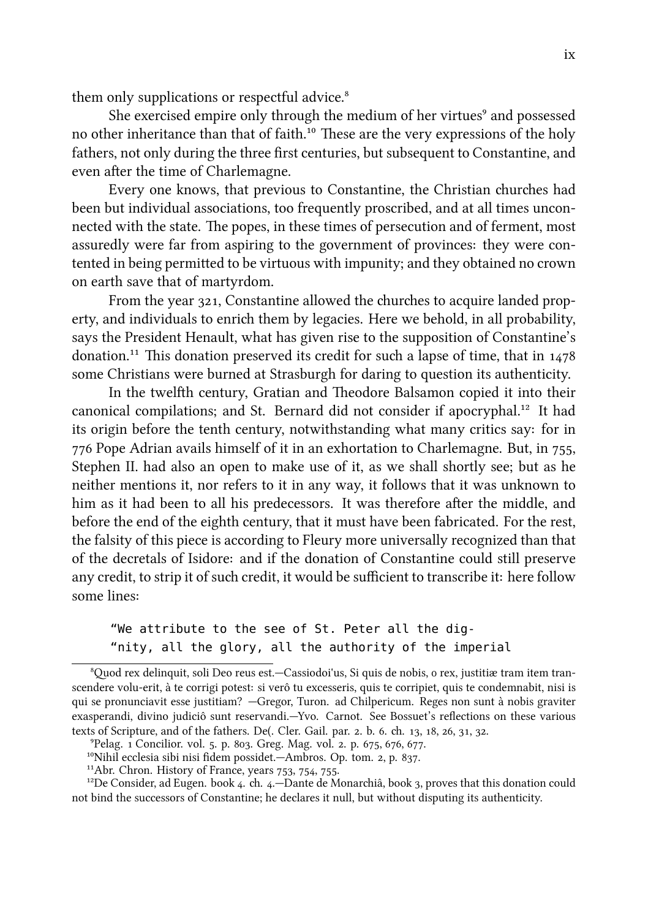them only supplications or respectful advice.[8]

She exercised empire only through the medium of her virtues[9] and possessed no other inheritance than that of faith.[10] These are the very expressions of the holy fathers, not only during the three first centuries, but subsequent to Constantine, and even after the time of Charlemagne.

Every one knows, that previous to Constantine, the Christian churches had been but individual associations, too frequently proscribed, and at all times unconnected with the state. The popes, in these times of persecution and of ferment, most assuredly were far from aspiring to the government of provinces: they were contented in being permitted to be virtuous with impunity; and they obtained no crown on earth save that of martyrdom.

From the year 321, Constantine allowed the churches to acquire landed property, and individuals to enrich them by legacies. Here we behold, in all probability, says the President Henault, what has given rise to the supposition of Constantine's donation.[11] This donation preserved its credit for such a lapse of time, that in 1478 some Christians were burned at Strasburgh for daring to question its authenticity.

In the twelfth century, Gratian and Theodore Balsamon copied it into their canonical compilations; and St. Bernard did not consider if apocryphal.[12] It had its origin before the tenth century, notwithstanding what many critics say: for in 776 Pope Adrian avails himself of it in an exhortation to Charlemagne. But, in 755, Stephen II. had also an open to make use of it, as we shall shortly see; but as he neither mentions it, nor refers to it in any way, it follows that it was unknown to him as it had been to all his predecessors. It was therefore after the middle, and before the end of the eighth century, that it must have been fabricated. For the rest, the falsity of this piece is according to Fleury more universally recognized than that of the decretals of Isidore: and if the donation of Constantine could still preserve any credit, to strip it of such credit, it would be sufficient to transcribe it: here follow some lines:

```
"We attribute to the see of St. Peter all the dig-
"nity, all the glory, all the authority of the imperial
```

[8] Quod rex delinquit, soli Deo reus est.—Cassiodoi'us, Si quis de nobis, o rex, justitiæ tram item transcendere volu-erit, à te corrigi potest: si verô tu excesseris, quis te corripiet, quis te condemnabit, nisi is qui se pronunciavit esse justitiam? —Gregor, Turon. ad Chilpericum. Reges non sunt à nobis graviter exasperandi, divino judiciô sunt reservandi.—Yvo. Carnot. See Bossuet's reflections on these various texts of Scripture, and of the fathers. De(. Cler. Gail. par. 2. b. 6. ch. 13, 18, 26, 31, 32.

[9] Pelag. 1 Concilior. vol. 5. p. 803. Greg. Mag. vol. 2. p. 675, 676, 677.

[10] Nihil ecclesia sibi nisi fidem possidet.—Ambros. Op. tom. 2, p. 837.

[11] Abr. Chron. History of France, years 753, 754, 755.

[12] De Consider, ad Eugen. book 4. ch. 4.—Dante de Monarchiâ, book 3, proves that this donation could not bind the successors of Constantine; he declares it null, but without disputing its authenticity.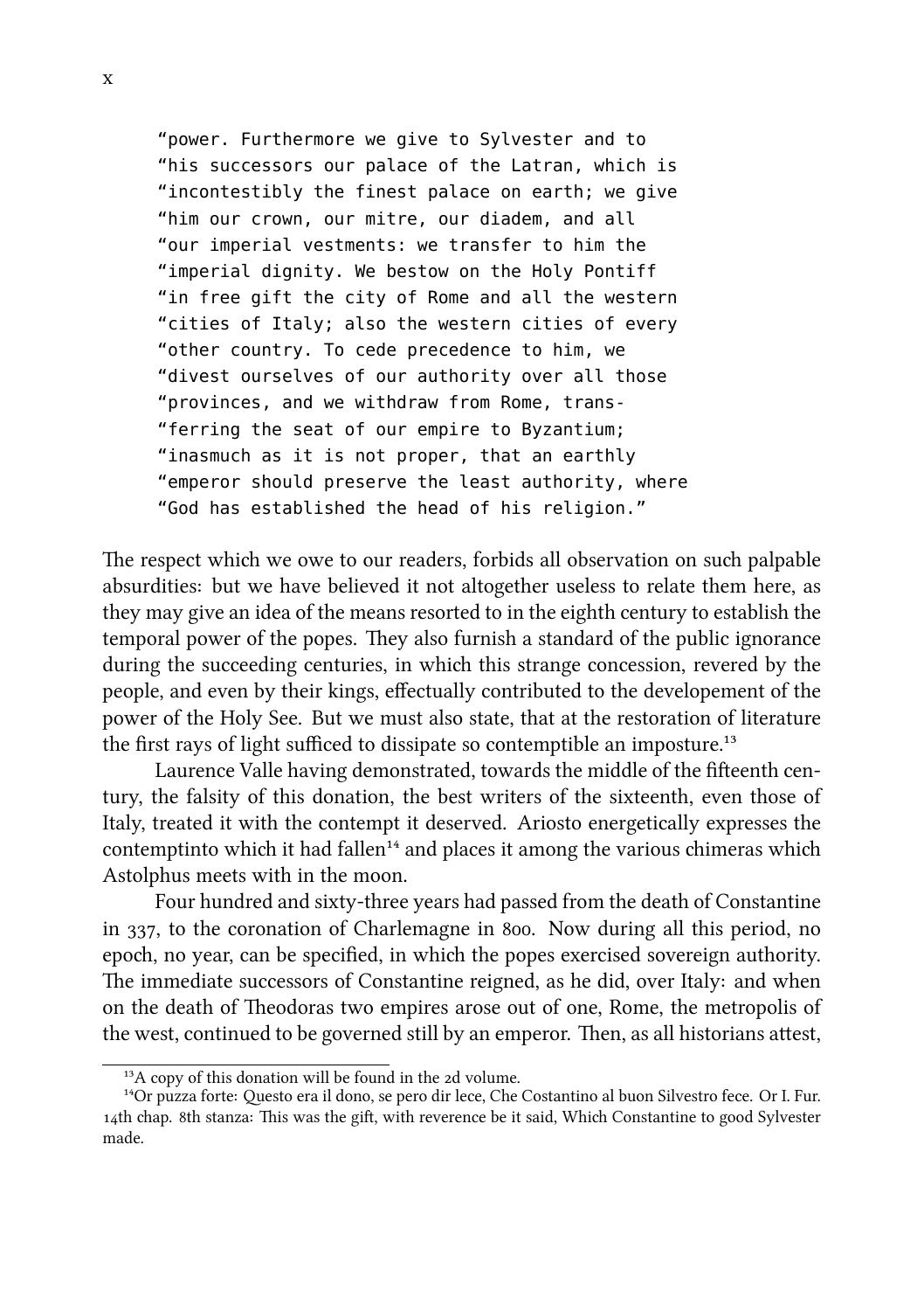"power. Furthermore we give to Sylvester and to
"his successors our palace of the Latran, which is
"incontestibly the finest palace on earth; we give
"him our crown, our mitre, our diadem, and all
"our imperial vestments: we transfer to him the
"imperial dignity. We bestow on the Holy Pontiff
"in free gift the city of Rome and all the western
"cities of Italy; also the western cities of every
"other country. To cede precedence to him, we
"divest ourselves of our authority over all those
"provinces, and we withdraw from Rome, trans-
"ferring the seat of our empire to Byzantium;
"inasmuch as it is not proper, that an earthly
"emperor should preserve the least authority, where
"God has established the head of his religion."

The respect which we owe to our readers, forbids all observation on such palpable absurdities: but we have believed it not altogether useless to relate them here, as they may give an idea of the means resorted to in the eighth century to establish the temporal power of the popes. They also furnish a standard of the public ignorance during the succeeding centuries, in which this strange concession, revered by the people, and even by their kings, effectually contributed to the developement of the power of the Holy See. But we must also state, that at the restoration of literature the first rays of light sufficed to dissipate so contemptible an imposture.[13]

Laurence Valle having demonstrated, towards the middle of the fifteenth century, the falsity of this donation, the best writers of the sixteenth, even those of Italy, treated it with the contempt it deserved. Ariosto energetically expresses the contemptinto which it had fallen[14] and places it among the various chimeras which Astolphus meets with in the moon.

Four hundred and sixty-three years had passed from the death of Constantine in 337, to the coronation of Charlemagne in 800. Now during all this period, no epoch, no year, can be specified, in which the popes exercised sovereign authority. The immediate successors of Constantine reigned, as he did, over Italy: and when on the death of Theodoras two empires arose out of one, Rome, the metropolis of the west, continued to be governed still by an emperor. Then, as all historians attest,

[13] A copy of this donation will be found in the 2d volume.

[14] Or puzza forte: Questo era il dono, se pero dir lece, Che Costantino al buon Silvestro fece. Or I. Fur. 14th chap. 8th stanza: This was the gift, with reverence be it said, Which Constantine to good Sylvester made.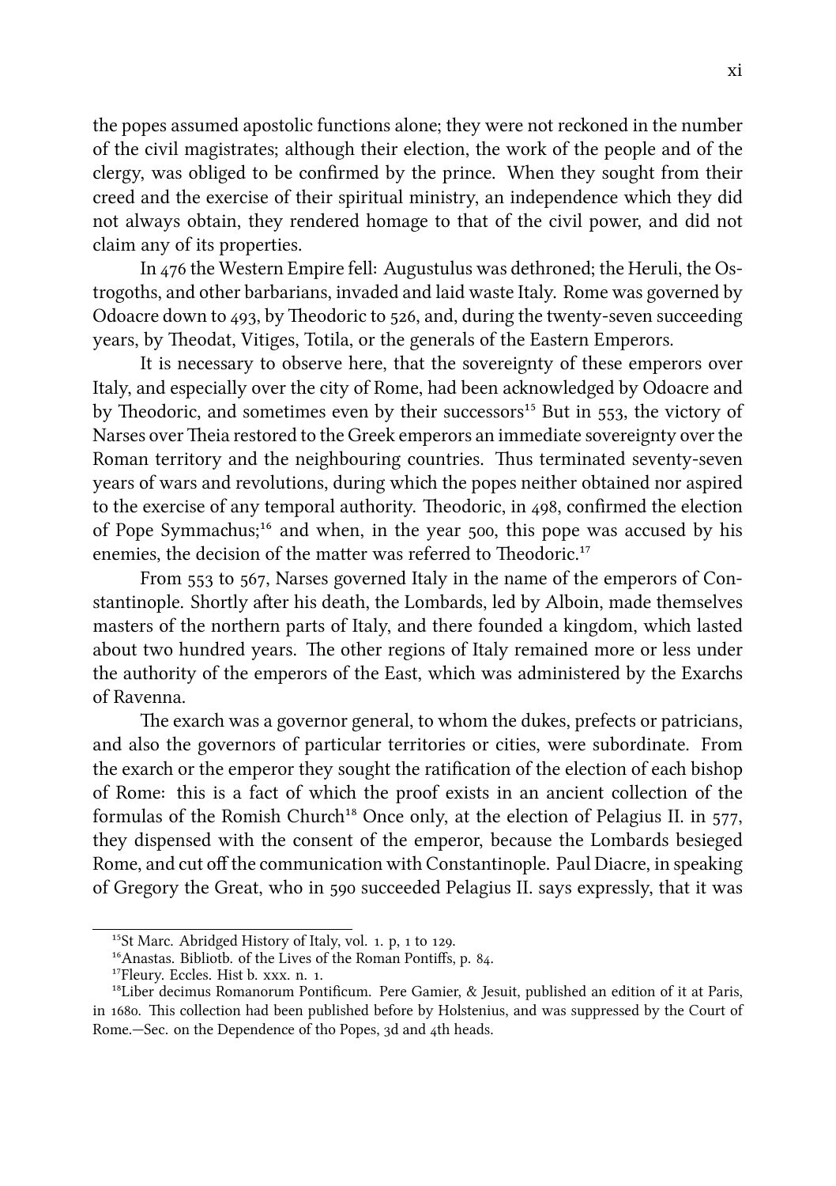the popes assumed apostolic functions alone; they were not reckoned in the number of the civil magistrates; although their election, the work of the people and of the clergy, was obliged to be confirmed by the prince. When they sought from their creed and the exercise of their spiritual ministry, an independence which they did not always obtain, they rendered homage to that of the civil power, and did not claim any of its properties.

In 476 the Western Empire fell: Augustulus was dethroned; the Heruli, the Ostrogoths, and other barbarians, invaded and laid waste Italy. Rome was governed by Odoacre down to 493, by Theodoric to 526, and, during the twenty-seven succeeding years, by Theodat, Vitiges, Totila, or the generals of the Eastern Emperors.

It is necessary to observe here, that the sovereignty of these emperors over Italy, and especially over the city of Rome, had been acknowledged by Odoacre and by Theodoric, and sometimes even by their successors[15] But in 553, the victory of Narses over Theia restored to the Greek emperors an immediate sovereignty over the Roman territory and the neighbouring countries. Thus terminated seventy-seven years of wars and revolutions, during which the popes neither obtained nor aspired to the exercise of any temporal authority. Theodoric, in 498, confirmed the election of Pope Symmachus;[16] and when, in the year 500, this pope was accused by his enemies, the decision of the matter was referred to Theodoric.[17]

From 553 to 567, Narses governed Italy in the name of the emperors of Constantinople. Shortly after his death, the Lombards, led by Alboin, made themselves masters of the northern parts of Italy, and there founded a kingdom, which lasted about two hundred years. The other regions of Italy remained more or less under the authority of the emperors of the East, which was administered by the Exarchs of Ravenna.

The exarch was a governor general, to whom the dukes, prefects or patricians, and also the governors of particular territories or cities, were subordinate. From the exarch or the emperor they sought the ratification of the election of each bishop of Rome: this is a fact of which the proof exists in an ancient collection of the formulas of the Romish Church[18] Once only, at the election of Pelagius II. in 577, they dispensed with the consent of the emperor, because the Lombards besieged Rome, and cut off the communication with Constantinople. Paul Diacre, in speaking of Gregory the Great, who in 590 succeeded Pelagius II. says expressly, that it was

---

[15] St Marc. Abridged History of Italy, vol. 1. p, 1 to 129.

[16] Anastas. Bibliotb. of the Lives of the Roman Pontiffs, p. 84.

[17] Fleury. Eccles. Hist b. xxx. n. 1.

[18] Liber decimus Romanorum Pontificum. Pere Gamier, & Jesuit, published an edition of it at Paris, in 1680. This collection had been published before by Holstenius, and was suppressed by the Court of Rome.—Sec. on the Dependence of tho Popes, 3d and 4th heads.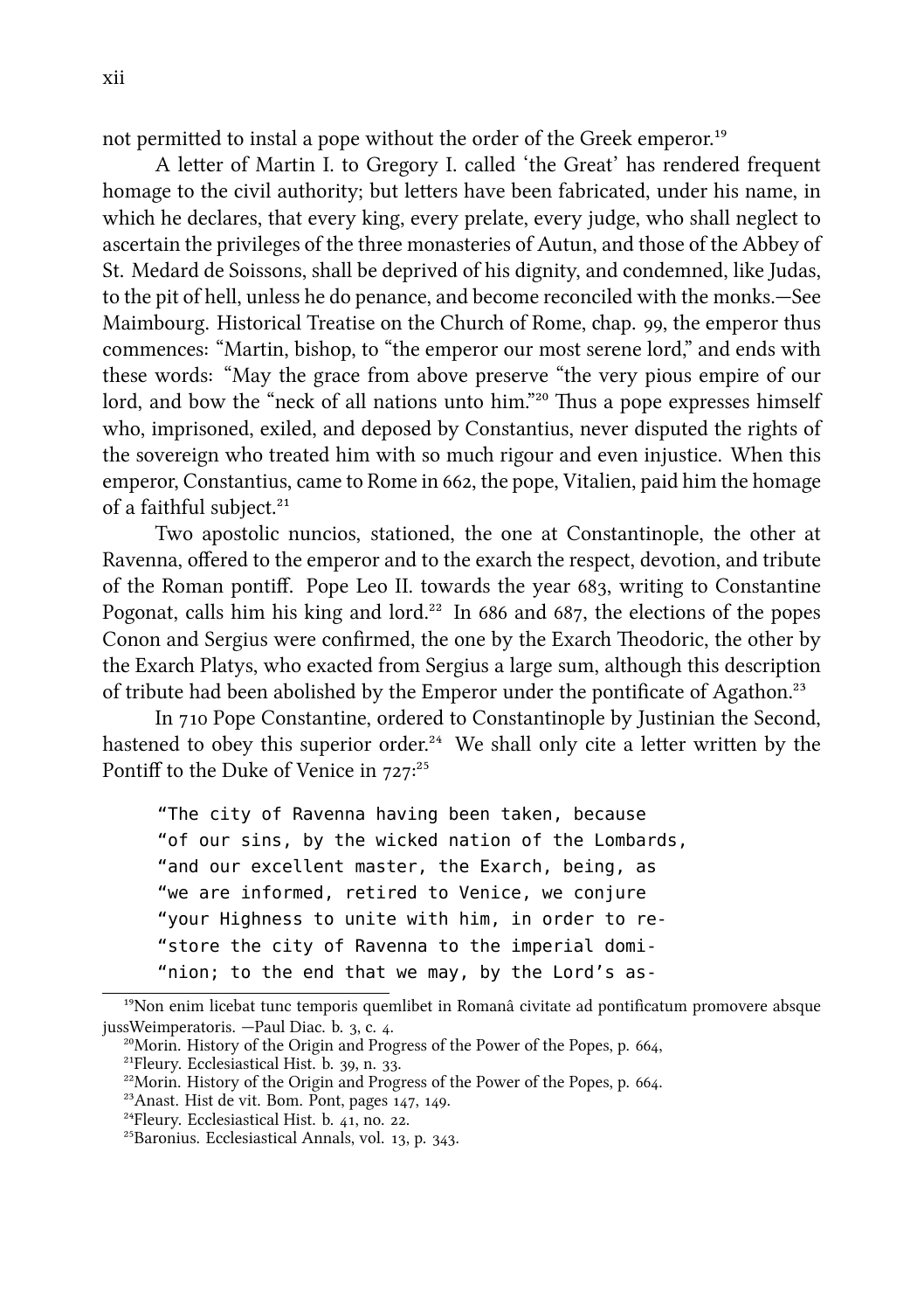not permitted to instal a pope without the order of the Greek emperor.[19]

A letter of Martin I. to Gregory I. called 'the Great' has rendered frequent homage to the civil authority; but letters have been fabricated, under his name, in which he declares, that every king, every prelate, every judge, who shall neglect to ascertain the privileges of the three monasteries of Autun, and those of the Abbey of St. Medard de Soissons, shall be deprived of his dignity, and condemned, like Judas, to the pit of hell, unless he do penance, and become reconciled with the monks.—See Maimbourg. Historical Treatise on the Church of Rome, chap. 99, the emperor thus commences: "Martin, bishop, to "the emperor our most serene lord," and ends with these words: "May the grace from above preserve "the very pious empire of our lord, and bow the "neck of all nations unto him."[20] Thus a pope expresses himself who, imprisoned, exiled, and deposed by Constantius, never disputed the rights of the sovereign who treated him with so much rigour and even injustice. When this emperor, Constantius, came to Rome in 662, the pope, Vitalien, paid him the homage of a faithful subject.[21]

Two apostolic nuncios, stationed, the one at Constantinople, the other at Ravenna, offered to the emperor and to the exarch the respect, devotion, and tribute of the Roman pontiff. Pope Leo II. towards the year 683, writing to Constantine Pogonat, calls him his king and lord.[22] In 686 and 687, the elections of the popes Conon and Sergius were confirmed, the one by the Exarch Theodoric, the other by the Exarch Platys, who exacted from Sergius a large sum, although this description of tribute had been abolished by the Emperor under the pontificate of Agathon.[23]

In 710 Pope Constantine, ordered to Constantinople by Justinian the Second, hastened to obey this superior order.[24] We shall only cite a letter written by the Pontiff to the Duke of Venice in 727:[25]

```
"The city of Ravenna having been taken, because
"of our sins, by the wicked nation of the Lombards,
"and our excellent master, the Exarch, being, as
"we are informed, retired to Venice, we conjure
"your Highness to unite with him, in order to re-
"store the city of Ravenna to the imperial domi-
"nion; to the end that we may, by the Lord's as-
```

[19] Non enim licebat tunc temporis quemlibet in Romanâ civitate ad pontificatum promovere absque jussWeimperatoris. —Paul Diac. b. 3, c. 4.

[20] Morin. History of the Origin and Progress of the Power of the Popes, p. 664,

[21] Fleury. Ecclesiastical Hist. b. 39, n. 33.

[22] Morin. History of the Origin and Progress of the Power of the Popes, p. 664.

[23] Anast. Hist de vit. Bom. Pont, pages 147, 149.

[24] Fleury. Ecclesiastical Hist. b. 41, no. 22.

[25] Baronius. Ecclesiastical Annals, vol. 13, p. 343.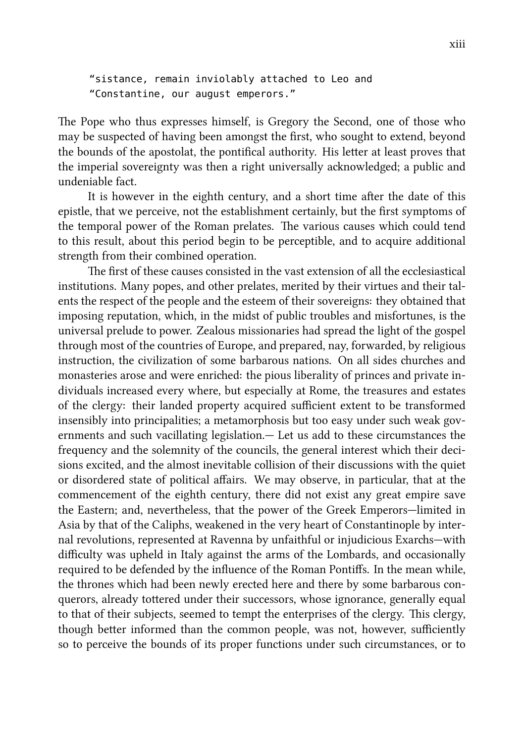“sistance, remain inviolably attached to Leo and
“Constantine, our august emperors.”

The Pope who thus expresses himself, is Gregory the Second, one of those who may be suspected of having been amongst the first, who sought to extend, beyond the bounds of the apostolat, the pontifical authority. His letter at least proves that the imperial sovereignty was then a right universally acknowledged; a public and undeniable fact.

It is however in the eighth century, and a short time after the date of this epistle, that we perceive, not the establishment certainly, but the first symptoms of the temporal power of the Roman prelates. The various causes which could tend to this result, about this period begin to be perceptible, and to acquire additional strength from their combined operation.

The first of these causes consisted in the vast extension of all the ecclesiastical institutions. Many popes, and other prelates, merited by their virtues and their talents the respect of the people and the esteem of their sovereigns: they obtained that imposing reputation, which, in the midst of public troubles and misfortunes, is the universal prelude to power. Zealous missionaries had spread the light of the gospel through most of the countries of Europe, and prepared, nay, forwarded, by religious instruction, the civilization of some barbarous nations. On all sides churches and monasteries arose and were enriched: the pious liberality of princes and private individuals increased every where, but especially at Rome, the treasures and estates of the clergy: their landed property acquired sufficient extent to be transformed insensibly into principalities; a metamorphosis but too easy under such weak governments and such vacillating legislation.— Let us add to these circumstances the frequency and the solemnity of the councils, the general interest which their decisions excited, and the almost inevitable collision of their discussions with the quiet or disordered state of political affairs. We may observe, in particular, that at the commencement of the eighth century, there did not exist any great empire save the Eastern; and, nevertheless, that the power of the Greek Emperors—limited in Asia by that of the Caliphs, weakened in the very heart of Constantinople by internal revolutions, represented at Ravenna by unfaithful or injudicious Exarchs—with difficulty was upheld in Italy against the arms of the Lombards, and occasionally required to be defended by the influence of the Roman Pontiffs. In the mean while, the thrones which had been newly erected here and there by some barbarous conquerors, already tottered under their successors, whose ignorance, generally equal to that of their subjects, seemed to tempt the enterprises of the clergy. This clergy, though better informed than the common people, was not, however, sufficiently so to perceive the bounds of its proper functions under such circumstances, or to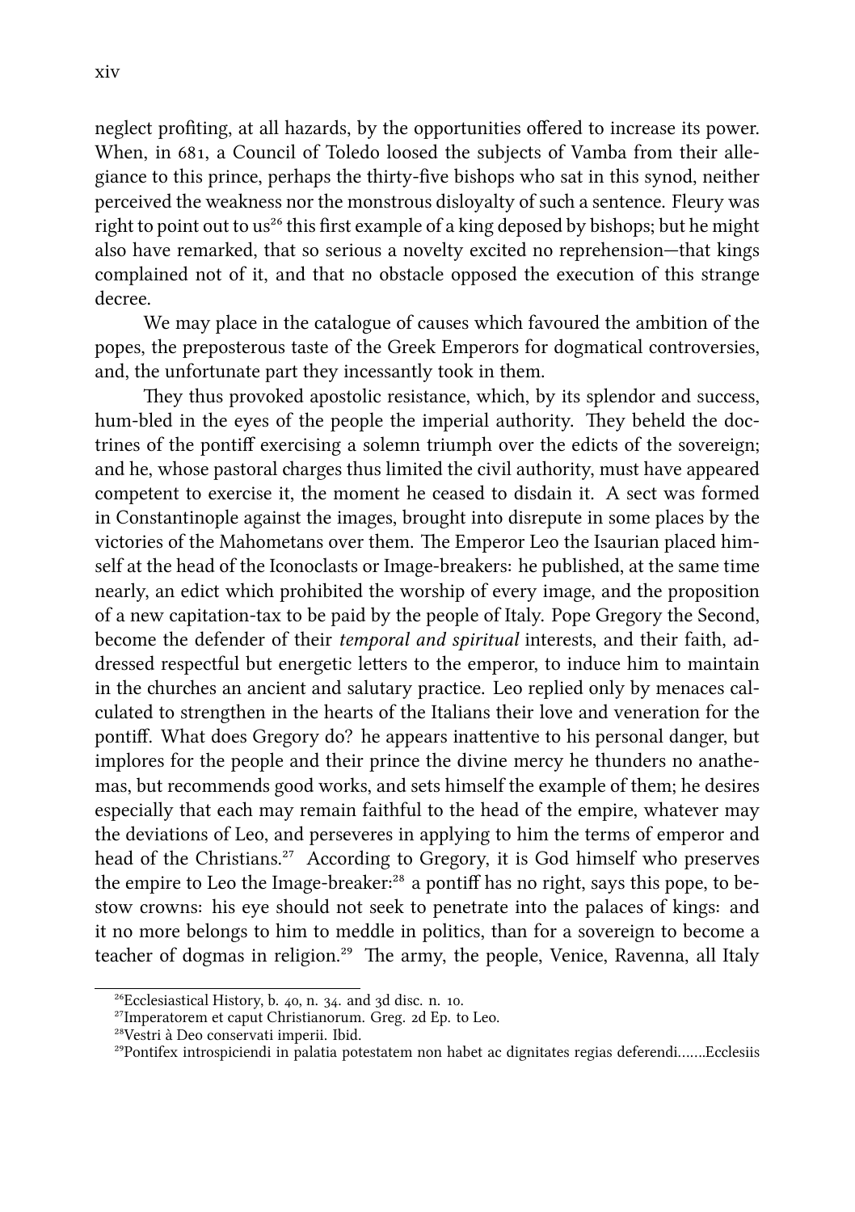neglect profiting, at all hazards, by the opportunities offered to increase its power. When, in 681, a Council of Toledo loosed the subjects of Vamba from their allegiance to this prince, perhaps the thirty-five bishops who sat in this synod, neither perceived the weakness nor the monstrous disloyalty of such a sentence. Fleury was right to point out to us[26] this first example of a king deposed by bishops; but he might also have remarked, that so serious a novelty excited no reprehension—that kings complained not of it, and that no obstacle opposed the execution of this strange decree.

We may place in the catalogue of causes which favoured the ambition of the popes, the preposterous taste of the Greek Emperors for dogmatical controversies, and, the unfortunate part they incessantly took in them.

They thus provoked apostolic resistance, which, by its splendor and success, hum-bled in the eyes of the people the imperial authority. They beheld the doctrines of the pontiff exercising a solemn triumph over the edicts of the sovereign; and he, whose pastoral charges thus limited the civil authority, must have appeared competent to exercise it, the moment he ceased to disdain it. A sect was formed in Constantinople against the images, brought into disrepute in some places by the victories of the Mahometans over them. The Emperor Leo the Isaurian placed himself at the head of the Iconoclasts or Image-breakers: he published, at the same time nearly, an edict which prohibited the worship of every image, and the proposition of a new capitation-tax to be paid by the people of Italy. Pope Gregory the Second, become the defender of their *temporal and spiritual* interests, and their faith, addressed respectful but energetic letters to the emperor, to induce him to maintain in the churches an ancient and salutary practice. Leo replied only by menaces calculated to strengthen in the hearts of the Italians their love and veneration for the pontiff. What does Gregory do? he appears inattentive to his personal danger, but implores for the people and their prince the divine mercy he thunders no anathemas, but recommends good works, and sets himself the example of them; he desires especially that each may remain faithful to the head of the empire, whatever may the deviations of Leo, and perseveres in applying to him the terms of emperor and head of the Christians.[27] According to Gregory, it is God himself who preserves the empire to Leo the Image-breaker:[28] a pontiff has no right, says this pope, to bestow crowns: his eye should not seek to penetrate into the palaces of kings: and it no more belongs to him to meddle in politics, than for a sovereign to become a teacher of dogmas in religion.[29] The army, the people, Venice, Ravenna, all Italy

---

[26]Ecclesiastical History, b. 40, n. 34. and 3d disc. n. 10.

[27]Imperatorem et caput Christianorum. Greg. 2d Ep. to Leo.

[28]Vestri à Deo conservati imperii. Ibid.

[29]Pontifex introspiciendi in palatia potestatem non habet ac dignitates regias deferendi.......Ecclesiis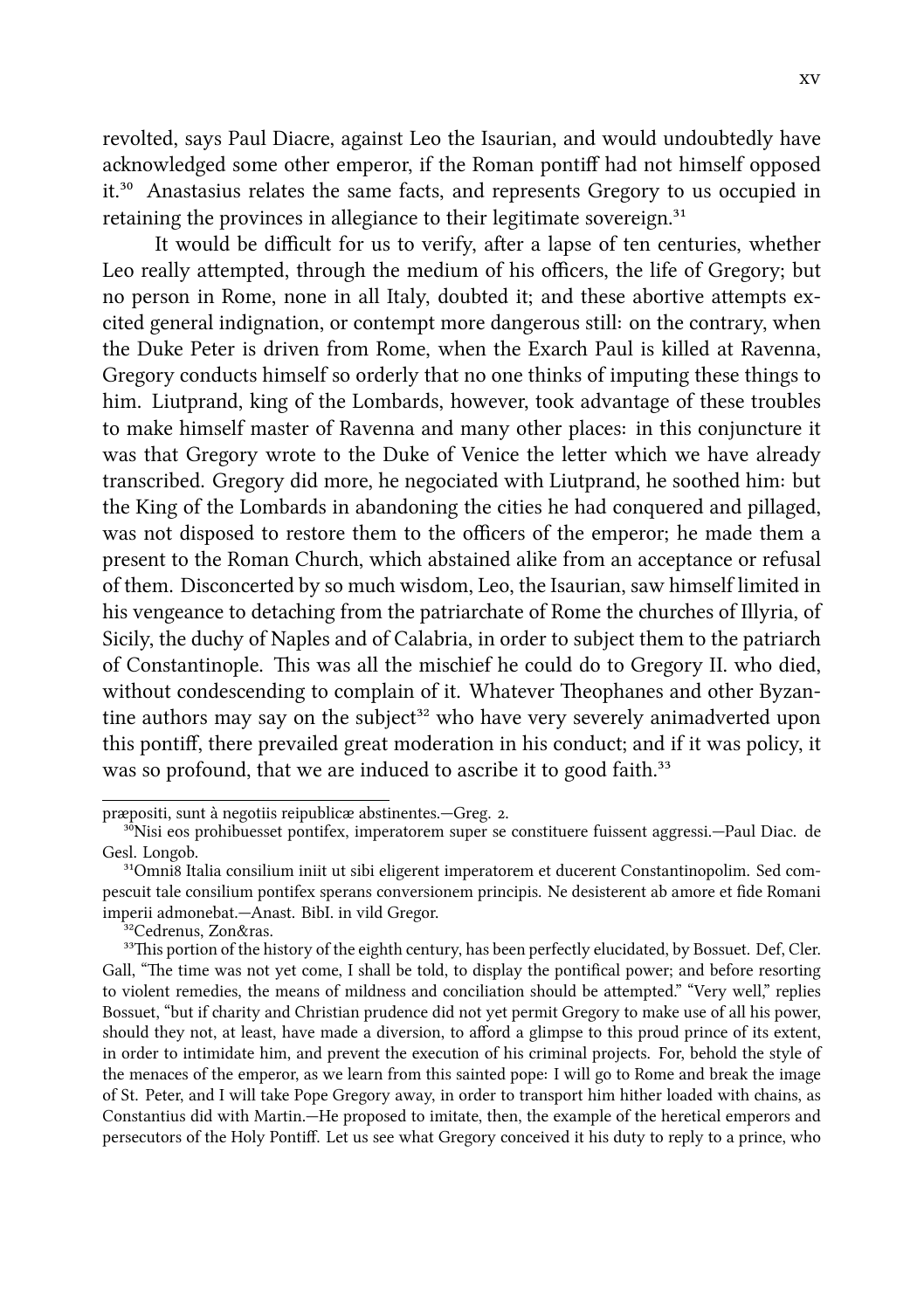revolted, says Paul Diacre, against Leo the Isaurian, and would undoubtedly have acknowledged some other emperor, if the Roman pontiff had not himself opposed it.[30] Anastasius relates the same facts, and represents Gregory to us occupied in retaining the provinces in allegiance to their legitimate sovereign.[31]

It would be difficult for us to verify, after a lapse of ten centuries, whether Leo really attempted, through the medium of his officers, the life of Gregory; but no person in Rome, none in all Italy, doubted it; and these abortive attempts excited general indignation, or contempt more dangerous still: on the contrary, when the Duke Peter is driven from Rome, when the Exarch Paul is killed at Ravenna, Gregory conducts himself so orderly that no one thinks of imputing these things to him. Liutprand, king of the Lombards, however, took advantage of these troubles to make himself master of Ravenna and many other places: in this conjuncture it was that Gregory wrote to the Duke of Venice the letter which we have already transcribed. Gregory did more, he negociated with Liutprand, he soothed him: but the King of the Lombards in abandoning the cities he had conquered and pillaged, was not disposed to restore them to the officers of the emperor; he made them a present to the Roman Church, which abstained alike from an acceptance or refusal of them. Disconcerted by so much wisdom, Leo, the Isaurian, saw himself limited in his vengeance to detaching from the patriarchate of Rome the churches of Illyria, of Sicily, the duchy of Naples and of Calabria, in order to subject them to the patriarch of Constantinople. This was all the mischief he could do to Gregory II. who died, without condescending to complain of it. Whatever Theophanes and other Byzantine authors may say on the subject[32] who have very severely animadverted upon this pontiff, there prevailed great moderation in his conduct; and if it was policy, it was so profound, that we are induced to ascribe it to good faith.[33]

---

præpositi, sunt à negotiis reipublicæ abstinentes.—Greg. 2.

[30] Nisi eos prohibuesset pontifex, imperatorem super se constituere fuissent aggressi.—Paul Diac. de Gesl. Longob.

[31] Omni8 Italia consilium iniit ut sibi eligerent imperatorem et ducerent Constantinopolim. Sed compescuit tale consilium pontifex sperans conversionem principis. Ne desisterent ab amore et fide Romani imperii admonebat.—Anast. BibI. in vild Gregor.

[32] Cedrenus, Zon&ras.

[33] This portion of the history of the eighth century, has been perfectly elucidated, by Bossuet. Def, Cler. Gall, "The time was not yet come, I shall be told, to display the pontifical power; and before resorting to violent remedies, the means of mildness and conciliation should be attempted." "Very well," replies Bossuet, "but if charity and Christian prudence did not yet permit Gregory to make use of all his power, should they not, at least, have made a diversion, to afford a glimpse to this proud prince of its extent, in order to intimidate him, and prevent the execution of his criminal projects. For, behold the style of the menaces of the emperor, as we learn from this sainted pope: I will go to Rome and break the image of St. Peter, and I will take Pope Gregory away, in order to transport him hither loaded with chains, as Constantius did with Martin.—He proposed to imitate, then, the example of the heretical emperors and persecutors of the Holy Pontiff. Let us see what Gregory conceived it his duty to reply to a prince, who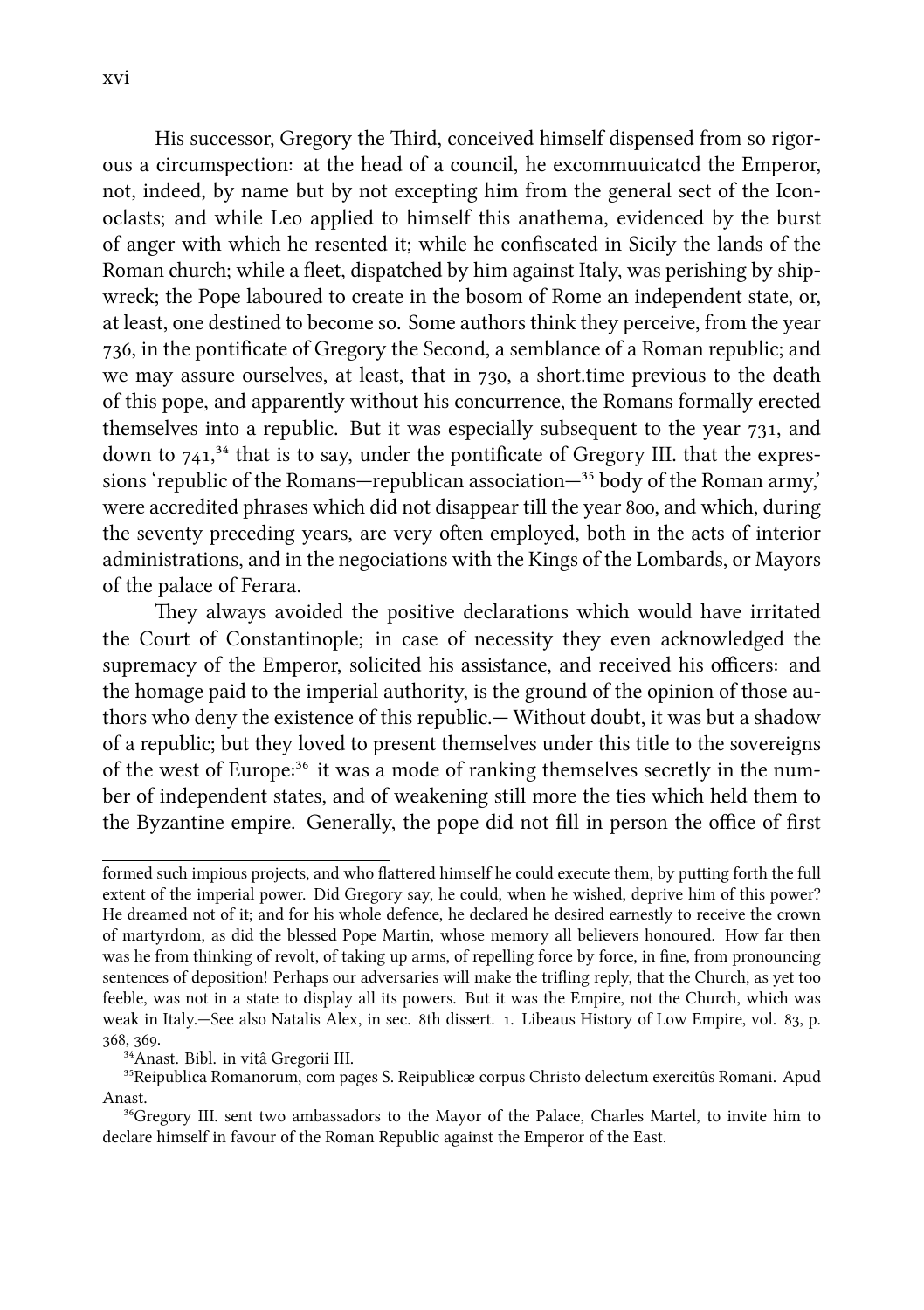His successor, Gregory the Third, conceived himself dispensed from so rigorous a circumspection: at the head of a council, he excommuuicatcd the Emperor, not, indeed, by name but by not excepting him from the general sect of the Iconoclasts; and while Leo applied to himself this anathema, evidenced by the burst of anger with which he resented it; while he confiscated in Sicily the lands of the Roman church; while a fleet, dispatched by him against Italy, was perishing by shipwreck; the Pope laboured to create in the bosom of Rome an independent state, or, at least, one destined to become so. Some authors think they perceive, from the year 736, in the pontificate of Gregory the Second, a semblance of a Roman republic; and we may assure ourselves, at least, that in 730, a short.time previous to the death of this pope, and apparently without his concurrence, the Romans formally erected themselves into a republic. But it was especially subsequent to the year 731, and down to 741,[34] that is to say, under the pontificate of Gregory III. that the expressions 'republic of the Romans—republican association—[35] body of the Roman army,' were accredited phrases which did not disappear till the year 800, and which, during the seventy preceding years, are very often employed, both in the acts of interior administrations, and in the negociations with the Kings of the Lombards, or Mayors of the palace of Ferara.

They always avoided the positive declarations which would have irritated the Court of Constantinople; in case of necessity they even acknowledged the supremacy of the Emperor, solicited his assistance, and received his officers: and the homage paid to the imperial authority, is the ground of the opinion of those authors who deny the existence of this republic.— Without doubt, it was but a shadow of a republic; but they loved to present themselves under this title to the sovereigns of the west of Europe:[36] it was a mode of ranking themselves secretly in the number of independent states, and of weakening still more the ties which held them to the Byzantine empire. Generally, the pope did not fill in person the office of first

---

formed such impious projects, and who flattered himself he could execute them, by putting forth the full extent of the imperial power. Did Gregory say, he could, when he wished, deprive him of this power? He dreamed not of it; and for his whole defence, he declared he desired earnestly to receive the crown of martyrdom, as did the blessed Pope Martin, whose memory all believers honoured. How far then was he from thinking of revolt, of taking up arms, of repelling force by force, in fine, from pronouncing sentences of deposition! Perhaps our adversaries will make the trifling reply, that the Church, as yet too feeble, was not in a state to display all its powers. But it was the Empire, not the Church, which was weak in Italy.—See also Natalis Alex, in sec. 8th dissert. 1. Libeaus History of Low Empire, vol. 83, p. 368, 369.

[34] Anast. Bibl. in vitâ Gregorii III.

[35] Reipublica Romanorum, com pages S. Reipublicæ corpus Christo delectum exercitûs Romani. Apud Anast.

[36] Gregory III. sent two ambassadors to the Mayor of the Palace, Charles Martel, to invite him to declare himself in favour of the Roman Republic against the Emperor of the East.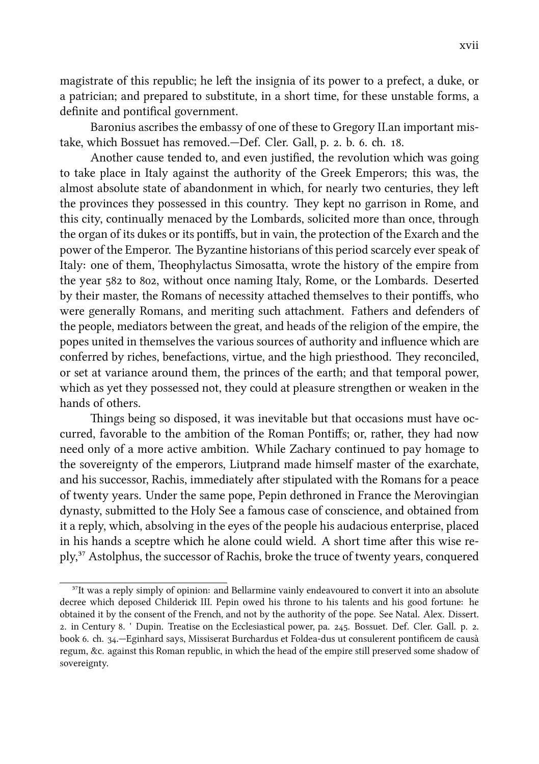magistrate of this republic; he left the insignia of its power to a prefect, a duke, or a patrician; and prepared to substitute, in a short time, for these unstable forms, a definite and pontifical government.

Baronius ascribes the embassy of one of these to Gregory II.an important mistake, which Bossuet has removed.—Def. Cler. Gall, p. 2. b. 6. ch. 18.

Another cause tended to, and even justified, the revolution which was going to take place in Italy against the authority of the Greek Emperors; this was, the almost absolute state of abandonment in which, for nearly two centuries, they left the provinces they possessed in this country. They kept no garrison in Rome, and this city, continually menaced by the Lombards, solicited more than once, through the organ of its dukes or its pontiffs, but in vain, the protection of the Exarch and the power of the Emperor. The Byzantine historians of this period scarcely ever speak of Italy: one of them, Theophylactus Simosatta, wrote the history of the empire from the year 582 to 802, without once naming Italy, Rome, or the Lombards. Deserted by their master, the Romans of necessity attached themselves to their pontiffs, who were generally Romans, and meriting such attachment. Fathers and defenders of the people, mediators between the great, and heads of the religion of the empire, the popes united in themselves the various sources of authority and influence which are conferred by riches, benefactions, virtue, and the high priesthood. They reconciled, or set at variance around them, the princes of the earth; and that temporal power, which as yet they possessed not, they could at pleasure strengthen or weaken in the hands of others.

Things being so disposed, it was inevitable but that occasions must have occurred, favorable to the ambition of the Roman Pontiffs; or, rather, they had now need only of a more active ambition. While Zachary continued to pay homage to the sovereignty of the emperors, Liutprand made himself master of the exarchate, and his successor, Rachis, immediately after stipulated with the Romans for a peace of twenty years. Under the same pope, Pepin dethroned in France the Merovingian dynasty, submitted to the Holy See a famous case of conscience, and obtained from it a reply, which, absolving in the eyes of the people his audacious enterprise, placed in his hands a sceptre which he alone could wield. A short time after this wise reply,[37] Astolphus, the successor of Rachis, broke the truce of twenty years, conquered

---

[37] It was a reply simply of opinion: and Bellarmine vainly endeavoured to convert it into an absolute decree which deposed Childerick III. Pepin owed his throne to his talents and his good fortune: he obtained it by the consent of the French, and not by the authority of the pope. See Natal. Alex. Dissert. 2. in Century 8. ' Dupin. Treatise on the Ecclesiastical power, pa. 245. Bossuet. Def. Cler. Gall. p. 2. book 6. ch. 34.—Eginhard says, Missiserat Burchardus et Foldea-dus ut consulerent pontificem de causà regum, &c. against this Roman republic, in which the head of the empire still preserved some shadow of sovereignty.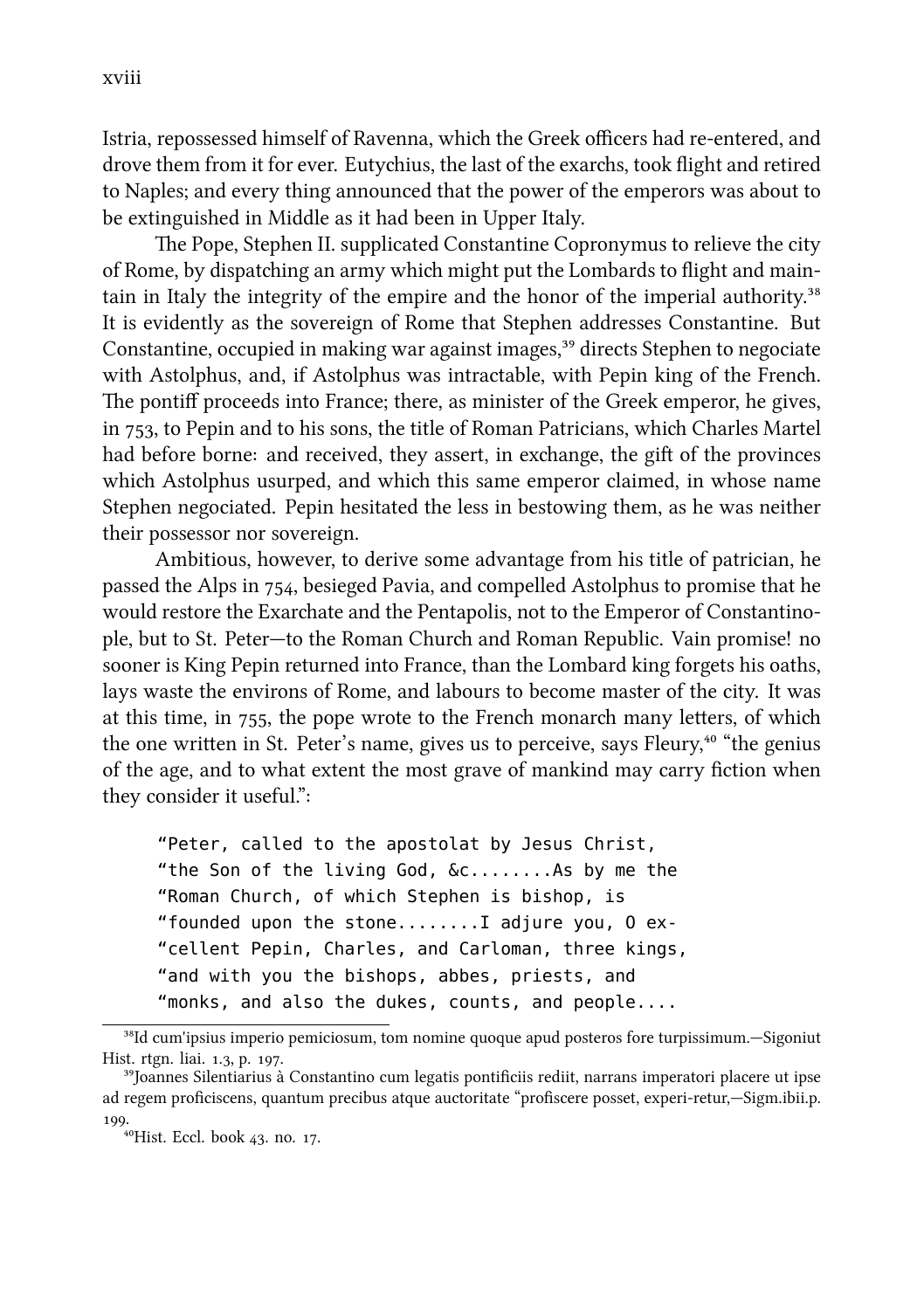Istria, repossessed himself of Ravenna, which the Greek officers had re-entered, and drove them from it for ever. Eutychius, the last of the exarchs, took flight and retired to Naples; and every thing announced that the power of the emperors was about to be extinguished in Middle as it had been in Upper Italy.

The Pope, Stephen II. supplicated Constantine Copronymus to relieve the city of Rome, by dispatching an army which might put the Lombards to flight and maintain in Italy the integrity of the empire and the honor of the imperial authority.[38] It is evidently as the sovereign of Rome that Stephen addresses Constantine. But Constantine, occupied in making war against images,[39] directs Stephen to negociate with Astolphus, and, if Astolphus was intractable, with Pepin king of the French. The pontiff proceeds into France; there, as minister of the Greek emperor, he gives, in 753, to Pepin and to his sons, the title of Roman Patricians, which Charles Martel had before borne: and received, they assert, in exchange, the gift of the provinces which Astolphus usurped, and which this same emperor claimed, in whose name Stephen negociated. Pepin hesitated the less in bestowing them, as he was neither their possessor nor sovereign.

Ambitious, however, to derive some advantage from his title of patrician, he passed the Alps in 754, besieged Pavia, and compelled Astolphus to promise that he would restore the Exarchate and the Pentapolis, not to the Emperor of Constantinople, but to St. Peter—to the Roman Church and Roman Republic. Vain promise! no sooner is King Pepin returned into France, than the Lombard king forgets his oaths, lays waste the environs of Rome, and labours to become master of the city. It was at this time, in 755, the pope wrote to the French monarch many letters, of which the one written in St. Peter's name, gives us to perceive, says Fleury,[40] "the genius of the age, and to what extent the most grave of mankind may carry fiction when they consider it useful.":

```
"Peter, called to the apostolat by Jesus Christ,
"the Son of the living God, &c........As by me the
"Roman Church, of which Stephen is bishop, is
"founded upon the stone........I adjure you, O ex-
"cellent Pepin, Charles, and Carloman, three kings,
"and with you the bishops, abbes, priests, and
"monks, and also the dukes, counts, and people....
```

[38] Id cum'ipsius imperio pemiciosum, tom nomine quoque apud posteros fore turpissimum.—Sigoniut Hist. rtgn. liai. 1.3, p. 197.

[39] Joannes Silentiarius à Constantino cum legatis pontificiis rediit, narrans imperatori placere ut ipse ad regem proficiscens, quantum precibus atque auctoritate "profiscere posset, experi-retur,—Sigm.ibii.p. 199.

[40] Hist. Eccl. book 43. no. 17.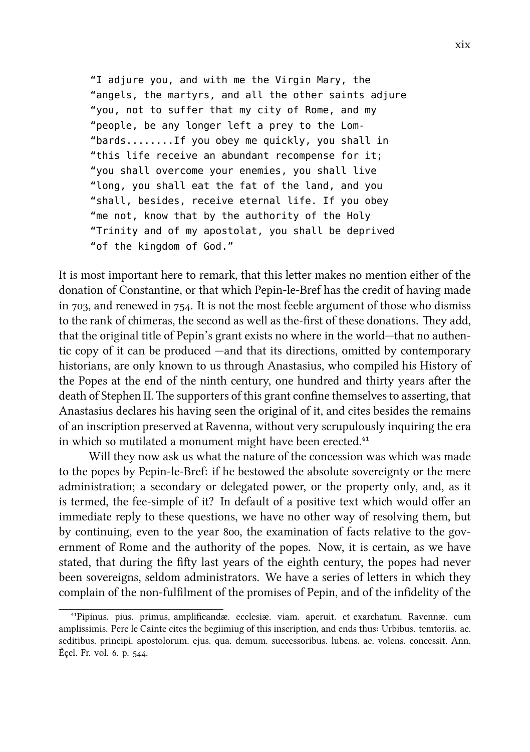"I adjure you, and with me the Virgin Mary, the
"angels, the martyrs, and all the other saints adjure
"you, not to suffer that my city of Rome, and my
"people, be any longer left a prey to the Lom-
"bards........If you obey me quickly, you shall in
"this life receive an abundant recompense for it;
"you shall overcome your enemies, you shall live
"long, you shall eat the fat of the land, and you
"shall, besides, receive eternal life. If you obey
"me not, know that by the authority of the Holy
"Trinity and of my apostolat, you shall be deprived
"of the kingdom of God."

It is most important here to remark, that this letter makes no mention either of the donation of Constantine, or that which Pepin-le-Bref has the credit of having made in 703, and renewed in 754. It is not the most feeble argument of those who dismiss to the rank of chimeras, the second as well as the-first of these donations. They add, that the original title of Pepin's grant exists no where in the world—that no authentic copy of it can be produced —and that its directions, omitted by contemporary historians, are only known to us through Anastasius, who compiled his History of the Popes at the end of the ninth century, one hundred and thirty years after the death of Stephen II. The supporters of this grant confine themselves to asserting, that Anastasius declares his having seen the original of it, and cites besides the remains of an inscription preserved at Ravenna, without very scrupulously inquiring the era in which so mutilated a monument might have been erected.[41]

Will they now ask us what the nature of the concession was which was made to the popes by Pepin-le-Bref: if he bestowed the absolute sovereignty or the mere administration; a secondary or delegated power, or the property only, and, as it is termed, the fee-simple of it? In default of a positive text which would offer an immediate reply to these questions, we have no other way of resolving them, but by continuing, even to the year 800, the examination of facts relative to the government of Rome and the authority of the popes. Now, it is certain, as we have stated, that during the fifty last years of the eighth century, the popes had never been sovereigns, seldom administrators. We have a series of letters in which they complain of the non-fulfilment of the promises of Pepin, and of the infidelity of the

[41]Pipinus. pius. primus, amplificandæ. ecclesiæ. viam. aperuit. et exarchatum. Ravennæ. cum amplissimis. Pere le Cainte cites the begiimiug of this inscription, and ends thus: Urbibus. temtoriis. ac. seditibus. principi. apostolorum. ejus. qua. demum. successoribus. lubens. ac. volens. concessit. Ann. Èçcl. Fr. vol. 6. p. 544.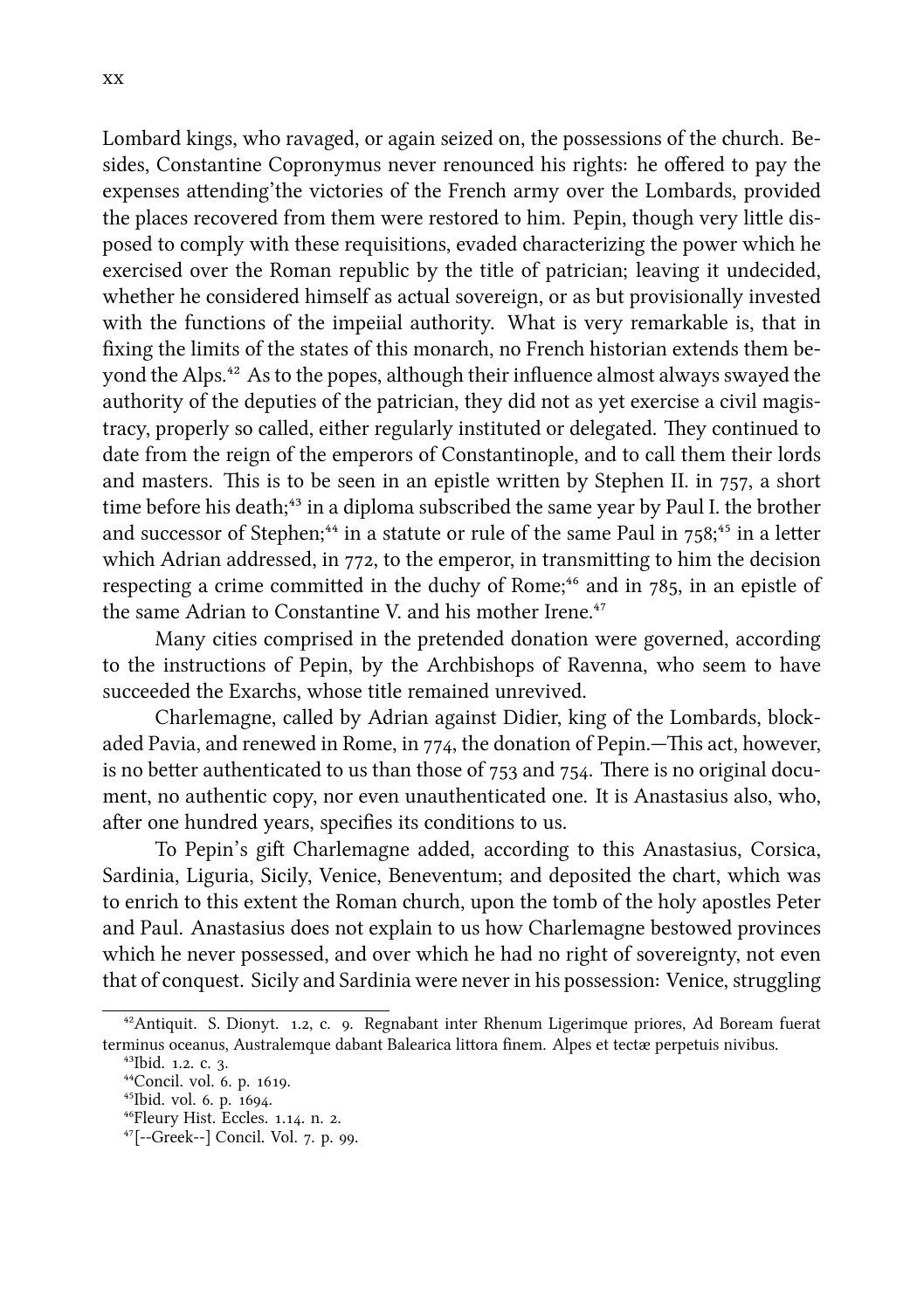Lombard kings, who ravaged, or again seized on, the possessions of the church. Besides, Constantine Copronymus never renounced his rights: he offered to pay the expenses attending'the victories of the French army over the Lombards, provided the places recovered from them were restored to him. Pepin, though very little disposed to comply with these requisitions, evaded characterizing the power which he exercised over the Roman republic by the title of patrician; leaving it undecided, whether he considered himself as actual sovereign, or as but provisionally invested with the functions of the impeiial authority. What is very remarkable is, that in fixing the limits of the states of this monarch, no French historian extends them beyond the Alps.[42] As to the popes, although their influence almost always swayed the authority of the deputies of the patrician, they did not as yet exercise a civil magistracy, properly so called, either regularly instituted or delegated. They continued to date from the reign of the emperors of Constantinople, and to call them their lords and masters. This is to be seen in an epistle written by Stephen II. in 757, a short time before his death;[43] in a diploma subscribed the same year by Paul I. the brother and successor of Stephen;[44] in a statute or rule of the same Paul in 758;[45] in a letter which Adrian addressed, in 772, to the emperor, in transmitting to him the decision respecting a crime committed in the duchy of Rome;[46] and in 785, in an epistle of the same Adrian to Constantine V. and his mother Irene.[47]

Many cities comprised in the pretended donation were governed, according to the instructions of Pepin, by the Archbishops of Ravenna, who seem to have succeeded the Exarchs, whose title remained unrevived.

Charlemagne, called by Adrian against Didier, king of the Lombards, blockaded Pavia, and renewed in Rome, in 774, the donation of Pepin.—This act, however, is no better authenticated to us than those of 753 and 754. There is no original document, no authentic copy, nor even unauthenticated one. It is Anastasius also, who, after one hundred years, specifies its conditions to us.

To Pepin's gift Charlemagne added, according to this Anastasius, Corsica, Sardinia, Liguria, Sicily, Venice, Beneventum; and deposited the chart, which was to enrich to this extent the Roman church, upon the tomb of the holy apostles Peter and Paul. Anastasius does not explain to us how Charlemagne bestowed provinces which he never possessed, and over which he had no right of sovereignty, not even that of conquest. Sicily and Sardinia were never in his possession: Venice, struggling

---

[42] Antiquit. S. Dionyt. 1.2, c. 9. Regnabant inter Rhenum Ligerimque priores, Ad Boream fuerat terminus oceanus, Australemque dabant Balearica littora finem. Alpes et tectæ perpetuis nivibus.

[43] Ibid. 1.2. c. 3.

[44] Concil. vol. 6. p. 1619.

[45] Ibid. vol. 6. p. 1694.

[46] Fleury Hist. Eccles. 1.14. n. 2.

[47] [--Greek--] Concil. Vol. 7. p. 99.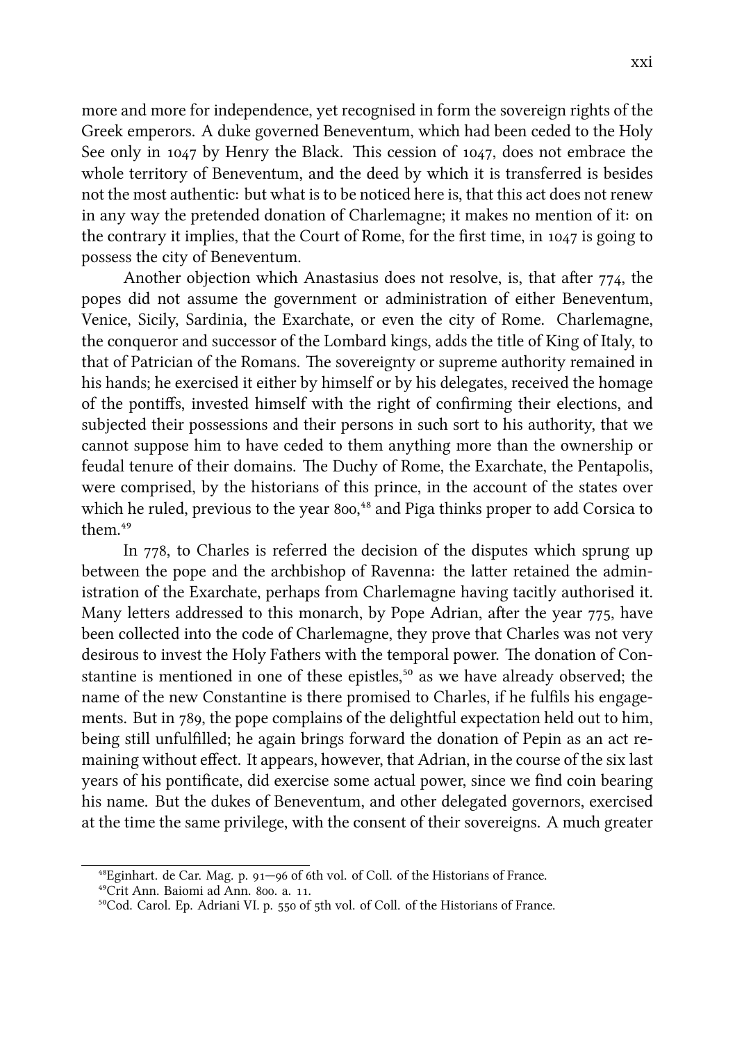more and more for independence, yet recognised in form the sovereign rights of the Greek emperors. A duke governed Beneventum, which had been ceded to the Holy See only in 1047 by Henry the Black. This cession of 1047, does not embrace the whole territory of Beneventum, and the deed by which it is transferred is besides not the most authentic: but what is to be noticed here is, that this act does not renew in any way the pretended donation of Charlemagne; it makes no mention of it: on the contrary it implies, that the Court of Rome, for the first time, in 1047 is going to possess the city of Beneventum.

Another objection which Anastasius does not resolve, is, that after 774, the popes did not assume the government or administration of either Beneventum, Venice, Sicily, Sardinia, the Exarchate, or even the city of Rome. Charlemagne, the conqueror and successor of the Lombard kings, adds the title of King of Italy, to that of Patrician of the Romans. The sovereignty or supreme authority remained in his hands; he exercised it either by himself or by his delegates, received the homage of the pontiffs, invested himself with the right of confirming their elections, and subjected their possessions and their persons in such sort to his authority, that we cannot suppose him to have ceded to them anything more than the ownership or feudal tenure of their domains. The Duchy of Rome, the Exarchate, the Pentapolis, were comprised, by the historians of this prince, in the account of the states over which he ruled, previous to the year 800,[48] and Piga thinks proper to add Corsica to them.[49]

In 778, to Charles is referred the decision of the disputes which sprung up between the pope and the archbishop of Ravenna: the latter retained the administration of the Exarchate, perhaps from Charlemagne having tacitly authorised it. Many letters addressed to this monarch, by Pope Adrian, after the year 775, have been collected into the code of Charlemagne, they prove that Charles was not very desirous to invest the Holy Fathers with the temporal power. The donation of Constantine is mentioned in one of these epistles,[50] as we have already observed; the name of the new Constantine is there promised to Charles, if he fulfils his engagements. But in 789, the pope complains of the delightful expectation held out to him, being still unfulfilled; he again brings forward the donation of Pepin as an act remaining without effect. It appears, however, that Adrian, in the course of the six last years of his pontificate, did exercise some actual power, since we find coin bearing his name. But the dukes of Beneventum, and other delegated governors, exercised at the time the same privilege, with the consent of their sovereigns. A much greater

[48] Eginhart. de Car. Mag. p. 91—96 of 6th vol. of Coll. of the Historians of France.

[49] Crit Ann. Baiomi ad Ann. 800. a. 11.

[50] Cod. Carol. Ep. Adriani VI. p. 550 of 5th vol. of Coll. of the Historians of France.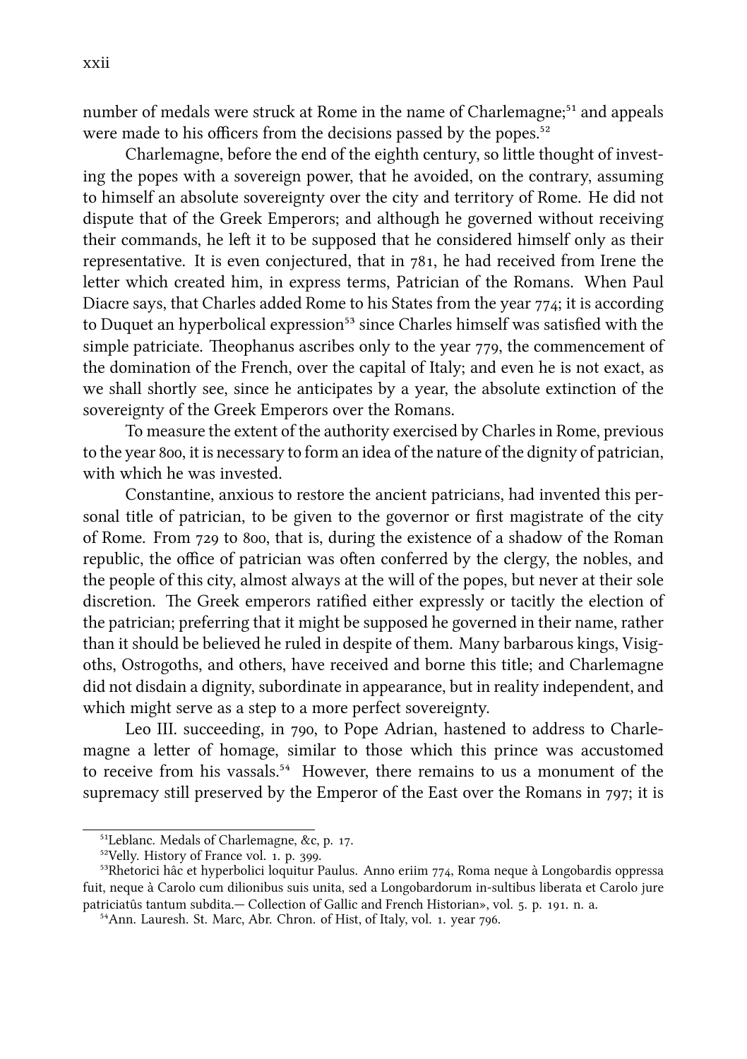number of medals were struck at Rome in the name of Charlemagne;[51] and appeals were made to his officers from the decisions passed by the popes.[52]

Charlemagne, before the end of the eighth century, so little thought of investing the popes with a sovereign power, that he avoided, on the contrary, assuming to himself an absolute sovereignty over the city and territory of Rome. He did not dispute that of the Greek Emperors; and although he governed without receiving their commands, he left it to be supposed that he considered himself only as their representative. It is even conjectured, that in 781, he had received from Irene the letter which created him, in express terms, Patrician of the Romans. When Paul Diacre says, that Charles added Rome to his States from the year 774; it is according to Duquet an hyperbolical expression[53] since Charles himself was satisfied with the simple patriciate. Theophanus ascribes only to the year 779, the commencement of the domination of the French, over the capital of Italy; and even he is not exact, as we shall shortly see, since he anticipates by a year, the absolute extinction of the sovereignty of the Greek Emperors over the Romans.

To measure the extent of the authority exercised by Charles in Rome, previous to the year 800, it is necessary to form an idea of the nature of the dignity of patrician, with which he was invested.

Constantine, anxious to restore the ancient patricians, had invented this personal title of patrician, to be given to the governor or first magistrate of the city of Rome. From 729 to 800, that is, during the existence of a shadow of the Roman republic, the office of patrician was often conferred by the clergy, the nobles, and the people of this city, almost always at the will of the popes, but never at their sole discretion. The Greek emperors ratified either expressly or tacitly the election of the patrician; preferring that it might be supposed he governed in their name, rather than it should be believed he ruled in despite of them. Many barbarous kings, Visigoths, Ostrogoths, and others, have received and borne this title; and Charlemagne did not disdain a dignity, subordinate in appearance, but in reality independent, and which might serve as a step to a more perfect sovereignty.

Leo III. succeeding, in 790, to Pope Adrian, hastened to address to Charlemagne a letter of homage, similar to those which this prince was accustomed to receive from his vassals.[54] However, there remains to us a monument of the supremacy still preserved by the Emperor of the East over the Romans in 797; it is

---

[51] Leblanc. Medals of Charlemagne, &c, p. 17.

[52] Velly. History of France vol. 1. p. 399.

[53] Rhetorici hâc et hyperbolici loquitur Paulus. Anno eriim 774, Roma neque à Longobardis oppressa fuit, neque à Carolo cum dilionibus suis unita, sed a Longobardorum in-sultibus liberata et Carolo jure patriciatûs tantum subdita.— Collection of Gallic and French Historian», vol. 5. p. 191. n. a.

[54] Ann. Lauresh. St. Marc, Abr. Chron. of Hist, of Italy, vol. 1. year 796.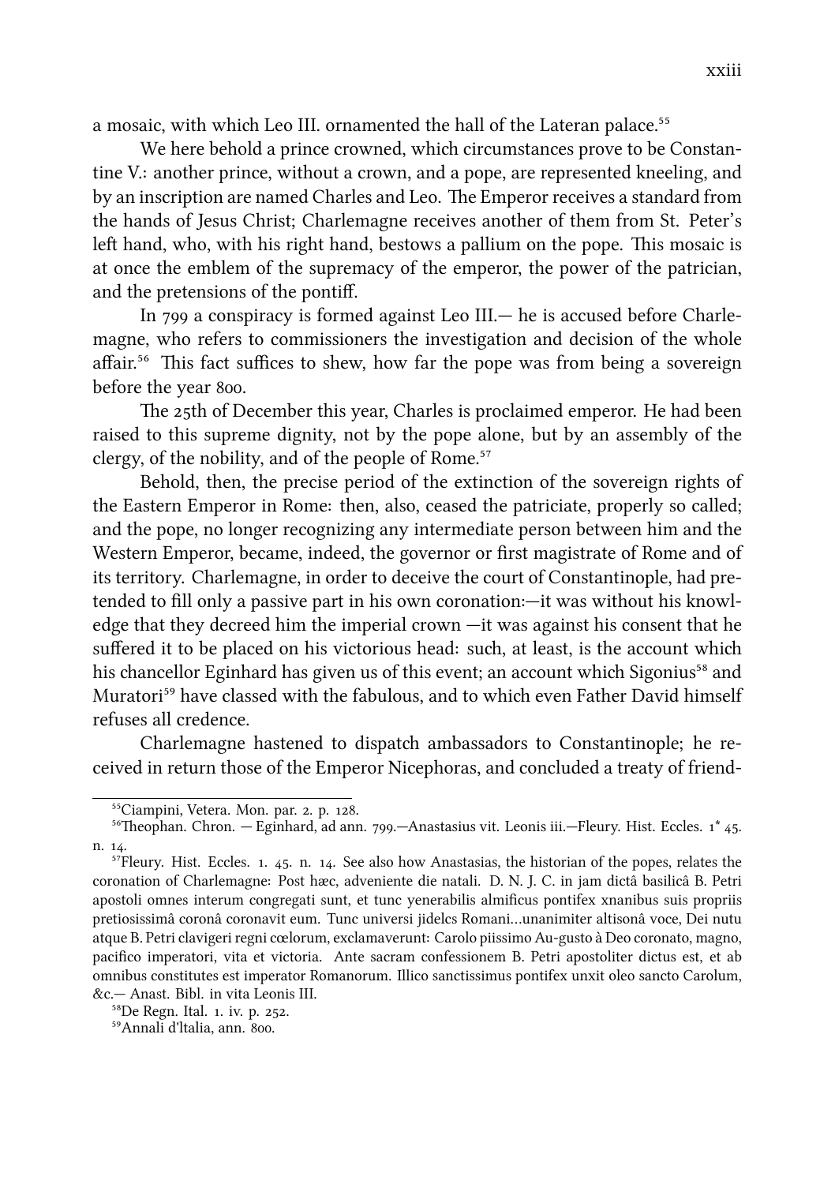a mosaic, with which Leo III. ornamented the hall of the Lateran palace.[55]

We here behold a prince crowned, which circumstances prove to be Constantine V.: another prince, without a crown, and a pope, are represented kneeling, and by an inscription are named Charles and Leo. The Emperor receives a standard from the hands of Jesus Christ; Charlemagne receives another of them from St. Peter's left hand, who, with his right hand, bestows a pallium on the pope. This mosaic is at once the emblem of the supremacy of the emperor, the power of the patrician, and the pretensions of the pontiff.

In 799 a conspiracy is formed against Leo III.— he is accused before Charlemagne, who refers to commissioners the investigation and decision of the whole affair.[56] This fact suffices to shew, how far the pope was from being a sovereign before the year 800.

The 25th of December this year, Charles is proclaimed emperor. He had been raised to this supreme dignity, not by the pope alone, but by an assembly of the clergy, of the nobility, and of the people of Rome.[57]

Behold, then, the precise period of the extinction of the sovereign rights of the Eastern Emperor in Rome: then, also, ceased the patriciate, properly so called; and the pope, no longer recognizing any intermediate person between him and the Western Emperor, became, indeed, the governor or first magistrate of Rome and of its territory. Charlemagne, in order to deceive the court of Constantinople, had pretended to fill only a passive part in his own coronation:—it was without his knowledge that they decreed him the imperial crown —it was against his consent that he suffered it to be placed on his victorious head: such, at least, is the account which his chancellor Eginhard has given us of this event; an account which Sigonius[58] and Muratori[59] have classed with the fabulous, and to which even Father David himself refuses all credence.

Charlemagne hastened to dispatch ambassadors to Constantinople; he received in return those of the Emperor Nicephoras, and concluded a treaty of friend-

---

[55] Ciampini, Vetera. Mon. par. 2. p. 128.

[56] Theophan. Chron. — Eginhard, ad ann. 799.—Anastasius vit. Leonis iii.—Fleury. Hist. Eccles. 1* 45. n. 14.

[57] Fleury. Hist. Eccles. 1. 45. n. 14. See also how Anastasias, the historian of the popes, relates the coronation of Charlemagne: Post hæc, adveniente die natali. D. N. J. C. in jam dictâ basilicâ B. Petri apostoli omnes interum congregati sunt, et tunc yenerabilis almificus pontifex xnanibus suis propriis pretiosissimâ coronâ coronavit eum. Tunc universi jidelcs Romani…unanimiter altisonâ voce, Dei nutu atque B. Petri clavigeri regni cœlorum, exclamaverunt: Carolo piissimo Au-gusto à Deo coronato, magno, pacifico imperatori, vita et victoria. Ante sacram confessionem B. Petri apostoliter dictus est, et ab omnibus constitutes est imperator Romanorum. Illico sanctissimus pontifex unxit oleo sancto Carolum, &c.— Anast. Bibl. in vita Leonis III.

[58] De Regn. Ital. 1. iv. p. 252.

[59] Annali d'ltalia, ann. 800.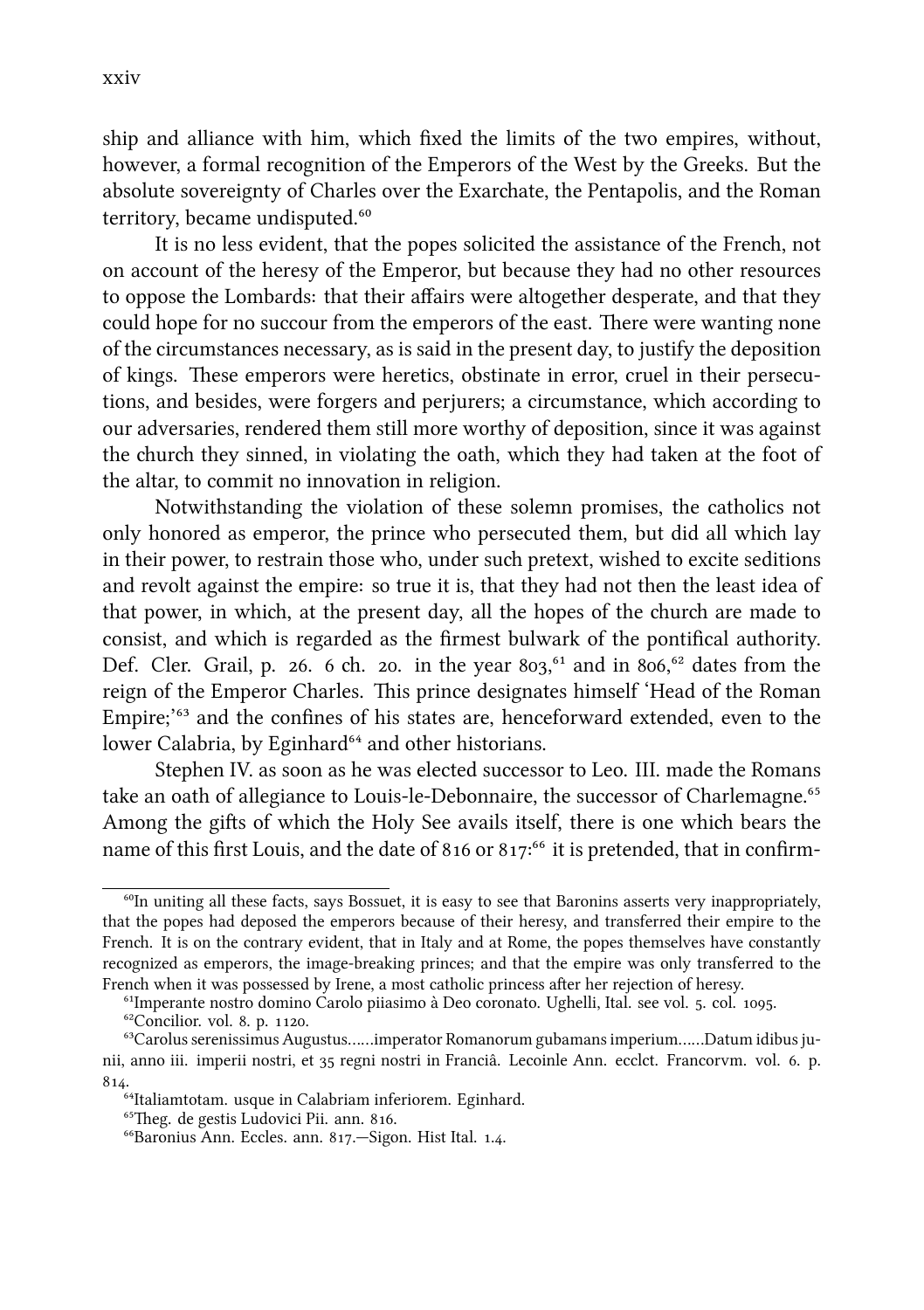ship and alliance with him, which fixed the limits of the two empires, without, however, a formal recognition of the Emperors of the West by the Greeks. But the absolute sovereignty of Charles over the Exarchate, the Pentapolis, and the Roman territory, became undisputed.[60]

It is no less evident, that the popes solicited the assistance of the French, not on account of the heresy of the Emperor, but because they had no other resources to oppose the Lombards: that their affairs were altogether desperate, and that they could hope for no succour from the emperors of the east. There were wanting none of the circumstances necessary, as is said in the present day, to justify the deposition of kings. These emperors were heretics, obstinate in error, cruel in their persecutions, and besides, were forgers and perjurers; a circumstance, which according to our adversaries, rendered them still more worthy of deposition, since it was against the church they sinned, in violating the oath, which they had taken at the foot of the altar, to commit no innovation in religion.

Notwithstanding the violation of these solemn promises, the catholics not only honored as emperor, the prince who persecuted them, but did all which lay in their power, to restrain those who, under such pretext, wished to excite seditions and revolt against the empire: so true it is, that they had not then the least idea of that power, in which, at the present day, all the hopes of the church are made to consist, and which is regarded as the firmest bulwark of the pontifical authority. Def. Cler. Grail, p. 26. 6 ch. 20. in the year 803,[61] and in 806,[62] dates from the reign of the Emperor Charles. This prince designates himself 'Head of the Roman Empire;'[63] and the confines of his states are, henceforward extended, even to the lower Calabria, by Eginhard[64] and other historians.

Stephen IV. as soon as he was elected successor to Leo. III. made the Romans take an oath of allegiance to Louis-le-Debonnaire, the successor of Charlemagne.[65] Among the gifts of which the Holy See avails itself, there is one which bears the name of this first Louis, and the date of 816 or 817:[66] it is pretended, that in confirm-

[60] In uniting all these facts, says Bossuet, it is easy to see that Baronins asserts very inappropriately, that the popes had deposed the emperors because of their heresy, and transferred their empire to the French. It is on the contrary evident, that in Italy and at Rome, the popes themselves have constantly recognized as emperors, the image-breaking princes; and that the empire was only transferred to the French when it was possessed by Irene, a most catholic princess after her rejection of heresy.

[61] Imperante nostro domino Carolo piiasimo à Deo coronato. Ughelli, Ital. see vol. 5. col. 1095.

[62] Concilior. vol. 8. p. 1120.

[63] Carolus serenissimus Augustus......imperator Romanorum gubamans imperium......Datum idibus junii, anno iii. imperii nostri, et 35 regni nostri in Franciâ. Lecoinle Ann. ecclct. Francorvm. vol. 6. p. 814.

[64] Italiamtotam. usque in Calabriam inferiorem. Eginhard.

[65] Theg. de gestis Ludovici Pii. ann. 816.

[66] Baronius Ann. Eccles. ann. 817.—Sigon. Hist Ital. 1.4.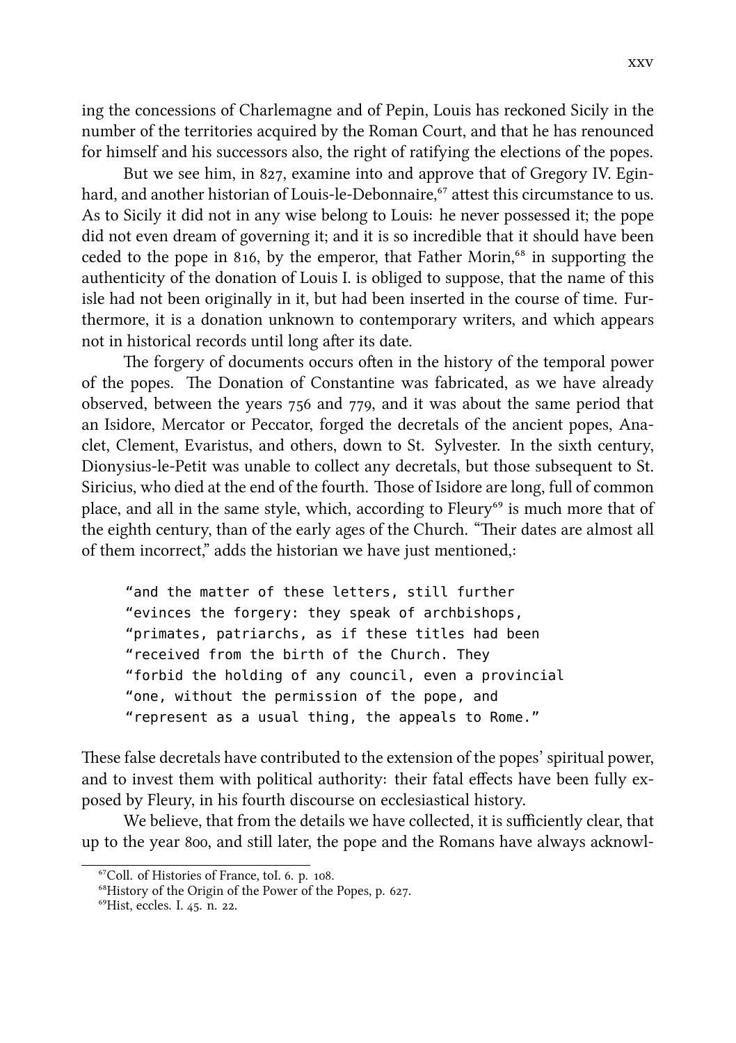ing the concessions of Charlemagne and of Pepin, Louis has reckoned Sicily in the number of the territories acquired by the Roman Court, and that he has renounced for himself and his successors also, the right of ratifying the elections of the popes.

But we see him, in 827, examine into and approve that of Gregory IV. Eginhard, and another historian of Louis-le-Debonnaire,[67] attest this circumstance to us. As to Sicily it did not in any wise belong to Louis: he never possessed it; the pope did not even dream of governing it; and it is so incredible that it should have been ceded to the pope in 816, by the emperor, that Father Morin,[68] in supporting the authenticity of the donation of Louis I. is obliged to suppose, that the name of this isle had not been originally in it, but had been inserted in the course of time. Furthermore, it is a donation unknown to contemporary writers, and which appears not in historical records until long after its date.

The forgery of documents occurs often in the history of the temporal power of the popes. The Donation of Constantine was fabricated, as we have already observed, between the years 756 and 779, and it was about the same period that an Isidore, Mercator or Peccator, forged the decretals of the ancient popes, Anaclet, Clement, Evaristus, and others, down to St. Sylvester. In the sixth century, Dionysius-le-Petit was unable to collect any decretals, but those subsequent to St. Siricius, who died at the end of the fourth. Those of Isidore are long, full of common place, and all in the same style, which, according to Fleury[69] is much more that of the eighth century, than of the early ages of the Church. "Their dates are almost all of them incorrect," adds the historian we have just mentioned,:

> "and the matter of these letters, still further
> "evinces the forgery: they speak of archbishops,
> "primates, patriarchs, as if these titles had been
> "received from the birth of the Church. They
> "forbid the holding of any council, even a provincial
> "one, without the permission of the pope, and
> "represent as a usual thing, the appeals to Rome."

These false decretals have contributed to the extension of the popes' spiritual power, and to invest them with political authority: their fatal effects have been fully exposed by Fleury, in his fourth discourse on ecclesiastical history.

We believe, that from the details we have collected, it is sufficiently clear, that up to the year 800, and still later, the pope and the Romans have always acknowl-

---

[67] Coll. of Histories of France, toI. 6. p. 108.

[68] History of the Origin of the Power of the Popes, p. 627.

[69] Hist, eccles. I. 45. n. 22.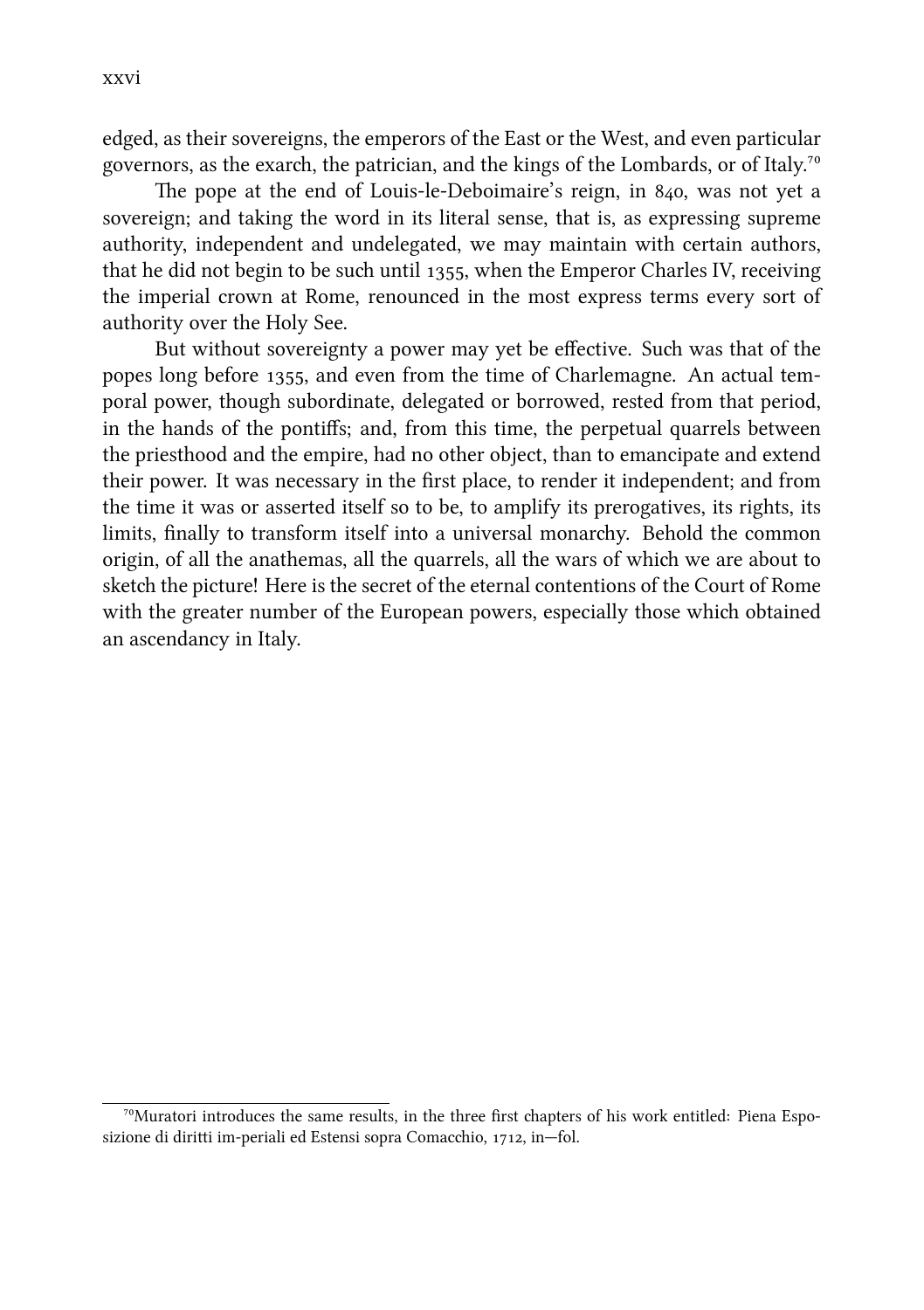edged, as their sovereigns, the emperors of the East or the West, and even particular governors, as the exarch, the patrician, and the kings of the Lombards, or of Italy.[70]

The pope at the end of Louis-le-Deboimaire's reign, in 840, was not yet a sovereign; and taking the word in its literal sense, that is, as expressing supreme authority, independent and undelegated, we may maintain with certain authors, that he did not begin to be such until 1355, when the Emperor Charles IV, receiving the imperial crown at Rome, renounced in the most express terms every sort of authority over the Holy See.

But without sovereignty a power may yet be effective. Such was that of the popes long before 1355, and even from the time of Charlemagne. An actual temporal power, though subordinate, delegated or borrowed, rested from that period, in the hands of the pontiffs; and, from this time, the perpetual quarrels between the priesthood and the empire, had no other object, than to emancipate and extend their power. It was necessary in the first place, to render it independent; and from the time it was or asserted itself so to be, to amplify its prerogatives, its rights, its limits, finally to transform itself into a universal monarchy. Behold the common origin, of all the anathemas, all the quarrels, all the wars of which we are about to sketch the picture! Here is the secret of the eternal contentions of the Court of Rome with the greater number of the European powers, especially those which obtained an ascendancy in Italy.

---

[70] Muratori introduces the same results, in the three first chapters of his work entitled: Piena Esposizione di diritti im-periali ed Estensi sopra Comacchio, 1712, in—fol.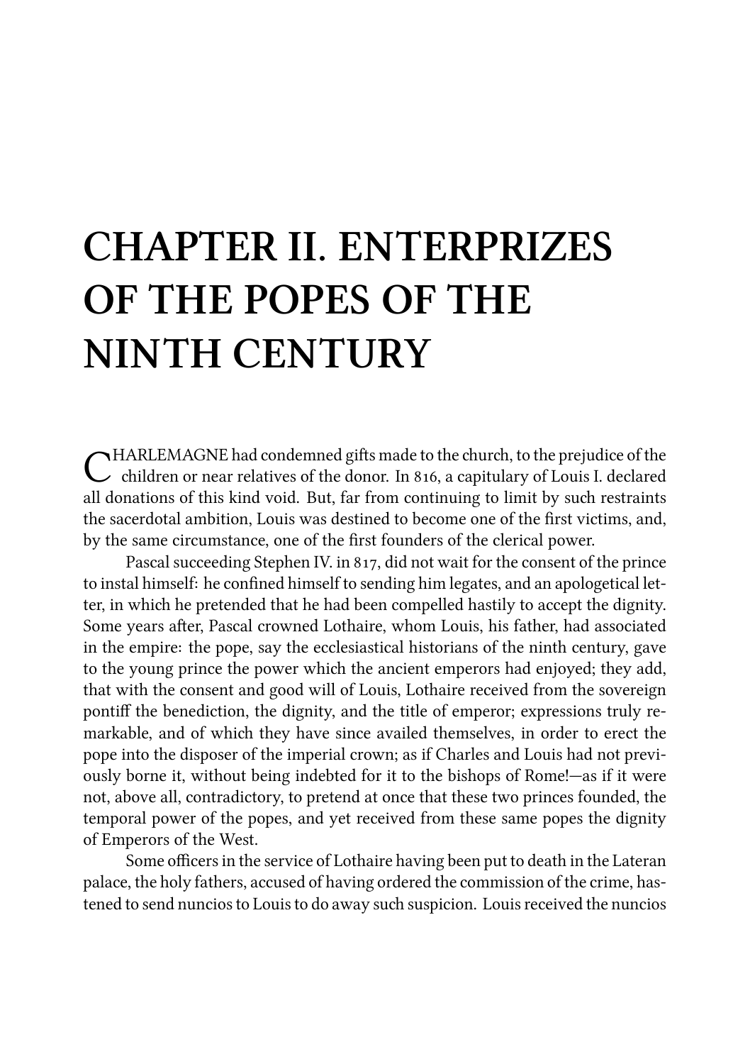# CHAPTER II. ENTERPRIZES OF THE POPES OF THE NINTH CENTURY

CHARLEMAGNE had condemned gifts made to the church, to the prejudice of the children or near relatives of the donor. In 816, a capitulary of Louis I. declared all donations of this kind void. But, far from continuing to limit by such restraints the sacerdotal ambition, Louis was destined to become one of the first victims, and, by the same circumstance, one of the first founders of the clerical power.

Pascal succeeding Stephen IV. in 817, did not wait for the consent of the prince to instal himself: he confined himself to sending him legates, and an apologetical letter, in which he pretended that he had been compelled hastily to accept the dignity. Some years after, Pascal crowned Lothaire, whom Louis, his father, had associated in the empire: the pope, say the ecclesiastical historians of the ninth century, gave to the young prince the power which the ancient emperors had enjoyed; they add, that with the consent and good will of Louis, Lothaire received from the sovereign pontiff the benediction, the dignity, and the title of emperor; expressions truly remarkable, and of which they have since availed themselves, in order to erect the pope into the disposer of the imperial crown; as if Charles and Louis had not previously borne it, without being indebted for it to the bishops of Rome!—as if it were not, above all, contradictory, to pretend at once that these two princes founded, the temporal power of the popes, and yet received from these same popes the dignity of Emperors of the West.

Some officers in the service of Lothaire having been put to death in the Lateran palace, the holy fathers, accused of having ordered the commission of the crime, hastened to send nuncios to Louis to do away such suspicion. Louis received the nuncios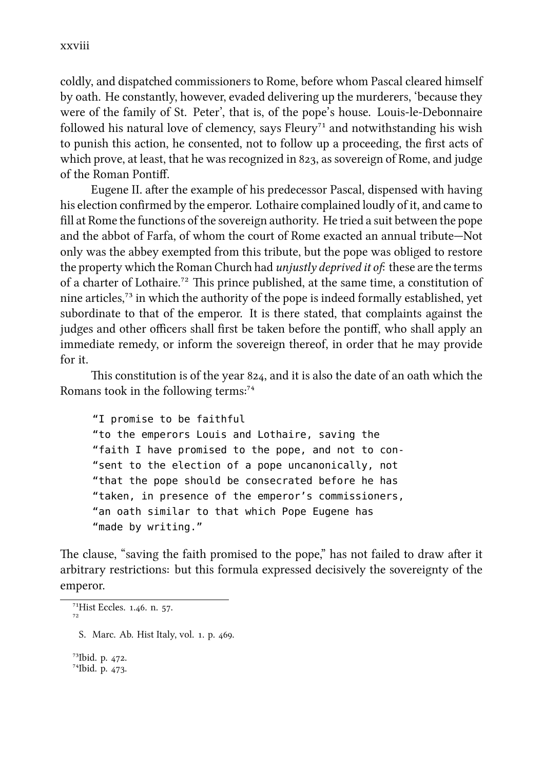coldly, and dispatched commissioners to Rome, before whom Pascal cleared himself by oath. He constantly, however, evaded delivering up the murderers, 'because they were of the family of St. Peter', that is, of the pope's house. Louis-le-Debonnaire followed his natural love of clemency, says Fleury[71] and notwithstanding his wish to punish this action, he consented, not to follow up a proceeding, the first acts of which prove, at least, that he was recognized in 823, as sovereign of Rome, and judge of the Roman Pontiff.

Eugene II. after the example of his predecessor Pascal, dispensed with having his election confirmed by the emperor. Lothaire complained loudly of it, and came to fill at Rome the functions of the sovereign authority. He tried a suit between the pope and the abbot of Farfa, of whom the court of Rome exacted an annual tribute—Not only was the abbey exempted from this tribute, but the pope was obliged to restore the property which the Roman Church had *unjustly deprived it of*: these are the terms of a charter of Lothaire.[72] This prince published, at the same time, a constitution of nine articles,[73] in which the authority of the pope is indeed formally established, yet subordinate to that of the emperor. It is there stated, that complaints against the judges and other officers shall first be taken before the pontiff, who shall apply an immediate remedy, or inform the sovereign thereof, in order that he may provide for it.

This constitution is of the year 824, and it is also the date of an oath which the Romans took in the following terms:[74]

```
"I promise to be faithful
"to the emperors Louis and Lothaire, saving the
"faith I have promised to the pope, and not to con-
"sent to the election of a pope uncanonically, not
"that the pope should be consecrated before he has
"taken, in presence of the emperor's commissioners,
"an oath similar to that which Pope Eugene has
"made by writing."
```

The clause, "saving the faith promised to the pope," has not failed to draw after it arbitrary restrictions: but this formula expressed decisively the sovereignty of the emperor.

---

[71] Hist Eccles. 1.46. n. 57.

[72] S. Marc. Ab. Hist Italy, vol. 1. p. 469.

[73] Ibid. p. 472.

[74] Ibid. p. 473.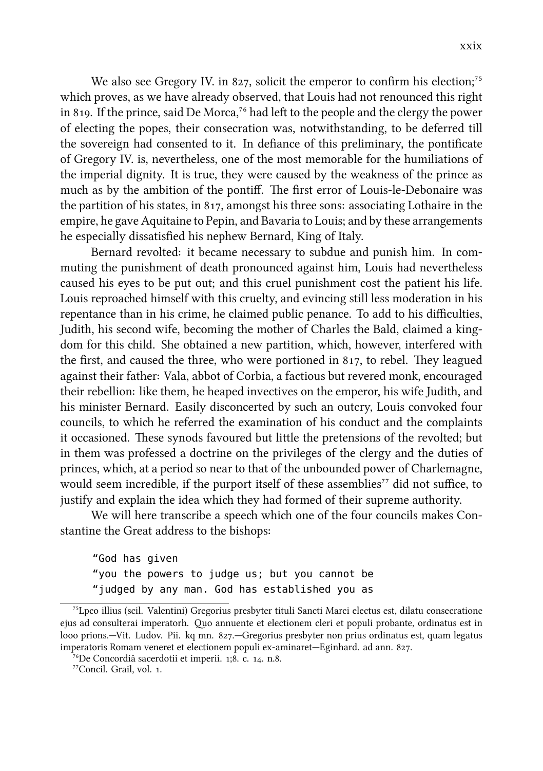We also see Gregory IV. in 827, solicit the emperor to confirm his election;[75] which proves, as we have already observed, that Louis had not renounced this right in 819. If the prince, said De Morca,[76] had left to the people and the clergy the power of electing the popes, their consecration was, notwithstanding, to be deferred till the sovereign had consented to it. In defiance of this preliminary, the pontificate of Gregory IV. is, nevertheless, one of the most memorable for the humiliations of the imperial dignity. It is true, they were caused by the weakness of the prince as much as by the ambition of the pontiff. The first error of Louis-le-Debonaire was the partition of his states, in 817, amongst his three sons: associating Lothaire in the empire, he gave Aquitaine to Pepin, and Bavaria to Louis; and by these arrangements he especially dissatisfied his nephew Bernard, King of Italy.

Bernard revolted: it became necessary to subdue and punish him. In commuting the punishment of death pronounced against him, Louis had nevertheless caused his eyes to be put out; and this cruel punishment cost the patient his life. Louis reproached himself with this cruelty, and evincing still less moderation in his repentance than in his crime, he claimed public penance. To add to his difficulties, Judith, his second wife, becoming the mother of Charles the Bald, claimed a kingdom for this child. She obtained a new partition, which, however, interfered with the first, and caused the three, who were portioned in 817, to rebel. They leagued against their father: Vala, abbot of Corbia, a factious but revered monk, encouraged their rebellion: like them, he heaped invectives on the emperor, his wife Judith, and his minister Bernard. Easily disconcerted by such an outcry, Louis convoked four councils, to which he referred the examination of his conduct and the complaints it occasioned. These synods favoured but little the pretensions of the revolted; but in them was professed a doctrine on the privileges of the clergy and the duties of princes, which, at a period so near to that of the unbounded power of Charlemagne, would seem incredible, if the purport itself of these assemblies[77] did not suffice, to justify and explain the idea which they had formed of their supreme authority.

We will here transcribe a speech which one of the four councils makes Constantine the Great address to the bishops:

"God has given
"you the powers to judge us; but you cannot be
"judged by any man. God has established you as

[75] Lpco illius (scil. Valentini) Gregorius presbyter tituli Sancti Marci electus est, dilatu consecratione ejus ad consulterai imperatorh. Quo annuente et electionem cleri et populi probante, ordinatus est in looo prions.—Vit. Ludov. Pii. kq mn. 827.—Gregorius presbyter non prius ordinatus est, quam legatus imperatoris Romam veneret et electionem populi ex-aminaret—Eginhard. ad ann. 827.

[76] De Concordiâ sacerdotii et imperii. 1;8. c. 14. n.8.

[77] Concil. Grail, vol. 1.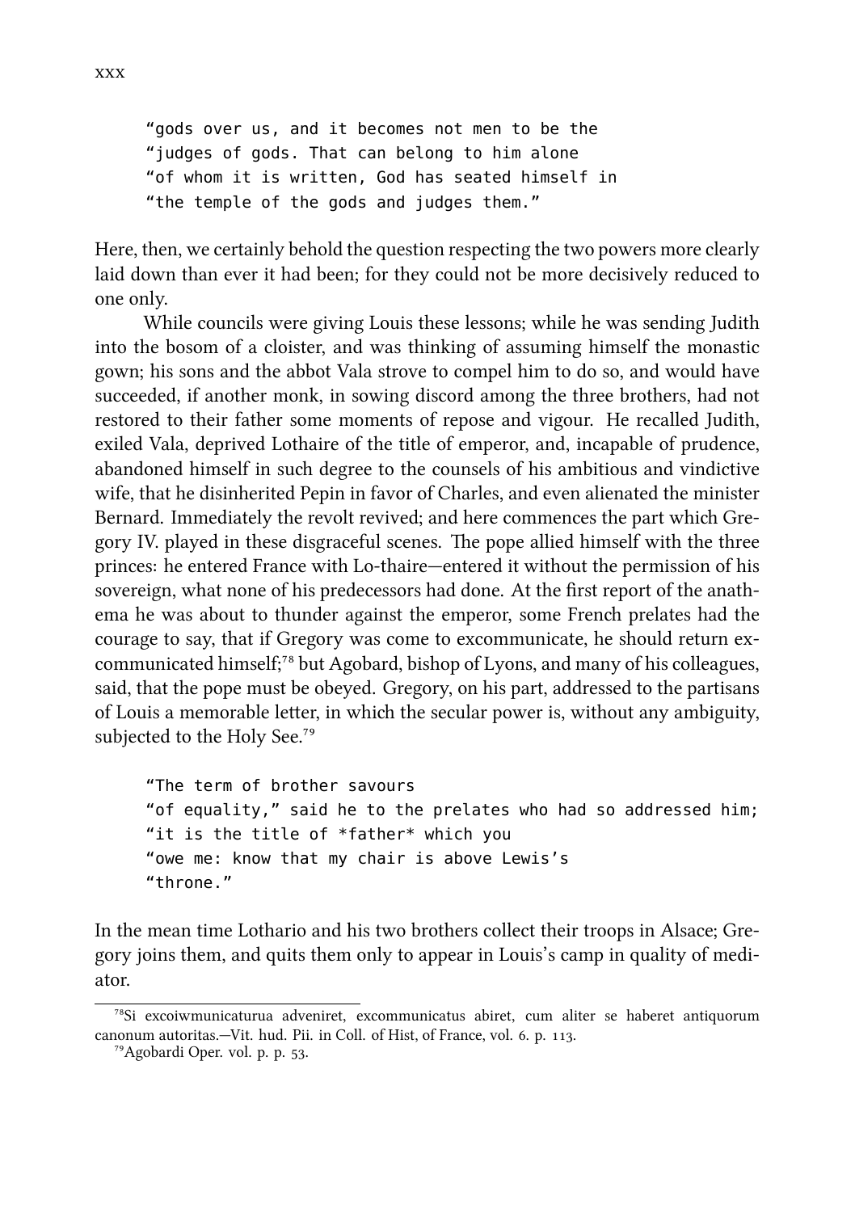"gods over us, and it becomes not men to be the
"judges of gods. That can belong to him alone
"of whom it is written, God has seated himself in
"the temple of the gods and judges them."

Here, then, we certainly behold the question respecting the two powers more clearly laid down than ever it had been; for they could not be more decisively reduced to one only.

While councils were giving Louis these lessons; while he was sending Judith into the bosom of a cloister, and was thinking of assuming himself the monastic gown; his sons and the abbot Vala strove to compel him to do so, and would have succeeded, if another monk, in sowing discord among the three brothers, had not restored to their father some moments of repose and vigour. He recalled Judith, exiled Vala, deprived Lothaire of the title of emperor, and, incapable of prudence, abandoned himself in such degree to the counsels of his ambitious and vindictive wife, that he disinherited Pepin in favor of Charles, and even alienated the minister Bernard. Immediately the revolt revived; and here commences the part which Gregory IV. played in these disgraceful scenes. The pope allied himself with the three princes: he entered France with Lo-thaire—entered it without the permission of his sovereign, what none of his predecessors had done. At the first report of the anathema he was about to thunder against the emperor, some French prelates had the courage to say, that if Gregory was come to excommunicate, he should return excommunicated himself;[78] but Agobard, bishop of Lyons, and many of his colleagues, said, that the pope must be obeyed. Gregory, on his part, addressed to the partisans of Louis a memorable letter, in which the secular power is, without any ambiguity, subjected to the Holy See.[79]

"The term of brother savours
"of equality," said he to the prelates who had so addressed him;
"it is the title of *father* which you
"owe me: know that my chair is above Lewis's
"throne."

In the mean time Lothario and his two brothers collect their troops in Alsace; Gregory joins them, and quits them only to appear in Louis's camp in quality of mediator.

[78] Si excoiwmunicaturua adveniret, excommunicatus abiret, cum aliter se haberet antiquorum canonum autoritas.—Vit. hud. Pii. in Coll. of Hist, of France, vol. 6. p. 113.

[79] Agobardi Oper. vol. p. p. 53.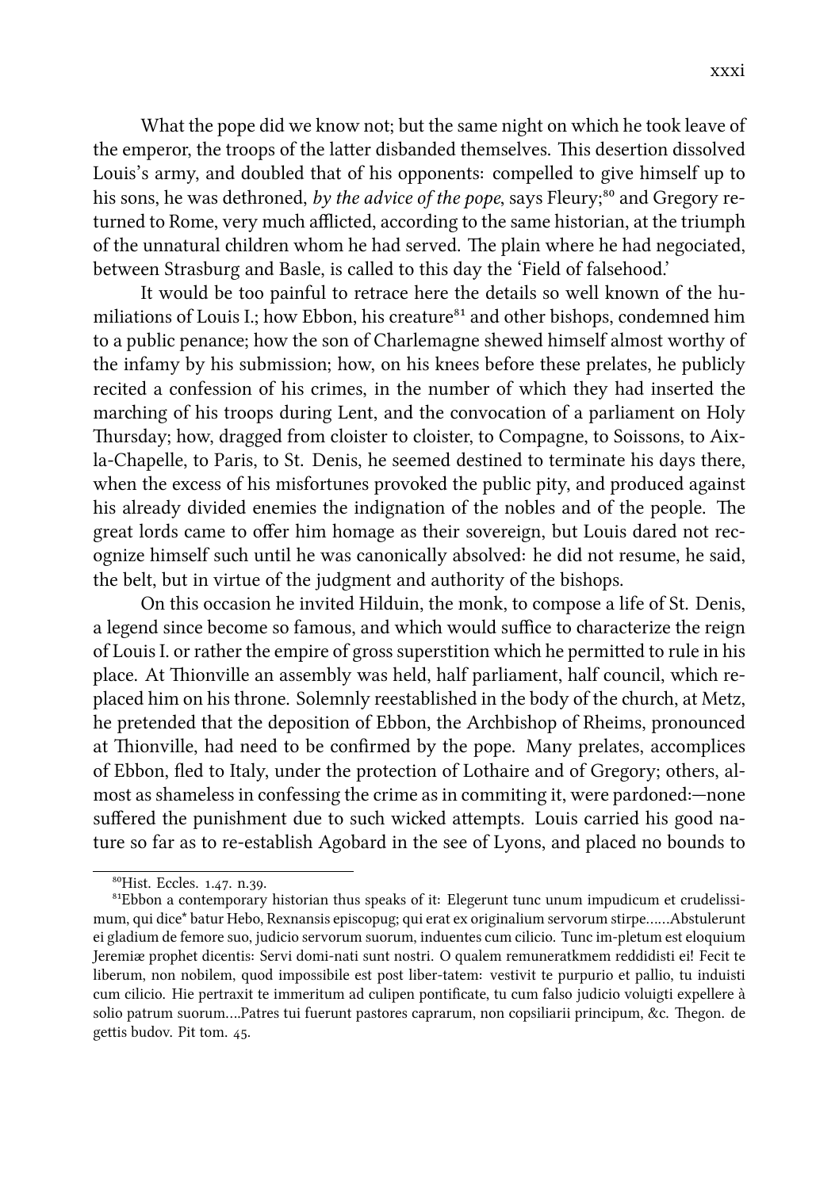What the pope did we know not; but the same night on which he took leave of the emperor, the troops of the latter disbanded themselves. This desertion dissolved Louis's army, and doubled that of his opponents: compelled to give himself up to his sons, he was dethroned, *by the advice of the pope*, says Fleury;[80] and Gregory returned to Rome, very much afflicted, according to the same historian, at the triumph of the unnatural children whom he had served. The plain where he had negociated, between Strasburg and Basle, is called to this day the 'Field of falsehood.'

It would be too painful to retrace here the details so well known of the humiliations of Louis I.; how Ebbon, his creature[81] and other bishops, condemned him to a public penance; how the son of Charlemagne shewed himself almost worthy of the infamy by his submission; how, on his knees before these prelates, he publicly recited a confession of his crimes, in the number of which they had inserted the marching of his troops during Lent, and the convocation of a parliament on Holy Thursday; how, dragged from cloister to cloister, to Compagne, to Soissons, to Aix-la-Chapelle, to Paris, to St. Denis, he seemed destined to terminate his days there, when the excess of his misfortunes provoked the public pity, and produced against his already divided enemies the indignation of the nobles and of the people. The great lords came to offer him homage as their sovereign, but Louis dared not recognize himself such until he was canonically absolved: he did not resume, he said, the belt, but in virtue of the judgment and authority of the bishops.

On this occasion he invited Hilduin, the monk, to compose a life of St. Denis, a legend since become so famous, and which would suffice to characterize the reign of Louis I. or rather the empire of gross superstition which he permitted to rule in his place. At Thionville an assembly was held, half parliament, half council, which replaced him on his throne. Solemnly reestablished in the body of the church, at Metz, he pretended that the deposition of Ebbon, the Archbishop of Rheims, pronounced at Thionville, had need to be confirmed by the pope. Many prelates, accomplices of Ebbon, fled to Italy, under the protection of Lothaire and of Gregory; others, almost as shameless in confessing the crime as in commiting it, were pardoned:—none suffered the punishment due to such wicked attempts. Louis carried his good nature so far as to re-establish Agobard in the see of Lyons, and placed no bounds to

---

[80] Hist. Eccles. 1.47. n.39.

[81] Ebbon a contemporary historian thus speaks of it: Elegerunt tunc unum impudicum et crudelissimum, qui dice* batur Hebo, Rexnansis episcopug; qui erat ex originalium servorum stirpe……Abstulerunt ei gladium de femore suo, judicio servorum suorum, induentes cum cilicio. Tunc im-pletum est eloquium Jeremiæ prophet dicentis: Servi domi-nati sunt nostri. O qualem remuneratkmem reddidisti ei! Fecit te liberum, non nobilem, quod impossibile est post liber-tatem: vestivit te purpurio et pallio, tu induisti cum cilicio. Hie pertraxit te immeritum ad culipen pontificate, tu cum falso judicio voluigti expellere à solio patrum suorum….Patres tui fuerunt pastores caprarum, non copsiliarii principum, &c. Thegon. de gettis budov. Pit tom. 45.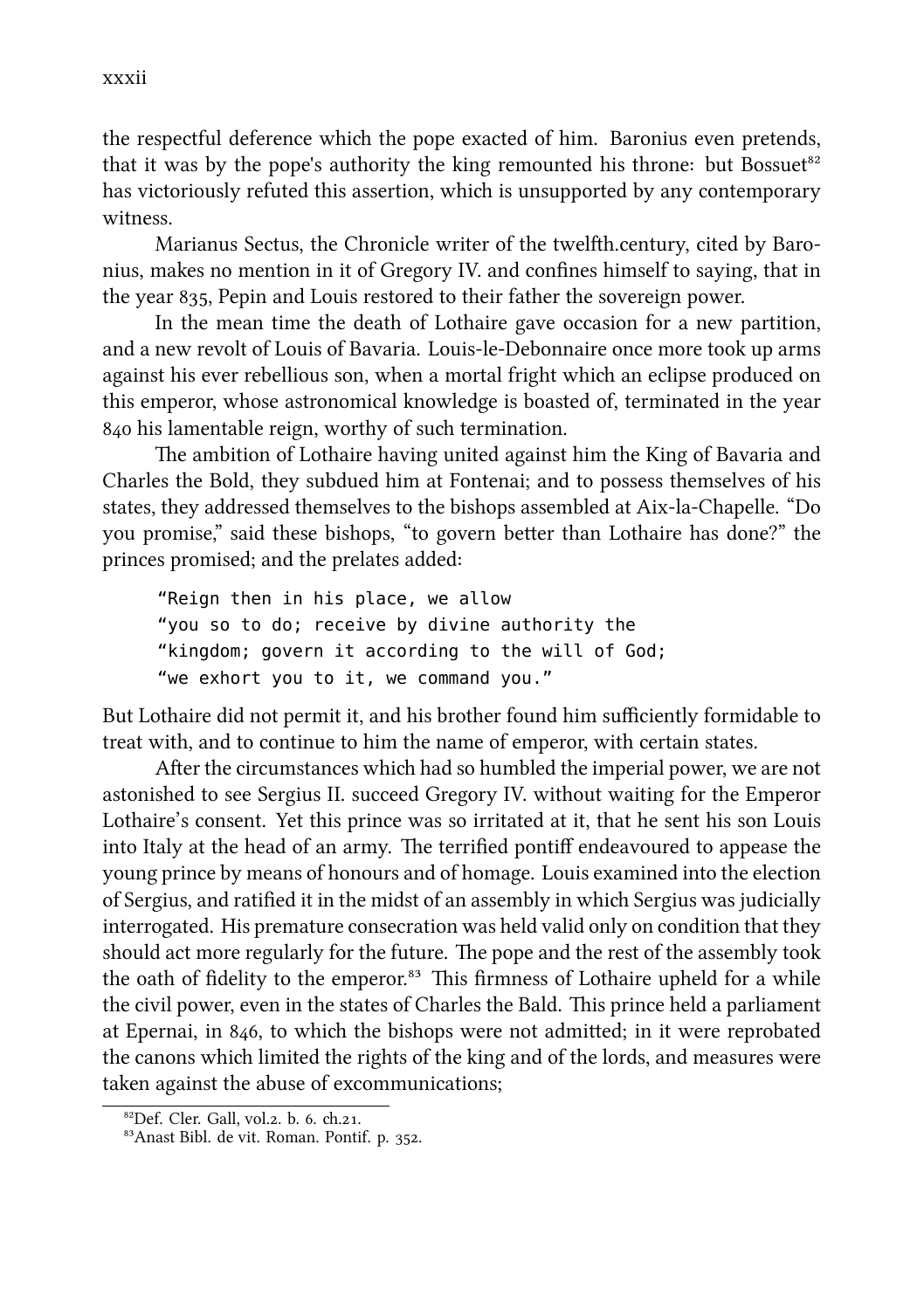the respectful deference which the pope exacted of him. Baronius even pretends, that it was by the pope's authority the king remounted his throne: but Bossuet[82] has victoriously refuted this assertion, which is unsupported by any contemporary witness.

Marianus Sectus, the Chronicle writer of the twelfth.century, cited by Baronius, makes no mention in it of Gregory IV. and confines himself to saying, that in the year 835, Pepin and Louis restored to their father the sovereign power.

In the mean time the death of Lothaire gave occasion for a new partition, and a new revolt of Louis of Bavaria. Louis-le-Debonnaire once more took up arms against his ever rebellious son, when a mortal fright which an eclipse produced on this emperor, whose astronomical knowledge is boasted of, terminated in the year 840 his lamentable reign, worthy of such termination.

The ambition of Lothaire having united against him the King of Bavaria and Charles the Bold, they subdued him at Fontenai; and to possess themselves of his states, they addressed themselves to the bishops assembled at Aix-la-Chapelle. "Do you promise," said these bishops, "to govern better than Lothaire has done?" the princes promised; and the prelates added:

```
"Reign then in his place, we allow
"you so to do; receive by divine authority the
"kingdom; govern it according to the will of God;
"we exhort you to it, we command you."
```

But Lothaire did not permit it, and his brother found him sufficiently formidable to treat with, and to continue to him the name of emperor, with certain states.

After the circumstances which had so humbled the imperial power, we are not astonished to see Sergius II. succeed Gregory IV. without waiting for the Emperor Lothaire's consent. Yet this prince was so irritated at it, that he sent his son Louis into Italy at the head of an army. The terrified pontiff endeavoured to appease the young prince by means of honours and of homage. Louis examined into the election of Sergius, and ratified it in the midst of an assembly in which Sergius was judicially interrogated. His premature consecration was held valid only on condition that they should act more regularly for the future. The pope and the rest of the assembly took the oath of fidelity to the emperor.[83] This firmness of Lothaire upheld for a while the civil power, even in the states of Charles the Bald. This prince held a parliament at Epernai, in 846, to which the bishops were not admitted; in it were reprobated the canons which limited the rights of the king and of the lords, and measures were taken against the abuse of excommunications;

[82] Def. Cler. Gall, vol.2. b. 6. ch.21.

[83] Anast Bibl. de vit. Roman. Pontif. p. 352.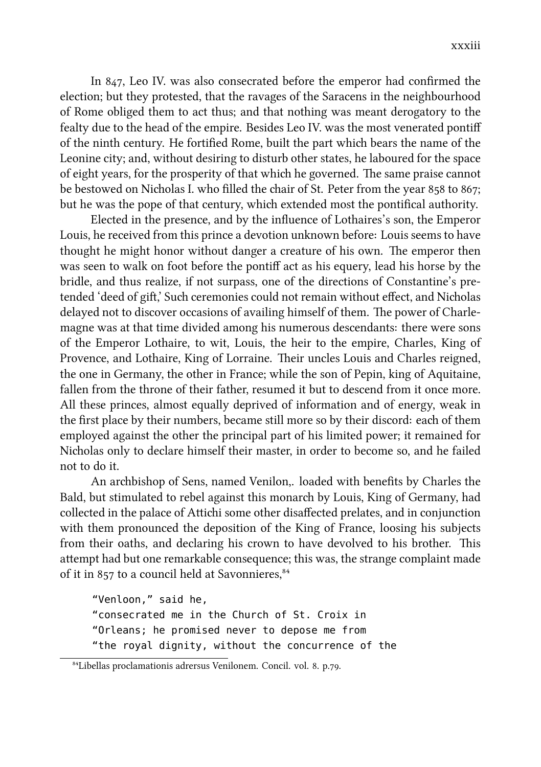In 847, Leo IV. was also consecrated before the emperor had confirmed the election; but they protested, that the ravages of the Saracens in the neighbourhood of Rome obliged them to act thus; and that nothing was meant derogatory to the fealty due to the head of the empire. Besides Leo IV. was the most venerated pontiff of the ninth century. He fortified Rome, built the part which bears the name of the Leonine city; and, without desiring to disturb other states, he laboured for the space of eight years, for the prosperity of that which he governed. The same praise cannot be bestowed on Nicholas I. who filled the chair of St. Peter from the year 858 to 867; but he was the pope of that century, which extended most the pontifical authority.

Elected in the presence, and by the influence of Lothaires's son, the Emperor Louis, he received from this prince a devotion unknown before: Louis seems to have thought he might honor without danger a creature of his own. The emperor then was seen to walk on foot before the pontiff act as his equery, lead his horse by the bridle, and thus realize, if not surpass, one of the directions of Constantine's pretended 'deed of gift,' Such ceremonies could not remain without effect, and Nicholas delayed not to discover occasions of availing himself of them. The power of Charlemagne was at that time divided among his numerous descendants: there were sons of the Emperor Lothaire, to wit, Louis, the heir to the empire, Charles, King of Provence, and Lothaire, King of Lorraine. Their uncles Louis and Charles reigned, the one in Germany, the other in France; while the son of Pepin, king of Aquitaine, fallen from the throne of their father, resumed it but to descend from it once more. All these princes, almost equally deprived of information and of energy, weak in the first place by their numbers, became still more so by their discord: each of them employed against the other the principal part of his limited power; it remained for Nicholas only to declare himself their master, in order to become so, and he failed not to do it.

An archbishop of Sens, named Venilon,. loaded with benefits by Charles the Bald, but stimulated to rebel against this monarch by Louis, King of Germany, had collected in the palace of Attichi some other disaffected prelates, and in conjunction with them pronounced the deposition of the King of France, loosing his subjects from their oaths, and declaring his crown to have devolved to his brother. This attempt had but one remarkable consequence; this was, the strange complaint made of it in 857 to a council held at Savonnieres,[84]

```
"Venloon," said he,
"consecrated me in the Church of St. Croix in
"Orleans; he promised never to depose me from
"the royal dignity, without the concurrence of the
```

[84] Libellas proclamationis adrersus Venilonem. Concil. vol. 8. p.79.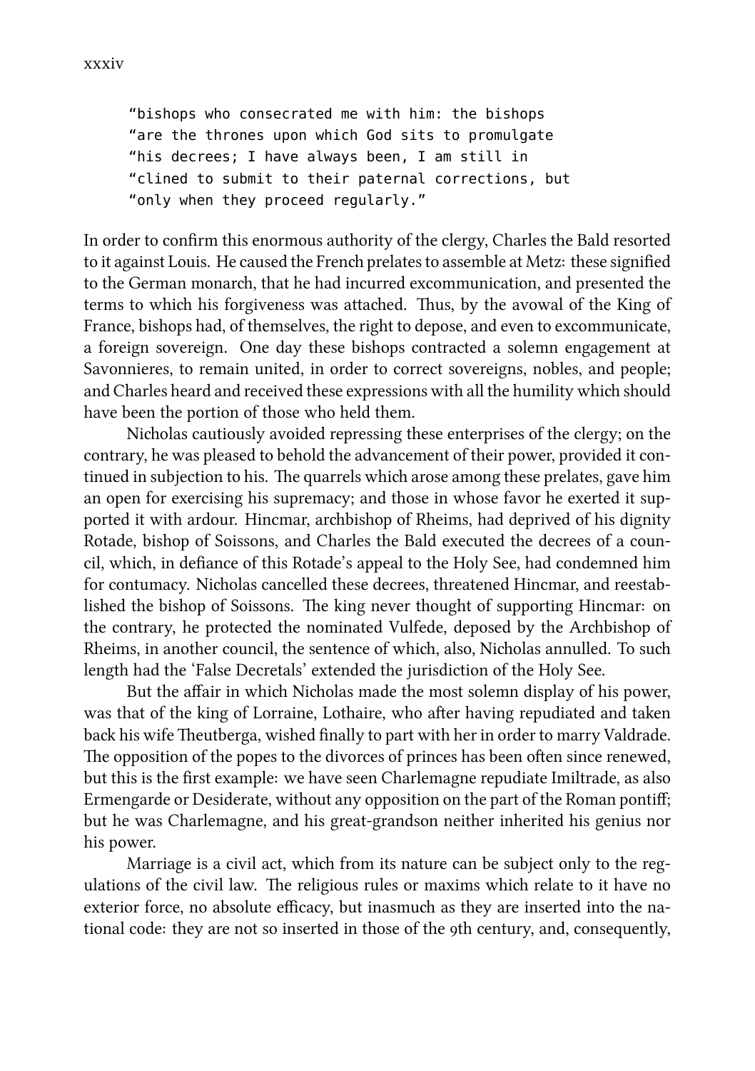"bishops who consecrated me with him: the bishops
"are the thrones upon which God sits to promulgate
"his decrees; I have always been, I am still in
"clined to submit to their paternal corrections, but
"only when they proceed regularly."

In order to confirm this enormous authority of the clergy, Charles the Bald resorted to it against Louis. He caused the French prelates to assemble at Metz: these signified to the German monarch, that he had incurred excommunication, and presented the terms to which his forgiveness was attached. Thus, by the avowal of the King of France, bishops had, of themselves, the right to depose, and even to excommunicate, a foreign sovereign. One day these bishops contracted a solemn engagement at Savonnieres, to remain united, in order to correct sovereigns, nobles, and people; and Charles heard and received these expressions with all the humility which should have been the portion of those who held them.

Nicholas cautiously avoided repressing these enterprises of the clergy; on the contrary, he was pleased to behold the advancement of their power, provided it continued in subjection to his. The quarrels which arose among these prelates, gave him an open for exercising his supremacy; and those in whose favor he exerted it supported it with ardour. Hincmar, archbishop of Rheims, had deprived of his dignity Rotade, bishop of Soissons, and Charles the Bald executed the decrees of a council, which, in defiance of this Rotade's appeal to the Holy See, had condemned him for contumacy. Nicholas cancelled these decrees, threatened Hincmar, and reestablished the bishop of Soissons. The king never thought of supporting Hincmar: on the contrary, he protected the nominated Vulfede, deposed by the Archbishop of Rheims, in another council, the sentence of which, also, Nicholas annulled. To such length had the 'False Decretals' extended the jurisdiction of the Holy See.

But the affair in which Nicholas made the most solemn display of his power, was that of the king of Lorraine, Lothaire, who after having repudiated and taken back his wife Theutberga, wished finally to part with her in order to marry Valdrade. The opposition of the popes to the divorces of princes has been often since renewed, but this is the first example: we have seen Charlemagne repudiate Imiltrade, as also Ermengarde or Desiderate, without any opposition on the part of the Roman pontiff; but he was Charlemagne, and his great-grandson neither inherited his genius nor his power.

Marriage is a civil act, which from its nature can be subject only to the regulations of the civil law. The religious rules or maxims which relate to it have no exterior force, no absolute efficacy, but inasmuch as they are inserted into the national code: they are not so inserted in those of the 9th century, and, consequently,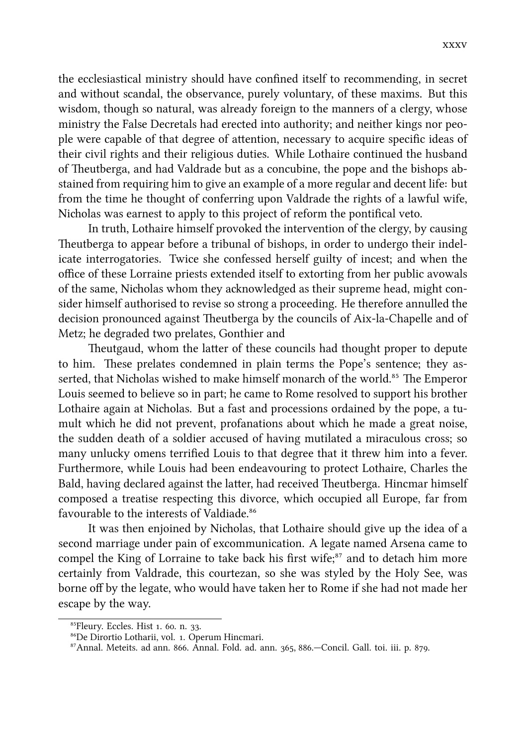the ecclesiastical ministry should have confined itself to recommending, in secret and without scandal, the observance, purely voluntary, of these maxims. But this wisdom, though so natural, was already foreign to the manners of a clergy, whose ministry the False Decretals had erected into authority; and neither kings nor people were capable of that degree of attention, necessary to acquire specific ideas of their civil rights and their religious duties. While Lothaire continued the husband of Theutberga, and had Valdrade but as a concubine, the pope and the bishops abstained from requiring him to give an example of a more regular and decent life: but from the time he thought of conferring upon Valdrade the rights of a lawful wife, Nicholas was earnest to apply to this project of reform the pontifical veto.

In truth, Lothaire himself provoked the intervention of the clergy, by causing Theutberga to appear before a tribunal of bishops, in order to undergo their indelicate interrogatories. Twice she confessed herself guilty of incest; and when the office of these Lorraine priests extended itself to extorting from her public avowals of the same, Nicholas whom they acknowledged as their supreme head, might consider himself authorised to revise so strong a proceeding. He therefore annulled the decision pronounced against Theutberga by the councils of Aix-la-Chapelle and of Metz; he degraded two prelates, Gonthier and

Theutgaud, whom the latter of these councils had thought proper to depute to him. These prelates condemned in plain terms the Pope's sentence; they asserted, that Nicholas wished to make himself monarch of the world.[85] The Emperor Louis seemed to believe so in part; he came to Rome resolved to support his brother Lothaire again at Nicholas. But a fast and processions ordained by the pope, a tumult which he did not prevent, profanations about which he made a great noise, the sudden death of a soldier accused of having mutilated a miraculous cross; so many unlucky omens terrified Louis to that degree that it threw him into a fever. Furthermore, while Louis had been endeavouring to protect Lothaire, Charles the Bald, having declared against the latter, had received Theutberga. Hincmar himself composed a treatise respecting this divorce, which occupied all Europe, far from favourable to the interests of Valdiade.[86]

It was then enjoined by Nicholas, that Lothaire should give up the idea of a second marriage under pain of excommunication. A legate named Arsena came to compel the King of Lorraine to take back his first wife;[87] and to detach him more certainly from Valdrade, this courtezan, so she was styled by the Holy See, was borne off by the legate, who would have taken her to Rome if she had not made her escape by the way.

---

[85] Fleury. Eccles. Hist 1. 60. n. 33.

[86] De Dirortio Lotharii, vol. 1. Operum Hincmari.

[87] Annal. Meteits. ad ann. 866. Annal. Fold. ad. ann. 365, 886.—Concil. Gall. toi. iii. p. 879.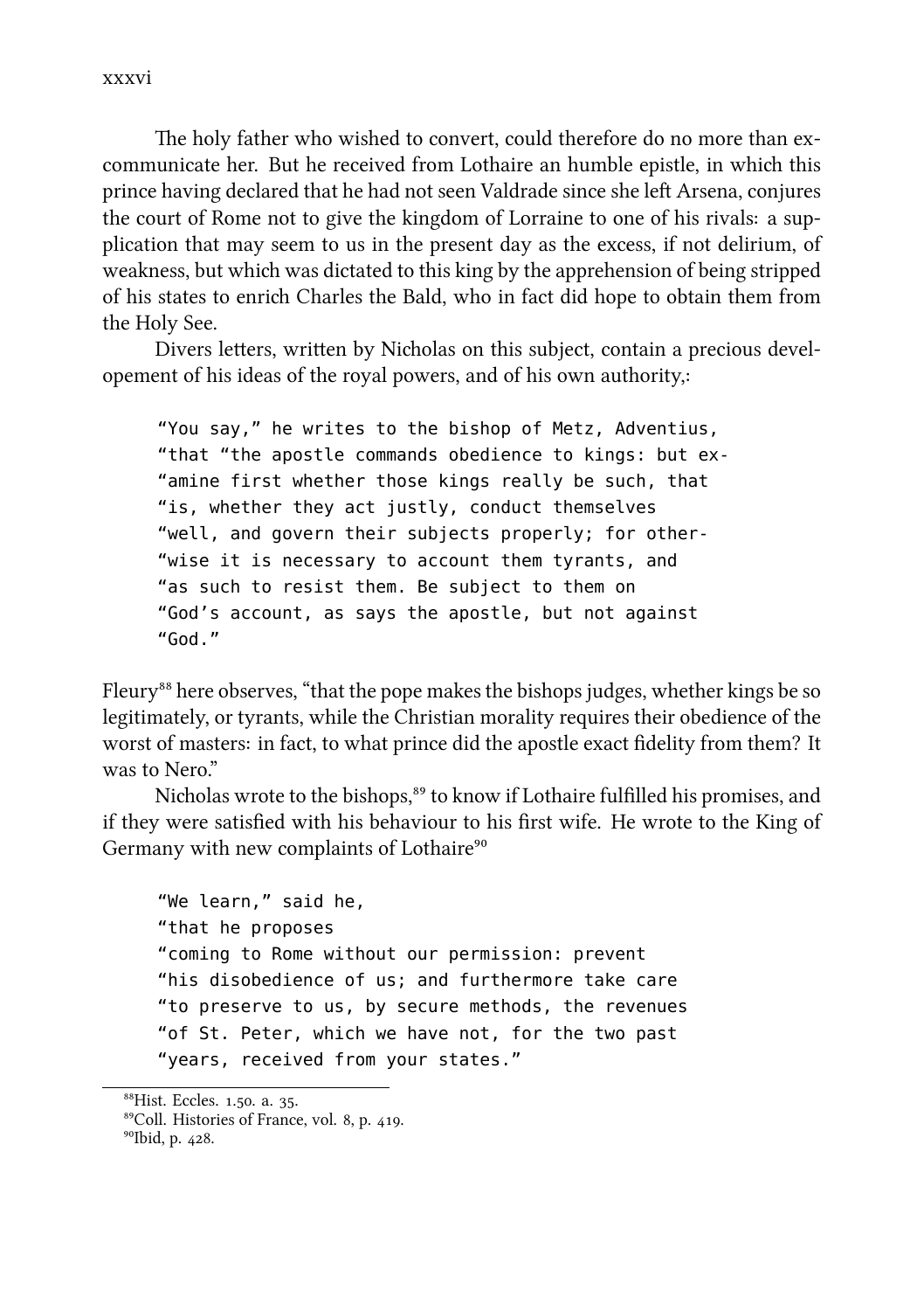The holy father who wished to convert, could therefore do no more than excommunicate her. But he received from Lothaire an humble epistle, in which this prince having declared that he had not seen Valdrade since she left Arsena, conjures the court of Rome not to give the kingdom of Lorraine to one of his rivals: a supplication that may seem to us in the present day as the excess, if not delirium, of weakness, but which was dictated to this king by the apprehension of being stripped of his states to enrich Charles the Bald, who in fact did hope to obtain them from the Holy See.

Divers letters, written by Nicholas on this subject, contain a precious developement of his ideas of the royal powers, and of his own authority,:

> "You say," he writes to the bishop of Metz, Adventius, "that "the apostle commands obedience to kings: but examine first whether those kings really be such, that "is, whether they act justly, conduct themselves "well, and govern their subjects properly; for other-"wise it is necessary to account them tyrants, and "as such to resist them. Be subject to them on "God's account, as says the apostle, but not against "God."

Fleury[88] here observes, "that the pope makes the bishops judges, whether kings be so legitimately, or tyrants, while the Christian morality requires their obedience of the worst of masters: in fact, to what prince did the apostle exact fidelity from them? It was to Nero."

Nicholas wrote to the bishops,[89] to know if Lothaire fulfilled his promises, and if they were satisfied with his behaviour to his first wife. He wrote to the King of Germany with new complaints of Lothaire[90]

> "We learn," said he,
> "that he proposes
> "coming to Rome without our permission: prevent
> "his disobedience of us; and furthermore take care
> "to preserve to us, by secure methods, the revenues
> "of St. Peter, which we have not, for the two past
> "years, received from your states."

[88] Hist. Eccles. 1.50. a. 35.

[89] Coll. Histories of France, vol. 8, p. 419.

[90] Ibid, p. 428.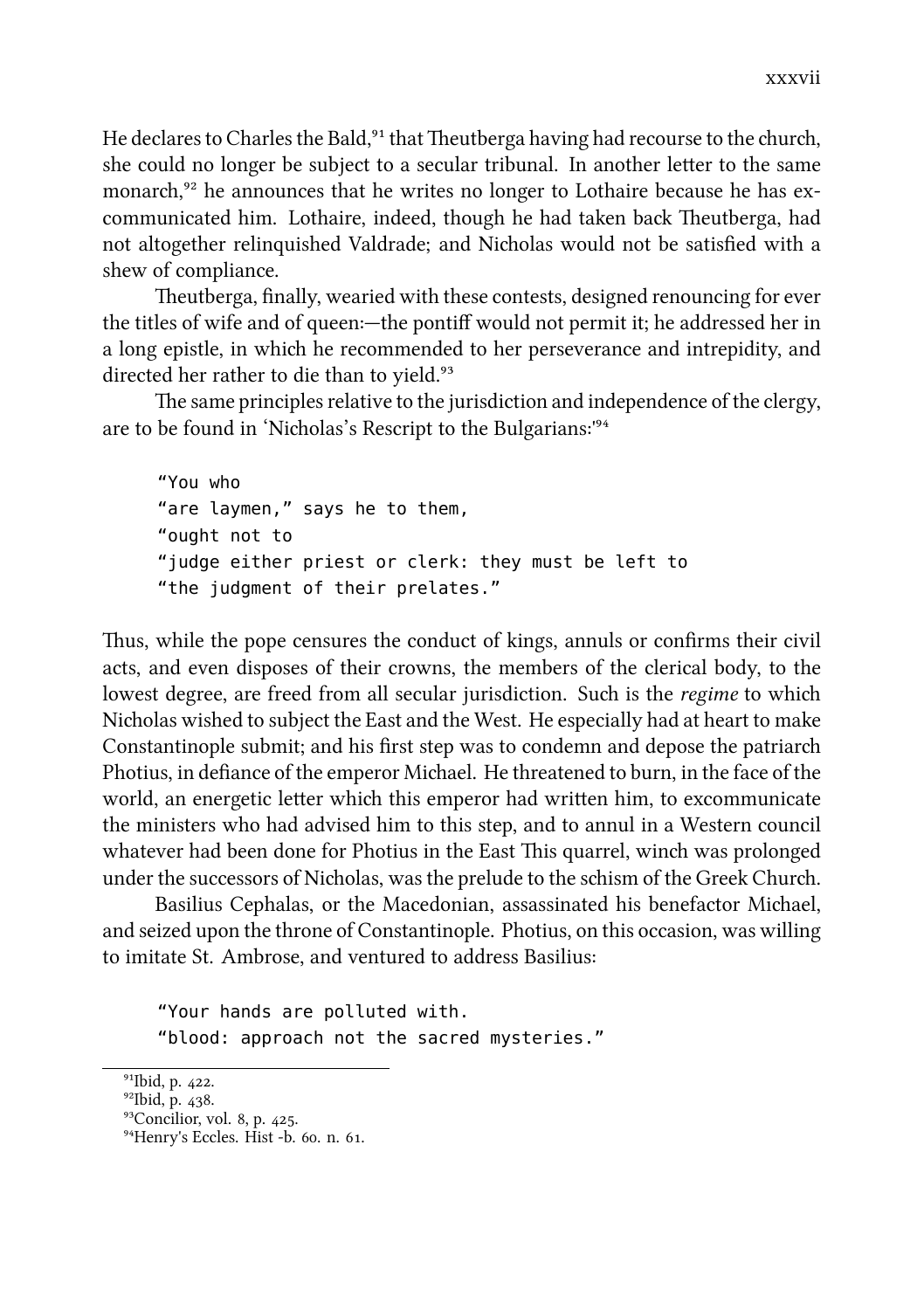He declares to Charles the Bald,[91] that Theutberga having had recourse to the church, she could no longer be subject to a secular tribunal. In another letter to the same monarch,[92] he announces that he writes no longer to Lothaire because he has excommunicated him. Lothaire, indeed, though he had taken back Theutberga, had not altogether relinquished Valdrade; and Nicholas would not be satisfied with a shew of compliance.

Theutberga, finally, wearied with these contests, designed renouncing for ever the titles of wife and of queen:—the pontiff would not permit it; he addressed her in a long epistle, in which he recommended to her perseverance and intrepidity, and directed her rather to die than to yield.[93]

The same principles relative to the jurisdiction and independence of the clergy, are to be found in 'Nicholas's Rescript to the Bulgarians:'[94]

```
"You who
"are laymen," says he to them,
"ought not to
"judge either priest or clerk: they must be left to
"the judgment of their prelates."
```

Thus, while the pope censures the conduct of kings, annuls or confirms their civil acts, and even disposes of their crowns, the members of the clerical body, to the lowest degree, are freed from all secular jurisdiction. Such is the *regime* to which Nicholas wished to subject the East and the West. He especially had at heart to make Constantinople submit; and his first step was to condemn and depose the patriarch Photius, in defiance of the emperor Michael. He threatened to burn, in the face of the world, an energetic letter which this emperor had written him, to excommunicate the ministers who had advised him to this step, and to annul in a Western council whatever had been done for Photius in the East This quarrel, winch was prolonged under the successors of Nicholas, was the prelude to the schism of the Greek Church.

Basilius Cephalas, or the Macedonian, assassinated his benefactor Michael, and seized upon the throne of Constantinople. Photius, on this occasion, was willing to imitate St. Ambrose, and ventured to address Basilius:

```
"Your hands are polluted with.
"blood: approach not the sacred mysteries."
```

[91] Ibid, p. 422.

[92] Ibid, p. 438.

[93] Concilior, vol. 8, p. 425.

[94] Henry's Eccles. Hist -b. 60. n. 61.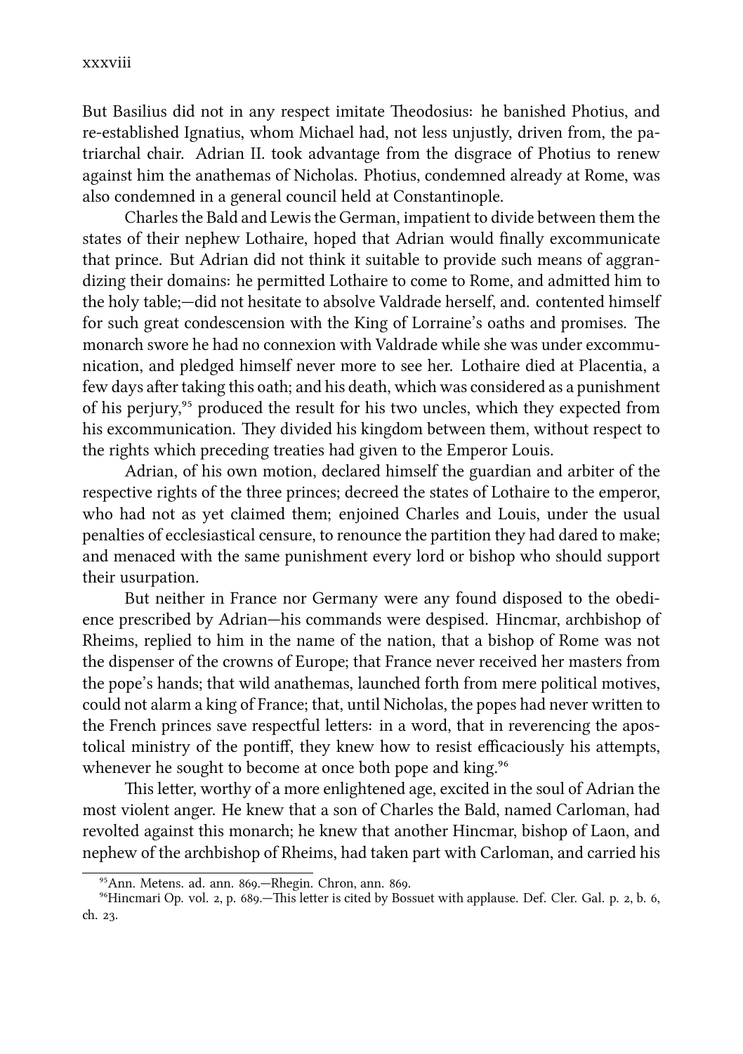But Basilius did not in any respect imitate Theodosius: he banished Photius, and re-established Ignatius, whom Michael had, not less unjustly, driven from, the patriarchal chair. Adrian II. took advantage from the disgrace of Photius to renew against him the anathemas of Nicholas. Photius, condemned already at Rome, was also condemned in a general council held at Constantinople.

Charles the Bald and Lewis the German, impatient to divide between them the states of their nephew Lothaire, hoped that Adrian would finally excommunicate that prince. But Adrian did not think it suitable to provide such means of aggrandizing their domains: he permitted Lothaire to come to Rome, and admitted him to the holy table;—did not hesitate to absolve Valdrade herself, and. contented himself for such great condescension with the King of Lorraine's oaths and promises. The monarch swore he had no connexion with Valdrade while she was under excommunication, and pledged himself never more to see her. Lothaire died at Placentia, a few days after taking this oath; and his death, which was considered as a punishment of his perjury,[95] produced the result for his two uncles, which they expected from his excommunication. They divided his kingdom between them, without respect to the rights which preceding treaties had given to the Emperor Louis.

Adrian, of his own motion, declared himself the guardian and arbiter of the respective rights of the three princes; decreed the states of Lothaire to the emperor, who had not as yet claimed them; enjoined Charles and Louis, under the usual penalties of ecclesiastical censure, to renounce the partition they had dared to make; and menaced with the same punishment every lord or bishop who should support their usurpation.

But neither in France nor Germany were any found disposed to the obedience prescribed by Adrian—his commands were despised. Hincmar, archbishop of Rheims, replied to him in the name of the nation, that a bishop of Rome was not the dispenser of the crowns of Europe; that France never received her masters from the pope's hands; that wild anathemas, launched forth from mere political motives, could not alarm a king of France; that, until Nicholas, the popes had never written to the French princes save respectful letters: in a word, that in reverencing the apostolical ministry of the pontiff, they knew how to resist efficaciously his attempts, whenever he sought to become at once both pope and king.[96]

This letter, worthy of a more enlightened age, excited in the soul of Adrian the most violent anger. He knew that a son of Charles the Bald, named Carloman, had revolted against this monarch; he knew that another Hincmar, bishop of Laon, and nephew of the archbishop of Rheims, had taken part with Carloman, and carried his

[95] Ann. Metens. ad. ann. 869.—Rhegin. Chron, ann. 869.

[96] Hincmari Op. vol. 2, p. 689.—This letter is cited by Bossuet with applause. Def. Cler. Gal. p. 2, b. 6, ch. 23.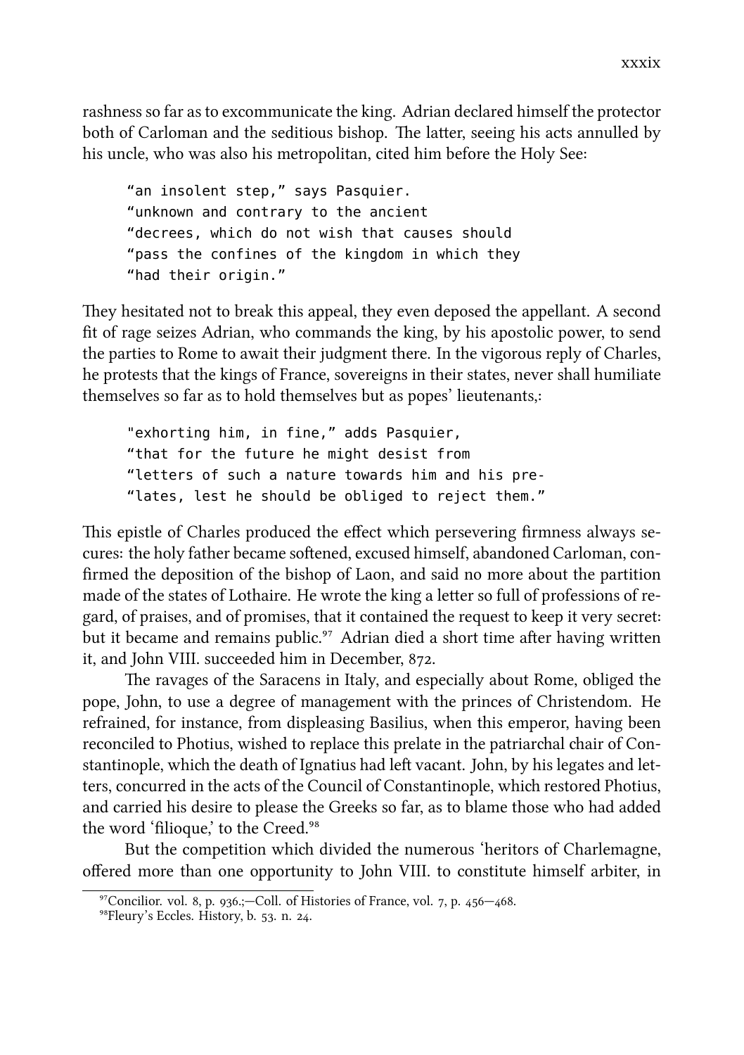rashness so far as to excommunicate the king. Adrian declared himself the protector both of Carloman and the seditious bishop. The latter, seeing his acts annulled by his uncle, who was also his metropolitan, cited him before the Holy See:

> "an insolent step," says Pasquier.
> "unknown and contrary to the ancient
> "decrees, which do not wish that causes should
> "pass the confines of the kingdom in which they
> "had their origin."

They hesitated not to break this appeal, they even deposed the appellant. A second fit of rage seizes Adrian, who commands the king, by his apostolic power, to send the parties to Rome to await their judgment there. In the vigorous reply of Charles, he protests that the kings of France, sovereigns in their states, never shall humiliate themselves so far as to hold themselves but as popes' lieutenants,:

> "exhorting him, in fine," adds Pasquier,
> "that for the future he might desist from
> "letters of such a nature towards him and his pre-
> "lates, lest he should be obliged to reject them."

This epistle of Charles produced the effect which persevering firmness always secures: the holy father became softened, excused himself, abandoned Carloman, confirmed the deposition of the bishop of Laon, and said no more about the partition made of the states of Lothaire. He wrote the king a letter so full of professions of regard, of praises, and of promises, that it contained the request to keep it very secret: but it became and remains public.[97] Adrian died a short time after having written it, and John VIII. succeeded him in December, 872.

The ravages of the Saracens in Italy, and especially about Rome, obliged the pope, John, to use a degree of management with the princes of Christendom. He refrained, for instance, from displeasing Basilius, when this emperor, having been reconciled to Photius, wished to replace this prelate in the patriarchal chair of Constantinople, which the death of Ignatius had left vacant. John, by his legates and letters, concurred in the acts of the Council of Constantinople, which restored Photius, and carried his desire to please the Greeks so far, as to blame those who had added the word 'filioque,' to the Creed.[98]

But the competition which divided the numerous 'heritors of Charlemagne, offered more than one opportunity to John VIII. to constitute himself arbiter, in

[97] Concilior. vol. 8, p. 936.;—Coll. of Histories of France, vol. 7, p. 456—468.

[98] Fleury's Eccles. History, b. 53. n. 24.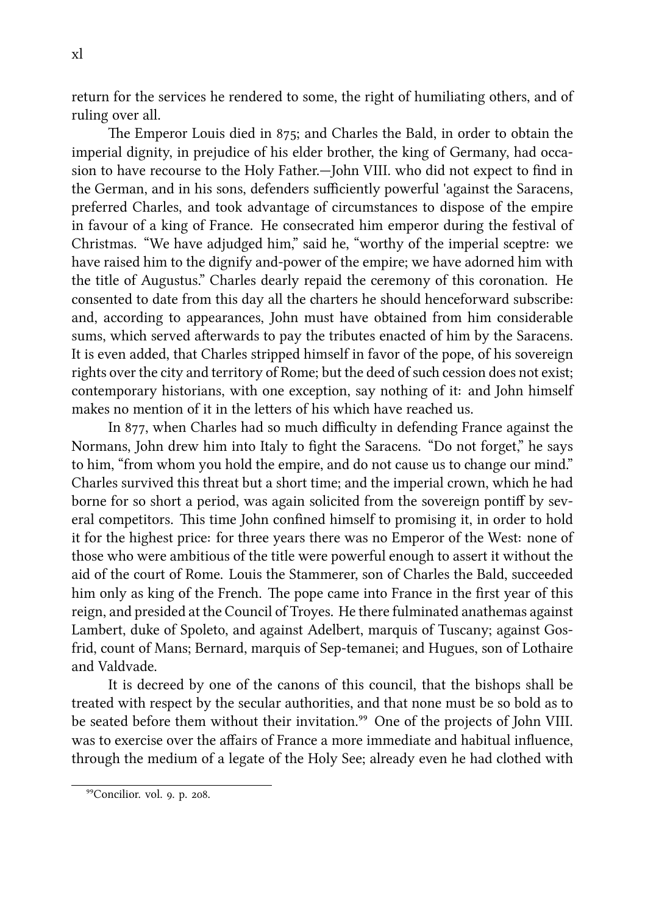return for the services he rendered to some, the right of humiliating others, and of ruling over all.

The Emperor Louis died in 875; and Charles the Bald, in order to obtain the imperial dignity, in prejudice of his elder brother, the king of Germany, had occasion to have recourse to the Holy Father.—John VIII. who did not expect to find in the German, and in his sons, defenders sufficiently powerful 'against the Saracens, preferred Charles, and took advantage of circumstances to dispose of the empire in favour of a king of France. He consecrated him emperor during the festival of Christmas. "We have adjudged him," said he, "worthy of the imperial sceptre: we have raised him to the dignify and-power of the empire; we have adorned him with the title of Augustus." Charles dearly repaid the ceremony of this coronation. He consented to date from this day all the charters he should henceforward subscribe: and, according to appearances, John must have obtained from him considerable sums, which served afterwards to pay the tributes enacted of him by the Saracens. It is even added, that Charles stripped himself in favor of the pope, of his sovereign rights over the city and territory of Rome; but the deed of such cession does not exist; contemporary historians, with one exception, say nothing of it: and John himself makes no mention of it in the letters of his which have reached us.

In 877, when Charles had so much difficulty in defending France against the Normans, John drew him into Italy to fight the Saracens. "Do not forget," he says to him, "from whom you hold the empire, and do not cause us to change our mind." Charles survived this threat but a short time; and the imperial crown, which he had borne for so short a period, was again solicited from the sovereign pontiff by several competitors. This time John confined himself to promising it, in order to hold it for the highest price: for three years there was no Emperor of the West: none of those who were ambitious of the title were powerful enough to assert it without the aid of the court of Rome. Louis the Stammerer, son of Charles the Bald, succeeded him only as king of the French. The pope came into France in the first year of this reign, and presided at the Council of Troyes. He there fulminated anathemas against Lambert, duke of Spoleto, and against Adelbert, marquis of Tuscany; against Gosfrid, count of Mans; Bernard, marquis of Sep-temanei; and Hugues, son of Lothaire and Valdvade.

It is decreed by one of the canons of this council, that the bishops shall be treated with respect by the secular authorities, and that none must be so bold as to be seated before them without their invitation.[99] One of the projects of John VIII. was to exercise over the affairs of France a more immediate and habitual influence, through the medium of a legate of the Holy See; already even he had clothed with

[99] Concilior. vol. 9. p. 208.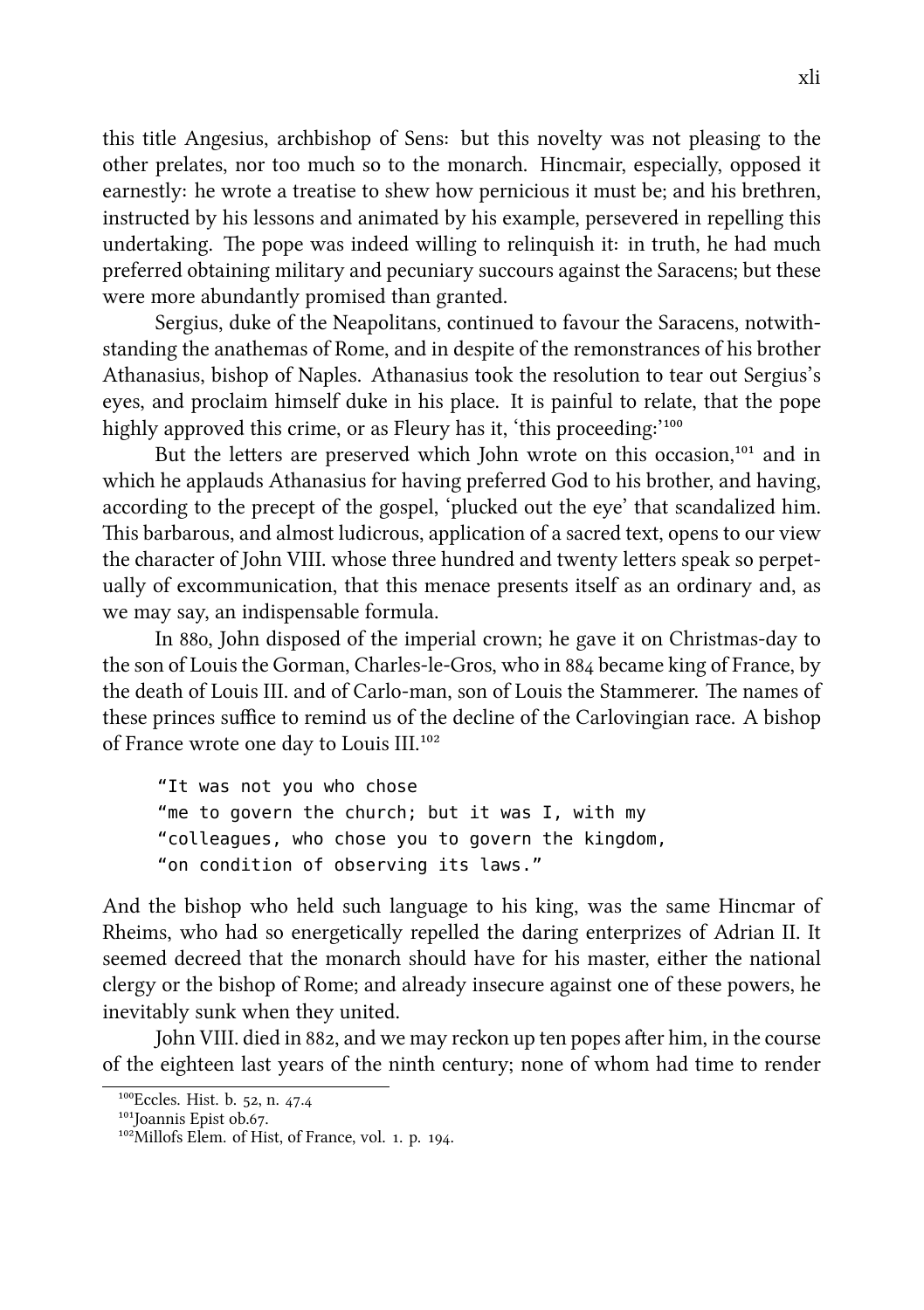this title Angesius, archbishop of Sens: but this novelty was not pleasing to the other prelates, nor too much so to the monarch. Hincmair, especially, opposed it earnestly: he wrote a treatise to shew how pernicious it must be; and his brethren, instructed by his lessons and animated by his example, persevered in repelling this undertaking. The pope was indeed willing to relinquish it: in truth, he had much preferred obtaining military and pecuniary succours against the Saracens; but these were more abundantly promised than granted.

Sergius, duke of the Neapolitans, continued to favour the Saracens, notwithstanding the anathemas of Rome, and in despite of the remonstrances of his brother Athanasius, bishop of Naples. Athanasius took the resolution to tear out Sergius's eyes, and proclaim himself duke in his place. It is painful to relate, that the pope highly approved this crime, or as Fleury has it, 'this proceeding:'[100]

But the letters are preserved which John wrote on this occasion,[101] and in which he applauds Athanasius for having preferred God to his brother, and having, according to the precept of the gospel, 'plucked out the eye' that scandalized him. This barbarous, and almost ludicrous, application of a sacred text, opens to our view the character of John VIII. whose three hundred and twenty letters speak so perpetually of excommunication, that this menace presents itself as an ordinary and, as we may say, an indispensable formula.

In 880, John disposed of the imperial crown; he gave it on Christmas-day to the son of Louis the Gorman, Charles-le-Gros, who in 884 became king of France, by the death of Louis III. and of Carlo-man, son of Louis the Stammerer. The names of these princes suffice to remind us of the decline of the Carlovingian race. A bishop of France wrote one day to Louis III.[102]

```
"It was not you who chose
"me to govern the church; but it was I, with my
"colleagues, who chose you to govern the kingdom,
"on condition of observing its laws."
```

And the bishop who held such language to his king, was the same Hincmar of Rheims, who had so energetically repelled the daring enterprizes of Adrian II. It seemed decreed that the monarch should have for his master, either the national clergy or the bishop of Rome; and already insecure against one of these powers, he inevitably sunk when they united.

John VIII. died in 882, and we may reckon up ten popes after him, in the course of the eighteen last years of the ninth century; none of whom had time to render

[100] Eccles. Hist. b. 52, n. 47.4

[101] Joannis Epist ob.67.

[102] Millofs Elem. of Hist, of France, vol. 1. p. 194.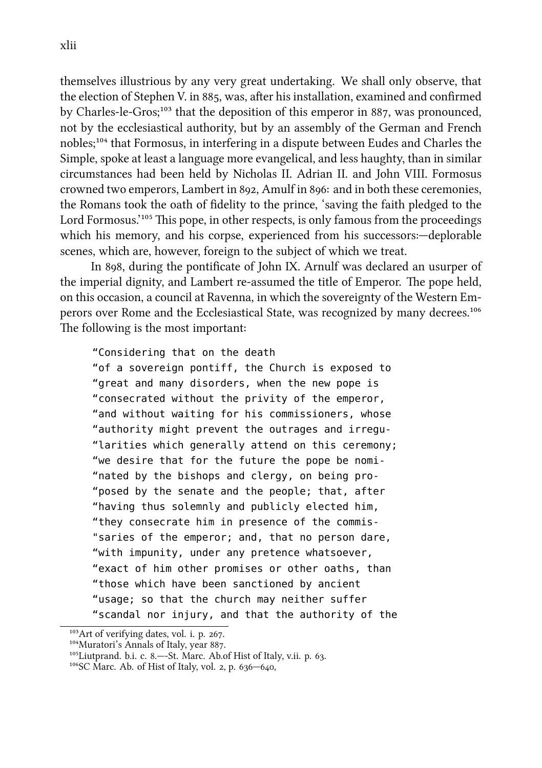themselves illustrious by any very great undertaking. We shall only observe, that the election of Stephen V. in 885, was, after his installation, examined and confirmed by Charles-le-Gros;[103] that the deposition of this emperor in 887, was pronounced, not by the ecclesiastical authority, but by an assembly of the German and French nobles;[104] that Formosus, in interfering in a dispute between Eudes and Charles the Simple, spoke at least a language more evangelical, and less haughty, than in similar circumstances had been held by Nicholas II. Adrian II. and John VIII. Formosus crowned two emperors, Lambert in 892, Amulf in 896: and in both these ceremonies, the Romans took the oath of fidelity to the prince, 'saving the faith pledged to the Lord Formosus.'[105] This pope, in other respects, is only famous from the proceedings which his memory, and his corpse, experienced from his successors:—deplorable scenes, which are, however, foreign to the subject of which we treat.

In 898, during the pontificate of John IX. Arnulf was declared an usurper of the imperial dignity, and Lambert re-assumed the title of Emperor. The pope held, on this occasion, a council at Ravenna, in which the sovereignty of the Western Emperors over Rome and the Ecclesiastical State, was recognized by many decrees.[106] The following is the most important:

```
“Considering that on the death
“of a sovereign pontiff, the Church is exposed to
“great and many disorders, when the new pope is
“consecrated without the privity of the emperor,
“and without waiting for his commissioners, whose
“authority might prevent the outrages and irregu-
“larities which generally attend on this ceremony;
“we desire that for the future the pope be nomi-
“nated by the bishops and clergy, on being pro-
“posed by the senate and the people; that, after
“having thus solemnly and publicly elected him,
“they consecrate him in presence of the commis-
"saries of the emperor; and, that no person dare,
“with impunity, under any pretence whatsoever,
“exact of him other promises or other oaths, than
“those which have been sanctioned by ancient
“usage; so that the church may neither suffer
“scandal nor injury, and that the authority of the
```

[103] Art of verifying dates, vol. i. p. 267.

[104] Muratori's Annals of Italy, year 887.

[105] Liutprand. b.i. c. 8.—-St. Marc. Ab.of Hist of Italy, v.ii. p. 63.

[106] SC Marc. Ab. of Hist of Italy, vol. 2, p. 636—640,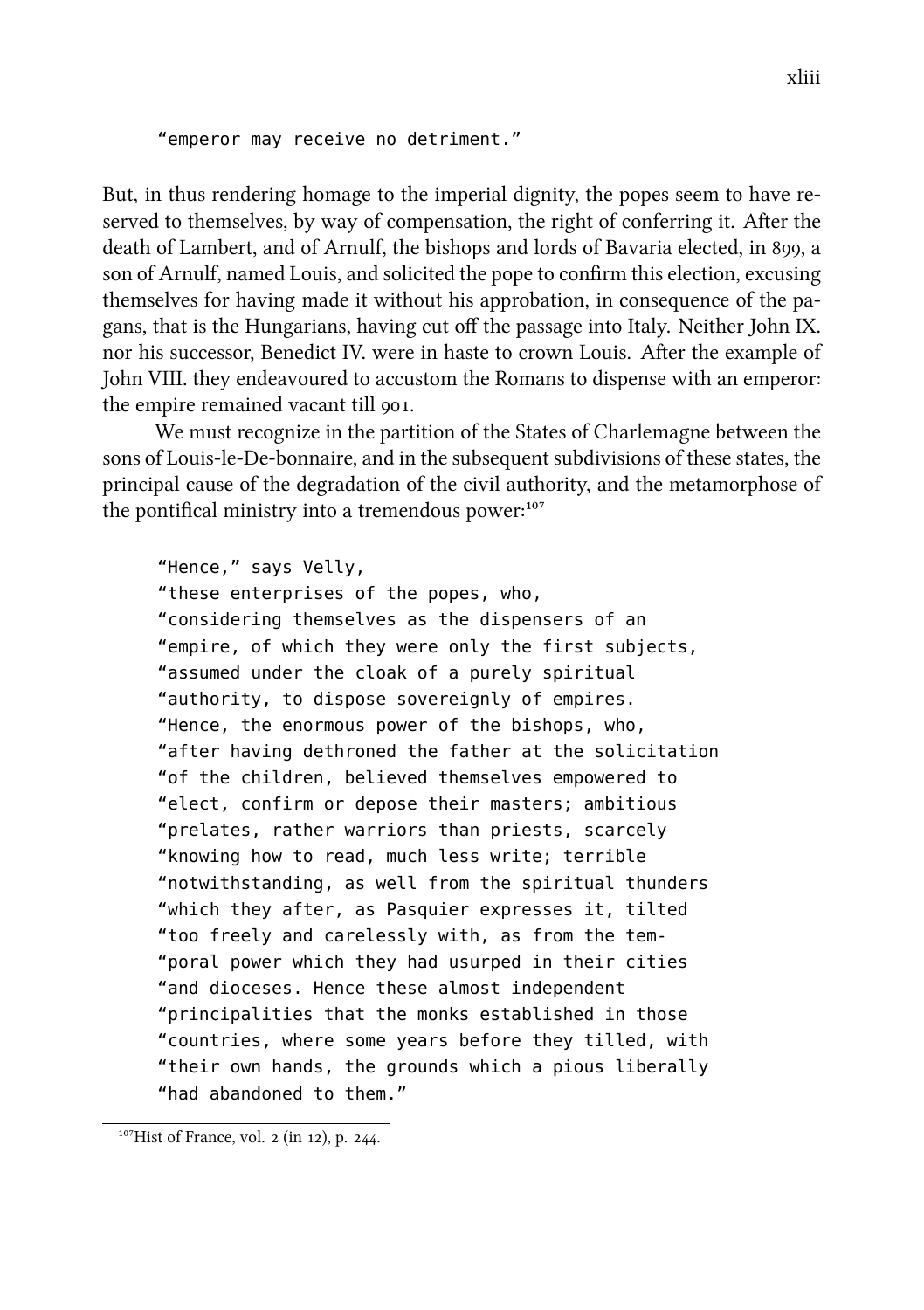"emperor may receive no detriment."

But, in thus rendering homage to the imperial dignity, the popes seem to have reserved to themselves, by way of compensation, the right of conferring it. After the death of Lambert, and of Arnulf, the bishops and lords of Bavaria elected, in 899, a son of Arnulf, named Louis, and solicited the pope to confirm this election, excusing themselves for having made it without his approbation, in consequence of the pagans, that is the Hungarians, having cut off the passage into Italy. Neither John IX. nor his successor, Benedict IV. were in haste to crown Louis. After the example of John VIII. they endeavoured to accustom the Romans to dispense with an emperor: the empire remained vacant till 901.

We must recognize in the partition of the States of Charlemagne between the sons of Louis-le-De-bonnaire, and in the subsequent subdivisions of these states, the principal cause of the degradation of the civil authority, and the metamorphose of the pontifical ministry into a tremendous power:[107]

> "Hence," says Velly,
> "these enterprises of the popes, who,
> "considering themselves as the dispensers of an
> "empire, of which they were only the first subjects,
> "assumed under the cloak of a purely spiritual
> "authority, to dispose sovereignly of empires.
> "Hence, the enormous power of the bishops, who,
> "after having dethroned the father at the solicitation
> "of the children, believed themselves empowered to
> "elect, confirm or depose their masters; ambitious
> "prelates, rather warriors than priests, scarcely
> "knowing how to read, much less write; terrible
> "notwithstanding, as well from the spiritual thunders
> "which they after, as Pasquier expresses it, tilted
> "too freely and carelessly with, as from the tem-
> "poral power which they had usurped in their cities
> "and dioceses. Hence these almost independent
> "principalities that the monks established in those
> "countries, where some years before they tilled, with
> "their own hands, the grounds which a pious liberally
> "had abandoned to them."

[107] Hist of France, vol. 2 (in 12), p. 244.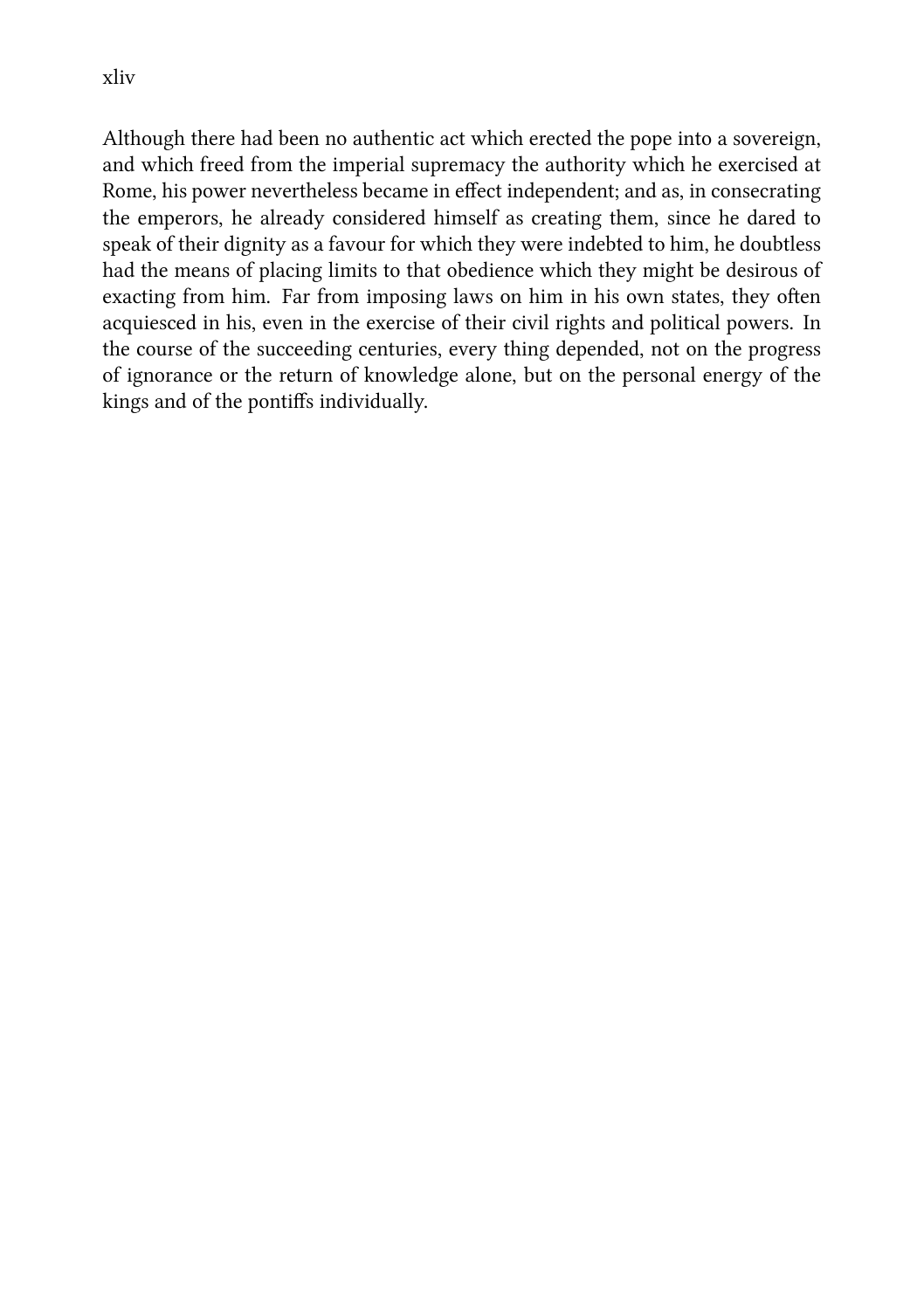Although there had been no authentic act which erected the pope into a sovereign, and which freed from the imperial supremacy the authority which he exercised at Rome, his power nevertheless became in effect independent; and as, in consecrating the emperors, he already considered himself as creating them, since he dared to speak of their dignity as a favour for which they were indebted to him, he doubtless had the means of placing limits to that obedience which they might be desirous of exacting from him. Far from imposing laws on him in his own states, they often acquiesced in his, even in the exercise of their civil rights and political powers. In the course of the succeeding centuries, every thing depended, not on the progress of ignorance or the return of knowledge alone, but on the personal energy of the kings and of the pontiffs individually.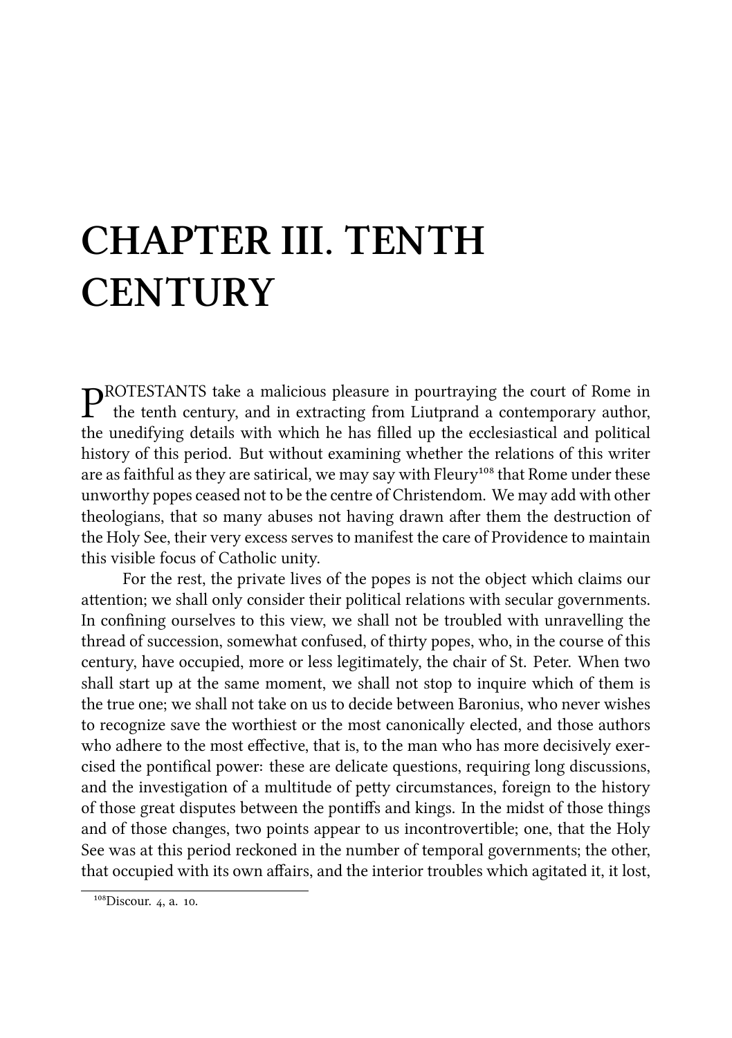# CHAPTER III. TENTH CENTURY

PROTESTANTS take a malicious pleasure in pourtraying the court of Rome in the tenth century, and in extracting from Liutprand a contemporary author, the unedifying details with which he has filled up the ecclesiastical and political history of this period. But without examining whether the relations of this writer are as faithful as they are satirical, we may say with Fleury[108] that Rome under these unworthy popes ceased not to be the centre of Christendom. We may add with other theologians, that so many abuses not having drawn after them the destruction of the Holy See, their very excess serves to manifest the care of Providence to maintain this visible focus of Catholic unity.

For the rest, the private lives of the popes is not the object which claims our attention; we shall only consider their political relations with secular governments. In confining ourselves to this view, we shall not be troubled with unravelling the thread of succession, somewhat confused, of thirty popes, who, in the course of this century, have occupied, more or less legitimately, the chair of St. Peter. When two shall start up at the same moment, we shall not stop to inquire which of them is the true one; we shall not take on us to decide between Baronius, who never wishes to recognize save the worthiest or the most canonically elected, and those authors who adhere to the most effective, that is, to the man who has more decisively exercised the pontifical power: these are delicate questions, requiring long discussions, and the investigation of a multitude of petty circumstances, foreign to the history of those great disputes between the pontiffs and kings. In the midst of those things and of those changes, two points appear to us incontrovertible; one, that the Holy See was at this period reckoned in the number of temporal governments; the other, that occupied with its own affairs, and the interior troubles which agitated it, it lost,

[108] Discour. 4, a. 10.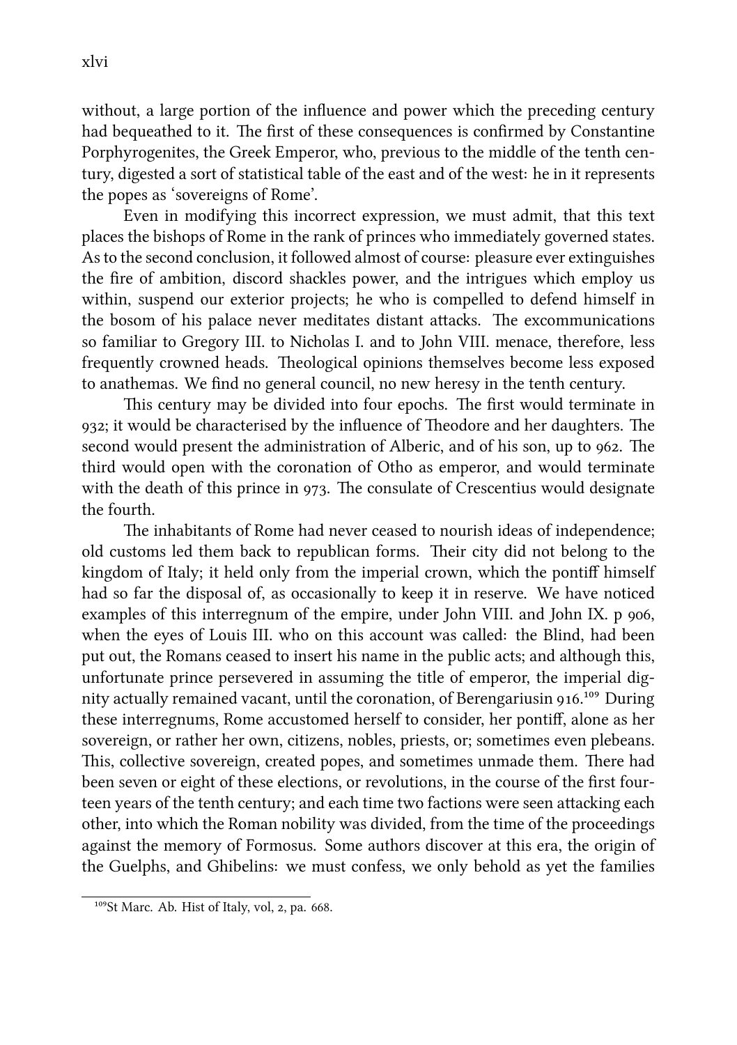without, a large portion of the influence and power which the preceding century had bequeathed to it. The first of these consequences is confirmed by Constantine Porphyrogenites, the Greek Emperor, who, previous to the middle of the tenth century, digested a sort of statistical table of the east and of the west: he in it represents the popes as 'sovereigns of Rome'.

Even in modifying this incorrect expression, we must admit, that this text places the bishops of Rome in the rank of princes who immediately governed states. As to the second conclusion, it followed almost of course: pleasure ever extinguishes the fire of ambition, discord shackles power, and the intrigues which employ us within, suspend our exterior projects; he who is compelled to defend himself in the bosom of his palace never meditates distant attacks. The excommunications so familiar to Gregory III. to Nicholas I. and to John VIII. menace, therefore, less frequently crowned heads. Theological opinions themselves become less exposed to anathemas. We find no general council, no new heresy in the tenth century.

This century may be divided into four epochs. The first would terminate in 932; it would be characterised by the influence of Theodore and her daughters. The second would present the administration of Alberic, and of his son, up to 962. The third would open with the coronation of Otho as emperor, and would terminate with the death of this prince in 973. The consulate of Crescentius would designate the fourth.

The inhabitants of Rome had never ceased to nourish ideas of independence; old customs led them back to republican forms. Their city did not belong to the kingdom of Italy; it held only from the imperial crown, which the pontiff himself had so far the disposal of, as occasionally to keep it in reserve. We have noticed examples of this interregnum of the empire, under John VIII. and John IX. p 906, when the eyes of Louis III. who on this account was called: the Blind, had been put out, the Romans ceased to insert his name in the public acts; and although this, unfortunate prince persevered in assuming the title of emperor, the imperial dignity actually remained vacant, until the coronation, of Berengariusin 916.[109] During these interregnums, Rome accustomed herself to consider, her pontiff, alone as her sovereign, or rather her own, citizens, nobles, priests, or; sometimes even plebeans. This, collective sovereign, created popes, and sometimes unmade them. There had been seven or eight of these elections, or revolutions, in the course of the first fourteen years of the tenth century; and each time two factions were seen attacking each other, into which the Roman nobility was divided, from the time of the proceedings against the memory of Formosus. Some authors discover at this era, the origin of the Guelphs, and Ghibelins: we must confess, we only behold as yet the families

[109] St Marc. Ab. Hist of Italy, vol, 2, pa. 668.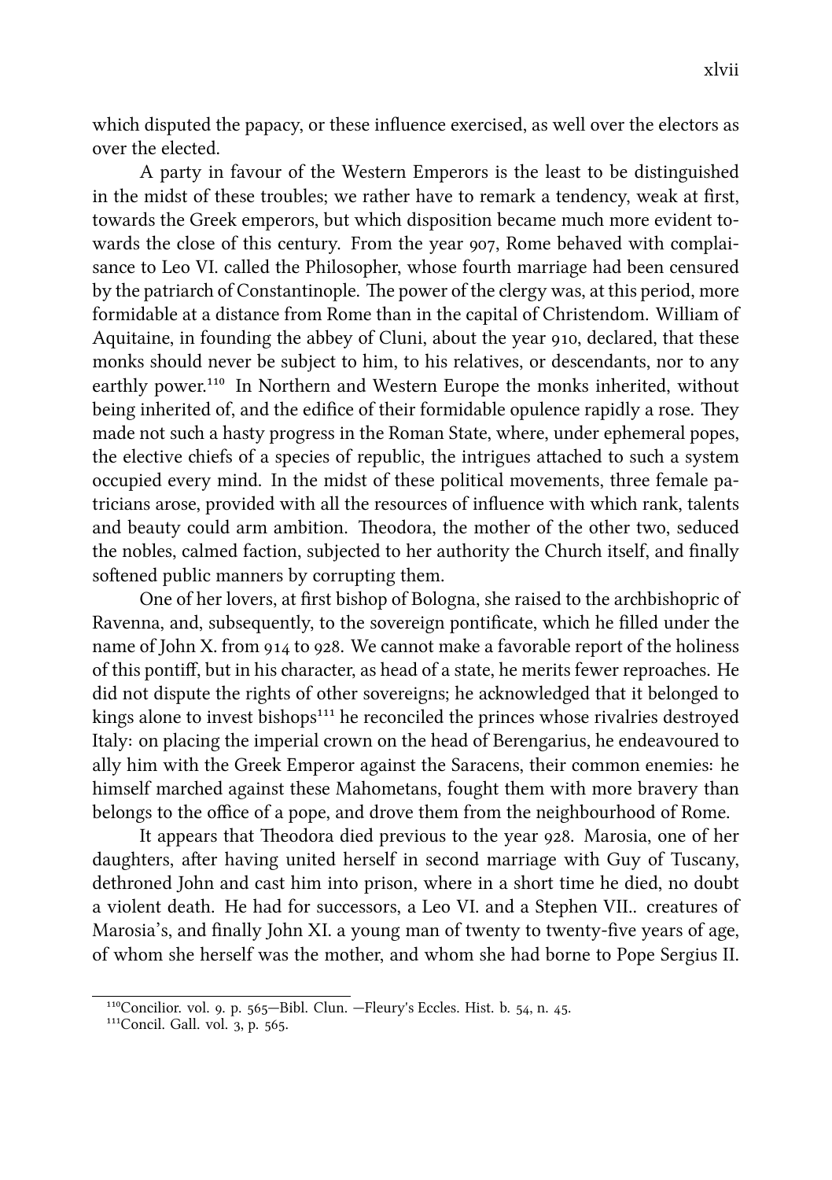which disputed the papacy, or these influence exercised, as well over the electors as over the elected.

A party in favour of the Western Emperors is the least to be distinguished in the midst of these troubles; we rather have to remark a tendency, weak at first, towards the Greek emperors, but which disposition became much more evident towards the close of this century. From the year 907, Rome behaved with complaisance to Leo VI. called the Philosopher, whose fourth marriage had been censured by the patriarch of Constantinople. The power of the clergy was, at this period, more formidable at a distance from Rome than in the capital of Christendom. William of Aquitaine, in founding the abbey of Cluni, about the year 910, declared, that these monks should never be subject to him, to his relatives, or descendants, nor to any earthly power.[110] In Northern and Western Europe the monks inherited, without being inherited of, and the edifice of their formidable opulence rapidly a rose. They made not such a hasty progress in the Roman State, where, under ephemeral popes, the elective chiefs of a species of republic, the intrigues attached to such a system occupied every mind. In the midst of these political movements, three female patricians arose, provided with all the resources of influence with which rank, talents and beauty could arm ambition. Theodora, the mother of the other two, seduced the nobles, calmed faction, subjected to her authority the Church itself, and finally softened public manners by corrupting them.

One of her lovers, at first bishop of Bologna, she raised to the archbishopric of Ravenna, and, subsequently, to the sovereign pontificate, which he filled under the name of John X. from 914 to 928. We cannot make a favorable report of the holiness of this pontiff, but in his character, as head of a state, he merits fewer reproaches. He did not dispute the rights of other sovereigns; he acknowledged that it belonged to kings alone to invest bishops[111] he reconciled the princes whose rivalries destroyed Italy: on placing the imperial crown on the head of Berengarius, he endeavoured to ally him with the Greek Emperor against the Saracens, their common enemies: he himself marched against these Mahometans, fought them with more bravery than belongs to the office of a pope, and drove them from the neighbourhood of Rome.

It appears that Theodora died previous to the year 928. Marosia, one of her daughters, after having united herself in second marriage with Guy of Tuscany, dethroned John and cast him into prison, where in a short time he died, no doubt a violent death. He had for successors, a Leo VI. and a Stephen VII.. creatures of Marosia's, and finally John XI. a young man of twenty to twenty-five years of age, of whom she herself was the mother, and whom she had borne to Pope Sergius II.

[110] Concilior. vol. 9. p. 565—Bibl. Clun. —Fleury's Eccles. Hist. b. 54, n. 45.

[111] Concil. Gall. vol. 3, p. 565.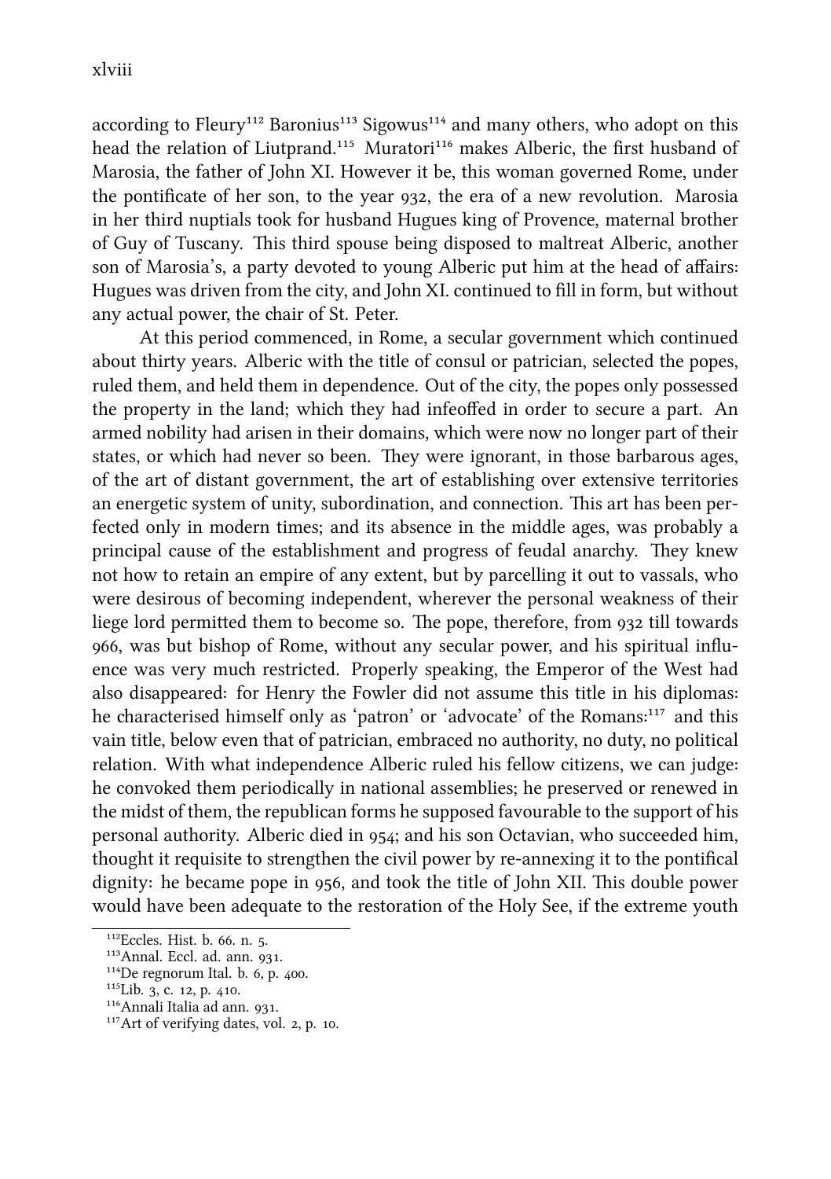according to Fleury[112] Baronius[113] Sigowus[114] and many others, who adopt on this head the relation of Liutprand.[115] Muratori[116] makes Alberic, the first husband of Marosia, the father of John XI. However it be, this woman governed Rome, under the pontificate of her son, to the year 932, the era of a new revolution. Marosia in her third nuptials took for husband Hugues king of Provence, maternal brother of Guy of Tuscany. This third spouse being disposed to maltreat Alberic, another son of Marosia's, a party devoted to young Alberic put him at the head of affairs: Hugues was driven from the city, and John XI. continued to fill in form, but without any actual power, the chair of St. Peter.

At this period commenced, in Rome, a secular government which continued about thirty years. Alberic with the title of consul or patrician, selected the popes, ruled them, and held them in dependence. Out of the city, the popes only possessed the property in the land; which they had infeoffed in order to secure a part. An armed nobility had arisen in their domains, which were now no longer part of their states, or which had never so been. They were ignorant, in those barbarous ages, of the art of distant government, the art of establishing over extensive territories an energetic system of unity, subordination, and connection. This art has been perfected only in modern times; and its absence in the middle ages, was probably a principal cause of the establishment and progress of feudal anarchy. They knew not how to retain an empire of any extent, but by parcelling it out to vassals, who were desirous of becoming independent, wherever the personal weakness of their liege lord permitted them to become so. The pope, therefore, from 932 till towards 966, was but bishop of Rome, without any secular power, and his spiritual influence was very much restricted. Properly speaking, the Emperor of the West had also disappeared: for Henry the Fowler did not assume this title in his diplomas: he characterised himself only as 'patron' or 'advocate' of the Romans:[117] and this vain title, below even that of patrician, embraced no authority, no duty, no political relation. With what independence Alberic ruled his fellow citizens, we can judge: he convoked them periodically in national assemblies; he preserved or renewed in the midst of them, the republican forms he supposed favourable to the support of his personal authority. Alberic died in 954; and his son Octavian, who succeeded him, thought it requisite to strengthen the civil power by re-annexing it to the pontifical dignity: he became pope in 956, and took the title of John XII. This double power would have been adequate to the restoration of the Holy See, if the extreme youth

[112] Eccles. Hist. b. 66. n. 5.

[113] Annal. Eccl. ad. ann. 931.

[114] De regnorum Ital. b. 6, p. 400.

[115] Lib. 3, c. 12, p. 410.

[116] Annali Italia ad ann. 931.

[117] Art of verifying dates, vol. 2, p. 10.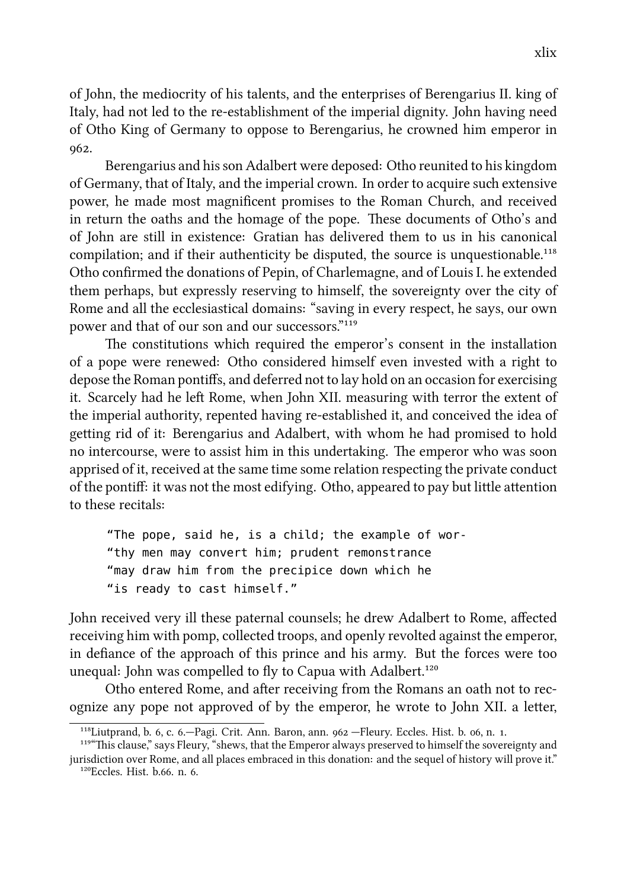of John, the mediocrity of his talents, and the enterprises of Berengarius II. king of Italy, had not led to the re-establishment of the imperial dignity. John having need of Otho King of Germany to oppose to Berengarius, he crowned him emperor in 962.

Berengarius and his son Adalbert were deposed: Otho reunited to his kingdom of Germany, that of Italy, and the imperial crown. In order to acquire such extensive power, he made most magnificent promises to the Roman Church, and received in return the oaths and the homage of the pope. These documents of Otho's and of John are still in existence: Gratian has delivered them to us in his canonical compilation; and if their authenticity be disputed, the source is unquestionable.[118] Otho confirmed the donations of Pepin, of Charlemagne, and of Louis I. he extended them perhaps, but expressly reserving to himself, the sovereignty over the city of Rome and all the ecclesiastical domains: "saving in every respect, he says, our own power and that of our son and our successors."[119]

The constitutions which required the emperor's consent in the installation of a pope were renewed: Otho considered himself even invested with a right to depose the Roman pontiffs, and deferred not to lay hold on an occasion for exercising it. Scarcely had he left Rome, when John XII. measuring with terror the extent of the imperial authority, repented having re-established it, and conceived the idea of getting rid of it: Berengarius and Adalbert, with whom he had promised to hold no intercourse, were to assist him in this undertaking. The emperor who was soon apprised of it, received at the same time some relation respecting the private conduct of the pontiff: it was not the most edifying. Otho, appeared to pay but little attention to these recitals:

> "The pope, said he, is a child; the example of wor-
> "thy men may convert him; prudent remonstrance
> "may draw him from the precipice down which he
> "is ready to cast himself."

John received very ill these paternal counsels; he drew Adalbert to Rome, affected receiving him with pomp, collected troops, and openly revolted against the emperor, in defiance of the approach of this prince and his army. But the forces were too unequal: John was compelled to fly to Capua with Adalbert.[120]

Otho entered Rome, and after receiving from the Romans an oath not to recognize any pope not approved of by the emperor, he wrote to John XII. a letter,

---

[118] Liutprand, b. 6, c. 6.—Pagi. Crit. Ann. Baron, ann. 962 —Fleury. Eccles. Hist. b. 06, n. 1.

[119] "This clause," says Fleury, "shews, that the Emperor always preserved to himself the sovereignty and jurisdiction over Rome, and all places embraced in this donation: and the sequel of history will prove it."

[120] Eccles. Hist. b.66. n. 6.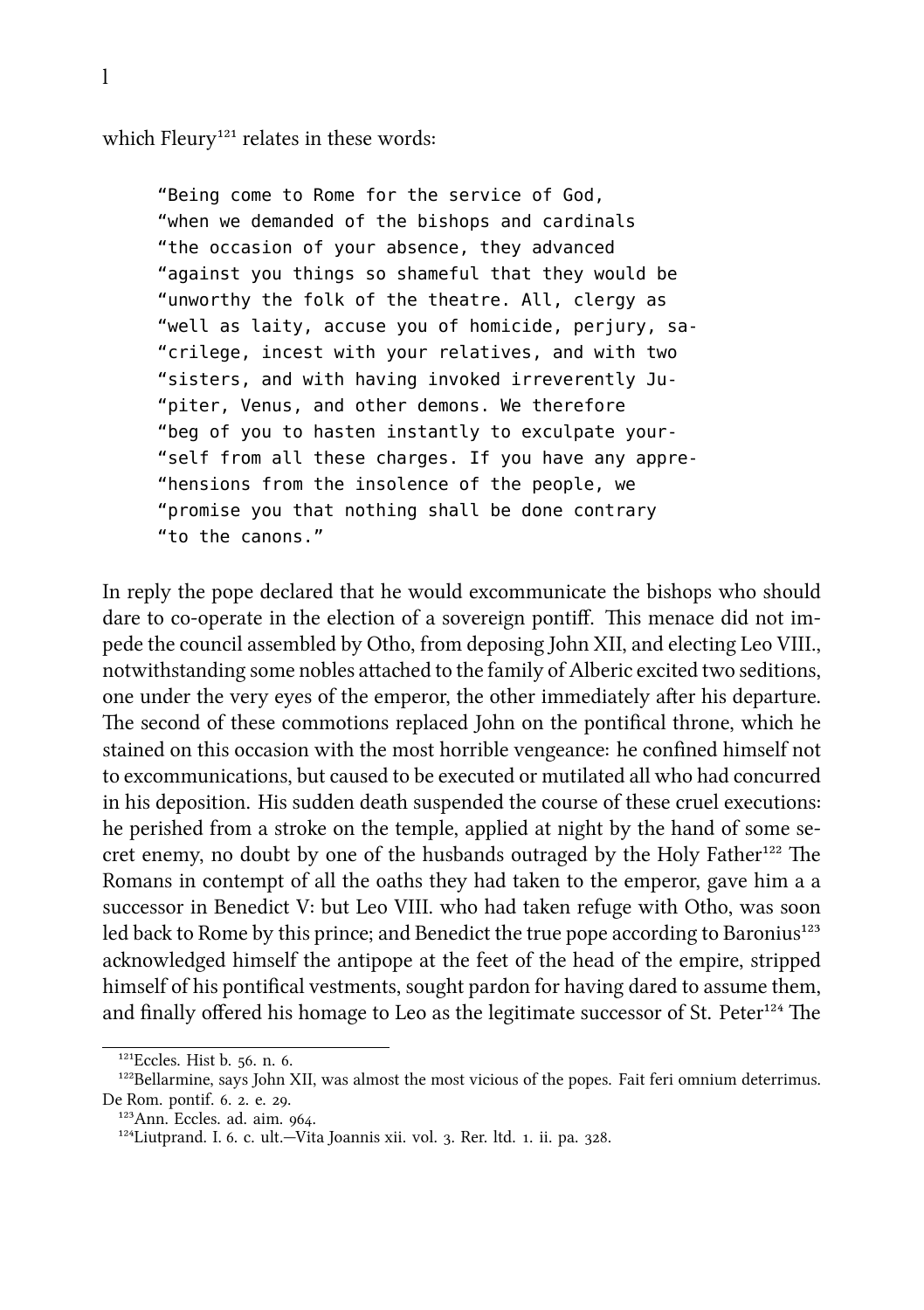which Fleury[121] relates in these words:

```
“Being come to Rome for the service of God,
“when we demanded of the bishops and cardinals
“the occasion of your absence, they advanced
“against you things so shameful that they would be
“unworthy the folk of the theatre. All, clergy as
“well as laity, accuse you of homicide, perjury, sa-
“crilege, incest with your relatives, and with two
“sisters, and with having invoked irreverently Ju-
“piter, Venus, and other demons. We therefore
“beg of you to hasten instantly to exculpate your-
“self from all these charges. If you have any appre-
“hensions from the insolence of the people, we
“promise you that nothing shall be done contrary
“to the canons.”
```

In reply the pope declared that he would excommunicate the bishops who should dare to co-operate in the election of a sovereign pontiff. This menace did not impede the council assembled by Otho, from deposing John XII, and electing Leo VIII., notwithstanding some nobles attached to the family of Alberic excited two seditions, one under the very eyes of the emperor, the other immediately after his departure. The second of these commotions replaced John on the pontifical throne, which he stained on this occasion with the most horrible vengeance: he confined himself not to excommunications, but caused to be executed or mutilated all who had concurred in his deposition. His sudden death suspended the course of these cruel executions: he perished from a stroke on the temple, applied at night by the hand of some secret enemy, no doubt by one of the husbands outraged by the Holy Father[122] The Romans in contempt of all the oaths they had taken to the emperor, gave him a a successor in Benedict V: but Leo VIII. who had taken refuge with Otho, was soon led back to Rome by this prince; and Benedict the true pope according to Baronius[123] acknowledged himself the antipope at the feet of the head of the empire, stripped himself of his pontifical vestments, sought pardon for having dared to assume them, and finally offered his homage to Leo as the legitimate successor of St. Peter[124] The

---

[121] Eccles. Hist b. 56. n. 6.

[122] Bellarmine, says John XII, was almost the most vicious of the popes. Fait feri omnium deterrimus. De Rom. pontif. 6. 2. e. 29.

[123] Ann. Eccles. ad. aim. 964.

[124] Liutprand. I. 6. c. ult.—Vita Joannis xii. vol. 3. Rer. ltd. 1. ii. pa. 328.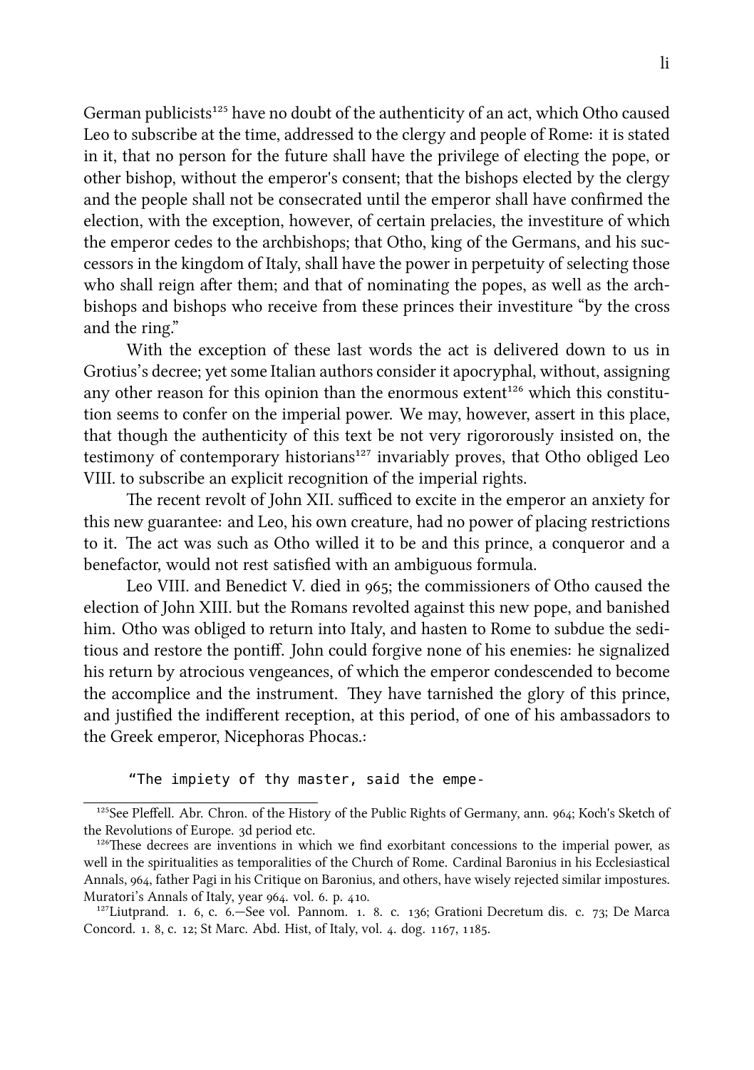German publicists[125] have no doubt of the authenticity of an act, which Otho caused Leo to subscribe at the time, addressed to the clergy and people of Rome: it is stated in it, that no person for the future shall have the privilege of electing the pope, or other bishop, without the emperor's consent; that the bishops elected by the clergy and the people shall not be consecrated until the emperor shall have confirmed the election, with the exception, however, of certain prelacies, the investiture of which the emperor cedes to the archbishops; that Otho, king of the Germans, and his successors in the kingdom of Italy, shall have the power in perpetuity of selecting those who shall reign after them; and that of nominating the popes, as well as the archbishops and bishops who receive from these princes their investiture "by the cross and the ring."

With the exception of these last words the act is delivered down to us in Grotius's decree; yet some Italian authors consider it apocryphal, without, assigning any other reason for this opinion than the enormous extent[126] which this constitution seems to confer on the imperial power. We may, however, assert in this place, that though the authenticity of this text be not very rigororously insisted on, the testimony of contemporary historians[127] invariably proves, that Otho obliged Leo VIII. to subscribe an explicit recognition of the imperial rights.

The recent revolt of John XII. sufficed to excite in the emperor an anxiety for this new guarantee: and Leo, his own creature, had no power of placing restrictions to it. The act was such as Otho willed it to be and this prince, a conqueror and a benefactor, would not rest satisfied with an ambiguous formula.

Leo VIII. and Benedict V. died in 965; the commissioners of Otho caused the election of John XIII. but the Romans revolted against this new pope, and banished him. Otho was obliged to return into Italy, and hasten to Rome to subdue the seditious and restore the pontiff. John could forgive none of his enemies: he signalized his return by atrocious vengeances, of which the emperor condescended to become the accomplice and the instrument. They have tarnished the glory of this prince, and justified the indifferent reception, at this period, of one of his ambassadors to the Greek emperor, Nicephoras Phocas.:

```
"The impiety of thy master, said the empe-
```

---

[125] See Pleffell. Abr. Chron. of the History of the Public Rights of Germany, ann. 964; Koch's Sketch of the Revolutions of Europe. 3d period etc.

[126] These decrees are inventions in which we find exorbitant concessions to the imperial power, as well in the spiritualities as temporalities of the Church of Rome. Cardinal Baronius in his Ecclesiastical Annals, 964, father Pagi in his Critique on Baronius, and others, have wisely rejected similar impostures. Muratori's Annals of Italy, year 964. vol. 6. p. 410.

[127] Liutprand. 1. 6, c. 6.—See vol. Pannom. 1. 8. c. 136; Grationi Decretum dis. c. 73; De Marca Concord. 1. 8, c. 12; St Marc. Abd. Hist, of Italy, vol. 4. dog. 1167, 1185.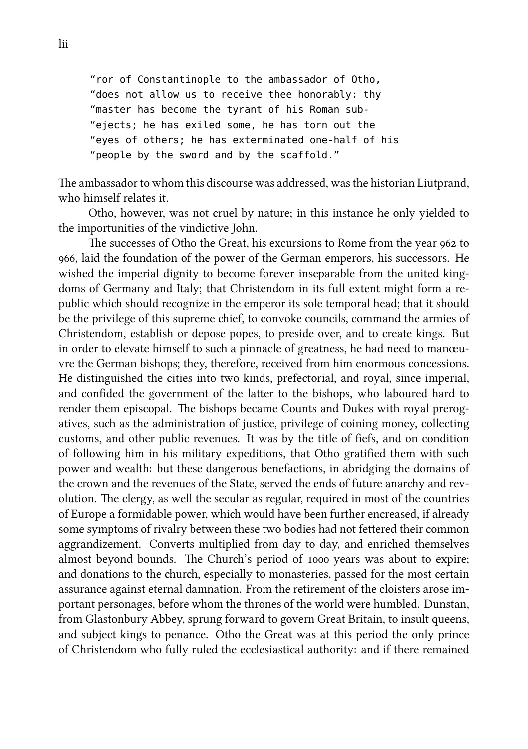“ror of Constantinople to the ambassador of Otho, “does not allow us to receive thee honorably: thy “master has become the tyrant of his Roman sub- “ejects; he has exiled some, he has torn out the “eyes of others; he has exterminated one-half of his “people by the sword and by the scaffold.”

The ambassador to whom this discourse was addressed, was the historian Liutprand, who himself relates it.

Otho, however, was not cruel by nature; in this instance he only yielded to the importunities of the vindictive John.

The successes of Otho the Great, his excursions to Rome from the year 962 to 966, laid the foundation of the power of the German emperors, his successors. He wished the imperial dignity to become forever inseparable from the united kingdoms of Germany and Italy; that Christendom in its full extent might form a republic which should recognize in the emperor its sole temporal head; that it should be the privilege of this supreme chief, to convoke councils, command the armies of Christendom, establish or depose popes, to preside over, and to create kings. But in order to elevate himself to such a pinnacle of greatness, he had need to manœuvre the German bishops; they, therefore, received from him enormous concessions. He distinguished the cities into two kinds, prefectorial, and royal, since imperial, and confided the government of the latter to the bishops, who laboured hard to render them episcopal. The bishops became Counts and Dukes with royal prerogatives, such as the administration of justice, privilege of coining money, collecting customs, and other public revenues. It was by the title of fiefs, and on condition of following him in his military expeditions, that Otho gratified them with such power and wealth: but these dangerous benefactions, in abridging the domains of the crown and the revenues of the State, served the ends of future anarchy and revolution. The clergy, as well the secular as regular, required in most of the countries of Europe a formidable power, which would have been further encreased, if already some symptoms of rivalry between these two bodies had not fettered their common aggrandizement. Converts multiplied from day to day, and enriched themselves almost beyond bounds. The Church's period of 1000 years was about to expire; and donations to the church, especially to monasteries, passed for the most certain assurance against eternal damnation. From the retirement of the cloisters arose important personages, before whom the thrones of the world were humbled. Dunstan, from Glastonbury Abbey, sprung forward to govern Great Britain, to insult queens, and subject kings to penance. Otho the Great was at this period the only prince of Christendom who fully ruled the ecclesiastical authority: and if there remained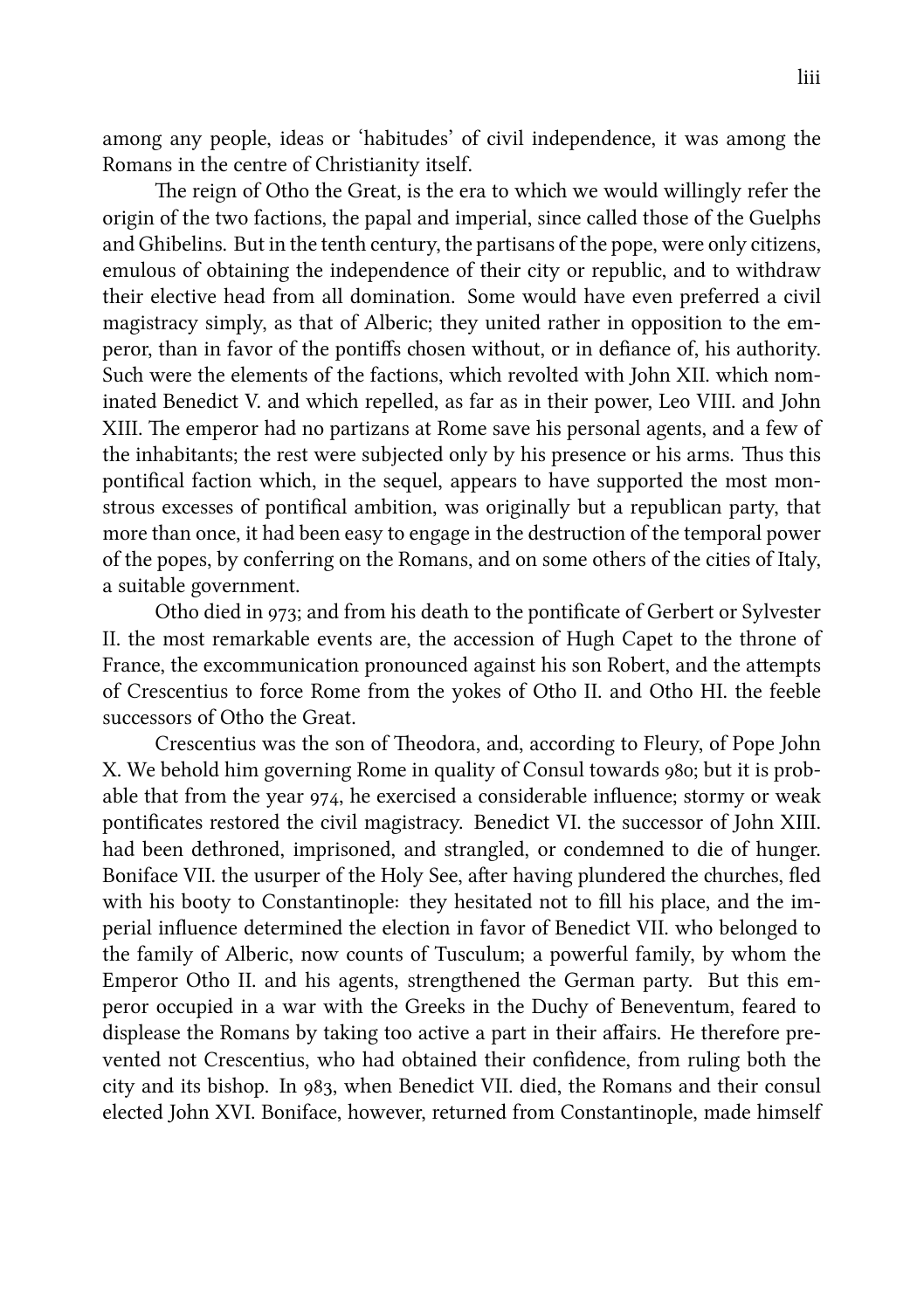among any people, ideas or 'habitudes' of civil independence, it was among the Romans in the centre of Christianity itself.

The reign of Otho the Great, is the era to which we would willingly refer the origin of the two factions, the papal and imperial, since called those of the Guelphs and Ghibelins. But in the tenth century, the partisans of the pope, were only citizens, emulous of obtaining the independence of their city or republic, and to withdraw their elective head from all domination. Some would have even preferred a civil magistracy simply, as that of Alberic; they united rather in opposition to the emperor, than in favor of the pontiffs chosen without, or in defiance of, his authority. Such were the elements of the factions, which revolted with John XII. which nominated Benedict V. and which repelled, as far as in their power, Leo VIII. and John XIII. The emperor had no partizans at Rome save his personal agents, and a few of the inhabitants; the rest were subjected only by his presence or his arms. Thus this pontifical faction which, in the sequel, appears to have supported the most monstrous excesses of pontifical ambition, was originally but a republican party, that more than once, it had been easy to engage in the destruction of the temporal power of the popes, by conferring on the Romans, and on some others of the cities of Italy, a suitable government.

Otho died in 973; and from his death to the pontificate of Gerbert or Sylvester II. the most remarkable events are, the accession of Hugh Capet to the throne of France, the excommunication pronounced against his son Robert, and the attempts of Crescentius to force Rome from the yokes of Otho II. and Otho HI. the feeble successors of Otho the Great.

Crescentius was the son of Theodora, and, according to Fleury, of Pope John X. We behold him governing Rome in quality of Consul towards 980; but it is probable that from the year 974, he exercised a considerable influence; stormy or weak pontificates restored the civil magistracy. Benedict VI. the successor of John XIII. had been dethroned, imprisoned, and strangled, or condemned to die of hunger. Boniface VII. the usurper of the Holy See, after having plundered the churches, fled with his booty to Constantinople: they hesitated not to fill his place, and the imperial influence determined the election in favor of Benedict VII. who belonged to the family of Alberic, now counts of Tusculum; a powerful family, by whom the Emperor Otho II. and his agents, strengthened the German party. But this emperor occupied in a war with the Greeks in the Duchy of Beneventum, feared to displease the Romans by taking too active a part in their affairs. He therefore prevented not Crescentius, who had obtained their confidence, from ruling both the city and its bishop. In 983, when Benedict VII. died, the Romans and their consul elected John XVI. Boniface, however, returned from Constantinople, made himself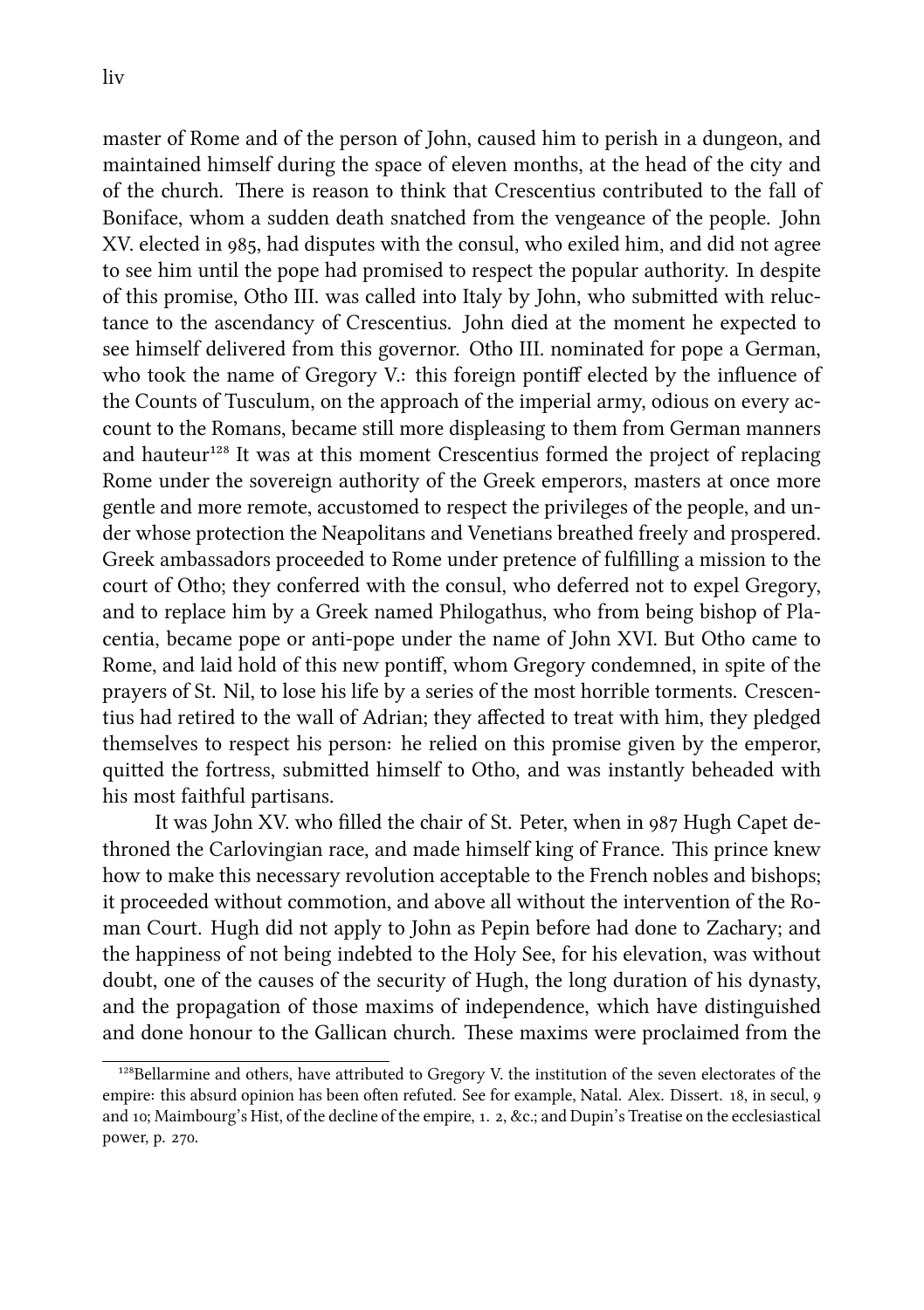master of Rome and of the person of John, caused him to perish in a dungeon, and maintained himself during the space of eleven months, at the head of the city and of the church. There is reason to think that Crescentius contributed to the fall of Boniface, whom a sudden death snatched from the vengeance of the people. John XV. elected in 985, had disputes with the consul, who exiled him, and did not agree to see him until the pope had promised to respect the popular authority. In despite of this promise, Otho III. was called into Italy by John, who submitted with reluctance to the ascendancy of Crescentius. John died at the moment he expected to see himself delivered from this governor. Otho III. nominated for pope a German, who took the name of Gregory V.: this foreign pontiff elected by the influence of the Counts of Tusculum, on the approach of the imperial army, odious on every account to the Romans, became still more displeasing to them from German manners and hauteur[128] It was at this moment Crescentius formed the project of replacing Rome under the sovereign authority of the Greek emperors, masters at once more gentle and more remote, accustomed to respect the privileges of the people, and under whose protection the Neapolitans and Venetians breathed freely and prospered. Greek ambassadors proceeded to Rome under pretence of fulfilling a mission to the court of Otho; they conferred with the consul, who deferred not to expel Gregory, and to replace him by a Greek named Philogathus, who from being bishop of Placentia, became pope or anti-pope under the name of John XVI. But Otho came to Rome, and laid hold of this new pontiff, whom Gregory condemned, in spite of the prayers of St. Nil, to lose his life by a series of the most horrible torments. Crescentius had retired to the wall of Adrian; they affected to treat with him, they pledged themselves to respect his person: he relied on this promise given by the emperor, quitted the fortress, submitted himself to Otho, and was instantly beheaded with his most faithful partisans.

It was John XV. who filled the chair of St. Peter, when in 987 Hugh Capet dethroned the Carlovingian race, and made himself king of France. This prince knew how to make this necessary revolution acceptable to the French nobles and bishops; it proceeded without commotion, and above all without the intervention of the Roman Court. Hugh did not apply to John as Pepin before had done to Zachary; and the happiness of not being indebted to the Holy See, for his elevation, was without doubt, one of the causes of the security of Hugh, the long duration of his dynasty, and the propagation of those maxims of independence, which have distinguished and done honour to the Gallican church. These maxims were proclaimed from the

---

[128] Bellarmine and others, have attributed to Gregory V. the institution of the seven electorates of the empire: this absurd opinion has been often refuted. See for example, Natal. Alex. Dissert. 18, in secul, 9 and 10; Maimbourg's Hist, of the decline of the empire, 1. 2, &c.; and Dupin's Treatise on the ecclesiastical power, p. 270.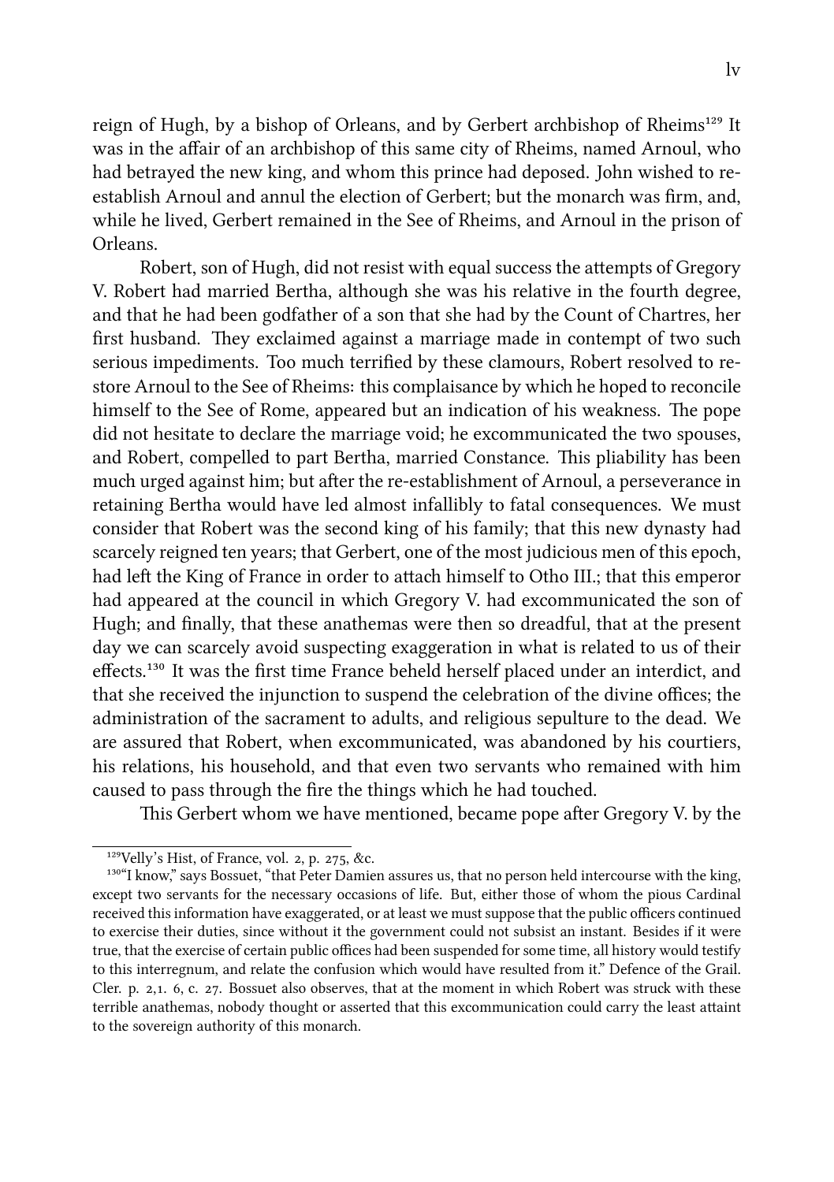reign of Hugh, by a bishop of Orleans, and by Gerbert archbishop of Rheims[129] It was in the affair of an archbishop of this same city of Rheims, named Arnoul, who had betrayed the new king, and whom this prince had deposed. John wished to re-establish Arnoul and annul the election of Gerbert; but the monarch was firm, and, while he lived, Gerbert remained in the See of Rheims, and Arnoul in the prison of Orleans.

Robert, son of Hugh, did not resist with equal success the attempts of Gregory V. Robert had married Bertha, although she was his relative in the fourth degree, and that he had been godfather of a son that she had by the Count of Chartres, her first husband. They exclaimed against a marriage made in contempt of two such serious impediments. Too much terrified by these clamours, Robert resolved to restore Arnoul to the See of Rheims: this complaisance by which he hoped to reconcile himself to the See of Rome, appeared but an indication of his weakness. The pope did not hesitate to declare the marriage void; he excommunicated the two spouses, and Robert, compelled to part Bertha, married Constance. This pliability has been much urged against him; but after the re-establishment of Arnoul, a perseverance in retaining Bertha would have led almost infallibly to fatal consequences. We must consider that Robert was the second king of his family; that this new dynasty had scarcely reigned ten years; that Gerbert, one of the most judicious men of this epoch, had left the King of France in order to attach himself to Otho III.; that this emperor had appeared at the council in which Gregory V. had excommunicated the son of Hugh; and finally, that these anathemas were then so dreadful, that at the present day we can scarcely avoid suspecting exaggeration in what is related to us of their effects.[130] It was the first time France beheld herself placed under an interdict, and that she received the injunction to suspend the celebration of the divine offices; the administration of the sacrament to adults, and religious sepulture to the dead. We are assured that Robert, when excommunicated, was abandoned by his courtiers, his relations, his household, and that even two servants who remained with him caused to pass through the fire the things which he had touched.

This Gerbert whom we have mentioned, became pope after Gregory V. by the

---

[129] Velly's Hist, of France, vol. 2, p. 275, &c.

[130] "I know," says Bossuet, "that Peter Damien assures us, that no person held intercourse with the king, except two servants for the necessary occasions of life. But, either those of whom the pious Cardinal received this information have exaggerated, or at least we must suppose that the public officers continued to exercise their duties, since without it the government could not subsist an instant. Besides if it were true, that the exercise of certain public offices had been suspended for some time, all history would testify to this interregnum, and relate the confusion which would have resulted from it." Defence of the Grail. Cler. p. 2,1. 6, c. 27. Bossuet also observes, that at the moment in which Robert was struck with these terrible anathemas, nobody thought or asserted that this excommunication could carry the least attaint to the sovereign authority of this monarch.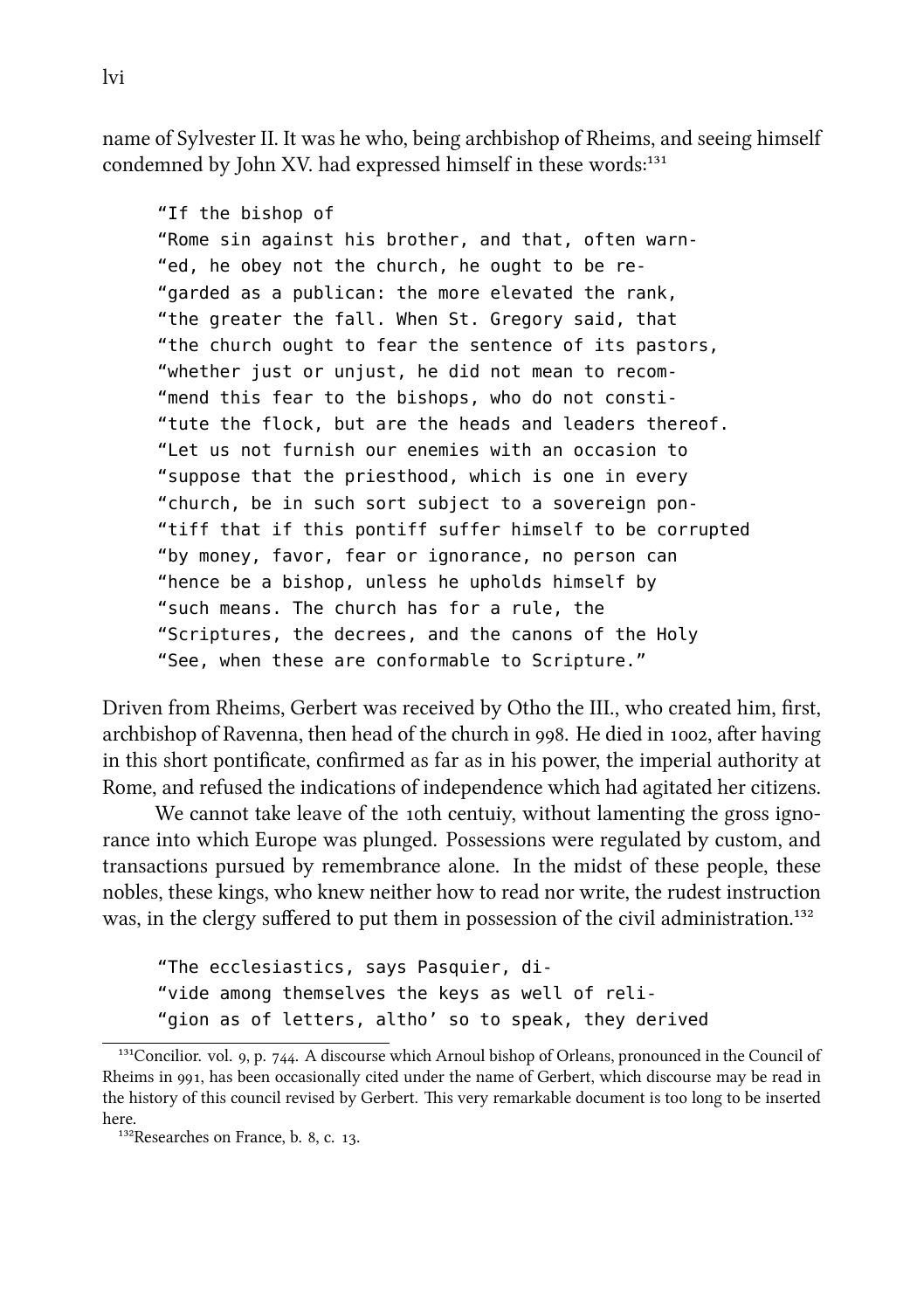name of Sylvester II. It was he who, being archbishop of Rheims, and seeing himself condemned by John XV. had expressed himself in these words:[131]

> "If the bishop of "Rome sin against his brother, and that, often warned, he obey not the church, he ought to be regarded as a publican: the more elevated the rank, "the greater the fall. When St. Gregory said, that "the church ought to fear the sentence of its pastors, "whether just or unjust, he did not mean to recommend this fear to the bishops, who do not constitute the flock, but are the heads and leaders thereof. "Let us not furnish our enemies with an occasion to "suppose that the priesthood, which is one in every "church, be in such sort subject to a sovereign pontiff that if this pontiff suffer himself to be corrupted "by money, favor, fear or ignorance, no person can "hence be a bishop, unless he upholds himself by "such means. The church has for a rule, the "Scriptures, the decrees, and the canons of the Holy "See, when these are conformable to Scripture."

Driven from Rheims, Gerbert was received by Otho the III., who created him, first, archbishop of Ravenna, then head of the church in 998. He died in 1002, after having in this short pontificate, confirmed as far as in his power, the imperial authority at Rome, and refused the indications of independence which had agitated her citizens.

We cannot take leave of the 10th centuiy, without lamenting the gross ignorance into which Europe was plunged. Possessions were regulated by custom, and transactions pursued by remembrance alone. In the midst of these people, these nobles, these kings, who knew neither how to read nor write, the rudest instruction was, in the clergy suffered to put them in possession of the civil administration.[132]

> "The ecclesiastics, says Pasquier, di- "vide among themselves the keys as well of reli- "gion as of letters, altho' so to speak, they derived

[131] Concilior. vol. 9, p. 744. A discourse which Arnoul bishop of Orleans, pronounced in the Council of Rheims in 991, has been occasionally cited under the name of Gerbert, which discourse may be read in the history of this council revised by Gerbert. This very remarkable document is too long to be inserted here.

[132] Researches on France, b. 8, c. 13.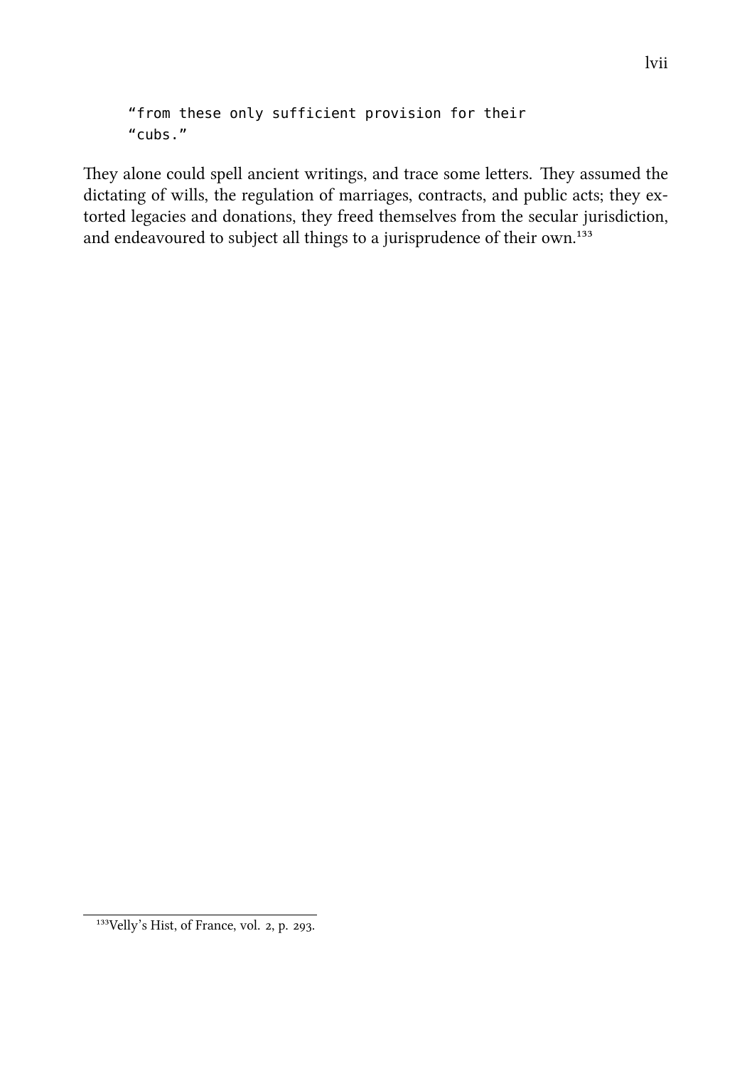```
“from these only sufficient provision for their
“cubs.”
```

They alone could spell ancient writings, and trace some letters. They assumed the dictating of wills, the regulation of marriages, contracts, and public acts; they extorted legacies and donations, they freed themselves from the secular jurisdiction, and endeavoured to subject all things to a jurisprudence of their own.[133]

[133] Velly’s Hist, of France, vol. 2, p. 293.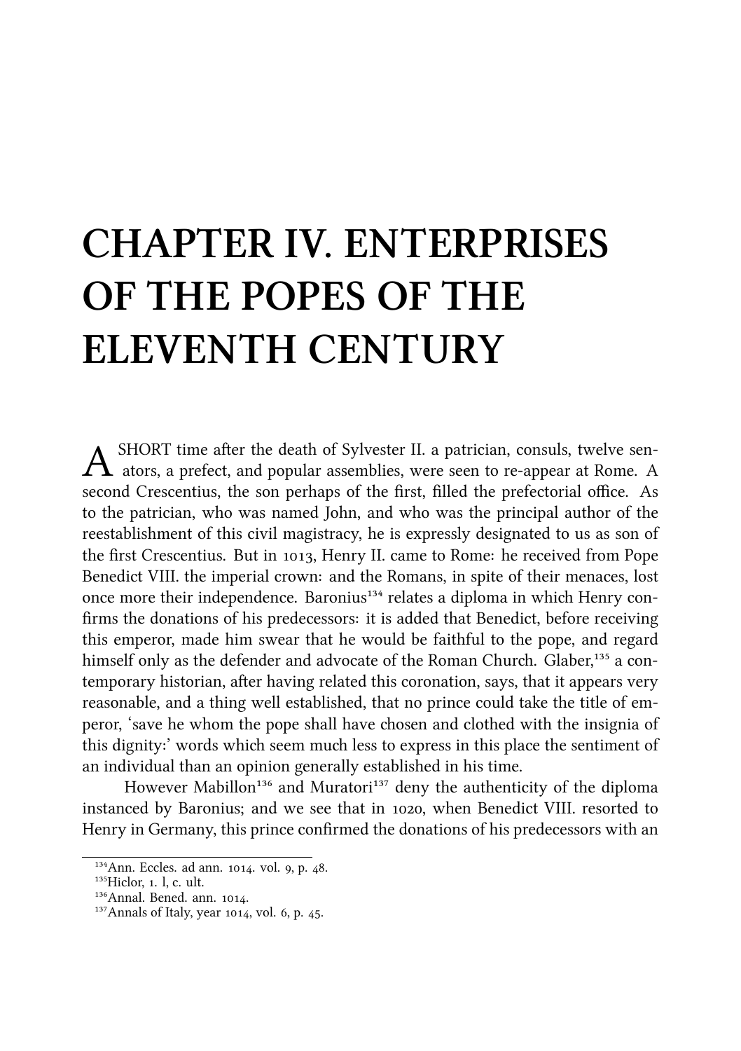# CHAPTER IV. ENTERPRISES OF THE POPES OF THE ELEVENTH CENTURY

A SHORT time after the death of Sylvester II. a patrician, consuls, twelve senators, a prefect, and popular assemblies, were seen to re-appear at Rome. A second Crescentius, the son perhaps of the first, filled the prefectorial office. As to the patrician, who was named John, and who was the principal author of the reestablishment of this civil magistracy, he is expressly designated to us as son of the first Crescentius. But in 1013, Henry II. came to Rome: he received from Pope Benedict VIII. the imperial crown: and the Romans, in spite of their menaces, lost once more their independence. Baronius[134] relates a diploma in which Henry confirms the donations of his predecessors: it is added that Benedict, before receiving this emperor, made him swear that he would be faithful to the pope, and regard himself only as the defender and advocate of the Roman Church. Glaber,[135] a contemporary historian, after having related this coronation, says, that it appears very reasonable, and a thing well established, that no prince could take the title of emperor, 'save he whom the pope shall have chosen and clothed with the insignia of this dignity:' words which seem much less to express in this place the sentiment of an individual than an opinion generally established in his time.

However Mabillon[136] and Muratori[137] deny the authenticity of the diploma instanced by Baronius; and we see that in 1020, when Benedict VIII. resorted to Henry in Germany, this prince confirmed the donations of his predecessors with an

[134] Ann. Eccles. ad ann. 1014. vol. 9, p. 48.

[135] Hiclor, 1. l, c. ult.

[136] Annal. Bened. ann. 1014.

[137] Annals of Italy, year 1014, vol. 6, p. 45.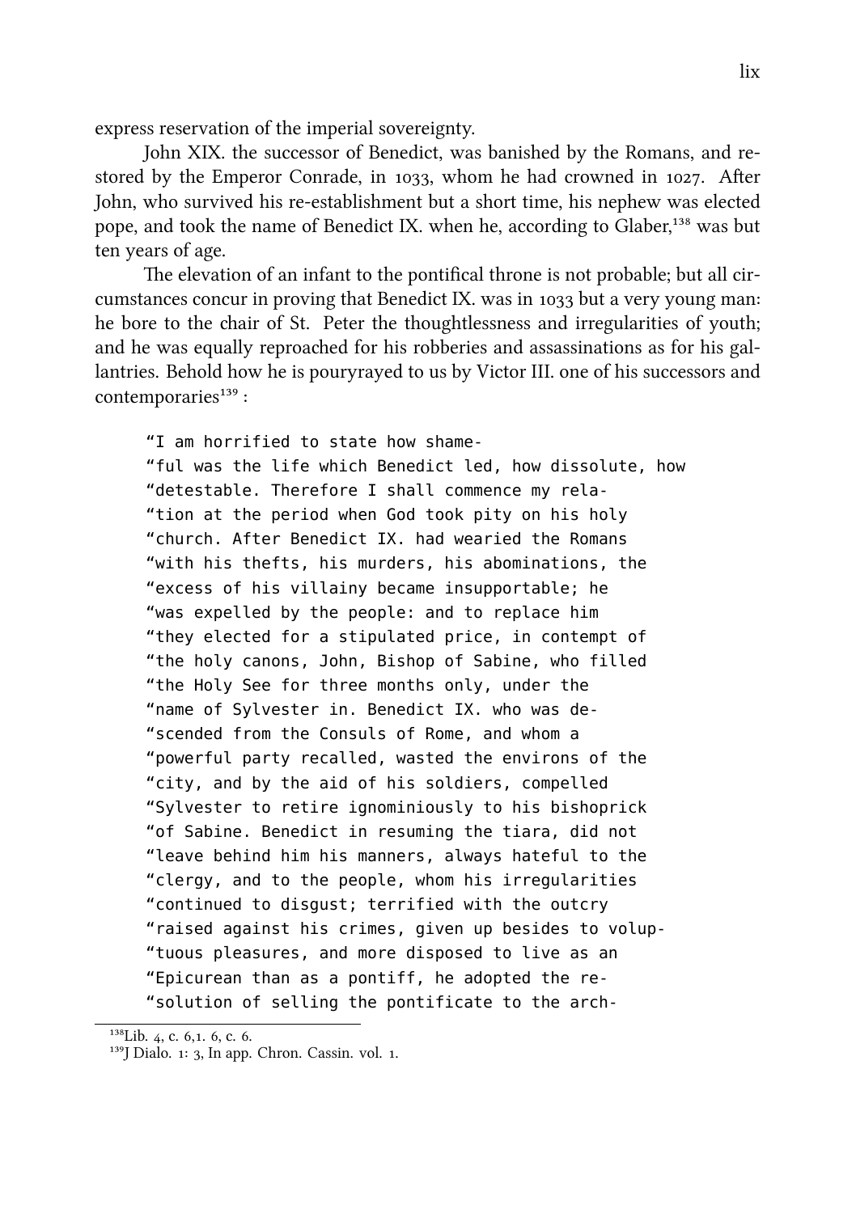express reservation of the imperial sovereignty.

John XIX. the successor of Benedict, was banished by the Romans, and restored by the Emperor Conrade, in 1033, whom he had crowned in 1027. After John, who survived his re-establishment but a short time, his nephew was elected pope, and took the name of Benedict IX. when he, according to Glaber,[138] was but ten years of age.

The elevation of an infant to the pontifical throne is not probable; but all circumstances concur in proving that Benedict IX. was in 1033 but a very young man: he bore to the chair of St. Peter the thoughtlessness and irregularities of youth; and he was equally reproached for his robberies and assassinations as for his gallantries. Behold how he is pouryrayed to us by Victor III. one of his successors and contemporaries[139] :

> "I am horrified to state how shame-
> "ful was the life which Benedict led, how dissolute, how
> "detestable. Therefore I shall commence my rela-
> "tion at the period when God took pity on his holy
> "church. After Benedict IX. had wearied the Romans
> "with his thefts, his murders, his abominations, the
> "excess of his villainy became insupportable; he
> "was expelled by the people: and to replace him
> "they elected for a stipulated price, in contempt of
> "the holy canons, John, Bishop of Sabine, who filled
> "the Holy See for three months only, under the
> "name of Sylvester in. Benedict IX. who was de-
> "scended from the Consuls of Rome, and whom a
> "powerful party recalled, wasted the environs of the
> "city, and by the aid of his soldiers, compelled
> "Sylvester to retire ignominiously to his bishoprick
> "of Sabine. Benedict in resuming the tiara, did not
> "leave behind him his manners, always hateful to the
> "clergy, and to the people, whom his irregularities
> "continued to disgust; terrified with the outcry
> "raised against his crimes, given up besides to volup-
> "tuous pleasures, and more disposed to live as an
> "Epicurean than as a pontiff, he adopted the re-
> "solution of selling the pontificate to the arch-

[138] Lib. 4, c. 6,1. 6, c. 6.

[139] J Dialo. 1: 3, In app. Chron. Cassin. vol. 1.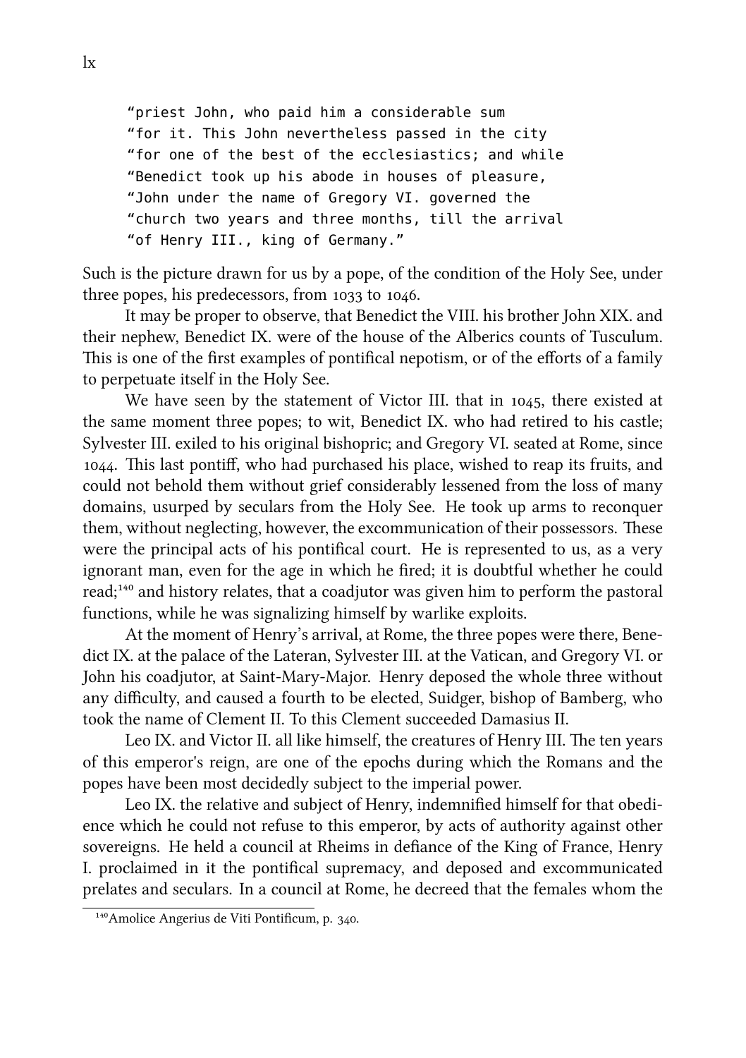"priest John, who paid him a considerable sum
"for it. This John nevertheless passed in the city
"for one of the best of the ecclesiastics; and while
"Benedict took up his abode in houses of pleasure,
"John under the name of Gregory VI. governed the
"church two years and three months, till the arrival
"of Henry III., king of Germany."

Such is the picture drawn for us by a pope, of the condition of the Holy See, under three popes, his predecessors, from 1033 to 1046.

It may be proper to observe, that Benedict the VIII. his brother John XIX. and their nephew, Benedict IX. were of the house of the Alberics counts of Tusculum. This is one of the first examples of pontifical nepotism, or of the efforts of a family to perpetuate itself in the Holy See.

We have seen by the statement of Victor III. that in 1045, there existed at the same moment three popes; to wit, Benedict IX. who had retired to his castle; Sylvester III. exiled to his original bishopric; and Gregory VI. seated at Rome, since 1044. This last pontiff, who had purchased his place, wished to reap its fruits, and could not behold them without grief considerably lessened from the loss of many domains, usurped by seculars from the Holy See. He took up arms to reconquer them, without neglecting, however, the excommunication of their possessors. These were the principal acts of his pontifical court. He is represented to us, as a very ignorant man, even for the age in which he fired; it is doubtful whether he could read;[140] and history relates, that a coadjutor was given him to perform the pastoral functions, while he was signalizing himself by warlike exploits.

At the moment of Henry's arrival, at Rome, the three popes were there, Benedict IX. at the palace of the Lateran, Sylvester III. at the Vatican, and Gregory VI. or John his coadjutor, at Saint-Mary-Major. Henry deposed the whole three without any difficulty, and caused a fourth to be elected, Suidger, bishop of Bamberg, who took the name of Clement II. To this Clement succeeded Damasius II.

Leo IX. and Victor II. all like himself, the creatures of Henry III. The ten years of this emperor's reign, are one of the epochs during which the Romans and the popes have been most decidedly subject to the imperial power.

Leo IX. the relative and subject of Henry, indemnified himself for that obedience which he could not refuse to this emperor, by acts of authority against other sovereigns. He held a council at Rheims in defiance of the King of France, Henry I. proclaimed in it the pontifical supremacy, and deposed and excommunicated prelates and seculars. In a council at Rome, he decreed that the females whom the

[140] Amolice Angerius de Viti Pontificum, p. 340.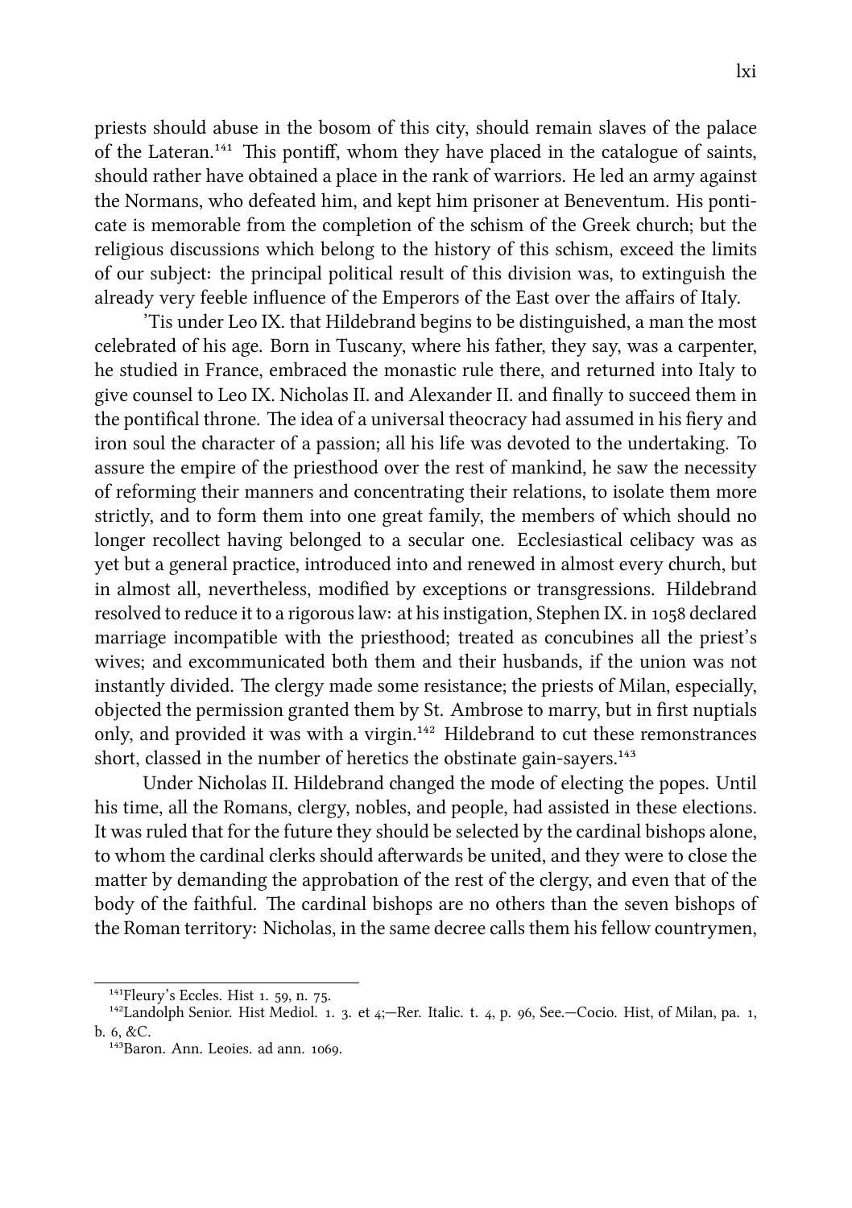priests should abuse in the bosom of this city, should remain slaves of the palace of the Lateran.[141] This pontiff, whom they have placed in the catalogue of saints, should rather have obtained a place in the rank of warriors. He led an army against the Normans, who defeated him, and kept him prisoner at Beneventum. His pontificate is memorable from the completion of the schism of the Greek church; but the religious discussions which belong to the history of this schism, exceed the limits of our subject: the principal political result of this division was, to extinguish the already very feeble influence of the Emperors of the East over the affairs of Italy.

'Tis under Leo IX. that Hildebrand begins to be distinguished, a man the most celebrated of his age. Born in Tuscany, where his father, they say, was a carpenter, he studied in France, embraced the monastic rule there, and returned into Italy to give counsel to Leo IX. Nicholas II. and Alexander II. and finally to succeed them in the pontifical throne. The idea of a universal theocracy had assumed in his fiery and iron soul the character of a passion; all his life was devoted to the undertaking. To assure the empire of the priesthood over the rest of mankind, he saw the necessity of reforming their manners and concentrating their relations, to isolate them more strictly, and to form them into one great family, the members of which should no longer recollect having belonged to a secular one. Ecclesiastical celibacy was as yet but a general practice, introduced into and renewed in almost every church, but in almost all, nevertheless, modified by exceptions or transgressions. Hildebrand resolved to reduce it to a rigorous law: at his instigation, Stephen IX. in 1058 declared marriage incompatible with the priesthood; treated as concubines all the priest's wives; and excommunicated both them and their husbands, if the union was not instantly divided. The clergy made some resistance; the priests of Milan, especially, objected the permission granted them by St. Ambrose to marry, but in first nuptials only, and provided it was with a virgin.[142] Hildebrand to cut these remonstrances short, classed in the number of heretics the obstinate gain-sayers.[143]

Under Nicholas II. Hildebrand changed the mode of electing the popes. Until his time, all the Romans, clergy, nobles, and people, had assisted in these elections. It was ruled that for the future they should be selected by the cardinal bishops alone, to whom the cardinal clerks should afterwards be united, and they were to close the matter by demanding the approbation of the rest of the clergy, and even that of the body of the faithful. The cardinal bishops are no others than the seven bishops of the Roman territory: Nicholas, in the same decree calls them his fellow countrymen,

---

[141] Fleury's Eccles. Hist 1. 59, n. 75.

[142] Landolph Senior. Hist Mediol. 1. 3. et 4;—Rer. Italic. t. 4, p. 96, See.—Cocio. Hist, of Milan, pa. 1, b. 6, &C.

[143] Baron. Ann. Leoies. ad ann. 1069.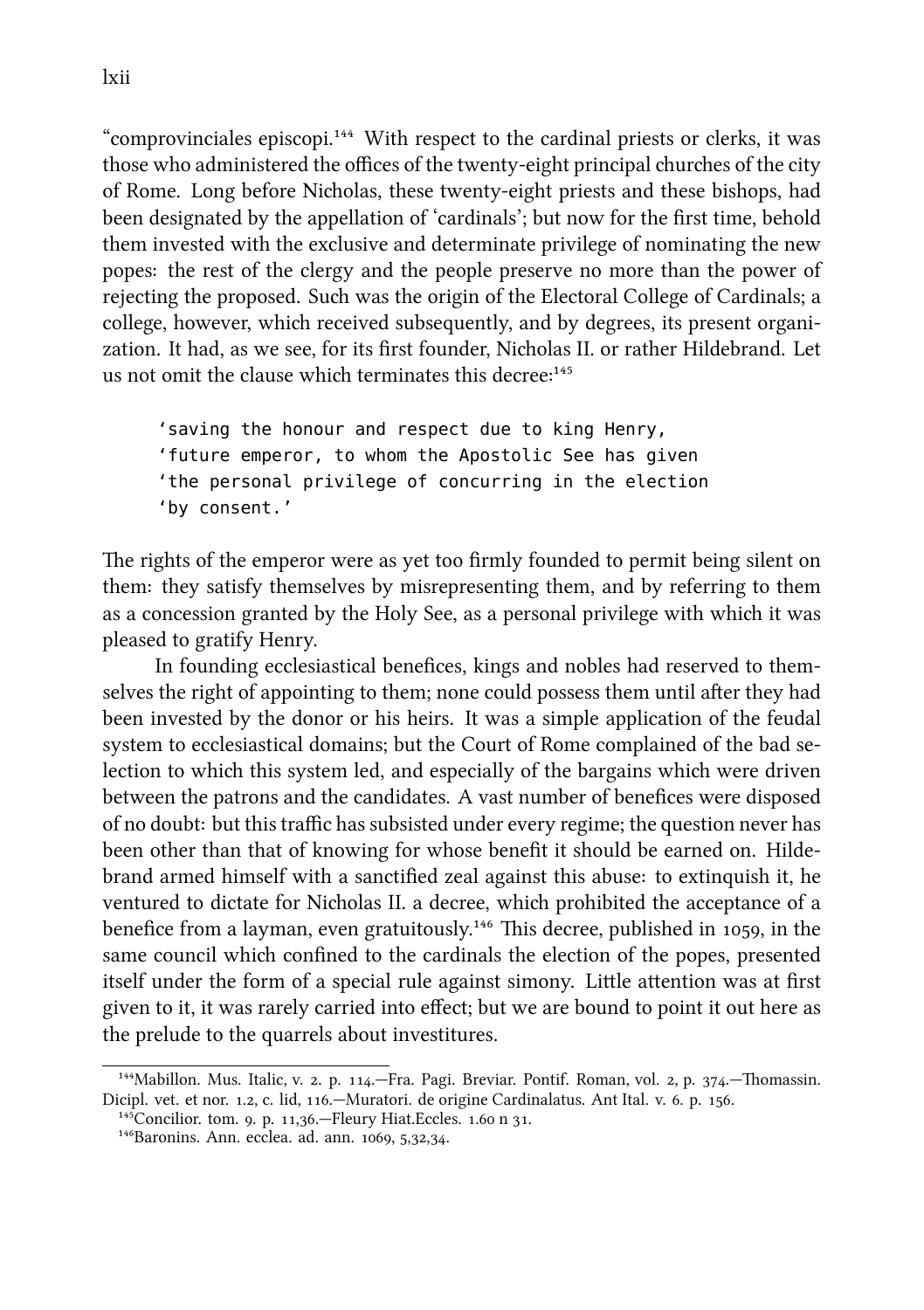"comprovinciales episcopi.[144] With respect to the cardinal priests or clerks, it was those who administered the offices of the twenty-eight principal churches of the city of Rome. Long before Nicholas, these twenty-eight priests and these bishops, had been designated by the appellation of 'cardinals'; but now for the first time, behold them invested with the exclusive and determinate privilege of nominating the new popes: the rest of the clergy and the people preserve no more than the power of rejecting the proposed. Such was the origin of the Electoral College of Cardinals; a college, however, which received subsequently, and by degrees, its present organization. It had, as we see, for its first founder, Nicholas II. or rather Hildebrand. Let us not omit the clause which terminates this decree:[145]

```
'saving the honour and respect due to king Henry,
'future emperor, to whom the Apostolic See has given
'the personal privilege of concurring in the election
'by consent.'
```

The rights of the emperor were as yet too firmly founded to permit being silent on them: they satisfy themselves by misrepresenting them, and by referring to them as a concession granted by the Holy See, as a personal privilege with which it was pleased to gratify Henry.

In founding ecclesiastical benefices, kings and nobles had reserved to themselves the right of appointing to them; none could possess them until after they had been invested by the donor or his heirs. It was a simple application of the feudal system to ecclesiastical domains; but the Court of Rome complained of the bad selection to which this system led, and especially of the bargains which were driven between the patrons and the candidates. A vast number of benefices were disposed of no doubt: but this traffic has subsisted under every regime; the question never has been other than that of knowing for whose benefit it should be earned on. Hildebrand armed himself with a sanctified zeal against this abuse: to extinquish it, he ventured to dictate for Nicholas II. a decree, which prohibited the acceptance of a benefice from a layman, even gratuitously.[146] This decree, published in 1059, in the same council which confined to the cardinals the election of the popes, presented itself under the form of a special rule against simony. Little attention was at first given to it, it was rarely carried into effect; but we are bound to point it out here as the prelude to the quarrels about investitures.

[144] Mabillon. Mus. Italic, v. 2. p. 114.—Fra. Pagi. Breviar. Pontif. Roman, vol. 2, p. 374.—Thomassin. Dicipl. vet. et nor. 1.2, c. lid, 116.—Muratori. de origine Cardinalatus. Ant Ital. v. 6. p. 156.

[145] Concilior. tom. 9. p. 11,36.—Fleury Hiat.Eccles. 1.60 n 31.

[146] Baronins. Ann. ecclea. ad. ann. 1069, 5,32,34.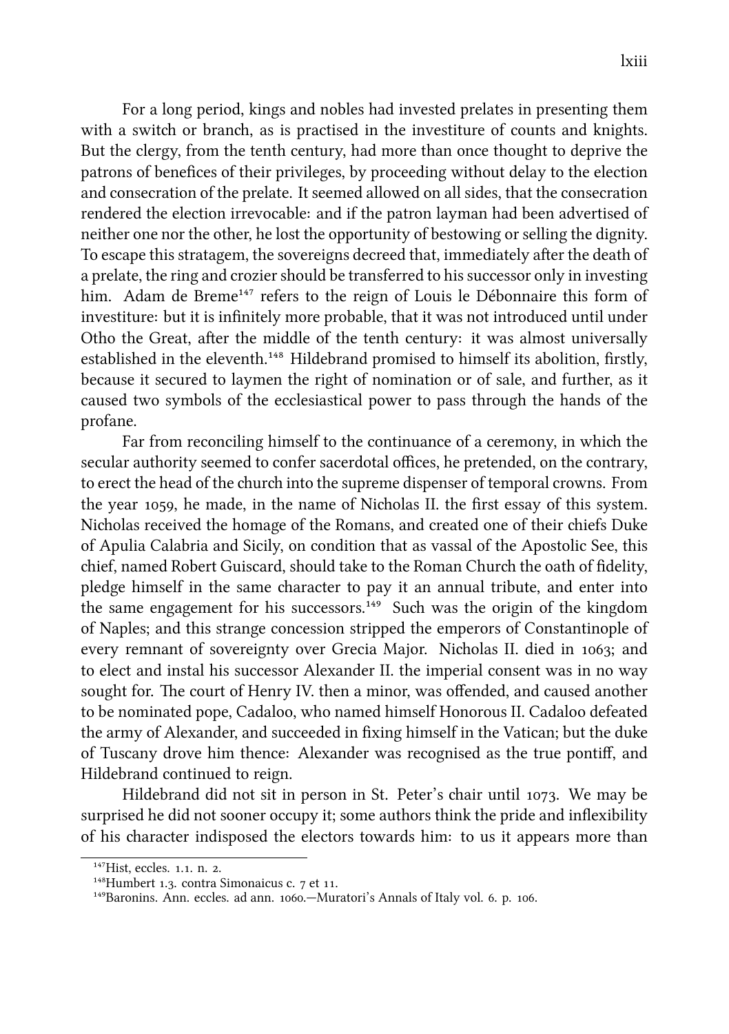For a long period, kings and nobles had invested prelates in presenting them with a switch or branch, as is practised in the investiture of counts and knights. But the clergy, from the tenth century, had more than once thought to deprive the patrons of benefices of their privileges, by proceeding without delay to the election and consecration of the prelate. It seemed allowed on all sides, that the consecration rendered the election irrevocable: and if the patron layman had been advertised of neither one nor the other, he lost the opportunity of bestowing or selling the dignity. To escape this stratagem, the sovereigns decreed that, immediately after the death of a prelate, the ring and crozier should be transferred to his successor only in investing him. Adam de Breme[147] refers to the reign of Louis le Débonnaire this form of investiture: but it is infinitely more probable, that it was not introduced until under Otho the Great, after the middle of the tenth century: it was almost universally established in the eleventh.[148] Hildebrand promised to himself its abolition, firstly, because it secured to laymen the right of nomination or of sale, and further, as it caused two symbols of the ecclesiastical power to pass through the hands of the profane.

Far from reconciling himself to the continuance of a ceremony, in which the secular authority seemed to confer sacerdotal offices, he pretended, on the contrary, to erect the head of the church into the supreme dispenser of temporal crowns. From the year 1059, he made, in the name of Nicholas II. the first essay of this system. Nicholas received the homage of the Romans, and created one of their chiefs Duke of Apulia Calabria and Sicily, on condition that as vassal of the Apostolic See, this chief, named Robert Guiscard, should take to the Roman Church the oath of fidelity, pledge himself in the same character to pay it an annual tribute, and enter into the same engagement for his successors.[149] Such was the origin of the kingdom of Naples; and this strange concession stripped the emperors of Constantinople of every remnant of sovereignty over Grecia Major. Nicholas II. died in 1063; and to elect and instal his successor Alexander II. the imperial consent was in no way sought for. The court of Henry IV. then a minor, was offended, and caused another to be nominated pope, Cadaloo, who named himself Honorous II. Cadaloo defeated the army of Alexander, and succeeded in fixing himself in the Vatican; but the duke of Tuscany drove him thence: Alexander was recognised as the true pontiff, and Hildebrand continued to reign.

Hildebrand did not sit in person in St. Peter's chair until 1073. We may be surprised he did not sooner occupy it; some authors think the pride and inflexibility of his character indisposed the electors towards him: to us it appears more than

---

[147] Hist, eccles. 1.1. n. 2.

[148] Humbert 1.3. contra Simonaicus c. 7 et 11.

[149] Baronins. Ann. eccles. ad ann. 1060.—Muratori's Annals of Italy vol. 6. p. 106.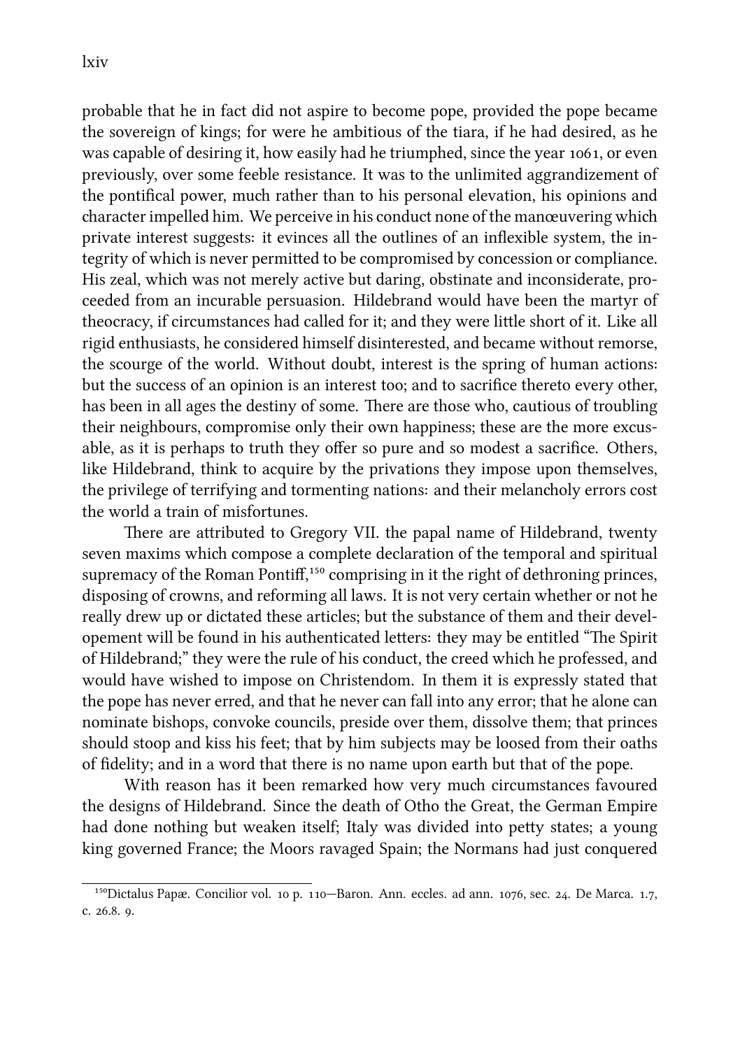probable that he in fact did not aspire to become pope, provided the pope became the sovereign of kings; for were he ambitious of the tiara, if he had desired, as he was capable of desiring it, how easily had he triumphed, since the year 1061, or even previously, over some feeble resistance. It was to the unlimited aggrandizement of the pontifical power, much rather than to his personal elevation, his opinions and character impelled him. We perceive in his conduct none of the manœuvering which private interest suggests: it evinces all the outlines of an inflexible system, the integrity of which is never permitted to be compromised by concession or compliance. His zeal, which was not merely active but daring, obstinate and inconsiderate, proceeded from an incurable persuasion. Hildebrand would have been the martyr of theocracy, if circumstances had called for it; and they were little short of it. Like all rigid enthusiasts, he considered himself disinterested, and became without remorse, the scourge of the world. Without doubt, interest is the spring of human actions: but the success of an opinion is an interest too; and to sacrifice thereto every other, has been in all ages the destiny of some. There are those who, cautious of troubling their neighbours, compromise only their own happiness; these are the more excusable, as it is perhaps to truth they offer so pure and so modest a sacrifice. Others, like Hildebrand, think to acquire by the privations they impose upon themselves, the privilege of terrifying and tormenting nations: and their melancholy errors cost the world a train of misfortunes.

There are attributed to Gregory VII. the papal name of Hildebrand, twenty seven maxims which compose a complete declaration of the temporal and spiritual supremacy of the Roman Pontiff,[150] comprising in it the right of dethroning princes, disposing of crowns, and reforming all laws. It is not very certain whether or not he really drew up or dictated these articles; but the substance of them and their developement will be found in his authenticated letters: they may be entitled "The Spirit of Hildebrand;" they were the rule of his conduct, the creed which he professed, and would have wished to impose on Christendom. In them it is expressly stated that the pope has never erred, and that he never can fall into any error; that he alone can nominate bishops, convoke councils, preside over them, dissolve them; that princes should stoop and kiss his feet; that by him subjects may be loosed from their oaths of fidelity; and in a word that there is no name upon earth but that of the pope.

With reason has it been remarked how very much circumstances favoured the designs of Hildebrand. Since the death of Otho the Great, the German Empire had done nothing but weaken itself; Italy was divided into petty states; a young king governed France; the Moors ravaged Spain; the Normans had just conquered

[150] Dictalus Papæ. Concilior vol. 10 p. 110—Baron. Ann. eccles. ad ann. 1076, sec. 24. De Marca. 1.7, c. 26.8. 9.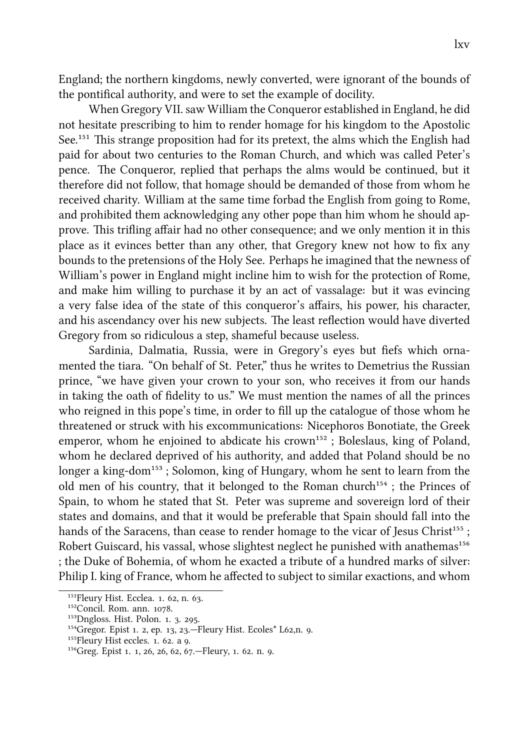England; the northern kingdoms, newly converted, were ignorant of the bounds of the pontifical authority, and were to set the example of docility.

When Gregory VII. saw William the Conqueror established in England, he did not hesitate prescribing to him to render homage for his kingdom to the Apostolic See.[151] This strange proposition had for its pretext, the alms which the English had paid for about two centuries to the Roman Church, and which was called Peter's pence. The Conqueror, replied that perhaps the alms would be continued, but it therefore did not follow, that homage should be demanded of those from whom he received charity. William at the same time forbad the English from going to Rome, and prohibited them acknowledging any other pope than him whom he should approve. This trifling affair had no other consequence; and we only mention it in this place as it evinces better than any other, that Gregory knew not how to fix any bounds to the pretensions of the Holy See. Perhaps he imagined that the newness of William's power in England might incline him to wish for the protection of Rome, and make him willing to purchase it by an act of vassalage: but it was evincing a very false idea of the state of this conqueror's affairs, his power, his character, and his ascendancy over his new subjects. The least reflection would have diverted Gregory from so ridiculous a step, shameful because useless.

Sardinia, Dalmatia, Russia, were in Gregory's eyes but fiefs which ornamented the tiara. "On behalf of St. Peter," thus he writes to Demetrius the Russian prince, "we have given your crown to your son, who receives it from our hands in taking the oath of fidelity to us." We must mention the names of all the princes who reigned in this pope's time, in order to fill up the catalogue of those whom he threatened or struck with his excommunications: Nicephoros Bonotiate, the Greek emperor, whom he enjoined to abdicate his crown[152] ; Boleslaus, king of Poland, whom he declared deprived of his authority, and added that Poland should be no longer a king-dom[153] ; Solomon, king of Hungary, whom he sent to learn from the old men of his country, that it belonged to the Roman church[154] ; the Princes of Spain, to whom he stated that St. Peter was supreme and sovereign lord of their states and domains, and that it would be preferable that Spain should fall into the hands of the Saracens, than cease to render homage to the vicar of Jesus Christ[155] ; Robert Guiscard, his vassal, whose slightest neglect he punished with anathemas[156] ; the Duke of Bohemia, of whom he exacted a tribute of a hundred marks of silver: Philip I. king of France, whom he affected to subject to similar exactions, and whom

---

[151] Fleury Hist. Ecclea. 1. 62, n. 63.

[152] Concil. Rom. ann. 1078.

[153] Dngloss. Hist. Polon. 1. 3. 295.

[154] Gregor. Epist 1. 2, ep. 13, 23.—Fleury Hist. Ecoles* L62,n. 9.

[155] Fleury Hist eccles. 1. 62. a 9.

[156] Greg. Epist 1. 1, 26, 26, 62, 67.—Fleury, 1. 62. n. 9.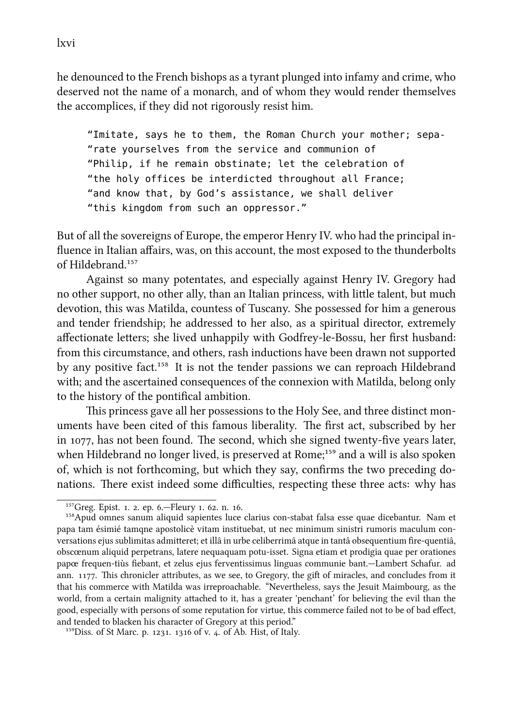he denounced to the French bishops as a tyrant plunged into infamy and crime, who deserved not the name of a monarch, and of whom they would render themselves the accomplices, if they did not rigorously resist him.

> "Imitate, says he to them, the Roman Church your mother; sepa-
> "rate yourselves from the service and communion of
> "Philip, if he remain obstinate; let the celebration of
> "the holy offices be interdicted throughout all France;
> "and know that, by God's assistance, we shall deliver
> "this kingdom from such an oppressor."

But of all the sovereigns of Europe, the emperor Henry IV. who had the principal influence in Italian affairs, was, on this account, the most exposed to the thunderbolts of Hildebrand.[157]

Against so many potentates, and especially against Henry IV. Gregory had no other support, no other ally, than an Italian princess, with little talent, but much devotion, this was Matilda, countess of Tuscany. She possessed for him a generous and tender friendship; he addressed to her also, as a spiritual director, extremely affectionate letters; she lived unhappily with Godfrey-le-Bossu, her first husband: from this circumstance, and others, rash inductions have been drawn not supported by any positive fact.[158] It is not the tender passions we can reproach Hildebrand with; and the ascertained consequences of the connexion with Matilda, belong only to the history of the pontifical ambition.

This princess gave all her possessions to the Holy See, and three distinct monuments have been cited of this famous liberality. The first act, subscribed by her in 1077, has not been found. The second, which she signed twenty-five years later, when Hildebrand no longer lived, is preserved at Rome;[159] and a will is also spoken of, which is not forthcoming, but which they say, confirms the two preceding donations. There exist indeed some difficulties, respecting these three acts: why has

---

[157] Greg. Epist. 1. 2. ep. 6.—Fleury 1. 62. n. 16.

[158] Apud omnes sanum aliquid sapientes luce clarius con-stabat falsa esse quae dicebantur. Nam et papa tam ésimié tamqne apostolicè vitam instituebat, ut nec minimum sinistri rumoris maculum conversations ejus sublimitas admitteret; et illâ in urbe celiberrimâ atque in tantâ obsequentium fire-quentiâ, obscœnum aliquid perpetrans, latere nequaquam potu-isset. Signa etiam et prodigia quae per orationes papœ frequen-tiùs fiebant, et zelus ejus ferventissimus linguas communie bant.—Lambert Schafur. ad ann. 1177. This chronicler attributes, as we see, to Gregory, the gift of miracles, and concludes from it that his commerce with Matilda was irreproachable. "Nevertheless, says the Jesuit Maimbourg, as the world, from a certain malignity attached to it, has a greater 'penchant' for believing the evil than the good, especially with persons of some reputation for virtue, this commerce failed not to be of bad effect, and tended to blacken his character of Gregory at this period."

[159] Diss. of St Marc. p. 1231. 1316 of v. 4. of Ab. Hist, of Italy.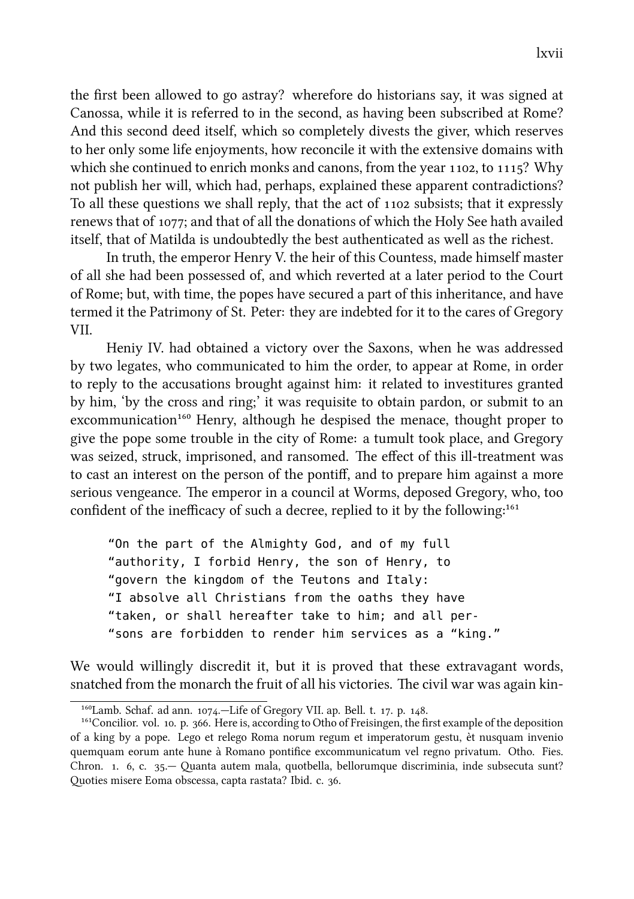the first been allowed to go astray? wherefore do historians say, it was signed at Canossa, while it is referred to in the second, as having been subscribed at Rome? And this second deed itself, which so completely divests the giver, which reserves to her only some life enjoyments, how reconcile it with the extensive domains with which she continued to enrich monks and canons, from the year 1102, to 1115? Why not publish her will, which had, perhaps, explained these apparent contradictions? To all these questions we shall reply, that the act of 1102 subsists; that it expressly renews that of 1077; and that of all the donations of which the Holy See hath availed itself, that of Matilda is undoubtedly the best authenticated as well as the richest.

In truth, the emperor Henry V. the heir of this Countess, made himself master of all she had been possessed of, and which reverted at a later period to the Court of Rome; but, with time, the popes have secured a part of this inheritance, and have termed it the Patrimony of St. Peter: they are indebted for it to the cares of Gregory VII.

Heniy IV. had obtained a victory over the Saxons, when he was addressed by two legates, who communicated to him the order, to appear at Rome, in order to reply to the accusations brought against him: it related to investitures granted by him, 'by the cross and ring;' it was requisite to obtain pardon, or submit to an excommunication[160] Henry, although he despised the menace, thought proper to give the pope some trouble in the city of Rome: a tumult took place, and Gregory was seized, struck, imprisoned, and ransomed. The effect of this ill-treatment was to cast an interest on the person of the pontiff, and to prepare him against a more serious vengeance. The emperor in a council at Worms, deposed Gregory, who, too confident of the inefficacy of such a decree, replied to it by the following:[161]

> "On the part of the Almighty God, and of my full
> "authority, I forbid Henry, the son of Henry, to
> "govern the kingdom of the Teutons and Italy:
> "I absolve all Christians from the oaths they have
> "taken, or shall hereafter take to him; and all per-
> "sons are forbidden to render him services as a "king."

We would willingly discredit it, but it is proved that these extravagant words, snatched from the monarch the fruit of all his victories. The civil war was again kin-

---

[160] Lamb. Schaf. ad ann. 1074.—Life of Gregory VII. ap. Bell. t. 17. p. 148.

[161] Concilior. vol. 10. p. 366. Here is, according to Otho of Freisingen, the first example of the deposition of a king by a pope. Lego et relego Roma norum regum et imperatorum gestu, èt nusquam invenio quemquam eorum ante hune à Romano pontifice excommunicatum vel regno privatum. Otho. Fies. Chron. 1. 6, c. 35.— Quanta autem mala, quotbella, bellorumque discriminia, inde subsecuta sunt? Quoties misere Eoma obscessa, capta rastata? Ibid. c. 36.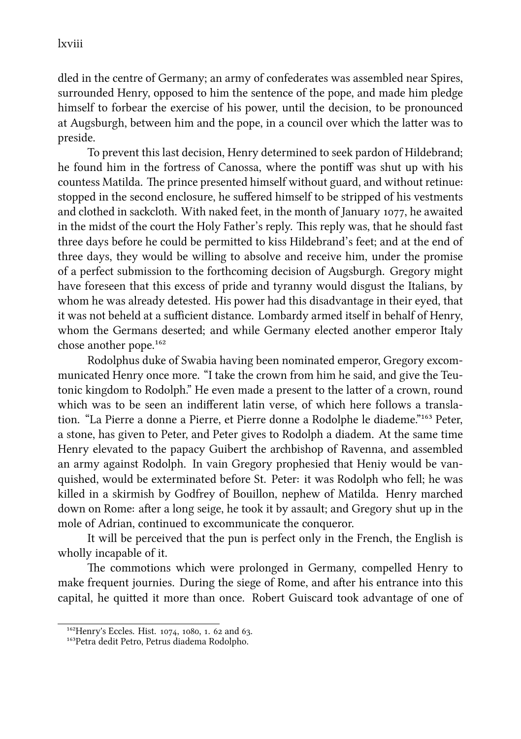dled in the centre of Germany; an army of confederates was assembled near Spires, surrounded Henry, opposed to him the sentence of the pope, and made him pledge himself to forbear the exercise of his power, until the decision, to be pronounced at Augsburgh, between him and the pope, in a council over which the latter was to preside.

To prevent this last decision, Henry determined to seek pardon of Hildebrand; he found him in the fortress of Canossa, where the pontiff was shut up with his countess Matilda. The prince presented himself without guard, and without retinue: stopped in the second enclosure, he suffered himself to be stripped of his vestments and clothed in sackcloth. With naked feet, in the month of January 1077, he awaited in the midst of the court the Holy Father's reply. This reply was, that he should fast three days before he could be permitted to kiss Hildebrand's feet; and at the end of three days, they would be willing to absolve and receive him, under the promise of a perfect submission to the forthcoming decision of Augsburgh. Gregory might have foreseen that this excess of pride and tyranny would disgust the Italians, by whom he was already detested. His power had this disadvantage in their eyed, that it was not beheld at a sufficient distance. Lombardy armed itself in behalf of Henry, whom the Germans deserted; and while Germany elected another emperor Italy chose another pope.[162]

Rodolphus duke of Swabia having been nominated emperor, Gregory excommunicated Henry once more. "I take the crown from him he said, and give the Teutonic kingdom to Rodolph." He even made a present to the latter of a crown, round which was to be seen an indifferent latin verse, of which here follows a translation. "La Pierre a donne a Pierre, et Pierre donne a Rodolphe le diademe."[163] Peter, a stone, has given to Peter, and Peter gives to Rodolph a diadem. At the same time Henry elevated to the papacy Guibert the archbishop of Ravenna, and assembled an army against Rodolph. In vain Gregory prophesied that Heniy would be vanquished, would be exterminated before St. Peter: it was Rodolph who fell; he was killed in a skirmish by Godfrey of Bouillon, nephew of Matilda. Henry marched down on Rome: after a long seige, he took it by assault; and Gregory shut up in the mole of Adrian, continued to excommunicate the conqueror.

It will be perceived that the pun is perfect only in the French, the English is wholly incapable of it.

The commotions which were prolonged in Germany, compelled Henry to make frequent journies. During the siege of Rome, and after his entrance into this capital, he quitted it more than once. Robert Guiscard took advantage of one of

[162] Henry's Eccles. Hist. 1074, 1080, 1. 62 and 63.

[163] Petra dedit Petro, Petrus diadema Rodolpho.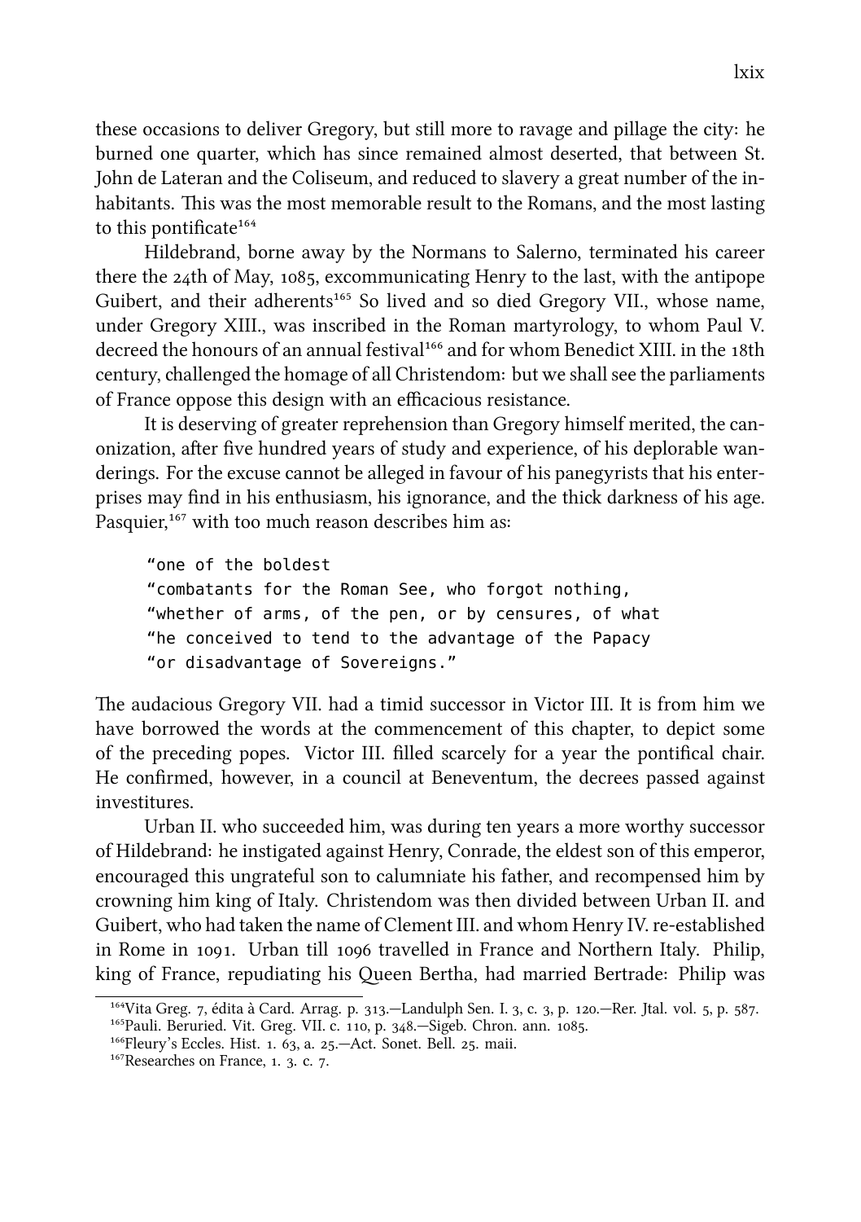these occasions to deliver Gregory, but still more to ravage and pillage the city: he burned one quarter, which has since remained almost deserted, that between St. John de Lateran and the Coliseum, and reduced to slavery a great number of the inhabitants. This was the most memorable result to the Romans, and the most lasting to this pontificate[164]

Hildebrand, borne away by the Normans to Salerno, terminated his career there the 24th of May, 1085, excommunicating Henry to the last, with the antipope Guibert, and their adherents[165] So lived and so died Gregory VII., whose name, under Gregory XIII., was inscribed in the Roman martyrology, to whom Paul V. decreed the honours of an annual festival[166] and for whom Benedict XIII. in the 18th century, challenged the homage of all Christendom: but we shall see the parliaments of France oppose this design with an efficacious resistance.

It is deserving of greater reprehension than Gregory himself merited, the canonization, after five hundred years of study and experience, of his deplorable wanderings. For the excuse cannot be alleged in favour of his panegyrists that his enterprises may find in his enthusiasm, his ignorance, and the thick darkness of his age. Pasquier,[167] with too much reason describes him as:

> "one of the boldest
> "combatants for the Roman See, who forgot nothing,
> "whether of arms, of the pen, or by censures, of what
> "he conceived to tend to the advantage of the Papacy
> "or disadvantage of Sovereigns."

The audacious Gregory VII. had a timid successor in Victor III. It is from him we have borrowed the words at the commencement of this chapter, to depict some of the preceding popes. Victor III. filled scarcely for a year the pontifical chair. He confirmed, however, in a council at Beneventum, the decrees passed against investitures.

Urban II. who succeeded him, was during ten years a more worthy successor of Hildebrand: he instigated against Henry, Conrade, the eldest son of this emperor, encouraged this ungrateful son to calumniate his father, and recompensed him by crowning him king of Italy. Christendom was then divided between Urban II. and Guibert, who had taken the name of Clement III. and whom Henry IV. re-established in Rome in 1091. Urban till 1096 travelled in France and Northern Italy. Philip, king of France, repudiating his Queen Bertha, had married Bertrade: Philip was

---

[164] Vita Greg. 7, édita à Card. Arrag. p. 313.—Landulph Sen. I. 3, c. 3, p. 120.—Rer. Jtal. vol. 5, p. 587.

[165] Pauli. Beruried. Vit. Greg. VII. c. 110, p. 348.—Sigeb. Chron. ann. 1085.

[166] Fleury's Eccles. Hist. 1. 63, a. 25.—Act. Sonet. Bell. 25. maii.

[167] Researches on France, 1. 3. c. 7.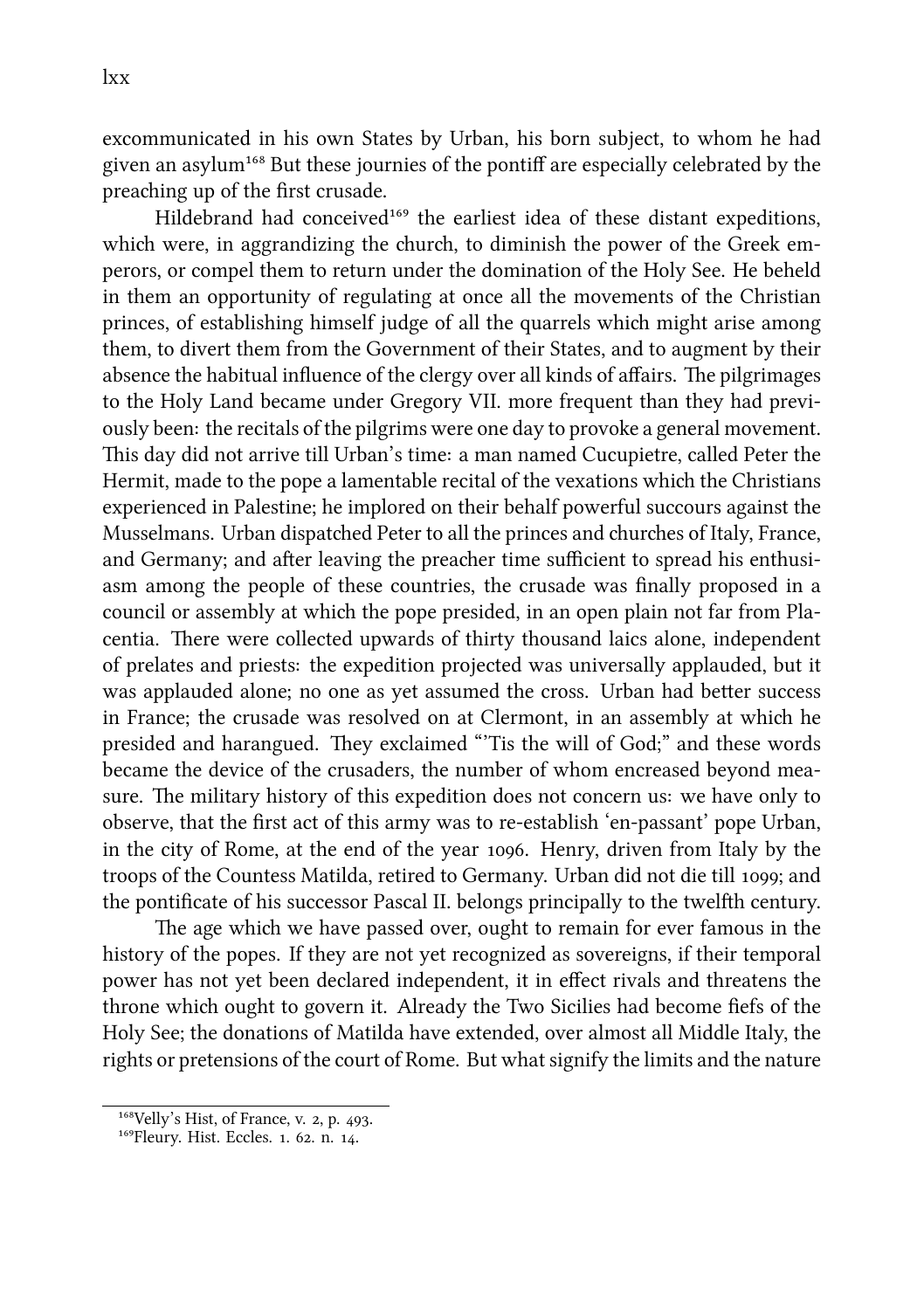excommunicated in his own States by Urban, his born subject, to whom he had given an asylum[168] But these journies of the pontiff are especially celebrated by the preaching up of the first crusade.

Hildebrand had conceived[169] the earliest idea of these distant expeditions, which were, in aggrandizing the church, to diminish the power of the Greek emperors, or compel them to return under the domination of the Holy See. He beheld in them an opportunity of regulating at once all the movements of the Christian princes, of establishing himself judge of all the quarrels which might arise among them, to divert them from the Government of their States, and to augment by their absence the habitual influence of the clergy over all kinds of affairs. The pilgrimages to the Holy Land became under Gregory VII. more frequent than they had previously been: the recitals of the pilgrims were one day to provoke a general movement. This day did not arrive till Urban's time: a man named Cucupietre, called Peter the Hermit, made to the pope a lamentable recital of the vexations which the Christians experienced in Palestine; he implored on their behalf powerful succours against the Musselmans. Urban dispatched Peter to all the princes and churches of Italy, France, and Germany; and after leaving the preacher time sufficient to spread his enthusiasm among the people of these countries, the crusade was finally proposed in a council or assembly at which the pope presided, in an open plain not far from Placentia. There were collected upwards of thirty thousand laics alone, independent of prelates and priests: the expedition projected was universally applauded, but it was applauded alone; no one as yet assumed the cross. Urban had better success in France; the crusade was resolved on at Clermont, in an assembly at which he presided and harangued. They exclaimed "'Tis the will of God;" and these words became the device of the crusaders, the number of whom encreased beyond measure. The military history of this expedition does not concern us: we have only to observe, that the first act of this army was to re-establish 'en-passant' pope Urban, in the city of Rome, at the end of the year 1096. Henry, driven from Italy by the troops of the Countess Matilda, retired to Germany. Urban did not die till 1099; and the pontificate of his successor Pascal II. belongs principally to the twelfth century.

The age which we have passed over, ought to remain for ever famous in the history of the popes. If they are not yet recognized as sovereigns, if their temporal power has not yet been declared independent, it in effect rivals and threatens the throne which ought to govern it. Already the Two Sicilies had become fiefs of the Holy See; the donations of Matilda have extended, over almost all Middle Italy, the rights or pretensions of the court of Rome. But what signify the limits and the nature

---

[168] Velly's Hist, of France, v. 2, p. 493.

[169] Fleury. Hist. Eccles. 1. 62. n. 14.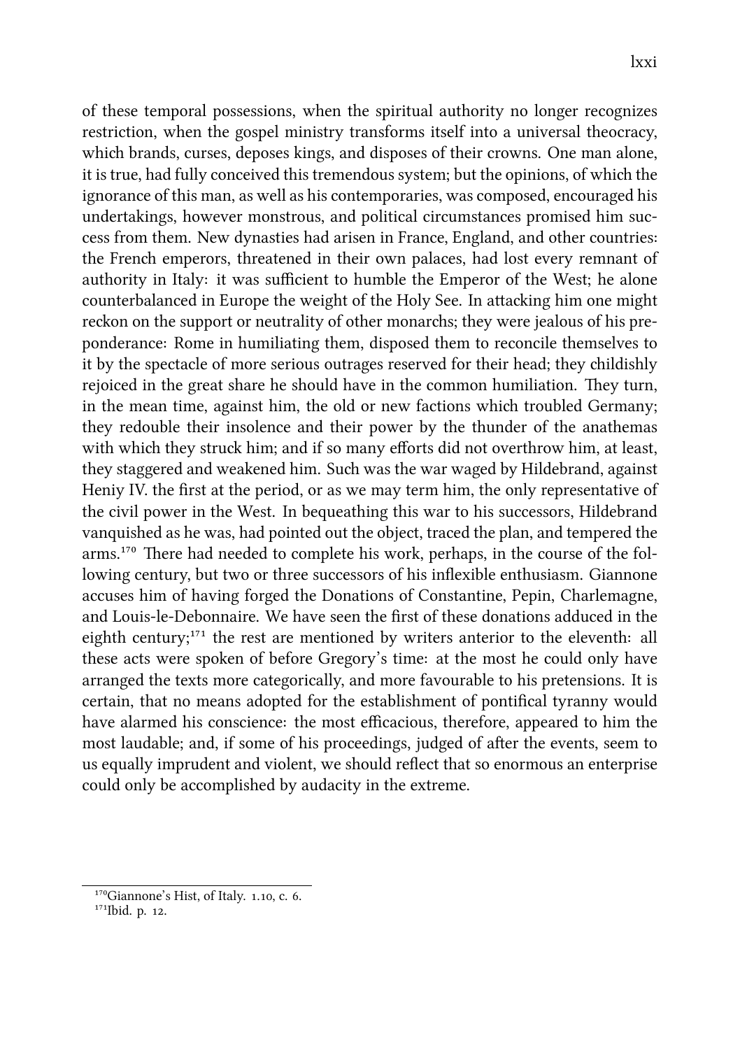of these temporal possessions, when the spiritual authority no longer recognizes restriction, when the gospel ministry transforms itself into a universal theocracy, which brands, curses, deposes kings, and disposes of their crowns. One man alone, it is true, had fully conceived this tremendous system; but the opinions, of which the ignorance of this man, as well as his contemporaries, was composed, encouraged his undertakings, however monstrous, and political circumstances promised him success from them. New dynasties had arisen in France, England, and other countries: the French emperors, threatened in their own palaces, had lost every remnant of authority in Italy: it was sufficient to humble the Emperor of the West; he alone counterbalanced in Europe the weight of the Holy See. In attacking him one might reckon on the support or neutrality of other monarchs; they were jealous of his preponderance: Rome in humiliating them, disposed them to reconcile themselves to it by the spectacle of more serious outrages reserved for their head; they childishly rejoiced in the great share he should have in the common humiliation. They turn, in the mean time, against him, the old or new factions which troubled Germany; they redouble their insolence and their power by the thunder of the anathemas with which they struck him; and if so many efforts did not overthrow him, at least, they staggered and weakened him. Such was the war waged by Hildebrand, against Heniy IV. the first at the period, or as we may term him, the only representative of the civil power in the West. In bequeathing this war to his successors, Hildebrand vanquished as he was, had pointed out the object, traced the plan, and tempered the arms.[170] There had needed to complete his work, perhaps, in the course of the following century, but two or three successors of his inflexible enthusiasm. Giannone accuses him of having forged the Donations of Constantine, Pepin, Charlemagne, and Louis-le-Debonnaire. We have seen the first of these donations adduced in the eighth century;[171] the rest are mentioned by writers anterior to the eleventh: all these acts were spoken of before Gregory's time: at the most he could only have arranged the texts more categorically, and more favourable to his pretensions. It is certain, that no means adopted for the establishment of pontifical tyranny would have alarmed his conscience: the most efficacious, therefore, appeared to him the most laudable; and, if some of his proceedings, judged of after the events, seem to us equally imprudent and violent, we should reflect that so enormous an enterprise could only be accomplished by audacity in the extreme.

---

[170] Giannone's Hist, of Italy. 1.10, c. 6.

[171] Ibid. p. 12.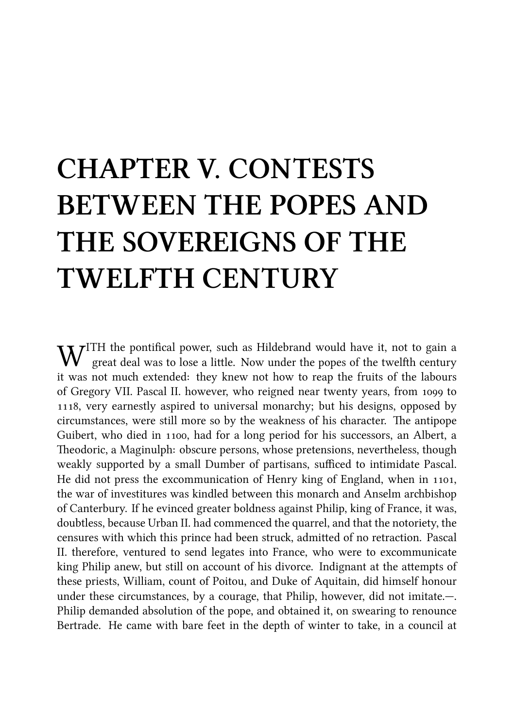# CHAPTER V. CONTESTS BETWEEN THE POPES AND THE SOVEREIGNS OF THE TWELFTH CENTURY

WITH the pontifical power, such as Hildebrand would have it, not to gain a great deal was to lose a little. Now under the popes of the twelfth century it was not much extended: they knew not how to reap the fruits of the labours of Gregory VII. Pascal II. however, who reigned near twenty years, from 1099 to 1118, very earnestly aspired to universal monarchy; but his designs, opposed by circumstances, were still more so by the weakness of his character. The antipope Guibert, who died in 1100, had for a long period for his successors, an Albert, a Theodoric, a Maginulph: obscure persons, whose pretensions, nevertheless, though weakly supported by a small Dumber of partisans, sufficed to intimidate Pascal. He did not press the excommunication of Henry king of England, when in 1101, the war of investitures was kindled between this monarch and Anselm archbishop of Canterbury. If he evinced greater boldness against Philip, king of France, it was, doubtless, because Urban II. had commenced the quarrel, and that the notoriety, the censures with which this prince had been struck, admitted of no retraction. Pascal II. therefore, ventured to send legates into France, who were to excommunicate king Philip anew, but still on account of his divorce. Indignant at the attempts of these priests, William, count of Poitou, and Duke of Aquitain, did himself honour under these circumstances, by a courage, that Philip, however, did not imitate.—. Philip demanded absolution of the pope, and obtained it, on swearing to renounce Bertrade. He came with bare feet in the depth of winter to take, in a council at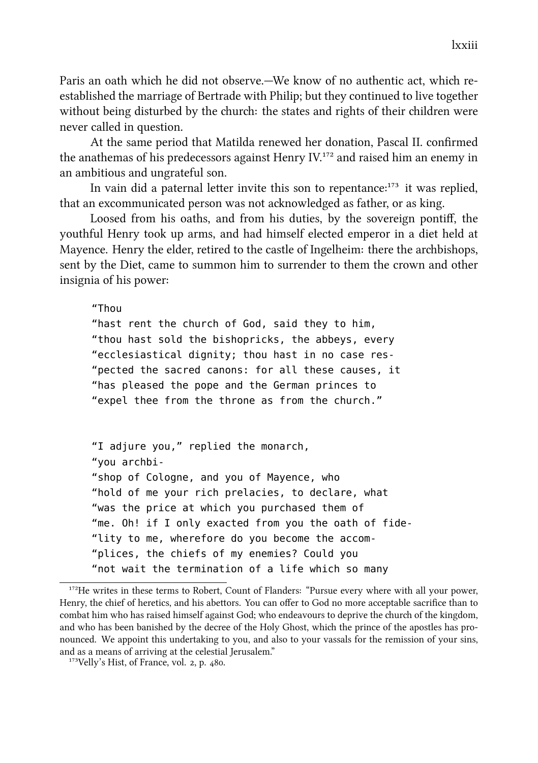Paris an oath which he did not observe.—We know of no authentic act, which re-established the marriage of Bertrade with Philip; but they continued to live together without being disturbed by the church: the states and rights of their children were never called in question.

At the same period that Matilda renewed her donation, Pascal II. confirmed the anathemas of his predecessors against Henry IV.[172] and raised him an enemy in an ambitious and ungrateful son.

In vain did a paternal letter invite this son to repentance:[173] it was replied, that an excommunicated person was not acknowledged as father, or as king.

Loosed from his oaths, and from his duties, by the sovereign pontiff, the youthful Henry took up arms, and had himself elected emperor in a diet held at Mayence. Henry the elder, retired to the castle of Ingelheim: there the archbishops, sent by the Diet, came to summon him to surrender to them the crown and other insignia of his power:

```
“Thou
“hast rent the church of God, said they to him,
“thou hast sold the bishopricks, the abbeys, every
“ecclesiastical dignity; thou hast in no case res-
“pected the sacred canons: for all these causes, it
“has pleased the pope and the German princes to
“expel thee from the throne as from the church.”


“I adjure you,” replied the monarch,
“you archbi-
“shop of Cologne, and you of Mayence, who
“hold of me your rich prelacies, to declare, what
“was the price at which you purchased them of
“me. Oh! if I only exacted from you the oath of fide-
“lity to me, wherefore do you become the accom-
“plices, the chiefs of my enemies? Could you
“not wait the termination of a life which so many
```

[172] He writes in these terms to Robert, Count of Flanders: “Pursue every where with all your power, Henry, the chief of heretics, and his abettors. You can offer to God no more acceptable sacrifice than to combat him who has raised himself against God; who endeavours to deprive the church of the kingdom, and who has been banished by the decree of the Holy Ghost, which the prince of the apostles has pronounced. We appoint this undertaking to you, and also to your vassals for the remission of your sins, and as a means of arriving at the celestial Jerusalem.”

[173] Velly’s Hist, of France, vol. 2, p. 480.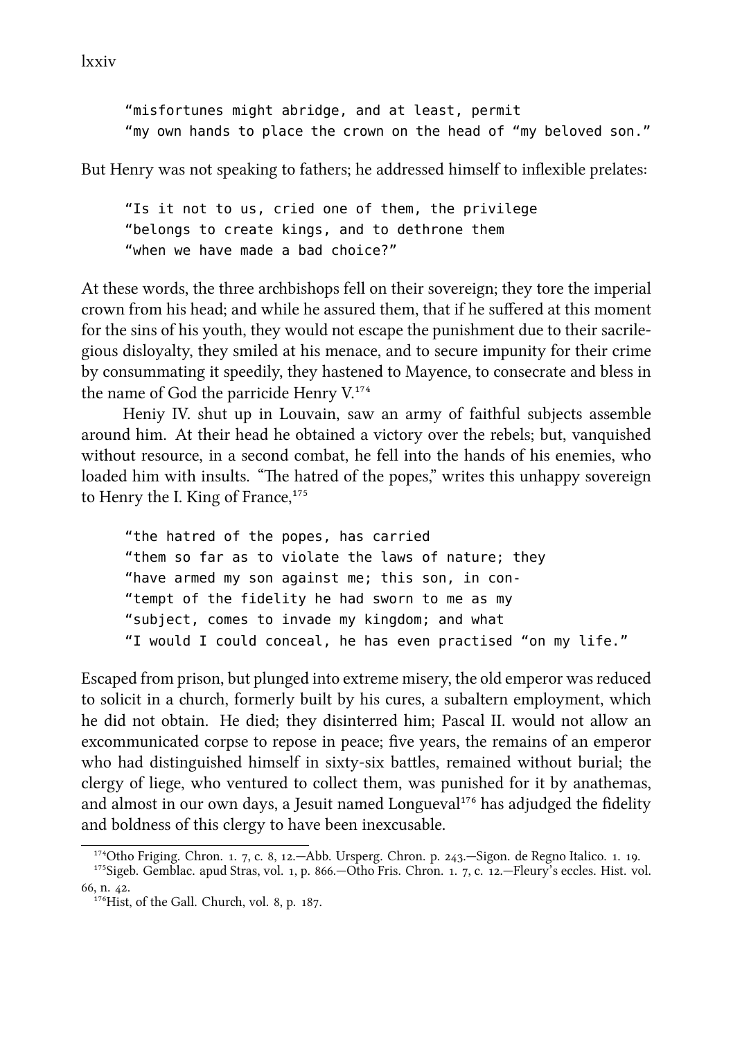"misfortunes might abridge, and at least, permit
"my own hands to place the crown on the head of "my beloved son."

But Henry was not speaking to fathers; he addressed himself to inflexible prelates:

"Is it not to us, cried one of them, the privilege
"belongs to create kings, and to dethrone them
"when we have made a bad choice?"

At these words, the three archbishops fell on their sovereign; they tore the imperial crown from his head; and while he assured them, that if he suffered at this moment for the sins of his youth, they would not escape the punishment due to their sacrilegious disloyalty, they smiled at his menace, and to secure impunity for their crime by consummating it speedily, they hastened to Mayence, to consecrate and bless in the name of God the parricide Henry V.[174]

Heniy IV. shut up in Louvain, saw an army of faithful subjects assemble around him. At their head he obtained a victory over the rebels; but, vanquished without resource, in a second combat, he fell into the hands of his enemies, who loaded him with insults. "The hatred of the popes," writes this unhappy sovereign to Henry the I. King of France,[175]

"the hatred of the popes, has carried
"them so far as to violate the laws of nature; they
"have armed my son against me; this son, in con-
"tempt of the fidelity he had sworn to me as my
"subject, comes to invade my kingdom; and what
"I would I could conceal, he has even practised "on my life."

Escaped from prison, but plunged into extreme misery, the old emperor was reduced to solicit in a church, formerly built by his cures, a subaltern employment, which he did not obtain. He died; they disinterred him; Pascal II. would not allow an excommunicated corpse to repose in peace; five years, the remains of an emperor who had distinguished himself in sixty-six battles, remained without burial; the clergy of liege, who ventured to collect them, was punished for it by anathemas, and almost in our own days, a Jesuit named Longueval[176] has adjudged the fidelity and boldness of this clergy to have been inexcusable.

[174] Otho Friging. Chron. 1. 7, c. 8, 12.—Abb. Ursperg. Chron. p. 243.—Sigon. de Regno Italico. 1. 19.

[175] Sigeb. Gemblac. apud Stras, vol. 1, p. 866.—Otho Fris. Chron. 1. 7, c. 12.—Fleury's eccles. Hist. vol. 66, n. 42.

[176] Hist, of the Gall. Church, vol. 8, p. 187.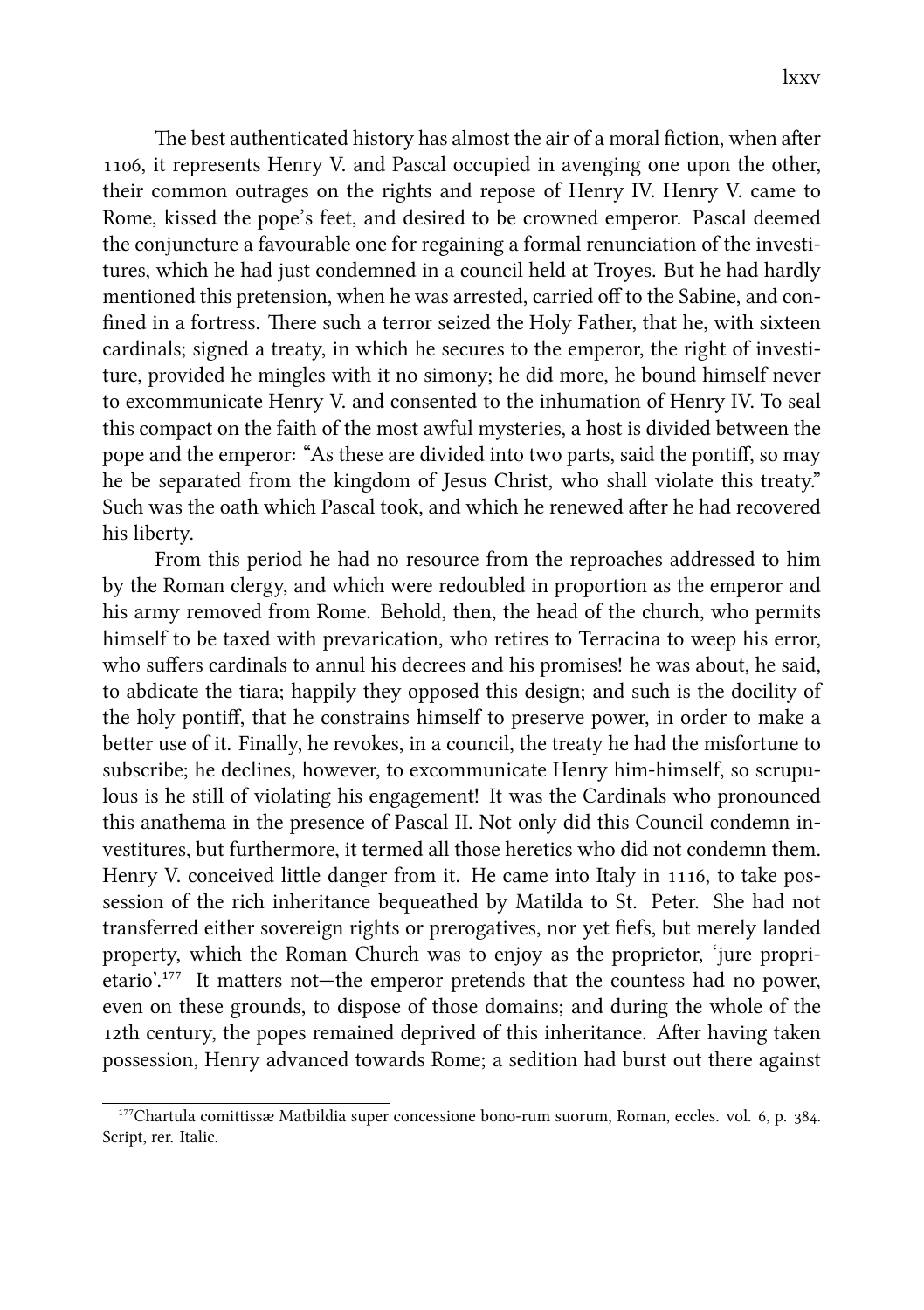The best authenticated history has almost the air of a moral fiction, when after 1106, it represents Henry V. and Pascal occupied in avenging one upon the other, their common outrages on the rights and repose of Henry IV. Henry V. came to Rome, kissed the pope's feet, and desired to be crowned emperor. Pascal deemed the conjuncture a favourable one for regaining a formal renunciation of the investitures, which he had just condemned in a council held at Troyes. But he had hardly mentioned this pretension, when he was arrested, carried off to the Sabine, and confined in a fortress. There such a terror seized the Holy Father, that he, with sixteen cardinals; signed a treaty, in which he secures to the emperor, the right of investiture, provided he mingles with it no simony; he did more, he bound himself never to excommunicate Henry V. and consented to the inhumation of Henry IV. To seal this compact on the faith of the most awful mysteries, a host is divided between the pope and the emperor: "As these are divided into two parts, said the pontiff, so may he be separated from the kingdom of Jesus Christ, who shall violate this treaty." Such was the oath which Pascal took, and which he renewed after he had recovered his liberty.

From this period he had no resource from the reproaches addressed to him by the Roman clergy, and which were redoubled in proportion as the emperor and his army removed from Rome. Behold, then, the head of the church, who permits himself to be taxed with prevarication, who retires to Terracina to weep his error, who suffers cardinals to annul his decrees and his promises! he was about, he said, to abdicate the tiara; happily they opposed this design; and such is the docility of the holy pontiff, that he constrains himself to preserve power, in order to make a better use of it. Finally, he revokes, in a council, the treaty he had the misfortune to subscribe; he declines, however, to excommunicate Henry him-himself, so scrupulous is he still of violating his engagement! It was the Cardinals who pronounced this anathema in the presence of Pascal II. Not only did this Council condemn investitures, but furthermore, it termed all those heretics who did not condemn them. Henry V. conceived little danger from it. He came into Italy in 1116, to take possession of the rich inheritance bequeathed by Matilda to St. Peter. She had not transferred either sovereign rights or prerogatives, nor yet fiefs, but merely landed property, which the Roman Church was to enjoy as the proprietor, 'jure proprietario'.[177] It matters not—the emperor pretends that the countess had no power, even on these grounds, to dispose of those domains; and during the whole of the 12th century, the popes remained deprived of this inheritance. After having taken possession, Henry advanced towards Rome; a sedition had burst out there against

[177] Chartula comitissæ Matbildia super concessione bono-rum suorum, Roman, eccles. vol. 6, p. 384. Script, rer. Italic.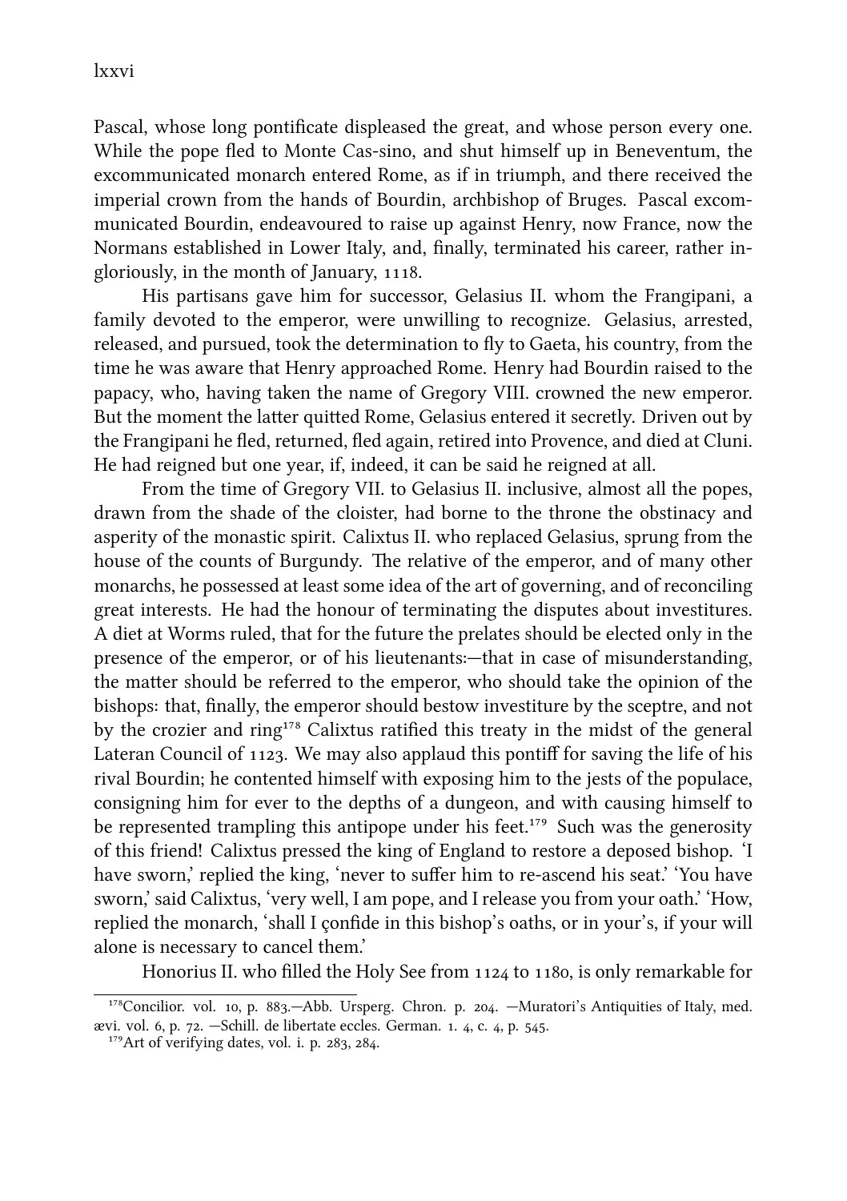Pascal, whose long pontificate displeased the great, and whose person every one. While the pope fled to Monte Cas-sino, and shut himself up in Beneventum, the excommunicated monarch entered Rome, as if in triumph, and there received the imperial crown from the hands of Bourdin, archbishop of Bruges. Pascal excommunicated Bourdin, endeavoured to raise up against Henry, now France, now the Normans established in Lower Italy, and, finally, terminated his career, rather ingloriously, in the month of January, 1118.

His partisans gave him for successor, Gelasius II. whom the Frangipani, a family devoted to the emperor, were unwilling to recognize. Gelasius, arrested, released, and pursued, took the determination to fly to Gaeta, his country, from the time he was aware that Henry approached Rome. Henry had Bourdin raised to the papacy, who, having taken the name of Gregory VIII. crowned the new emperor. But the moment the latter quitted Rome, Gelasius entered it secretly. Driven out by the Frangipani he fled, returned, fled again, retired into Provence, and died at Cluni. He had reigned but one year, if, indeed, it can be said he reigned at all.

From the time of Gregory VII. to Gelasius II. inclusive, almost all the popes, drawn from the shade of the cloister, had borne to the throne the obstinacy and asperity of the monastic spirit. Calixtus II. who replaced Gelasius, sprung from the house of the counts of Burgundy. The relative of the emperor, and of many other monarchs, he possessed at least some idea of the art of governing, and of reconciling great interests. He had the honour of terminating the disputes about investitures. A diet at Worms ruled, that for the future the prelates should be elected only in the presence of the emperor, or of his lieutenants:—that in case of misunderstanding, the matter should be referred to the emperor, who should take the opinion of the bishops: that, finally, the emperor should bestow investiture by the sceptre, and not by the crozier and ring[178] Calixtus ratified this treaty in the midst of the general Lateran Council of 1123. We may also applaud this pontiff for saving the life of his rival Bourdin; he contented himself with exposing him to the jests of the populace, consigning him for ever to the depths of a dungeon, and with causing himself to be represented trampling this antipope under his feet.[179] Such was the generosity of this friend! Calixtus pressed the king of England to restore a deposed bishop. 'I have sworn,' replied the king, 'never to suffer him to re-ascend his seat.' 'You have sworn,' said Calixtus, 'very well, I am pope, and I release you from your oath.' 'How, replied the monarch, 'shall I çonfide in this bishop's oaths, or in your's, if your will alone is necessary to cancel them.'

Honorius II. who filled the Holy See from 1124 to 1180, is only remarkable for

[178] Concilior. vol. 10, p. 883.—Abb. Ursperg. Chron. p. 204. —Muratori's Antiquities of Italy, med. ævi. vol. 6, p. 72. —Schill. de libertate eccles. German. 1. 4, c. 4, p. 545.

[179] Art of verifying dates, vol. i. p. 283, 284.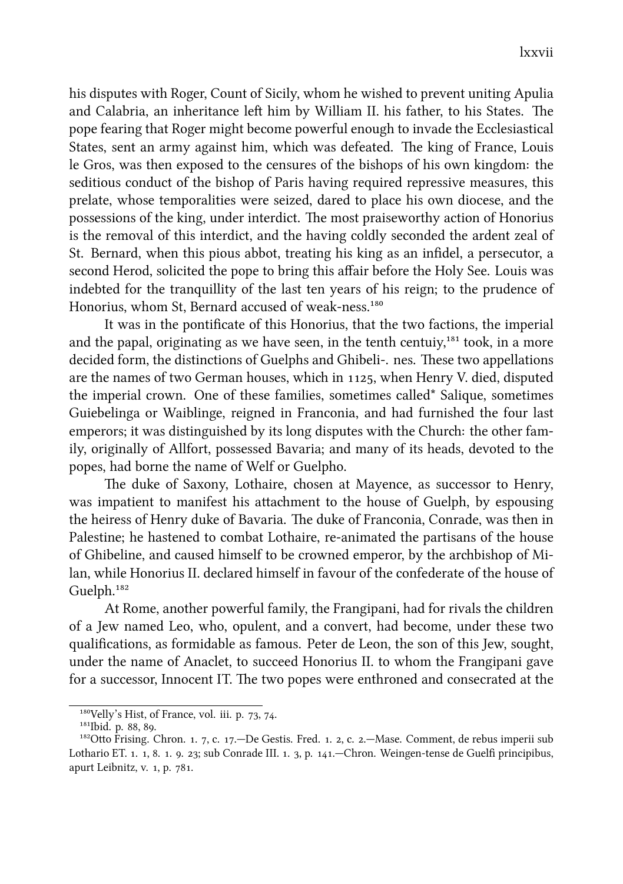his disputes with Roger, Count of Sicily, whom he wished to prevent uniting Apulia and Calabria, an inheritance left him by William II. his father, to his States. The pope fearing that Roger might become powerful enough to invade the Ecclesiastical States, sent an army against him, which was defeated. The king of France, Louis le Gros, was then exposed to the censures of the bishops of his own kingdom: the seditious conduct of the bishop of Paris having required repressive measures, this prelate, whose temporalities were seized, dared to place his own diocese, and the possessions of the king, under interdict. The most praiseworthy action of Honorius is the removal of this interdict, and the having coldly seconded the ardent zeal of St. Bernard, when this pious abbot, treating his king as an infidel, a persecutor, a second Herod, solicited the pope to bring this affair before the Holy See. Louis was indebted for the tranquillity of the last ten years of his reign; to the prudence of Honorius, whom St, Bernard accused of weak-ness.[180]

It was in the pontificate of this Honorius, that the two factions, the imperial and the papal, originating as we have seen, in the tenth centuiy,[181] took, in a more decided form, the distinctions of Guelphs and Ghibeli-. nes. These two appellations are the names of two German houses, which in 1125, when Henry V. died, disputed the imperial crown. One of these families, sometimes called* Salique, sometimes Guiebelinga or Waiblinge, reigned in Franconia, and had furnished the four last emperors; it was distinguished by its long disputes with the Church: the other family, originally of Allfort, possessed Bavaria; and many of its heads, devoted to the popes, had borne the name of Welf or Guelpho.

The duke of Saxony, Lothaire, chosen at Mayence, as successor to Henry, was impatient to manifest his attachment to the house of Guelph, by espousing the heiress of Henry duke of Bavaria. The duke of Franconia, Conrade, was then in Palestine; he hastened to combat Lothaire, re-animated the partisans of the house of Ghibeline, and caused himself to be crowned emperor, by the archbishop of Milan, while Honorius II. declared himself in favour of the confederate of the house of Guelph.[182]

At Rome, another powerful family, the Frangipani, had for rivals the children of a Jew named Leo, who, opulent, and a convert, had become, under these two qualifications, as formidable as famous. Peter de Leon, the son of this Jew, sought, under the name of Anaclet, to succeed Honorius II. to whom the Frangipani gave for a successor, Innocent IT. The two popes were enthroned and consecrated at the

---

[180] Velly's Hist, of France, vol. iii. p. 73, 74.

[181] Ibid. p. 88, 89.

[182] Otto Frising. Chron. 1. 7, c. 17.—De Gestis. Fred. 1. 2, c. 2.—Mase. Comment, de rebus imperii sub Lothario ET. 1. 1, 8. 1. 9. 23; sub Conrade III. 1. 3, p. 141.—Chron. Weingen-tense de Guelfi principibus, apurt Leibnitz, v. 1, p. 781.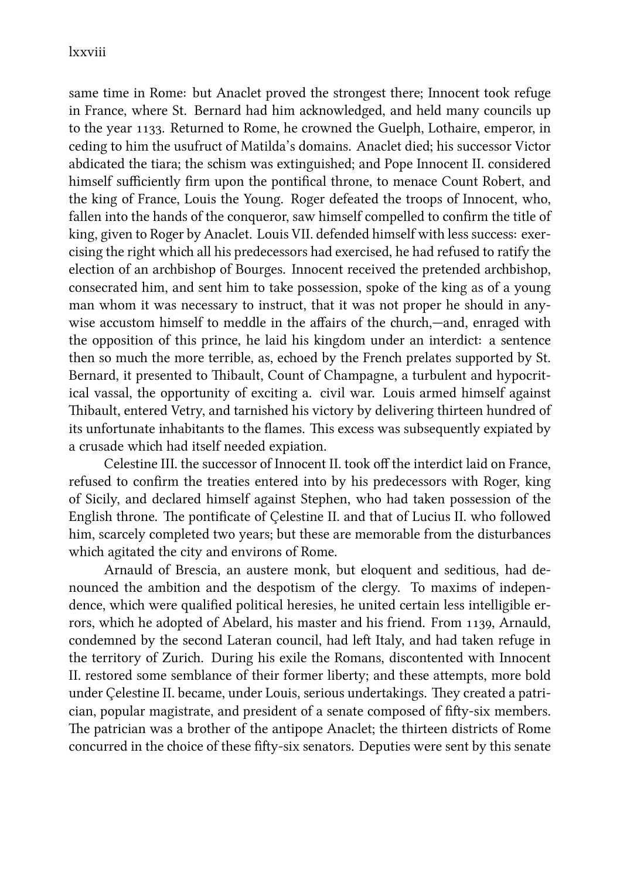same time in Rome: but Anaclet proved the strongest there; Innocent took refuge in France, where St. Bernard had him acknowledged, and held many councils up to the year 1133. Returned to Rome, he crowned the Guelph, Lothaire, emperor, in ceding to him the usufruct of Matilda's domains. Anaclet died; his successor Victor abdicated the tiara; the schism was extinguished; and Pope Innocent II. considered himself sufficiently firm upon the pontifical throne, to menace Count Robert, and the king of France, Louis the Young. Roger defeated the troops of Innocent, who, fallen into the hands of the conqueror, saw himself compelled to confirm the title of king, given to Roger by Anaclet. Louis VII. defended himself with less success: exercising the right which all his predecessors had exercised, he had refused to ratify the election of an archbishop of Bourges. Innocent received the pretended archbishop, consecrated him, and sent him to take possession, spoke of the king as of a young man whom it was necessary to instruct, that it was not proper he should in anywise accustom himself to meddle in the affairs of the church,—and, enraged with the opposition of this prince, he laid his kingdom under an interdict: a sentence then so much the more terrible, as, echoed by the French prelates supported by St. Bernard, it presented to Thibault, Count of Champagne, a turbulent and hypocritical vassal, the opportunity of exciting a. civil war. Louis armed himself against Thibault, entered Vetry, and tarnished his victory by delivering thirteen hundred of its unfortunate inhabitants to the flames. This excess was subsequently expiated by a crusade which had itself needed expiation.

Celestine III. the successor of Innocent II. took off the interdict laid on France, refused to confirm the treaties entered into by his predecessors with Roger, king of Sicily, and declared himself against Stephen, who had taken possession of the English throne. The pontificate of Çelestine II. and that of Lucius II. who followed him, scarcely completed two years; but these are memorable from the disturbances which agitated the city and environs of Rome.

Arnauld of Brescia, an austere monk, but eloquent and seditious, had denounced the ambition and the despotism of the clergy. To maxims of independence, which were qualified political heresies, he united certain less intelligible errors, which he adopted of Abelard, his master and his friend. From 1139, Arnauld, condemned by the second Lateran council, had left Italy, and had taken refuge in the territory of Zurich. During his exile the Romans, discontented with Innocent II. restored some semblance of their former liberty; and these attempts, more bold under Çelestine II. became, under Louis, serious undertakings. They created a patrician, popular magistrate, and president of a senate composed of fifty-six members. The patrician was a brother of the antipope Anaclet; the thirteen districts of Rome concurred in the choice of these fifty-six senators. Deputies were sent by this senate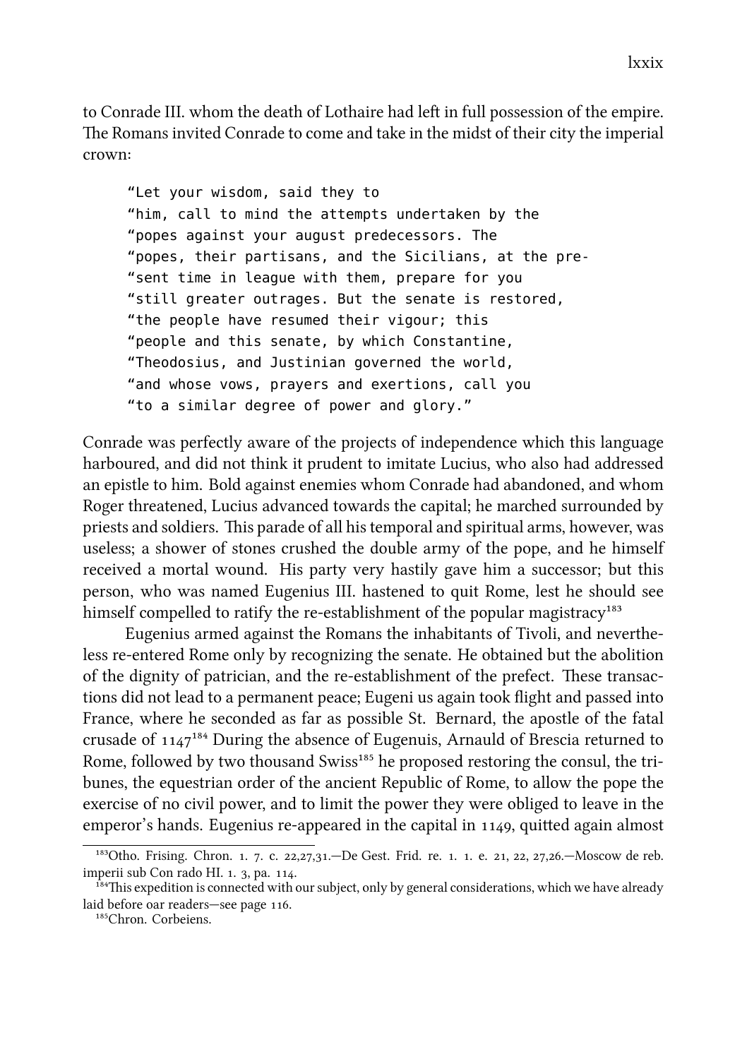to Conrade III. whom the death of Lothaire had left in full possession of the empire. The Romans invited Conrade to come and take in the midst of their city the imperial crown:

```
“Let your wisdom, said they to
“him, call to mind the attempts undertaken by the
“popes against your august predecessors. The
“popes, their partisans, and the Sicilians, at the pre-
“sent time in league with them, prepare for you
“still greater outrages. But the senate is restored,
“the people have resumed their vigour; this
“people and this senate, by which Constantine,
“Theodosius, and Justinian governed the world,
“and whose vows, prayers and exertions, call you
“to a similar degree of power and glory.”
```

Conrade was perfectly aware of the projects of independence which this language harboured, and did not think it prudent to imitate Lucius, who also had addressed an epistle to him. Bold against enemies whom Conrade had abandoned, and whom Roger threatened, Lucius advanced towards the capital; he marched surrounded by priests and soldiers. This parade of all his temporal and spiritual arms, however, was useless; a shower of stones crushed the double army of the pope, and he himself received a mortal wound. His party very hastily gave him a successor; but this person, who was named Eugenius III. hastened to quit Rome, lest he should see himself compelled to ratify the re-establishment of the popular magistracy[183]

Eugenius armed against the Romans the inhabitants of Tivoli, and nevertheless re-entered Rome only by recognizing the senate. He obtained but the abolition of the dignity of patrician, and the re-establishment of the prefect. These transactions did not lead to a permanent peace; Eugeni us again took flight and passed into France, where he seconded as far as possible St. Bernard, the apostle of the fatal crusade of 1147[184] During the absence of Eugenuis, Arnauld of Brescia returned to Rome, followed by two thousand Swiss[185] he proposed restoring the consul, the tribunes, the equestrian order of the ancient Republic of Rome, to allow the pope the exercise of no civil power, and to limit the power they were obliged to leave in the emperor’s hands. Eugenius re-appeared in the capital in 1149, quitted again almost

[183] Otho. Frising. Chron. 1. 7. c. 22,27,31.—De Gest. Frid. re. 1. 1. e. 21, 22, 27,26.—Moscow de reb. imperii sub Con rado HI. 1. 3, pa. 114.

[184] This expedition is connected with our subject, only by general considerations, which we have already laid before oar readers—see page 116.

[185] Chron. Corbeiens.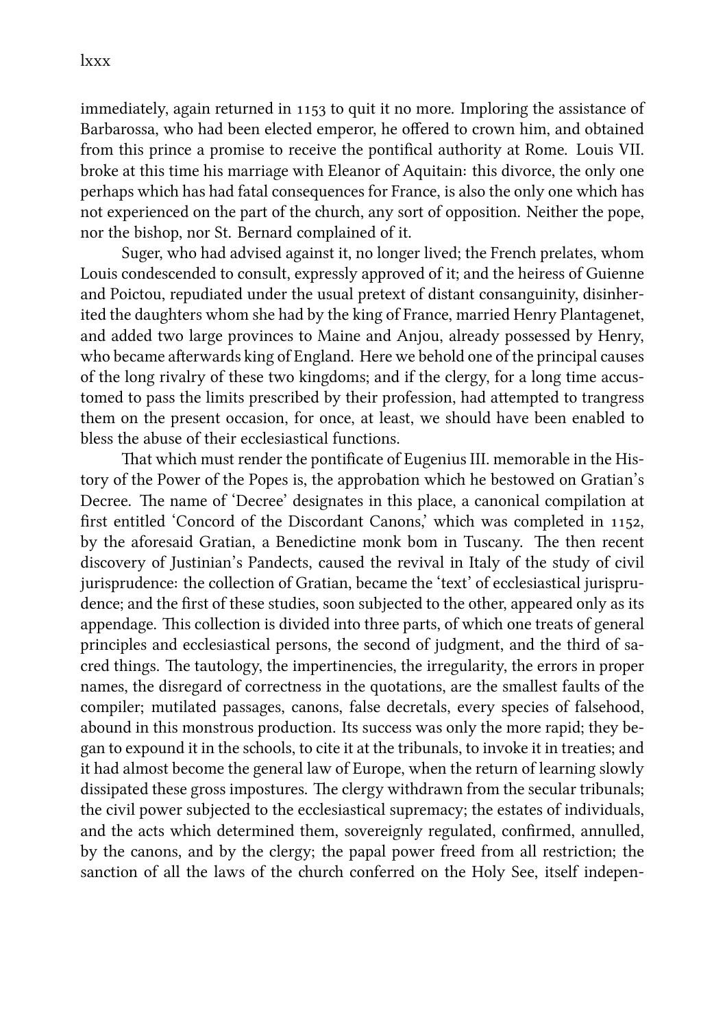immediately, again returned in 1153 to quit it no more. Imploring the assistance of Barbarossa, who had been elected emperor, he offered to crown him, and obtained from this prince a promise to receive the pontifical authority at Rome. Louis VII. broke at this time his marriage with Eleanor of Aquitain: this divorce, the only one perhaps which has had fatal consequences for France, is also the only one which has not experienced on the part of the church, any sort of opposition. Neither the pope, nor the bishop, nor St. Bernard complained of it.

Suger, who had advised against it, no longer lived; the French prelates, whom Louis condescended to consult, expressly approved of it; and the heiress of Guienne and Poictou, repudiated under the usual pretext of distant consanguinity, disinherited the daughters whom she had by the king of France, married Henry Plantagenet, and added two large provinces to Maine and Anjou, already possessed by Henry, who became afterwards king of England. Here we behold one of the principal causes of the long rivalry of these two kingdoms; and if the clergy, for a long time accustomed to pass the limits prescribed by their profession, had attempted to trangress them on the present occasion, for once, at least, we should have been enabled to bless the abuse of their ecclesiastical functions.

That which must render the pontificate of Eugenius III. memorable in the History of the Power of the Popes is, the approbation which he bestowed on Gratian's Decree. The name of 'Decree' designates in this place, a canonical compilation at first entitled 'Concord of the Discordant Canons,' which was completed in 1152, by the aforesaid Gratian, a Benedictine monk bom in Tuscany. The then recent discovery of Justinian's Pandects, caused the revival in Italy of the study of civil jurisprudence: the collection of Gratian, became the 'text' of ecclesiastical jurisprudence; and the first of these studies, soon subjected to the other, appeared only as its appendage. This collection is divided into three parts, of which one treats of general principles and ecclesiastical persons, the second of judgment, and the third of sacred things. The tautology, the impertinencies, the irregularity, the errors in proper names, the disregard of correctness in the quotations, are the smallest faults of the compiler; mutilated passages, canons, false decretals, every species of falsehood, abound in this monstrous production. Its success was only the more rapid; they began to expound it in the schools, to cite it at the tribunals, to invoke it in treaties; and it had almost become the general law of Europe, when the return of learning slowly dissipated these gross impostures. The clergy withdrawn from the secular tribunals; the civil power subjected to the ecclesiastical supremacy; the estates of individuals, and the acts which determined them, sovereignly regulated, confirmed, annulled, by the canons, and by the clergy; the papal power freed from all restriction; the sanction of all the laws of the church conferred on the Holy See, itself indepen-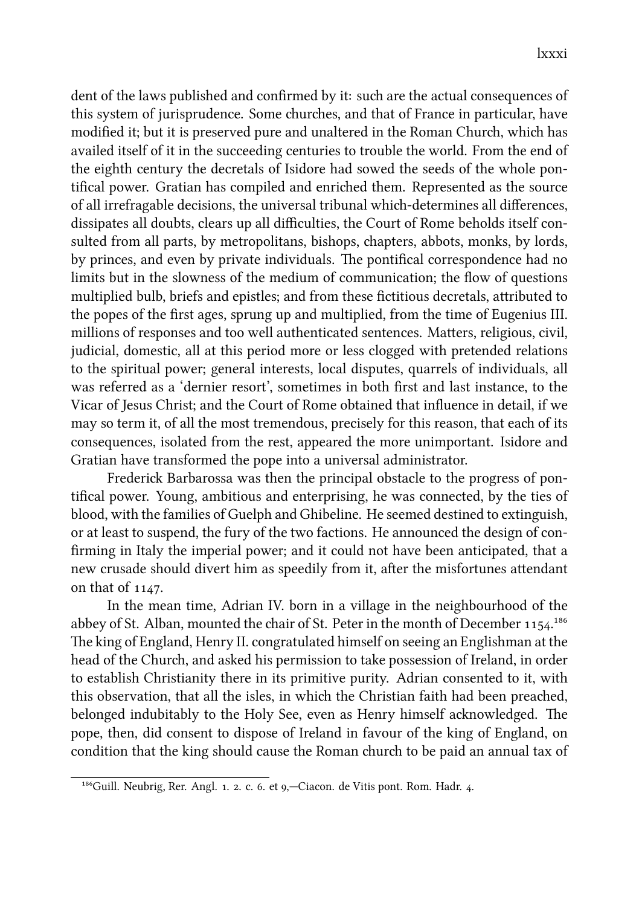dent of the laws published and confirmed by it: such are the actual consequences of this system of jurisprudence. Some churches, and that of France in particular, have modified it; but it is preserved pure and unaltered in the Roman Church, which has availed itself of it in the succeeding centuries to trouble the world. From the end of the eighth century the decretals of Isidore had sowed the seeds of the whole pontifical power. Gratian has compiled and enriched them. Represented as the source of all irrefragable decisions, the universal tribunal which-determines all differences, dissipates all doubts, clears up all difficulties, the Court of Rome beholds itself consulted from all parts, by metropolitans, bishops, chapters, abbots, monks, by lords, by princes, and even by private individuals. The pontifical correspondence had no limits but in the slowness of the medium of communication; the flow of questions multiplied bulb, briefs and epistles; and from these fictitious decretals, attributed to the popes of the first ages, sprung up and multiplied, from the time of Eugenius III. millions of responses and too well authenticated sentences. Matters, religious, civil, judicial, domestic, all at this period more or less clogged with pretended relations to the spiritual power; general interests, local disputes, quarrels of individuals, all was referred as a 'dernier resort', sometimes in both first and last instance, to the Vicar of Jesus Christ; and the Court of Rome obtained that influence in detail, if we may so term it, of all the most tremendous, precisely for this reason, that each of its consequences, isolated from the rest, appeared the more unimportant. Isidore and Gratian have transformed the pope into a universal administrator.

Frederick Barbarossa was then the principal obstacle to the progress of pontifical power. Young, ambitious and enterprising, he was connected, by the ties of blood, with the families of Guelph and Ghibeline. He seemed destined to extinguish, or at least to suspend, the fury of the two factions. He announced the design of confirming in Italy the imperial power; and it could not have been anticipated, that a new crusade should divert him as speedily from it, after the misfortunes attendant on that of 1147.

In the mean time, Adrian IV. born in a village in the neighbourhood of the abbey of St. Alban, mounted the chair of St. Peter in the month of December 1154.[186] The king of England, Henry II. congratulated himself on seeing an Englishman at the head of the Church, and asked his permission to take possession of Ireland, in order to establish Christianity there in its primitive purity. Adrian consented to it, with this observation, that all the isles, in which the Christian faith had been preached, belonged indubitably to the Holy See, even as Henry himself acknowledged. The pope, then, did consent to dispose of Ireland in favour of the king of England, on condition that the king should cause the Roman church to be paid an annual tax of

[186] Guill. Neubrig, Rer. Angl. 1. 2. c. 6. et 9,—Ciacon. de Vitis pont. Rom. Hadr. 4.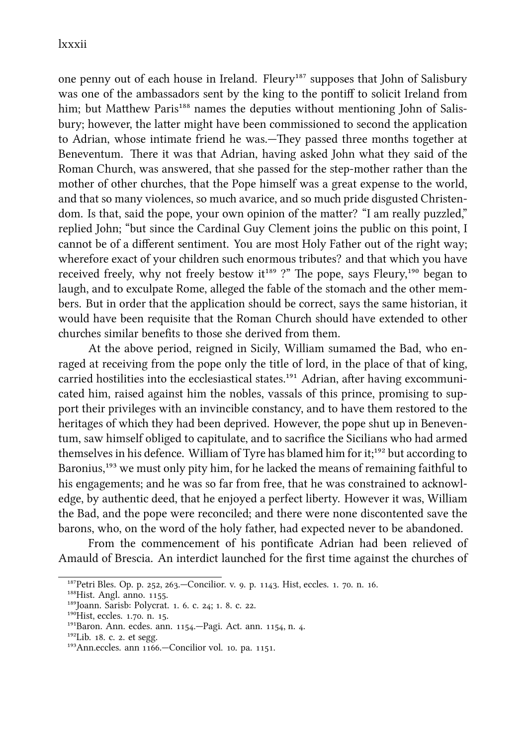one penny out of each house in Ireland. Fleury[187] supposes that John of Salisbury was one of the ambassadors sent by the king to the pontiff to solicit Ireland from him; but Matthew Paris[188] names the deputies without mentioning John of Salisbury; however, the latter might have been commissioned to second the application to Adrian, whose intimate friend he was.—They passed three months together at Beneventum. There it was that Adrian, having asked John what they said of the Roman Church, was answered, that she passed for the step-mother rather than the mother of other churches, that the Pope himself was a great expense to the world, and that so many violences, so much avarice, and so much pride disgusted Christendom. Is that, said the pope, your own opinion of the matter? "I am really puzzled," replied John; "but since the Cardinal Guy Clement joins the public on this point, I cannot be of a different sentiment. You are most Holy Father out of the right way; wherefore exact of your children such enormous tributes? and that which you have received freely, why not freely bestow it[189] ?" The pope, says Fleury,[190] began to laugh, and to exculpate Rome, alleged the fable of the stomach and the other members. But in order that the application should be correct, says the same historian, it would have been requisite that the Roman Church should have extended to other churches similar benefits to those she derived from them.

At the above period, reigned in Sicily, William sumamed the Bad, who enraged at receiving from the pope only the title of lord, in the place of that of king, carried hostilities into the ecclesiastical states.[191] Adrian, after having excommunicated him, raised against him the nobles, vassals of this prince, promising to support their privileges with an invincible constancy, and to have them restored to the heritages of which they had been deprived. However, the pope shut up in Beneventum, saw himself obliged to capitulate, and to sacrifice the Sicilians who had armed themselves in his defence. William of Tyre has blamed him for it;[192] but according to Baronius,[193] we must only pity him, for he lacked the means of remaining faithful to his engagements; and he was so far from free, that he was constrained to acknowledge, by authentic deed, that he enjoyed a perfect liberty. However it was, William the Bad, and the pope were reconciled; and there were none discontented save the barons, who, on the word of the holy father, had expected never to be abandoned.

From the commencement of his pontificate Adrian had been relieved of Amauld of Brescia. An interdict launched for the first time against the churches of

---

[187] Petri Bles. Op. p. 252, 263.—Concilior. v. 9. p. 1143. Hist, eccles. 1. 70. n. 16.

[188] Hist. Angl. anno. 1155.

[189] Joann. Sarisb: Polycrat. 1. 6. c. 24; 1. 8. c. 22.

[190] Hist, eccles. 1.70. n. 15.

[191] Baron. Ann. ecdes. ann. 1154.—Pagi. Act. ann. 1154, n. 4.

[192] Lib. 18. c. 2. et segg.

[193] Ann.eccles. ann 1166.—Concilior vol. 10. pa. 1151.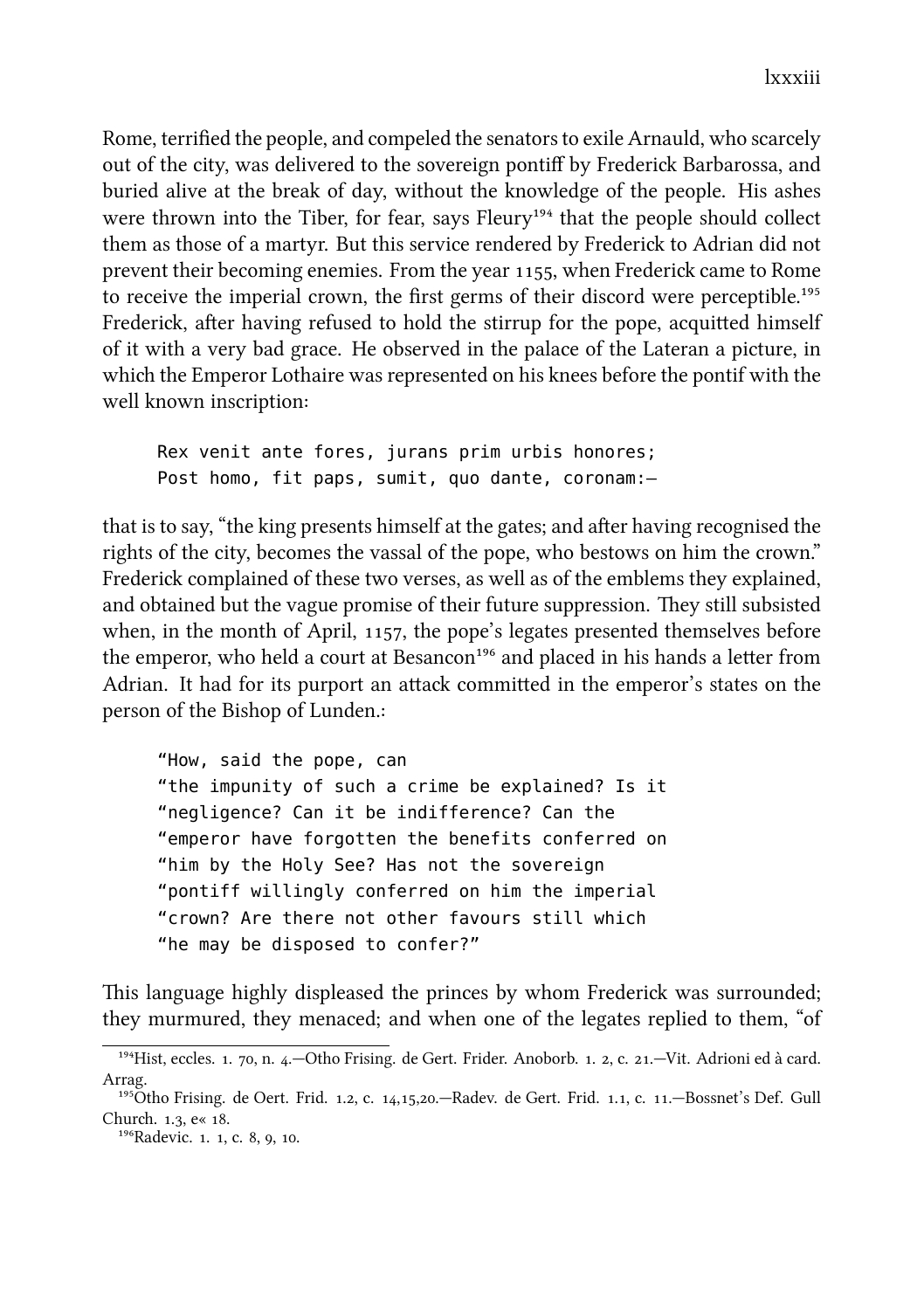Rome, terrified the people, and compeled the senators to exile Arnauld, who scarcely out of the city, was delivered to the sovereign pontiff by Frederick Barbarossa, and buried alive at the break of day, without the knowledge of the people. His ashes were thrown into the Tiber, for fear, says Fleury[194] that the people should collect them as those of a martyr. But this service rendered by Frederick to Adrian did not prevent their becoming enemies. From the year 1155, when Frederick came to Rome to receive the imperial crown, the first germs of their discord were perceptible.[195] Frederick, after having refused to hold the stirrup for the pope, acquitted himself of it with a very bad grace. He observed in the palace of the Lateran a picture, in which the Emperor Lothaire was represented on his knees before the pontif with the well known inscription:

```
Rex venit ante fores, jurans prim urbis honores;
Post homo, fit paps, sumit, quo dante, coronam:—
```

that is to say, "the king presents himself at the gates; and after having recognised the rights of the city, becomes the vassal of the pope, who bestows on him the crown." Frederick complained of these two verses, as well as of the emblems they explained, and obtained but the vague promise of their future suppression. They still subsisted when, in the month of April, 1157, the pope's legates presented themselves before the emperor, who held a court at Besancon[196] and placed in his hands a letter from Adrian. It had for its purport an attack committed in the emperor's states on the person of the Bishop of Lunden.:

```
"How, said the pope, can
"the impunity of such a crime be explained? Is it
"negligence? Can it be indifference? Can the
"emperor have forgotten the benefits conferred on
"him by the Holy See? Has not the sovereign
"pontiff willingly conferred on him the imperial
"crown? Are there not other favours still which
"he may be disposed to confer?"
```

This language highly displeased the princes by whom Frederick was surrounded; they murmured, they menaced; and when one of the legates replied to them, "of

---

[194] Hist, eccles. 1. 70, n. 4.—Otho Frising. de Gert. Frider. Anoborb. 1. 2, c. 21.—Vit. Adrioni ed à card. Arrag.

[195] Otho Frising. de Oert. Frid. 1.2, c. 14,15,20.—Radev. de Gert. Frid. 1.1, c. 11.—Bossnet's Def. Gull Church. 1.3, e« 18.

[196] Radevic. 1. 1, c. 8, 9, 10.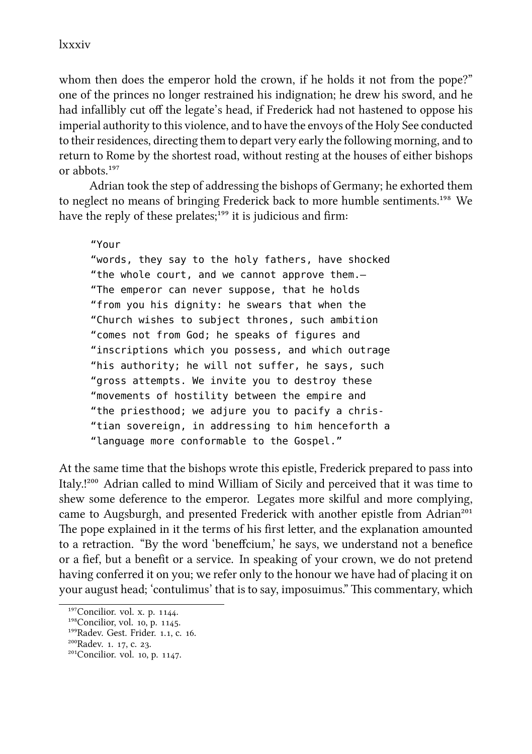whom then does the emperor hold the crown, if he holds it not from the pope?" one of the princes no longer restrained his indignation; he drew his sword, and he had infallibly cut off the legate's head, if Frederick had not hastened to oppose his imperial authority to this violence, and to have the envoys of the Holy See conducted to their residences, directing them to depart very early the following morning, and to return to Rome by the shortest road, without resting at the houses of either bishops or abbots.[197]

Adrian took the step of addressing the bishops of Germany; he exhorted them to neglect no means of bringing Frederick back to more humble sentiments.[198] We have the reply of these prelates;[199] it is judicious and firm:

```
"Your
"words, they say to the holy fathers, have shocked
"the whole court, and we cannot approve them.—
"The emperor can never suppose, that he holds
"from you his dignity: he swears that when the
"Church wishes to subject thrones, such ambition
"comes not from God; he speaks of figures and
"inscriptions which you possess, and which outrage
"his authority; he will not suffer, he says, such
"gross attempts. We invite you to destroy these
"movements of hostility between the empire and
"the priesthood; we adjure you to pacify a chris-
"tian sovereign, in addressing to him henceforth a
"language more conformable to the Gospel."
```

At the same time that the bishops wrote this epistle, Frederick prepared to pass into Italy.![200] Adrian called to mind William of Sicily and perceived that it was time to shew some deference to the emperor. Legates more skilful and more complying, came to Augsburgh, and presented Frederick with another epistle from Adrian[201] The pope explained in it the terms of his first letter, and the explanation amounted to a retraction. "By the word 'beneffcium,' he says, we understand not a benefice or a fief, but a benefit or a service. In speaking of your crown, we do not pretend having conferred it on you; we refer only to the honour we have had of placing it on your august head; 'contulimus' that is to say, imposuimus." This commentary, which

[197] Concilior. vol. x. p. 1144.

[198] Concilior, vol. 10, p. 1145.

[199] Radev. Gest. Frider. 1.1, c. 16.

[200] Radev. 1. 17, c. 23.

[201] Concilior. vol. 10, p. 1147.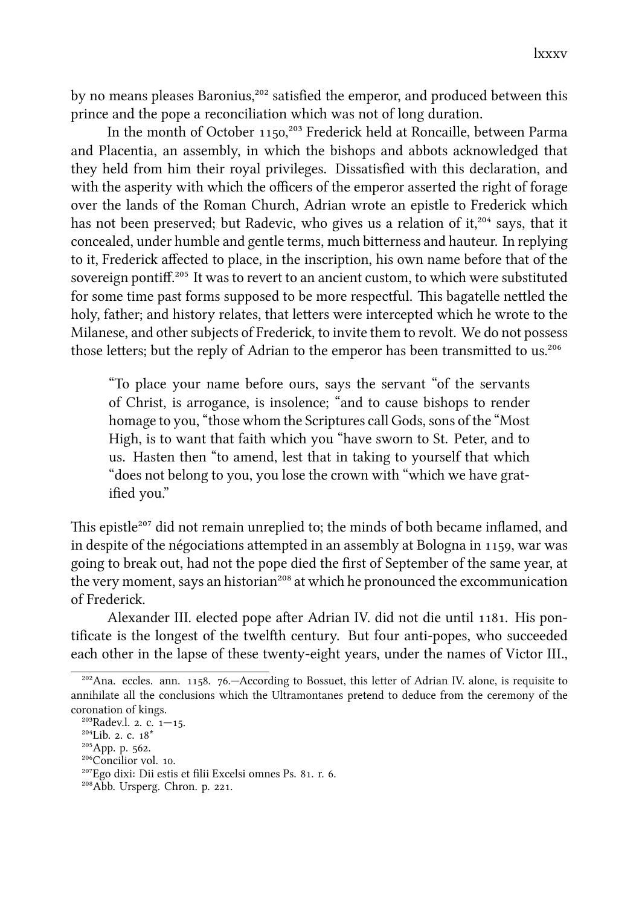by no means pleases Baronius,[202] satisfied the emperor, and produced between this prince and the pope a reconciliation which was not of long duration.

In the month of October 1150,[203] Frederick held at Roncaille, between Parma and Placentia, an assembly, in which the bishops and abbots acknowledged that they held from him their royal privileges. Dissatisfied with this declaration, and with the asperity with which the officers of the emperor asserted the right of forage over the lands of the Roman Church, Adrian wrote an epistle to Frederick which has not been preserved; but Radevic, who gives us a relation of it,[204] says, that it concealed, under humble and gentle terms, much bitterness and hauteur. In replying to it, Frederick affected to place, in the inscription, his own name before that of the sovereign pontiff.[205] It was to revert to an ancient custom, to which were substituted for some time past forms supposed to be more respectful. This bagatelle nettled the holy, father; and history relates, that letters were intercepted which he wrote to the Milanese, and other subjects of Frederick, to invite them to revolt. We do not possess those letters; but the reply of Adrian to the emperor has been transmitted to us.[206]

> "To place your name before ours, says the servant "of the servants of Christ, is arrogance, is insolence; "and to cause bishops to render homage to you, "those whom the Scriptures call Gods, sons of the "Most High, is to want that faith which you "have sworn to St. Peter, and to us. Hasten then "to amend, lest that in taking to yourself that which "does not belong to you, you lose the crown with "which we have gratified you."

This epistle[207] did not remain unreplied to; the minds of both became inflamed, and in despite of the négociations attempted in an assembly at Bologna in 1159, war was going to break out, had not the pope died the first of September of the same year, at the very moment, says an historian[208] at which he pronounced the excommunication of Frederick.

Alexander III. elected pope after Adrian IV. did not die until 1181. His pontificate is the longest of the twelfth century. But four anti-popes, who succeeded each other in the lapse of these twenty-eight years, under the names of Victor III.,

---

[202] Ana. eccles. ann. 1158. 76.—According to Bossuet, this letter of Adrian IV. alone, is requisite to annihilate all the conclusions which the Ultramontanes pretend to deduce from the ceremony of the coronation of kings.

[203] Radev.l. 2. c. 1—15.

[204] Lib. 2. c. 18*

[205] App. p. 562.

[206] Concilior vol. 10.

[207] Ego dixi: Dii estis et filii Excelsi omnes Ps. 81. r. 6.

[208] Abb. Ursperg. Chron. p. 221.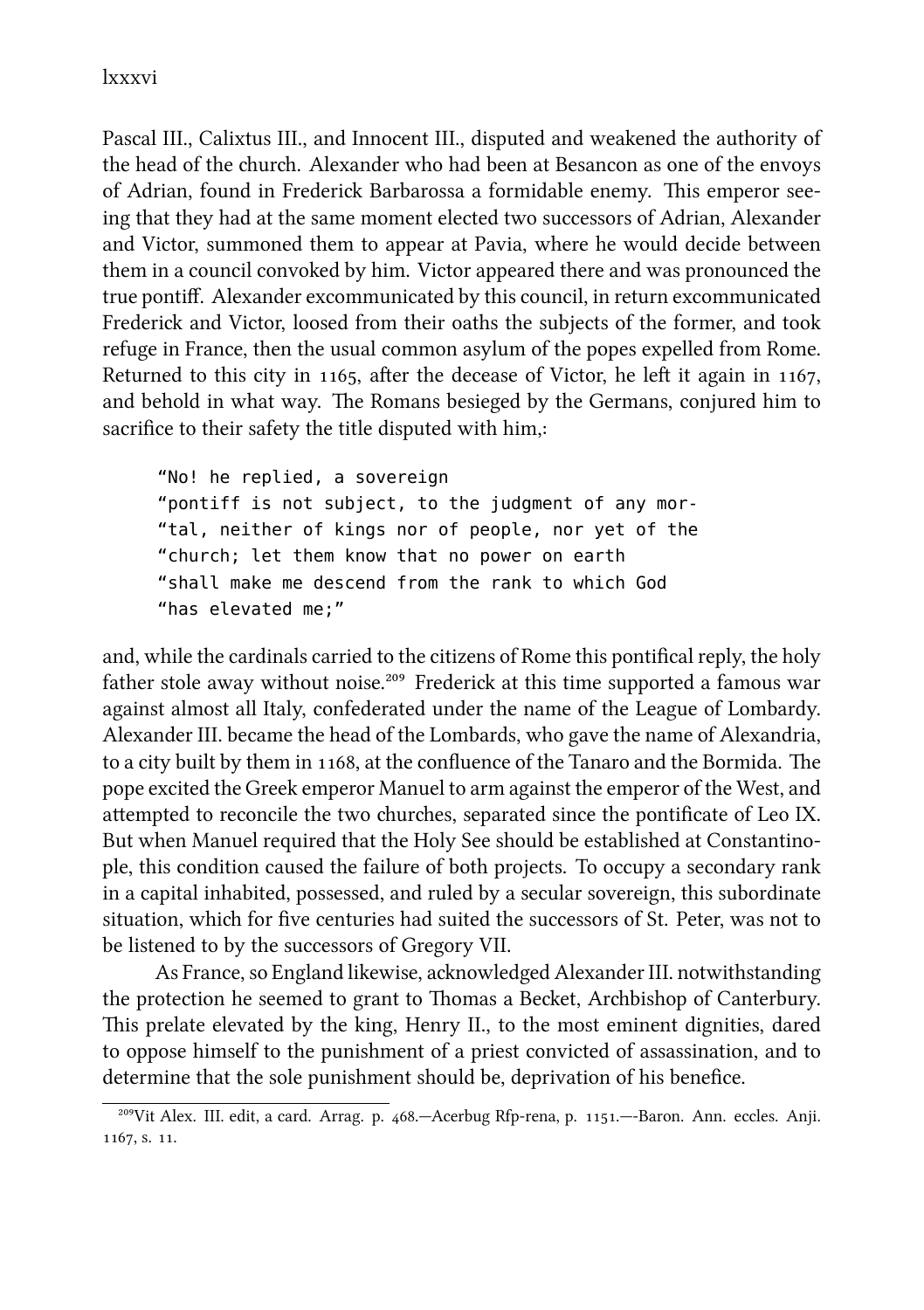Pascal III., Calixtus III., and Innocent III., disputed and weakened the authority of the head of the church. Alexander who had been at Besancon as one of the envoys of Adrian, found in Frederick Barbarossa a formidable enemy. This emperor seeing that they had at the same moment elected two successors of Adrian, Alexander and Victor, summoned them to appear at Pavia, where he would decide between them in a council convoked by him. Victor appeared there and was pronounced the true pontiff. Alexander excommunicated by this council, in return excommunicated Frederick and Victor, loosed from their oaths the subjects of the former, and took refuge in France, then the usual common asylum of the popes expelled from Rome. Returned to this city in 1165, after the decease of Victor, he left it again in 1167, and behold in what way. The Romans besieged by the Germans, conjured him to sacrifice to their safety the title disputed with him,:

```
"No! he replied, a sovereign
"pontiff is not subject, to the judgment of any mor-
"tal, neither of kings nor of people, nor yet of the
"church; let them know that no power on earth
"shall make me descend from the rank to which God
"has elevated me;"
```

and, while the cardinals carried to the citizens of Rome this pontifical reply, the holy father stole away without noise.[209] Frederick at this time supported a famous war against almost all Italy, confederated under the name of the League of Lombardy. Alexander III. became the head of the Lombards, who gave the name of Alexandria, to a city built by them in 1168, at the confluence of the Tanaro and the Bormida. The pope excited the Greek emperor Manuel to arm against the emperor of the West, and attempted to reconcile the two churches, separated since the pontificate of Leo IX. But when Manuel required that the Holy See should be established at Constantinople, this condition caused the failure of both projects. To occupy a secondary rank in a capital inhabited, possessed, and ruled by a secular sovereign, this subordinate situation, which for five centuries had suited the successors of St. Peter, was not to be listened to by the successors of Gregory VII.

As France, so England likewise, acknowledged Alexander III. notwithstanding the protection he seemed to grant to Thomas a Becket, Archbishop of Canterbury. This prelate elevated by the king, Henry II., to the most eminent dignities, dared to oppose himself to the punishment of a priest convicted of assassination, and to determine that the sole punishment should be, deprivation of his benefice.

[209]Vit Alex. III. edit, a card. Arrag. p. 468.—Acerbug Rfp-rena, p. 1151.—-Baron. Ann. eccles. Anji. 1167, s. 11.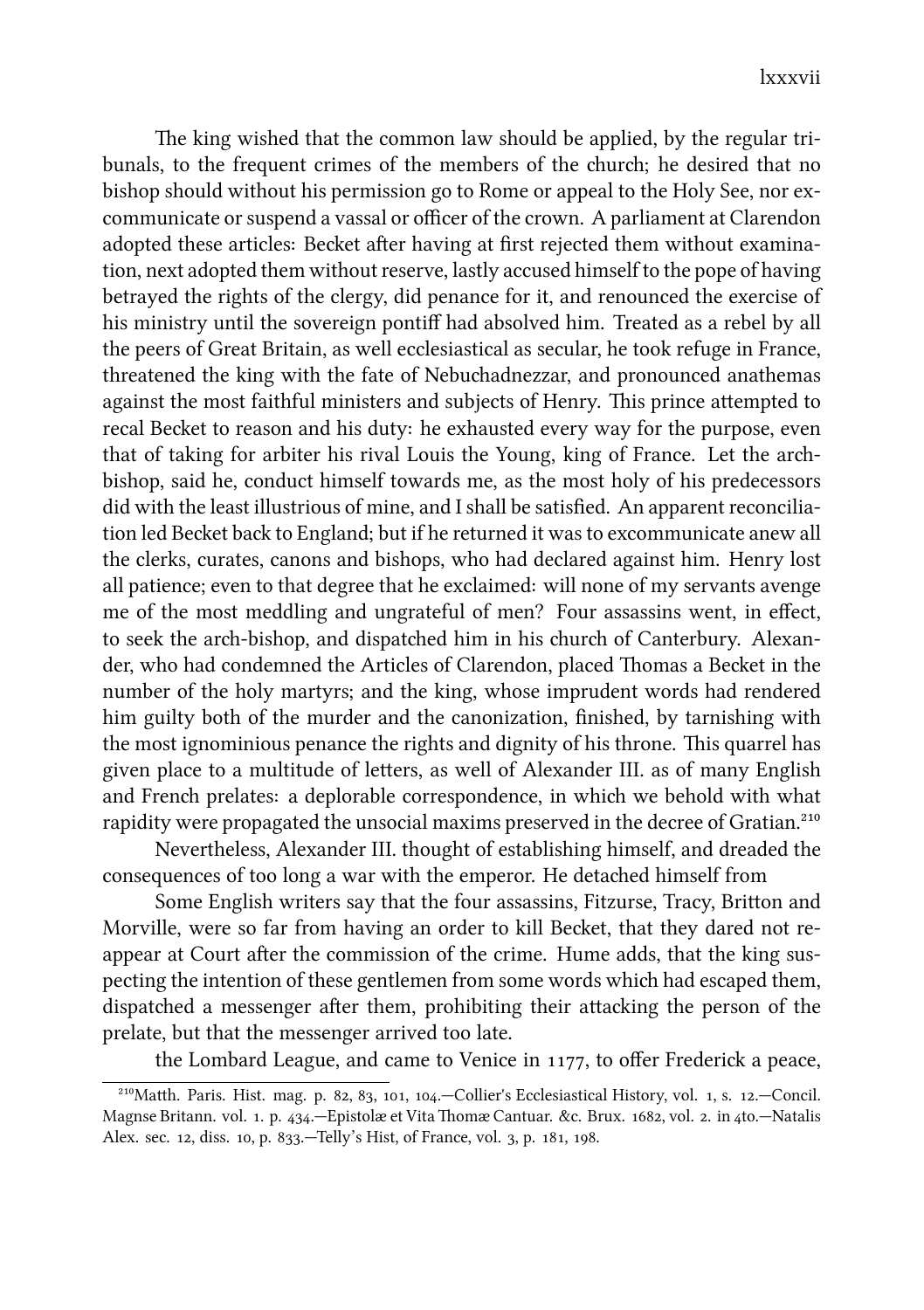The king wished that the common law should be applied, by the regular tribunals, to the frequent crimes of the members of the church; he desired that no bishop should without his permission go to Rome or appeal to the Holy See, nor excommunicate or suspend a vassal or officer of the crown. A parliament at Clarendon adopted these articles: Becket after having at first rejected them without examination, next adopted them without reserve, lastly accused himself to the pope of having betrayed the rights of the clergy, did penance for it, and renounced the exercise of his ministry until the sovereign pontiff had absolved him. Treated as a rebel by all the peers of Great Britain, as well ecclesiastical as secular, he took refuge in France, threatened the king with the fate of Nebuchadnezzar, and pronounced anathemas against the most faithful ministers and subjects of Henry. This prince attempted to recal Becket to reason and his duty: he exhausted every way for the purpose, even that of taking for arbiter his rival Louis the Young, king of France. Let the archbishop, said he, conduct himself towards me, as the most holy of his predecessors did with the least illustrious of mine, and I shall be satisfied. An apparent reconciliation led Becket back to England; but if he returned it was to excommunicate anew all the clerks, curates, canons and bishops, who had declared against him. Henry lost all patience; even to that degree that he exclaimed: will none of my servants avenge me of the most meddling and ungrateful of men? Four assassins went, in effect, to seek the arch-bishop, and dispatched him in his church of Canterbury. Alexander, who had condemned the Articles of Clarendon, placed Thomas a Becket in the number of the holy martyrs; and the king, whose imprudent words had rendered him guilty both of the murder and the canonization, finished, by tarnishing with the most ignominious penance the rights and dignity of his throne. This quarrel has given place to a multitude of letters, as well of Alexander III. as of many English and French prelates: a deplorable correspondence, in which we behold with what rapidity were propagated the unsocial maxims preserved in the decree of Gratian.[210]

Nevertheless, Alexander III. thought of establishing himself, and dreaded the consequences of too long a war with the emperor. He detached himself from

Some English writers say that the four assassins, Fitzurse, Tracy, Britton and Morville, were so far from having an order to kill Becket, that they dared not reappear at Court after the commission of the crime. Hume adds, that the king suspecting the intention of these gentlemen from some words which had escaped them, dispatched a messenger after them, prohibiting their attacking the person of the prelate, but that the messenger arrived too late.

the Lombard League, and came to Venice in 1177, to offer Frederick a peace,

[210] Matth. Paris. Hist. mag. p. 82, 83, 101, 104.—Collier's Ecclesiastical History, vol. 1, s. 12.—Concil. Magnse Britann. vol. 1. p. 434.—Epistolæ et Vita Thomæ Cantuar. &c. Brux. 1682, vol. 2. in 4to.—Natalis Alex. sec. 12, diss. 10, p. 833.—Telly's Hist, of France, vol. 3, p. 181, 198.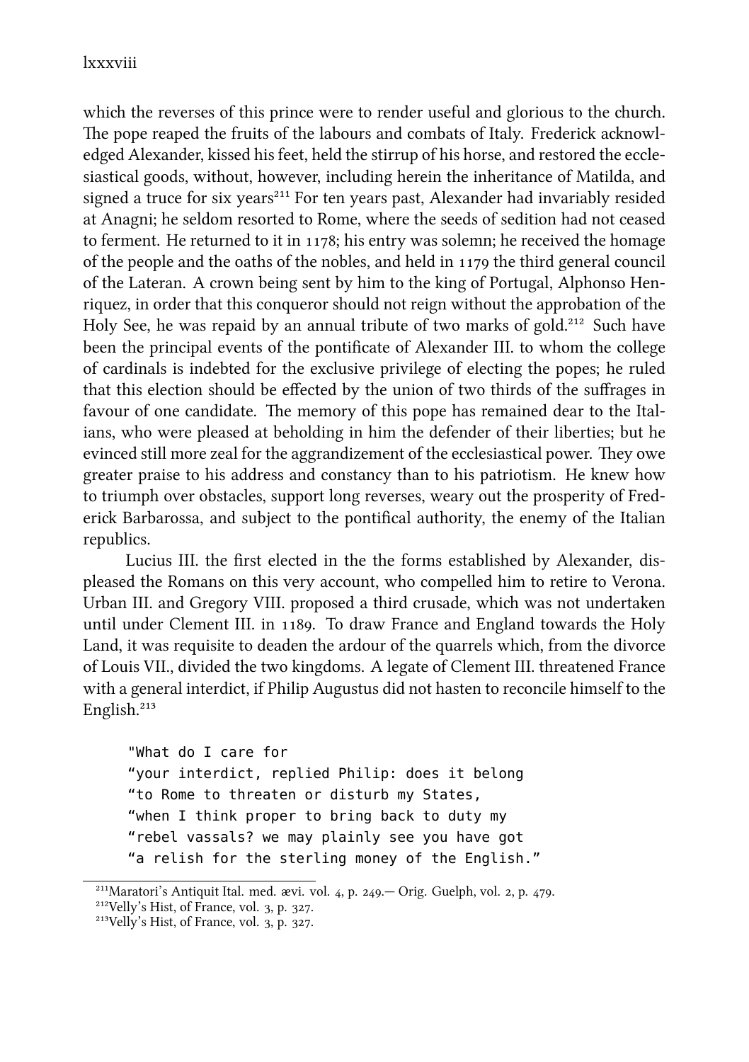which the reverses of this prince were to render useful and glorious to the church. The pope reaped the fruits of the labours and combats of Italy. Frederick acknowledged Alexander, kissed his feet, held the stirrup of his horse, and restored the ecclesiastical goods, without, however, including herein the inheritance of Matilda, and signed a truce for six years[211] For ten years past, Alexander had invariably resided at Anagni; he seldom resorted to Rome, where the seeds of sedition had not ceased to ferment. He returned to it in 1178; his entry was solemn; he received the homage of the people and the oaths of the nobles, and held in 1179 the third general council of the Lateran. A crown being sent by him to the king of Portugal, Alphonso Henriquez, in order that this conqueror should not reign without the approbation of the Holy See, he was repaid by an annual tribute of two marks of gold.[212] Such have been the principal events of the pontificate of Alexander III. to whom the college of cardinals is indebted for the exclusive privilege of electing the popes; he ruled that this election should be effected by the union of two thirds of the suffrages in favour of one candidate. The memory of this pope has remained dear to the Italians, who were pleased at beholding in him the defender of their liberties; but he evinced still more zeal for the aggrandizement of the ecclesiastical power. They owe greater praise to his address and constancy than to his patriotism. He knew how to triumph over obstacles, support long reverses, weary out the prosperity of Frederick Barbarossa, and subject to the pontifical authority, the enemy of the Italian republics.

Lucius III. the first elected in the the forms established by Alexander, displeased the Romans on this very account, who compelled him to retire to Verona. Urban III. and Gregory VIII. proposed a third crusade, which was not undertaken until under Clement III. in 1189. To draw France and England towards the Holy Land, it was requisite to deaden the ardour of the quarrels which, from the divorce of Louis VII., divided the two kingdoms. A legate of Clement III. threatened France with a general interdict, if Philip Augustus did not hasten to reconcile himself to the English.[213]

```
"What do I care for
“your interdict, replied Philip: does it belong
“to Rome to threaten or disturb my States,
“when I think proper to bring back to duty my
“rebel vassals? we may plainly see you have got
“a relish for the sterling money of the English.”
```

[211] Maratori’s Antiquit Ital. med. ævi. vol. 4, p. 249.— Orig. Guelph, vol. 2, p. 479.

[212] Velly’s Hist, of France, vol. 3, p. 327.

[213] Velly’s Hist, of France, vol. 3, p. 327.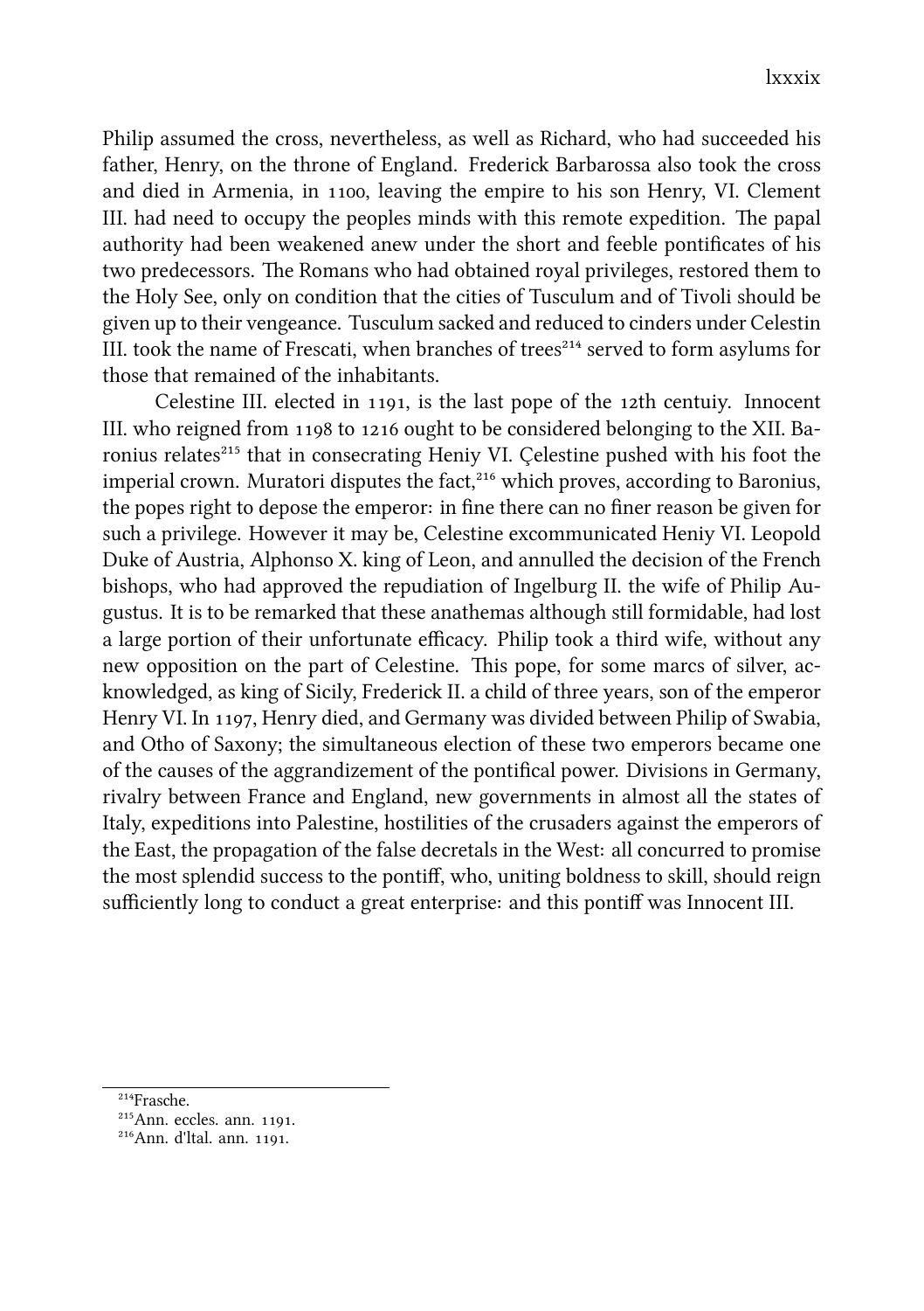Philip assumed the cross, nevertheless, as well as Richard, who had succeeded his father, Henry, on the throne of England. Frederick Barbarossa also took the cross and died in Armenia, in 1100, leaving the empire to his son Henry, VI. Clement III. had need to occupy the peoples minds with this remote expedition. The papal authority had been weakened anew under the short and feeble pontificates of his two predecessors. The Romans who had obtained royal privileges, restored them to the Holy See, only on condition that the cities of Tusculum and of Tivoli should be given up to their vengeance. Tusculum sacked and reduced to cinders under Celestin III. took the name of Frescati, when branches of trees[214] served to form asylums for those that remained of the inhabitants.

Celestine III. elected in 1191, is the last pope of the 12th centuiy. Innocent III. who reigned from 1198 to 1216 ought to be considered belonging to the XII. Baronius relates[215] that in consecrating Heniy VI. Çelestine pushed with his foot the imperial crown. Muratori disputes the fact,[216] which proves, according to Baronius, the popes right to depose the emperor: in fine there can no finer reason be given for such a privilege. However it may be, Celestine excommunicated Heniy VI. Leopold Duke of Austria, Alphonso X. king of Leon, and annulled the decision of the French bishops, who had approved the repudiation of Ingelburg II. the wife of Philip Augustus. It is to be remarked that these anathemas although still formidable, had lost a large portion of their unfortunate efficacy. Philip took a third wife, without any new opposition on the part of Celestine. This pope, for some marcs of silver, acknowledged, as king of Sicily, Frederick II. a child of three years, son of the emperor Henry VI. In 1197, Henry died, and Germany was divided between Philip of Swabia, and Otho of Saxony; the simultaneous election of these two emperors became one of the causes of the aggrandizement of the pontifical power. Divisions in Germany, rivalry between France and England, new governments in almost all the states of Italy, expeditions into Palestine, hostilities of the crusaders against the emperors of the East, the propagation of the false decretals in the West: all concurred to promise the most splendid success to the pontiff, who, uniting boldness to skill, should reign sufficiently long to conduct a great enterprise: and this pontiff was Innocent III.

---

[214] Frasche.

[215] Ann. eccles. ann. 1191.

[216] Ann. d'ltal. ann. 1191.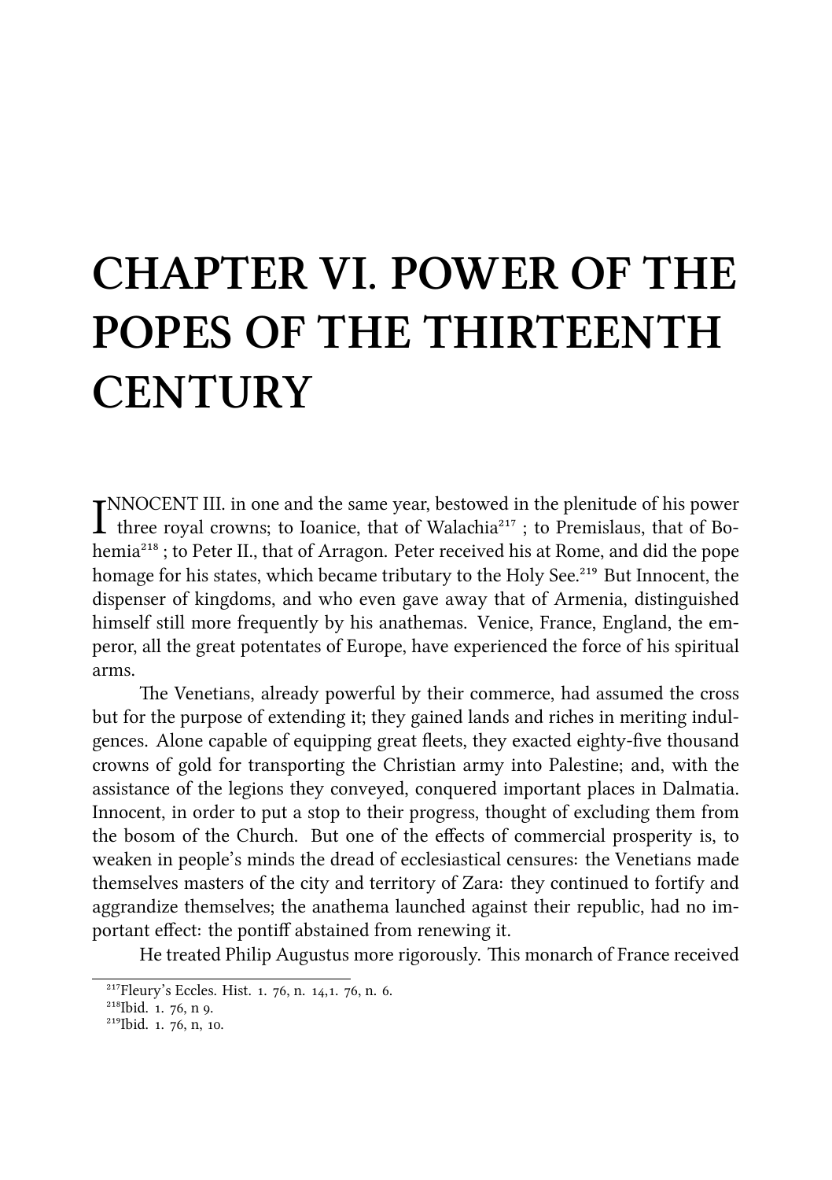# CHAPTER VI. POWER OF THE POPES OF THE THIRTEENTH CENTURY

INNOCENT III. in one and the same year, bestowed in the plenitude of his power three royal crowns; to Ioanice, that of Walachia[217] ; to Premislaus, that of Bohemia[218] ; to Peter II., that of Arragon. Peter received his at Rome, and did the pope homage for his states, which became tributary to the Holy See.[219] But Innocent, the dispenser of kingdoms, and who even gave away that of Armenia, distinguished himself still more frequently by his anathemas. Venice, France, England, the emperor, all the great potentates of Europe, have experienced the force of his spiritual arms.

The Venetians, already powerful by their commerce, had assumed the cross but for the purpose of extending it; they gained lands and riches in meriting indulgences. Alone capable of equipping great fleets, they exacted eighty-five thousand crowns of gold for transporting the Christian army into Palestine; and, with the assistance of the legions they conveyed, conquered important places in Dalmatia. Innocent, in order to put a stop to their progress, thought of excluding them from the bosom of the Church. But one of the effects of commercial prosperity is, to weaken in people's minds the dread of ecclesiastical censures: the Venetians made themselves masters of the city and territory of Zara: they continued to fortify and aggrandize themselves; the anathema launched against their republic, had no important effect: the pontiff abstained from renewing it.

He treated Philip Augustus more rigorously. This monarch of France received

[217]Fleury's Eccles. Hist. 1. 76, n. 14,1. 76, n. 6.

[218]Ibid. 1. 76, n 9.

[219]Ibid. 1. 76, n, 10.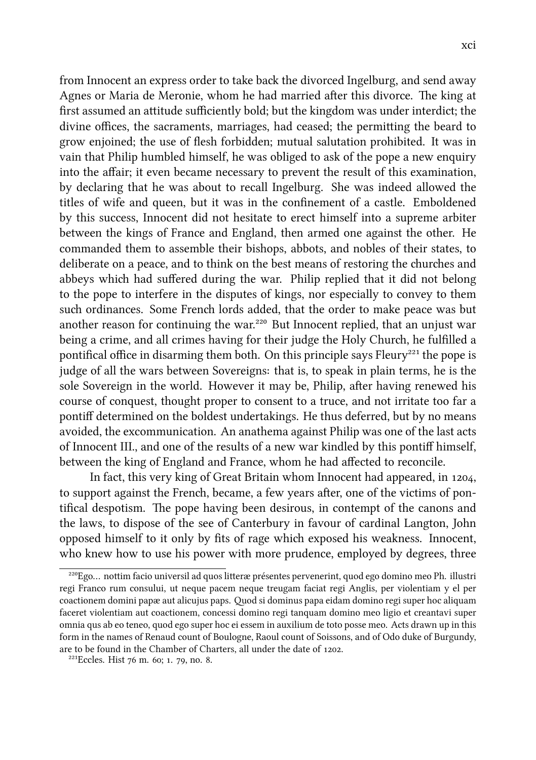from Innocent an express order to take back the divorced Ingelburg, and send away Agnes or Maria de Meronie, whom he had married after this divorce. The king at first assumed an attitude sufficiently bold; but the kingdom was under interdict; the divine offices, the sacraments, marriages, had ceased; the permitting the beard to grow enjoined; the use of flesh forbidden; mutual salutation prohibited. It was in vain that Philip humbled himself, he was obliged to ask of the pope a new enquiry into the affair; it even became necessary to prevent the result of this examination, by declaring that he was about to recall Ingelburg. She was indeed allowed the titles of wife and queen, but it was in the confinement of a castle. Emboldened by this success, Innocent did not hesitate to erect himself into a supreme arbiter between the kings of France and England, then armed one against the other. He commanded them to assemble their bishops, abbots, and nobles of their states, to deliberate on a peace, and to think on the best means of restoring the churches and abbeys which had suffered during the war. Philip replied that it did not belong to the pope to interfere in the disputes of kings, nor especially to convey to them such ordinances. Some French lords added, that the order to make peace was but another reason for continuing the war.[220] But Innocent replied, that an unjust war being a crime, and all crimes having for their judge the Holy Church, he fulfilled a pontifical office in disarming them both. On this principle says Fleury[221] the pope is judge of all the wars between Sovereigns: that is, to speak in plain terms, he is the sole Sovereign in the world. However it may be, Philip, after having renewed his course of conquest, thought proper to consent to a truce, and not irritate too far a pontiff determined on the boldest undertakings. He thus deferred, but by no means avoided, the excommunication. An anathema against Philip was one of the last acts of Innocent III., and one of the results of a new war kindled by this pontiff himself, between the king of England and France, whom he had affected to reconcile.

In fact, this very king of Great Britain whom Innocent had appeared, in 1204, to support against the French, became, a few years after, one of the victims of pontifical despotism. The pope having been desirous, in contempt of the canons and the laws, to dispose of the see of Canterbury in favour of cardinal Langton, John opposed himself to it only by fits of rage which exposed his weakness. Innocent, who knew how to use his power with more prudence, employed by degrees, three

---

[220] Ego… nottim facio universil ad quos litteræ présentes pervenerint, quod ego domino meo Ph. illustri regi Franco rum consului, ut neque pacem neque treugam faciat regi Anglis, per violentiam y el per coactionem domini papæ aut alicujus paps. Quod si dominus papa eidam domino regi super hoc aliquam faceret violentiam aut coactionem, concessi domino regi tanquam domino meo ligio et creantavi super omnia qus ab eo teneo, quod ego super hoc ei essem in auxilium de toto posse meo. Acts drawn up in this form in the names of Renaud count of Boulogne, Raoul count of Soissons, and of Odo duke of Burgundy, are to be found in the Chamber of Charters, all under the date of 1202.

[221] Eccles. Hist 76 m. 60; 1. 79, no. 8.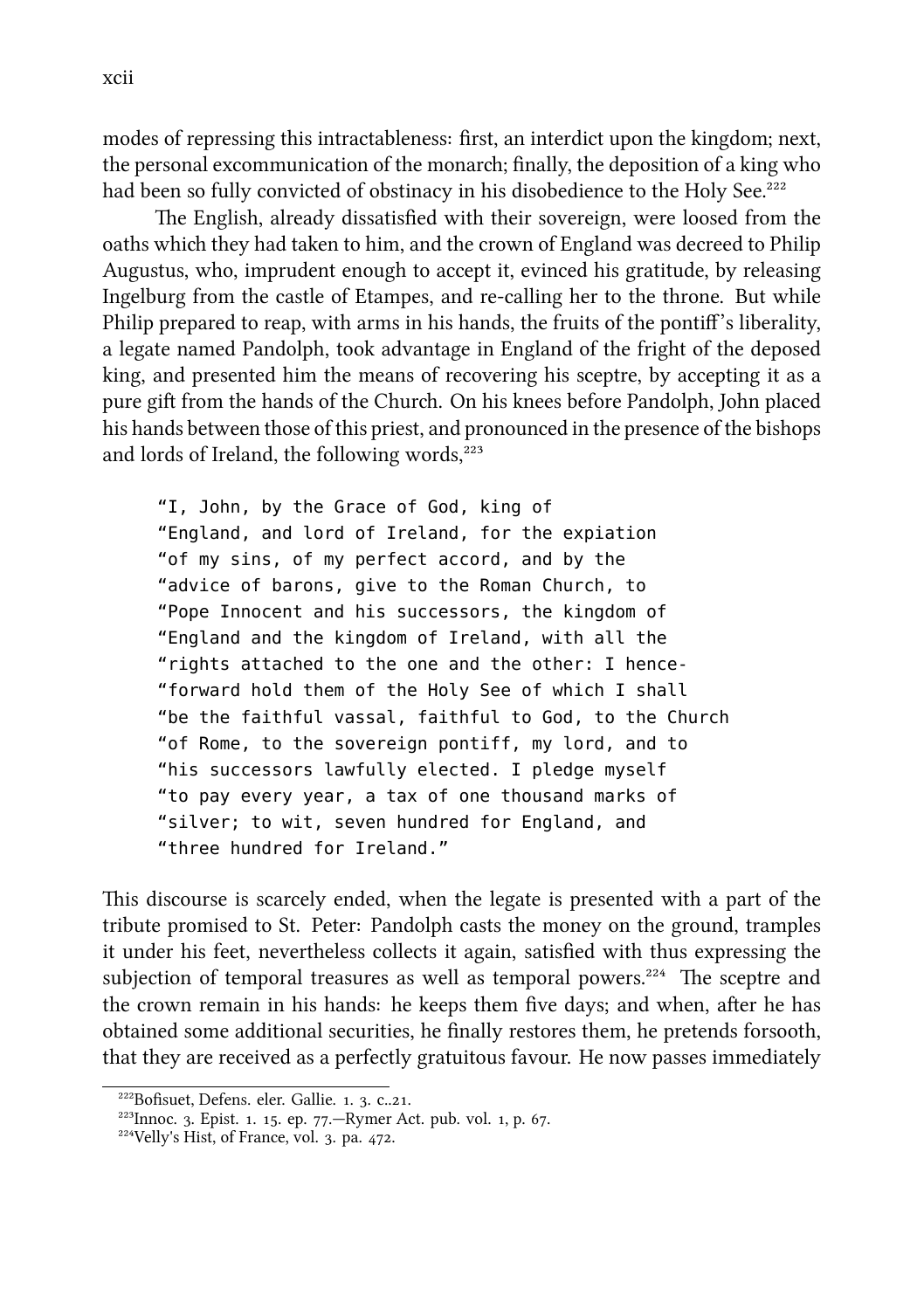modes of repressing this intractableness: first, an interdict upon the kingdom; next, the personal excommunication of the monarch; finally, the deposition of a king who had been so fully convicted of obstinacy in his disobedience to the Holy See.[222]

The English, already dissatisfied with their sovereign, were loosed from the oaths which they had taken to him, and the crown of England was decreed to Philip Augustus, who, imprudent enough to accept it, evinced his gratitude, by releasing Ingelburg from the castle of Etampes, and re-calling her to the throne. But while Philip prepared to reap, with arms in his hands, the fruits of the pontiff's liberality, a legate named Pandolph, took advantage in England of the fright of the deposed king, and presented him the means of recovering his sceptre, by accepting it as a pure gift from the hands of the Church. On his knees before Pandolph, John placed his hands between those of this priest, and pronounced in the presence of the bishops and lords of Ireland, the following words,[223]

```
"I, John, by the Grace of God, king of
"England, and lord of Ireland, for the expiation
"of my sins, of my perfect accord, and by the
"advice of barons, give to the Roman Church, to
"Pope Innocent and his successors, the kingdom of
"England and the kingdom of Ireland, with all the
"rights attached to the one and the other: I hence-
"forward hold them of the Holy See of which I shall
"be the faithful vassal, faithful to God, to the Church
"of Rome, to the sovereign pontiff, my lord, and to
"his successors lawfully elected. I pledge myself
"to pay every year, a tax of one thousand marks of
"silver; to wit, seven hundred for England, and
"three hundred for Ireland."
```

This discourse is scarcely ended, when the legate is presented with a part of the tribute promised to St. Peter: Pandolph casts the money on the ground, tramples it under his feet, nevertheless collects it again, satisfied with thus expressing the subjection of temporal treasures as well as temporal powers.[224] The sceptre and the crown remain in his hands: he keeps them five days; and when, after he has obtained some additional securities, he finally restores them, he pretends forsooth, that they are received as a perfectly gratuitous favour. He now passes immediately

[222] Bofisuet, Defens. eler. Gallie. 1. 3. c..21.

[223] Innoc. 3. Epist. 1. 15. ep. 77.—Rymer Act. pub. vol. 1, p. 67.

[224] Velly's Hist, of France, vol. 3. pa. 472.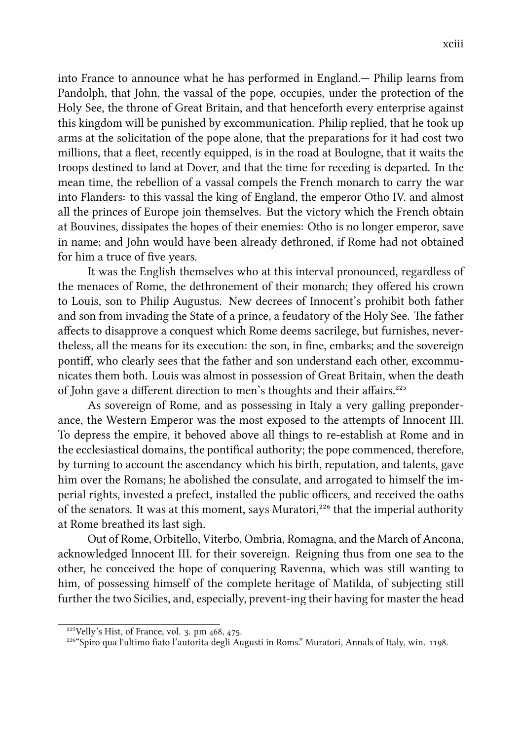into France to announce what he has performed in England.— Philip learns from Pandolph, that John, the vassal of the pope, occupies, under the protection of the Holy See, the throne of Great Britain, and that henceforth every enterprise against this kingdom will be punished by excommunication. Philip replied, that he took up arms at the solicitation of the pope alone, that the preparations for it had cost two millions, that a fleet, recently equipped, is in the road at Boulogne, that it waits the troops destined to land at Dover, and that the time for receding is departed. In the mean time, the rebellion of a vassal compels the French monarch to carry the war into Flanders: to this vassal the king of England, the emperor Otho IV. and almost all the princes of Europe join themselves. But the victory which the French obtain at Bouvines, dissipates the hopes of their enemies: Otho is no longer emperor, save in name; and John would have been already dethroned, if Rome had not obtained for him a truce of five years.

It was the English themselves who at this interval pronounced, regardless of the menaces of Rome, the dethronement of their monarch; they offered his crown to Louis, son to Philip Augustus. New decrees of Innocent's prohibit both father and son from invading the State of a prince, a feudatory of the Holy See. The father affects to disapprove a conquest which Rome deems sacrilege, but furnishes, nevertheless, all the means for its execution: the son, in fine, embarks; and the sovereign pontiff, who clearly sees that the father and son understand each other, excommunicates them both. Louis was almost in possession of Great Britain, when the death of John gave a different direction to men's thoughts and their affairs.[225]

As sovereign of Rome, and as possessing in Italy a very galling preponderance, the Western Emperor was the most exposed to the attempts of Innocent III. To depress the empire, it behoved above all things to re-establish at Rome and in the ecclesiastical domains, the pontifical authority; the pope commenced, therefore, by turning to account the ascendancy which his birth, reputation, and talents, gave him over the Romans; he abolished the consulate, and arrogated to himself the imperial rights, invested a prefect, installed the public officers, and received the oaths of the senators. It was at this moment, says Muratori,[226] that the imperial authority at Rome breathed its last sigh.

Out of Rome, Orbitello, Viterbo, Ombria, Romagna, and the March of Ancona, acknowledged Innocent III. for their sovereign. Reigning thus from one sea to the other, he conceived the hope of conquering Ravenna, which was still wanting to him, of possessing himself of the complete heritage of Matilda, of subjecting still further the two Sicilies, and, especially, prevent-ing their having for master the head

[225]Velly's Hist, of France, vol. 3. pm 468, 475.

[226]"Spiro qua l'ultimo fiato l'autorita degli Augusti in Roms." Muratori, Annals of Italy, win. 1198.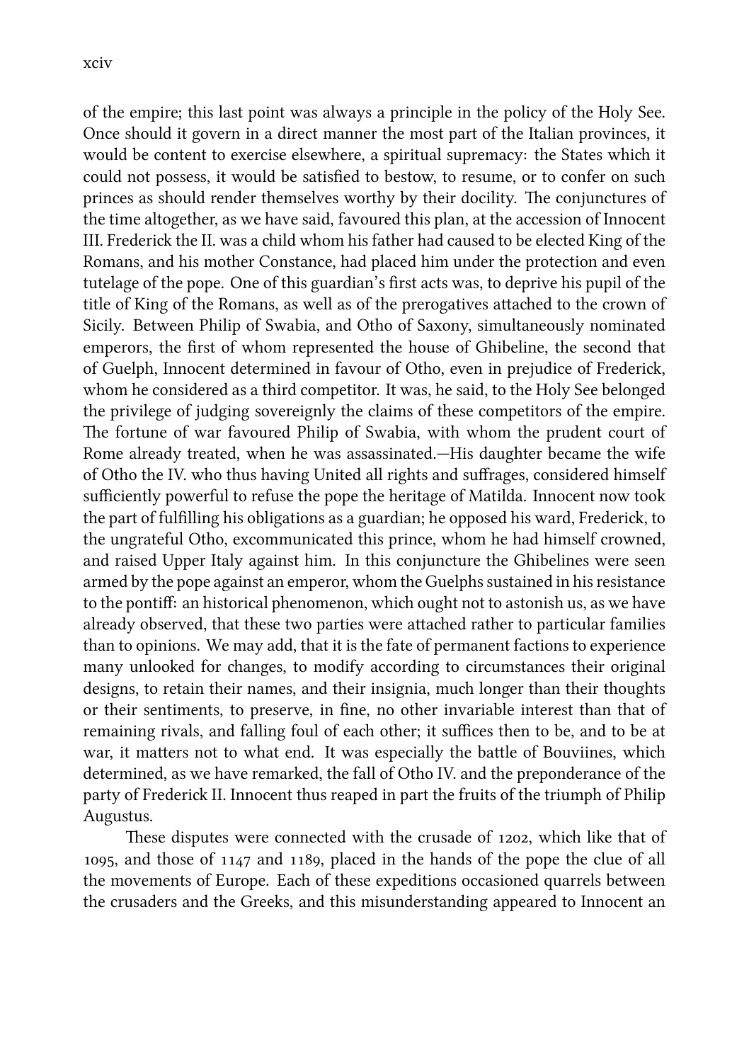of the empire; this last point was always a principle in the policy of the Holy See. Once should it govern in a direct manner the most part of the Italian provinces, it would be content to exercise elsewhere, a spiritual supremacy: the States which it could not possess, it would be satisfied to bestow, to resume, or to confer on such princes as should render themselves worthy by their docility. The conjunctures of the time altogether, as we have said, favoured this plan, at the accession of Innocent III. Frederick the II. was a child whom his father had caused to be elected King of the Romans, and his mother Constance, had placed him under the protection and even tutelage of the pope. One of this guardian's first acts was, to deprive his pupil of the title of King of the Romans, as well as of the prerogatives attached to the crown of Sicily. Between Philip of Swabia, and Otho of Saxony, simultaneously nominated emperors, the first of whom represented the house of Ghibeline, the second that of Guelph, Innocent determined in favour of Otho, even in prejudice of Frederick, whom he considered as a third competitor. It was, he said, to the Holy See belonged the privilege of judging sovereignly the claims of these competitors of the empire. The fortune of war favoured Philip of Swabia, with whom the prudent court of Rome already treated, when he was assassinated.—His daughter became the wife of Otho the IV. who thus having United all rights and suffrages, considered himself sufficiently powerful to refuse the pope the heritage of Matilda. Innocent now took the part of fulfilling his obligations as a guardian; he opposed his ward, Frederick, to the ungrateful Otho, excommunicated this prince, whom he had himself crowned, and raised Upper Italy against him. In this conjuncture the Ghibelines were seen armed by the pope against an emperor, whom the Guelphs sustained in his resistance to the pontiff: an historical phenomenon, which ought not to astonish us, as we have already observed, that these two parties were attached rather to particular families than to opinions. We may add, that it is the fate of permanent factions to experience many unlooked for changes, to modify according to circumstances their original designs, to retain their names, and their insignia, much longer than their thoughts or their sentiments, to preserve, in fine, no other invariable interest than that of remaining rivals, and falling foul of each other; it suffices then to be, and to be at war, it matters not to what end. It was especially the battle of Bouviines, which determined, as we have remarked, the fall of Otho IV. and the preponderance of the party of Frederick II. Innocent thus reaped in part the fruits of the triumph of Philip Augustus.

These disputes were connected with the crusade of 1202, which like that of 1095, and those of 1147 and 1189, placed in the hands of the pope the clue of all the movements of Europe. Each of these expeditions occasioned quarrels between the crusaders and the Greeks, and this misunderstanding appeared to Innocent an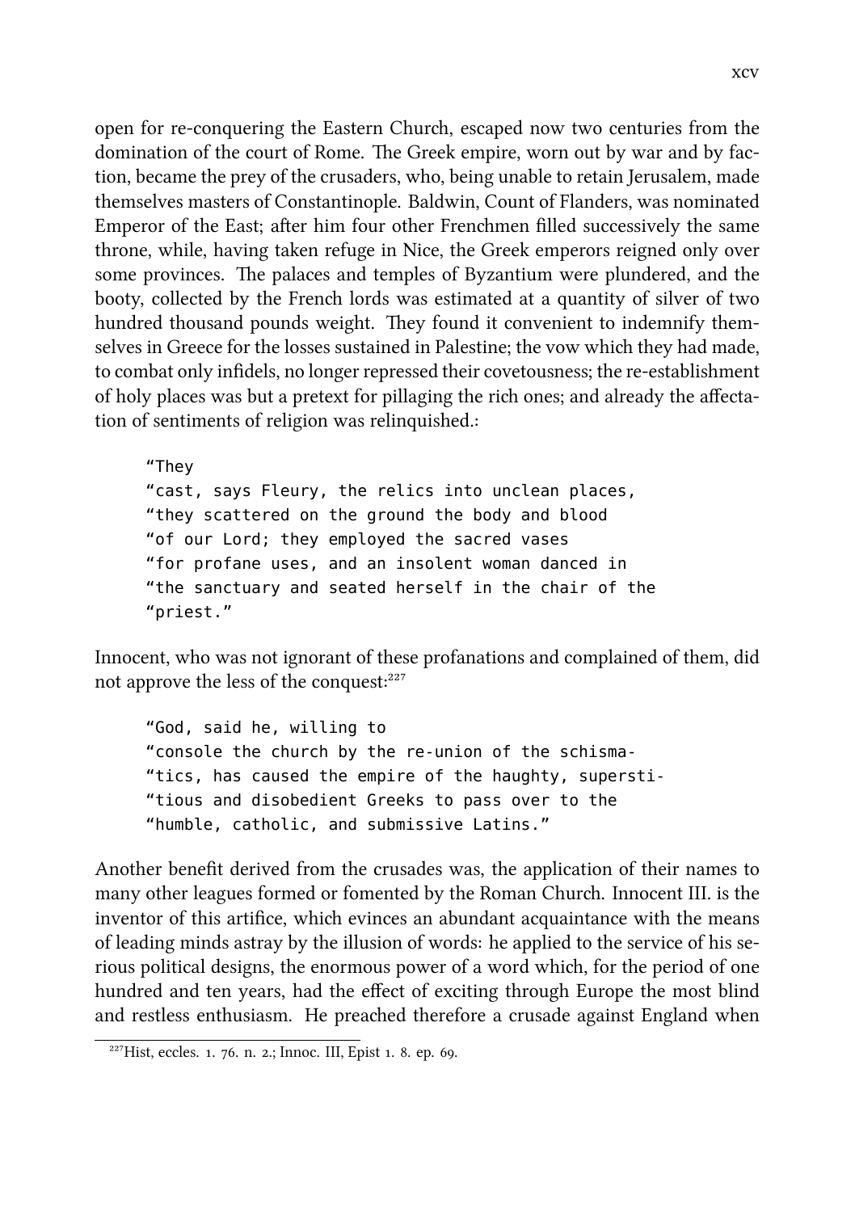open for re-conquering the Eastern Church, escaped now two centuries from the domination of the court of Rome. The Greek empire, worn out by war and by faction, became the prey of the crusaders, who, being unable to retain Jerusalem, made themselves masters of Constantinople. Baldwin, Count of Flanders, was nominated Emperor of the East; after him four other Frenchmen filled successively the same throne, while, having taken refuge in Nice, the Greek emperors reigned only over some provinces. The palaces and temples of Byzantium were plundered, and the booty, collected by the French lords was estimated at a quantity of silver of two hundred thousand pounds weight. They found it convenient to indemnify themselves in Greece for the losses sustained in Palestine; the vow which they had made, to combat only infidels, no longer repressed their covetousness; the re-establishment of holy places was but a pretext for pillaging the rich ones; and already the affectation of sentiments of religion was relinquished.:

> "They
> "cast, says Fleury, the relics into unclean places,
> "they scattered on the ground the body and blood
> "of our Lord; they employed the sacred vases
> "for profane uses, and an insolent woman danced in
> "the sanctuary and seated herself in the chair of the
> "priest."

Innocent, who was not ignorant of these profanations and complained of them, did not approve the less of the conquest:[227]

> "God, said he, willing to
> "console the church by the re-union of the schisma-
> "tics, has caused the empire of the haughty, supersti-
> "tious and disobedient Greeks to pass over to the
> "humble, catholic, and submissive Latins."

Another benefit derived from the crusades was, the application of their names to many other leagues formed or fomented by the Roman Church. Innocent III. is the inventor of this artifice, which evinces an abundant acquaintance with the means of leading minds astray by the illusion of words: he applied to the service of his serious political designs, the enormous power of a word which, for the period of one hundred and ten years, had the effect of exciting through Europe the most blind and restless enthusiasm. He preached therefore a crusade against England when

[227] Hist, eccles. 1. 76. n. 2.; Innoc. III, Epist 1. 8. ep. 69.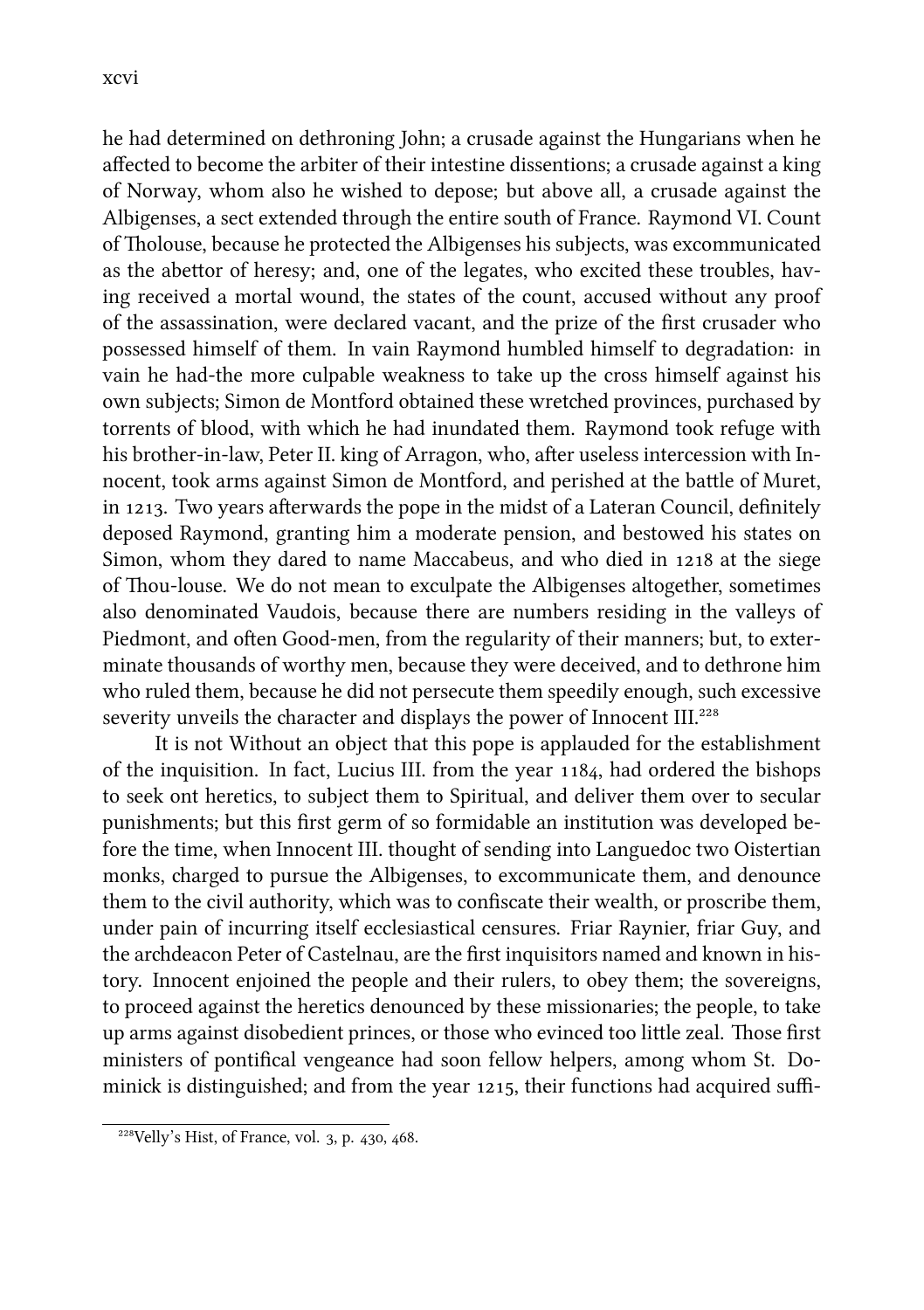he had determined on dethroning John; a crusade against the Hungarians when he affected to become the arbiter of their intestine dissentions; a crusade against a king of Norway, whom also he wished to depose; but above all, a crusade against the Albigenses, a sect extended through the entire south of France. Raymond VI. Count of Tholouse, because he protected the Albigenses his subjects, was excommunicated as the abettor of heresy; and, one of the legates, who excited these troubles, having received a mortal wound, the states of the count, accused without any proof of the assassination, were declared vacant, and the prize of the first crusader who possessed himself of them. In vain Raymond humbled himself to degradation: in vain he had-the more culpable weakness to take up the cross himself against his own subjects; Simon de Montford obtained these wretched provinces, purchased by torrents of blood, with which he had inundated them. Raymond took refuge with his brother-in-law, Peter II. king of Arragon, who, after useless intercession with Innocent, took arms against Simon de Montford, and perished at the battle of Muret, in 1213. Two years afterwards the pope in the midst of a Lateran Council, definitely deposed Raymond, granting him a moderate pension, and bestowed his states on Simon, whom they dared to name Maccabeus, and who died in 1218 at the siege of Thou-louse. We do not mean to exculpate the Albigenses altogether, sometimes also denominated Vaudois, because there are numbers residing in the valleys of Piedmont, and often Good-men, from the regularity of their manners; but, to exterminate thousands of worthy men, because they were deceived, and to dethrone him who ruled them, because he did not persecute them speedily enough, such excessive severity unveils the character and displays the power of Innocent III.[228]

It is not Without an object that this pope is applauded for the establishment of the inquisition. In fact, Lucius III. from the year 1184, had ordered the bishops to seek ont heretics, to subject them to Spiritual, and deliver them over to secular punishments; but this first germ of so formidable an institution was developed before the time, when Innocent III. thought of sending into Languedoc two Oistertian monks, charged to pursue the Albigenses, to excommunicate them, and denounce them to the civil authority, which was to confiscate their wealth, or proscribe them, under pain of incurring itself ecclesiastical censures. Friar Raynier, friar Guy, and the archdeacon Peter of Castelnau, are the first inquisitors named and known in history. Innocent enjoined the people and their rulers, to obey them; the sovereigns, to proceed against the heretics denounced by these missionaries; the people, to take up arms against disobedient princes, or those who evinced too little zeal. Those first ministers of pontifical vengeance had soon fellow helpers, among whom St. Dominick is distinguished; and from the year 1215, their functions had acquired suffi-

[228]Velly's Hist, of France, vol. 3, p. 430, 468.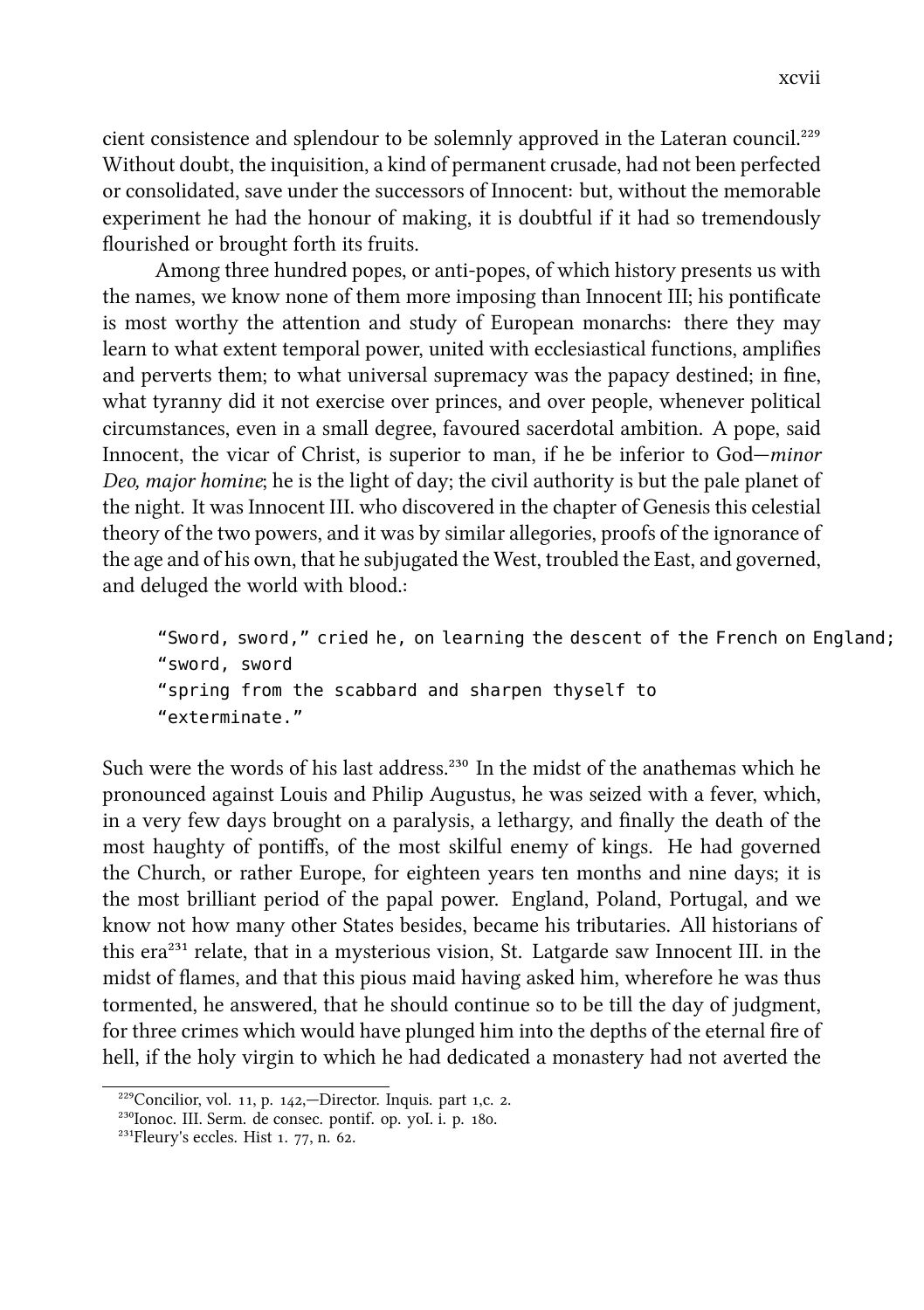cient consistence and splendour to be solemnly approved in the Lateran council.[229] Without doubt, the inquisition, a kind of permanent crusade, had not been perfected or consolidated, save under the successors of Innocent: but, without the memorable experiment he had the honour of making, it is doubtful if it had so tremendously flourished or brought forth its fruits.

Among three hundred popes, or anti-popes, of which history presents us with the names, we know none of them more imposing than Innocent III; his pontificate is most worthy the attention and study of European monarchs: there they may learn to what extent temporal power, united with ecclesiastical functions, amplifies and perverts them; to what universal supremacy was the papacy destined; in fine, what tyranny did it not exercise over princes, and over people, whenever political circumstances, even in a small degree, favoured sacerdotal ambition. A pope, said Innocent, the vicar of Christ, is superior to man, if he be inferior to God—*minor Deo, major homine*; he is the light of day; the civil authority is but the pale planet of the night. It was Innocent III. who discovered in the chapter of Genesis this celestial theory of the two powers, and it was by similar allegories, proofs of the ignorance of the age and of his own, that he subjugated the West, troubled the East, and governed, and deluged the world with blood.:

```
“Sword, sword,” cried he, on learning the descent of the French on England;
“sword, sword
“spring from the scabbard and sharpen thyself to
“exterminate.”
```

Such were the words of his last address.[230] In the midst of the anathemas which he pronounced against Louis and Philip Augustus, he was seized with a fever, which, in a very few days brought on a paralysis, a lethargy, and finally the death of the most haughty of pontiffs, of the most skilful enemy of kings. He had governed the Church, or rather Europe, for eighteen years ten months and nine days; it is the most brilliant period of the papal power. England, Poland, Portugal, and we know not how many other States besides, became his tributaries. All historians of this era[231] relate, that in a mysterious vision, St. Latgarde saw Innocent III. in the midst of flames, and that this pious maid having asked him, wherefore he was thus tormented, he answered, that he should continue so to be till the day of judgment, for three crimes which would have plunged him into the depths of the eternal fire of hell, if the holy virgin to which he had dedicated a monastery had not averted the

[229] Concilior, vol. 11, p. 142,—Director. Inquis. part 1,c. 2.

[230] Ionoc. III. Serm. de consec. pontif. op. yol. i. p. 180.

[231] Fleury's eccles. Hist 1. 77, n. 62.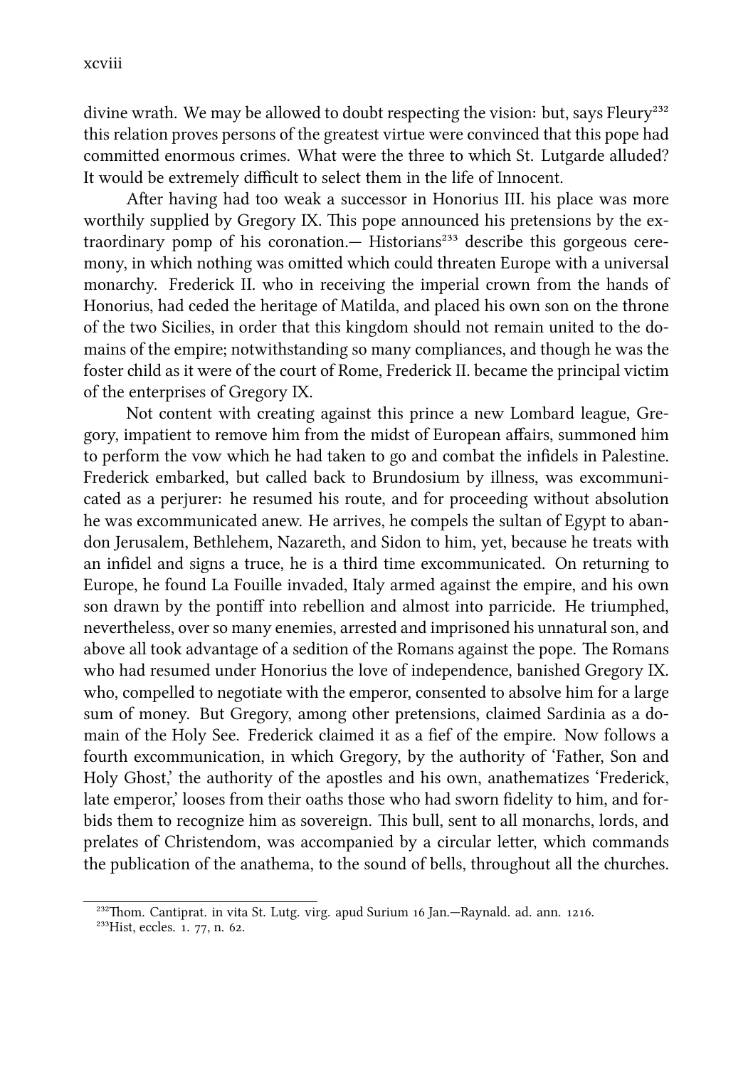divine wrath. We may be allowed to doubt respecting the vision: but, says Fleury[232] this relation proves persons of the greatest virtue were convinced that this pope had committed enormous crimes. What were the three to which St. Lutgarde alluded? It would be extremely difficult to select them in the life of Innocent.

After having had too weak a successor in Honorius III. his place was more worthily supplied by Gregory IX. This pope announced his pretensions by the extraordinary pomp of his coronation.— Historians[233] describe this gorgeous ceremony, in which nothing was omitted which could threaten Europe with a universal monarchy. Frederick II. who in receiving the imperial crown from the hands of Honorius, had ceded the heritage of Matilda, and placed his own son on the throne of the two Sicilies, in order that this kingdom should not remain united to the domains of the empire; notwithstanding so many compliances, and though he was the foster child as it were of the court of Rome, Frederick II. became the principal victim of the enterprises of Gregory IX.

Not content with creating against this prince a new Lombard league, Gregory, impatient to remove him from the midst of European affairs, summoned him to perform the vow which he had taken to go and combat the infidels in Palestine. Frederick embarked, but called back to Brundosium by illness, was excommunicated as a perjurer: he resumed his route, and for proceeding without absolution he was excommunicated anew. He arrives, he compels the sultan of Egypt to abandon Jerusalem, Bethlehem, Nazareth, and Sidon to him, yet, because he treats with an infidel and signs a truce, he is a third time excommunicated. On returning to Europe, he found La Fouille invaded, Italy armed against the empire, and his own son drawn by the pontiff into rebellion and almost into parricide. He triumphed, nevertheless, over so many enemies, arrested and imprisoned his unnatural son, and above all took advantage of a sedition of the Romans against the pope. The Romans who had resumed under Honorius the love of independence, banished Gregory IX. who, compelled to negotiate with the emperor, consented to absolve him for a large sum of money. But Gregory, among other pretensions, claimed Sardinia as a domain of the Holy See. Frederick claimed it as a fief of the empire. Now follows a fourth excommunication, in which Gregory, by the authority of 'Father, Son and Holy Ghost,' the authority of the apostles and his own, anathematizes 'Frederick, late emperor,' looses from their oaths those who had sworn fidelity to him, and forbids them to recognize him as sovereign. This bull, sent to all monarchs, lords, and prelates of Christendom, was accompanied by a circular letter, which commands the publication of the anathema, to the sound of bells, throughout all the churches.

---

[232] Thom. Cantiprat. in vita St. Lutg. virg. apud Surium 16 Jan.—Raynald. ad. ann. 1216.

[233] Hist, eccles. 1. 77, n. 62.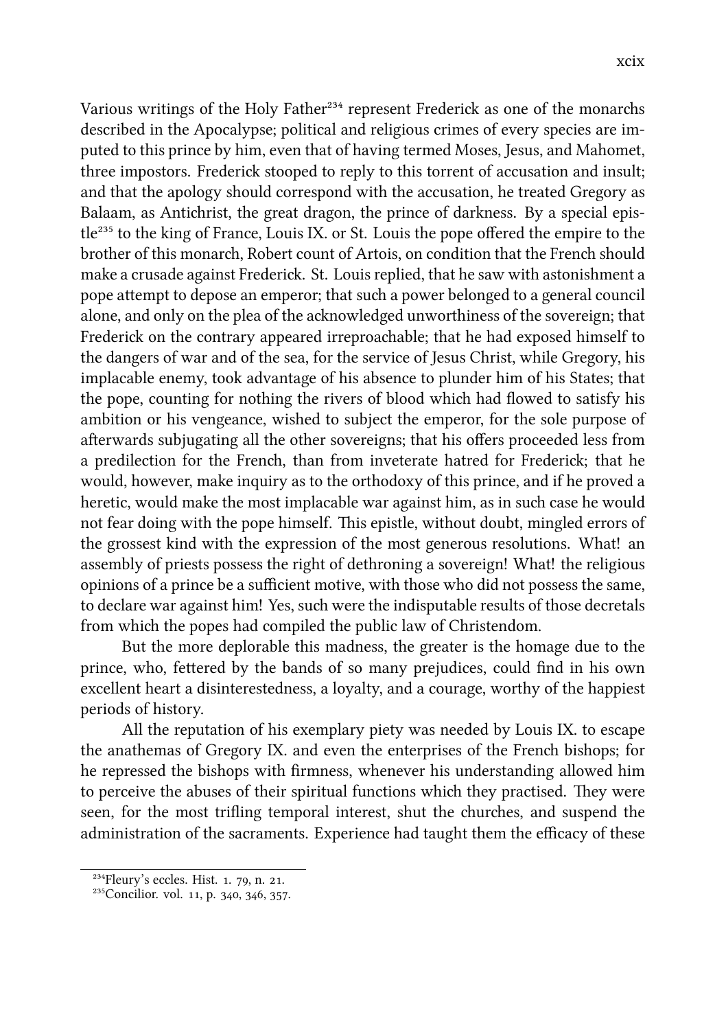Various writings of the Holy Father[234] represent Frederick as one of the monarchs described in the Apocalypse; political and religious crimes of every species are imputed to this prince by him, even that of having termed Moses, Jesus, and Mahomet, three impostors. Frederick stooped to reply to this torrent of accusation and insult; and that the apology should correspond with the accusation, he treated Gregory as Balaam, as Antichrist, the great dragon, the prince of darkness. By a special epistle[235] to the king of France, Louis IX. or St. Louis the pope offered the empire to the brother of this monarch, Robert count of Artois, on condition that the French should make a crusade against Frederick. St. Louis replied, that he saw with astonishment a pope attempt to depose an emperor; that such a power belonged to a general council alone, and only on the plea of the acknowledged unworthiness of the sovereign; that Frederick on the contrary appeared irreproachable; that he had exposed himself to the dangers of war and of the sea, for the service of Jesus Christ, while Gregory, his implacable enemy, took advantage of his absence to plunder him of his States; that the pope, counting for nothing the rivers of blood which had flowed to satisfy his ambition or his vengeance, wished to subject the emperor, for the sole purpose of afterwards subjugating all the other sovereigns; that his offers proceeded less from a predilection for the French, than from inveterate hatred for Frederick; that he would, however, make inquiry as to the orthodoxy of this prince, and if he proved a heretic, would make the most implacable war against him, as in such case he would not fear doing with the pope himself. This epistle, without doubt, mingled errors of the grossest kind with the expression of the most generous resolutions. What! an assembly of priests possess the right of dethroning a sovereign! What! the religious opinions of a prince be a sufficient motive, with those who did not possess the same, to declare war against him! Yes, such were the indisputable results of those decretals from which the popes had compiled the public law of Christendom.

But the more deplorable this madness, the greater is the homage due to the prince, who, fettered by the bands of so many prejudices, could find in his own excellent heart a disinterestedness, a loyalty, and a courage, worthy of the happiest periods of history.

All the reputation of his exemplary piety was needed by Louis IX. to escape the anathemas of Gregory IX. and even the enterprises of the French bishops; for he repressed the bishops with firmness, whenever his understanding allowed him to perceive the abuses of their spiritual functions which they practised. They were seen, for the most trifling temporal interest, shut the churches, and suspend the administration of the sacraments. Experience had taught them the efficacy of these

---

[234] Fleury's eccles. Hist. 1. 79, n. 21.

[235] Concilior. vol. 11, p. 340, 346, 357.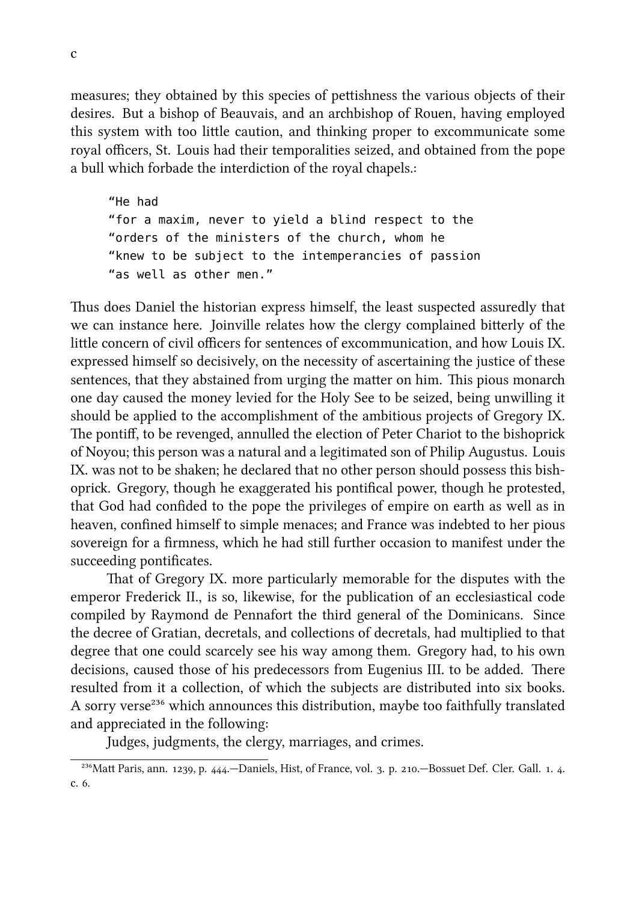measures; they obtained by this species of pettishness the various objects of their desires. But a bishop of Beauvais, and an archbishop of Rouen, having employed this system with too little caution, and thinking proper to excommunicate some royal officers, St. Louis had their temporalities seized, and obtained from the pope a bull which forbade the interdiction of the royal chapels.:

```
“He had
“for a maxim, never to yield a blind respect to the
“orders of the ministers of the church, whom he
“knew to be subject to the intemperancies of passion
“as well as other men.”
```

Thus does Daniel the historian express himself, the least suspected assuredly that we can instance here. Joinville relates how the clergy complained bitterly of the little concern of civil officers for sentences of excommunication, and how Louis IX. expressed himself so decisively, on the necessity of ascertaining the justice of these sentences, that they abstained from urging the matter on him. This pious monarch one day caused the money levied for the Holy See to be seized, being unwilling it should be applied to the accomplishment of the ambitious projects of Gregory IX. The pontiff, to be revenged, annulled the election of Peter Chariot to the bishoprick of Noyou; this person was a natural and a legitimated son of Philip Augustus. Louis IX. was not to be shaken; he declared that no other person should possess this bishoprick. Gregory, though he exaggerated his pontifical power, though he protested, that God had confided to the pope the privileges of empire on earth as well as in heaven, confined himself to simple menaces; and France was indebted to her pious sovereign for a firmness, which he had still further occasion to manifest under the succeeding pontificates.

That of Gregory IX. more particularly memorable for the disputes with the emperor Frederick II., is so, likewise, for the publication of an ecclesiastical code compiled by Raymond de Pennafort the third general of the Dominicans. Since the decree of Gratian, decretals, and collections of decretals, had multiplied to that degree that one could scarcely see his way among them. Gregory had, to his own decisions, caused those of his predecessors from Eugenius III. to be added. There resulted from it a collection, of which the subjects are distributed into six books. A sorry verse[236] which announces this distribution, maybe too faithfully translated and appreciated in the following:

Judges, judgments, the clergy, marriages, and crimes.

[236] Matt Paris, ann. 1239, p. 444.—Daniels, Hist, of France, vol. 3. p. 210.—Bossuet Def. Cler. Gall. 1. 4. c. 6.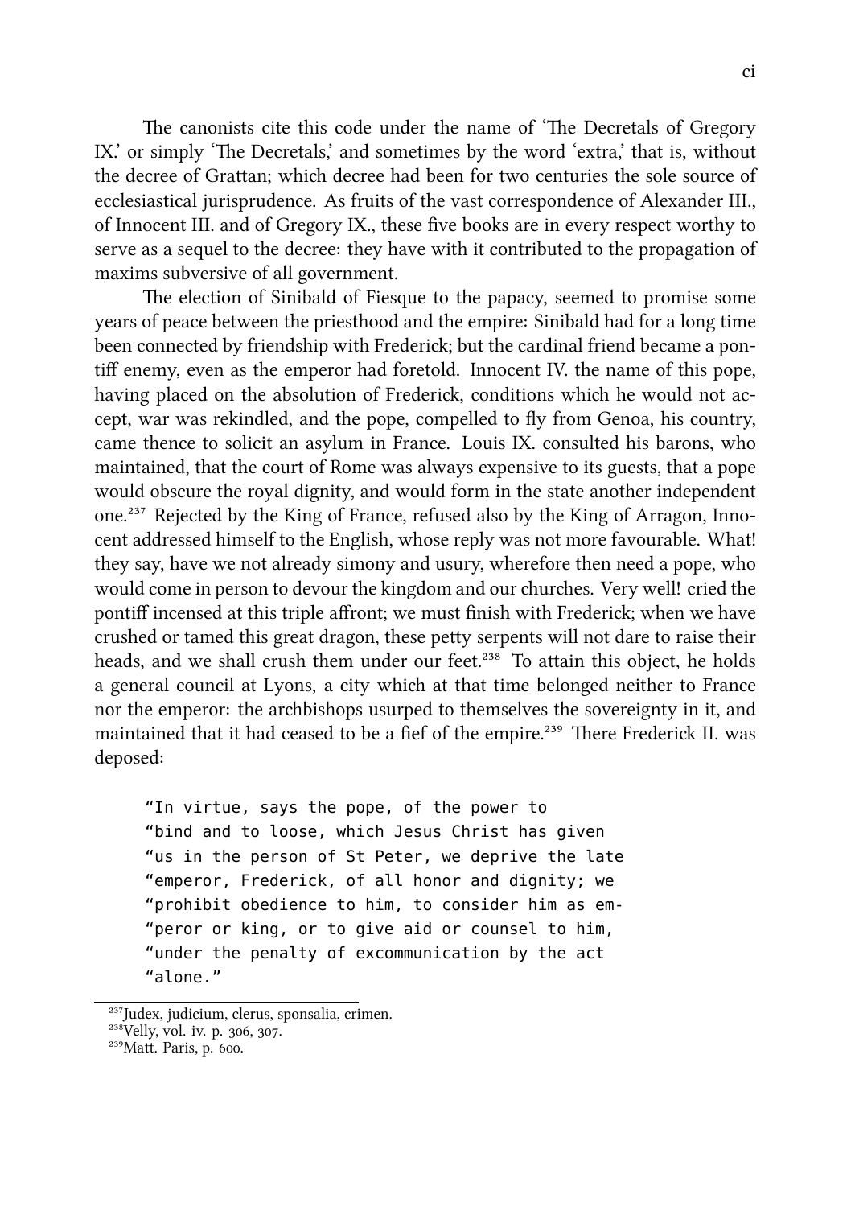The canonists cite this code under the name of 'The Decretals of Gregory IX.' or simply 'The Decretals,' and sometimes by the word 'extra,' that is, without the decree of Grattan; which decree had been for two centuries the sole source of ecclesiastical jurisprudence. As fruits of the vast correspondence of Alexander III., of Innocent III. and of Gregory IX., these five books are in every respect worthy to serve as a sequel to the decree: they have with it contributed to the propagation of maxims subversive of all government.

The election of Sinibald of Fiesque to the papacy, seemed to promise some years of peace between the priesthood and the empire: Sinibald had for a long time been connected by friendship with Frederick; but the cardinal friend became a pontiff enemy, even as the emperor had foretold. Innocent IV. the name of this pope, having placed on the absolution of Frederick, conditions which he would not accept, war was rekindled, and the pope, compelled to fly from Genoa, his country, came thence to solicit an asylum in France. Louis IX. consulted his barons, who maintained, that the court of Rome was always expensive to its guests, that a pope would obscure the royal dignity, and would form in the state another independent one.[237] Rejected by the King of France, refused also by the King of Arragon, Innocent addressed himself to the English, whose reply was not more favourable. What! they say, have we not already simony and usury, wherefore then need a pope, who would come in person to devour the kingdom and our churches. Very well! cried the pontiff incensed at this triple affront; we must finish with Frederick; when we have crushed or tamed this great dragon, these petty serpents will not dare to raise their heads, and we shall crush them under our feet.[238] To attain this object, he holds a general council at Lyons, a city which at that time belonged neither to France nor the emperor: the archbishops usurped to themselves the sovereignty in it, and maintained that it had ceased to be a fief of the empire.[239] There Frederick II. was deposed:

```
"In virtue, says the pope, of the power to
"bind and to loose, which Jesus Christ has given
"us in the person of St Peter, we deprive the late
"emperor, Frederick, of all honor and dignity; we
"prohibit obedience to him, to consider him as em-
"peror or king, or to give aid or counsel to him,
"under the penalty of excommunication by the act
"alone."
```

---

[237] Judex, judicium, clerus, sponsalia, crimen.

[238] Velly, vol. iv. p. 306, 307.

[239] Matt. Paris, p. 600.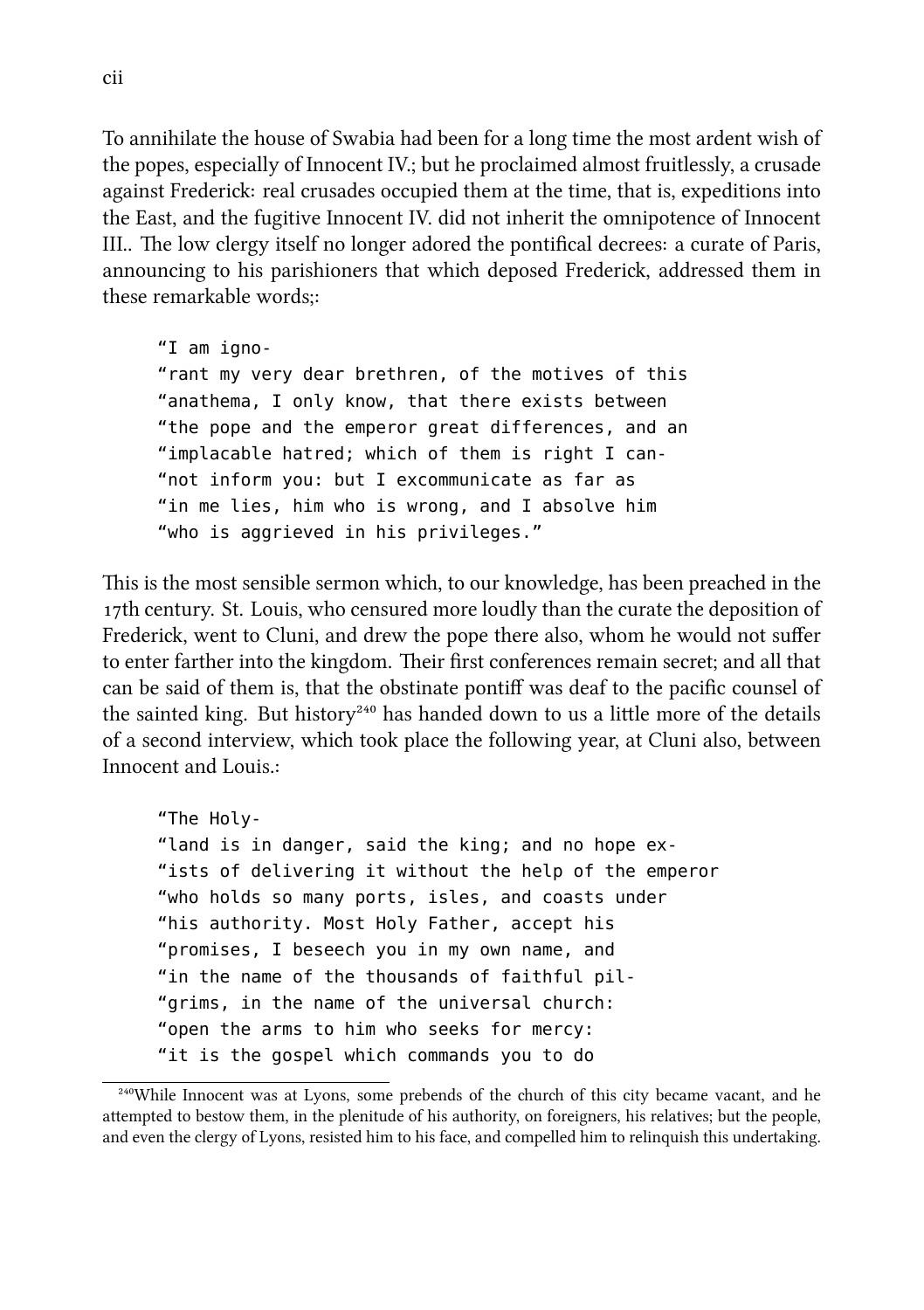To annihilate the house of Swabia had been for a long time the most ardent wish of the popes, especially of Innocent IV.; but he proclaimed almost fruitlessly, a crusade against Frederick: real crusades occupied them at the time, that is, expeditions into the East, and the fugitive Innocent IV. did not inherit the omnipotence of Innocent III.. The low clergy itself no longer adored the pontifical decrees: a curate of Paris, announcing to his parishioners that which deposed Frederick, addressed them in these remarkable words;:

```
"I am igno-
"rant my very dear brethren, of the motives of this
"anathema, I only know, that there exists between
"the pope and the emperor great differences, and an
"implacable hatred; which of them is right I can-
"not inform you: but I excommunicate as far as
"in me lies, him who is wrong, and I absolve him
"who is aggrieved in his privileges."
```

This is the most sensible sermon which, to our knowledge, has been preached in the 17th century. St. Louis, who censured more loudly than the curate the deposition of Frederick, went to Cluni, and drew the pope there also, whom he would not suffer to enter farther into the kingdom. Their first conferences remain secret; and all that can be said of them is, that the obstinate pontiff was deaf to the pacific counsel of the sainted king. But history[240] has handed down to us a little more of the details of a second interview, which took place the following year, at Cluni also, between Innocent and Louis.:

```
"The Holy-
"land is in danger, said the king; and no hope ex-
"ists of delivering it without the help of the emperor
"who holds so many ports, isles, and coasts under
"his authority. Most Holy Father, accept his
"promises, I beseech you in my own name, and
"in the name of the thousands of faithful pil-
"grims, in the name of the universal church:
"open the arms to him who seeks for mercy:
"it is the gospel which commands you to do
```

[240]While Innocent was at Lyons, some prebends of the church of this city became vacant, and he attempted to bestow them, in the plenitude of his authority, on foreigners, his relatives; but the people, and even the clergy of Lyons, resisted him to his face, and compelled him to relinquish this undertaking.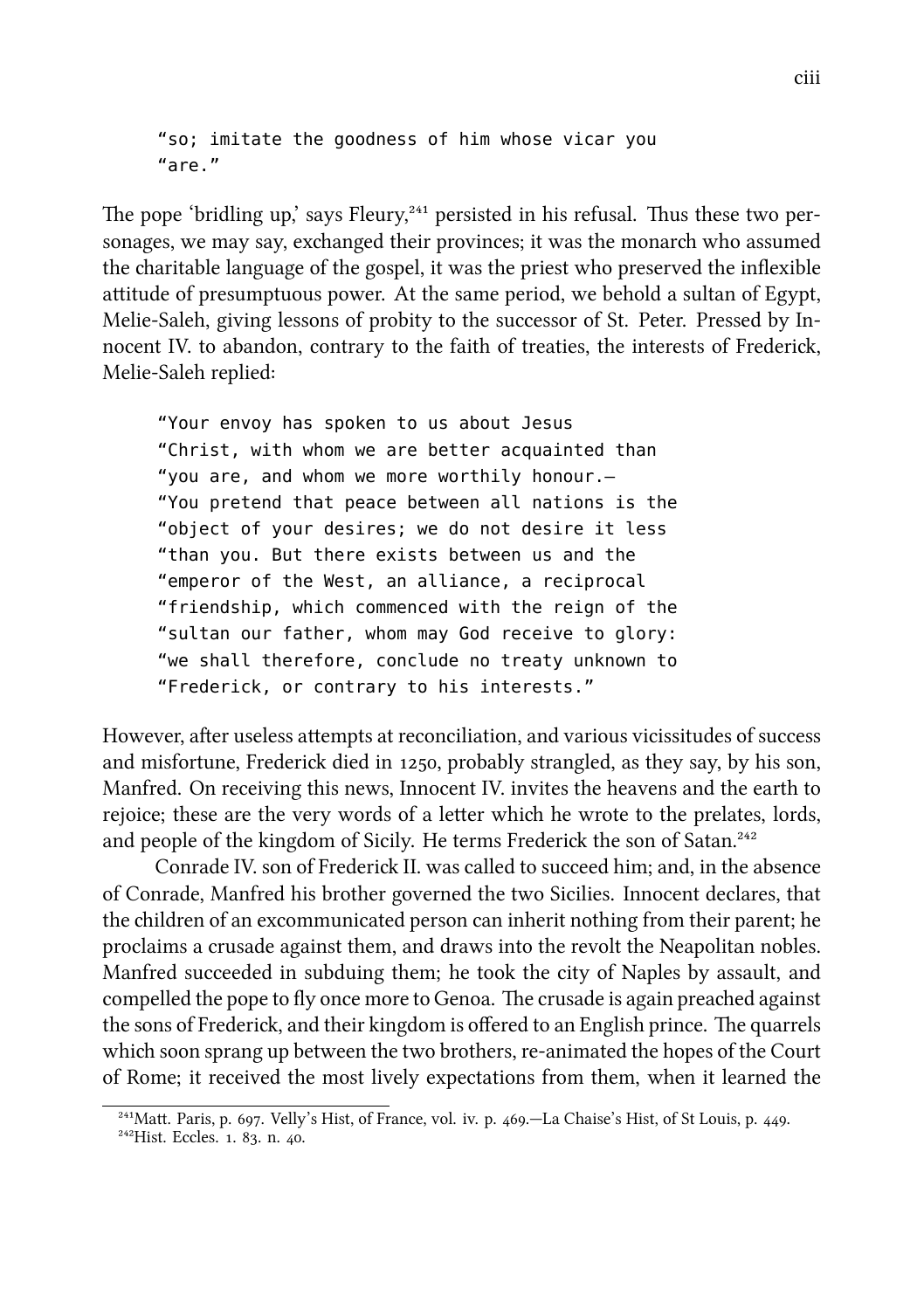"so; imitate the goodness of him whose vicar you "are."

The pope 'bridling up,' says Fleury,[241] persisted in his refusal. Thus these two personages, we may say, exchanged their provinces; it was the monarch who assumed the charitable language of the gospel, it was the priest who preserved the inflexible attitude of presumptuous power. At the same period, we behold a sultan of Egypt, Melie-Saleh, giving lessons of probity to the successor of St. Peter. Pressed by Innocent IV. to abandon, contrary to the faith of treaties, the interests of Frederick, Melie-Saleh replied:

> "Your envoy has spoken to us about Jesus "Christ, with whom we are better acquainted than "you are, and whom we more worthily honour.— "You pretend that peace between all nations is the "object of your desires; we do not desire it less "than you. But there exists between us and the "emperor of the West, an alliance, a reciprocal "friendship, which commenced with the reign of the "sultan our father, whom may God receive to glory: "we shall therefore, conclude no treaty unknown to "Frederick, or contrary to his interests."

However, after useless attempts at reconciliation, and various vicissitudes of success and misfortune, Frederick died in 1250, probably strangled, as they say, by his son, Manfred. On receiving this news, Innocent IV. invites the heavens and the earth to rejoice; these are the very words of a letter which he wrote to the prelates, lords, and people of the kingdom of Sicily. He terms Frederick the son of Satan.[242]

Conrade IV. son of Frederick II. was called to succeed him; and, in the absence of Conrade, Manfred his brother governed the two Sicilies. Innocent declares, that the children of an excommunicated person can inherit nothing from their parent; he proclaims a crusade against them, and draws into the revolt the Neapolitan nobles. Manfred succeeded in subduing them; he took the city of Naples by assault, and compelled the pope to fly once more to Genoa. The crusade is again preached against the sons of Frederick, and their kingdom is offered to an English prince. The quarrels which soon sprang up between the two brothers, re-animated the hopes of the Court of Rome; it received the most lively expectations from them, when it learned the

[241] Matt. Paris, p. 697. Velly's Hist, of France, vol. iv. p. 469.—La Chaise's Hist, of St Louis, p. 449.

[242] Hist. Eccles. 1. 83. n. 40.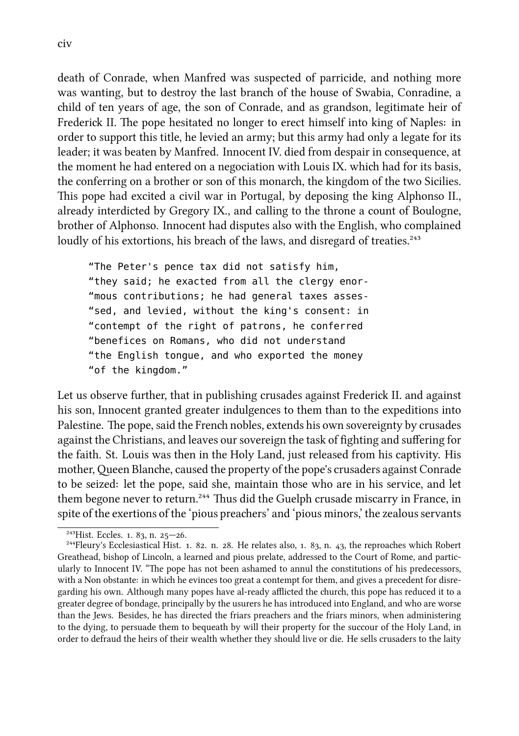death of Conrade, when Manfred was suspected of parricide, and nothing more was wanting, but to destroy the last branch of the house of Swabia, Conradine, a child of ten years of age, the son of Conrade, and as grandson, legitimate heir of Frederick II. The pope hesitated no longer to erect himself into king of Naples: in order to support this title, he levied an army; but this army had only a legate for its leader; it was beaten by Manfred. Innocent IV. died from despair in consequence, at the moment he had entered on a negociation with Louis IX. which had for its basis, the conferring on a brother or son of this monarch, the kingdom of the two Sicilies. This pope had excited a civil war in Portugal, by deposing the king Alphonso II., already interdicted by Gregory IX., and calling to the throne a count of Boulogne, brother of Alphonso. Innocent had disputes also with the English, who complained loudly of his extortions, his breach of the laws, and disregard of treaties.[243]

> "The Peter's pence tax did not satisfy him,
> "they said; he exacted from all the clergy enor-
> "mous contributions; he had general taxes asses-
> "sed, and levied, without the king's consent: in
> "contempt of the right of patrons, he conferred
> "benefices on Romans, who did not understand
> "the English tongue, and who exported the money
> "of the kingdom."

Let us observe further, that in publishing crusades against Frederick II. and against his son, Innocent granted greater indulgences to them than to the expeditions into Palestine. The pope, said the French nobles, extends his own sovereignty by crusades against the Christians, and leaves our sovereign the task of fighting and suffering for the faith. St. Louis was then in the Holy Land, just released from his captivity. His mother, Queen Blanche, caused the property of the pope's crusaders against Conrade to be seized: let the pope, said she, maintain those who are in his service, and let them begone never to return.[244] Thus did the Guelph crusade miscarry in France, in spite of the exertions of the 'pious preachers' and 'pious minors,' the zealous servants

[243] Hist. Eccles. 1. 83, n. 25—26.

[244] Fleury's Ecclesiastical Hist. 1. 82. n. 28. He relates also, 1. 83, n. 43, the reproaches which Robert Greathead, bishop of Lincoln, a learned and pious prelate, addressed to the Court of Rome, and particularly to Innocent IV. "The pope has not been ashamed to annul the constitutions of his predecessors, with a Non obstante: in which he evinces too great a contempt for them, and gives a precedent for disregarding his own. Although many popes have al-ready afflicted the church, this pope has reduced it to a greater degree of bondage, principally by the usurers he has introduced into England, and who are worse than the Jews. Besides, he has directed the friars preachers and the friars minors, when administering to the dying, to persuade them to bequeath by will their property for the succour of the Holy Land, in order to defraud the heirs of their wealth whether they should live or die. He sells crusaders to the laity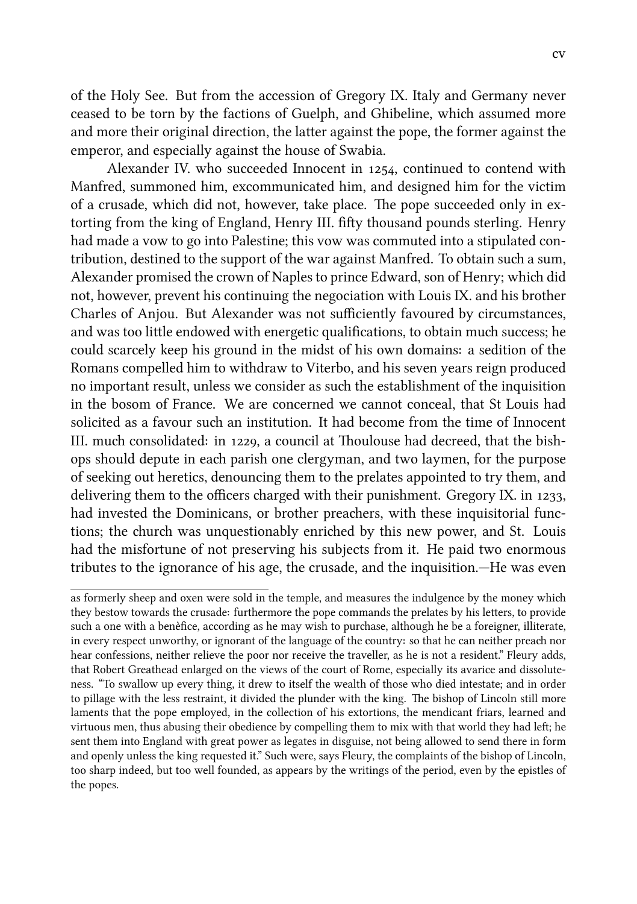of the Holy See. But from the accession of Gregory IX. Italy and Germany never ceased to be torn by the factions of Guelph, and Ghibeline, which assumed more and more their original direction, the latter against the pope, the former against the emperor, and especially against the house of Swabia.

Alexander IV. who succeeded Innocent in 1254, continued to contend with Manfred, summoned him, excommunicated him, and designed him for the victim of a crusade, which did not, however, take place. The pope succeeded only in extorting from the king of England, Henry III. fifty thousand pounds sterling. Henry had made a vow to go into Palestine; this vow was commuted into a stipulated contribution, destined to the support of the war against Manfred. To obtain such a sum, Alexander promised the crown of Naples to prince Edward, son of Henry; which did not, however, prevent his continuing the negociation with Louis IX. and his brother Charles of Anjou. But Alexander was not sufficiently favoured by circumstances, and was too little endowed with energetic qualifications, to obtain much success; he could scarcely keep his ground in the midst of his own domains: a sedition of the Romans compelled him to withdraw to Viterbo, and his seven years reign produced no important result, unless we consider as such the establishment of the inquisition in the bosom of France. We are concerned we cannot conceal, that St Louis had solicited as a favour such an institution. It had become from the time of Innocent III. much consolidated: in 1229, a council at Thoulouse had decreed, that the bishops should depute in each parish one clergyman, and two laymen, for the purpose of seeking out heretics, denouncing them to the prelates appointed to try them, and delivering them to the officers charged with their punishment. Gregory IX. in 1233, had invested the Dominicans, or brother preachers, with these inquisitorial functions; the church was unquestionably enriched by this new power, and St. Louis had the misfortune of not preserving his subjects from it. He paid two enormous tributes to the ignorance of his age, the crusade, and the inquisition.—He was even

---

as formerly sheep and oxen were sold in the temple, and measures the indulgence by the money which they bestow towards the crusade: furthermore the pope commands the prelates by his letters, to provide such a one with a benèfice, according as he may wish to purchase, although he be a foreigner, illiterate, in every respect unworthy, or ignorant of the language of the country: so that he can neither preach nor hear confessions, neither relieve the poor nor receive the traveller, as he is not a resident." Fleury adds, that Robert Greathead enlarged on the views of the court of Rome, especially its avarice and dissoluteness. "To swallow up every thing, it drew to itself the wealth of those who died intestate; and in order to pillage with the less restraint, it divided the plunder with the king. The bishop of Lincoln still more laments that the pope employed, in the collection of his extortions, the mendicant friars, learned and virtuous men, thus abusing their obedience by compelling them to mix with that world they had left; he sent them into England with great power as legates in disguise, not being allowed to send there in form and openly unless the king requested it." Such were, says Fleury, the complaints of the bishop of Lincoln, too sharp indeed, but too well founded, as appears by the writings of the period, even by the epistles of the popes.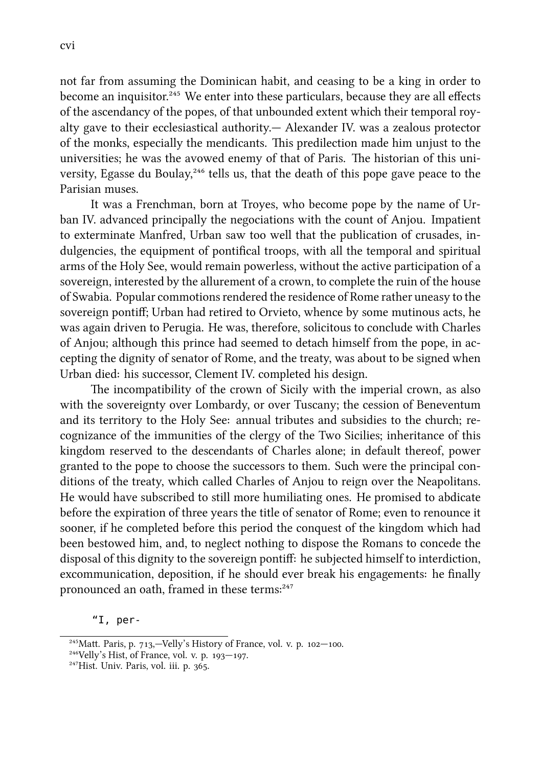not far from assuming the Dominican habit, and ceasing to be a king in order to become an inquisitor.[245] We enter into these particulars, because they are all effects of the ascendancy of the popes, of that unbounded extent which their temporal royalty gave to their ecclesiastical authority.— Alexander IV. was a zealous protector of the monks, especially the mendicants. This predilection made him unjust to the universities; he was the avowed enemy of that of Paris. The historian of this university, Egasse du Boulay,[246] tells us, that the death of this pope gave peace to the Parisian muses.

It was a Frenchman, born at Troyes, who become pope by the name of Urban IV. advanced principally the negociations with the count of Anjou. Impatient to exterminate Manfred, Urban saw too well that the publication of crusades, indulgencies, the equipment of pontifical troops, with all the temporal and spiritual arms of the Holy See, would remain powerless, without the active participation of a sovereign, interested by the allurement of a crown, to complete the ruin of the house of Swabia. Popular commotions rendered the residence of Rome rather uneasy to the sovereign pontiff; Urban had retired to Orvieto, whence by some mutinous acts, he was again driven to Perugia. He was, therefore, solicitous to conclude with Charles of Anjou; although this prince had seemed to detach himself from the pope, in accepting the dignity of senator of Rome, and the treaty, was about to be signed when Urban died: his successor, Clement IV. completed his design.

The incompatibility of the crown of Sicily with the imperial crown, as also with the sovereignty over Lombardy, or over Tuscany; the cession of Beneventum and its territory to the Holy See: annual tributes and subsidies to the church; recognizance of the immunities of the clergy of the Two Sicilies; inheritance of this kingdom reserved to the descendants of Charles alone; in default thereof, power granted to the pope to choose the successors to them. Such were the principal conditions of the treaty, which called Charles of Anjou to reign over the Neapolitans. He would have subscribed to still more humiliating ones. He promised to abdicate before the expiration of three years the title of senator of Rome; even to renounce it sooner, if he completed before this period the conquest of the kingdom which had been bestowed him, and, to neglect nothing to dispose the Romans to concede the disposal of this dignity to the sovereign pontiff: he subjected himself to interdiction, excommunication, deposition, if he should ever break his engagements: he finally pronounced an oath, framed in these terms:[247]

"I, per-

[245] Matt. Paris, p. 713,—Velly's History of France, vol. v. p. 102—100.

[246] Velly's Hist, of France, vol. v. p. 193—197.

[247] Hist. Univ. Paris, vol. iii. p. 365.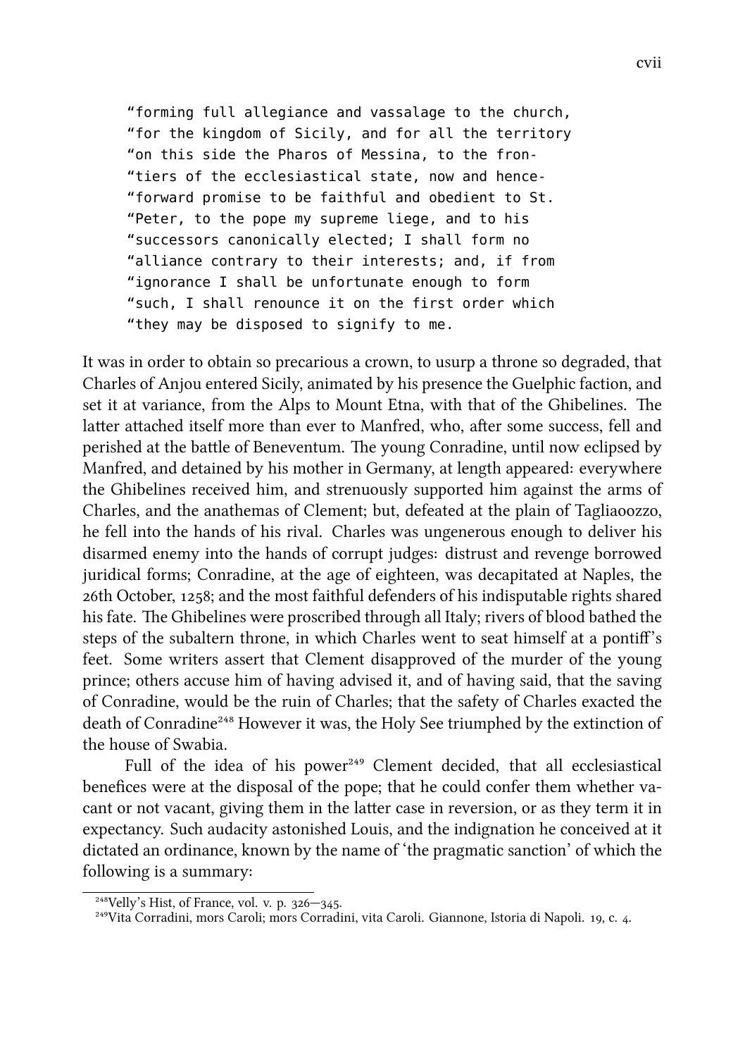"forming full allegiance and vassalage to the church, "for the kingdom of Sicily, and for all the territory "on this side the Pharos of Messina, to the frontiers of the ecclesiastical state, now and henceforward promise to be faithful and obedient to St. "Peter, to the pope my supreme liege, and to his "successors canonically elected; I shall form no "alliance contrary to their interests; and, if from "ignorance I shall be unfortunate enough to form "such, I shall renounce it on the first order which "they may be disposed to signify to me.

It was in order to obtain so precarious a crown, to usurp a throne so degraded, that Charles of Anjou entered Sicily, animated by his presence the Guelphic faction, and set it at variance, from the Alps to Mount Etna, with that of the Ghibelines. The latter attached itself more than ever to Manfred, who, after some success, fell and perished at the battle of Beneventum. The young Conradine, until now eclipsed by Manfred, and detained by his mother in Germany, at length appeared: everywhere the Ghibelines received him, and strenuously supported him against the arms of Charles, and the anathemas of Clement; but, defeated at the plain of Tagliaoozzo, he fell into the hands of his rival. Charles was ungenerous enough to deliver his disarmed enemy into the hands of corrupt judges: distrust and revenge borrowed juridical forms; Conradine, at the age of eighteen, was decapitated at Naples, the 26th October, 1258; and the most faithful defenders of his indisputable rights shared his fate. The Ghibelines were proscribed through all Italy; rivers of blood bathed the steps of the subaltern throne, in which Charles went to seat himself at a pontiff's feet. Some writers assert that Clement disapproved of the murder of the young prince; others accuse him of having advised it, and of having said, that the saving of Conradine, would be the ruin of Charles; that the safety of Charles exacted the death of Conradine[248] However it was, the Holy See triumphed by the extinction of the house of Swabia.

Full of the idea of his power[249] Clement decided, that all ecclesiastical benefices were at the disposal of the pope; that he could confer them whether vacant or not vacant, giving them in the latter case in reversion, or as they term it in expectancy. Such audacity astonished Louis, and the indignation he conceived at it dictated an ordinance, known by the name of 'the pragmatic sanction' of which the following is a summary:

---

[248] Velly's Hist, of France, vol. v. p. 326—345.

[249] Vita Corradini, mors Caroli; mors Corradini, vita Caroli. Giannone, Istoria di Napoli. 19, c. 4.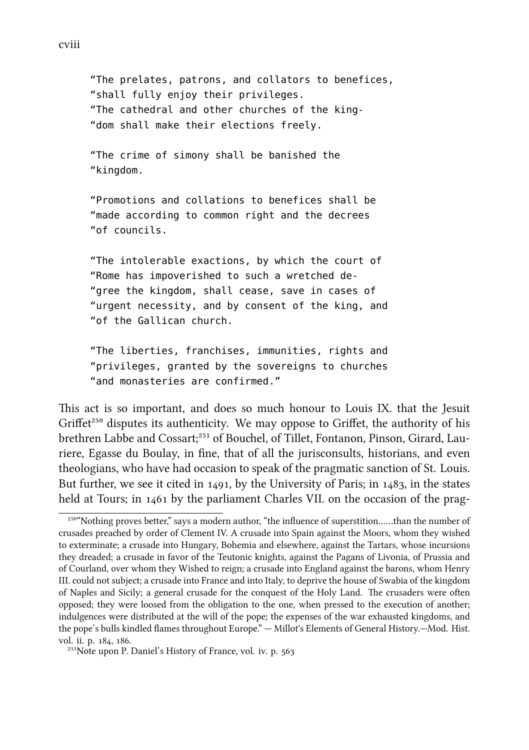"The prelates, patrons, and collators to benefices, "shall fully enjoy their privileges.
"The cathedral and other churches of the king- "dom shall make their elections freely.

"The crime of simony shall be banished the "kingdom.

"Promotions and collations to benefices shall be "made according to common right and the decrees "of councils.

"The intolerable exactions, by which the court of "Rome has impoverished to such a wretched de- "gree the kingdom, shall cease, save in cases of "urgent necessity, and by consent of the king, and "of the Gallican church.

"The liberties, franchises, immunities, rights and "privileges, granted by the sovereigns to churches "and monasteries are confirmed."

This act is so important, and does so much honour to Louis IX. that the Jesuit Griffet[250] disputes its authenticity. We may oppose to Griffet, the authority of his brethren Labbe and Cossart;[251] of Bouchel, of Tillet, Fontanon, Pinson, Girard, Lauriere, Egasse du Boulay, in fine, that of all the jurisconsults, historians, and even theologians, who have had occasion to speak of the pragmatic sanction of St. Louis. But further, we see it cited in 1491, by the University of Paris; in 1483, in the states held at Tours; in 1461 by the parliament Charles VII. on the occasion of the prag-

---

[250]"Nothing proves better," says a modern author, "the influence of superstition……than the number of crusades preached by order of Clement IV. A crusade into Spain against the Moors, whom they wished to exterminate; a crusade into Hungary, Bohemia and elsewhere, against the Tartars, whose incursions they dreaded; a crusade in favor of the Teutonic knights, against the Pagans of Livonia, of Prussia and of Courland, over whom they Wished to reign; a crusade into England against the barons, whom Henry III. could not subject; a crusade into France and into Italy, to deprive the house of Swabia of the kingdom of Naples and Sicily; a general crusade for the conquest of the Holy Land. The crusaders were often opposed; they were loosed from the obligation to the one, when pressed to the execution of another; indulgences were distributed at the will of the pope; the expenses of the war exhausted kingdoms, and the pope's bulls kindled flames throughout Europe." — Millot's Elements of General History.—Mod. Hist. vol. ii. p. 184, 186.

[251]Note upon P. Daniel's History of France, vol. iv. p. 563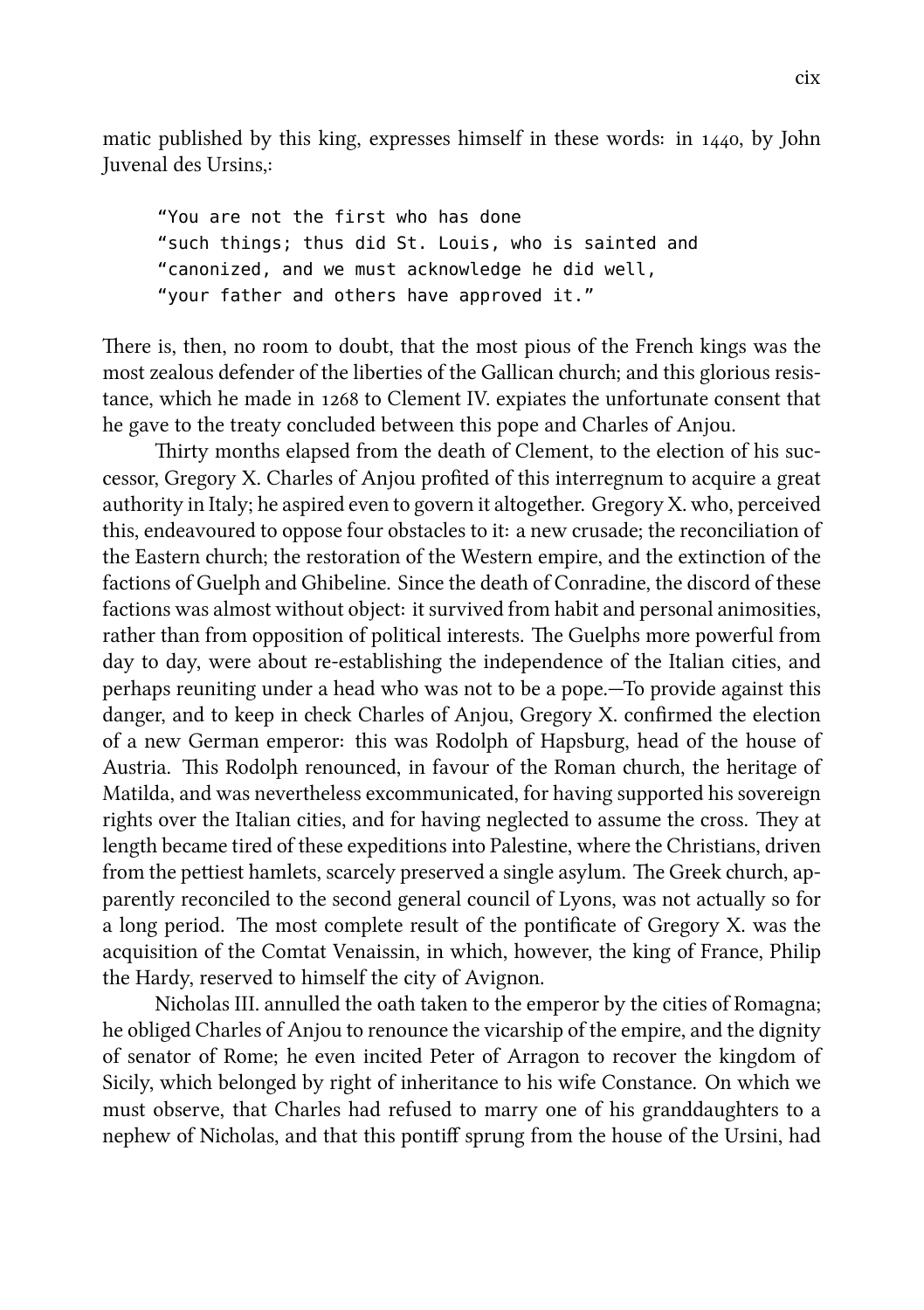matic published by this king, expresses himself in these words: in 1440, by John Juvenal des Ursins,:

```
“You are not the first who has done
“such things; thus did St. Louis, who is sainted and
“canonized, and we must acknowledge he did well,
“your father and others have approved it.”
```

There is, then, no room to doubt, that the most pious of the French kings was the most zealous defender of the liberties of the Gallican church; and this glorious resistance, which he made in 1268 to Clement IV. expiates the unfortunate consent that he gave to the treaty concluded between this pope and Charles of Anjou.

Thirty months elapsed from the death of Clement, to the election of his successor, Gregory X. Charles of Anjou profited of this interregnum to acquire a great authority in Italy; he aspired even to govern it altogether. Gregory X. who, perceived this, endeavoured to oppose four obstacles to it: a new crusade; the reconciliation of the Eastern church; the restoration of the Western empire, and the extinction of the factions of Guelph and Ghibeline. Since the death of Conradine, the discord of these factions was almost without object: it survived from habit and personal animosities, rather than from opposition of political interests. The Guelphs more powerful from day to day, were about re-establishing the independence of the Italian cities, and perhaps reuniting under a head who was not to be a pope.—To provide against this danger, and to keep in check Charles of Anjou, Gregory X. confirmed the election of a new German emperor: this was Rodolph of Hapsburg, head of the house of Austria. This Rodolph renounced, in favour of the Roman church, the heritage of Matilda, and was nevertheless excommunicated, for having supported his sovereign rights over the Italian cities, and for having neglected to assume the cross. They at length became tired of these expeditions into Palestine, where the Christians, driven from the pettiest hamlets, scarcely preserved a single asylum. The Greek church, apparently reconciled to the second general council of Lyons, was not actually so for a long period. The most complete result of the pontificate of Gregory X. was the acquisition of the Comtat Venaissin, in which, however, the king of France, Philip the Hardy, reserved to himself the city of Avignon.

Nicholas III. annulled the oath taken to the emperor by the cities of Romagna; he obliged Charles of Anjou to renounce the vicarship of the empire, and the dignity of senator of Rome; he even incited Peter of Arragon to recover the kingdom of Sicily, which belonged by right of inheritance to his wife Constance. On which we must observe, that Charles had refused to marry one of his granddaughters to a nephew of Nicholas, and that this pontiff sprung from the house of the Ursini, had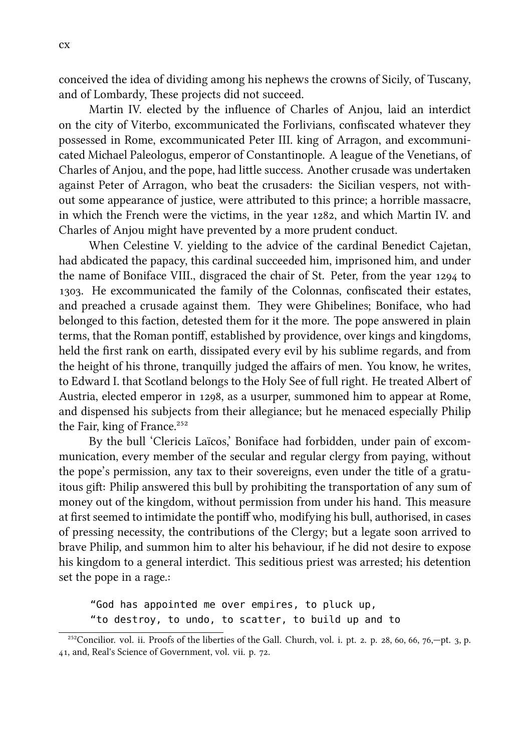conceived the idea of dividing among his nephews the crowns of Sicily, of Tuscany, and of Lombardy, These projects did not succeed.

Martin IV. elected by the influence of Charles of Anjou, laid an interdict on the city of Viterbo, excommunicated the Forlivians, confiscated whatever they possessed in Rome, excommunicated Peter III. king of Arragon, and excommunicated Michael Paleologus, emperor of Constantinople. A league of the Venetians, of Charles of Anjou, and the pope, had little success. Another crusade was undertaken against Peter of Arragon, who beat the crusaders: the Sicilian vespers, not without some appearance of justice, were attributed to this prince; a horrible massacre, in which the French were the victims, in the year 1282, and which Martin IV. and Charles of Anjou might have prevented by a more prudent conduct.

When Celestine V. yielding to the advice of the cardinal Benedict Cajetan, had abdicated the papacy, this cardinal succeeded him, imprisoned him, and under the name of Boniface VIII., disgraced the chair of St. Peter, from the year 1294 to 1303. He excommunicated the family of the Colonnas, confiscated their estates, and preached a crusade against them. They were Ghibelines; Boniface, who had belonged to this faction, detested them for it the more. The pope answered in plain terms, that the Roman pontiff, established by providence, over kings and kingdoms, held the first rank on earth, dissipated every evil by his sublime regards, and from the height of his throne, tranquilly judged the affairs of men. You know, he writes, to Edward I. that Scotland belongs to the Holy See of full right. He treated Albert of Austria, elected emperor in 1298, as a usurper, summoned him to appear at Rome, and dispensed his subjects from their allegiance; but he menaced especially Philip the Fair, king of France.[252]

By the bull 'Clericis Laïcos,' Boniface had forbidden, under pain of excommunication, every member of the secular and regular clergy from paying, without the pope's permission, any tax to their sovereigns, even under the title of a gratuitous gift: Philip answered this bull by prohibiting the transportation of any sum of money out of the kingdom, without permission from under his hand. This measure at first seemed to intimidate the pontiff who, modifying his bull, authorised, in cases of pressing necessity, the contributions of the Clergy; but a legate soon arrived to brave Philip, and summon him to alter his behaviour, if he did not desire to expose his kingdom to a general interdict. This seditious priest was arrested; his detention set the pope in a rage.:

```
“God has appointed me over empires, to pluck up,
“to destroy, to undo, to scatter, to build up and to
```

[252]Concilior. vol. ii. Proofs of the liberties of the Gall. Church, vol. i. pt. 2. p. 28, 60, 66, 76,—pt. 3, p. 41, and, Real's Science of Government, vol. vii. p. 72.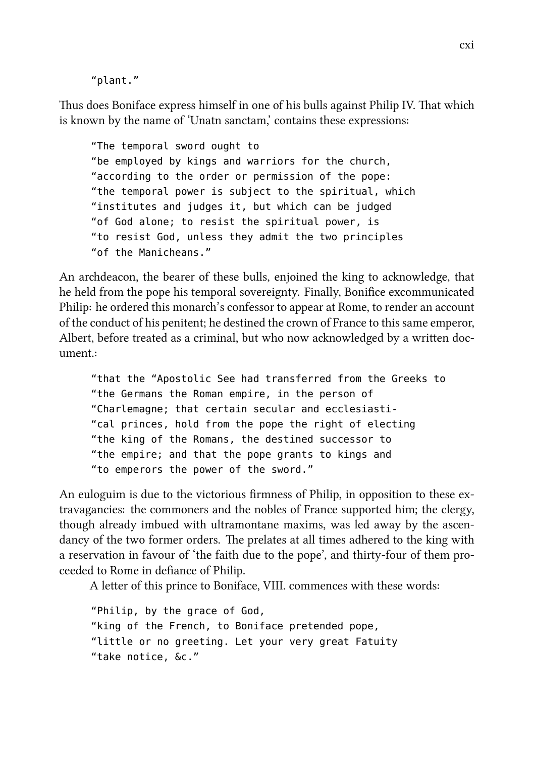"plant."

Thus does Boniface express himself in one of his bulls against Philip IV. That which is known by the name of 'Unatn sanctam,' contains these expressions:

```
"The temporal sword ought to
"be employed by kings and warriors for the church,
"according to the order or permission of the pope:
"the temporal power is subject to the spiritual, which
"institutes and judges it, but which can be judged
"of God alone; to resist the spiritual power, is
"to resist God, unless they admit the two principles
"of the Manicheans."
```

An archdeacon, the bearer of these bulls, enjoined the king to acknowledge, that he held from the pope his temporal sovereignty. Finally, Bonifice excommunicated Philip: he ordered this monarch's confessor to appear at Rome, to render an account of the conduct of his penitent; he destined the crown of France to this same emperor, Albert, before treated as a criminal, but who now acknowledged by a written document.:

```
"that the "Apostolic See had transferred from the Greeks to
"the Germans the Roman empire, in the person of
"Charlemagne; that certain secular and ecclesiasti-
"cal princes, hold from the pope the right of electing
"the king of the Romans, the destined successor to
"the empire; and that the pope grants to kings and
"to emperors the power of the sword."
```

An euloguim is due to the victorious firmness of Philip, in opposition to these extravagancies: the commoners and the nobles of France supported him; the clergy, though already imbued with ultramontane maxims, was led away by the ascendancy of the two former orders. The prelates at all times adhered to the king with a reservation in favour of 'the faith due to the pope', and thirty-four of them proceeded to Rome in defiance of Philip.

A letter of this prince to Boniface, VIII. commences with these words:

```
"Philip, by the grace of God,
"king of the French, to Boniface pretended pope,
"little or no greeting. Let your very great Fatuity
"take notice, &c."
```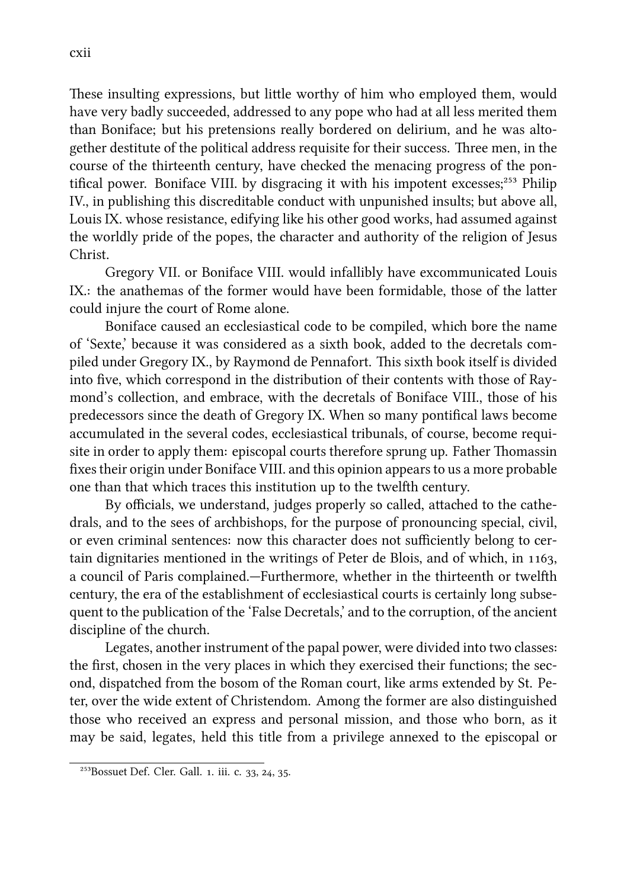These insulting expressions, but little worthy of him who employed them, would have very badly succeeded, addressed to any pope who had at all less merited them than Boniface; but his pretensions really bordered on delirium, and he was altogether destitute of the political address requisite for their success. Three men, in the course of the thirteenth century, have checked the menacing progress of the pontifical power. Boniface VIII. by disgracing it with his impotent excesses;[253] Philip IV., in publishing this discreditable conduct with unpunished insults; but above all, Louis IX. whose resistance, edifying like his other good works, had assumed against the worldly pride of the popes, the character and authority of the religion of Jesus Christ.

Gregory VII. or Boniface VIII. would infallibly have excommunicated Louis IX.: the anathemas of the former would have been formidable, those of the latter could injure the court of Rome alone.

Boniface caused an ecclesiastical code to be compiled, which bore the name of 'Sexte,' because it was considered as a sixth book, added to the decretals compiled under Gregory IX., by Raymond de Pennafort. This sixth book itself is divided into five, which correspond in the distribution of their contents with those of Raymond's collection, and embrace, with the decretals of Boniface VIII., those of his predecessors since the death of Gregory IX. When so many pontifical laws become accumulated in the several codes, ecclesiastical tribunals, of course, become requisite in order to apply them: episcopal courts therefore sprung up. Father Thomassin fixes their origin under Boniface VIII. and this opinion appears to us a more probable one than that which traces this institution up to the twelfth century.

By officials, we understand, judges properly so called, attached to the cathedrals, and to the sees of archbishops, for the purpose of pronouncing special, civil, or even criminal sentences: now this character does not sufficiently belong to certain dignitaries mentioned in the writings of Peter de Blois, and of which, in 1163, a council of Paris complained.—Furthermore, whether in the thirteenth or twelfth century, the era of the establishment of ecclesiastical courts is certainly long subsequent to the publication of the 'False Decretals,' and to the corruption, of the ancient discipline of the church.

Legates, another instrument of the papal power, were divided into two classes: the first, chosen in the very places in which they exercised their functions; the second, dispatched from the bosom of the Roman court, like arms extended by St. Peter, over the wide extent of Christendom. Among the former are also distinguished those who received an express and personal mission, and those who born, as it may be said, legates, held this title from a privilege annexed to the episcopal or

[253] Bossuet Def. Cler. Gall. 1. iii. c. 33, 24, 35.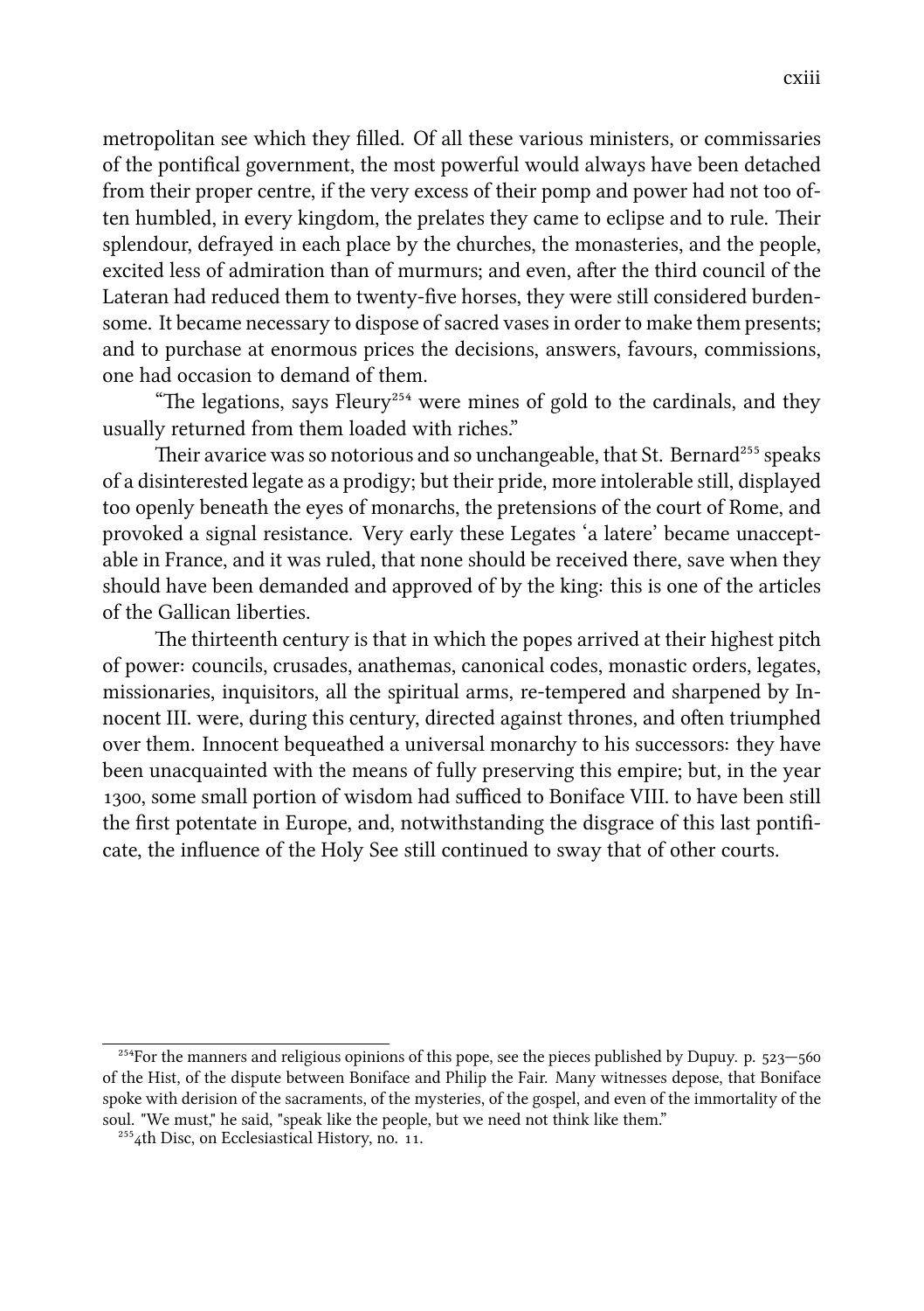metropolitan see which they filled. Of all these various ministers, or commissaries of the pontifical government, the most powerful would always have been detached from their proper centre, if the very excess of their pomp and power had not too often humbled, in every kingdom, the prelates they came to eclipse and to rule. Their splendour, defrayed in each place by the churches, the monasteries, and the people, excited less of admiration than of murmurs; and even, after the third council of the Lateran had reduced them to twenty-five horses, they were still considered burdensome. It became necessary to dispose of sacred vases in order to make them presents; and to purchase at enormous prices the decisions, answers, favours, commissions, one had occasion to demand of them.

"The legations, says Fleury[254] were mines of gold to the cardinals, and they usually returned from them loaded with riches."

Their avarice was so notorious and so unchangeable, that St. Bernard[255] speaks of a disinterested legate as a prodigy; but their pride, more intolerable still, displayed too openly beneath the eyes of monarchs, the pretensions of the court of Rome, and provoked a signal resistance. Very early these Legates 'a latere' became unacceptable in France, and it was ruled, that none should be received there, save when they should have been demanded and approved of by the king: this is one of the articles of the Gallican liberties.

The thirteenth century is that in which the popes arrived at their highest pitch of power: councils, crusades, anathemas, canonical codes, monastic orders, legates, missionaries, inquisitors, all the spiritual arms, re-tempered and sharpened by Innocent III. were, during this century, directed against thrones, and often triumphed over them. Innocent bequeathed a universal monarchy to his successors: they have been unacquainted with the means of fully preserving this empire; but, in the year 1300, some small portion of wisdom had sufficed to Boniface VIII. to have been still the first potentate in Europe, and, notwithstanding the disgrace of this last pontificate, the influence of the Holy See still continued to sway that of other courts.

---

[254]For the manners and religious opinions of this pope, see the pieces published by Dupuy. p. 523—560 of the Hist, of the dispute between Boniface and Philip the Fair. Many witnesses depose, that Boniface spoke with derision of the sacraments, of the mysteries, of the gospel, and even of the immortality of the soul. "We must," he said, "speak like the people, but we need not think like them."

[255]4th Disc, on Ecclesiastical History, no. 11.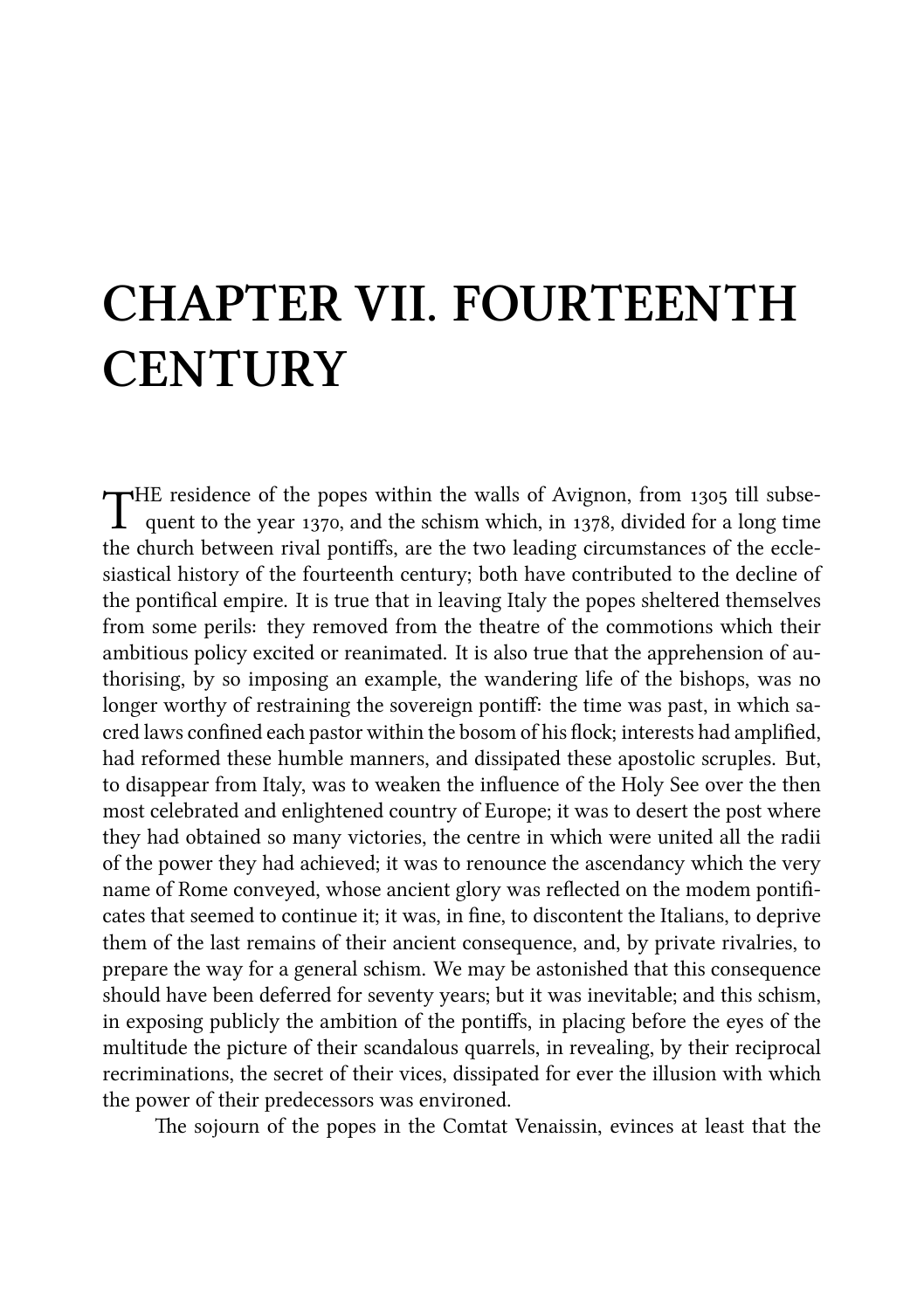# CHAPTER VII. FOURTEENTH CENTURY

THE residence of the popes within the walls of Avignon, from 1305 till subsequent to the year 1370, and the schism which, in 1378, divided for a long time the church between rival pontiffs, are the two leading circumstances of the ecclesiastical history of the fourteenth century; both have contributed to the decline of the pontifical empire. It is true that in leaving Italy the popes sheltered themselves from some perils: they removed from the theatre of the commotions which their ambitious policy excited or reanimated. It is also true that the apprehension of authorising, by so imposing an example, the wandering life of the bishops, was no longer worthy of restraining the sovereign pontiff: the time was past, in which sacred laws confined each pastor within the bosom of his flock; interests had amplified, had reformed these humble manners, and dissipated these apostolic scruples. But, to disappear from Italy, was to weaken the influence of the Holy See over the then most celebrated and enlightened country of Europe; it was to desert the post where they had obtained so many victories, the centre in which were united all the radii of the power they had achieved; it was to renounce the ascendancy which the very name of Rome conveyed, whose ancient glory was reflected on the modem pontificates that seemed to continue it; it was, in fine, to discontent the Italians, to deprive them of the last remains of their ancient consequence, and, by private rivalries, to prepare the way for a general schism. We may be astonished that this consequence should have been deferred for seventy years; but it was inevitable; and this schism, in exposing publicly the ambition of the pontiffs, in placing before the eyes of the multitude the picture of their scandalous quarrels, in revealing, by their reciprocal recriminations, the secret of their vices, dissipated for ever the illusion with which the power of their predecessors was environed.

The sojourn of the popes in the Comtat Venaissin, evinces at least that the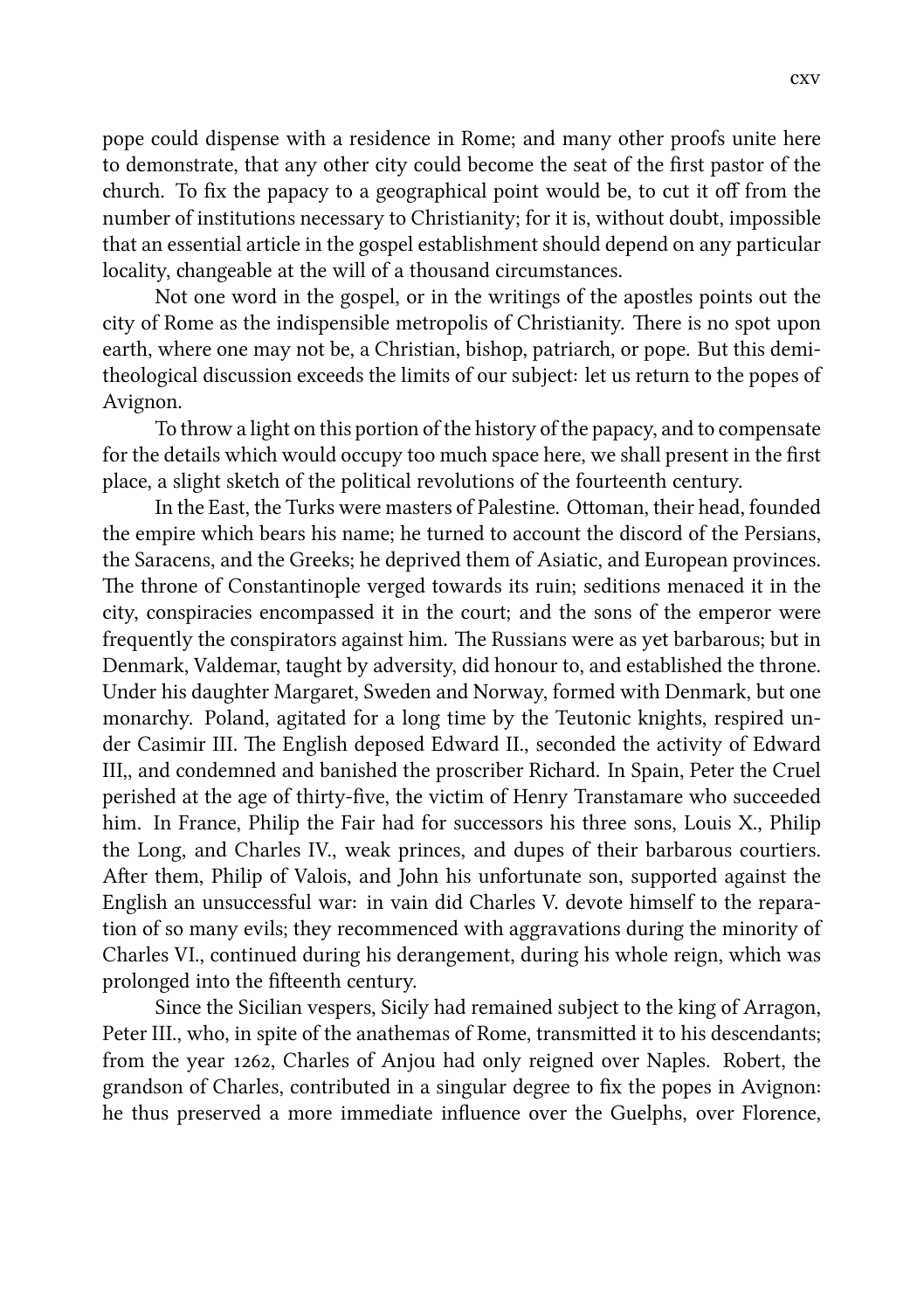pope could dispense with a residence in Rome; and many other proofs unite here to demonstrate, that any other city could become the seat of the first pastor of the church. To fix the papacy to a geographical point would be, to cut it off from the number of institutions necessary to Christianity; for it is, without doubt, impossible that an essential article in the gospel establishment should depend on any particular locality, changeable at the will of a thousand circumstances.

Not one word in the gospel, or in the writings of the apostles points out the city of Rome as the indispensible metropolis of Christianity. There is no spot upon earth, where one may not be, a Christian, bishop, patriarch, or pope. But this demi-theological discussion exceeds the limits of our subject: let us return to the popes of Avignon.

To throw a light on this portion of the history of the papacy, and to compensate for the details which would occupy too much space here, we shall present in the first place, a slight sketch of the political revolutions of the fourteenth century.

In the East, the Turks were masters of Palestine. Ottoman, their head, founded the empire which bears his name; he turned to account the discord of the Persians, the Saracens, and the Greeks; he deprived them of Asiatic, and European provinces. The throne of Constantinople verged towards its ruin; seditions menaced it in the city, conspiracies encompassed it in the court; and the sons of the emperor were frequently the conspirators against him. The Russians were as yet barbarous; but in Denmark, Valdemar, taught by adversity, did honour to, and established the throne. Under his daughter Margaret, Sweden and Norway, formed with Denmark, but one monarchy. Poland, agitated for a long time by the Teutonic knights, respired under Casimir III. The English deposed Edward II., seconded the activity of Edward III,, and condemned and banished the proscriber Richard. In Spain, Peter the Cruel perished at the age of thirty-five, the victim of Henry Transtamare who succeeded him. In France, Philip the Fair had for successors his three sons, Louis X., Philip the Long, and Charles IV., weak princes, and dupes of their barbarous courtiers. After them, Philip of Valois, and John his unfortunate son, supported against the English an unsuccessful war: in vain did Charles V. devote himself to the reparation of so many evils; they recommenced with aggravations during the minority of Charles VI., continued during his derangement, during his whole reign, which was prolonged into the fifteenth century.

Since the Sicilian vespers, Sicily had remained subject to the king of Arragon, Peter III., who, in spite of the anathemas of Rome, transmitted it to his descendants; from the year 1262, Charles of Anjou had only reigned over Naples. Robert, the grandson of Charles, contributed in a singular degree to fix the popes in Avignon: he thus preserved a more immediate influence over the Guelphs, over Florence,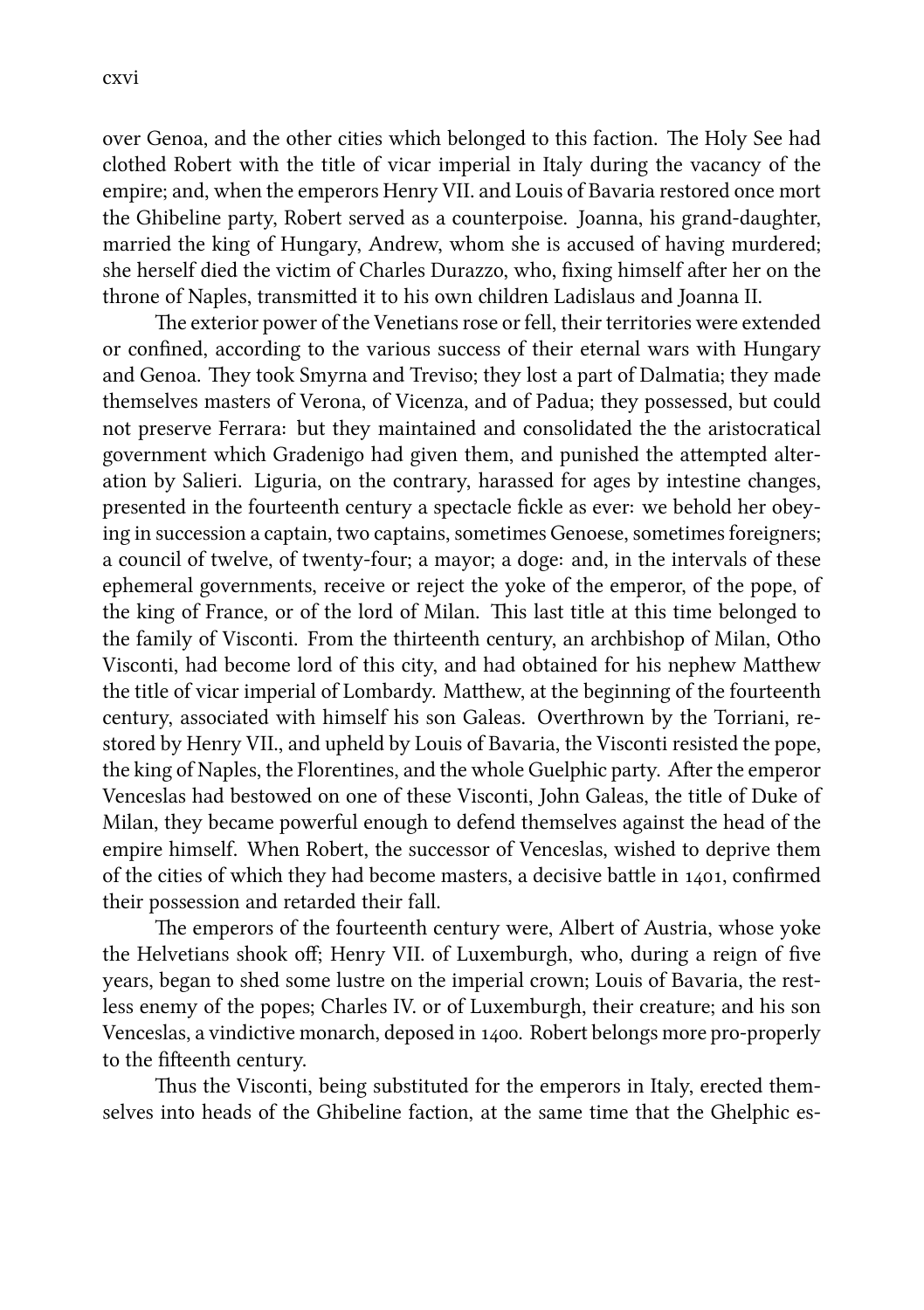over Genoa, and the other cities which belonged to this faction. The Holy See had clothed Robert with the title of vicar imperial in Italy during the vacancy of the empire; and, when the emperors Henry VII. and Louis of Bavaria restored once mort the Ghibeline party, Robert served as a counterpoise. Joanna, his grand-daughter, married the king of Hungary, Andrew, whom she is accused of having murdered; she herself died the victim of Charles Durazzo, who, fixing himself after her on the throne of Naples, transmitted it to his own children Ladislaus and Joanna II.

The exterior power of the Venetians rose or fell, their territories were extended or confined, according to the various success of their eternal wars with Hungary and Genoa. They took Smyrna and Treviso; they lost a part of Dalmatia; they made themselves masters of Verona, of Vicenza, and of Padua; they possessed, but could not preserve Ferrara: but they maintained and consolidated the the aristocratical government which Gradenigo had given them, and punished the attempted alteration by Salieri. Liguria, on the contrary, harassed for ages by intestine changes, presented in the fourteenth century a spectacle fickle as ever: we behold her obeying in succession a captain, two captains, sometimes Genoese, sometimes foreigners; a council of twelve, of twenty-four; a mayor; a doge: and, in the intervals of these ephemeral governments, receive or reject the yoke of the emperor, of the pope, of the king of France, or of the lord of Milan. This last title at this time belonged to the family of Visconti. From the thirteenth century, an archbishop of Milan, Otho Visconti, had become lord of this city, and had obtained for his nephew Matthew the title of vicar imperial of Lombardy. Matthew, at the beginning of the fourteenth century, associated with himself his son Galeas. Overthrown by the Torriani, restored by Henry VII., and upheld by Louis of Bavaria, the Visconti resisted the pope, the king of Naples, the Florentines, and the whole Guelphic party. After the emperor Venceslas had bestowed on one of these Visconti, John Galeas, the title of Duke of Milan, they became powerful enough to defend themselves against the head of the empire himself. When Robert, the successor of Venceslas, wished to deprive them of the cities of which they had become masters, a decisive battle in 1401, confirmed their possession and retarded their fall.

The emperors of the fourteenth century were, Albert of Austria, whose yoke the Helvetians shook off; Henry VII. of Luxemburgh, who, during a reign of five years, began to shed some lustre on the imperial crown; Louis of Bavaria, the restless enemy of the popes; Charles IV. or of Luxemburgh, their creature; and his son Venceslas, a vindictive monarch, deposed in 1400. Robert belongs more pro-properly to the fifteenth century.

Thus the Visconti, being substituted for the emperors in Italy, erected themselves into heads of the Ghibeline faction, at the same time that the Ghelphic es-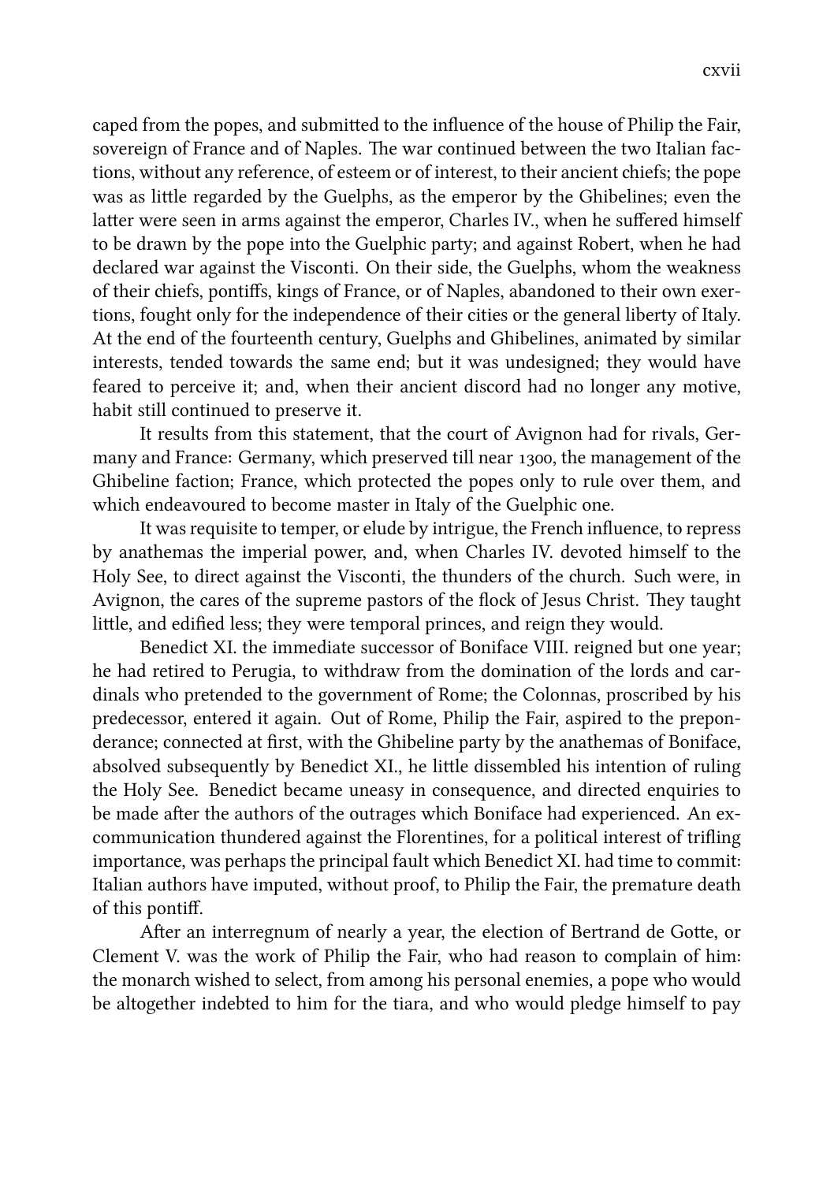caped from the popes, and submitted to the influence of the house of Philip the Fair, sovereign of France and of Naples. The war continued between the two Italian factions, without any reference, of esteem or of interest, to their ancient chiefs; the pope was as little regarded by the Guelphs, as the emperor by the Ghibelines; even the latter were seen in arms against the emperor, Charles IV., when he suffered himself to be drawn by the pope into the Guelphic party; and against Robert, when he had declared war against the Visconti. On their side, the Guelphs, whom the weakness of their chiefs, pontiffs, kings of France, or of Naples, abandoned to their own exertions, fought only for the independence of their cities or the general liberty of Italy. At the end of the fourteenth century, Guelphs and Ghibelines, animated by similar interests, tended towards the same end; but it was undesigned; they would have feared to perceive it; and, when their ancient discord had no longer any motive, habit still continued to preserve it.

It results from this statement, that the court of Avignon had for rivals, Germany and France: Germany, which preserved till near 1300, the management of the Ghibeline faction; France, which protected the popes only to rule over them, and which endeavoured to become master in Italy of the Guelphic one.

It was requisite to temper, or elude by intrigue, the French influence, to repress by anathemas the imperial power, and, when Charles IV. devoted himself to the Holy See, to direct against the Visconti, the thunders of the church. Such were, in Avignon, the cares of the supreme pastors of the flock of Jesus Christ. They taught little, and edified less; they were temporal princes, and reign they would.

Benedict XI. the immediate successor of Boniface VIII. reigned but one year; he had retired to Perugia, to withdraw from the domination of the lords and cardinals who pretended to the government of Rome; the Colonnas, proscribed by his predecessor, entered it again. Out of Rome, Philip the Fair, aspired to the preponderance; connected at first, with the Ghibeline party by the anathemas of Boniface, absolved subsequently by Benedict XI., he little dissembled his intention of ruling the Holy See. Benedict became uneasy in consequence, and directed enquiries to be made after the authors of the outrages which Boniface had experienced. An excommunication thundered against the Florentines, for a political interest of trifling importance, was perhaps the principal fault which Benedict XI. had time to commit: Italian authors have imputed, without proof, to Philip the Fair, the premature death of this pontiff.

After an interregnum of nearly a year, the election of Bertrand de Gotte, or Clement V. was the work of Philip the Fair, who had reason to complain of him: the monarch wished to select, from among his personal enemies, a pope who would be altogether indebted to him for the tiara, and who would pledge himself to pay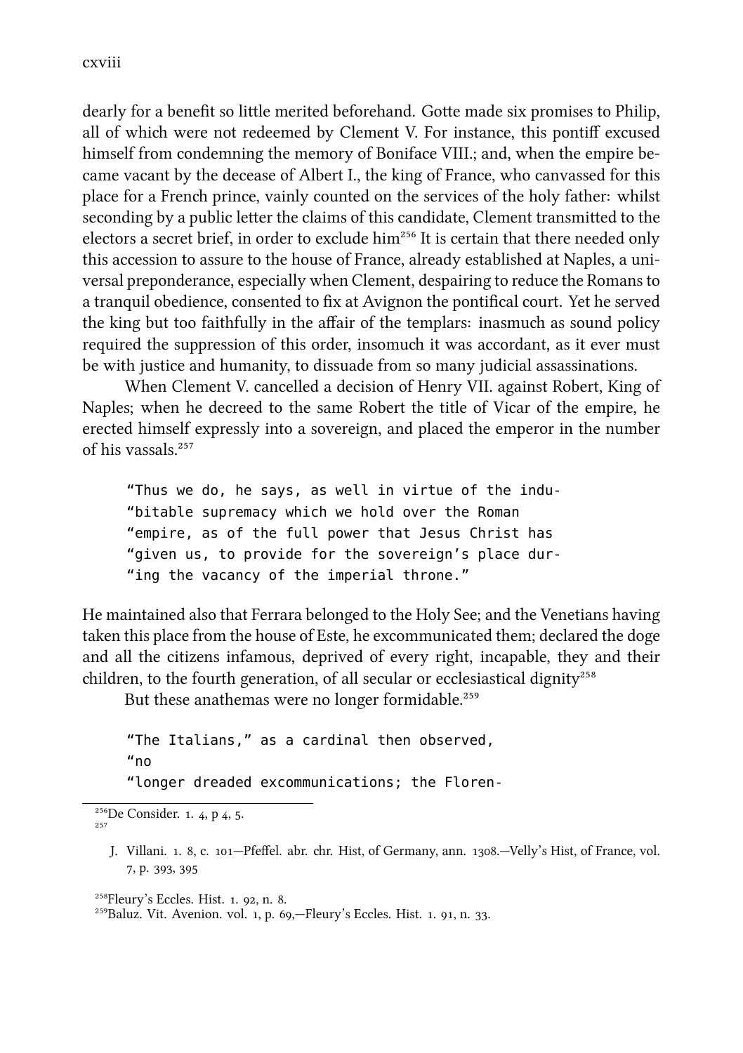dearly for a benefit so little merited beforehand. Gotte made six promises to Philip, all of which were not redeemed by Clement V. For instance, this pontiff excused himself from condemning the memory of Boniface VIII.; and, when the empire became vacant by the decease of Albert I., the king of France, who canvassed for this place for a French prince, vainly counted on the services of the holy father: whilst seconding by a public letter the claims of this candidate, Clement transmitted to the electors a secret brief, in order to exclude him[256] It is certain that there needed only this accession to assure to the house of France, already established at Naples, a universal preponderance, especially when Clement, despairing to reduce the Romans to a tranquil obedience, consented to fix at Avignon the pontifical court. Yet he served the king but too faithfully in the affair of the templars: inasmuch as sound policy required the suppression of this order, insomuch it was accordant, as it ever must be with justice and humanity, to dissuade from so many judicial assassinations.

When Clement V. cancelled a decision of Henry VII. against Robert, King of Naples; when he decreed to the same Robert the title of Vicar of the empire, he erected himself expressly into a sovereign, and placed the emperor in the number of his vassals.[257]

```
"Thus we do, he says, as well in virtue of the indu-
"bitable supremacy which we hold over the Roman
"empire, as of the full power that Jesus Christ has
"given us, to provide for the sovereign's place dur-
"ing the vacancy of the imperial throne."
```

He maintained also that Ferrara belonged to the Holy See; and the Venetians having taken this place from the house of Este, he excommunicated them; declared the doge and all the citizens infamous, deprived of every right, incapable, they and their children, to the fourth generation, of all secular or ecclesiastical dignity[258]

But these anathemas were no longer formidable.[259]

```
"The Italians," as a cardinal then observed,
"no
"longer dreaded excommunications; the Floren-
```

[256] De Consider. 1. 4, p 4, 5.

[257] J. Villani. 1. 8, c. 101—Pfeffel. abr. chr. Hist, of Germany, ann. 1308.—Velly's Hist, of France, vol. 7, p. 393, 395

[258] Fleury's Eccles. Hist. 1. 92, n. 8.

[259] Baluz. Vit. Avenion. vol. 1, p. 69,—Fleury's Eccles. Hist. 1. 91, n. 33.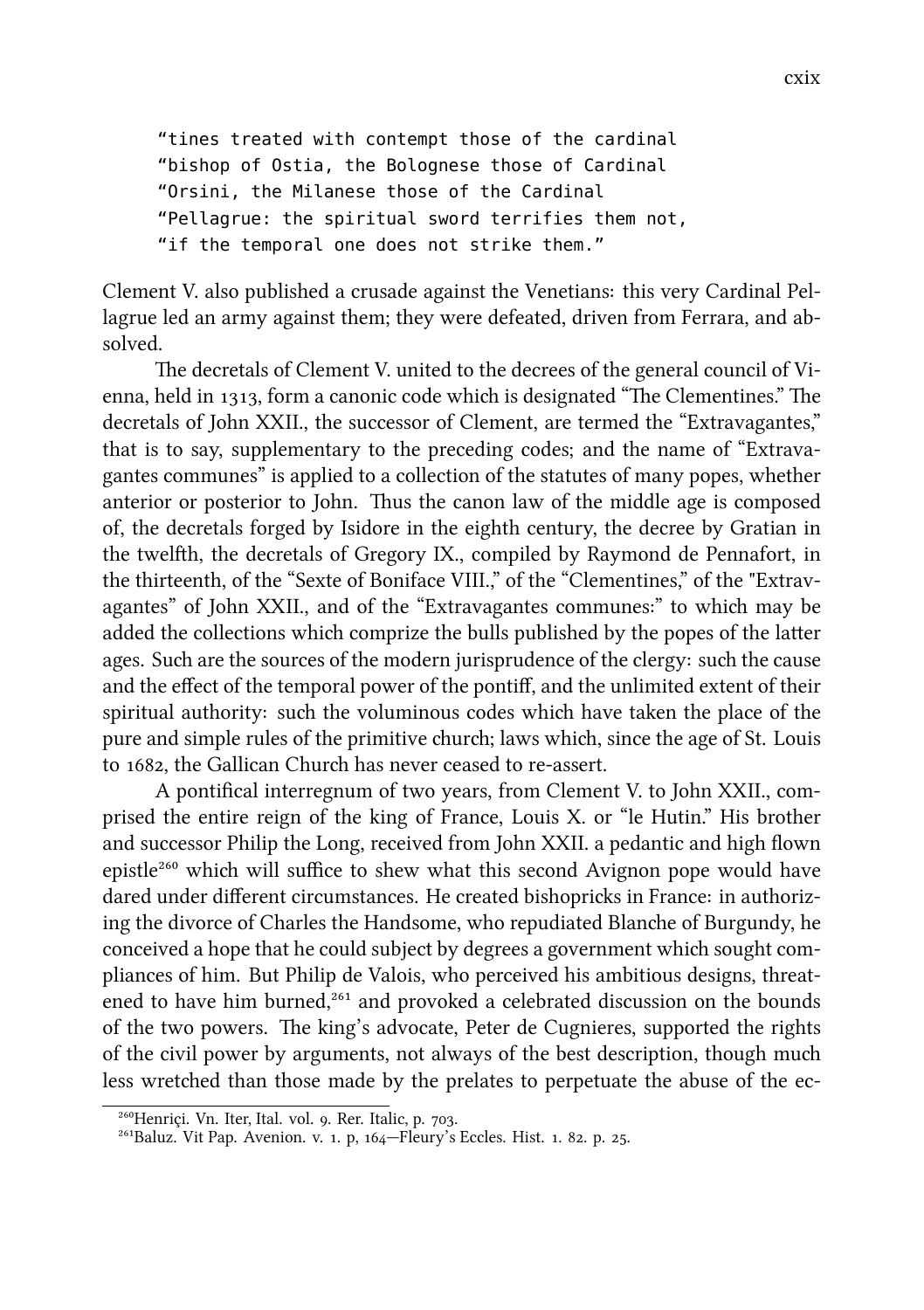"tines treated with contempt those of the cardinal
"bishop of Ostia, the Bolognese those of Cardinal
"Orsini, the Milanese those of the Cardinal
"Pellagrue: the spiritual sword terrifies them not,
"if the temporal one does not strike them."

Clement V. also published a crusade against the Venetians: this very Cardinal Pellagrue led an army against them; they were defeated, driven from Ferrara, and absolved.

The decretals of Clement V. united to the decrees of the general council of Vienna, held in 1313, form a canonic code which is designated "The Clementines." The decretals of John XXII., the successor of Clement, are termed the "Extravagantes," that is to say, supplementary to the preceding codes; and the name of "Extravagantes communes" is applied to a collection of the statutes of many popes, whether anterior or posterior to John. Thus the canon law of the middle age is composed of, the decretals forged by Isidore in the eighth century, the decree by Gratian in the twelfth, the decretals of Gregory IX., compiled by Raymond de Pennafort, in the thirteenth, of the "Sexte of Boniface VIII.," of the "Clementines," of the "Extravagantes" of John XXII., and of the "Extravagantes communes:" to which may be added the collections which comprize the bulls published by the popes of the latter ages. Such are the sources of the modern jurisprudence of the clergy: such the cause and the effect of the temporal power of the pontiff, and the unlimited extent of their spiritual authority: such the voluminous codes which have taken the place of the pure and simple rules of the primitive church; laws which, since the age of St. Louis to 1682, the Gallican Church has never ceased to re-assert.

A pontifical interregnum of two years, from Clement V. to John XXII., comprised the entire reign of the king of France, Louis X. or "le Hutin." His brother and successor Philip the Long, received from John XXII. a pedantic and high flown epistle[260] which will suffice to shew what this second Avignon pope would have dared under different circumstances. He created bishopricks in France: in authorizing the divorce of Charles the Handsome, who repudiated Blanche of Burgundy, he conceived a hope that he could subject by degrees a government which sought compliances of him. But Philip de Valois, who perceived his ambitious designs, threatened to have him burned,[261] and provoked a celebrated discussion on the bounds of the two powers. The king's advocate, Peter de Cugnieres, supported the rights of the civil power by arguments, not always of the best description, though much less wretched than those made by the prelates to perpetuate the abuse of the ec-

[260] Henriçi. Vn. Iter, Ital. vol. 9. Rer. Italic, p. 703.

[261] Baluz. Vit Pap. Avenion. v. 1. p, 164—Fleury's Eccles. Hist. 1. 82. p. 25.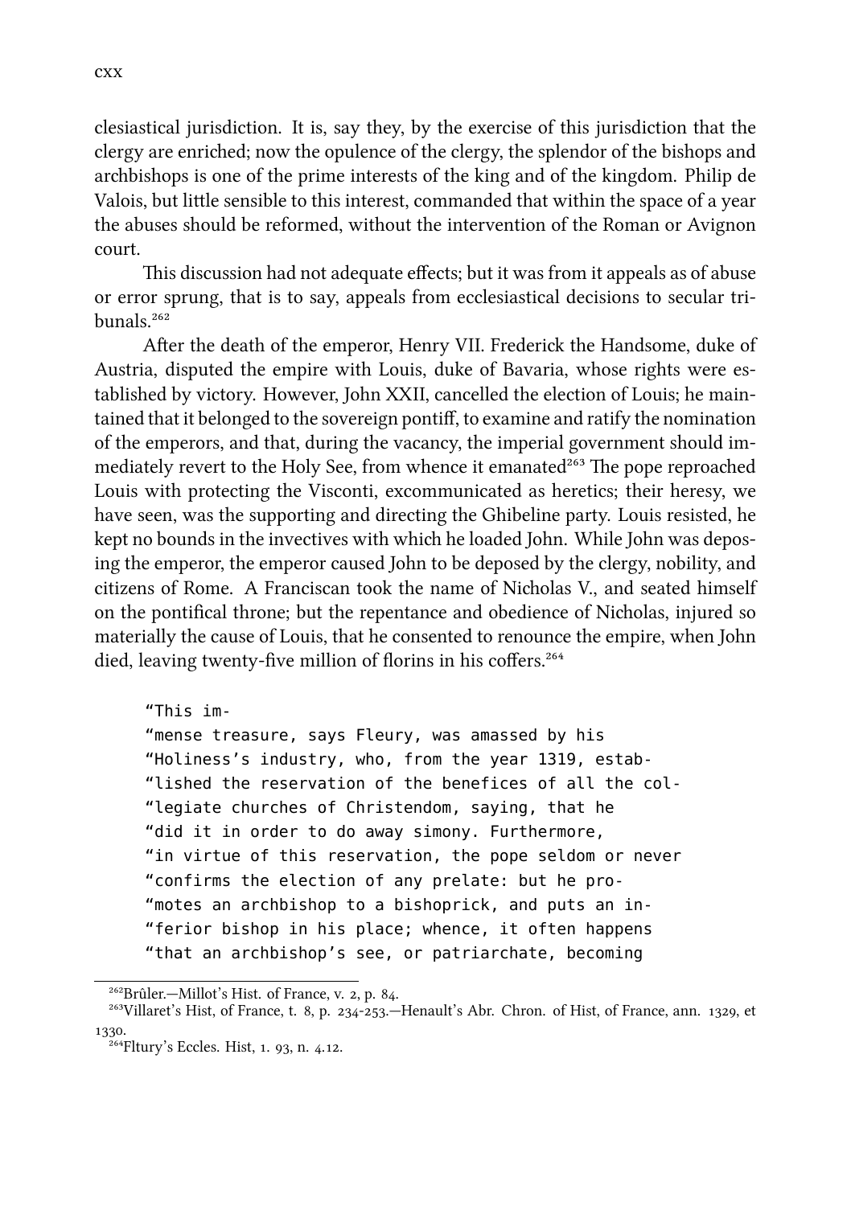clesiastical jurisdiction. It is, say they, by the exercise of this jurisdiction that the clergy are enriched; now the opulence of the clergy, the splendor of the bishops and archbishops is one of the prime interests of the king and of the kingdom. Philip de Valois, but little sensible to this interest, commanded that within the space of a year the abuses should be reformed, without the intervention of the Roman or Avignon court.

This discussion had not adequate effects; but it was from it appeals as of abuse or error sprung, that is to say, appeals from ecclesiastical decisions to secular tribunals.[262]

After the death of the emperor, Henry VII. Frederick the Handsome, duke of Austria, disputed the empire with Louis, duke of Bavaria, whose rights were established by victory. However, John XXII, cancelled the election of Louis; he maintained that it belonged to the sovereign pontiff, to examine and ratify the nomination of the emperors, and that, during the vacancy, the imperial government should immediately revert to the Holy See, from whence it emanated[263] The pope reproached Louis with protecting the Visconti, excommunicated as heretics; their heresy, we have seen, was the supporting and directing the Ghibeline party. Louis resisted, he kept no bounds in the invectives with which he loaded John. While John was deposing the emperor, the emperor caused John to be deposed by the clergy, nobility, and citizens of Rome. A Franciscan took the name of Nicholas V., and seated himself on the pontifical throne; but the repentance and obedience of Nicholas, injured so materially the cause of Louis, that he consented to renounce the empire, when John died, leaving twenty-five million of florins in his coffers.[264]

```
“This im-
“mense treasure, says Fleury, was amassed by his
“Holiness’s industry, who, from the year 1319, estab-
“lished the reservation of the benefices of all the col-
“legiate churches of Christendom, saying, that he
“did it in order to do away simony. Furthermore,
“in virtue of this reservation, the pope seldom or never
“confirms the election of any prelate: but he pro-
“motes an archbishop to a bishoprick, and puts an in-
“ferior bishop in his place; whence, it often happens
“that an archbishop’s see, or patriarchate, becoming
```

[262] Brûler.—Millot’s Hist. of France, v. 2, p. 84.

[263] Villaret’s Hist, of France, t. 8, p. 234-253.—Henault’s Abr. Chron. of Hist, of France, ann. 1329, et 1330.

[264] Fltury’s Eccles. Hist, 1. 93, n. 4.12.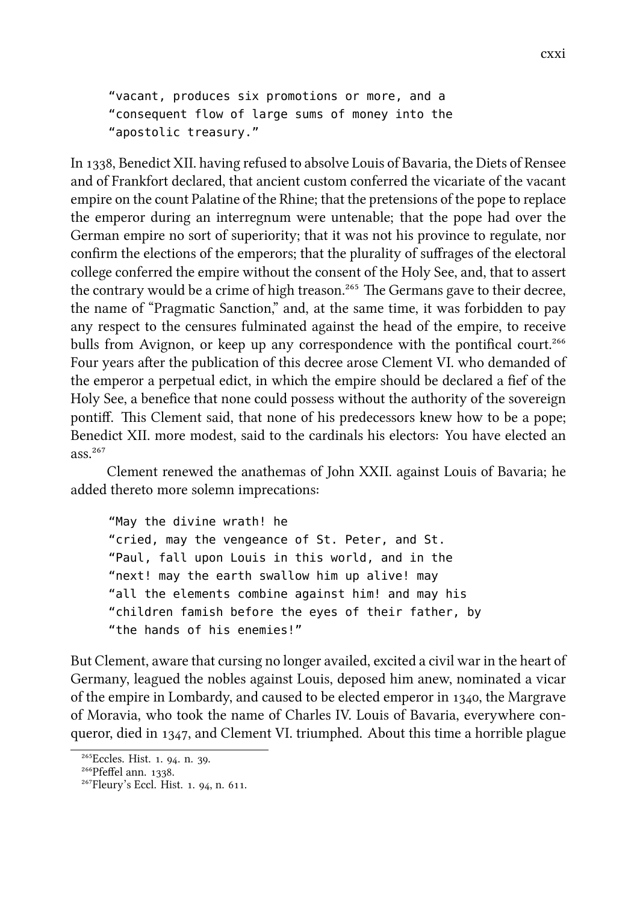“vacant, produces six promotions or more, and a
“consequent flow of large sums of money into the
“apostolic treasury.”

In 1338, Benedict XII. having refused to absolve Louis of Bavaria, the Diets of Rensee and of Frankfort declared, that ancient custom conferred the vicariate of the vacant empire on the count Palatine of the Rhine; that the pretensions of the pope to replace the emperor during an interregnum were untenable; that the pope had over the German empire no sort of superiority; that it was not his province to regulate, nor confirm the elections of the emperors; that the plurality of suffrages of the electoral college conferred the empire without the consent of the Holy See, and, that to assert the contrary would be a crime of high treason.[265] The Germans gave to their decree, the name of “Pragmatic Sanction,” and, at the same time, it was forbidden to pay any respect to the censures fulminated against the head of the empire, to receive bulls from Avignon, or keep up any correspondence with the pontifical court.[266] Four years after the publication of this decree arose Clement VI. who demanded of the emperor a perpetual edict, in which the empire should be declared a fief of the Holy See, a benefice that none could possess without the authority of the sovereign pontiff. This Clement said, that none of his predecessors knew how to be a pope; Benedict XII. more modest, said to the cardinals his electors: You have elected an ass.[267]

Clement renewed the anathemas of John XXII. against Louis of Bavaria; he added thereto more solemn imprecations:

“May the divine wrath! he
“cried, may the vengeance of St. Peter, and St.
“Paul, fall upon Louis in this world, and in the
“next! may the earth swallow him up alive! may
“all the elements combine against him! and may his
“children famish before the eyes of their father, by
“the hands of his enemies!”

But Clement, aware that cursing no longer availed, excited a civil war in the heart of Germany, leagued the nobles against Louis, deposed him anew, nominated a vicar of the empire in Lombardy, and caused to be elected emperor in 1340, the Margrave of Moravia, who took the name of Charles IV. Louis of Bavaria, everywhere conqueror, died in 1347, and Clement VI. triumphed. About this time a horrible plague

[265] Eccles. Hist. 1. 94. n. 39.
[266] Pfeffel ann. 1338.
[267] Fleury’s Eccl. Hist. 1. 94, n. 611.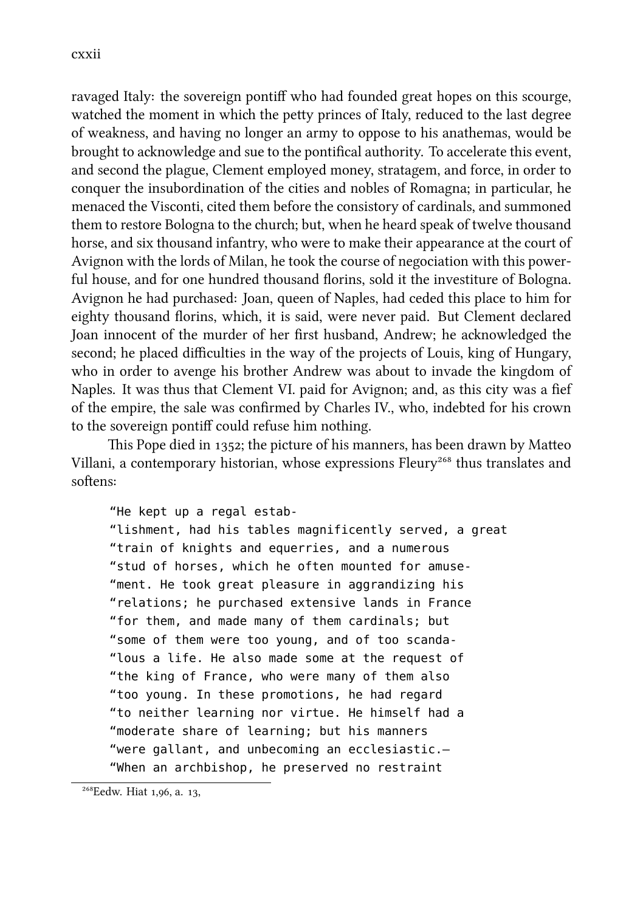ravaged Italy: the sovereign pontiff who had founded great hopes on this scourge, watched the moment in which the petty princes of Italy, reduced to the last degree of weakness, and having no longer an army to oppose to his anathemas, would be brought to acknowledge and sue to the pontifical authority. To accelerate this event, and second the plague, Clement employed money, stratagem, and force, in order to conquer the insubordination of the cities and nobles of Romagna; in particular, he menaced the Visconti, cited them before the consistory of cardinals, and summoned them to restore Bologna to the church; but, when he heard speak of twelve thousand horse, and six thousand infantry, who were to make their appearance at the court of Avignon with the lords of Milan, he took the course of negociation with this powerful house, and for one hundred thousand florins, sold it the investiture of Bologna. Avignon he had purchased: Joan, queen of Naples, had ceded this place to him for eighty thousand florins, which, it is said, were never paid. But Clement declared Joan innocent of the murder of her first husband, Andrew; he acknowledged the second; he placed difficulties in the way of the projects of Louis, king of Hungary, who in order to avenge his brother Andrew was about to invade the kingdom of Naples. It was thus that Clement VI. paid for Avignon; and, as this city was a fief of the empire, the sale was confirmed by Charles IV., who, indebted for his crown to the sovereign pontiff could refuse him nothing.

This Pope died in 1352; the picture of his manners, has been drawn by Matteo Villani, a contemporary historian, whose expressions Fleury[268] thus translates and softens:

> "He kept up a regal estab-
> "lishment, had his tables magnificently served, a great
> "train of knights and equerries, and a numerous
> "stud of horses, which he often mounted for amuse-
> "ment. He took great pleasure in aggrandizing his
> "relations; he purchased extensive lands in France
> "for them, and made many of them cardinals; but
> "some of them were too young, and of too scanda-
> "lous a life. He also made some at the request of
> "the king of France, who were many of them also
> "too young. In these promotions, he had regard
> "to neither learning nor virtue. He himself had a
> "moderate share of learning; but his manners
> "were gallant, and unbecoming an ecclesiastic.—
> "When an archbishop, he preserved no restraint

[268] Eedw. Hiat 1,96, a. 13,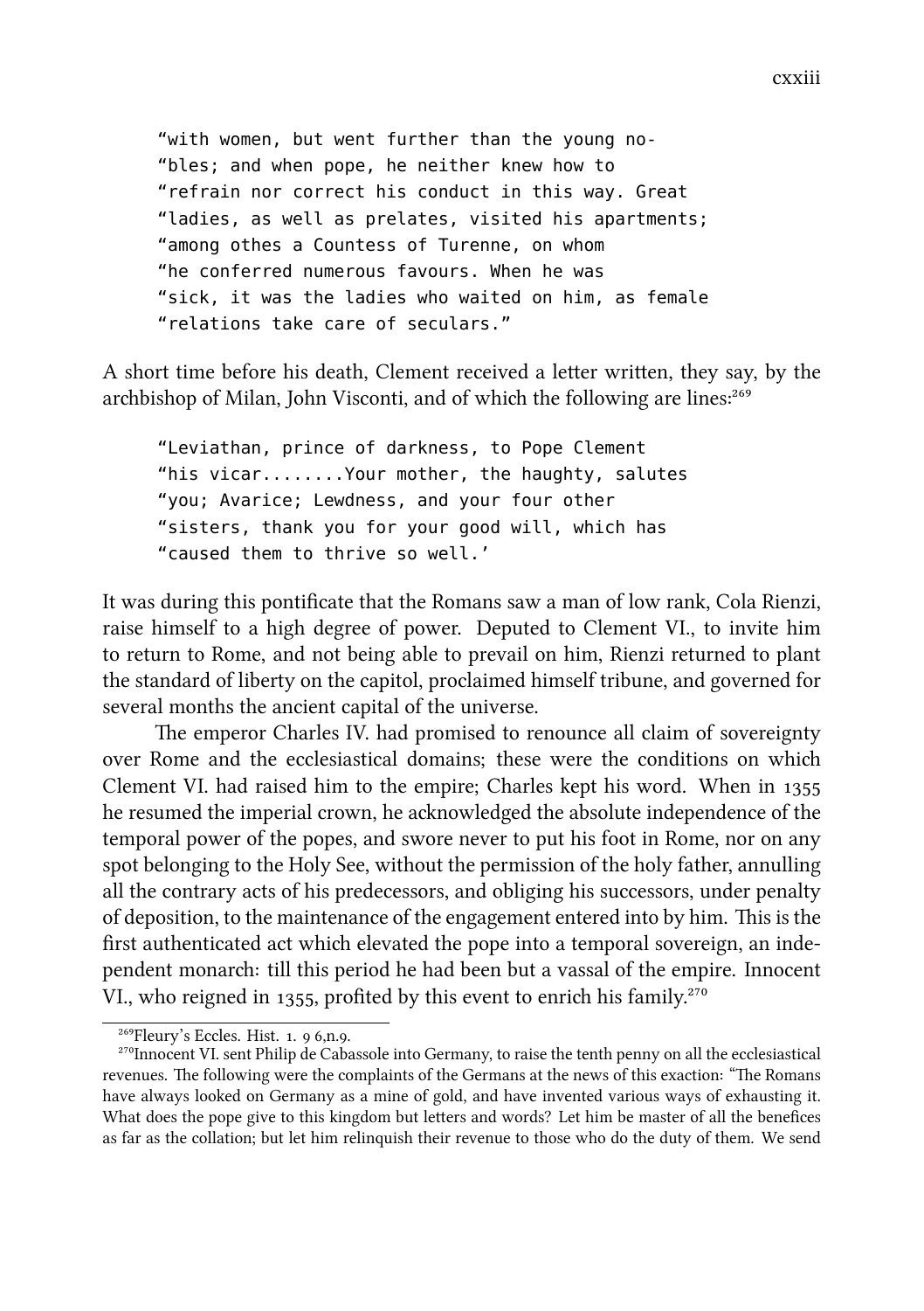"with women, but went further than the young no-
"bles; and when pope, he neither knew how to
"refrain nor correct his conduct in this way. Great
"ladies, as well as prelates, visited his apartments;
"among othes a Countess of Turenne, on whom
"he conferred numerous favours. When he was
"sick, it was the ladies who waited on him, as female
"relations take care of seculars."

A short time before his death, Clement received a letter written, they say, by the archbishop of Milan, John Visconti, and of which the following are lines:[269]

"Leviathan, prince of darkness, to Pope Clement
"his vicar........Your mother, the haughty, salutes
"you; Avarice; Lewdness, and your four other
"sisters, thank you for your good will, which has
"caused them to thrive so well.'

It was during this pontificate that the Romans saw a man of low rank, Cola Rienzi, raise himself to a high degree of power. Deputed to Clement VI., to invite him to return to Rome, and not being able to prevail on him, Rienzi returned to plant the standard of liberty on the capitol, proclaimed himself tribune, and governed for several months the ancient capital of the universe.

The emperor Charles IV. had promised to renounce all claim of sovereignty over Rome and the ecclesiastical domains; these were the conditions on which Clement VI. had raised him to the empire; Charles kept his word. When in 1355 he resumed the imperial crown, he acknowledged the absolute independence of the temporal power of the popes, and swore never to put his foot in Rome, nor on any spot belonging to the Holy See, without the permission of the holy father, annulling all the contrary acts of his predecessors, and obliging his successors, under penalty of deposition, to the maintenance of the engagement entered into by him. This is the first authenticated act which elevated the pope into a temporal sovereign, an independent monarch: till this period he had been but a vassal of the empire. Innocent VI., who reigned in 1355, profited by this event to enrich his family.[270]

[269] Fleury's Eccles. Hist. 1. 9 6,n.9.

[270] Innocent VI. sent Philip de Cabassole into Germany, to raise the tenth penny on all the ecclesiastical revenues. The following were the complaints of the Germans at the news of this exaction: "The Romans have always looked on Germany as a mine of gold, and have invented various ways of exhausting it. What does the pope give to this kingdom but letters and words? Let him be master of all the benefices as far as the collation; but let him relinquish their revenue to those who do the duty of them. We send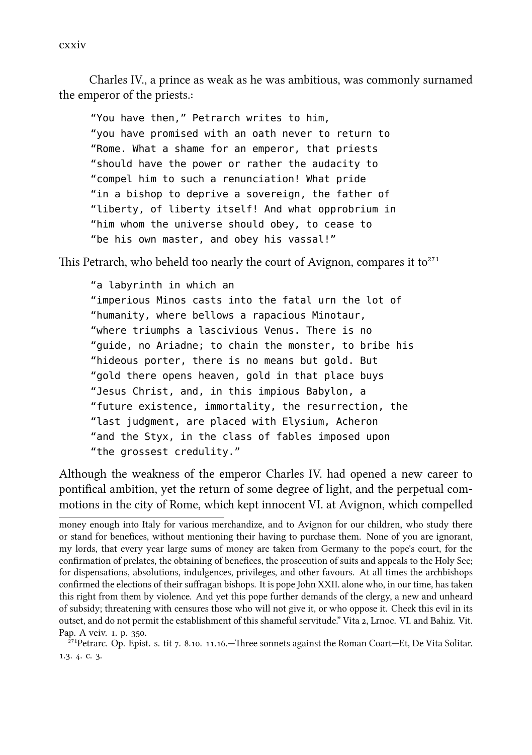Charles IV., a prince as weak as he was ambitious, was commonly surnamed the emperor of the priests.:

> "You have then," Petrarch writes to him,
> "you have promised with an oath never to return to
> "Rome. What a shame for an emperor, that priests
> "should have the power or rather the audacity to
> "compel him to such a renunciation! What pride
> "in a bishop to deprive a sovereign, the father of
> "liberty, of liberty itself! And what opprobrium in
> "him whom the universe should obey, to cease to
> "be his own master, and obey his vassal!"

This Petrarch, who beheld too nearly the court of Avignon, compares it to[271]

> "a labyrinth in which an
> "imperious Minos casts into the fatal urn the lot of
> "humanity, where bellows a rapacious Minotaur,
> "where triumphs a lascivious Venus. There is no
> "guide, no Ariadne; to chain the monster, to bribe his
> "hideous porter, there is no means but gold. But
> "gold there opens heaven, gold in that place buys
> "Jesus Christ, and, in this impious Babylon, a
> "future existence, immortality, the resurrection, the
> "last judgment, are placed with Elysium, Acheron
> "and the Styx, in the class of fables imposed upon
> "the grossest credulity."

Although the weakness of the emperor Charles IV. had opened a new career to pontifical ambition, yet the return of some degree of light, and the perpetual commotions in the city of Rome, which kept innocent VI. at Avignon, which compelled

---

money enough into Italy for various merchandize, and to Avignon for our children, who study there or stand for benefices, without mentioning their having to purchase them. None of you are ignorant, my lords, that every year large sums of money are taken from Germany to the pope's court, for the confirmation of prelates, the obtaining of benefices, the prosecution of suits and appeals to the Holy See; for dispensations, absolutions, indulgences, privileges, and other favours. At all times the archbishops confirmed the elections of their suffragan bishops. It is pope John XXII. alone who, in our time, has taken this right from them by violence. And yet this pope further demands of the clergy, a new and unheard of subsidy; threatening with censures those who will not give it, or who oppose it. Check this evil in its outset, and do not permit the establishment of this shameful servitude." Vita 2, Lrnoc. VI. and Bahiz. Vit. Pap. A veiv. 1. p. 350.

[271] Petrarc. Op. Epist. s. tit 7. 8.10. 11.16.—Three sonnets against the Roman Coart—Et, De Vita Solitar. 1.3. 4. c. 3.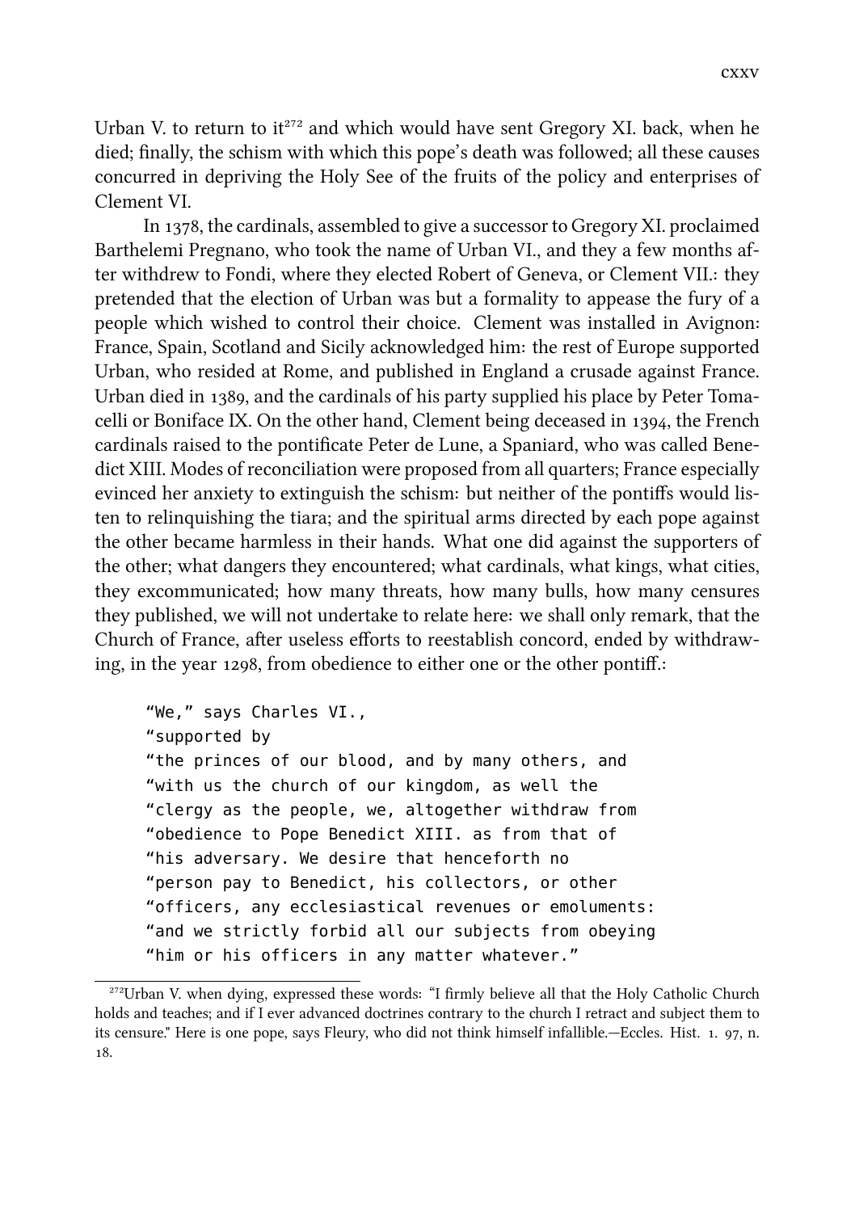Urban V. to return to it[272] and which would have sent Gregory XI. back, when he died; finally, the schism with which this pope's death was followed; all these causes concurred in depriving the Holy See of the fruits of the policy and enterprises of Clement VI.

In 1378, the cardinals, assembled to give a successor to Gregory XI. proclaimed Barthelemi Pregnano, who took the name of Urban VI., and they a few months after withdrew to Fondi, where they elected Robert of Geneva, or Clement VII.: they pretended that the election of Urban was but a formality to appease the fury of a people which wished to control their choice. Clement was installed in Avignon: France, Spain, Scotland and Sicily acknowledged him: the rest of Europe supported Urban, who resided at Rome, and published in England a crusade against France. Urban died in 1389, and the cardinals of his party supplied his place by Peter Tomacelli or Boniface IX. On the other hand, Clement being deceased in 1394, the French cardinals raised to the pontificate Peter de Lune, a Spaniard, who was called Benedict XIII. Modes of reconciliation were proposed from all quarters; France especially evinced her anxiety to extinguish the schism: but neither of the pontiffs would listen to relinquishing the tiara; and the spiritual arms directed by each pope against the other became harmless in their hands. What one did against the supporters of the other; what dangers they encountered; what cardinals, what kings, what cities, they excommunicated; how many threats, how many bulls, how many censures they published, we will not undertake to relate here: we shall only remark, that the Church of France, after useless efforts to reestablish concord, ended by withdrawing, in the year 1298, from obedience to either one or the other pontiff.:

> "We," says Charles VI.,
> "supported by
> "the princes of our blood, and by many others, and
> "with us the church of our kingdom, as well the
> "clergy as the people, we, altogether withdraw from
> "obedience to Pope Benedict XIII. as from that of
> "his adversary. We desire that henceforth no
> "person pay to Benedict, his collectors, or other
> "officers, any ecclesiastical revenues or emoluments:
> "and we strictly forbid all our subjects from obeying
> "him or his officers in any matter whatever."

[272] Urban V. when dying, expressed these words: "I firmly believe all that the Holy Catholic Church holds and teaches; and if I ever advanced doctrines contrary to the church I retract and subject them to its censure." Here is one pope, says Fleury, who did not think himself infallible.—Eccles. Hist. 1. 97, n. 18.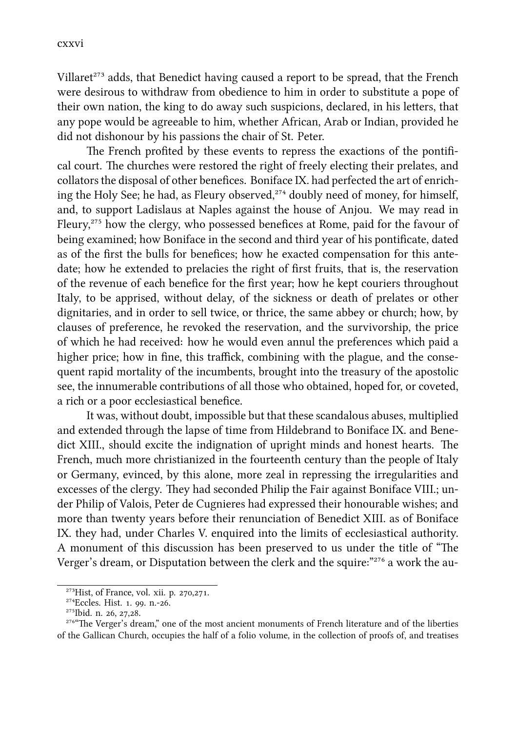Villaret[273] adds, that Benedict having caused a report to be spread, that the French were desirous to withdraw from obedience to him in order to substitute a pope of their own nation, the king to do away such suspicions, declared, in his letters, that any pope would be agreeable to him, whether African, Arab or Indian, provided he did not dishonour by his passions the chair of St. Peter.

The French profited by these events to repress the exactions of the pontifical court. The churches were restored the right of freely electing their prelates, and collators the disposal of other benefices. Boniface IX. had perfected the art of enriching the Holy See; he had, as Fleury observed,[274] doubly need of money, for himself, and, to support Ladislaus at Naples against the house of Anjou. We may read in Fleury,[275] how the clergy, who possessed benefices at Rome, paid for the favour of being examined; how Boniface in the second and third year of his pontificate, dated as of the first the bulls for benefices; how he exacted compensation for this antedate; how he extended to prelacies the right of first fruits, that is, the reservation of the revenue of each benefice for the first year; how he kept couriers throughout Italy, to be apprised, without delay, of the sickness or death of prelates or other dignitaries, and in order to sell twice, or thrice, the same abbey or church; how, by clauses of preference, he revoked the reservation, and the survivorship, the price of which he had received: how he would even annul the preferences which paid a higher price; how in fine, this traffick, combining with the plague, and the consequent rapid mortality of the incumbents, brought into the treasury of the apostolic see, the innumerable contributions of all those who obtained, hoped for, or coveted, a rich or a poor ecclesiastical benefice.

It was, without doubt, impossible but that these scandalous abuses, multiplied and extended through the lapse of time from Hildebrand to Boniface IX. and Benedict XIII., should excite the indignation of upright minds and honest hearts. The French, much more christianized in the fourteenth century than the people of Italy or Germany, evinced, by this alone, more zeal in repressing the irregularities and excesses of the clergy. They had seconded Philip the Fair against Boniface VIII.; under Philip of Valois, Peter de Cugnieres had expressed their honourable wishes; and more than twenty years before their renunciation of Benedict XIII. as of Boniface IX. they had, under Charles V. enquired into the limits of ecclesiastical authority. A monument of this discussion has been preserved to us under the title of "The Verger's dream, or Disputation between the clerk and the squire:"[276] a work the au-

[273] Hist, of France, vol. xii. p. 270,271.

[274] Eccles. Hist. 1. 99. n.-26.

[275] Ibid. n. 26, 27,28.

[276] "The Verger's dream," one of the most ancient monuments of French literature and of the liberties of the Gallican Church, occupies the half of a folio volume, in the collection of proofs of, and treatises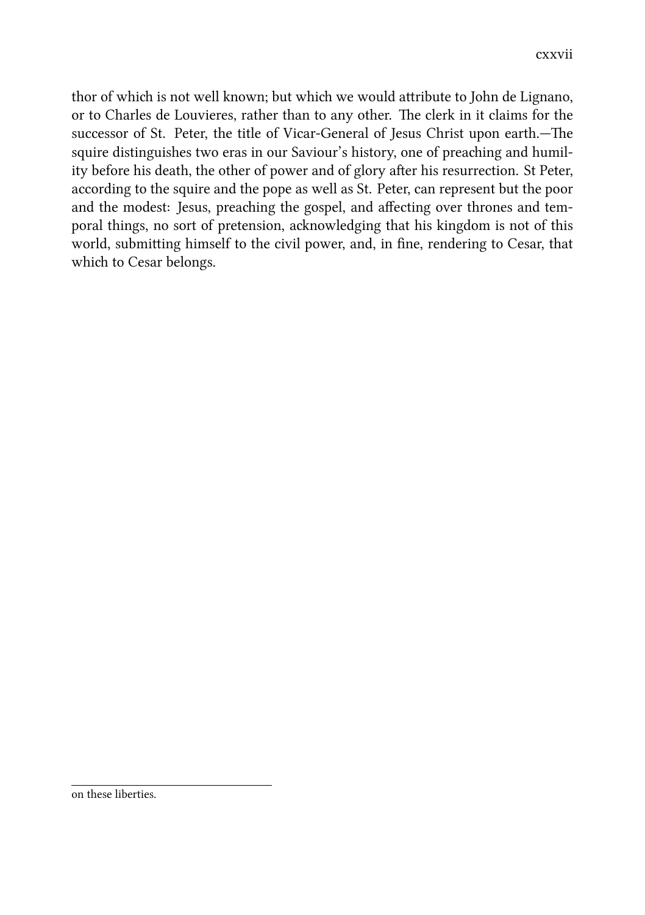thor of which is not well known; but which we would attribute to John de Lignano, or to Charles de Louvieres, rather than to any other. The clerk in it claims for the successor of St. Peter, the title of Vicar-General of Jesus Christ upon earth.—The squire distinguishes two eras in our Saviour's history, one of preaching and humility before his death, the other of power and of glory after his resurrection. St Peter, according to the squire and the pope as well as St. Peter, can represent but the poor and the modest: Jesus, preaching the gospel, and affecting over thrones and temporal things, no sort of pretension, acknowledging that his kingdom is not of this world, submitting himself to the civil power, and, in fine, rendering to Cesar, that which to Cesar belongs.

---

on these liberties.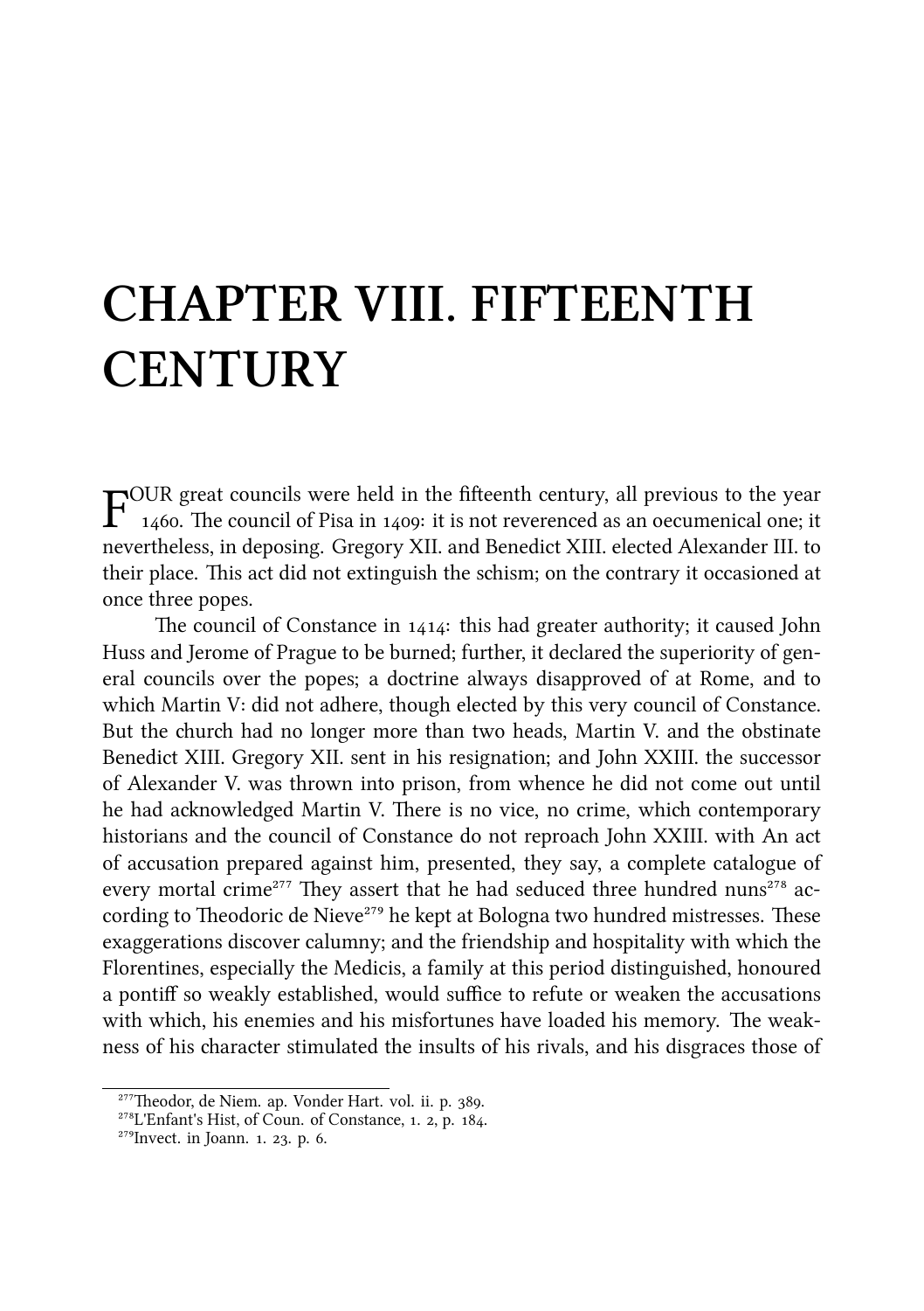# CHAPTER VIII. FIFTEENTH CENTURY

FOUR great councils were held in the fifteenth century, all previous to the year 1460. The council of Pisa in 1409: it is not reverenced as an oecumenical one; it nevertheless, in deposing. Gregory XII. and Benedict XIII. elected Alexander III. to their place. This act did not extinguish the schism; on the contrary it occasioned at once three popes.

The council of Constance in 1414: this had greater authority; it caused John Huss and Jerome of Prague to be burned; further, it declared the superiority of general councils over the popes; a doctrine always disapproved of at Rome, and to which Martin V: did not adhere, though elected by this very council of Constance. But the church had no longer more than two heads, Martin V. and the obstinate Benedict XIII. Gregory XII. sent in his resignation; and John XXIII. the successor of Alexander V. was thrown into prison, from whence he did not come out until he had acknowledged Martin V. There is no vice, no crime, which contemporary historians and the council of Constance do not reproach John XXIII. with An act of accusation prepared against him, presented, they say, a complete catalogue of every mortal crime[277] They assert that he had seduced three hundred nuns[278] according to Theodoric de Nieve[279] he kept at Bologna two hundred mistresses. These exaggerations discover calumny; and the friendship and hospitality with which the Florentines, especially the Medicis, a family at this period distinguished, honoured a pontiff so weakly established, would suffice to refute or weaken the accusations with which, his enemies and his misfortunes have loaded his memory. The weakness of his character stimulated the insults of his rivals, and his disgraces those of

[277] Theodor, de Niem. ap. Vonder Hart. vol. ii. p. 389.

[278] L'Enfant's Hist, of Coun. of Constance, 1. 2, p. 184.

[279] Invect. in Joann. 1. 23. p. 6.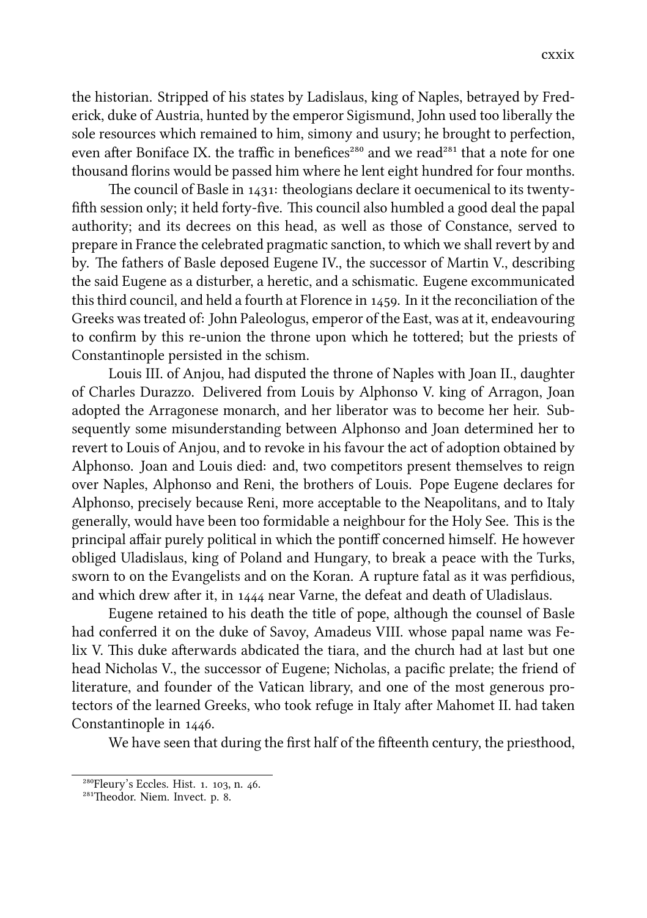the historian. Stripped of his states by Ladislaus, king of Naples, betrayed by Frederick, duke of Austria, hunted by the emperor Sigismund, John used too liberally the sole resources which remained to him, simony and usury; he brought to perfection, even after Boniface IX. the traffic in benefices[280] and we read[281] that a note for one thousand florins would be passed him where he lent eight hundred for four months.

The council of Basle in 1431: theologians declare it oecumenical to its twenty-fifth session only; it held forty-five. This council also humbled a good deal the papal authority; and its decrees on this head, as well as those of Constance, served to prepare in France the celebrated pragmatic sanction, to which we shall revert by and by. The fathers of Basle deposed Eugene IV., the successor of Martin V., describing the said Eugene as a disturber, a heretic, and a schismatic. Eugene excommunicated this third council, and held a fourth at Florence in 1459. In it the reconciliation of the Greeks was treated of: John Paleologus, emperor of the East, was at it, endeavouring to confirm by this re-union the throne upon which he tottered; but the priests of Constantinople persisted in the schism.

Louis III. of Anjou, had disputed the throne of Naples with Joan II., daughter of Charles Durazzo. Delivered from Louis by Alphonso V. king of Arragon, Joan adopted the Arragonese monarch, and her liberator was to become her heir. Subsequently some misunderstanding between Alphonso and Joan determined her to revert to Louis of Anjou, and to revoke in his favour the act of adoption obtained by Alphonso. Joan and Louis died: and, two competitors present themselves to reign over Naples, Alphonso and Reni, the brothers of Louis. Pope Eugene declares for Alphonso, precisely because Reni, more acceptable to the Neapolitans, and to Italy generally, would have been too formidable a neighbour for the Holy See. This is the principal affair purely political in which the pontiff concerned himself. He however obliged Uladislaus, king of Poland and Hungary, to break a peace with the Turks, sworn to on the Evangelists and on the Koran. A rupture fatal as it was perfidious, and which drew after it, in 1444 near Varne, the defeat and death of Uladislaus.

Eugene retained to his death the title of pope, although the counsel of Basle had conferred it on the duke of Savoy, Amadeus VIII. whose papal name was Felix V. This duke afterwards abdicated the tiara, and the church had at last but one head Nicholas V., the successor of Eugene; Nicholas, a pacific prelate; the friend of literature, and founder of the Vatican library, and one of the most generous protectors of the learned Greeks, who took refuge in Italy after Mahomet II. had taken Constantinople in 1446.

We have seen that during the first half of the fifteenth century, the priesthood,

---

[280] Fleury's Eccles. Hist. 1. 103, n. 46.

[281] Theodor. Niem. Invect. p. 8.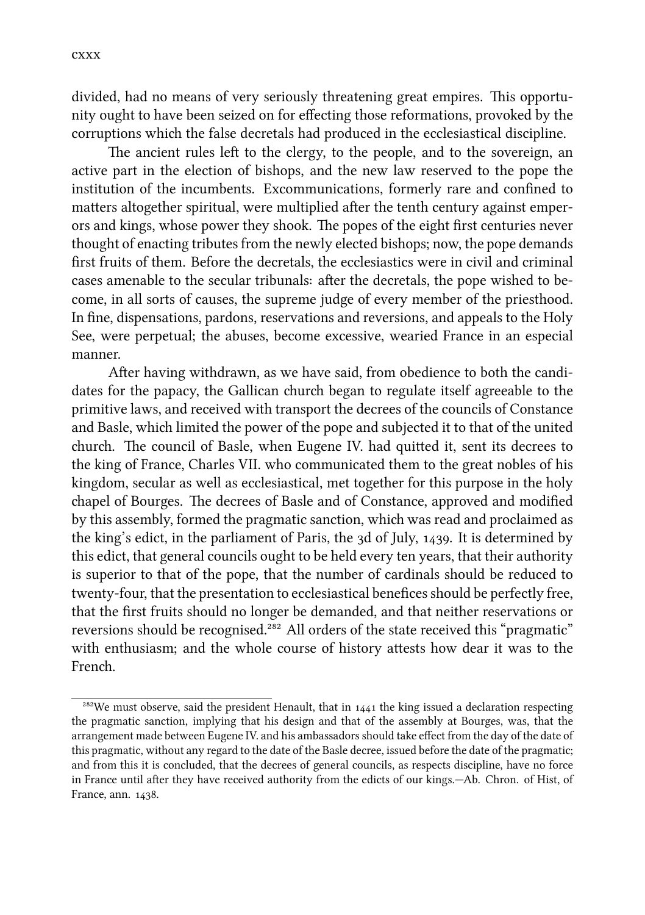divided, had no means of very seriously threatening great empires. This opportunity ought to have been seized on for effecting those reformations, provoked by the corruptions which the false decretals had produced in the ecclesiastical discipline.

The ancient rules left to the clergy, to the people, and to the sovereign, an active part in the election of bishops, and the new law reserved to the pope the institution of the incumbents. Excommunications, formerly rare and confined to matters altogether spiritual, were multiplied after the tenth century against emperors and kings, whose power they shook. The popes of the eight first centuries never thought of enacting tributes from the newly elected bishops; now, the pope demands first fruits of them. Before the decretals, the ecclesiastics were in civil and criminal cases amenable to the secular tribunals: after the decretals, the pope wished to become, in all sorts of causes, the supreme judge of every member of the priesthood. In fine, dispensations, pardons, reservations and reversions, and appeals to the Holy See, were perpetual; the abuses, become excessive, wearied France in an especial manner.

After having withdrawn, as we have said, from obedience to both the candidates for the papacy, the Gallican church began to regulate itself agreeable to the primitive laws, and received with transport the decrees of the councils of Constance and Basle, which limited the power of the pope and subjected it to that of the united church. The council of Basle, when Eugene IV. had quitted it, sent its decrees to the king of France, Charles VII. who communicated them to the great nobles of his kingdom, secular as well as ecclesiastical, met together for this purpose in the holy chapel of Bourges. The decrees of Basle and of Constance, approved and modified by this assembly, formed the pragmatic sanction, which was read and proclaimed as the king's edict, in the parliament of Paris, the 3d of July, 1439. It is determined by this edict, that general councils ought to be held every ten years, that their authority is superior to that of the pope, that the number of cardinals should be reduced to twenty-four, that the presentation to ecclesiastical benefices should be perfectly free, that the first fruits should no longer be demanded, and that neither reservations or reversions should be recognised.[282] All orders of the state received this "pragmatic" with enthusiasm; and the whole course of history attests how dear it was to the French.

---

[282] We must observe, said the president Henault, that in 1441 the king issued a declaration respecting the pragmatic sanction, implying that his design and that of the assembly at Bourges, was, that the arrangement made between Eugene IV. and his ambassadors should take effect from the day of the date of this pragmatic, without any regard to the date of the Basle decree, issued before the date of the pragmatic; and from this it is concluded, that the decrees of general councils, as respects discipline, have no force in France until after they have received authority from the edicts of our kings.—Ab. Chron. of Hist, of France, ann. 1438.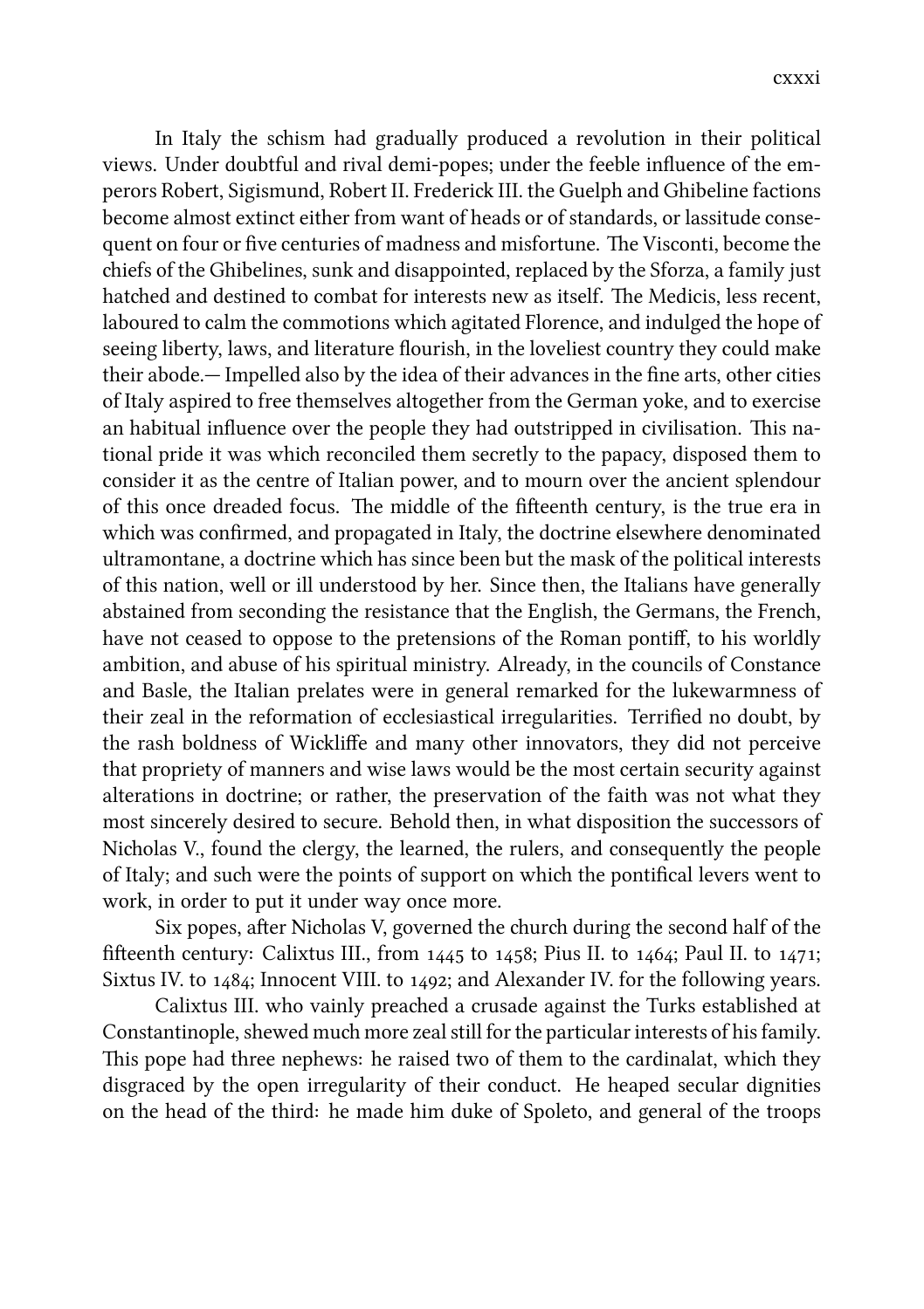In Italy the schism had gradually produced a revolution in their political views. Under doubtful and rival demi-popes; under the feeble influence of the emperors Robert, Sigismund, Robert II. Frederick III. the Guelph and Ghibeline factions become almost extinct either from want of heads or of standards, or lassitude consequent on four or five centuries of madness and misfortune. The Visconti, become the chiefs of the Ghibelines, sunk and disappointed, replaced by the Sforza, a family just hatched and destined to combat for interests new as itself. The Medicis, less recent, laboured to calm the commotions which agitated Florence, and indulged the hope of seeing liberty, laws, and literature flourish, in the loveliest country they could make their abode.— Impelled also by the idea of their advances in the fine arts, other cities of Italy aspired to free themselves altogether from the German yoke, and to exercise an habitual influence over the people they had outstripped in civilisation. This national pride it was which reconciled them secretly to the papacy, disposed them to consider it as the centre of Italian power, and to mourn over the ancient splendour of this once dreaded focus. The middle of the fifteenth century, is the true era in which was confirmed, and propagated in Italy, the doctrine elsewhere denominated ultramontane, a doctrine which has since been but the mask of the political interests of this nation, well or ill understood by her. Since then, the Italians have generally abstained from seconding the resistance that the English, the Germans, the French, have not ceased to oppose to the pretensions of the Roman pontiff, to his worldly ambition, and abuse of his spiritual ministry. Already, in the councils of Constance and Basle, the Italian prelates were in general remarked for the lukewarmness of their zeal in the reformation of ecclesiastical irregularities. Terrified no doubt, by the rash boldness of Wickliffe and many other innovators, they did not perceive that propriety of manners and wise laws would be the most certain security against alterations in doctrine; or rather, the preservation of the faith was not what they most sincerely desired to secure. Behold then, in what disposition the successors of Nicholas V., found the clergy, the learned, the rulers, and consequently the people of Italy; and such were the points of support on which the pontifical levers went to work, in order to put it under way once more.

Six popes, after Nicholas V, governed the church during the second half of the fifteenth century: Calixtus III., from 1445 to 1458; Pius II. to 1464; Paul II. to 1471; Sixtus IV. to 1484; Innocent VIII. to 1492; and Alexander IV. for the following years.

Calixtus III. who vainly preached a crusade against the Turks established at Constantinople, shewed much more zeal still for the particular interests of his family. This pope had three nephews: he raised two of them to the cardinalat, which they disgraced by the open irregularity of their conduct. He heaped secular dignities on the head of the third: he made him duke of Spoleto, and general of the troops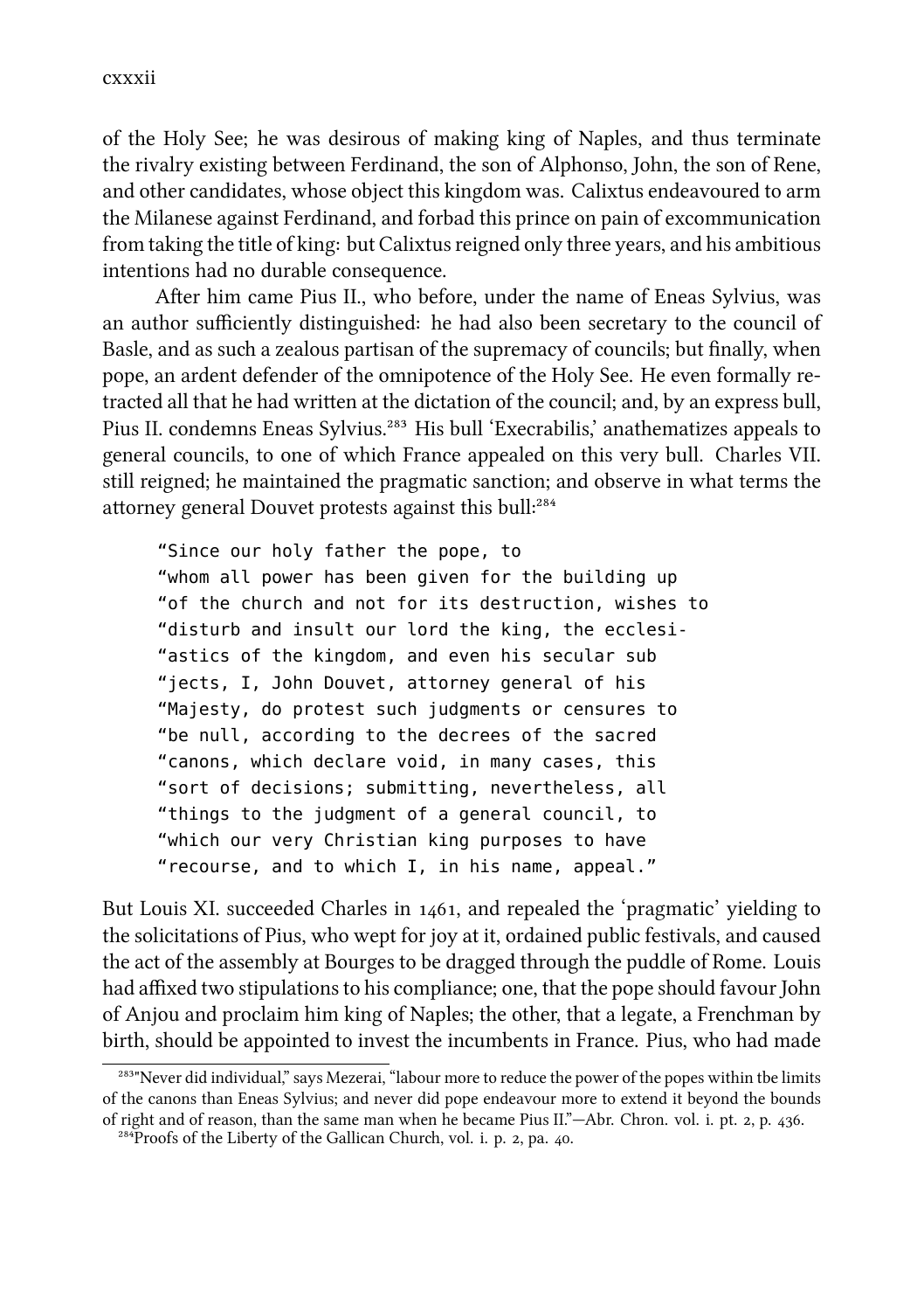of the Holy See; he was desirous of making king of Naples, and thus terminate the rivalry existing between Ferdinand, the son of Alphonso, John, the son of Rene, and other candidates, whose object this kingdom was. Calixtus endeavoured to arm the Milanese against Ferdinand, and forbad this prince on pain of excommunication from taking the title of king: but Calixtus reigned only three years, and his ambitious intentions had no durable consequence.

After him came Pius II., who before, under the name of Eneas Sylvius, was an author sufficiently distinguished: he had also been secretary to the council of Basle, and as such a zealous partisan of the supremacy of councils; but finally, when pope, an ardent defender of the omnipotence of the Holy See. He even formally retracted all that he had written at the dictation of the council; and, by an express bull, Pius II. condemns Eneas Sylvius.[283] His bull 'Execrabilis,' anathematizes appeals to general councils, to one of which France appealed on this very bull. Charles VII. still reigned; he maintained the pragmatic sanction; and observe in what terms the attorney general Douvet protests against this bull:[284]

```
"Since our holy father the pope, to
"whom all power has been given for the building up
"of the church and not for its destruction, wishes to
"disturb and insult our lord the king, the ecclesi-
"astics of the kingdom, and even his secular sub
"jects, I, John Douvet, attorney general of his
"Majesty, do protest such judgments or censures to
"be null, according to the decrees of the sacred
"canons, which declare void, in many cases, this
"sort of decisions; submitting, nevertheless, all
"things to the judgment of a general council, to
"which our very Christian king purposes to have
"recourse, and to which I, in his name, appeal."
```

But Louis XI. succeeded Charles in 1461, and repealed the 'pragmatic' yielding to the solicitations of Pius, who wept for joy at it, ordained public festivals, and caused the act of the assembly at Bourges to be dragged through the puddle of Rome. Louis had affixed two stipulations to his compliance; one, that the pope should favour John of Anjou and proclaim him king of Naples; the other, that a legate, a Frenchman by birth, should be appointed to invest the incumbents in France. Pius, who had made

[283] "Never did individual," says Mezerai, "labour more to reduce the power of the popes within tbe limits of the canons than Eneas Sylvius; and never did pope endeavour more to extend it beyond the bounds of right and of reason, than the same man when he became Pius II."—Abr. Chron. vol. i. pt. 2, p. 436.

[284] Proofs of the Liberty of the Gallican Church, vol. i. p. 2, pa. 40.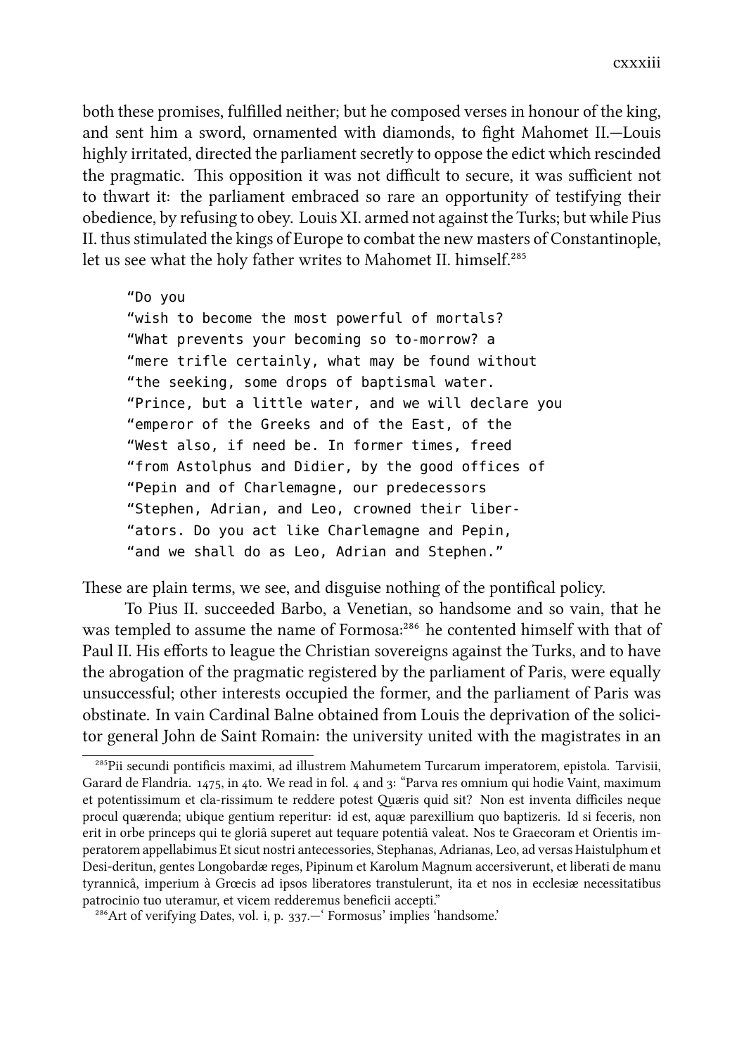both these promises, fulfilled neither; but he composed verses in honour of the king, and sent him a sword, ornamented with diamonds, to fight Mahomet II.—Louis highly irritated, directed the parliament secretly to oppose the edict which rescinded the pragmatic. This opposition it was not difficult to secure, it was sufficient not to thwart it: the parliament embraced so rare an opportunity of testifying their obedience, by refusing to obey. Louis XI. armed not against the Turks; but while Pius II. thus stimulated the kings of Europe to combat the new masters of Constantinople, let us see what the holy father writes to Mahomet II. himself.[285]

```
“Do you
“wish to become the most powerful of mortals?
“What prevents your becoming so to-morrow? a
“mere trifle certainly, what may be found without
“the seeking, some drops of baptismal water.
“Prince, but a little water, and we will declare you
“emperor of the Greeks and of the East, of the
“West also, if need be. In former times, freed
“from Astolphus and Didier, by the good offices of
“Pepin and of Charlemagne, our predecessors
“Stephen, Adrian, and Leo, crowned their liber-
“ators. Do you act like Charlemagne and Pepin,
“and we shall do as Leo, Adrian and Stephen.”
```

These are plain terms, we see, and disguise nothing of the pontifical policy.

To Pius II. succeeded Barbo, a Venetian, so handsome and so vain, that he was templed to assume the name of Formosa:[286] he contented himself with that of Paul II. His efforts to league the Christian sovereigns against the Turks, and to have the abrogation of the pragmatic registered by the parliament of Paris, were equally unsuccessful; other interests occupied the former, and the parliament of Paris was obstinate. In vain Cardinal Balne obtained from Louis the deprivation of the solicitor general John de Saint Romain: the university united with the magistrates in an

[285]Pii secundi pontificis maximi, ad illustrem Mahumetem Turcarum imperatorem, epistola. Tarvisii, Garard de Flandria. 1475, in 4to. We read in fol. 4 and 3: “Parva res omnium qui hodie Vaint, maximum et potentissimum et cla-rissimum te reddere potest Quæris quid sit? Non est inventa difficiles neque procul quærenda; ubique gentium reperitur: id est, aquæ parexillium quo baptizeris. Id si feceris, non erit in orbe princeps qui te gloriâ superet aut tequare potentiâ valeat. Nos te Graecoram et Orientis imperatorem appellabimus Et sicut nostri antecessories, Stephanas, Adrianas, Leo, ad versas Haistulphum et Desi-deritun, gentes Longobardæ reges, Pipinum et Karolum Magnum accersiverunt, et liberati de manu tyrannicâ, imperium à Grœcis ad ipsos liberatores transtulerunt, ita et nos in ecclesiæ necessitatibus patrocinio tuo uteramur, et vicem redderemus beneficii accepti.”

[286]Art of verifying Dates, vol. i, p. 337.—‘ Formosus’ implies ‘handsome.’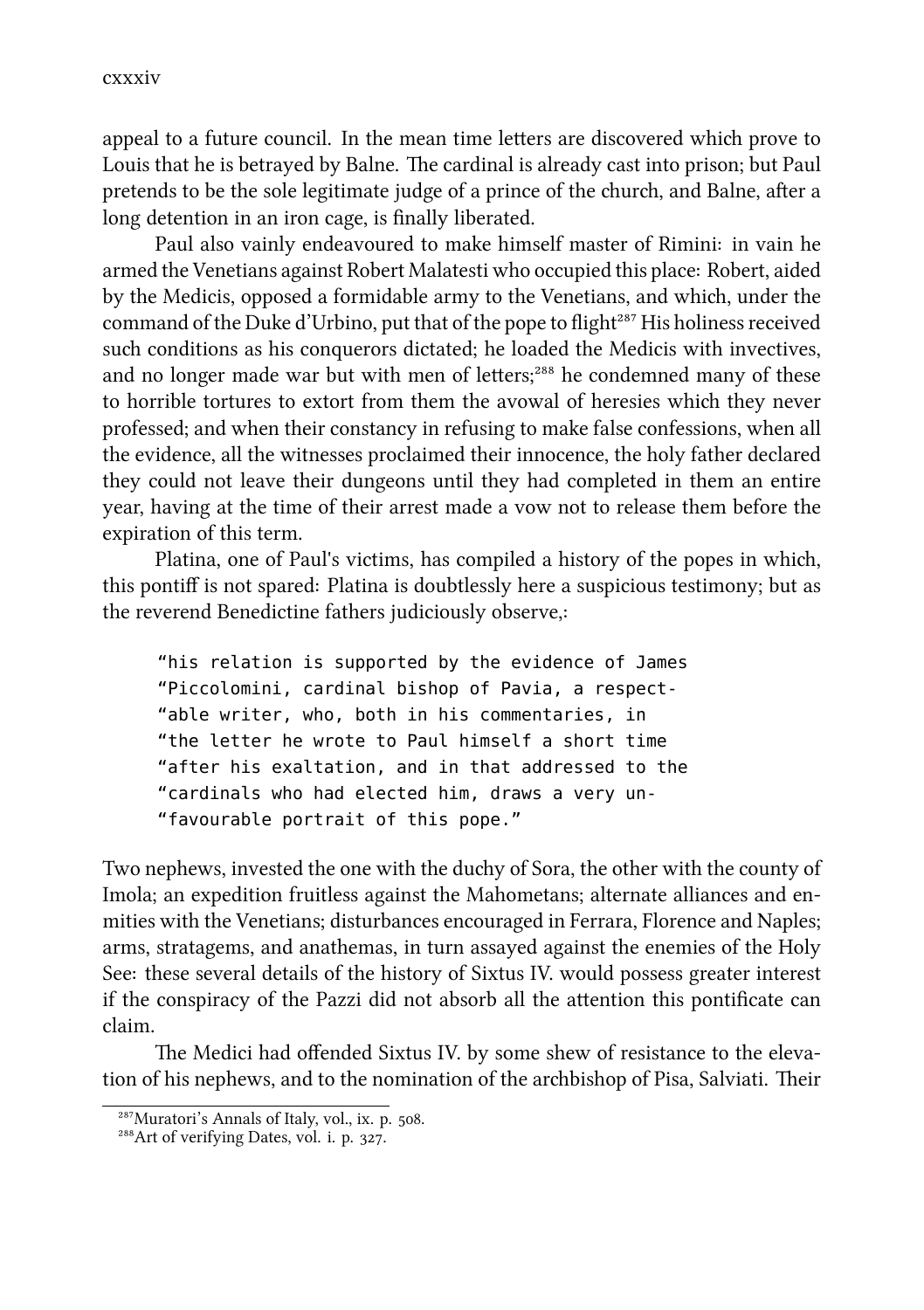appeal to a future council. In the mean time letters are discovered which prove to Louis that he is betrayed by Balne. The cardinal is already cast into prison; but Paul pretends to be the sole legitimate judge of a prince of the church, and Balne, after a long detention in an iron cage, is finally liberated.

Paul also vainly endeavoured to make himself master of Rimini: in vain he armed the Venetians against Robert Malatesti who occupied this place: Robert, aided by the Medicis, opposed a formidable army to the Venetians, and which, under the command of the Duke d'Urbino, put that of the pope to flight[287] His holiness received such conditions as his conquerors dictated; he loaded the Medicis with invectives, and no longer made war but with men of letters;[288] he condemned many of these to horrible tortures to extort from them the avowal of heresies which they never professed; and when their constancy in refusing to make false confessions, when all the evidence, all the witnesses proclaimed their innocence, the holy father declared they could not leave their dungeons until they had completed in them an entire year, having at the time of their arrest made a vow not to release them before the expiration of this term.

Platina, one of Paul's victims, has compiled a history of the popes in which, this pontiff is not spared: Platina is doubtlessly here a suspicious testimony; but as the reverend Benedictine fathers judiciously observe,:

> "his relation is supported by the evidence of James
> "Piccolomini, cardinal bishop of Pavia, a respect-
> "able writer, who, both in his commentaries, in
> "the letter he wrote to Paul himself a short time
> "after his exaltation, and in that addressed to the
> "cardinals who had elected him, draws a very un-
> "favourable portrait of this pope."

Two nephews, invested the one with the duchy of Sora, the other with the county of Imola; an expedition fruitless against the Mahometans; alternate alliances and enmities with the Venetians; disturbances encouraged in Ferrara, Florence and Naples; arms, stratagems, and anathemas, in turn assayed against the enemies of the Holy See: these several details of the history of Sixtus IV. would possess greater interest if the conspiracy of the Pazzi did not absorb all the attention this pontificate can claim.

The Medici had offended Sixtus IV. by some shew of resistance to the elevation of his nephews, and to the nomination of the archbishop of Pisa, Salviati. Their

[287] Muratori's Annals of Italy, vol., ix. p. 508.

[288] Art of verifying Dates, vol. i. p. 327.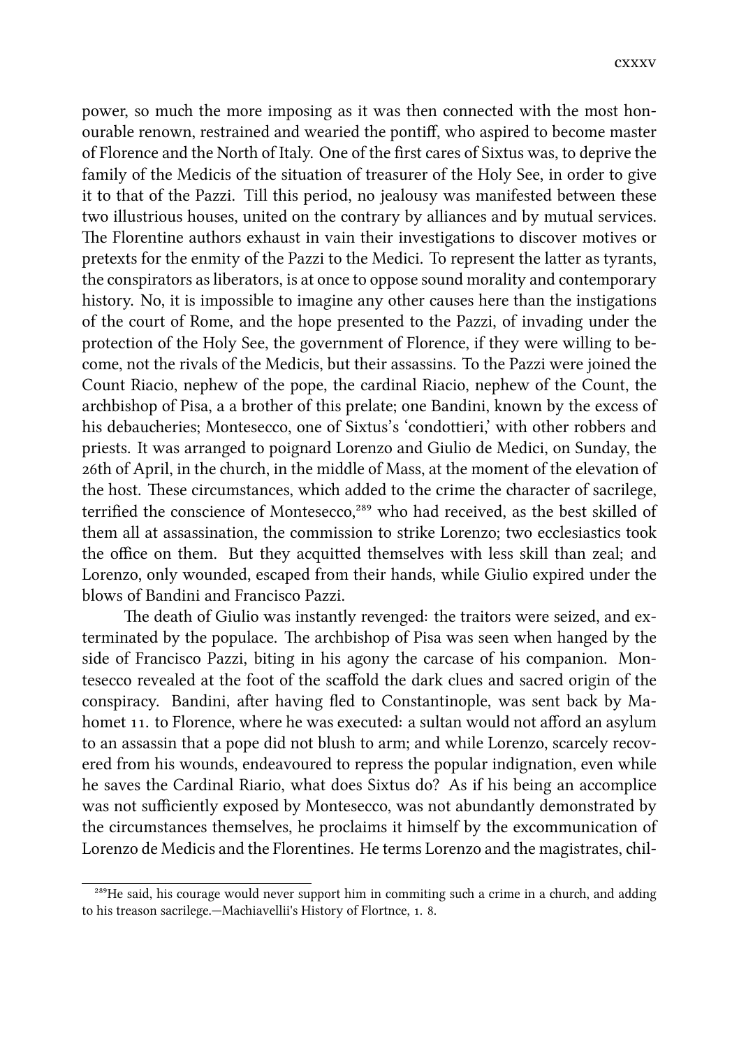power, so much the more imposing as it was then connected with the most honourable renown, restrained and wearied the pontiff, who aspired to become master of Florence and the North of Italy. One of the first cares of Sixtus was, to deprive the family of the Medicis of the situation of treasurer of the Holy See, in order to give it to that of the Pazzi. Till this period, no jealousy was manifested between these two illustrious houses, united on the contrary by alliances and by mutual services. The Florentine authors exhaust in vain their investigations to discover motives or pretexts for the enmity of the Pazzi to the Medici. To represent the latter as tyrants, the conspirators as liberators, is at once to oppose sound morality and contemporary history. No, it is impossible to imagine any other causes here than the instigations of the court of Rome, and the hope presented to the Pazzi, of invading under the protection of the Holy See, the government of Florence, if they were willing to become, not the rivals of the Medicis, but their assassins. To the Pazzi were joined the Count Riacio, nephew of the pope, the cardinal Riacio, nephew of the Count, the archbishop of Pisa, a a brother of this prelate; one Bandini, known by the excess of his debaucheries; Montesecco, one of Sixtus's 'condottieri,' with other robbers and priests. It was arranged to poignard Lorenzo and Giulio de Medici, on Sunday, the 26th of April, in the church, in the middle of Mass, at the moment of the elevation of the host. These circumstances, which added to the crime the character of sacrilege, terrified the conscience of Montesecco,[289] who had received, as the best skilled of them all at assassination, the commission to strike Lorenzo; two ecclesiastics took the office on them. But they acquitted themselves with less skill than zeal; and Lorenzo, only wounded, escaped from their hands, while Giulio expired under the blows of Bandini and Francisco Pazzi.

The death of Giulio was instantly revenged: the traitors were seized, and exterminated by the populace. The archbishop of Pisa was seen when hanged by the side of Francisco Pazzi, biting in his agony the carcase of his companion. Montesecco revealed at the foot of the scaffold the dark clues and sacred origin of the conspiracy. Bandini, after having fled to Constantinople, was sent back by Mahomet 11. to Florence, where he was executed: a sultan would not afford an asylum to an assassin that a pope did not blush to arm; and while Lorenzo, scarcely recovered from his wounds, endeavoured to repress the popular indignation, even while he saves the Cardinal Riario, what does Sixtus do? As if his being an accomplice was not sufficiently exposed by Montesecco, was not abundantly demonstrated by the circumstances themselves, he proclaims it himself by the excommunication of Lorenzo de Medicis and the Florentines. He terms Lorenzo and the magistrates, chil-

---

[289] He said, his courage would never support him in commiting such a crime in a church, and adding to his treason sacrilege.—Machiavellii's History of Flortnce, 1. 8.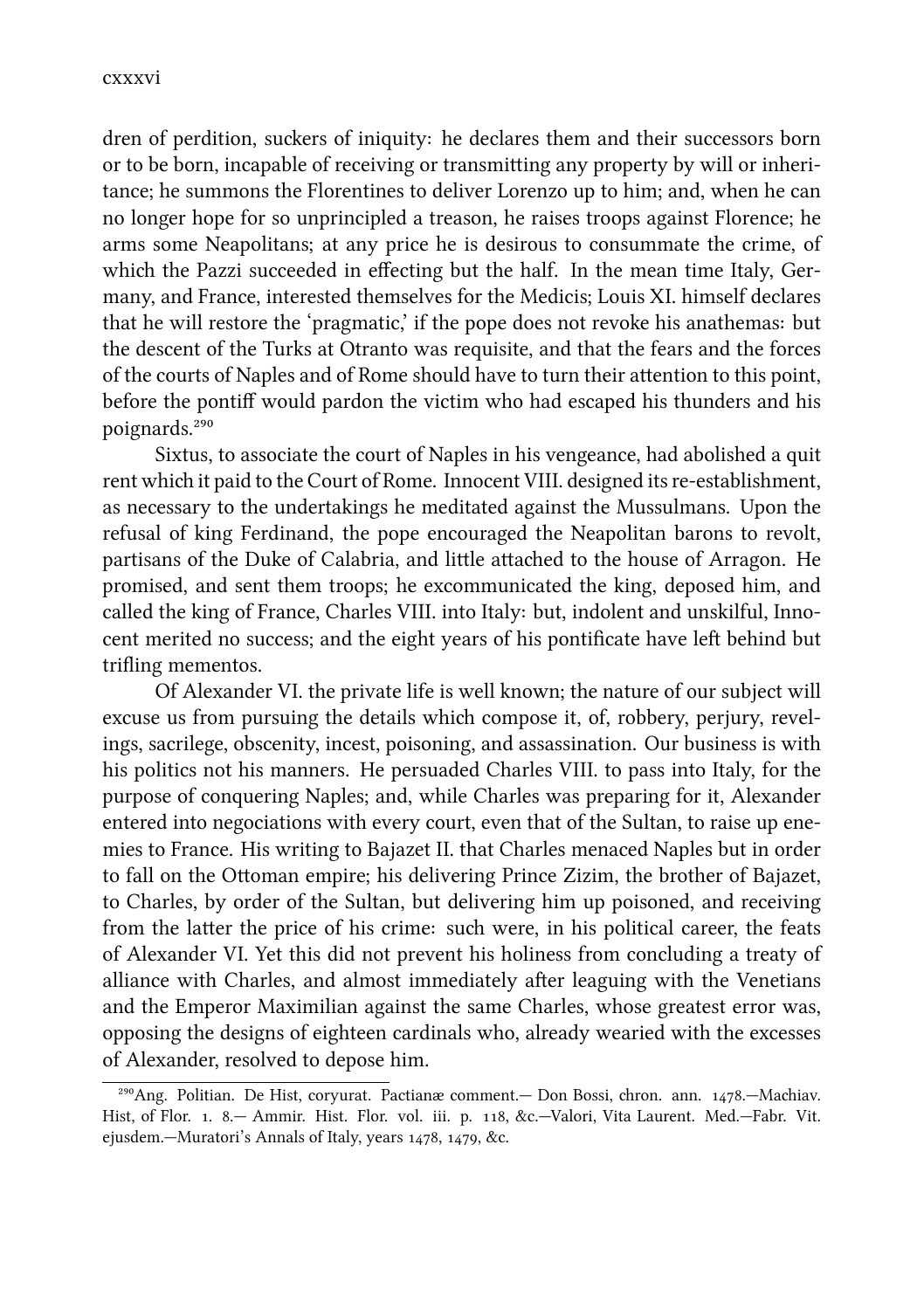dren of perdition, suckers of iniquity: he declares them and their successors born or to be born, incapable of receiving or transmitting any property by will or inheritance; he summons the Florentines to deliver Lorenzo up to him; and, when he can no longer hope for so unprincipled a treason, he raises troops against Florence; he arms some Neapolitans; at any price he is desirous to consummate the crime, of which the Pazzi succeeded in effecting but the half. In the mean time Italy, Germany, and France, interested themselves for the Medicis; Louis XI. himself declares that he will restore the 'pragmatic,' if the pope does not revoke his anathemas: but the descent of the Turks at Otranto was requisite, and that the fears and the forces of the courts of Naples and of Rome should have to turn their attention to this point, before the pontiff would pardon the victim who had escaped his thunders and his poignards.[290]

Sixtus, to associate the court of Naples in his vengeance, had abolished a quit rent which it paid to the Court of Rome. Innocent VIII. designed its re-establishment, as necessary to the undertakings he meditated against the Mussulmans. Upon the refusal of king Ferdinand, the pope encouraged the Neapolitan barons to revolt, partisans of the Duke of Calabria, and little attached to the house of Arragon. He promised, and sent them troops; he excommunicated the king, deposed him, and called the king of France, Charles VIII. into Italy: but, indolent and unskilful, Innocent merited no success; and the eight years of his pontificate have left behind but trifling mementos.

Of Alexander VI. the private life is well known; the nature of our subject will excuse us from pursuing the details which compose it, of, robbery, perjury, revelings, sacrilege, obscenity, incest, poisoning, and assassination. Our business is with his politics not his manners. He persuaded Charles VIII. to pass into Italy, for the purpose of conquering Naples; and, while Charles was preparing for it, Alexander entered into negociations with every court, even that of the Sultan, to raise up enemies to France. His writing to Bajazet II. that Charles menaced Naples but in order to fall on the Ottoman empire; his delivering Prince Zizim, the brother of Bajazet, to Charles, by order of the Sultan, but delivering him up poisoned, and receiving from the latter the price of his crime: such were, in his political career, the feats of Alexander VI. Yet this did not prevent his holiness from concluding a treaty of alliance with Charles, and almost immediately after leaguing with the Venetians and the Emperor Maximilian against the same Charles, whose greatest error was, opposing the designs of eighteen cardinals who, already wearied with the excesses of Alexander, resolved to depose him.

---

[290] Ang. Politian. De Hist, coryurat. Pactianæ comment.— Don Bossi, chron. ann. 1478.—Machiav. Hist, of Flor. 1. 8.— Ammir. Hist. Flor. vol. iii. p. 118, &c.—Valori, Vita Laurent. Med.—Fabr. Vit. ejusdem.—Muratori's Annals of Italy, years 1478, 1479, &c.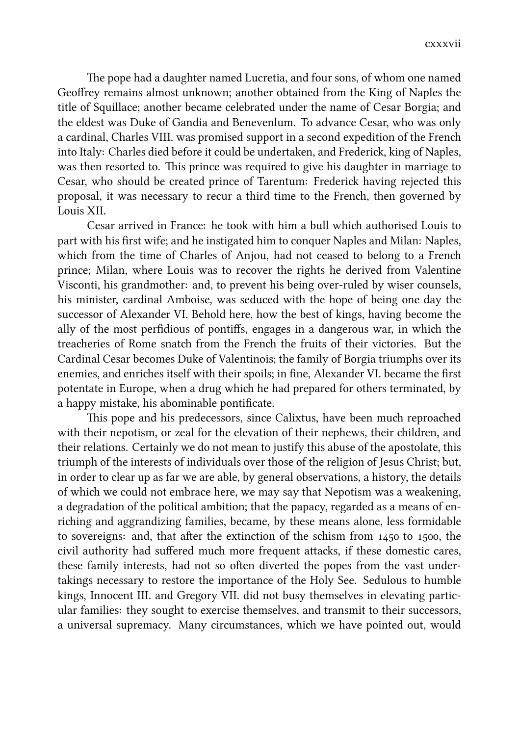The pope had a daughter named Lucretia, and four sons, of whom one named Geoffrey remains almost unknown; another obtained from the King of Naples the title of Squillace; another became celebrated under the name of Cesar Borgia; and the eldest was Duke of Gandia and Benevenlum. To advance Cesar, who was only a cardinal, Charles VIII. was promised support in a second expedition of the French into Italy: Charles died before it could be undertaken, and Frederick, king of Naples, was then resorted to. This prince was required to give his daughter in marriage to Cesar, who should be created prince of Tarentum: Frederick having rejected this proposal, it was necessary to recur a third time to the French, then governed by Louis XII.

Cesar arrived in France: he took with him a bull which authorised Louis to part with his first wife; and he instigated him to conquer Naples and Milan: Naples, which from the time of Charles of Anjou, had not ceased to belong to a French prince; Milan, where Louis was to recover the rights he derived from Valentine Visconti, his grandmother: and, to prevent his being over-ruled by wiser counsels, his minister, cardinal Amboise, was seduced with the hope of being one day the successor of Alexander VI. Behold here, how the best of kings, having become the ally of the most perfidious of pontiffs, engages in a dangerous war, in which the treacheries of Rome snatch from the French the fruits of their victories. But the Cardinal Cesar becomes Duke of Valentinois; the family of Borgia triumphs over its enemies, and enriches itself with their spoils; in fine, Alexander VI. became the first potentate in Europe, when a drug which he had prepared for others terminated, by a happy mistake, his abominable pontificate.

This pope and his predecessors, since Calixtus, have been much reproached with their nepotism, or zeal for the elevation of their nephews, their children, and their relations. Certainly we do not mean to justify this abuse of the apostolate, this triumph of the interests of individuals over those of the religion of Jesus Christ; but, in order to clear up as far we are able, by general observations, a history, the details of which we could not embrace here, we may say that Nepotism was a weakening, a degradation of the political ambition; that the papacy, regarded as a means of enriching and aggrandizing families, became, by these means alone, less formidable to sovereigns: and, that after the extinction of the schism from 1450 to 1500, the civil authority had suffered much more frequent attacks, if these domestic cares, these family interests, had not so often diverted the popes from the vast undertakings necessary to restore the importance of the Holy See. Sedulous to humble kings, Innocent III. and Gregory VII. did not busy themselves in elevating particular families: they sought to exercise themselves, and transmit to their successors, a universal supremacy. Many circumstances, which we have pointed out, would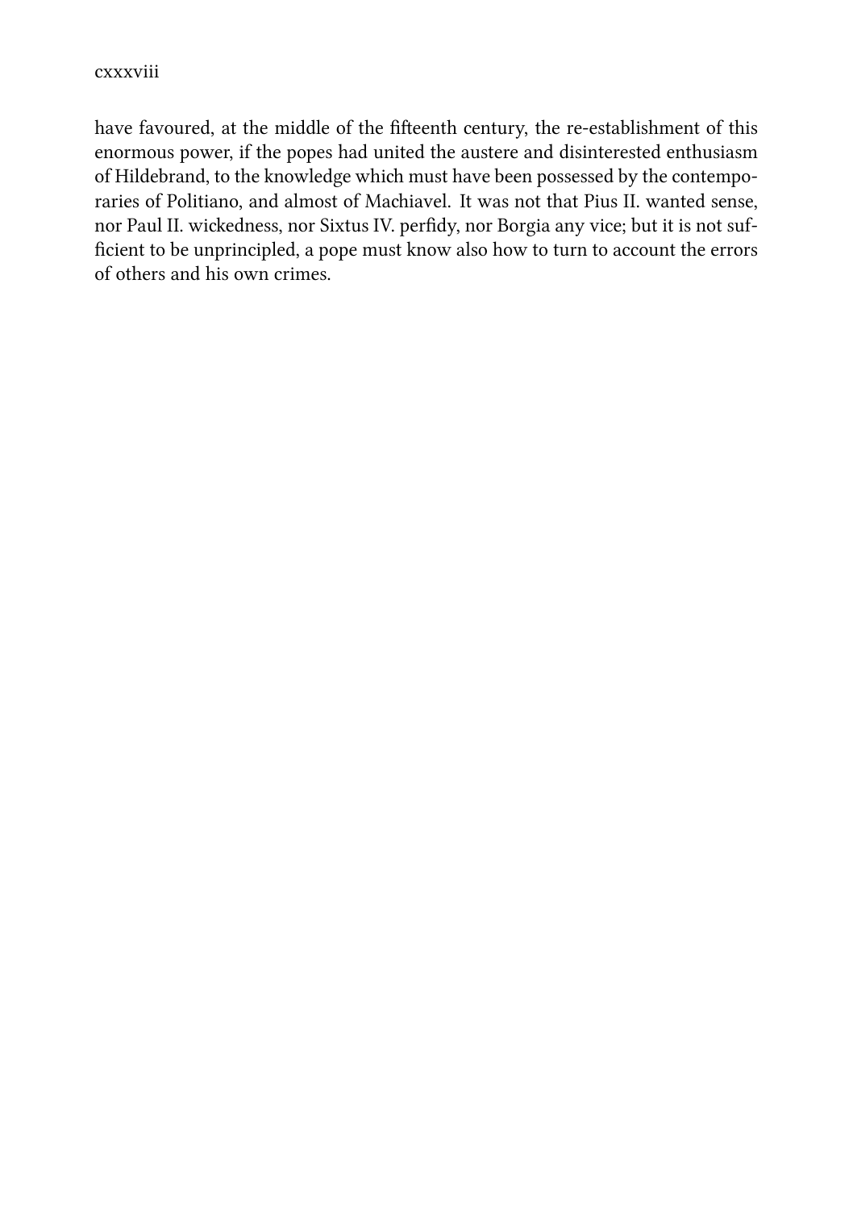have favoured, at the middle of the fifteenth century, the re-establishment of this enormous power, if the popes had united the austere and disinterested enthusiasm of Hildebrand, to the knowledge which must have been possessed by the contemporaries of Politiano, and almost of Machiavel. It was not that Pius II. wanted sense, nor Paul II. wickedness, nor Sixtus IV. perfidy, nor Borgia any vice; but it is not sufficient to be unprincipled, a pope must know also how to turn to account the errors of others and his own crimes.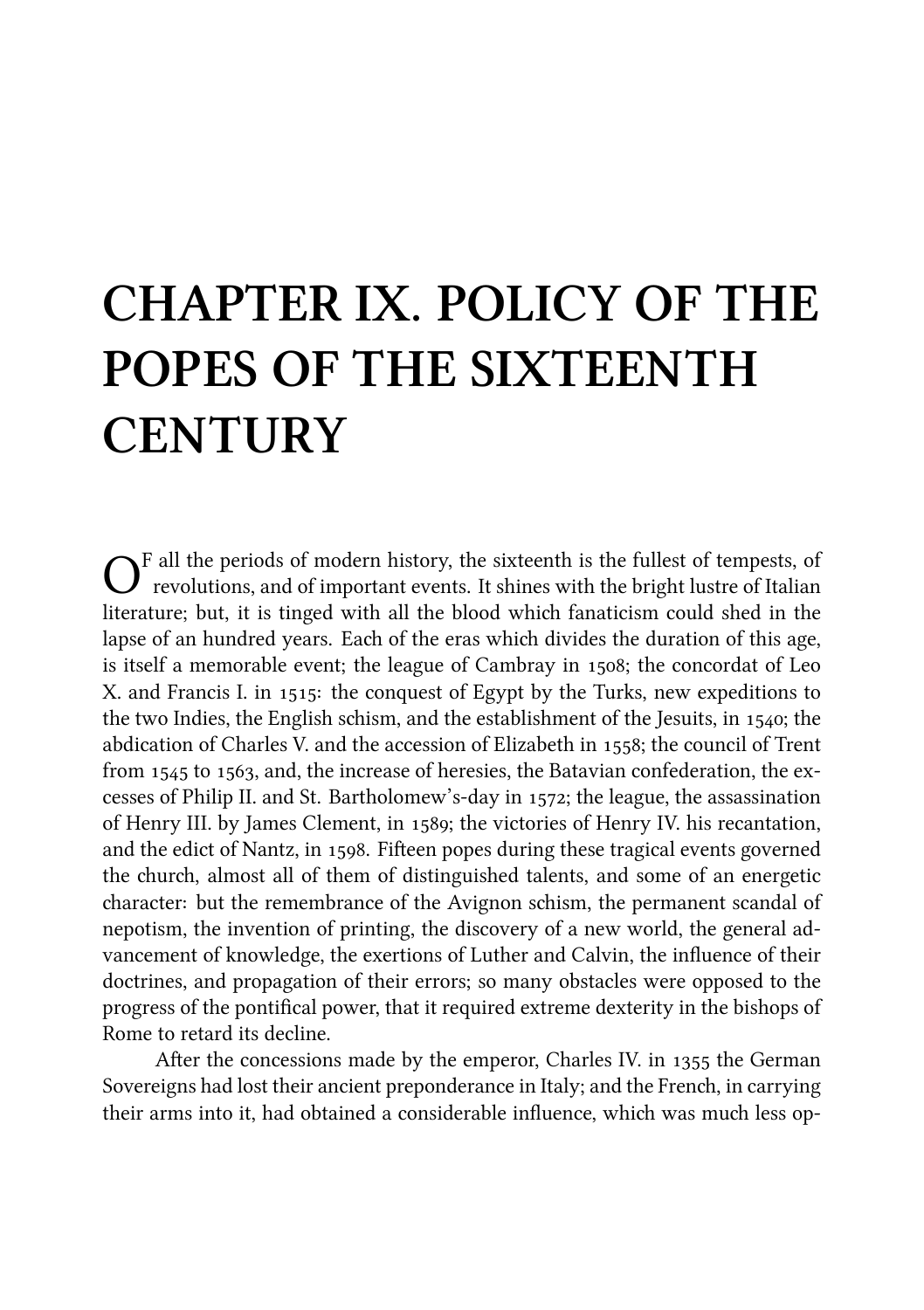# CHAPTER IX. POLICY OF THE POPES OF THE SIXTEENTH CENTURY

OF all the periods of modern history, the sixteenth is the fullest of tempests, of revolutions, and of important events. It shines with the bright lustre of Italian literature; but, it is tinged with all the blood which fanaticism could shed in the lapse of an hundred years. Each of the eras which divides the duration of this age, is itself a memorable event; the league of Cambray in 1508; the concordat of Leo X. and Francis I. in 1515: the conquest of Egypt by the Turks, new expeditions to the two Indies, the English schism, and the establishment of the Jesuits, in 1540; the abdication of Charles V. and the accession of Elizabeth in 1558; the council of Trent from 1545 to 1563, and, the increase of heresies, the Batavian confederation, the excesses of Philip II. and St. Bartholomew's-day in 1572; the league, the assassination of Henry III. by James Clement, in 1589; the victories of Henry IV. his recantation, and the edict of Nantz, in 1598. Fifteen popes during these tragical events governed the church, almost all of them of distinguished talents, and some of an energetic character: but the remembrance of the Avignon schism, the permanent scandal of nepotism, the invention of printing, the discovery of a new world, the general advancement of knowledge, the exertions of Luther and Calvin, the influence of their doctrines, and propagation of their errors; so many obstacles were opposed to the progress of the pontifical power, that it required extreme dexterity in the bishops of Rome to retard its decline.

After the concessions made by the emperor, Charles IV. in 1355 the German Sovereigns had lost their ancient preponderance in Italy; and the French, in carrying their arms into it, had obtained a considerable influence, which was much less op-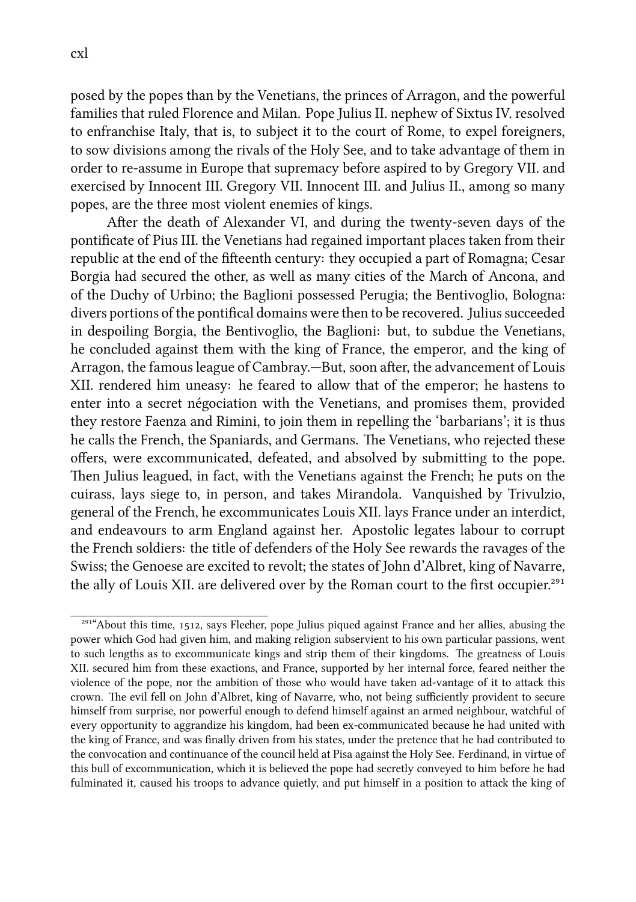posed by the popes than by the Venetians, the princes of Arragon, and the powerful families that ruled Florence and Milan. Pope Julius II. nephew of Sixtus IV. resolved to enfranchise Italy, that is, to subject it to the court of Rome, to expel foreigners, to sow divisions among the rivals of the Holy See, and to take advantage of them in order to re-assume in Europe that supremacy before aspired to by Gregory VII. and exercised by Innocent III. Gregory VII. Innocent III. and Julius II., among so many popes, are the three most violent enemies of kings.

After the death of Alexander VI, and during the twenty-seven days of the pontificate of Pius III. the Venetians had regained important places taken from their republic at the end of the fifteenth century: they occupied a part of Romagna; Cesar Borgia had secured the other, as well as many cities of the March of Ancona, and of the Duchy of Urbino; the Baglioni possessed Perugia; the Bentivoglio, Bologna: divers portions of the pontifical domains were then to be recovered. Julius succeeded in despoiling Borgia, the Bentivoglio, the Baglioni: but, to subdue the Venetians, he concluded against them with the king of France, the emperor, and the king of Arragon, the famous league of Cambray.—But, soon after, the advancement of Louis XII. rendered him uneasy: he feared to allow that of the emperor; he hastens to enter into a secret négociation with the Venetians, and promises them, provided they restore Faenza and Rimini, to join them in repelling the 'barbarians'; it is thus he calls the French, the Spaniards, and Germans. The Venetians, who rejected these offers, were excommunicated, defeated, and absolved by submitting to the pope. Then Julius leagued, in fact, with the Venetians against the French; he puts on the cuirass, lays siege to, in person, and takes Mirandola. Vanquished by Trivulzio, general of the French, he excommunicates Louis XII. lays France under an interdict, and endeavours to arm England against her. Apostolic legates labour to corrupt the French soldiers: the title of defenders of the Holy See rewards the ravages of the Swiss; the Genoese are excited to revolt; the states of John d'Albret, king of Navarre, the ally of Louis XII. are delivered over by the Roman court to the first occupier.[291]

---

[291] "About this time, 1512, says Flecher, pope Julius piqued against France and her allies, abusing the power which God had given him, and making religion subservient to his own particular passions, went to such lengths as to excommunicate kings and strip them of their kingdoms. The greatness of Louis XII. secured him from these exactions, and France, supported by her internal force, feared neither the violence of the pope, nor the ambition of those who would have taken ad-vantage of it to attack this crown. The evil fell on John d'Albret, king of Navarre, who, not being sufficiently provident to secure himself from surprise, nor powerful enough to defend himself against an armed neighbour, watchful of every opportunity to aggrandize his kingdom, had been ex-communicated because he had united with the king of France, and was finally driven from his states, under the pretence that he had contributed to the convocation and continuance of the council held at Pisa against the Holy See. Ferdinand, in virtue of this bull of excommunication, which it is believed the pope had secretly conveyed to him before he had fulminated it, caused his troops to advance quietly, and put himself in a position to attack the king of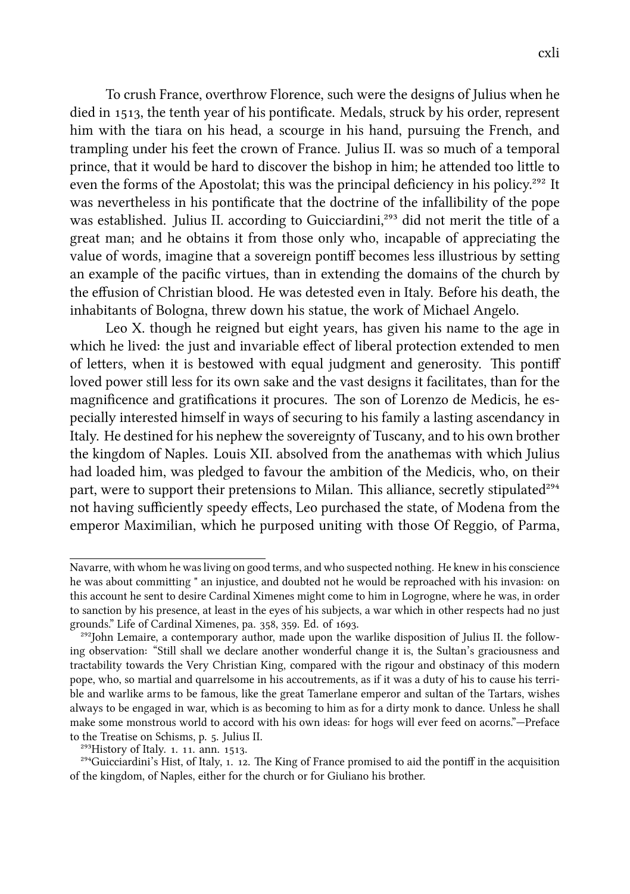To crush France, overthrow Florence, such were the designs of Julius when he died in 1513, the tenth year of his pontificate. Medals, struck by his order, represent him with the tiara on his head, a scourge in his hand, pursuing the French, and trampling under his feet the crown of France. Julius II. was so much of a temporal prince, that it would be hard to discover the bishop in him; he attended too little to even the forms of the Apostolat; this was the principal deficiency in his policy.[292] It was nevertheless in his pontificate that the doctrine of the infallibility of the pope was established. Julius II. according to Guicciardini,[293] did not merit the title of a great man; and he obtains it from those only who, incapable of appreciating the value of words, imagine that a sovereign pontiff becomes less illustrious by setting an example of the pacific virtues, than in extending the domains of the church by the effusion of Christian blood. He was detested even in Italy. Before his death, the inhabitants of Bologna, threw down his statue, the work of Michael Angelo.

Leo X. though he reigned but eight years, has given his name to the age in which he lived: the just and invariable effect of liberal protection extended to men of letters, when it is bestowed with equal judgment and generosity. This pontiff loved power still less for its own sake and the vast designs it facilitates, than for the magnificence and gratifications it procures. The son of Lorenzo de Medicis, he especially interested himself in ways of securing to his family a lasting ascendancy in Italy. He destined for his nephew the sovereignty of Tuscany, and to his own brother the kingdom of Naples. Louis XII. absolved from the anathemas with which Julius had loaded him, was pledged to favour the ambition of the Medicis, who, on their part, were to support their pretensions to Milan. This alliance, secretly stipulated[294] not having sufficiently speedy effects, Leo purchased the state, of Modena from the emperor Maximilian, which he purposed uniting with those Of Reggio, of Parma,

---

Navarre, with whom he was living on good terms, and who suspected nothing. He knew in his conscience he was about committing " an injustice, and doubted not he would be reproached with his invasion: on this account he sent to desire Cardinal Ximenes might come to him in Logrogne, where he was, in order to sanction by his presence, at least in the eyes of his subjects, a war which in other respects had no just grounds." Life of Cardinal Ximenes, pa. 358, 359. Ed. of 1693.

[292] John Lemaire, a contemporary author, made upon the warlike disposition of Julius II. the following observation: "Still shall we declare another wonderful change it is, the Sultan's graciousness and tractability towards the Very Christian King, compared with the rigour and obstinacy of this modern pope, who, so martial and quarrelsome in his accoutrements, as if it was a duty of his to cause his terrible and warlike arms to be famous, like the great Tamerlane emperor and sultan of the Tartars, wishes always to be engaged in war, which is as becoming to him as for a dirty monk to dance. Unless he shall make some monstrous world to accord with his own ideas: for hogs will ever feed on acorns."—Preface to the Treatise on Schisms, p. 5. Julius II.

[293] History of Italy. 1. 11. ann. 1513.

[294] Guicciardini's Hist, of Italy, 1. 12. The King of France promised to aid the pontiff in the acquisition of the kingdom, of Naples, either for the church or for Giuliano his brother.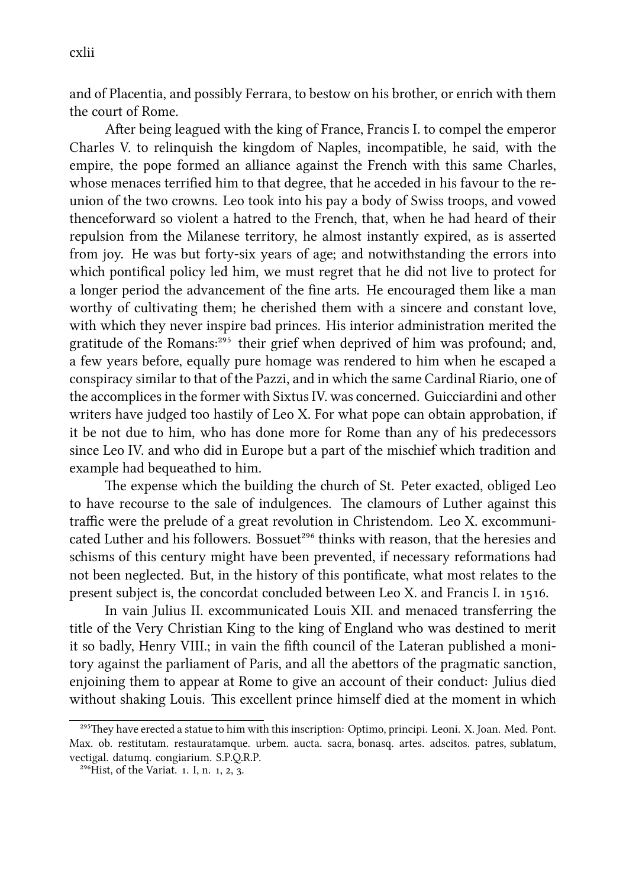and of Placentia, and possibly Ferrara, to bestow on his brother, or enrich with them the court of Rome.

After being leagued with the king of France, Francis I. to compel the emperor Charles V. to relinquish the kingdom of Naples, incompatible, he said, with the empire, the pope formed an alliance against the French with this same Charles, whose menaces terrified him to that degree, that he acceded in his favour to the re-union of the two crowns. Leo took into his pay a body of Swiss troops, and vowed thenceforward so violent a hatred to the French, that, when he had heard of their repulsion from the Milanese territory, he almost instantly expired, as is asserted from joy. He was but forty-six years of age; and notwithstanding the errors into which pontifical policy led him, we must regret that he did not live to protect for a longer period the advancement of the fine arts. He encouraged them like a man worthy of cultivating them; he cherished them with a sincere and constant love, with which they never inspire bad princes. His interior administration merited the gratitude of the Romans:[295] their grief when deprived of him was profound; and, a few years before, equally pure homage was rendered to him when he escaped a conspiracy similar to that of the Pazzi, and in which the same Cardinal Riario, one of the accomplices in the former with Sixtus IV. was concerned. Guicciardini and other writers have judged too hastily of Leo X. For what pope can obtain approbation, if it be not due to him, who has done more for Rome than any of his predecessors since Leo IV. and who did in Europe but a part of the mischief which tradition and example had bequeathed to him.

The expense which the building the church of St. Peter exacted, obliged Leo to have recourse to the sale of indulgences. The clamours of Luther against this traffic were the prelude of a great revolution in Christendom. Leo X. excommunicated Luther and his followers. Bossuet[296] thinks with reason, that the heresies and schisms of this century might have been prevented, if necessary reformations had not been neglected. But, in the history of this pontificate, what most relates to the present subject is, the concordat concluded between Leo X. and Francis I. in 1516.

In vain Julius II. excommunicated Louis XII. and menaced transferring the title of the Very Christian King to the king of England who was destined to merit it so badly, Henry VIII.; in vain the fifth council of the Lateran published a monitory against the parliament of Paris, and all the abettors of the pragmatic sanction, enjoining them to appear at Rome to give an account of their conduct: Julius died without shaking Louis. This excellent prince himself died at the moment in which

---

[295] They have erected a statue to him with this inscription: Optimo, principi. Leoni. X. Joan. Med. Pont. Max. ob. restitutam. restauratamque. urbem. aucta. sacra, bonasq. artes. adscitos. patres, sublatum, vectigal. datumq. congiarium. S.P.Q.R.P.

[296] Hist, of the Variat. 1. I, n. 1, 2, 3.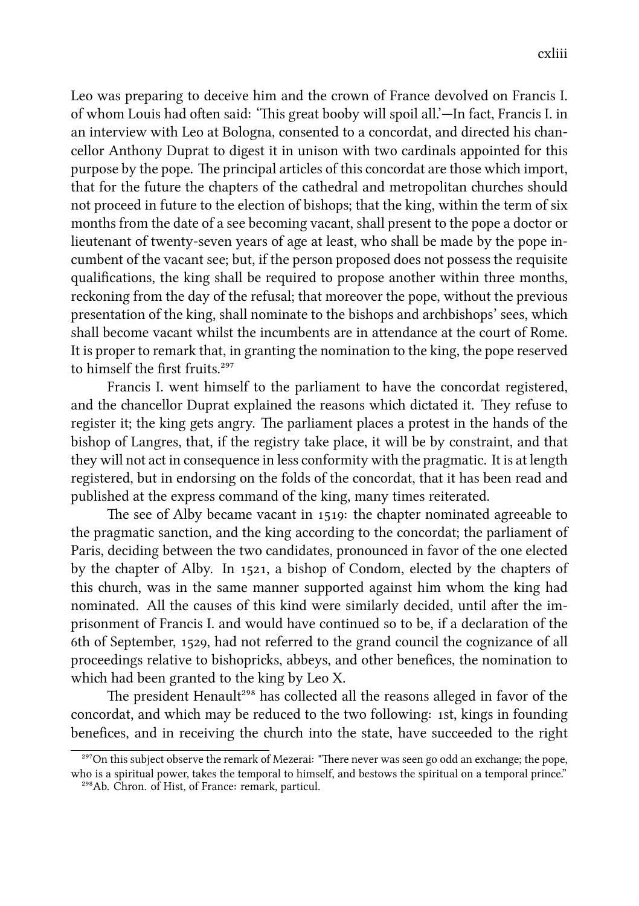Leo was preparing to deceive him and the crown of France devolved on Francis I. of whom Louis had often said: 'This great booby will spoil all.'—In fact, Francis I. in an interview with Leo at Bologna, consented to a concordat, and directed his chancellor Anthony Duprat to digest it in unison with two cardinals appointed for this purpose by the pope. The principal articles of this concordat are those which import, that for the future the chapters of the cathedral and metropolitan churches should not proceed in future to the election of bishops; that the king, within the term of six months from the date of a see becoming vacant, shall present to the pope a doctor or lieutenant of twenty-seven years of age at least, who shall be made by the pope incumbent of the vacant see; but, if the person proposed does not possess the requisite qualifications, the king shall be required to propose another within three months, reckoning from the day of the refusal; that moreover the pope, without the previous presentation of the king, shall nominate to the bishops and archbishops' sees, which shall become vacant whilst the incumbents are in attendance at the court of Rome. It is proper to remark that, in granting the nomination to the king, the pope reserved to himself the first fruits.[297]

Francis I. went himself to the parliament to have the concordat registered, and the chancellor Duprat explained the reasons which dictated it. They refuse to register it; the king gets angry. The parliament places a protest in the hands of the bishop of Langres, that, if the registry take place, it will be by constraint, and that they will not act in consequence in less conformity with the pragmatic. It is at length registered, but in endorsing on the folds of the concordat, that it has been read and published at the express command of the king, many times reiterated.

The see of Alby became vacant in 1519: the chapter nominated agreeable to the pragmatic sanction, and the king according to the concordat; the parliament of Paris, deciding between the two candidates, pronounced in favor of the one elected by the chapter of Alby. In 1521, a bishop of Condom, elected by the chapters of this church, was in the same manner supported against him whom the king had nominated. All the causes of this kind were similarly decided, until after the imprisonment of Francis I. and would have continued so to be, if a declaration of the 6th of September, 1529, had not referred to the grand council the cognizance of all proceedings relative to bishopricks, abbeys, and other benefices, the nomination to which had been granted to the king by Leo X.

The president Henault[298] has collected all the reasons alleged in favor of the concordat, and which may be reduced to the two following: 1st, kings in founding benefices, and in receiving the church into the state, have succeeded to the right

---

[297] On this subject observe the remark of Mezerai: "There never was seen go odd an exchange; the pope, who is a spiritual power, takes the temporal to himself, and bestows the spiritual on a temporal prince."

[298] Ab. Chron. of Hist, of France: remark, particul.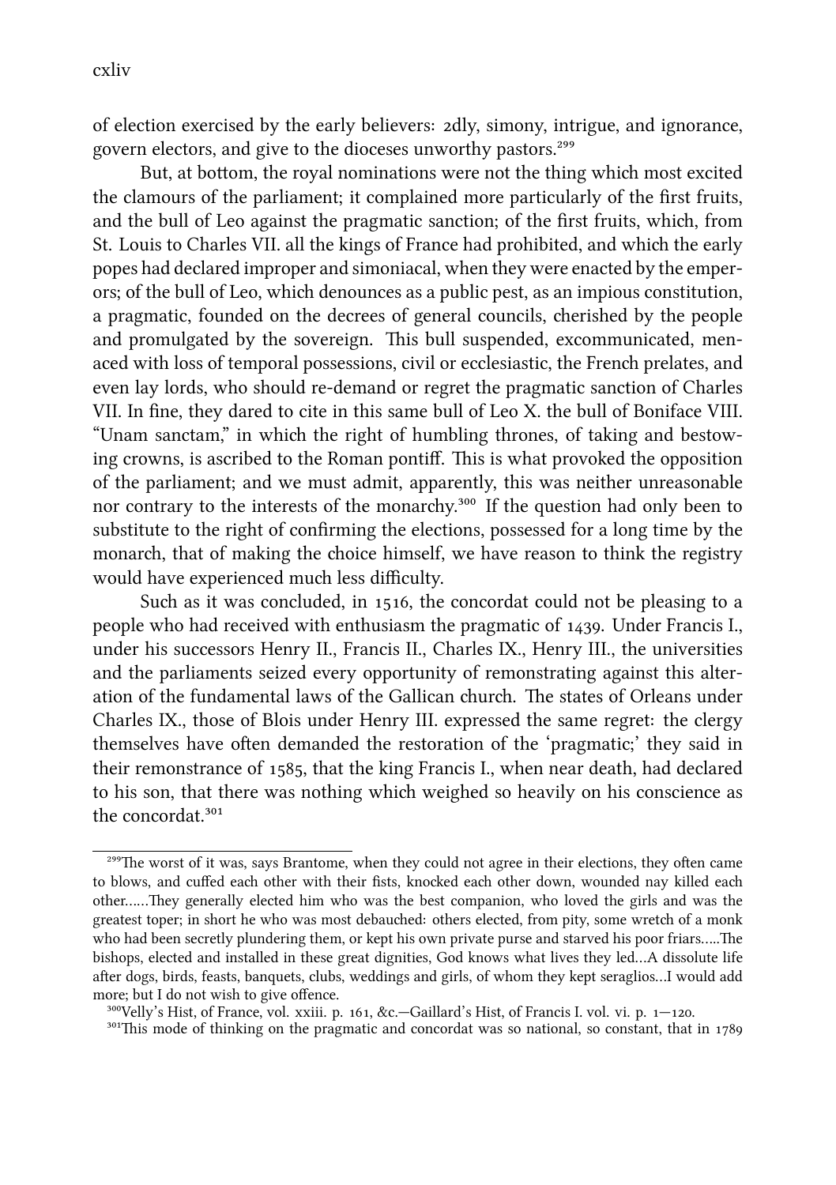of election exercised by the early believers: 2dly, simony, intrigue, and ignorance, govern electors, and give to the dioceses unworthy pastors.[299]

But, at bottom, the royal nominations were not the thing which most excited the clamours of the parliament; it complained more particularly of the first fruits, and the bull of Leo against the pragmatic sanction; of the first fruits, which, from St. Louis to Charles VII. all the kings of France had prohibited, and which the early popes had declared improper and simoniacal, when they were enacted by the emperors; of the bull of Leo, which denounces as a public pest, as an impious constitution, a pragmatic, founded on the decrees of general councils, cherished by the people and promulgated by the sovereign. This bull suspended, excommunicated, menaced with loss of temporal possessions, civil or ecclesiastic, the French prelates, and even lay lords, who should re-demand or regret the pragmatic sanction of Charles VII. In fine, they dared to cite in this same bull of Leo X. the bull of Boniface VIII. "Unam sanctam," in which the right of humbling thrones, of taking and bestowing crowns, is ascribed to the Roman pontiff. This is what provoked the opposition of the parliament; and we must admit, apparently, this was neither unreasonable nor contrary to the interests of the monarchy.[300] If the question had only been to substitute to the right of confirming the elections, possessed for a long time by the monarch, that of making the choice himself, we have reason to think the registry would have experienced much less difficulty.

Such as it was concluded, in 1516, the concordat could not be pleasing to a people who had received with enthusiasm the pragmatic of 1439. Under Francis I., under his successors Henry II., Francis II., Charles IX., Henry III., the universities and the parliaments seized every opportunity of remonstrating against this alteration of the fundamental laws of the Gallican church. The states of Orleans under Charles IX., those of Blois under Henry III. expressed the same regret: the clergy themselves have often demanded the restoration of the 'pragmatic;' they said in their remonstrance of 1585, that the king Francis I., when near death, had declared to his son, that there was nothing which weighed so heavily on his conscience as the concordat.[301]

---

[299] The worst of it was, says Brantome, when they could not agree in their elections, they often came to blows, and cuffed each other with their fists, knocked each other down, wounded nay killed each other......They generally elected him who was the best companion, who loved the girls and was the greatest toper; in short he who was most debauched: others elected, from pity, some wretch of a monk who had been secretly plundering them, or kept his own private purse and starved his poor friars.....The bishops, elected and installed in these great dignities, God knows what lives they led...A dissolute life after dogs, birds, feasts, banquets, clubs, weddings and girls, of whom they kept seraglios...I would add more; but I do not wish to give offence.

[300] Velly's Hist, of France, vol. xxiii. p. 161, &c.—Gaillard's Hist, of Francis I. vol. vi. p. 1—120.

[301] This mode of thinking on the pragmatic and concordat was so national, so constant, that in 1789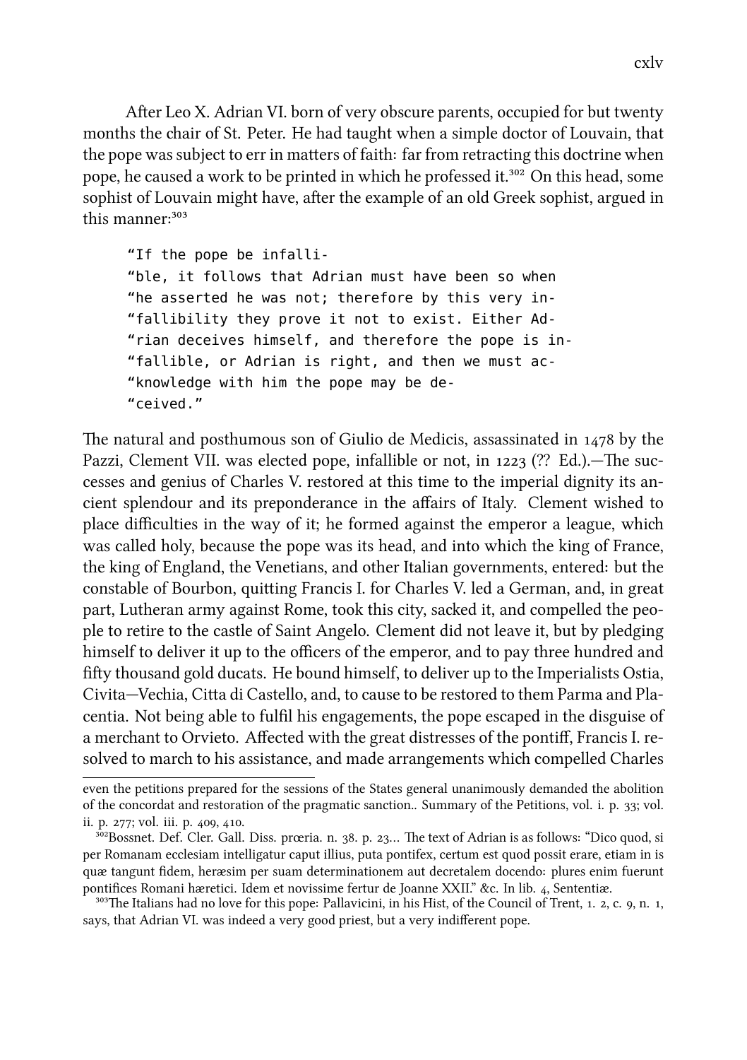After Leo X. Adrian VI. born of very obscure parents, occupied for but twenty months the chair of St. Peter. He had taught when a simple doctor of Louvain, that the pope was subject to err in matters of faith: far from retracting this doctrine when pope, he caused a work to be printed in which he professed it.[302] On this head, some sophist of Louvain might have, after the example of an old Greek sophist, argued in this manner:[303]

```
"If the pope be infalli-
"ble, it follows that Adrian must have been so when
"he asserted he was not; therefore by this very in-
"fallibility they prove it not to exist. Either Ad-
"rian deceives himself, and therefore the pope is in-
"fallible, or Adrian is right, and then we must ac-
"knowledge with him the pope may be de-
"ceived."
```

The natural and posthumous son of Giulio de Medicis, assassinated in 1478 by the Pazzi, Clement VII. was elected pope, infallible or not, in 1223 (?? Ed.).—The successes and genius of Charles V. restored at this time to the imperial dignity its ancient splendour and its preponderance in the affairs of Italy. Clement wished to place difficulties in the way of it; he formed against the emperor a league, which was called holy, because the pope was its head, and into which the king of France, the king of England, the Venetians, and other Italian governments, entered: but the constable of Bourbon, quitting Francis I. for Charles V. led a German, and, in great part, Lutheran army against Rome, took this city, sacked it, and compelled the people to retire to the castle of Saint Angelo. Clement did not leave it, but by pledging himself to deliver it up to the officers of the emperor, and to pay three hundred and fifty thousand gold ducats. He bound himself, to deliver up to the Imperialists Ostia, Civita—Vechia, Citta di Castello, and, to cause to be restored to them Parma and Placentia. Not being able to fulfil his engagements, the pope escaped in the disguise of a merchant to Orvieto. Affected with the great distresses of the pontiff, Francis I. resolved to march to his assistance, and made arrangements which compelled Charles

---

even the petitions prepared for the sessions of the States general unanimously demanded the abolition of the concordat and restoration of the pragmatic sanction.. Summary of the Petitions, vol. i. p. 33; vol. ii. p. 277; vol. iii. p. 409, 410.

[302] Bossnet. Def. Cler. Gall. Diss. prœria. n. 38. p. 23... The text of Adrian is as follows: "Dico quod, si per Romanam ecclesiam intelligatur caput illius, puta pontifex, certum est quod possit erare, etiam in is quæ tangunt fidem, heræsim per suam determinationem aut decretalem docendo: plures enim fuerunt pontifices Romani hæretici. Idem et novissime fertur de Joanne XXII." &c. In lib. 4, Sententiæ.

[303] The Italians had no love for this pope: Pallavicini, in his Hist, of the Council of Trent, 1. 2, c. 9, n. 1, says, that Adrian VI. was indeed a very good priest, but a very indifferent pope.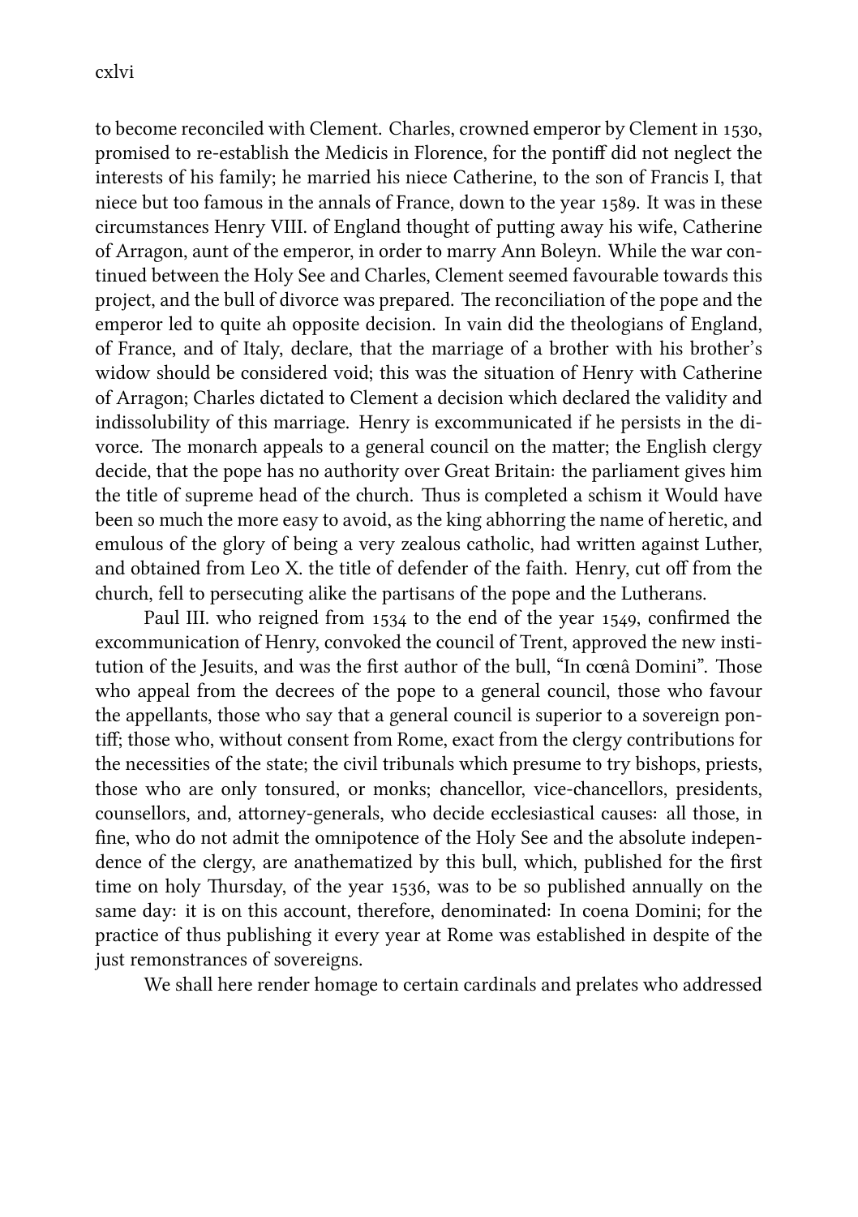to become reconciled with Clement. Charles, crowned emperor by Clement in 1530, promised to re-establish the Medicis in Florence, for the pontiff did not neglect the interests of his family; he married his niece Catherine, to the son of Francis I, that niece but too famous in the annals of France, down to the year 1589. It was in these circumstances Henry VIII. of England thought of putting away his wife, Catherine of Arragon, aunt of the emperor, in order to marry Ann Boleyn. While the war continued between the Holy See and Charles, Clement seemed favourable towards this project, and the bull of divorce was prepared. The reconciliation of the pope and the emperor led to quite ah opposite decision. In vain did the theologians of England, of France, and of Italy, declare, that the marriage of a brother with his brother's widow should be considered void; this was the situation of Henry with Catherine of Arragon; Charles dictated to Clement a decision which declared the validity and indissolubility of this marriage. Henry is excommunicated if he persists in the divorce. The monarch appeals to a general council on the matter; the English clergy decide, that the pope has no authority over Great Britain: the parliament gives him the title of supreme head of the church. Thus is completed a schism it Would have been so much the more easy to avoid, as the king abhorring the name of heretic, and emulous of the glory of being a very zealous catholic, had written against Luther, and obtained from Leo X. the title of defender of the faith. Henry, cut off from the church, fell to persecuting alike the partisans of the pope and the Lutherans.

Paul III. who reigned from 1534 to the end of the year 1549, confirmed the excommunication of Henry, convoked the council of Trent, approved the new institution of the Jesuits, and was the first author of the bull, "In cœnâ Domini". Those who appeal from the decrees of the pope to a general council, those who favour the appellants, those who say that a general council is superior to a sovereign pontiff; those who, without consent from Rome, exact from the clergy contributions for the necessities of the state; the civil tribunals which presume to try bishops, priests, those who are only tonsured, or monks; chancellor, vice-chancellors, presidents, counsellors, and, attorney-generals, who decide ecclesiastical causes: all those, in fine, who do not admit the omnipotence of the Holy See and the absolute independence of the clergy, are anathematized by this bull, which, published for the first time on holy Thursday, of the year 1536, was to be so published annually on the same day: it is on this account, therefore, denominated: In coena Domini; for the practice of thus publishing it every year at Rome was established in despite of the just remonstrances of sovereigns.

We shall here render homage to certain cardinals and prelates who addressed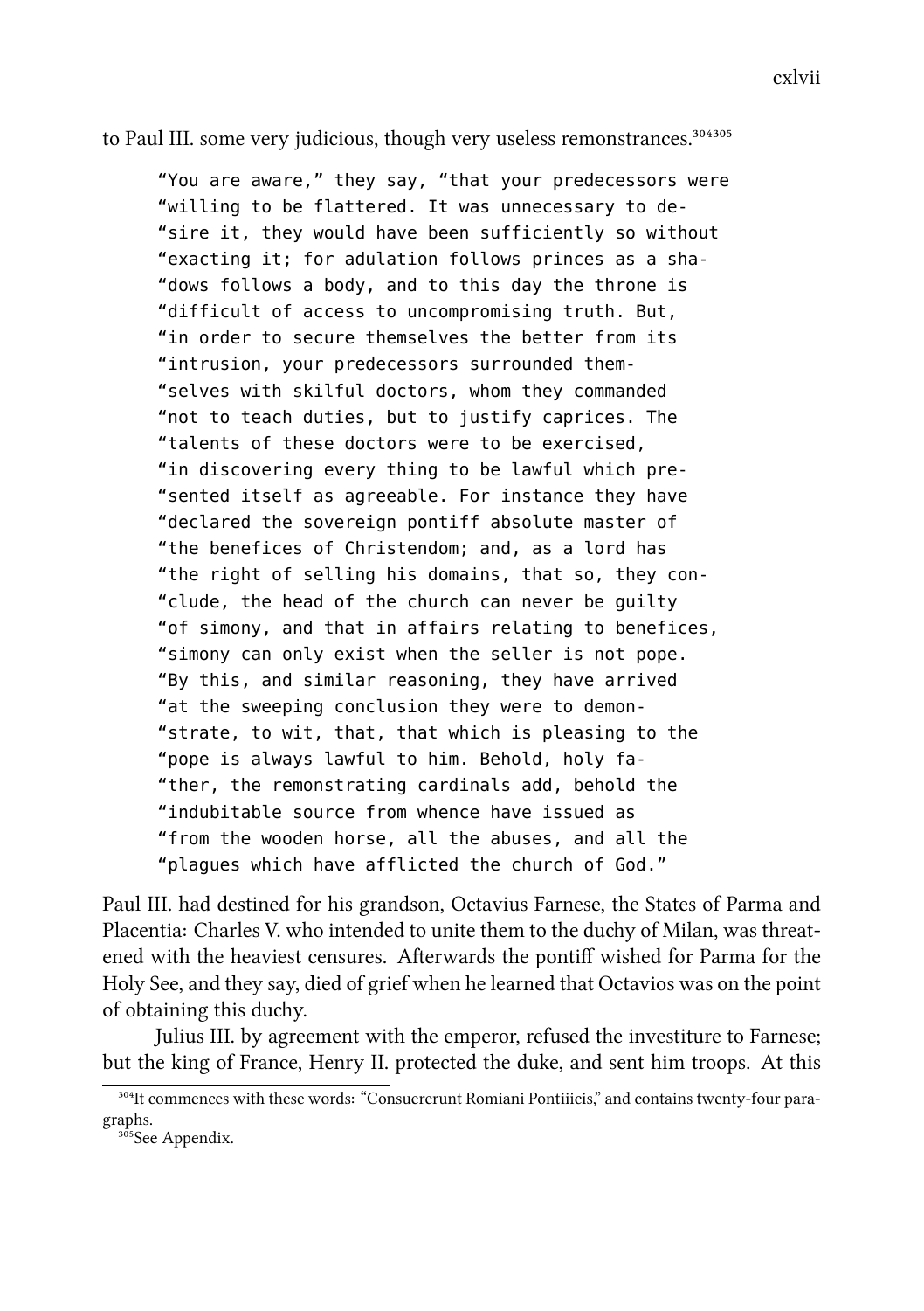to Paul III. some very judicious, though very useless remonstrances.[304][305]

> "You are aware," they say, "that your predecessors were "willing to be flattered. It was unnecessary to de- "sire it, they would have been sufficiently so without "exacting it; for adulation follows princes as a sha- "dows follows a body, and to this day the throne is "difficult of access to uncompromising truth. But, "in order to secure themselves the better from its "intrusion, your predecessors surrounded them- "selves with skilful doctors, whom they commanded "not to teach duties, but to justify caprices. The "talents of these doctors were to be exercised, "in discovering every thing to be lawful which pre- "sented itself as agreeable. For instance they have "declared the sovereign pontiff absolute master of "the benefices of Christendom; and, as a lord has "the right of selling his domains, that so, they con- "clude, the head of the church can never be guilty "of simony, and that in affairs relating to benefices, "simony can only exist when the seller is not pope. "By this, and similar reasoning, they have arrived "at the sweeping conclusion they were to demon- "strate, to wit, that, that which is pleasing to the "pope is always lawful to him. Behold, holy fa- "ther, the remonstrating cardinals add, behold the "indubitable source from whence have issued as "from the wooden horse, all the abuses, and all the "plagues which have afflicted the church of God."

Paul III. had destined for his grandson, Octavius Farnese, the States of Parma and Placentia: Charles V. who intended to unite them to the duchy of Milan, was threatened with the heaviest censures. Afterwards the pontiff wished for Parma for the Holy See, and they say, died of grief when he learned that Octavios was on the point of obtaining this duchy.

Julius III. by agreement with the emperor, refused the investiture to Farnese; but the king of France, Henry II. protected the duke, and sent him troops. At this

[304] It commences with these words: "Consuererunt Romiani Pontiiicis," and contains twenty-four paragraphs.

[305] See Appendix.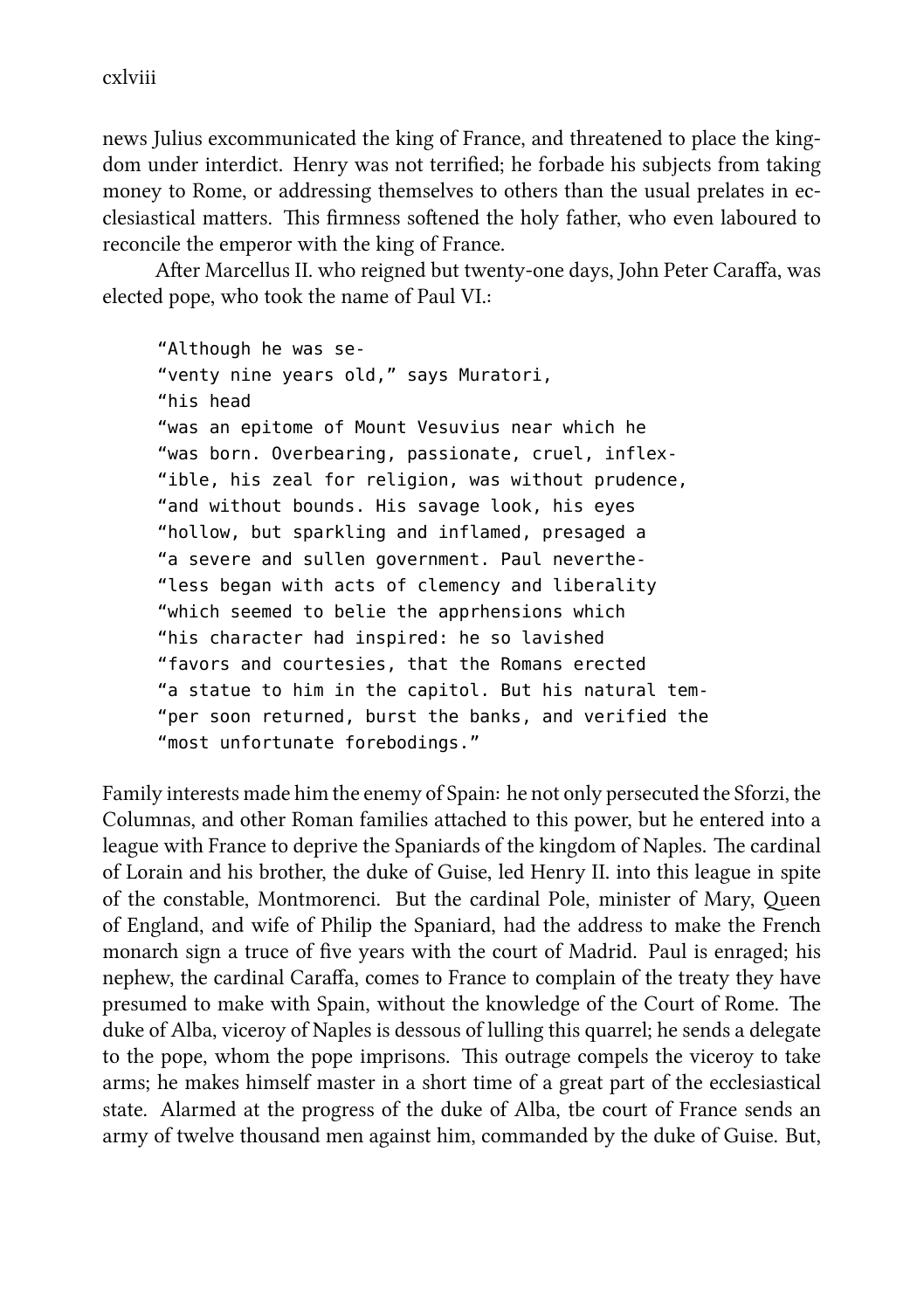news Julius excommunicated the king of France, and threatened to place the kingdom under interdict. Henry was not terrified; he forbade his subjects from taking money to Rome, or addressing themselves to others than the usual prelates in ecclesiastical matters. This firmness softened the holy father, who even laboured to reconcile the emperor with the king of France.

After Marcellus II. who reigned but twenty-one days, John Peter Caraffa, was elected pope, who took the name of Paul VI.:

```
“Although he was se-
“venty nine years old,” says Muratori,
“his head
“was an epitome of Mount Vesuvius near which he
“was born. Overbearing, passionate, cruel, inflex-
“ible, his zeal for religion, was without prudence,
“and without bounds. His savage look, his eyes
“hollow, but sparkling and inflamed, presaged a
“a severe and sullen government. Paul neverthe-
“less began with acts of clemency and liberality
“which seemed to belie the apprhensions which
“his character had inspired: he so lavished
“favors and courtesies, that the Romans erected
“a statue to him in the capitol. But his natural tem-
“per soon returned, burst the banks, and verified the
“most unfortunate forebodings.”
```

Family interests made him the enemy of Spain: he not only persecuted the Sforzi, the Columnas, and other Roman families attached to this power, but he entered into a league with France to deprive the Spaniards of the kingdom of Naples. The cardinal of Lorain and his brother, the duke of Guise, led Henry II. into this league in spite of the constable, Montmorenci. But the cardinal Pole, minister of Mary, Queen of England, and wife of Philip the Spaniard, had the address to make the French monarch sign a truce of five years with the court of Madrid. Paul is enraged; his nephew, the cardinal Caraffa, comes to France to complain of the treaty they have presumed to make with Spain, without the knowledge of the Court of Rome. The duke of Alba, viceroy of Naples is dessous of lulling this quarrel; he sends a delegate to the pope, whom the pope imprisons. This outrage compels the viceroy to take arms; he makes himself master in a short time of a great part of the ecclesiastical state. Alarmed at the progress of the duke of Alba, tbe court of France sends an army of twelve thousand men against him, commanded by the duke of Guise. But,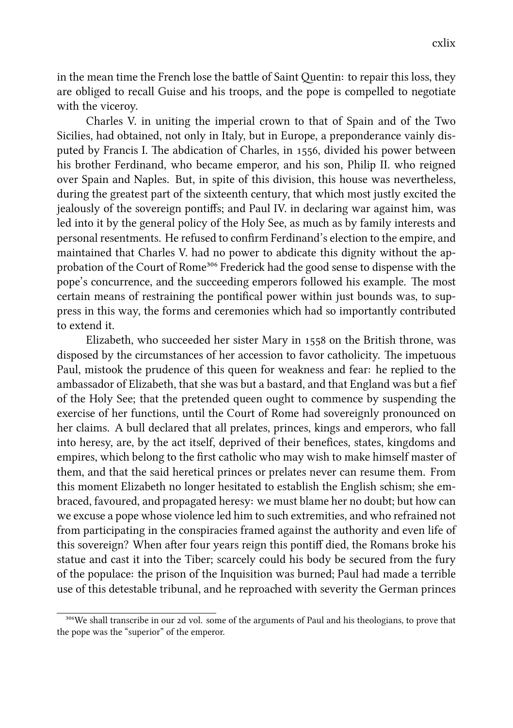in the mean time the French lose the battle of Saint Quentin: to repair this loss, they are obliged to recall Guise and his troops, and the pope is compelled to negotiate with the viceroy.

Charles V. in uniting the imperial crown to that of Spain and of the Two Sicilies, had obtained, not only in Italy, but in Europe, a preponderance vainly disputed by Francis I. The abdication of Charles, in 1556, divided his power between his brother Ferdinand, who became emperor, and his son, Philip II. who reigned over Spain and Naples. But, in spite of this division, this house was nevertheless, during the greatest part of the sixteenth century, that which most justly excited the jealously of the sovereign pontiffs; and Paul IV. in declaring war against him, was led into it by the general policy of the Holy See, as much as by family interests and personal resentments. He refused to confirm Ferdinand's election to the empire, and maintained that Charles V. had no power to abdicate this dignity without the approbation of the Court of Rome[306] Frederick had the good sense to dispense with the pope's concurrence, and the succeeding emperors followed his example. The most certain means of restraining the pontifical power within just bounds was, to suppress in this way, the forms and ceremonies which had so importantly contributed to extend it.

Elizabeth, who succeeded her sister Mary in 1558 on the British throne, was disposed by the circumstances of her accession to favor catholicity. The impetuous Paul, mistook the prudence of this queen for weakness and fear: he replied to the ambassador of Elizabeth, that she was but a bastard, and that England was but a fief of the Holy See; that the pretended queen ought to commence by suspending the exercise of her functions, until the Court of Rome had sovereignly pronounced on her claims. A bull declared that all prelates, princes, kings and emperors, who fall into heresy, are, by the act itself, deprived of their benefices, states, kingdoms and empires, which belong to the first catholic who may wish to make himself master of them, and that the said heretical princes or prelates never can resume them. From this moment Elizabeth no longer hesitated to establish the English schism; she embraced, favoured, and propagated heresy: we must blame her no doubt; but how can we excuse a pope whose violence led him to such extremities, and who refrained not from participating in the conspiracies framed against the authority and even life of this sovereign? When after four years reign this pontiff died, the Romans broke his statue and cast it into the Tiber; scarcely could his body be secured from the fury of the populace: the prison of the Inquisition was burned; Paul had made a terrible use of this detestable tribunal, and he reproached with severity the German princes

[306]We shall transcribe in our 2d vol. some of the arguments of Paul and his theologians, to prove that the pope was the "superior" of the emperor.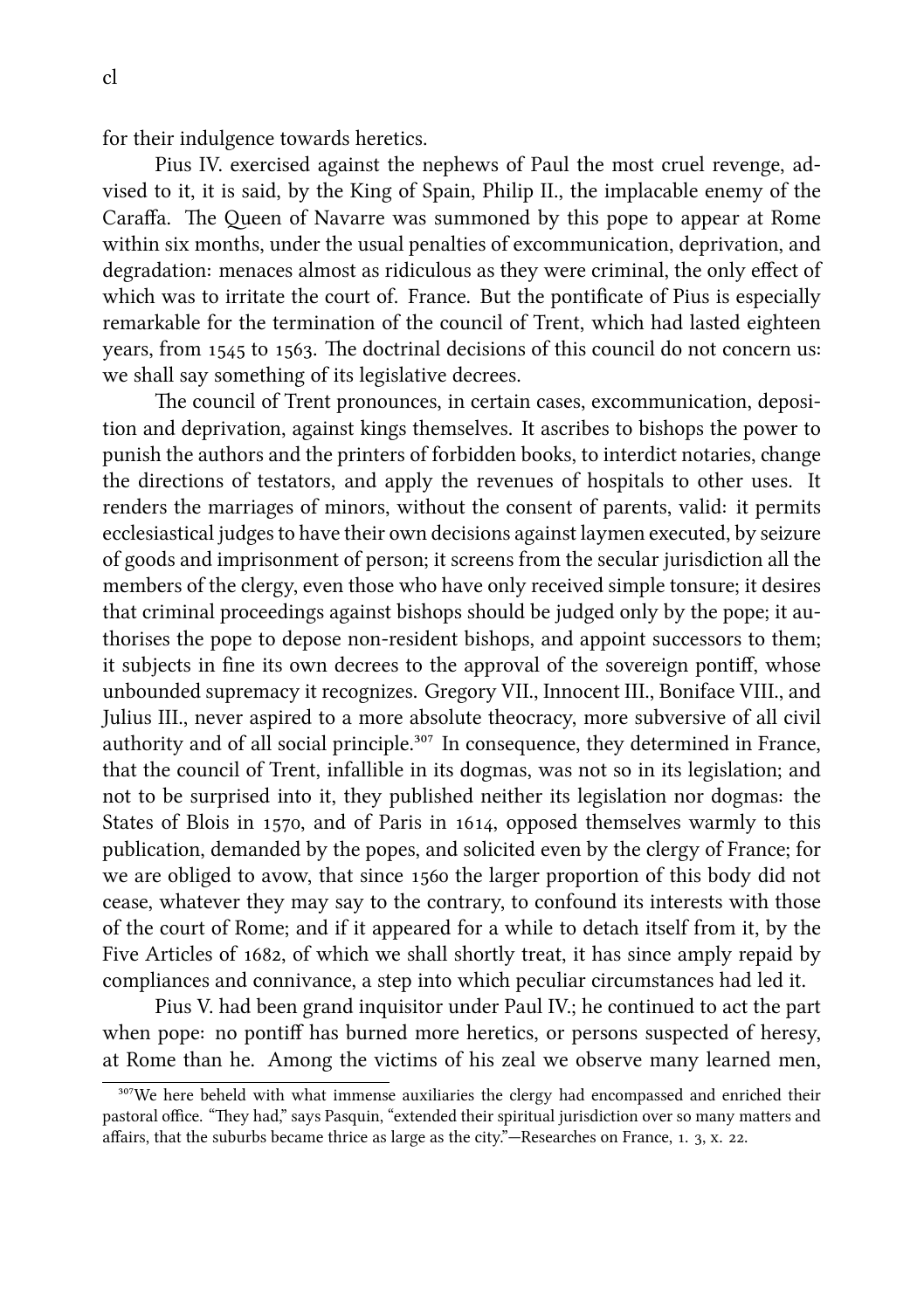for their indulgence towards heretics.

Pius IV. exercised against the nephews of Paul the most cruel revenge, advised to it, it is said, by the King of Spain, Philip II., the implacable enemy of the Caraffa. The Queen of Navarre was summoned by this pope to appear at Rome within six months, under the usual penalties of excommunication, deprivation, and degradation: menaces almost as ridiculous as they were criminal, the only effect of which was to irritate the court of. France. But the pontificate of Pius is especially remarkable for the termination of the council of Trent, which had lasted eighteen years, from 1545 to 1563. The doctrinal decisions of this council do not concern us: we shall say something of its legislative decrees.

The council of Trent pronounces, in certain cases, excommunication, deposition and deprivation, against kings themselves. It ascribes to bishops the power to punish the authors and the printers of forbidden books, to interdict notaries, change the directions of testators, and apply the revenues of hospitals to other uses. It renders the marriages of minors, without the consent of parents, valid: it permits ecclesiastical judges to have their own decisions against laymen executed, by seizure of goods and imprisonment of person; it screens from the secular jurisdiction all the members of the clergy, even those who have only received simple tonsure; it desires that criminal proceedings against bishops should be judged only by the pope; it authorises the pope to depose non-resident bishops, and appoint successors to them; it subjects in fine its own decrees to the approval of the sovereign pontiff, whose unbounded supremacy it recognizes. Gregory VII., Innocent III., Boniface VIII., and Julius III., never aspired to a more absolute theocracy, more subversive of all civil authority and of all social principle.[307] In consequence, they determined in France, that the council of Trent, infallible in its dogmas, was not so in its legislation; and not to be surprised into it, they published neither its legislation nor dogmas: the States of Blois in 1570, and of Paris in 1614, opposed themselves warmly to this publication, demanded by the popes, and solicited even by the clergy of France; for we are obliged to avow, that since 1560 the larger proportion of this body did not cease, whatever they may say to the contrary, to confound its interests with those of the court of Rome; and if it appeared for a while to detach itself from it, by the Five Articles of 1682, of which we shall shortly treat, it has since amply repaid by compliances and connivance, a step into which peculiar circumstances had led it.

Pius V. had been grand inquisitor under Paul IV.; he continued to act the part when pope: no pontiff has burned more heretics, or persons suspected of heresy, at Rome than he. Among the victims of his zeal we observe many learned men,

---

[307] We here beheld with what immense auxiliaries the clergy had encompassed and enriched their pastoral office. "They had," says Pasquin, "extended their spiritual jurisdiction over so many matters and affairs, that the suburbs became thrice as large as the city."—Researches on France, 1. 3, x. 22.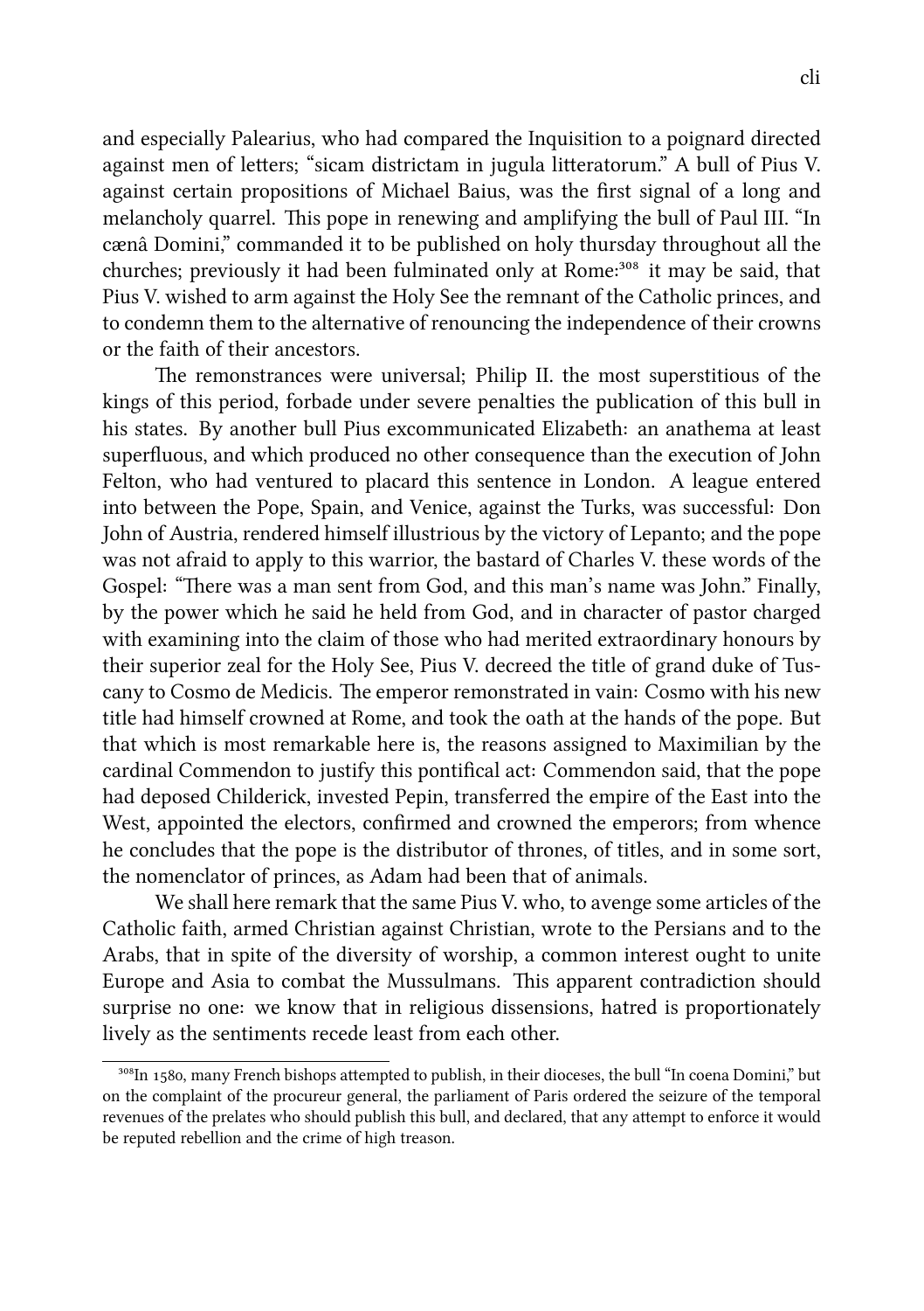and especially Palearius, who had compared the Inquisition to a poignard directed against men of letters; "sicam districtam in jugula litteratorum." A bull of Pius V. against certain propositions of Michael Baius, was the first signal of a long and melancholy quarrel. This pope in renewing and amplifying the bull of Paul III. "In cænâ Domini," commanded it to be published on holy thursday throughout all the churches; previously it had been fulminated only at Rome:[308] it may be said, that Pius V. wished to arm against the Holy See the remnant of the Catholic princes, and to condemn them to the alternative of renouncing the independence of their crowns or the faith of their ancestors.

The remonstrances were universal; Philip II. the most superstitious of the kings of this period, forbade under severe penalties the publication of this bull in his states. By another bull Pius excommunicated Elizabeth: an anathema at least superfluous, and which produced no other consequence than the execution of John Felton, who had ventured to placard this sentence in London. A league entered into between the Pope, Spain, and Venice, against the Turks, was successful: Don John of Austria, rendered himself illustrious by the victory of Lepanto; and the pope was not afraid to apply to this warrior, the bastard of Charles V. these words of the Gospel: "There was a man sent from God, and this man's name was John." Finally, by the power which he said he held from God, and in character of pastor charged with examining into the claim of those who had merited extraordinary honours by their superior zeal for the Holy See, Pius V. decreed the title of grand duke of Tuscany to Cosmo de Medicis. The emperor remonstrated in vain: Cosmo with his new title had himself crowned at Rome, and took the oath at the hands of the pope. But that which is most remarkable here is, the reasons assigned to Maximilian by the cardinal Commendon to justify this pontifical act: Commendon said, that the pope had deposed Childerick, invested Pepin, transferred the empire of the East into the West, appointed the electors, confirmed and crowned the emperors; from whence he concludes that the pope is the distributor of thrones, of titles, and in some sort, the nomenclator of princes, as Adam had been that of animals.

We shall here remark that the same Pius V. who, to avenge some articles of the Catholic faith, armed Christian against Christian, wrote to the Persians and to the Arabs, that in spite of the diversity of worship, a common interest ought to unite Europe and Asia to combat the Mussulmans. This apparent contradiction should surprise no one: we know that in religious dissensions, hatred is proportionately lively as the sentiments recede least from each other.

---

[308] In 1580, many French bishops attempted to publish, in their dioceses, the bull "In coena Domini," but on the complaint of the procureur general, the parliament of Paris ordered the seizure of the temporal revenues of the prelates who should publish this bull, and declared, that any attempt to enforce it would be reputed rebellion and the crime of high treason.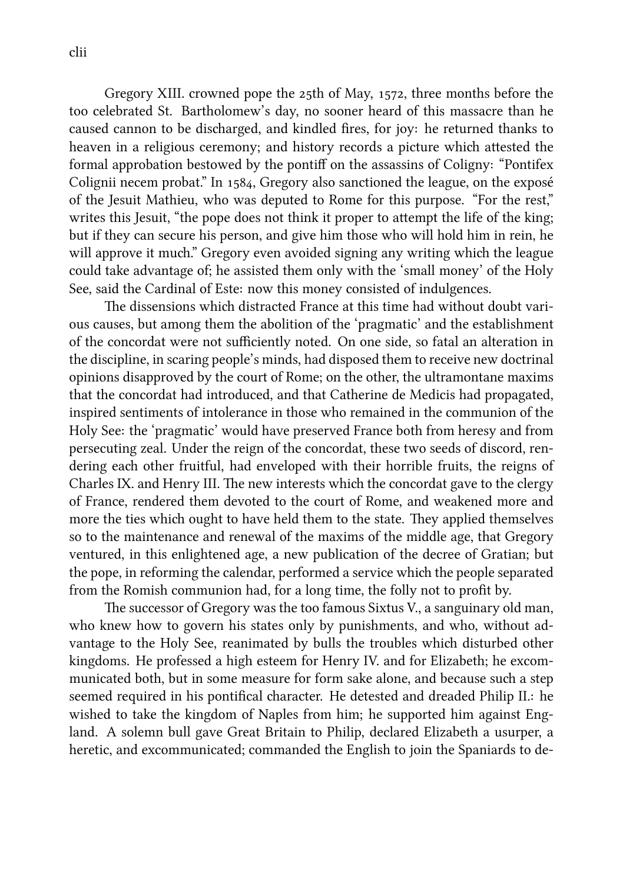Gregory XIII. crowned pope the 25th of May, 1572, three months before the too celebrated St. Bartholomew's day, no sooner heard of this massacre than he caused cannon to be discharged, and kindled fires, for joy: he returned thanks to heaven in a religious ceremony; and history records a picture which attested the formal approbation bestowed by the pontiff on the assassins of Coligny: "Pontifex Colignii necem probat." In 1584, Gregory also sanctioned the league, on the exposé of the Jesuit Mathieu, who was deputed to Rome for this purpose. "For the rest," writes this Jesuit, "the pope does not think it proper to attempt the life of the king; but if they can secure his person, and give him those who will hold him in rein, he will approve it much." Gregory even avoided signing any writing which the league could take advantage of; he assisted them only with the 'small money' of the Holy See, said the Cardinal of Este: now this money consisted of indulgences.

The dissensions which distracted France at this time had without doubt various causes, but among them the abolition of the 'pragmatic' and the establishment of the concordat were not sufficiently noted. On one side, so fatal an alteration in the discipline, in scaring people's minds, had disposed them to receive new doctrinal opinions disapproved by the court of Rome; on the other, the ultramontane maxims that the concordat had introduced, and that Catherine de Medicis had propagated, inspired sentiments of intolerance in those who remained in the communion of the Holy See: the 'pragmatic' would have preserved France both from heresy and from persecuting zeal. Under the reign of the concordat, these two seeds of discord, rendering each other fruitful, had enveloped with their horrible fruits, the reigns of Charles IX. and Henry III. The new interests which the concordat gave to the clergy of France, rendered them devoted to the court of Rome, and weakened more and more the ties which ought to have held them to the state. They applied themselves so to the maintenance and renewal of the maxims of the middle age, that Gregory ventured, in this enlightened age, a new publication of the decree of Gratian; but the pope, in reforming the calendar, performed a service which the people separated from the Romish communion had, for a long time, the folly not to profit by.

The successor of Gregory was the too famous Sixtus V., a sanguinary old man, who knew how to govern his states only by punishments, and who, without advantage to the Holy See, reanimated by bulls the troubles which disturbed other kingdoms. He professed a high esteem for Henry IV. and for Elizabeth; he excommunicated both, but in some measure for form sake alone, and because such a step seemed required in his pontifical character. He detested and dreaded Philip II.: he wished to take the kingdom of Naples from him; he supported him against England. A solemn bull gave Great Britain to Philip, declared Elizabeth a usurper, a heretic, and excommunicated; commanded the English to join the Spaniards to de-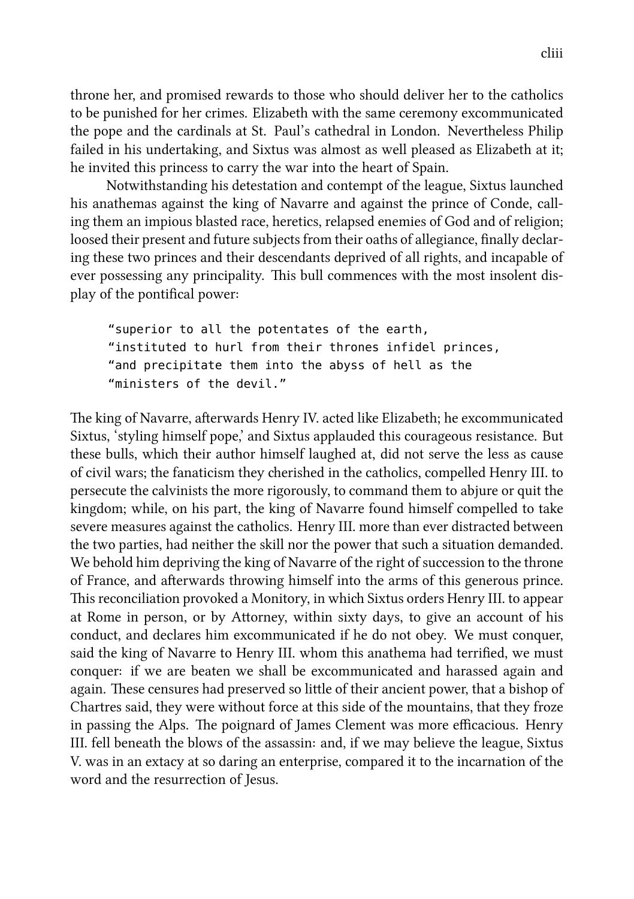throne her, and promised rewards to those who should deliver her to the catholics to be punished for her crimes. Elizabeth with the same ceremony excommunicated the pope and the cardinals at St. Paul's cathedral in London. Nevertheless Philip failed in his undertaking, and Sixtus was almost as well pleased as Elizabeth at it; he invited this princess to carry the war into the heart of Spain.

Notwithstanding his detestation and contempt of the league, Sixtus launched his anathemas against the king of Navarre and against the prince of Conde, calling them an impious blasted race, heretics, relapsed enemies of God and of religion; loosed their present and future subjects from their oaths of allegiance, finally declaring these two princes and their descendants deprived of all rights, and incapable of ever possessing any principality. This bull commences with the most insolent display of the pontifical power:

```
"superior to all the potentates of the earth,
"instituted to hurl from their thrones infidel princes,
"and precipitate them into the abyss of hell as the
"ministers of the devil."
```

The king of Navarre, afterwards Henry IV. acted like Elizabeth; he excommunicated Sixtus, 'styling himself pope,' and Sixtus applauded this courageous resistance. But these bulls, which their author himself laughed at, did not serve the less as cause of civil wars; the fanaticism they cherished in the catholics, compelled Henry III. to persecute the calvinists the more rigorously, to command them to abjure or quit the kingdom; while, on his part, the king of Navarre found himself compelled to take severe measures against the catholics. Henry III. more than ever distracted between the two parties, had neither the skill nor the power that such a situation demanded. We behold him depriving the king of Navarre of the right of succession to the throne of France, and afterwards throwing himself into the arms of this generous prince. This reconciliation provoked a Monitory, in which Sixtus orders Henry III. to appear at Rome in person, or by Attorney, within sixty days, to give an account of his conduct, and declares him excommunicated if he do not obey. We must conquer, said the king of Navarre to Henry III. whom this anathema had terrified, we must conquer: if we are beaten we shall be excommunicated and harassed again and again. These censures had preserved so little of their ancient power, that a bishop of Chartres said, they were without force at this side of the mountains, that they froze in passing the Alps. The poignard of James Clement was more efficacious. Henry III. fell beneath the blows of the assassin: and, if we may believe the league, Sixtus V. was in an extacy at so daring an enterprise, compared it to the incarnation of the word and the resurrection of Jesus.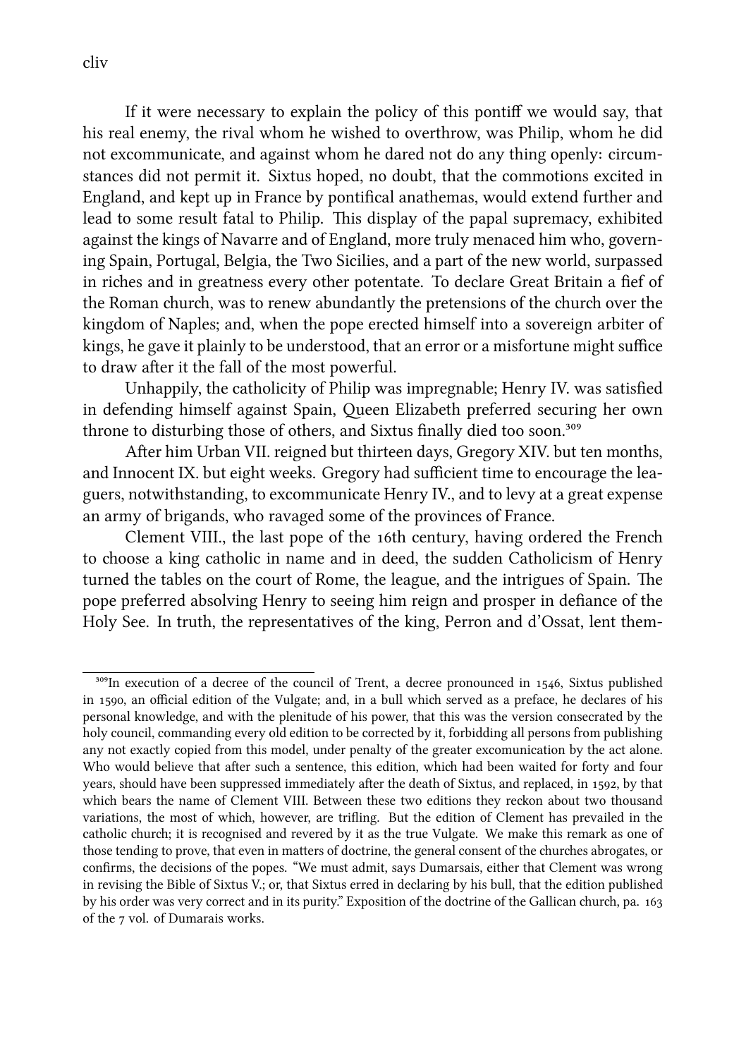If it were necessary to explain the policy of this pontiff we would say, that his real enemy, the rival whom he wished to overthrow, was Philip, whom he did not excommunicate, and against whom he dared not do any thing openly: circumstances did not permit it. Sixtus hoped, no doubt, that the commotions excited in England, and kept up in France by pontifical anathemas, would extend further and lead to some result fatal to Philip. This display of the papal supremacy, exhibited against the kings of Navarre and of England, more truly menaced him who, governing Spain, Portugal, Belgia, the Two Sicilies, and a part of the new world, surpassed in riches and in greatness every other potentate. To declare Great Britain a fief of the Roman church, was to renew abundantly the pretensions of the church over the kingdom of Naples; and, when the pope erected himself into a sovereign arbiter of kings, he gave it plainly to be understood, that an error or a misfortune might suffice to draw after it the fall of the most powerful.

Unhappily, the catholicity of Philip was impregnable; Henry IV. was satisfied in defending himself against Spain, Queen Elizabeth preferred securing her own throne to disturbing those of others, and Sixtus finally died too soon.[309]

After him Urban VII. reigned but thirteen days, Gregory XIV. but ten months, and Innocent IX. but eight weeks. Gregory had sufficient time to encourage the leaguers, notwithstanding, to excommunicate Henry IV., and to levy at a great expense an army of brigands, who ravaged some of the provinces of France.

Clement VIII., the last pope of the 16th century, having ordered the French to choose a king catholic in name and in deed, the sudden Catholicism of Henry turned the tables on the court of Rome, the league, and the intrigues of Spain. The pope preferred absolving Henry to seeing him reign and prosper in defiance of the Holy See. In truth, the representatives of the king, Perron and d'Ossat, lent them-

---

[309] In execution of a decree of the council of Trent, a decree pronounced in 1546, Sixtus published in 1590, an official edition of the Vulgate; and, in a bull which served as a preface, he declares of his personal knowledge, and with the plenitude of his power, that this was the version consecrated by the holy council, commanding every old edition to be corrected by it, forbidding all persons from publishing any not exactly copied from this model, under penalty of the greater excomunication by the act alone. Who would believe that after such a sentence, this edition, which had been waited for forty and four years, should have been suppressed immediately after the death of Sixtus, and replaced, in 1592, by that which bears the name of Clement VIII. Between these two editions they reckon about two thousand variations, the most of which, however, are trifling. But the edition of Clement has prevailed in the catholic church; it is recognised and revered by it as the true Vulgate. We make this remark as one of those tending to prove, that even in matters of doctrine, the general consent of the churches abrogates, or confirms, the decisions of the popes. "We must admit, says Dumarsais, either that Clement was wrong in revising the Bible of Sixtus V.; or, that Sixtus erred in declaring by his bull, that the edition published by his order was very correct and in its purity." Exposition of the doctrine of the Gallican church, pa. 163 of the 7 vol. of Dumarais works.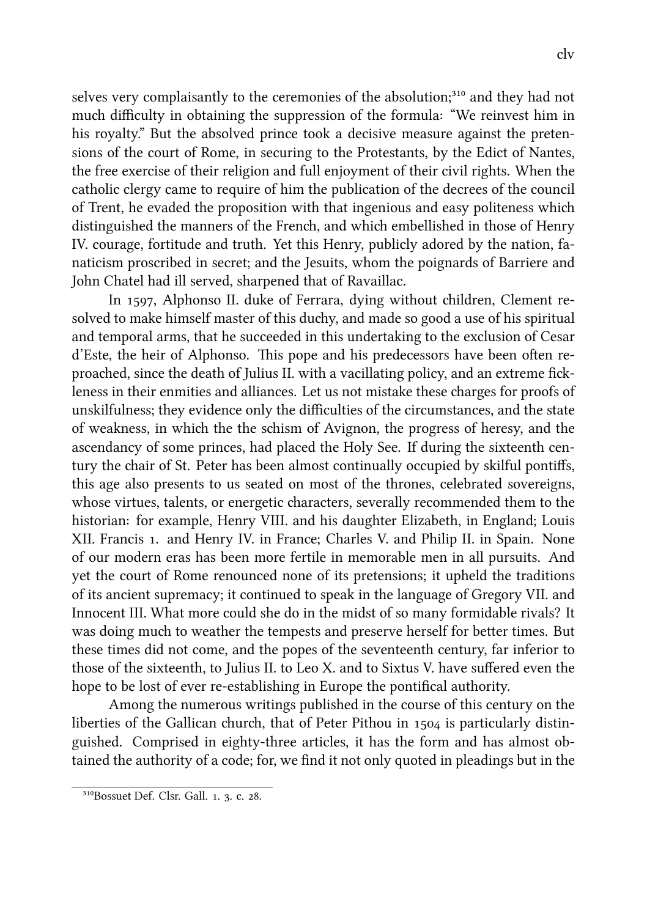selves very complaisantly to the ceremonies of the absolution;[310] and they had not much difficulty in obtaining the suppression of the formula: "We reinvest him in his royalty." But the absolved prince took a decisive measure against the pretensions of the court of Rome, in securing to the Protestants, by the Edict of Nantes, the free exercise of their religion and full enjoyment of their civil rights. When the catholic clergy came to require of him the publication of the decrees of the council of Trent, he evaded the proposition with that ingenious and easy politeness which distinguished the manners of the French, and which embellished in those of Henry IV. courage, fortitude and truth. Yet this Henry, publicly adored by the nation, fanaticism proscribed in secret; and the Jesuits, whom the poignards of Barriere and John Chatel had ill served, sharpened that of Ravaillac.

In 1597, Alphonso II. duke of Ferrara, dying without children, Clement resolved to make himself master of this duchy, and made so good a use of his spiritual and temporal arms, that he succeeded in this undertaking to the exclusion of Cesar d'Este, the heir of Alphonso. This pope and his predecessors have been often reproached, since the death of Julius II. with a vacillating policy, and an extreme fickleness in their enmities and alliances. Let us not mistake these charges for proofs of unskilfulness; they evidence only the difficulties of the circumstances, and the state of weakness, in which the the schism of Avignon, the progress of heresy, and the ascendancy of some princes, had placed the Holy See. If during the sixteenth century the chair of St. Peter has been almost continually occupied by skilful pontiffs, this age also presents to us seated on most of the thrones, celebrated sovereigns, whose virtues, talents, or energetic characters, severally recommended them to the historian: for example, Henry VIII. and his daughter Elizabeth, in England; Louis XII. Francis 1. and Henry IV. in France; Charles V. and Philip II. in Spain. None of our modern eras has been more fertile in memorable men in all pursuits. And yet the court of Rome renounced none of its pretensions; it upheld the traditions of its ancient supremacy; it continued to speak in the language of Gregory VII. and Innocent III. What more could she do in the midst of so many formidable rivals? It was doing much to weather the tempests and preserve herself for better times. But these times did not come, and the popes of the seventeenth century, far inferior to those of the sixteenth, to Julius II. to Leo X. and to Sixtus V. have suffered even the hope to be lost of ever re-establishing in Europe the pontifical authority.

Among the numerous writings published in the course of this century on the liberties of the Gallican church, that of Peter Pithou in 1504 is particularly distinguished. Comprised in eighty-three articles, it has the form and has almost obtained the authority of a code; for, we find it not only quoted in pleadings but in the

[310] Bossuet Def. Clsr. Gall. 1. 3. c. 28.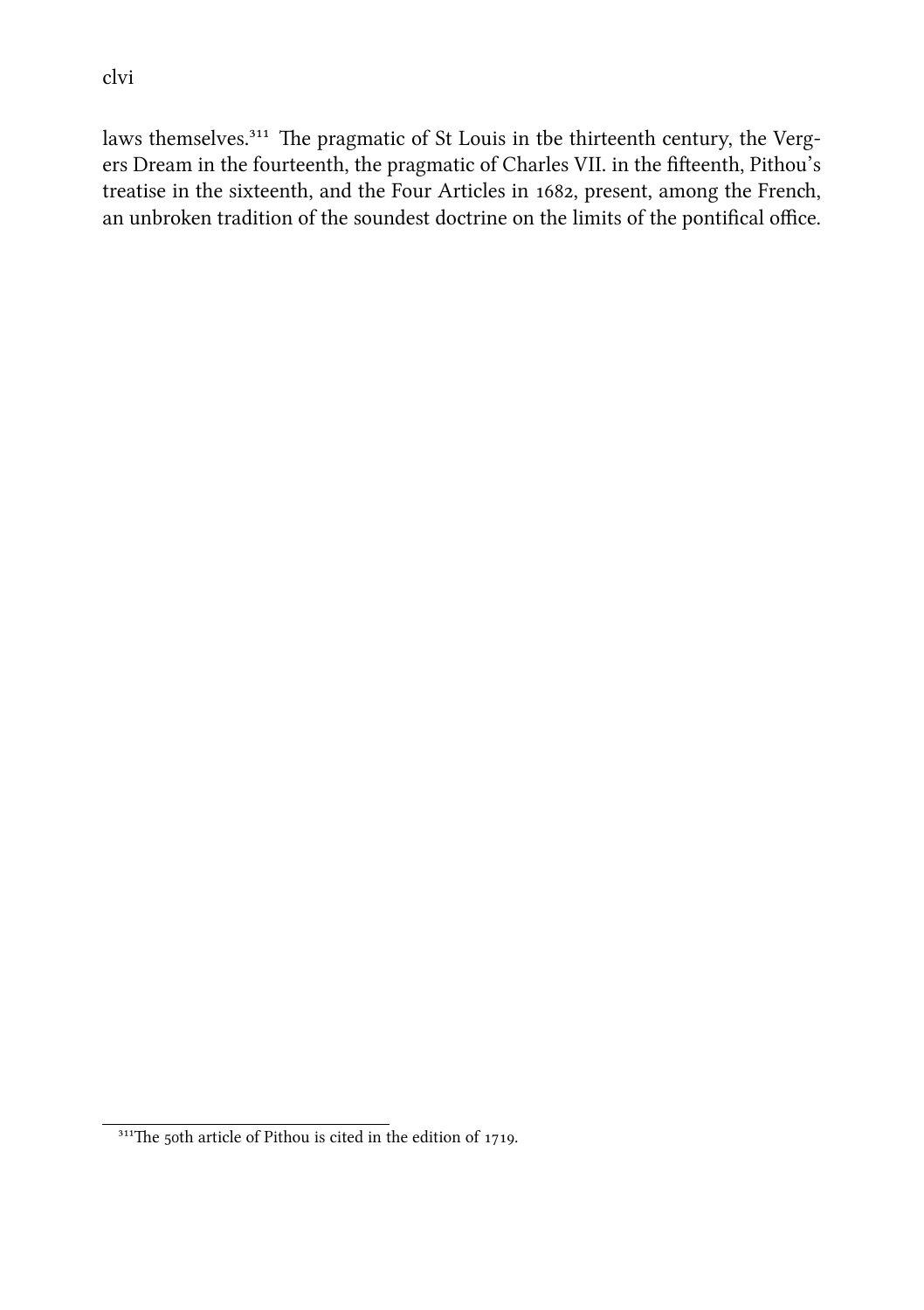laws themselves.[311] The pragmatic of St Louis in tbe thirteenth century, the Vergers Dream in the fourteenth, the pragmatic of Charles VII. in the fifteenth, Pithou's treatise in the sixteenth, and the Four Articles in 1682, present, among the French, an unbroken tradition of the soundest doctrine on the limits of the pontifical office.

[311] The 50th article of Pithou is cited in the edition of 1719.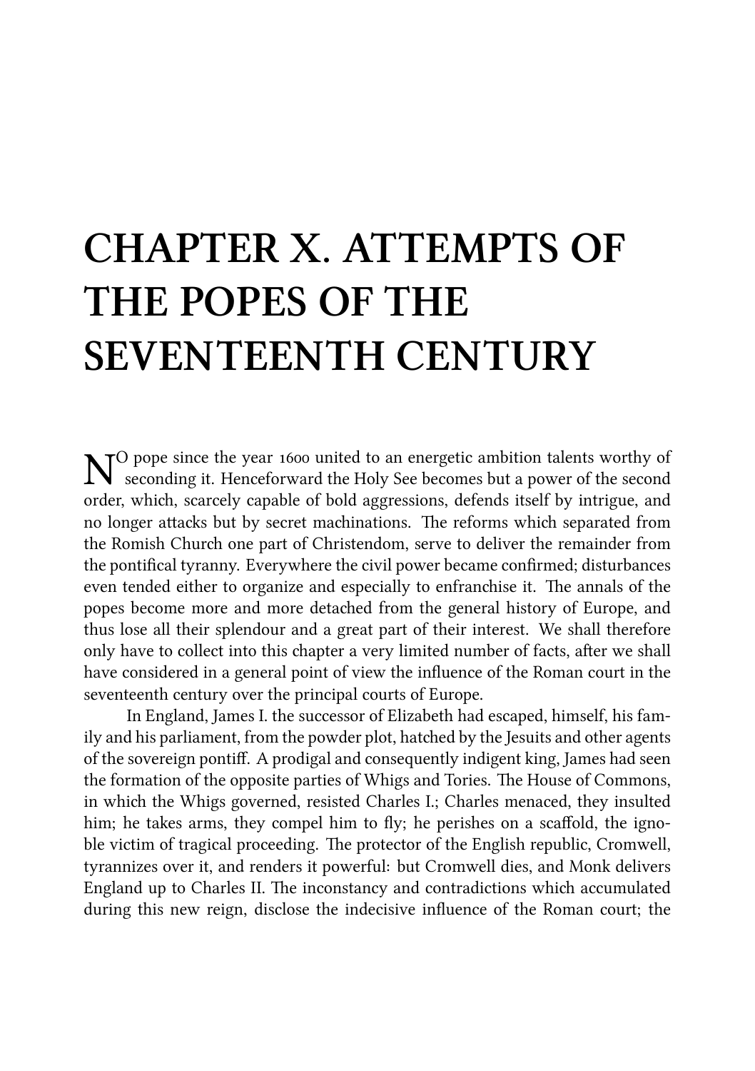# CHAPTER X. ATTEMPTS OF THE POPES OF THE SEVENTEENTH CENTURY

NO pope since the year 1600 united to an energetic ambition talents worthy of seconding it. Henceforward the Holy See becomes but a power of the second order, which, scarcely capable of bold aggressions, defends itself by intrigue, and no longer attacks but by secret machinations. The reforms which separated from the Romish Church one part of Christendom, serve to deliver the remainder from the pontifical tyranny. Everywhere the civil power became confirmed; disturbances even tended either to organize and especially to enfranchise it. The annals of the popes become more and more detached from the general history of Europe, and thus lose all their splendour and a great part of their interest. We shall therefore only have to collect into this chapter a very limited number of facts, after we shall have considered in a general point of view the influence of the Roman court in the seventeenth century over the principal courts of Europe.

In England, James I. the successor of Elizabeth had escaped, himself, his family and his parliament, from the powder plot, hatched by the Jesuits and other agents of the sovereign pontiff. A prodigal and consequently indigent king, James had seen the formation of the opposite parties of Whigs and Tories. The House of Commons, in which the Whigs governed, resisted Charles I.; Charles menaced, they insulted him; he takes arms, they compel him to fly; he perishes on a scaffold, the ignoble victim of tragical proceeding. The protector of the English republic, Cromwell, tyrannizes over it, and renders it powerful: but Cromwell dies, and Monk delivers England up to Charles II. The inconstancy and contradictions which accumulated during this new reign, disclose the indecisive influence of the Roman court; the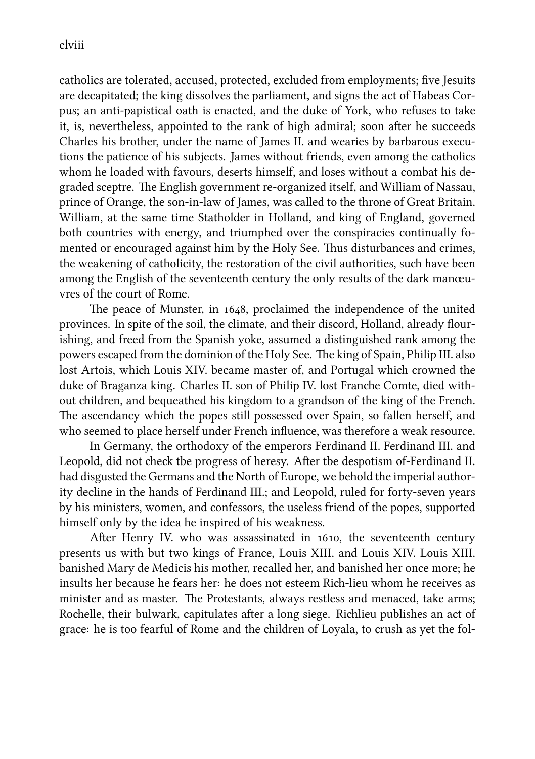catholics are tolerated, accused, protected, excluded from employments; five Jesuits are decapitated; the king dissolves the parliament, and signs the act of Habeas Corpus; an anti-papistical oath is enacted, and the duke of York, who refuses to take it, is, nevertheless, appointed to the rank of high admiral; soon after he succeeds Charles his brother, under the name of James II. and wearies by barbarous executions the patience of his subjects. James without friends, even among the catholics whom he loaded with favours, deserts himself, and loses without a combat his degraded sceptre. The English government re-organized itself, and William of Nassau, prince of Orange, the son-in-law of James, was called to the throne of Great Britain. William, at the same time Statholder in Holland, and king of England, governed both countries with energy, and triumphed over the conspiracies continually fomented or encouraged against him by the Holy See. Thus disturbances and crimes, the weakening of catholicity, the restoration of the civil authorities, such have been among the English of the seventeenth century the only results of the dark manœuvres of the court of Rome.

The peace of Munster, in 1648, proclaimed the independence of the united provinces. In spite of the soil, the climate, and their discord, Holland, already flourishing, and freed from the Spanish yoke, assumed a distinguished rank among the powers escaped from the dominion of the Holy See. The king of Spain, Philip III. also lost Artois, which Louis XIV. became master of, and Portugal which crowned the duke of Braganza king. Charles II. son of Philip IV. lost Franche Comte, died without children, and bequeathed his kingdom to a grandson of the king of the French. The ascendancy which the popes still possessed over Spain, so fallen herself, and who seemed to place herself under French influence, was therefore a weak resource.

In Germany, the orthodoxy of the emperors Ferdinand II. Ferdinand III. and Leopold, did not check tbe progress of heresy. After tbe despotism of-Ferdinand II. had disgusted the Germans and the North of Europe, we behold the imperial authority decline in the hands of Ferdinand III.; and Leopold, ruled for forty-seven years by his ministers, women, and confessors, the useless friend of the popes, supported himself only by the idea he inspired of his weakness.

After Henry IV. who was assassinated in 1610, the seventeenth century presents us with but two kings of France, Louis XIII. and Louis XIV. Louis XIII. banished Mary de Medicis his mother, recalled her, and banished her once more; he insults her because he fears her: he does not esteem Rich-lieu whom he receives as minister and as master. The Protestants, always restless and menaced, take arms; Rochelle, their bulwark, capitulates after a long siege. Richlieu publishes an act of grace: he is too fearful of Rome and the children of Loyala, to crush as yet the fol-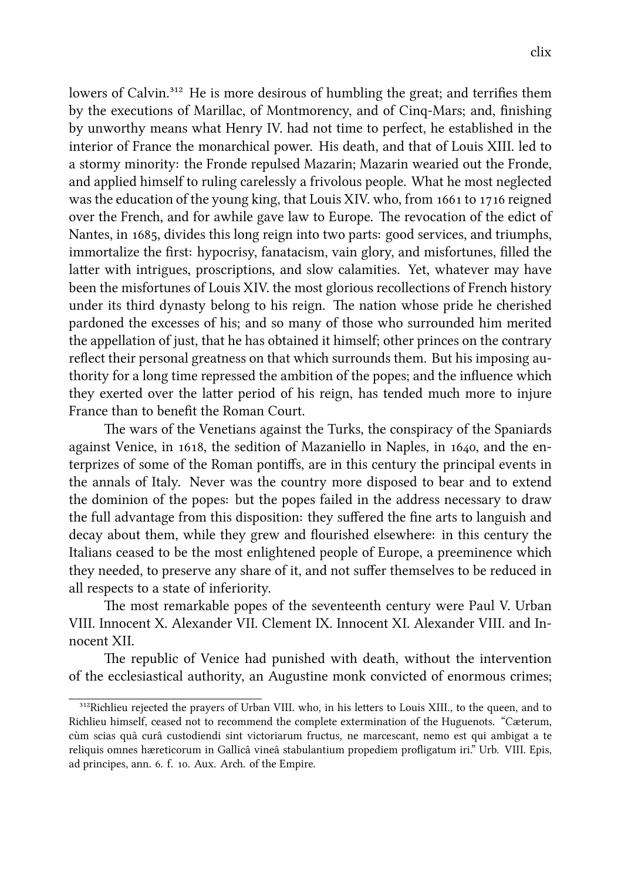lowers of Calvin.[312] He is more desirous of humbling the great; and terrifies them by the executions of Marillac, of Montmorency, and of Cinq-Mars; and, finishing by unworthy means what Henry IV. had not time to perfect, he established in the interior of France the monarchical power. His death, and that of Louis XIII. led to a stormy minority: the Fronde repulsed Mazarin; Mazarin wearied out the Fronde, and applied himself to ruling carelessly a frivolous people. What he most neglected was the education of the young king, that Louis XIV. who, from 1661 to 1716 reigned over the French, and for awhile gave law to Europe. The revocation of the edict of Nantes, in 1685, divides this long reign into two parts: good services, and triumphs, immortalize the first: hypocrisy, fanatacism, vain glory, and misfortunes, filled the latter with intrigues, proscriptions, and slow calamities. Yet, whatever may have been the misfortunes of Louis XIV. the most glorious recollections of French history under its third dynasty belong to his reign. The nation whose pride he cherished pardoned the excesses of his; and so many of those who surrounded him merited the appellation of just, that he has obtained it himself; other princes on the contrary reflect their personal greatness on that which surrounds them. But his imposing authority for a long time repressed the ambition of the popes; and the influence which they exerted over the latter period of his reign, has tended much more to injure France than to benefit the Roman Court.

The wars of the Venetians against the Turks, the conspiracy of the Spaniards against Venice, in 1618, the sedition of Mazaniello in Naples, in 1640, and the enterprizes of some of the Roman pontiffs, are in this century the principal events in the annals of Italy. Never was the country more disposed to bear and to extend the dominion of the popes: but the popes failed in the address necessary to draw the full advantage from this disposition: they suffered the fine arts to languish and decay about them, while they grew and flourished elsewhere: in this century the Italians ceased to be the most enlightened people of Europe, a preeminence which they needed, to preserve any share of it, and not suffer themselves to be reduced in all respects to a state of inferiority.

The most remarkable popes of the seventeenth century were Paul V. Urban VIII. Innocent X. Alexander VII. Clement IX. Innocent XI. Alexander VIII. and Innocent XII.

The republic of Venice had punished with death, without the intervention of the ecclesiastical authority, an Augustine monk convicted of enormous crimes;

---

[312] Richlieu rejected the prayers of Urban VIII. who, in his letters to Louis XIII., to the queen, and to Richlieu himself, ceased not to recommend the complete extermination of the Huguenots. "Cæterum, cùm scias quâ curâ custodiendi sint victoriarum fructus, ne marcescant, nemo est qui ambigat a te reliquis omnes hæreticorum in Gallicâ vineâ stabulantium propediem profligatum iri." Urb. VIII. Epis, ad principes, ann. 6. f. 10. Aux. Arch. of the Empire.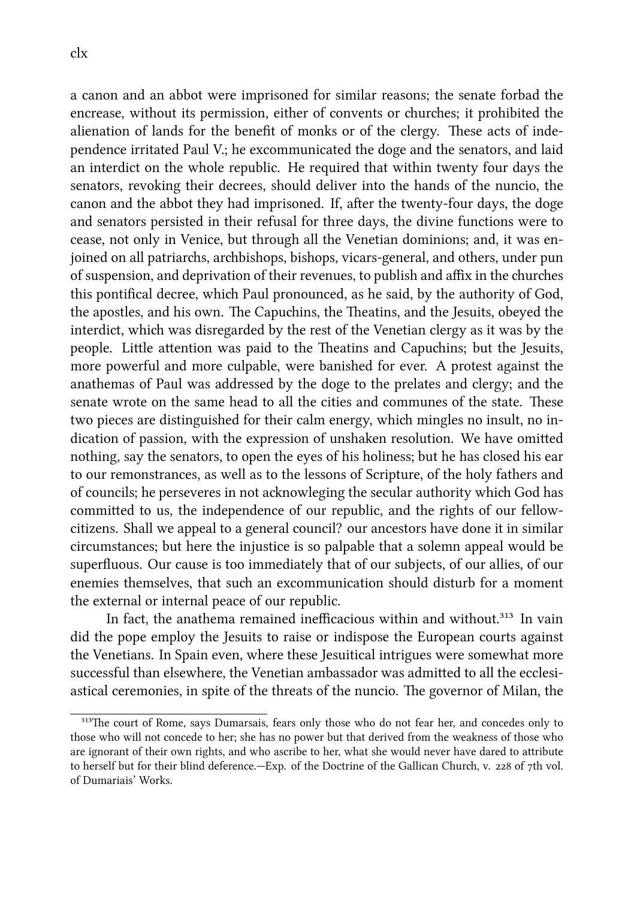a canon and an abbot were imprisoned for similar reasons; the senate forbad the encrease, without its permission, either of convents or churches; it prohibited the alienation of lands for the benefit of monks or of the clergy. These acts of independence irritated Paul V.; he excommunicated the doge and the senators, and laid an interdict on the whole republic. He required that within twenty four days the senators, revoking their decrees, should deliver into the hands of the nuncio, the canon and the abbot they had imprisoned. If, after the twenty-four days, the doge and senators persisted in their refusal for three days, the divine functions were to cease, not only in Venice, but through all the Venetian dominions; and, it was enjoined on all patriarchs, archbishops, bishops, vicars-general, and others, under pun of suspension, and deprivation of their revenues, to publish and affix in the churches this pontifical decree, which Paul pronounced, as he said, by the authority of God, the apostles, and his own. The Capuchins, the Theatins, and the Jesuits, obeyed the interdict, which was disregarded by the rest of the Venetian clergy as it was by the people. Little attention was paid to the Theatins and Capuchins; but the Jesuits, more powerful and more culpable, were banished for ever. A protest against the anathemas of Paul was addressed by the doge to the prelates and clergy; and the senate wrote on the same head to all the cities and communes of the state. These two pieces are distinguished for their calm energy, which mingles no insult, no indication of passion, with the expression of unshaken resolution. We have omitted nothing, say the senators, to open the eyes of his holiness; but he has closed his ear to our remonstrances, as well as to the lessons of Scripture, of the holy fathers and of councils; he perseveres in not acknowleging the secular authority which God has committed to us, the independence of our republic, and the rights of our fellow-citizens. Shall we appeal to a general council? our ancestors have done it in similar circumstances; but here the injustice is so palpable that a solemn appeal would be superfluous. Our cause is too immediately that of our subjects, of our allies, of our enemies themselves, that such an excommunication should disturb for a moment the external or internal peace of our republic.

In fact, the anathema remained inefficacious within and without.[313] In vain did the pope employ the Jesuits to raise or indispose the European courts against the Venetians. In Spain even, where these Jesuitical intrigues were somewhat more successful than elsewhere, the Venetian ambassador was admitted to all the ecclesiastical ceremonies, in spite of the threats of the nuncio. The governor of Milan, the

[313]The court of Rome, says Dumarsais, fears only those who do not fear her, and concedes only to those who will not concede to her; she has no power but that derived from the weakness of those who are ignorant of their own rights, and who ascribe to her, what she would never have dared to attribute to herself but for their blind deference.—Exp. of the Doctrine of the Gallican Church, v. 228 of 7th vol. of Dumariais' Works.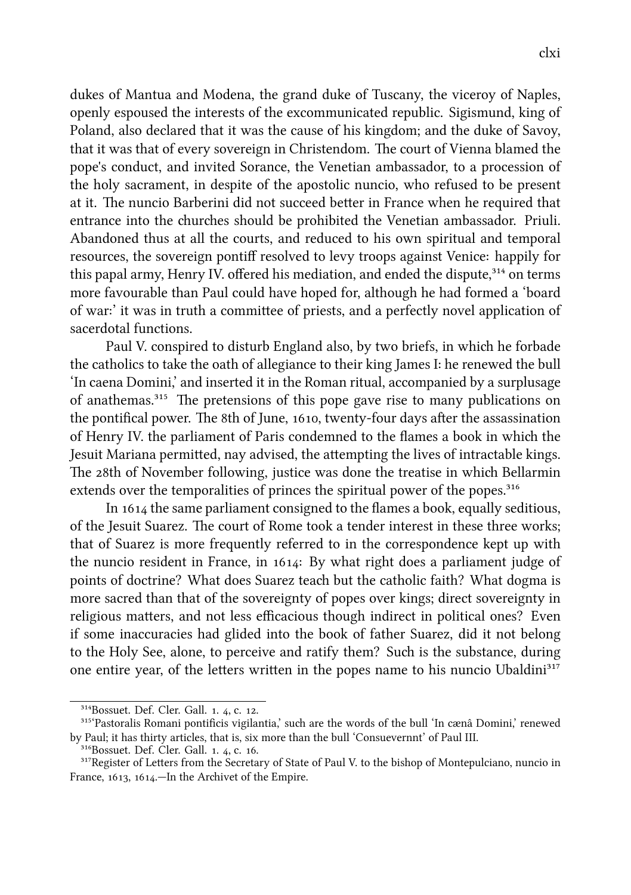dukes of Mantua and Modena, the grand duke of Tuscany, the viceroy of Naples, openly espoused the interests of the excommunicated republic. Sigismund, king of Poland, also declared that it was the cause of his kingdom; and the duke of Savoy, that it was that of every sovereign in Christendom. The court of Vienna blamed the pope's conduct, and invited Sorance, the Venetian ambassador, to a procession of the holy sacrament, in despite of the apostolic nuncio, who refused to be present at it. The nuncio Barberini did not succeed better in France when he required that entrance into the churches should be prohibited the Venetian ambassador. Priuli. Abandoned thus at all the courts, and reduced to his own spiritual and temporal resources, the sovereign pontiff resolved to levy troops against Venice: happily for this papal army, Henry IV. offered his mediation, and ended the dispute,[314] on terms more favourable than Paul could have hoped for, although he had formed a 'board of war:' it was in truth a committee of priests, and a perfectly novel application of sacerdotal functions.

Paul V. conspired to disturb England also, by two briefs, in which he forbade the catholics to take the oath of allegiance to their king James I: he renewed the bull 'In caena Domini,' and inserted it in the Roman ritual, accompanied by a surplusage of anathemas.[315] The pretensions of this pope gave rise to many publications on the pontifical power. The 8th of June, 1610, twenty-four days after the assassination of Henry IV. the parliament of Paris condemned to the flames a book in which the Jesuit Mariana permitted, nay advised, the attempting the lives of intractable kings. The 28th of November following, justice was done the treatise in which Bellarmin extends over the temporalities of princes the spiritual power of the popes.[316]

In 1614 the same parliament consigned to the flames a book, equally seditious, of the Jesuit Suarez. The court of Rome took a tender interest in these three works; that of Suarez is more frequently referred to in the correspondence kept up with the nuncio resident in France, in 1614: By what right does a parliament judge of points of doctrine? What does Suarez teach but the catholic faith? What dogma is more sacred than that of the sovereignty of popes over kings; direct sovereignty in religious matters, and not less efficacious though indirect in political ones? Even if some inaccuracies had glided into the book of father Suarez, did it not belong to the Holy See, alone, to perceive and ratify them? Such is the substance, during one entire year, of the letters written in the popes name to his nuncio Ubaldini[317]

---

[314] Bossuet. Def. Cler. Gall. 1. 4, c. 12.

[315] 'Pastoralis Romani pontificis vigilantia,' such are the words of the bull 'In cænâ Domini,' renewed by Paul; it has thirty articles, that is, six more than the bull 'Consuevernnt' of Paul III.

[316] Bossuet. Def. Cler. Gall. 1. 4, c. 16.

[317] Register of Letters from the Secretary of State of Paul V. to the bishop of Montepulciano, nuncio in France, 1613, 1614.—In the Archivet of the Empire.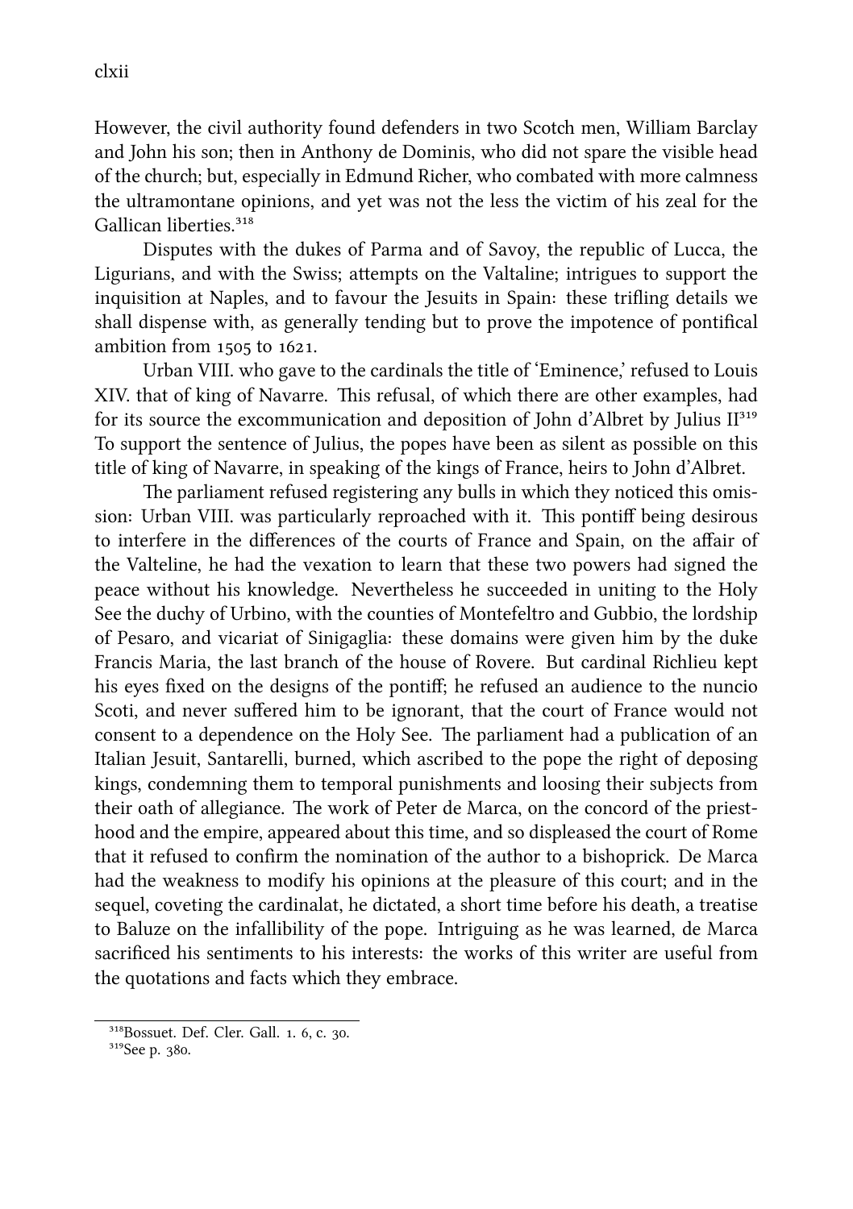However, the civil authority found defenders in two Scotch men, William Barclay and John his son; then in Anthony de Dominis, who did not spare the visible head of the church; but, especially in Edmund Richer, who combated with more calmness the ultramontane opinions, and yet was not the less the victim of his zeal for the Gallican liberties.[318]

Disputes with the dukes of Parma and of Savoy, the republic of Lucca, the Ligurians, and with the Swiss; attempts on the Valtaline; intrigues to support the inquisition at Naples, and to favour the Jesuits in Spain: these trifling details we shall dispense with, as generally tending but to prove the impotence of pontifical ambition from 1505 to 1621.

Urban VIII. who gave to the cardinals the title of 'Eminence,' refused to Louis XIV. that of king of Navarre. This refusal, of which there are other examples, had for its source the excommunication and deposition of John d'Albret by Julius II[319] To support the sentence of Julius, the popes have been as silent as possible on this title of king of Navarre, in speaking of the kings of France, heirs to John d'Albret.

The parliament refused registering any bulls in which they noticed this omission: Urban VIII. was particularly reproached with it. This pontiff being desirous to interfere in the differences of the courts of France and Spain, on the affair of the Valteline, he had the vexation to learn that these two powers had signed the peace without his knowledge. Nevertheless he succeeded in uniting to the Holy See the duchy of Urbino, with the counties of Montefeltro and Gubbio, the lordship of Pesaro, and vicariat of Sinigaglia: these domains were given him by the duke Francis Maria, the last branch of the house of Rovere. But cardinal Richlieu kept his eyes fixed on the designs of the pontiff; he refused an audience to the nuncio Scoti, and never suffered him to be ignorant, that the court of France would not consent to a dependence on the Holy See. The parliament had a publication of an Italian Jesuit, Santarelli, burned, which ascribed to the pope the right of deposing kings, condemning them to temporal punishments and loosing their subjects from their oath of allegiance. The work of Peter de Marca, on the concord of the priesthood and the empire, appeared about this time, and so displeased the court of Rome that it refused to confirm the nomination of the author to a bishoprick. De Marca had the weakness to modify his opinions at the pleasure of this court; and in the sequel, coveting the cardinalat, he dictated, a short time before his death, a treatise to Baluze on the infallibility of the pope. Intriguing as he was learned, de Marca sacrificed his sentiments to his interests: the works of this writer are useful from the quotations and facts which they embrace.

---

[318] Bossuet. Def. Cler. Gall. 1. 6, c. 30.

[319] See p. 380.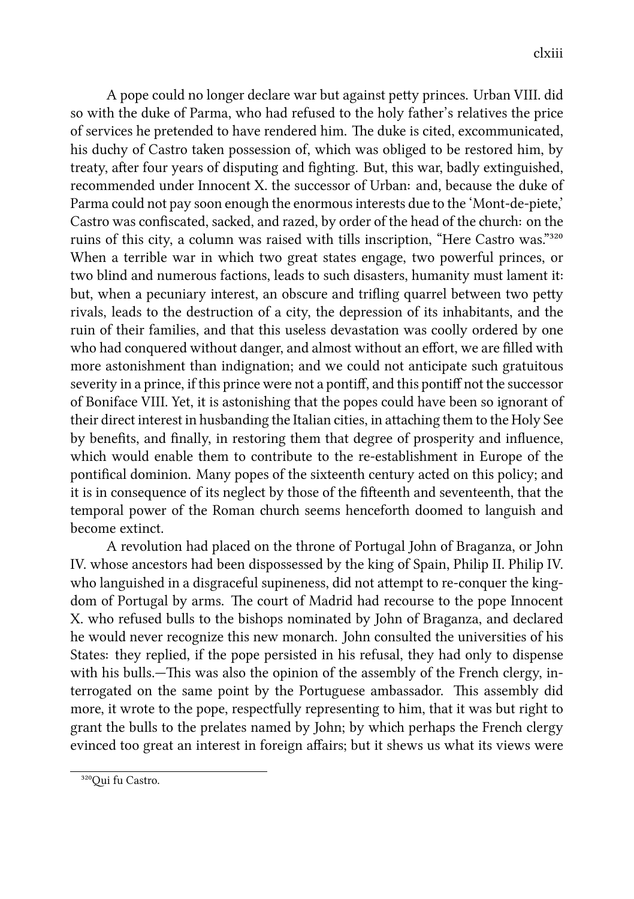A pope could no longer declare war but against petty princes. Urban VIII. did so with the duke of Parma, who had refused to the holy father's relatives the price of services he pretended to have rendered him. The duke is cited, excommunicated, his duchy of Castro taken possession of, which was obliged to be restored him, by treaty, after four years of disputing and fighting. But, this war, badly extinguished, recommended under Innocent X. the successor of Urban: and, because the duke of Parma could not pay soon enough the enormous interests due to the 'Mont-de-piete,' Castro was confiscated, sacked, and razed, by order of the head of the church: on the ruins of this city, a column was raised with tills inscription, "Here Castro was."[320] When a terrible war in which two great states engage, two powerful princes, or two blind and numerous factions, leads to such disasters, humanity must lament it: but, when a pecuniary interest, an obscure and trifling quarrel between two petty rivals, leads to the destruction of a city, the depression of its inhabitants, and the ruin of their families, and that this useless devastation was coolly ordered by one who had conquered without danger, and almost without an effort, we are filled with more astonishment than indignation; and we could not anticipate such gratuitous severity in a prince, if this prince were not a pontiff, and this pontiff not the successor of Boniface VIII. Yet, it is astonishing that the popes could have been so ignorant of their direct interest in husbanding the Italian cities, in attaching them to the Holy See by benefits, and finally, in restoring them that degree of prosperity and influence, which would enable them to contribute to the re-establishment in Europe of the pontifical dominion. Many popes of the sixteenth century acted on this policy; and it is in consequence of its neglect by those of the fifteenth and seventeenth, that the temporal power of the Roman church seems henceforth doomed to languish and become extinct.

A revolution had placed on the throne of Portugal John of Braganza, or John IV. whose ancestors had been dispossessed by the king of Spain, Philip II. Philip IV. who languished in a disgraceful supineness, did not attempt to re-conquer the kingdom of Portugal by arms. The court of Madrid had recourse to the pope Innocent X. who refused bulls to the bishops nominated by John of Braganza, and declared he would never recognize this new monarch. John consulted the universities of his States: they replied, if the pope persisted in his refusal, they had only to dispense with his bulls.—This was also the opinion of the assembly of the French clergy, interrogated on the same point by the Portuguese ambassador. This assembly did more, it wrote to the pope, respectfully representing to him, that it was but right to grant the bulls to the prelates named by John; by which perhaps the French clergy evinced too great an interest in foreign affairs; but it shews us what its views were

[320] Qui fu Castro.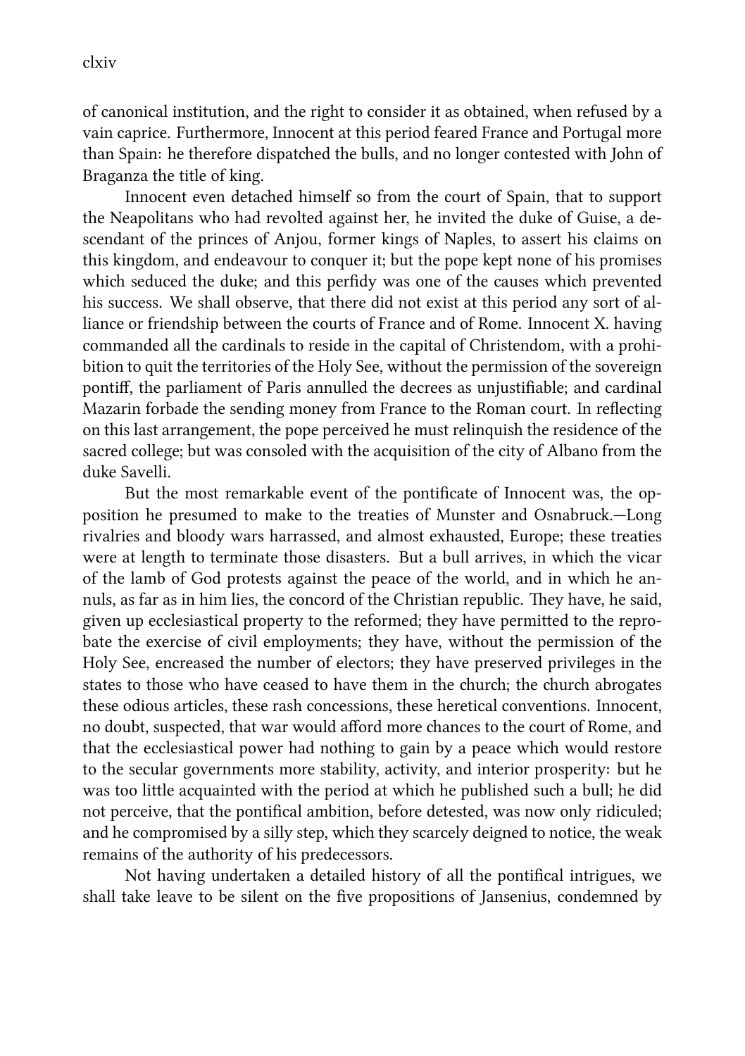of canonical institution, and the right to consider it as obtained, when refused by a vain caprice. Furthermore, Innocent at this period feared France and Portugal more than Spain: he therefore dispatched the bulls, and no longer contested with John of Braganza the title of king.

Innocent even detached himself so from the court of Spain, that to support the Neapolitans who had revolted against her, he invited the duke of Guise, a descendant of the princes of Anjou, former kings of Naples, to assert his claims on this kingdom, and endeavour to conquer it; but the pope kept none of his promises which seduced the duke; and this perfidy was one of the causes which prevented his success. We shall observe, that there did not exist at this period any sort of alliance or friendship between the courts of France and of Rome. Innocent X. having commanded all the cardinals to reside in the capital of Christendom, with a prohibition to quit the territories of the Holy See, without the permission of the sovereign pontiff, the parliament of Paris annulled the decrees as unjustifiable; and cardinal Mazarin forbade the sending money from France to the Roman court. In reflecting on this last arrangement, the pope perceived he must relinquish the residence of the sacred college; but was consoled with the acquisition of the city of Albano from the duke Savelli.

But the most remarkable event of the pontificate of Innocent was, the opposition he presumed to make to the treaties of Munster and Osnabruck.—Long rivalries and bloody wars harrassed, and almost exhausted, Europe; these treaties were at length to terminate those disasters. But a bull arrives, in which the vicar of the lamb of God protests against the peace of the world, and in which he annuls, as far as in him lies, the concord of the Christian republic. They have, he said, given up ecclesiastical property to the reformed; they have permitted to the reprobate the exercise of civil employments; they have, without the permission of the Holy See, encreased the number of electors; they have preserved privileges in the states to those who have ceased to have them in the church; the church abrogates these odious articles, these rash concessions, these heretical conventions. Innocent, no doubt, suspected, that war would afford more chances to the court of Rome, and that the ecclesiastical power had nothing to gain by a peace which would restore to the secular governments more stability, activity, and interior prosperity: but he was too little acquainted with the period at which he published such a bull; he did not perceive, that the pontifical ambition, before detested, was now only ridiculed; and he compromised by a silly step, which they scarcely deigned to notice, the weak remains of the authority of his predecessors.

Not having undertaken a detailed history of all the pontifical intrigues, we shall take leave to be silent on the five propositions of Jansenius, condemned by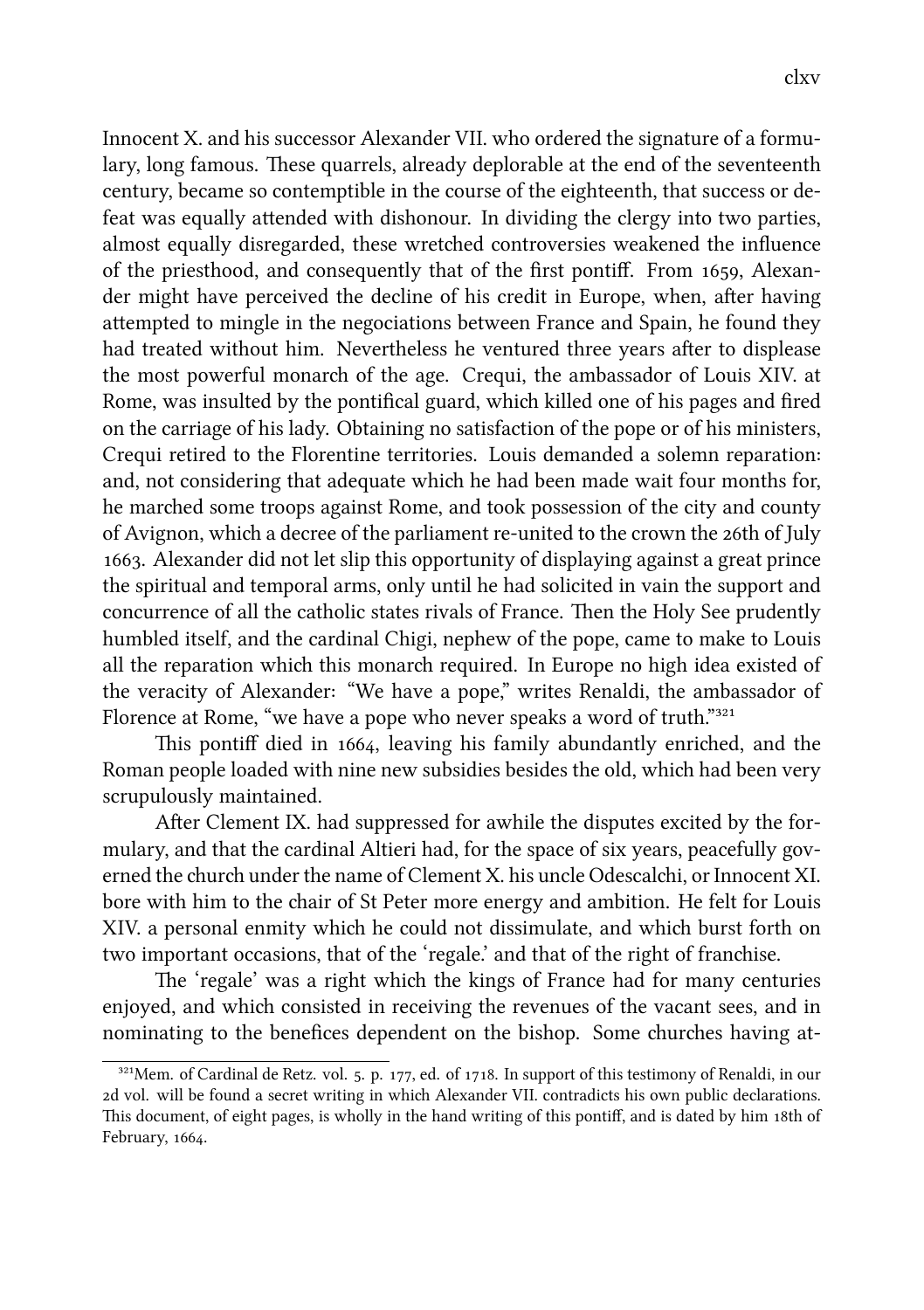Innocent X. and his successor Alexander VII. who ordered the signature of a formulary, long famous. These quarrels, already deplorable at the end of the seventeenth century, became so contemptible in the course of the eighteenth, that success or defeat was equally attended with dishonour. In dividing the clergy into two parties, almost equally disregarded, these wretched controversies weakened the influence of the priesthood, and consequently that of the first pontiff. From 1659, Alexander might have perceived the decline of his credit in Europe, when, after having attempted to mingle in the negociations between France and Spain, he found they had treated without him. Nevertheless he ventured three years after to displease the most powerful monarch of the age. Crequi, the ambassador of Louis XIV. at Rome, was insulted by the pontifical guard, which killed one of his pages and fired on the carriage of his lady. Obtaining no satisfaction of the pope or of his ministers, Crequi retired to the Florentine territories. Louis demanded a solemn reparation: and, not considering that adequate which he had been made wait four months for, he marched some troops against Rome, and took possession of the city and county of Avignon, which a decree of the parliament re-united to the crown the 26th of July 1663. Alexander did not let slip this opportunity of displaying against a great prince the spiritual and temporal arms, only until he had solicited in vain the support and concurrence of all the catholic states rivals of France. Then the Holy See prudently humbled itself, and the cardinal Chigi, nephew of the pope, came to make to Louis all the reparation which this monarch required. In Europe no high idea existed of the veracity of Alexander: "We have a pope," writes Renaldi, the ambassador of Florence at Rome, "we have a pope who never speaks a word of truth."[321]

This pontiff died in 1664, leaving his family abundantly enriched, and the Roman people loaded with nine new subsidies besides the old, which had been very scrupulously maintained.

After Clement IX. had suppressed for awhile the disputes excited by the formulary, and that the cardinal Altieri had, for the space of six years, peacefully governed the church under the name of Clement X. his uncle Odescalchi, or Innocent XI. bore with him to the chair of St Peter more energy and ambition. He felt for Louis XIV. a personal enmity which he could not dissimulate, and which burst forth on two important occasions, that of the 'regale.' and that of the right of franchise.

The 'regale' was a right which the kings of France had for many centuries enjoyed, and which consisted in receiving the revenues of the vacant sees, and in nominating to the benefices dependent on the bishop. Some churches having at-

[321] Mem. of Cardinal de Retz. vol. 5. p. 177, ed. of 1718. In support of this testimony of Renaldi, in our 2d vol. will be found a secret writing in which Alexander VII. contradicts his own public declarations. This document, of eight pages, is wholly in the hand writing of this pontiff, and is dated by him 18th of February, 1664.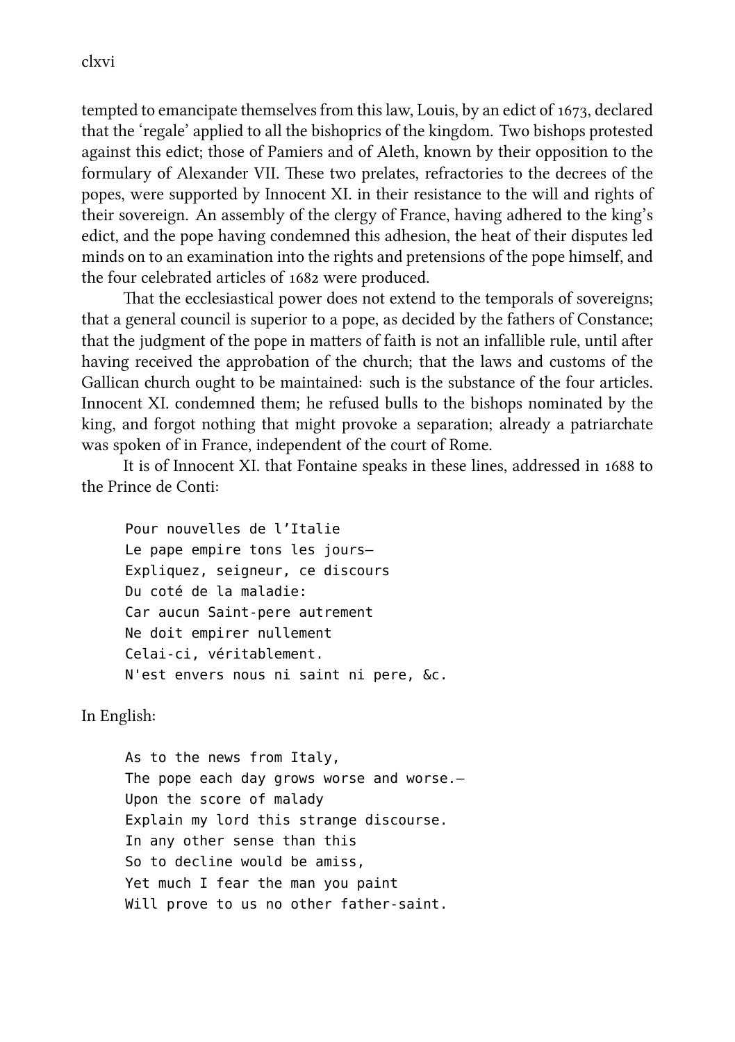tempted to emancipate themselves from this law, Louis, by an edict of 1673, declared that the 'regale' applied to all the bishoprics of the kingdom. Two bishops protested against this edict; those of Pamiers and of Aleth, known by their opposition to the formulary of Alexander VII. These two prelates, refractories to the decrees of the popes, were supported by Innocent XI. in their resistance to the will and rights of their sovereign. An assembly of the clergy of France, having adhered to the king's edict, and the pope having condemned this adhesion, the heat of their disputes led minds on to an examination into the rights and pretensions of the pope himself, and the four celebrated articles of 1682 were produced.

That the ecclesiastical power does not extend to the temporals of sovereigns; that a general council is superior to a pope, as decided by the fathers of Constance; that the judgment of the pope in matters of faith is not an infallible rule, until after having received the approbation of the church; that the laws and customs of the Gallican church ought to be maintained: such is the substance of the four articles. Innocent XI. condemned them; he refused bulls to the bishops nominated by the king, and forgot nothing that might provoke a separation; already a patriarchate was spoken of in France, independent of the court of Rome.

It is of Innocent XI. that Fontaine speaks in these lines, addressed in 1688 to the Prince de Conti:

```
Pour nouvelles de l'Italie
Le pape empire tons les jours—
Expliquez, seigneur, ce discours
Du coté de la maladie:
Car aucun Saint-pere autrement
Ne doit empirer nullement
Celai-ci, véritablement.
N'est envers nous ni saint ni pere, &c.
```

In English:

```
As to the news from Italy,
The pope each day grows worse and worse.—
Upon the score of malady
Explain my lord this strange discourse.
In any other sense than this
So to decline would be amiss,
Yet much I fear the man you paint
Will prove to us no other father-saint.
```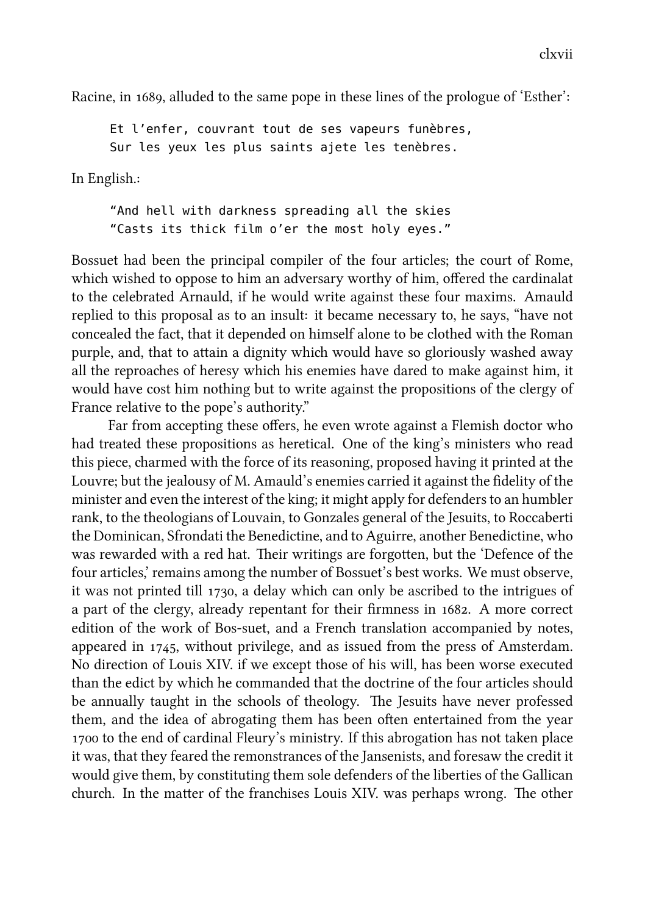Racine, in 1689, alluded to the same pope in these lines of the prologue of 'Esther':

```
Et l'enfer, couvrant tout de ses vapeurs funèbres,
Sur les yeux les plus saints ajete les tenèbres.
```

In English.:

```
"And hell with darkness spreading all the skies
"Casts its thick film o'er the most holy eyes."
```

Bossuet had been the principal compiler of the four articles; the court of Rome, which wished to oppose to him an adversary worthy of him, offered the cardinalat to the celebrated Arnauld, if he would write against these four maxims. Amauld replied to this proposal as to an insult: it became necessary to, he says, "have not concealed the fact, that it depended on himself alone to be clothed with the Roman purple, and, that to attain a dignity which would have so gloriously washed away all the reproaches of heresy which his enemies have dared to make against him, it would have cost him nothing but to write against the propositions of the clergy of France relative to the pope's authority."

Far from accepting these offers, he even wrote against a Flemish doctor who had treated these propositions as heretical. One of the king's ministers who read this piece, charmed with the force of its reasoning, proposed having it printed at the Louvre; but the jealousy of M. Amauld's enemies carried it against the fidelity of the minister and even the interest of the king; it might apply for defenders to an humbler rank, to the theologians of Louvain, to Gonzales general of the Jesuits, to Roccaberti the Dominican, Sfrondati the Benedictine, and to Aguirre, another Benedictine, who was rewarded with a red hat. Their writings are forgotten, but the 'Defence of the four articles,' remains among the number of Bossuet's best works. We must observe, it was not printed till 1730, a delay which can only be ascribed to the intrigues of a part of the clergy, already repentant for their firmness in 1682. A more correct edition of the work of Bos-suet, and a French translation accompanied by notes, appeared in 1745, without privilege, and as issued from the press of Amsterdam. No direction of Louis XIV. if we except those of his will, has been worse executed than the edict by which he commanded that the doctrine of the four articles should be annually taught in the schools of theology. The Jesuits have never professed them, and the idea of abrogating them has been often entertained from the year 1700 to the end of cardinal Fleury's ministry. If this abrogation has not taken place it was, that they feared the remonstrances of the Jansenists, and foresaw the credit it would give them, by constituting them sole defenders of the liberties of the Gallican church. In the matter of the franchises Louis XIV. was perhaps wrong. The other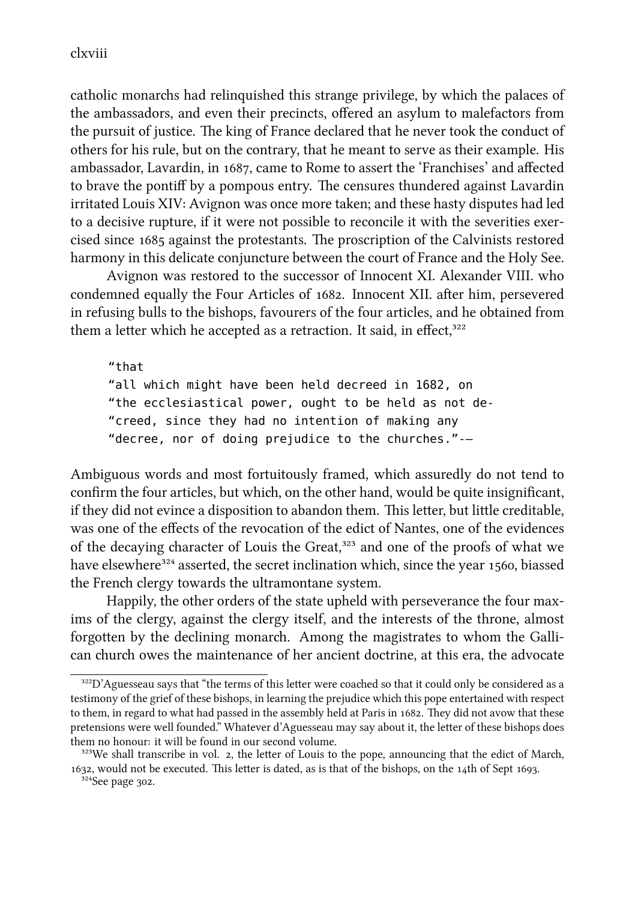catholic monarchs had relinquished this strange privilege, by which the palaces of the ambassadors, and even their precincts, offered an asylum to malefactors from the pursuit of justice. The king of France declared that he never took the conduct of others for his rule, but on the contrary, that he meant to serve as their example. His ambassador, Lavardin, in 1687, came to Rome to assert the 'Franchises' and affected to brave the pontiff by a pompous entry. The censures thundered against Lavardin irritated Louis XIV: Avignon was once more taken; and these hasty disputes had led to a decisive rupture, if it were not possible to reconcile it with the severities exercised since 1685 against the protestants. The proscription of the Calvinists restored harmony in this delicate conjuncture between the court of France and the Holy See.

Avignon was restored to the successor of Innocent XI. Alexander VIII. who condemned equally the Four Articles of 1682. Innocent XII. after him, persevered in refusing bulls to the bishops, favourers of the four articles, and he obtained from them a letter which he accepted as a retraction. It said, in effect,[322]

```
"that
"all which might have been held decreed in 1682, on
"the ecclesiastical power, ought to be held as not de-
"creed, since they had no intention of making any
"decree, nor of doing prejudice to the churches."-—
```

Ambiguous words and most fortuitously framed, which assuredly do not tend to confirm the four articles, but which, on the other hand, would be quite insignificant, if they did not evince a disposition to abandon them. This letter, but little creditable, was one of the effects of the revocation of the edict of Nantes, one of the evidences of the decaying character of Louis the Great,[323] and one of the proofs of what we have elsewhere[324] asserted, the secret inclination which, since the year 1560, biassed the French clergy towards the ultramontane system.

Happily, the other orders of the state upheld with perseverance the four maxims of the clergy, against the clergy itself, and the interests of the throne, almost forgotten by the declining monarch. Among the magistrates to whom the Gallican church owes the maintenance of her ancient doctrine, at this era, the advocate

---

[322] D'Aguesseau says that "the terms of this letter were coached so that it could only be considered as a testimony of the grief of these bishops, in learning the prejudice which this pope entertained with respect to them, in regard to what had passed in the assembly held at Paris in 1682. They did not avow that these pretensions were well founded." Whatever d'Aguesseau may say about it, the letter of these bishops does them no honour: it will be found in our second volume.

[323] We shall transcribe in vol. 2, the letter of Louis to the pope, announcing that the edict of March, 1632, would not be executed. This letter is dated, as is that of the bishops, on the 14th of Sept 1693.

[324] See page 302.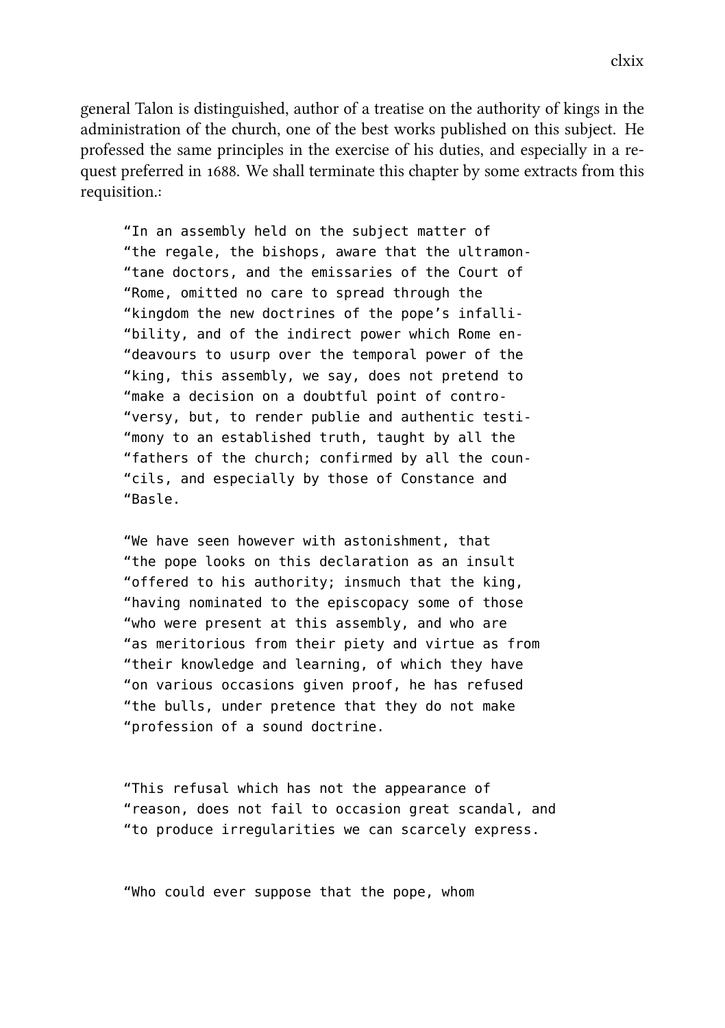general Talon is distinguished, author of a treatise on the authority of kings in the administration of the church, one of the best works published on this subject. He professed the same principles in the exercise of his duties, and especially in a request preferred in 1688. We shall terminate this chapter by some extracts from this requisition.:

> "In an assembly held on the subject matter of "the regale, the bishops, aware that the ultramon-"tane doctors, and the emissaries of the Court of "Rome, omitted no care to spread through the "kingdom the new doctrines of the pope's infalli-"bility, and of the indirect power which Rome en-"deavours to usurp over the temporal power of the "king, this assembly, we say, does not pretend to "make a decision on a doubtful point of contro-"versy, but, to render publie and authentic testi-"mony to an established truth, taught by all the "fathers of the church; confirmed by all the coun-"cils, and especially by those of Constance and "Basle.
>
> "We have seen however with astonishment, that "the pope looks on this declaration as an insult "offered to his authority; insmuch that the king, "having nominated to the episcopacy some of those "who were present at this assembly, and who are "as meritorious from their piety and virtue as from "their knowledge and learning, of which they have "on various occasions given proof, he has refused "the bulls, under pretence that they do not make "profession of a sound doctrine.
>
> "This refusal which has not the appearance of "reason, does not fail to occasion great scandal, and "to produce irregularities we can scarcely express.
>
> "Who could ever suppose that the pope, whom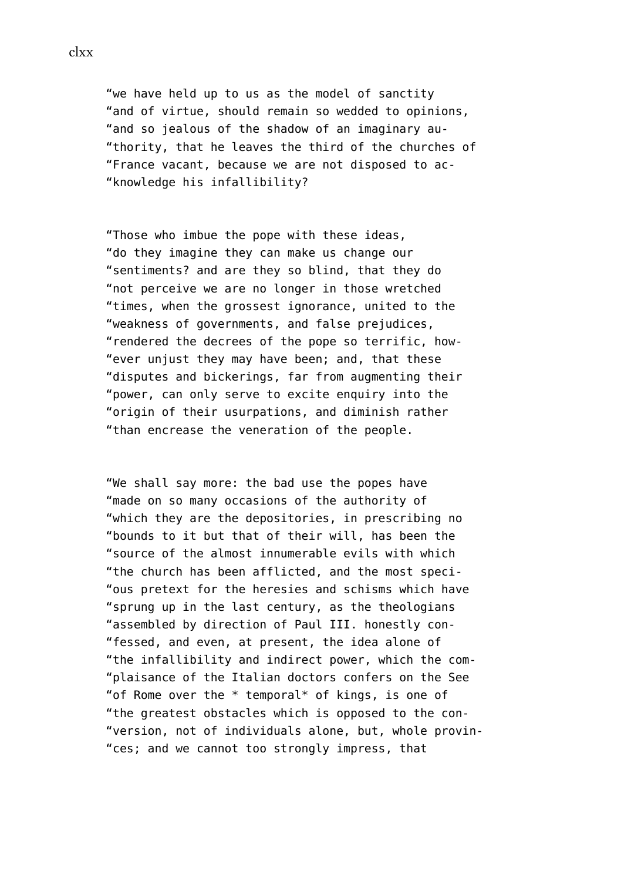"we have held up to us as the model of sanctity
"and of virtue, should remain so wedded to opinions,
"and so jealous of the shadow of an imaginary au-
"thority, that he leaves the third of the churches of
"France vacant, because we are not disposed to ac-
"knowledge his infallibility?

"Those who imbue the pope with these ideas,
"do they imagine they can make us change our
"sentiments? and are they so blind, that they do
"not perceive we are no longer in those wretched
"times, when the grossest ignorance, united to the
"weakness of governments, and false prejudices,
"rendered the decrees of the pope so terrific, how-
"ever unjust they may have been; and, that these
"disputes and bickerings, far from augmenting their
"power, can only serve to excite enquiry into the
"origin of their usurpations, and diminish rather
"than encrease the veneration of the people.

"We shall say more: the bad use the popes have
"made on so many occasions of the authority of
"which they are the depositories, in prescribing no
"bounds to it but that of their will, has been the
"source of the almost innumerable evils with which
"the church has been afflicted, and the most speci-
"ous pretext for the heresies and schisms which have
"sprung up in the last century, as the theologians
"assembled by direction of Paul III. honestly con-
"fessed, and even, at present, the idea alone of
"the infallibility and indirect power, which the com-
"plaisance of the Italian doctors confers on the See
"of Rome over the * temporal* of kings, is one of
"the greatest obstacles which is opposed to the con-
"version, not of individuals alone, but, whole provin-
"ces; and we cannot too strongly impress, that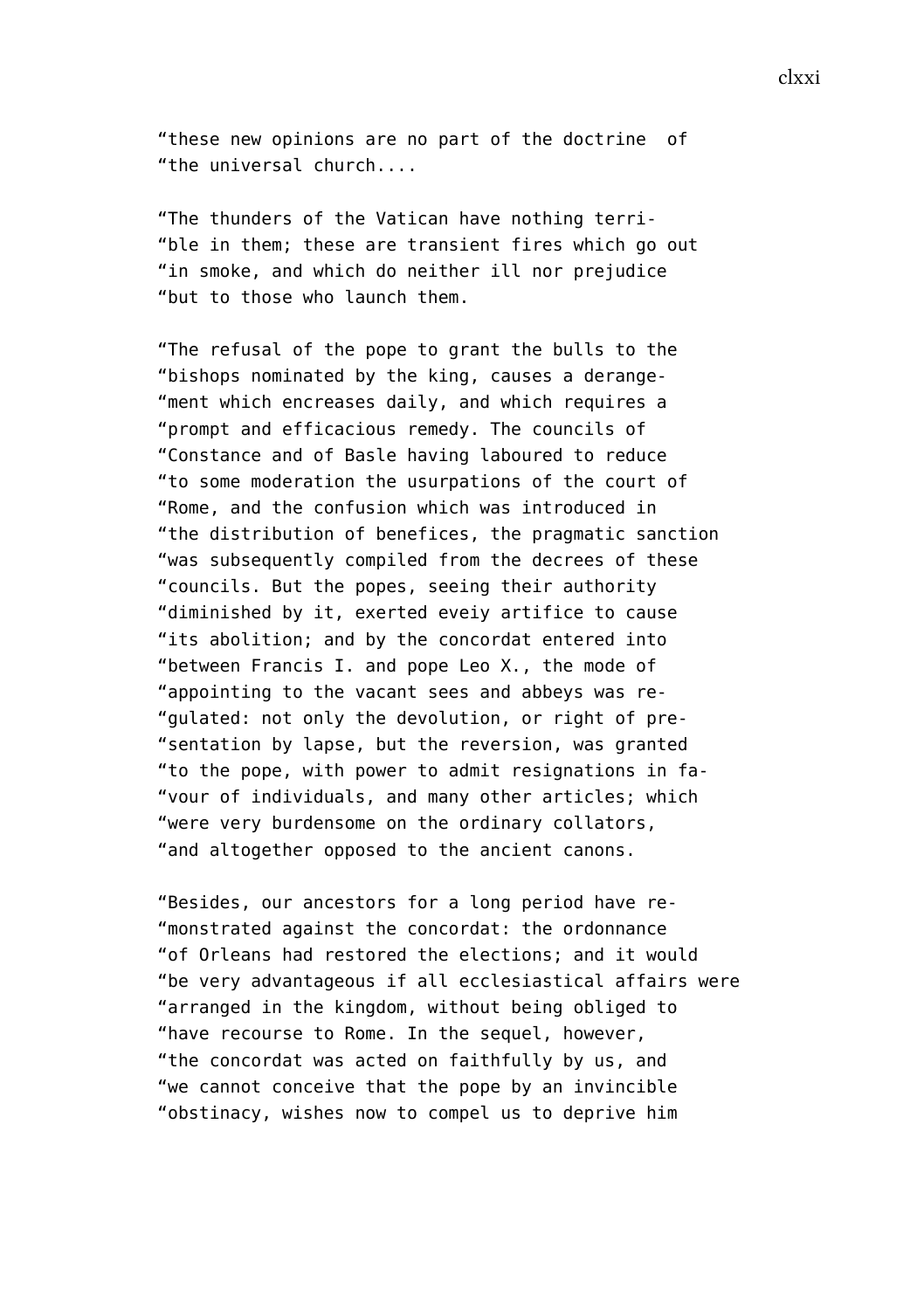"these new opinions are no part of the doctrine of "the universal church....

"The thunders of the Vatican have nothing terri- "ble in them; these are transient fires which go out "in smoke, and which do neither ill nor prejudice "but to those who launch them.

"The refusal of the pope to grant the bulls to the "bishops nominated by the king, causes a derange- "ment which encreases daily, and which requires a "prompt and efficacious remedy. The councils of "Constance and of Basle having laboured to reduce "to some moderation the usurpations of the court of "Rome, and the confusion which was introduced in "the distribution of benefices, the pragmatic sanction "was subsequently compiled from the decrees of these "councils. But the popes, seeing their authority "diminished by it, exerted eveiy artifice to cause "its abolition; and by the concordat entered into "between Francis I. and pope Leo X., the mode of "appointing to the vacant sees and abbeys was re- "gulated: not only the devolution, or right of pre- "sentation by lapse, but the reversion, was granted "to the pope, with power to admit resignations in fa- "vour of individuals, and many other articles; which "were very burdensome on the ordinary collators, "and altogether opposed to the ancient canons.

"Besides, our ancestors for a long period have re- "monstrated against the concordat: the ordonnance "of Orleans had restored the elections; and it would "be very advantageous if all ecclesiastical affairs were "arranged in the kingdom, without being obliged to "have recourse to Rome. In the sequel, however, "the concordat was acted on faithfully by us, and "we cannot conceive that the pope by an invincible "obstinacy, wishes now to compel us to deprive him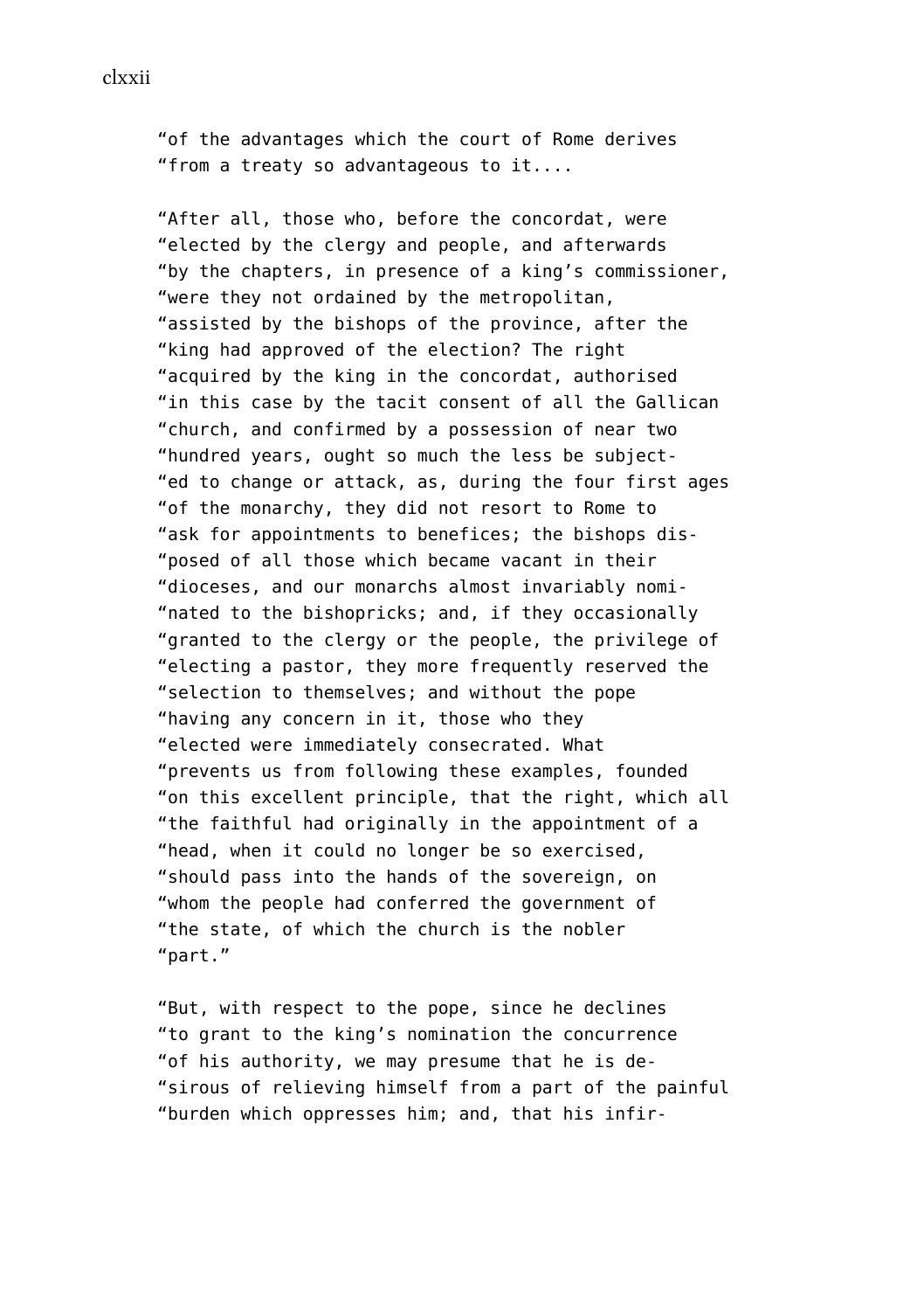"of the advantages which the court of Rome derives "from a treaty so advantageous to it....

"After all, those who, before the concordat, were "elected by the clergy and people, and afterwards "by the chapters, in presence of a king's commissioner, "were they not ordained by the metropolitan, "assisted by the bishops of the province, after the "king had approved of the election? The right "acquired by the king in the concordat, authorised "in this case by the tacit consent of all the Gallican "church, and confirmed by a possession of near two "hundred years, ought so much the less be subjected to change or attack, as, during the four first ages "of the monarchy, they did not resort to Rome to "ask for appointments to benefices; the bishops disposed of all those which became vacant in their "dioceses, and our monarchs almost invariably nominated to the bishopricks; and, if they occasionally "granted to the clergy or the people, the privilege of "electing a pastor, they more frequently reserved the "selection to themselves; and without the pope "having any concern in it, those who they "elected were immediately consecrated. What "prevents us from following these examples, founded "on this excellent principle, that the right, which all "the faithful had originally in the appointment of a "head, when it could no longer be so exercised, "should pass into the hands of the sovereign, on "whom the people had conferred the government of "the state, of which the church is the nobler "part."

"But, with respect to the pope, since he declines "to grant to the king's nomination the concurrence "of his authority, we may presume that he is desirous of relieving himself from a part of the painful "burden which oppresses him; and, that his infir-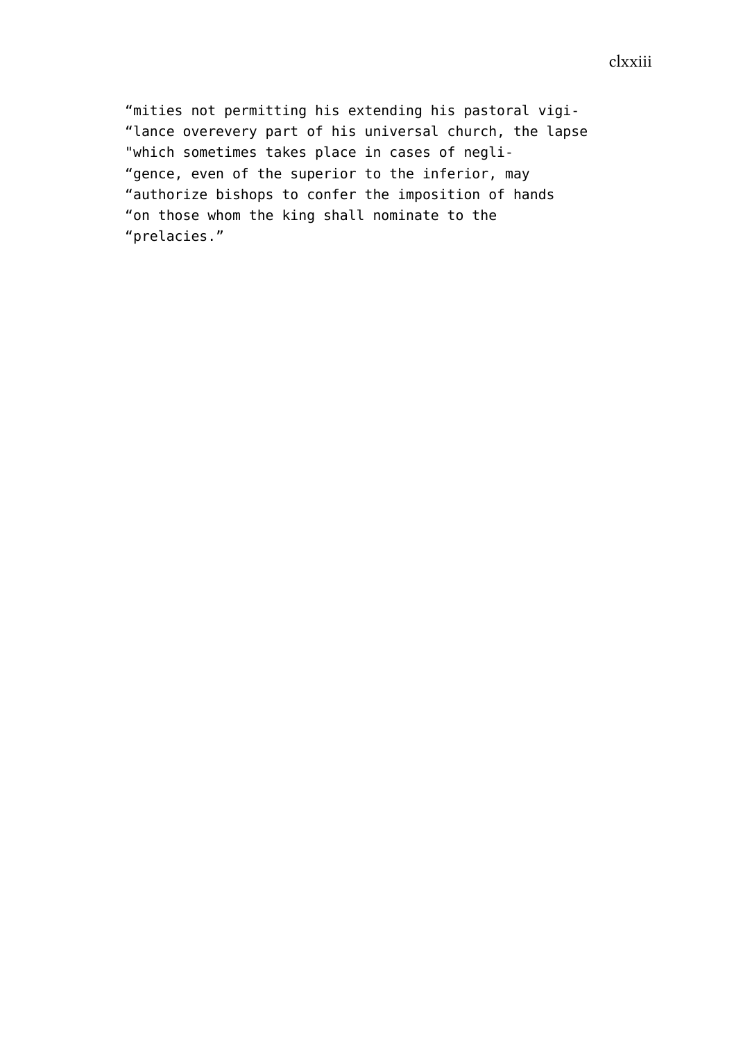"mities not permitting his extending his pastoral vigi-
"lance overevery part of his universal church, the lapse
"which sometimes takes place in cases of negli-
"gence, even of the superior to the inferior, may
"authorize bishops to confer the imposition of hands
"on those whom the king shall nominate to the
"prelacies."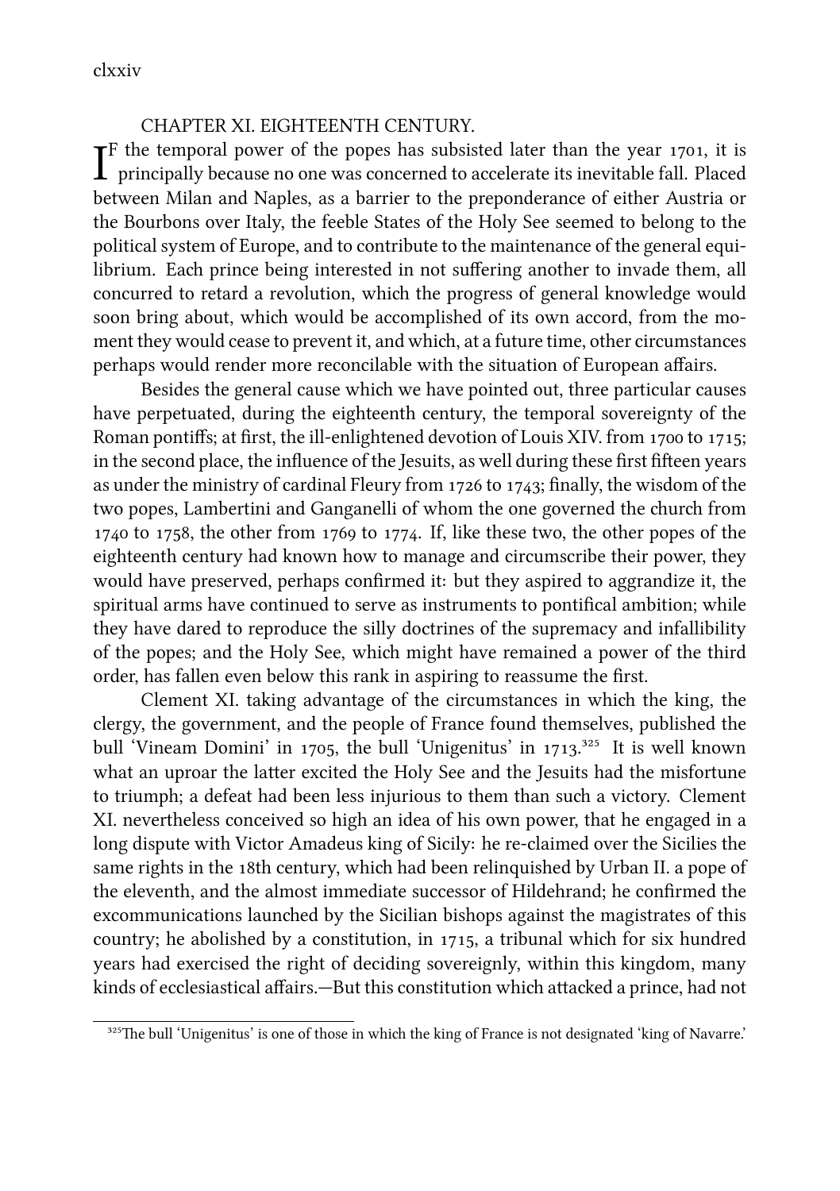## CHAPTER XI. EIGHTEENTH CENTURY.

IF the temporal power of the popes has subsisted later than the year 1701, it is principally because no one was concerned to accelerate its inevitable fall. Placed between Milan and Naples, as a barrier to the preponderance of either Austria or the Bourbons over Italy, the feeble States of the Holy See seemed to belong to the political system of Europe, and to contribute to the maintenance of the general equilibrium. Each prince being interested in not suffering another to invade them, all concurred to retard a revolution, which the progress of general knowledge would soon bring about, which would be accomplished of its own accord, from the moment they would cease to prevent it, and which, at a future time, other circumstances perhaps would render more reconcilable with the situation of European affairs.

Besides the general cause which we have pointed out, three particular causes have perpetuated, during the eighteenth century, the temporal sovereignty of the Roman pontiffs; at first, the ill-enlightened devotion of Louis XIV. from 1700 to 1715; in the second place, the influence of the Jesuits, as well during these first fifteen years as under the ministry of cardinal Fleury from 1726 to 1743; finally, the wisdom of the two popes, Lambertini and Ganganelli of whom the one governed the church from 1740 to 1758, the other from 1769 to 1774. If, like these two, the other popes of the eighteenth century had known how to manage and circumscribe their power, they would have preserved, perhaps confirmed it: but they aspired to aggrandize it, the spiritual arms have continued to serve as instruments to pontifical ambition; while they have dared to reproduce the silly doctrines of the supremacy and infallibility of the popes; and the Holy See, which might have remained a power of the third order, has fallen even below this rank in aspiring to reassume the first.

Clement XI. taking advantage of the circumstances in which the king, the clergy, the government, and the people of France found themselves, published the bull 'Vineam Domini' in 1705, the bull 'Unigenitus' in 1713.[325] It is well known what an uproar the latter excited the Holy See and the Jesuits had the misfortune to triumph; a defeat had been less injurious to them than such a victory. Clement XI. nevertheless conceived so high an idea of his own power, that he engaged in a long dispute with Victor Amadeus king of Sicily: he re-claimed over the Sicilies the same rights in the 18th century, which had been relinquished by Urban II. a pope of the eleventh, and the almost immediate successor of Hildehrand; he confirmed the excommunications launched by the Sicilian bishops against the magistrates of this country; he abolished by a constitution, in 1715, a tribunal which for six hundred years had exercised the right of deciding sovereignly, within this kingdom, many kinds of ecclesiastical affairs.—But this constitution which attacked a prince, had not

[325] The bull 'Unigenitus' is one of those in which the king of France is not designated 'king of Navarre.'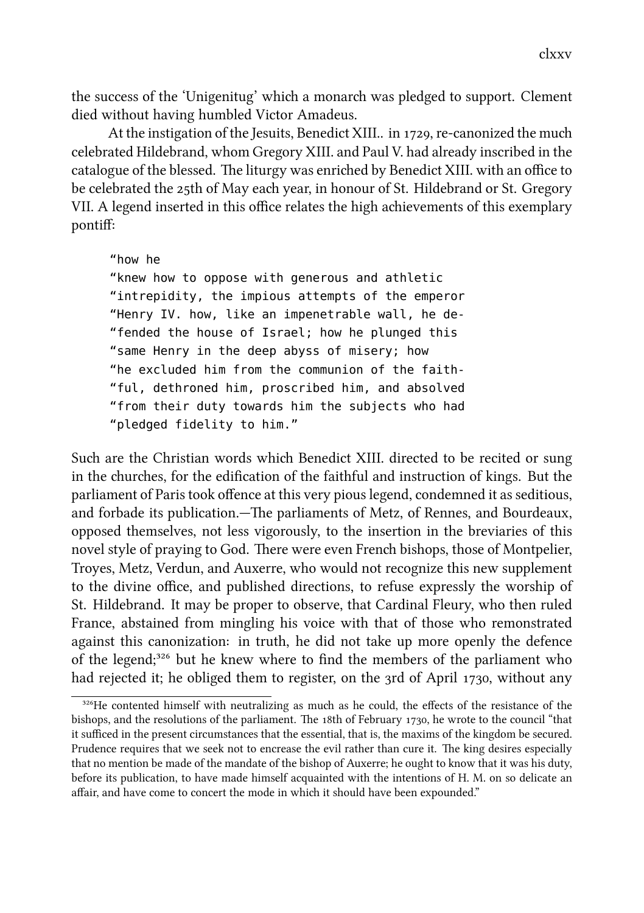the success of the 'Unigenitug' which a monarch was pledged to support. Clement died without having humbled Victor Amadeus.

At the instigation of the Jesuits, Benedict XIII.. in 1729, re-canonized the much celebrated Hildebrand, whom Gregory XIII. and Paul V. had already inscribed in the catalogue of the blessed. The liturgy was enriched by Benedict XIII. with an office to be celebrated the 25th of May each year, in honour of St. Hildebrand or St. Gregory VII. A legend inserted in this office relates the high achievements of this exemplary pontiff:

```
"how he
"knew how to oppose with generous and athletic
"intrepidity, the impious attempts of the emperor
"Henry IV. how, like an impenetrable wall, he de-
"fended the house of Israel; how he plunged this
"same Henry in the deep abyss of misery; how
"he excluded him from the communion of the faith-
"ful, dethroned him, proscribed him, and absolved
"from their duty towards him the subjects who had
"pledged fidelity to him."
```

Such are the Christian words which Benedict XIII. directed to be recited or sung in the churches, for the edification of the faithful and instruction of kings. But the parliament of Paris took offence at this very pious legend, condemned it as seditious, and forbade its publication.—The parliaments of Metz, of Rennes, and Bourdeaux, opposed themselves, not less vigorously, to the insertion in the breviaries of this novel style of praying to God. There were even French bishops, those of Montpelier, Troyes, Metz, Verdun, and Auxerre, who would not recognize this new supplement to the divine office, and published directions, to refuse expressly the worship of St. Hildebrand. It may be proper to observe, that Cardinal Fleury, who then ruled France, abstained from mingling his voice with that of those who remonstrated against this canonization: in truth, he did not take up more openly the defence of the legend;[326] but he knew where to find the members of the parliament who had rejected it; he obliged them to register, on the 3rd of April 1730, without any

[326] He contented himself with neutralizing as much as he could, the effects of the resistance of the bishops, and the resolutions of the parliament. The 18th of February 1730, he wrote to the council "that it sufficed in the present circumstances that the essential, that is, the maxims of the kingdom be secured. Prudence requires that we seek not to encrease the evil rather than cure it. The king desires especially that no mention be made of the mandate of the bishop of Auxerre; he ought to know that it was his duty, before its publication, to have made himself acquainted with the intentions of H. M. on so delicate an affair, and have come to concert the mode in which it should have been expounded."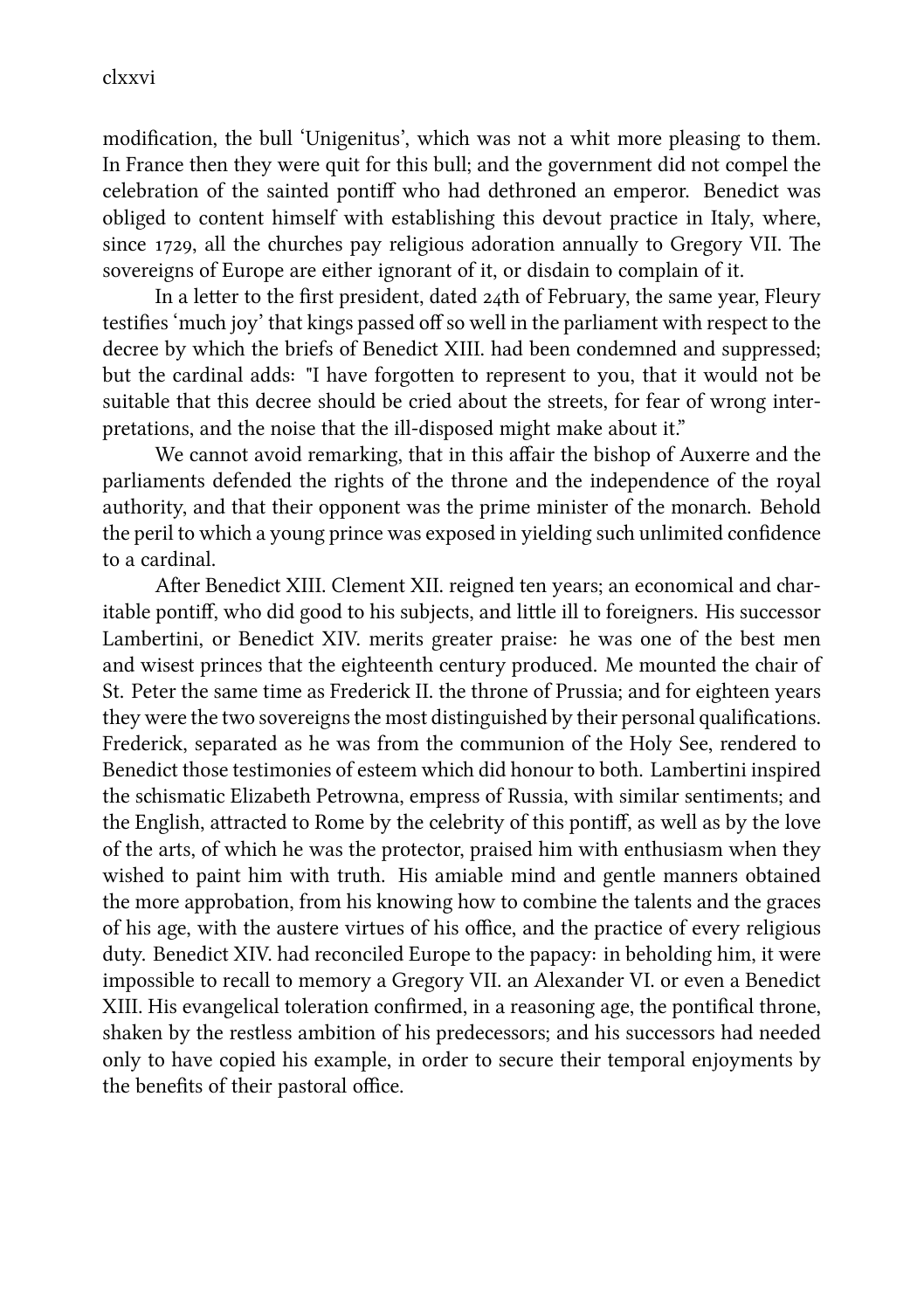modification, the bull 'Unigenitus', which was not a whit more pleasing to them. In France then they were quit for this bull; and the government did not compel the celebration of the sainted pontiff who had dethroned an emperor. Benedict was obliged to content himself with establishing this devout practice in Italy, where, since 1729, all the churches pay religious adoration annually to Gregory VII. The sovereigns of Europe are either ignorant of it, or disdain to complain of it.

In a letter to the first president, dated 24th of February, the same year, Fleury testifies 'much joy' that kings passed off so well in the parliament with respect to the decree by which the briefs of Benedict XIII. had been condemned and suppressed; but the cardinal adds: "I have forgotten to represent to you, that it would not be suitable that this decree should be cried about the streets, for fear of wrong interpretations, and the noise that the ill-disposed might make about it."

We cannot avoid remarking, that in this affair the bishop of Auxerre and the parliaments defended the rights of the throne and the independence of the royal authority, and that their opponent was the prime minister of the monarch. Behold the peril to which a young prince was exposed in yielding such unlimited confidence to a cardinal.

After Benedict XIII. Clement XII. reigned ten years; an economical and charitable pontiff, who did good to his subjects, and little ill to foreigners. His successor Lambertini, or Benedict XIV. merits greater praise: he was one of the best men and wisest princes that the eighteenth century produced. Me mounted the chair of St. Peter the same time as Frederick II. the throne of Prussia; and for eighteen years they were the two sovereigns the most distinguished by their personal qualifications. Frederick, separated as he was from the communion of the Holy See, rendered to Benedict those testimonies of esteem which did honour to both. Lambertini inspired the schismatic Elizabeth Petrowna, empress of Russia, with similar sentiments; and the English, attracted to Rome by the celebrity of this pontiff, as well as by the love of the arts, of which he was the protector, praised him with enthusiasm when they wished to paint him with truth. His amiable mind and gentle manners obtained the more approbation, from his knowing how to combine the talents and the graces of his age, with the austere virtues of his office, and the practice of every religious duty. Benedict XIV. had reconciled Europe to the papacy: in beholding him, it were impossible to recall to memory a Gregory VII. an Alexander VI. or even a Benedict XIII. His evangelical toleration confirmed, in a reasoning age, the pontifical throne, shaken by the restless ambition of his predecessors; and his successors had needed only to have copied his example, in order to secure their temporal enjoyments by the benefits of their pastoral office.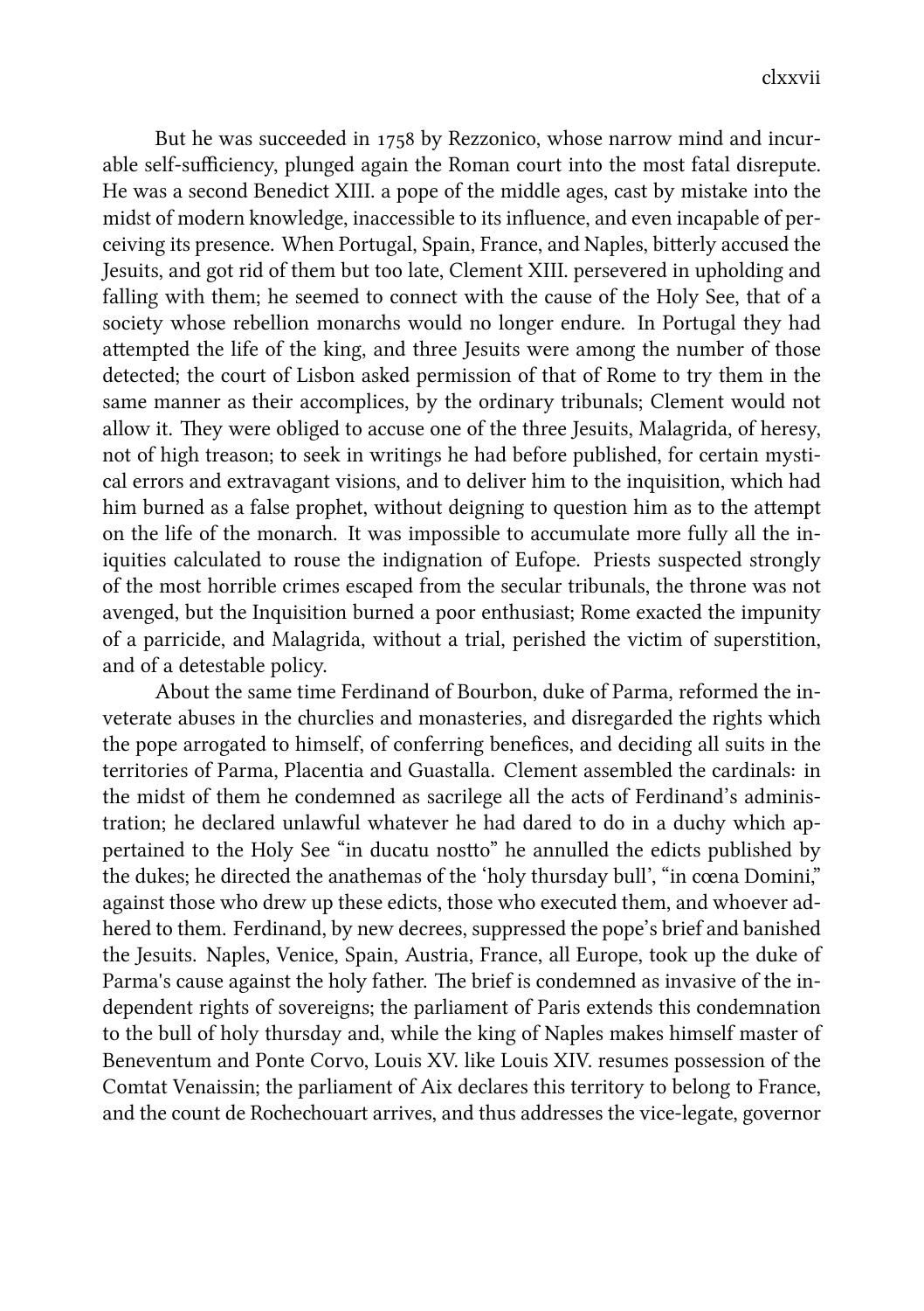But he was succeeded in 1758 by Rezzonico, whose narrow mind and incurable self-sufficiency, plunged again the Roman court into the most fatal disrepute. He was a second Benedict XIII. a pope of the middle ages, cast by mistake into the midst of modern knowledge, inaccessible to its influence, and even incapable of perceiving its presence. When Portugal, Spain, France, and Naples, bitterly accused the Jesuits, and got rid of them but too late, Clement XIII. persevered in upholding and falling with them; he seemed to connect with the cause of the Holy See, that of a society whose rebellion monarchs would no longer endure. In Portugal they had attempted the life of the king, and three Jesuits were among the number of those detected; the court of Lisbon asked permission of that of Rome to try them in the same manner as their accomplices, by the ordinary tribunals; Clement would not allow it. They were obliged to accuse one of the three Jesuits, Malagrida, of heresy, not of high treason; to seek in writings he had before published, for certain mystical errors and extravagant visions, and to deliver him to the inquisition, which had him burned as a false prophet, without deigning to question him as to the attempt on the life of the monarch. It was impossible to accumulate more fully all the iniquities calculated to rouse the indignation of Eufope. Priests suspected strongly of the most horrible crimes escaped from the secular tribunals, the throne was not avenged, but the Inquisition burned a poor enthusiast; Rome exacted the impunity of a parricide, and Malagrida, without a trial, perished the victim of superstition, and of a detestable policy.

About the same time Ferdinand of Bourbon, duke of Parma, reformed the inveterate abuses in the churclies and monasteries, and disregarded the rights which the pope arrogated to himself, of conferring benefices, and deciding all suits in the territories of Parma, Placentia and Guastalla. Clement assembled the cardinals: in the midst of them he condemned as sacrilege all the acts of Ferdinand's administration; he declared unlawful whatever he had dared to do in a duchy which appertained to the Holy See "in ducatu nostto" he annulled the edicts published by the dukes; he directed the anathemas of the 'holy thursday bull', "in cœna Domini," against those who drew up these edicts, those who executed them, and whoever adhered to them. Ferdinand, by new decrees, suppressed the pope's brief and banished the Jesuits. Naples, Venice, Spain, Austria, France, all Europe, took up the duke of Parma's cause against the holy father. The brief is condemned as invasive of the independent rights of sovereigns; the parliament of Paris extends this condemnation to the bull of holy thursday and, while the king of Naples makes himself master of Beneventum and Ponte Corvo, Louis XV. like Louis XIV. resumes possession of the Comtat Venaissin; the parliament of Aix declares this territory to belong to France, and the count de Rochechouart arrives, and thus addresses the vice-legate, governor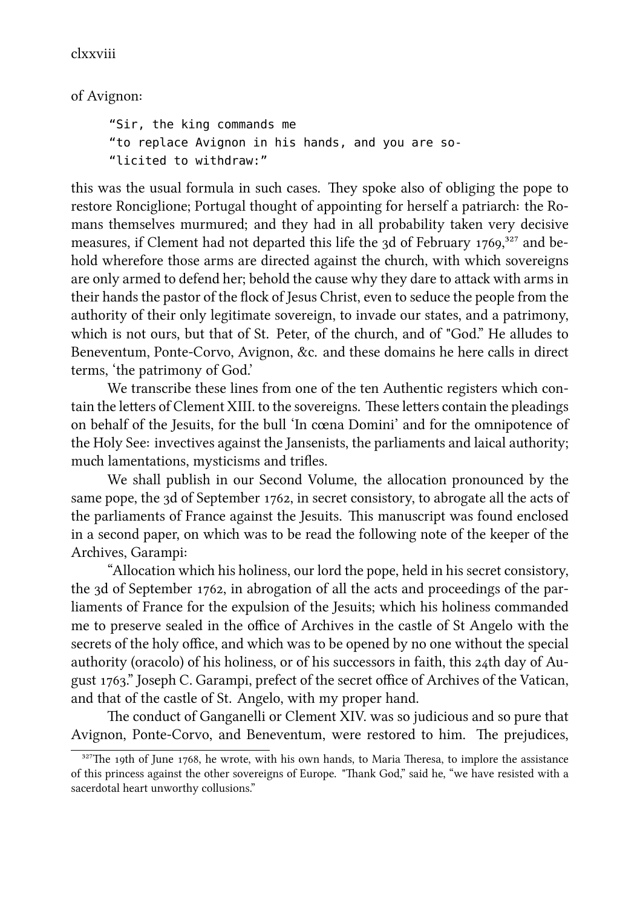of Avignon:

```
"Sir, the king commands me
"to replace Avignon in his hands, and you are so-
"licited to withdraw:"
```

this was the usual formula in such cases. They spoke also of obliging the pope to restore Ronciglione; Portugal thought of appointing for herself a patriarch: the Romans themselves murmured; and they had in all probability taken very decisive measures, if Clement had not departed this life the 3d of February 1769,[327] and behold wherefore those arms are directed against the church, with which sovereigns are only armed to defend her; behold the cause why they dare to attack with arms in their hands the pastor of the flock of Jesus Christ, even to seduce the people from the authority of their only legitimate sovereign, to invade our states, and a patrimony, which is not ours, but that of St. Peter, of the church, and of "God." He alludes to Beneventum, Ponte-Corvo, Avignon, &c. and these domains he here calls in direct terms, 'the patrimony of God.'

We transcribe these lines from one of the ten Authentic registers which contain the letters of Clement XIII. to the sovereigns. These letters contain the pleadings on behalf of the Jesuits, for the bull 'In cœna Domini' and for the omnipotence of the Holy See: invectives against the Jansenists, the parliaments and laical authority; much lamentations, mysticisms and trifles.

We shall publish in our Second Volume, the allocation pronounced by the same pope, the 3d of September 1762, in secret consistory, to abrogate all the acts of the parliaments of France against the Jesuits. This manuscript was found enclosed in a second paper, on which was to be read the following note of the keeper of the Archives, Garampi:

"Allocation which his holiness, our lord the pope, held in his secret consistory, the 3d of September 1762, in abrogation of all the acts and proceedings of the parliaments of France for the expulsion of the Jesuits; which his holiness commanded me to preserve sealed in the office of Archives in the castle of St Angelo with the secrets of the holy office, and which was to be opened by no one without the special authority (oracolo) of his holiness, or of his successors in faith, this 24th day of August 1763." Joseph C. Garampi, prefect of the secret office of Archives of the Vatican, and that of the castle of St. Angelo, with my proper hand.

The conduct of Ganganelli or Clement XIV. was so judicious and so pure that Avignon, Ponte-Corvo, and Beneventum, were restored to him. The prejudices,

[327] The 19th of June 1768, he wrote, with his own hands, to Maria Theresa, to implore the assistance of this princess against the other sovereigns of Europe. "Thank God," said he, "we have resisted with a sacerdotal heart unworthy collusions."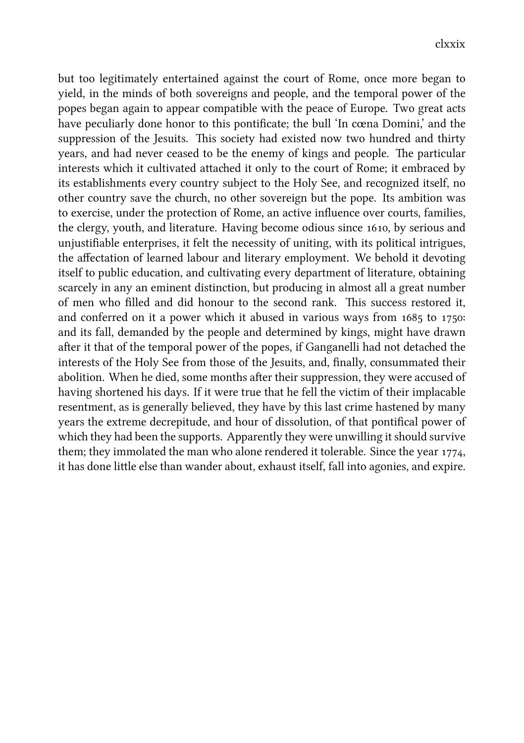but too legitimately entertained against the court of Rome, once more began to yield, in the minds of both sovereigns and people, and the temporal power of the popes began again to appear compatible with the peace of Europe. Two great acts have peculiarly done honor to this pontificate; the bull 'In cœna Domini,' and the suppression of the Jesuits. This society had existed now two hundred and thirty years, and had never ceased to be the enemy of kings and people. The particular interests which it cultivated attached it only to the court of Rome; it embraced by its establishments every country subject to the Holy See, and recognized itself, no other country save the church, no other sovereign but the pope. Its ambition was to exercise, under the protection of Rome, an active influence over courts, families, the clergy, youth, and literature. Having become odious since 1610, by serious and unjustifiable enterprises, it felt the necessity of uniting, with its political intrigues, the affectation of learned labour and literary employment. We behold it devoting itself to public education, and cultivating every department of literature, obtaining scarcely in any an eminent distinction, but producing in almost all a great number of men who filled and did honour to the second rank. This success restored it, and conferred on it a power which it abused in various ways from 1685 to 1750: and its fall, demanded by the people and determined by kings, might have drawn after it that of the temporal power of the popes, if Ganganelli had not detached the interests of the Holy See from those of the Jesuits, and, finally, consummated their abolition. When he died, some months after their suppression, they were accused of having shortened his days. If it were true that he fell the victim of their implacable resentment, as is generally believed, they have by this last crime hastened by many years the extreme decrepitude, and hour of dissolution, of that pontifical power of which they had been the supports. Apparently they were unwilling it should survive them; they immolated the man who alone rendered it tolerable. Since the year 1774, it has done little else than wander about, exhaust itself, fall into agonies, and expire.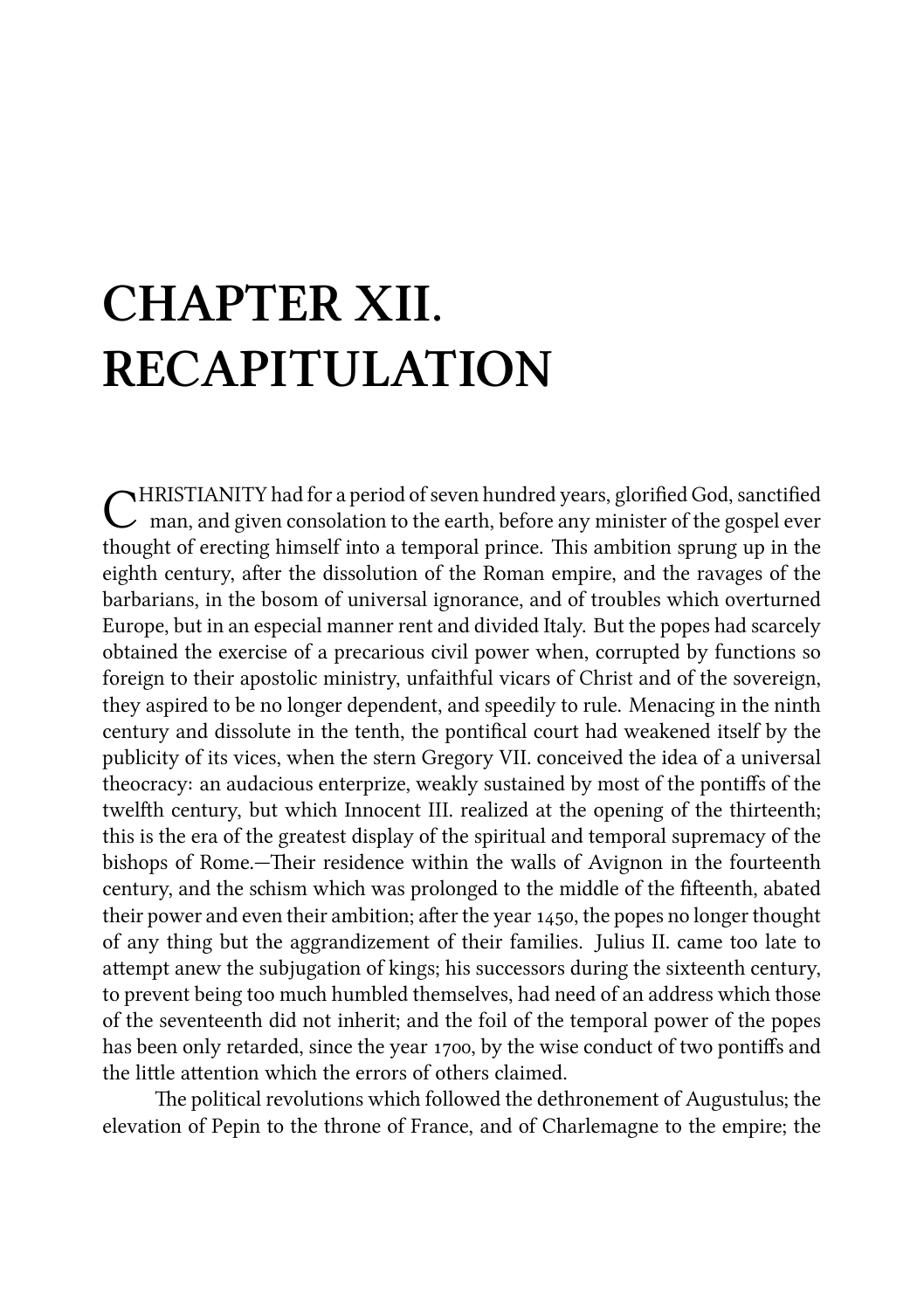# CHAPTER XII. RECAPITULATION

CHRISTIANITY had for a period of seven hundred years, glorified God, sanctified man, and given consolation to the earth, before any minister of the gospel ever thought of erecting himself into a temporal prince. This ambition sprung up in the eighth century, after the dissolution of the Roman empire, and the ravages of the barbarians, in the bosom of universal ignorance, and of troubles which overturned Europe, but in an especial manner rent and divided Italy. But the popes had scarcely obtained the exercise of a precarious civil power when, corrupted by functions so foreign to their apostolic ministry, unfaithful vicars of Christ and of the sovereign, they aspired to be no longer dependent, and speedily to rule. Menacing in the ninth century and dissolute in the tenth, the pontifical court had weakened itself by the publicity of its vices, when the stern Gregory VII. conceived the idea of a universal theocracy: an audacious enterprize, weakly sustained by most of the pontiffs of the twelfth century, but which Innocent III. realized at the opening of the thirteenth; this is the era of the greatest display of the spiritual and temporal supremacy of the bishops of Rome.—Their residence within the walls of Avignon in the fourteenth century, and the schism which was prolonged to the middle of the fifteenth, abated their power and even their ambition; after the year 1450, the popes no longer thought of any thing but the aggrandizement of their families. Julius II. came too late to attempt anew the subjugation of kings; his successors during the sixteenth century, to prevent being too much humbled themselves, had need of an address which those of the seventeenth did not inherit; and the foil of the temporal power of the popes has been only retarded, since the year 1700, by the wise conduct of two pontiffs and the little attention which the errors of others claimed.

The political revolutions which followed the dethronement of Augustulus; the elevation of Pepin to the throne of France, and of Charlemagne to the empire; the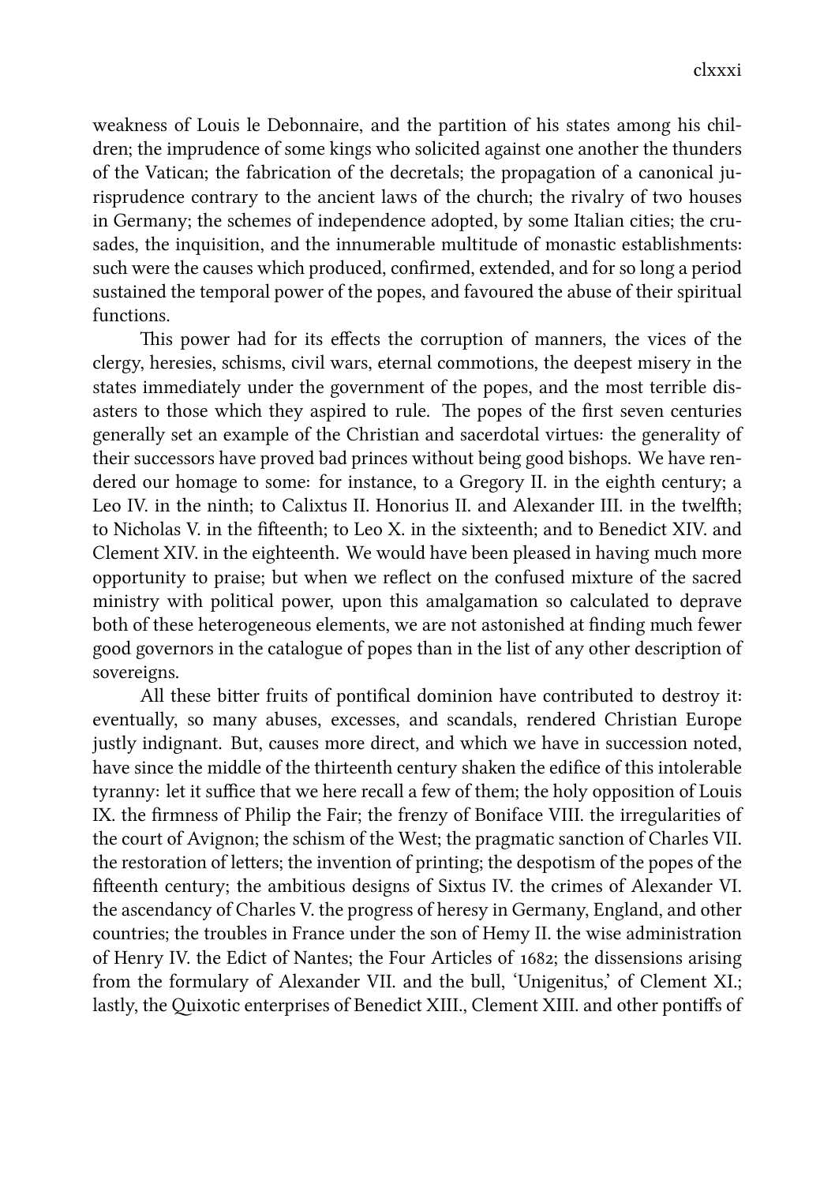weakness of Louis le Debonnaire, and the partition of his states among his children; the imprudence of some kings who solicited against one another the thunders of the Vatican; the fabrication of the decretals; the propagation of a canonical jurisprudence contrary to the ancient laws of the church; the rivalry of two houses in Germany; the schemes of independence adopted, by some Italian cities; the crusades, the inquisition, and the innumerable multitude of monastic establishments: such were the causes which produced, confirmed, extended, and for so long a period sustained the temporal power of the popes, and favoured the abuse of their spiritual functions.

This power had for its effects the corruption of manners, the vices of the clergy, heresies, schisms, civil wars, eternal commotions, the deepest misery in the states immediately under the government of the popes, and the most terrible disasters to those which they aspired to rule. The popes of the first seven centuries generally set an example of the Christian and sacerdotal virtues: the generality of their successors have proved bad princes without being good bishops. We have rendered our homage to some: for instance, to a Gregory II. in the eighth century; a Leo IV. in the ninth; to Calixtus II. Honorius II. and Alexander III. in the twelfth; to Nicholas V. in the fifteenth; to Leo X. in the sixteenth; and to Benedict XIV. and Clement XIV. in the eighteenth. We would have been pleased in having much more opportunity to praise; but when we reflect on the confused mixture of the sacred ministry with political power, upon this amalgamation so calculated to deprave both of these heterogeneous elements, we are not astonished at finding much fewer good governors in the catalogue of popes than in the list of any other description of sovereigns.

All these bitter fruits of pontifical dominion have contributed to destroy it: eventually, so many abuses, excesses, and scandals, rendered Christian Europe justly indignant. But, causes more direct, and which we have in succession noted, have since the middle of the thirteenth century shaken the edifice of this intolerable tyranny: let it suffice that we here recall a few of them; the holy opposition of Louis IX. the firmness of Philip the Fair; the frenzy of Boniface VIII. the irregularities of the court of Avignon; the schism of the West; the pragmatic sanction of Charles VII. the restoration of letters; the invention of printing; the despotism of the popes of the fifteenth century; the ambitious designs of Sixtus IV. the crimes of Alexander VI. the ascendancy of Charles V. the progress of heresy in Germany, England, and other countries; the troubles in France under the son of Hemy II. the wise administration of Henry IV. the Edict of Nantes; the Four Articles of 1682; the dissensions arising from the formulary of Alexander VII. and the bull, 'Unigenitus,' of Clement XI.; lastly, the Quixotic enterprises of Benedict XIII., Clement XIII. and other pontiffs of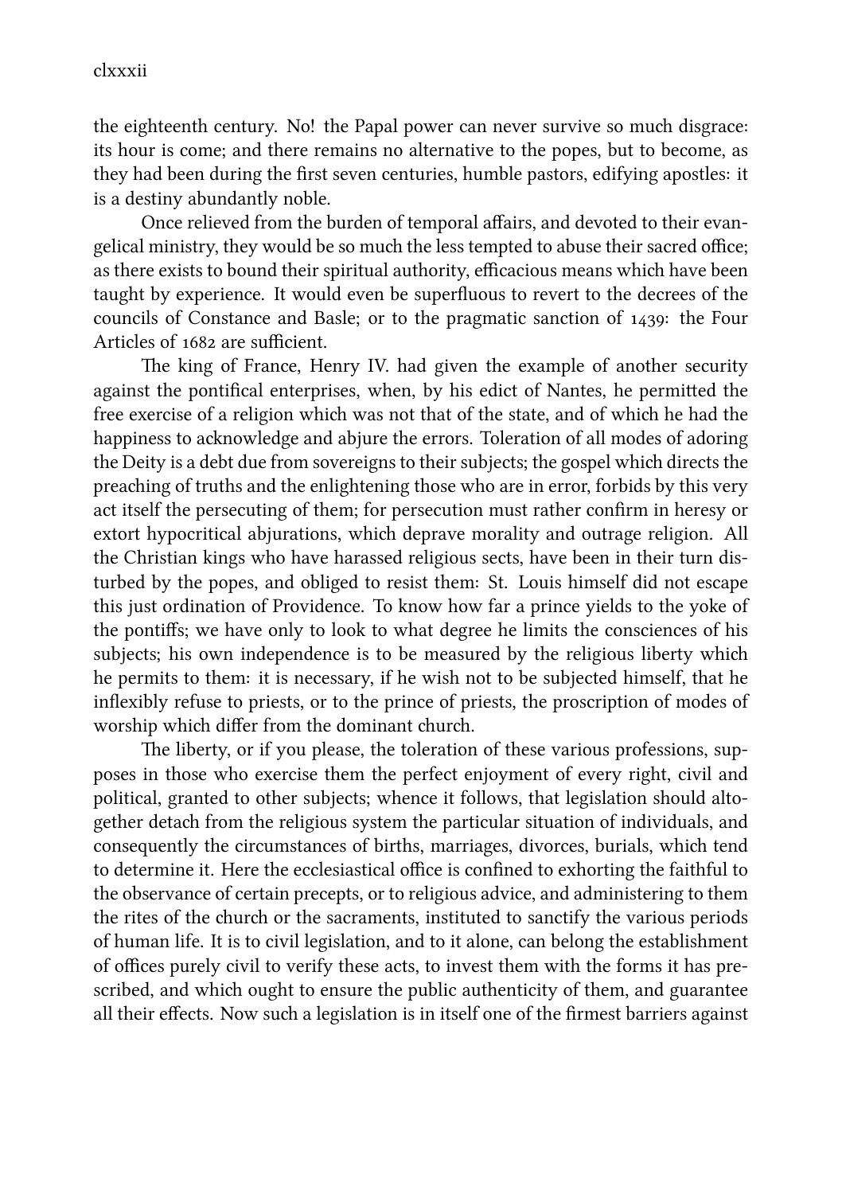the eighteenth century. No! the Papal power can never survive so much disgrace: its hour is come; and there remains no alternative to the popes, but to become, as they had been during the first seven centuries, humble pastors, edifying apostles: it is a destiny abundantly noble.

Once relieved from the burden of temporal affairs, and devoted to their evangelical ministry, they would be so much the less tempted to abuse their sacred office; as there exists to bound their spiritual authority, efficacious means which have been taught by experience. It would even be superfluous to revert to the decrees of the councils of Constance and Basle; or to the pragmatic sanction of 1439: the Four Articles of 1682 are sufficient.

The king of France, Henry IV. had given the example of another security against the pontifical enterprises, when, by his edict of Nantes, he permitted the free exercise of a religion which was not that of the state, and of which he had the happiness to acknowledge and abjure the errors. Toleration of all modes of adoring the Deity is a debt due from sovereigns to their subjects; the gospel which directs the preaching of truths and the enlightening those who are in error, forbids by this very act itself the persecuting of them; for persecution must rather confirm in heresy or extort hypocritical abjurations, which deprave morality and outrage religion. All the Christian kings who have harassed religious sects, have been in their turn disturbed by the popes, and obliged to resist them: St. Louis himself did not escape this just ordination of Providence. To know how far a prince yields to the yoke of the pontiffs; we have only to look to what degree he limits the consciences of his subjects; his own independence is to be measured by the religious liberty which he permits to them: it is necessary, if he wish not to be subjected himself, that he inflexibly refuse to priests, or to the prince of priests, the proscription of modes of worship which differ from the dominant church.

The liberty, or if you please, the toleration of these various professions, supposes in those who exercise them the perfect enjoyment of every right, civil and political, granted to other subjects; whence it follows, that legislation should altogether detach from the religious system the particular situation of individuals, and consequently the circumstances of births, marriages, divorces, burials, which tend to determine it. Here the ecclesiastical office is confined to exhorting the faithful to the observance of certain precepts, or to religious advice, and administering to them the rites of the church or the sacraments, instituted to sanctify the various periods of human life. It is to civil legislation, and to it alone, can belong the establishment of offices purely civil to verify these acts, to invest them with the forms it has prescribed, and which ought to ensure the public authenticity of them, and guarantee all their effects. Now such a legislation is in itself one of the firmest barriers against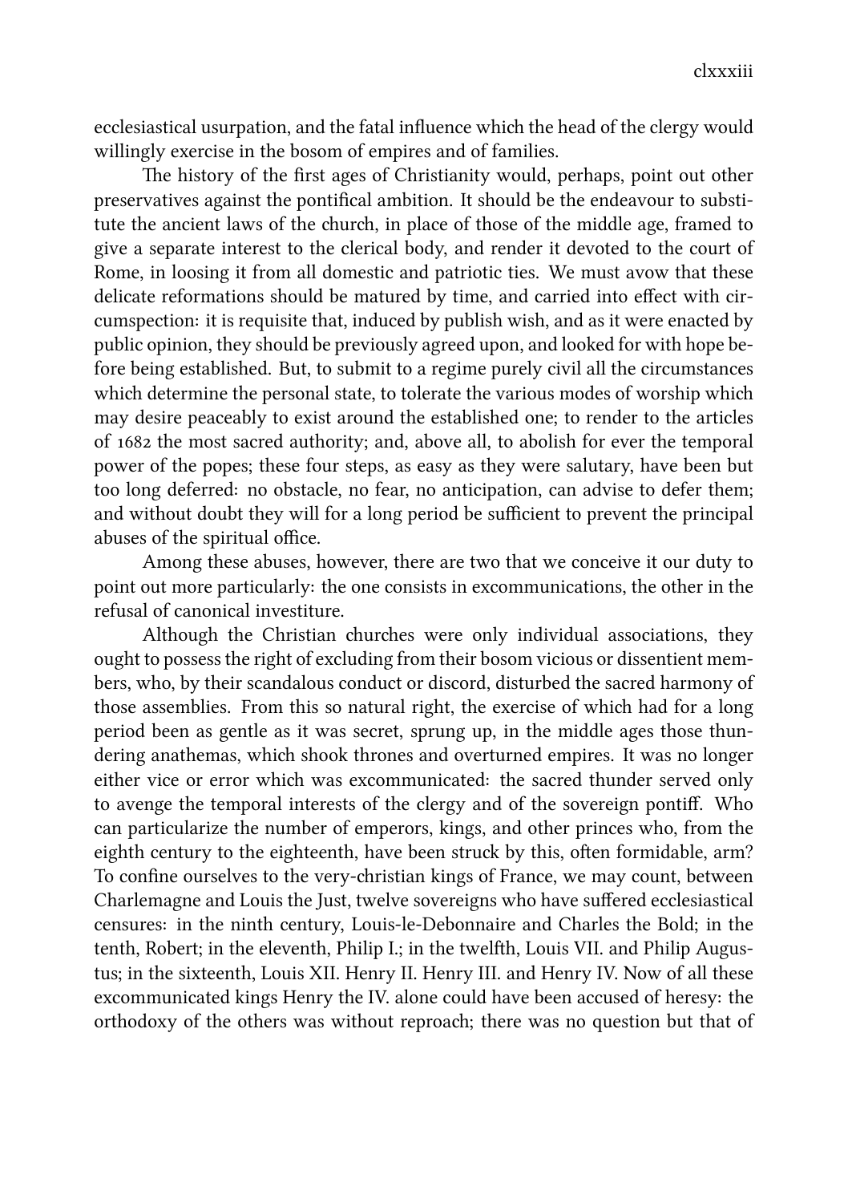ecclesiastical usurpation, and the fatal influence which the head of the clergy would willingly exercise in the bosom of empires and of families.

The history of the first ages of Christianity would, perhaps, point out other preservatives against the pontifical ambition. It should be the endeavour to substitute the ancient laws of the church, in place of those of the middle age, framed to give a separate interest to the clerical body, and render it devoted to the court of Rome, in loosing it from all domestic and patriotic ties. We must avow that these delicate reformations should be matured by time, and carried into effect with circumspection: it is requisite that, induced by publish wish, and as it were enacted by public opinion, they should be previously agreed upon, and looked for with hope before being established. But, to submit to a regime purely civil all the circumstances which determine the personal state, to tolerate the various modes of worship which may desire peaceably to exist around the established one; to render to the articles of 1682 the most sacred authority; and, above all, to abolish for ever the temporal power of the popes; these four steps, as easy as they were salutary, have been but too long deferred: no obstacle, no fear, no anticipation, can advise to defer them; and without doubt they will for a long period be sufficient to prevent the principal abuses of the spiritual office.

Among these abuses, however, there are two that we conceive it our duty to point out more particularly: the one consists in excommunications, the other in the refusal of canonical investiture.

Although the Christian churches were only individual associations, they ought to possess the right of excluding from their bosom vicious or dissentient members, who, by their scandalous conduct or discord, disturbed the sacred harmony of those assemblies. From this so natural right, the exercise of which had for a long period been as gentle as it was secret, sprung up, in the middle ages those thundering anathemas, which shook thrones and overturned empires. It was no longer either vice or error which was excommunicated: the sacred thunder served only to avenge the temporal interests of the clergy and of the sovereign pontiff. Who can particularize the number of emperors, kings, and other princes who, from the eighth century to the eighteenth, have been struck by this, often formidable, arm? To confine ourselves to the very-christian kings of France, we may count, between Charlemagne and Louis the Just, twelve sovereigns who have suffered ecclesiastical censures: in the ninth century, Louis-le-Debonnaire and Charles the Bold; in the tenth, Robert; in the eleventh, Philip I.; in the twelfth, Louis VII. and Philip Augustus; in the sixteenth, Louis XII. Henry II. Henry III. and Henry IV. Now of all these excommunicated kings Henry the IV. alone could have been accused of heresy: the orthodoxy of the others was without reproach; there was no question but that of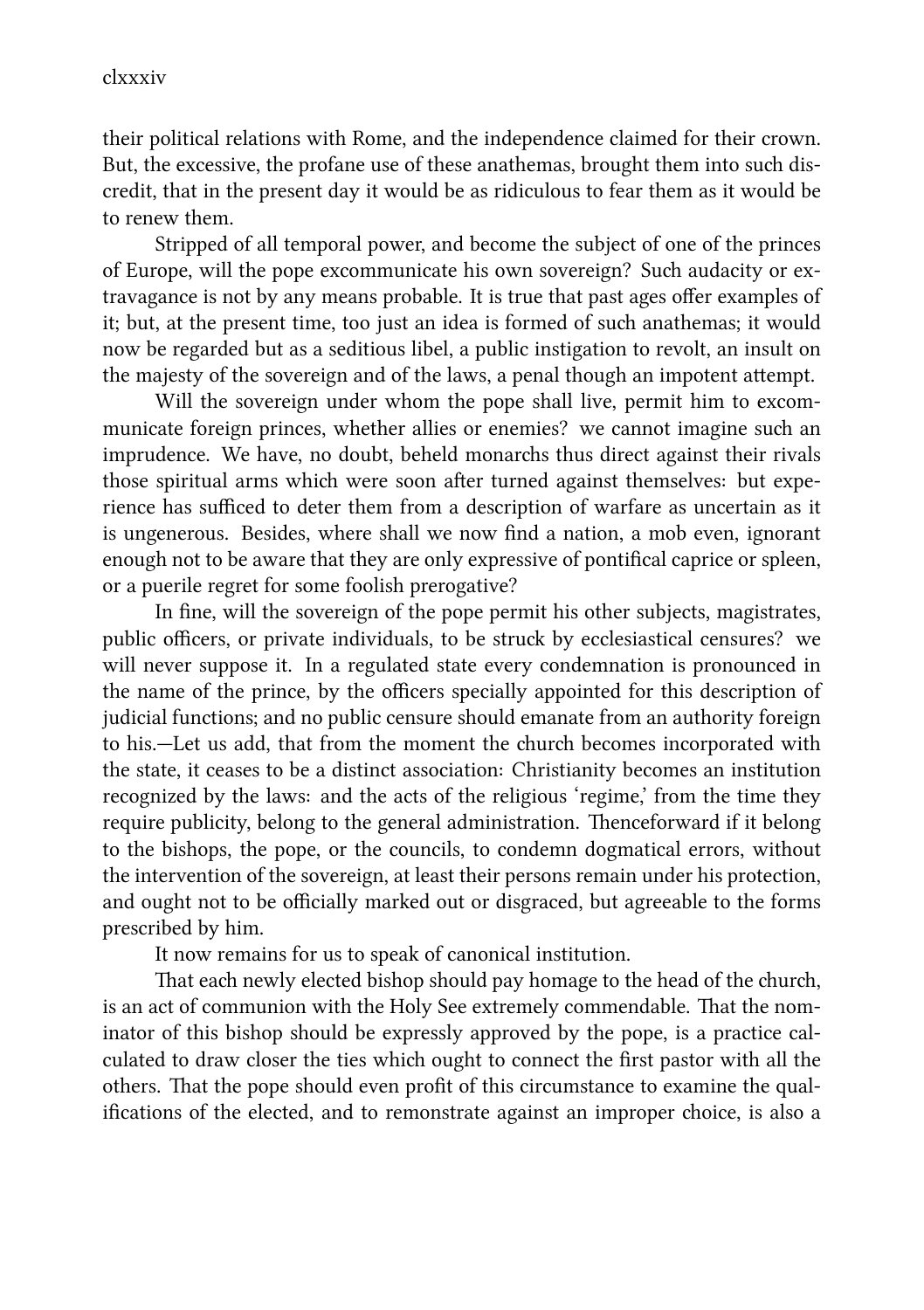their political relations with Rome, and the independence claimed for their crown. But, the excessive, the profane use of these anathemas, brought them into such discredit, that in the present day it would be as ridiculous to fear them as it would be to renew them.

Stripped of all temporal power, and become the subject of one of the princes of Europe, will the pope excommunicate his own sovereign? Such audacity or extravagance is not by any means probable. It is true that past ages offer examples of it; but, at the present time, too just an idea is formed of such anathemas; it would now be regarded but as a seditious libel, a public instigation to revolt, an insult on the majesty of the sovereign and of the laws, a penal though an impotent attempt.

Will the sovereign under whom the pope shall live, permit him to excommunicate foreign princes, whether allies or enemies? we cannot imagine such an imprudence. We have, no doubt, beheld monarchs thus direct against their rivals those spiritual arms which were soon after turned against themselves: but experience has sufficed to deter them from a description of warfare as uncertain as it is ungenerous. Besides, where shall we now find a nation, a mob even, ignorant enough not to be aware that they are only expressive of pontifical caprice or spleen, or a puerile regret for some foolish prerogative?

In fine, will the sovereign of the pope permit his other subjects, magistrates, public officers, or private individuals, to be struck by ecclesiastical censures? we will never suppose it. In a regulated state every condemnation is pronounced in the name of the prince, by the officers specially appointed for this description of judicial functions; and no public censure should emanate from an authority foreign to his.—Let us add, that from the moment the church becomes incorporated with the state, it ceases to be a distinct association: Christianity becomes an institution recognized by the laws: and the acts of the religious 'regime,' from the time they require publicity, belong to the general administration. Thenceforward if it belong to the bishops, the pope, or the councils, to condemn dogmatical errors, without the intervention of the sovereign, at least their persons remain under his protection, and ought not to be officially marked out or disgraced, but agreeable to the forms prescribed by him.

It now remains for us to speak of canonical institution.

That each newly elected bishop should pay homage to the head of the church, is an act of communion with the Holy See extremely commendable. That the nominator of this bishop should be expressly approved by the pope, is a practice calculated to draw closer the ties which ought to connect the first pastor with all the others. That the pope should even profit of this circumstance to examine the qualifications of the elected, and to remonstrate against an improper choice, is also a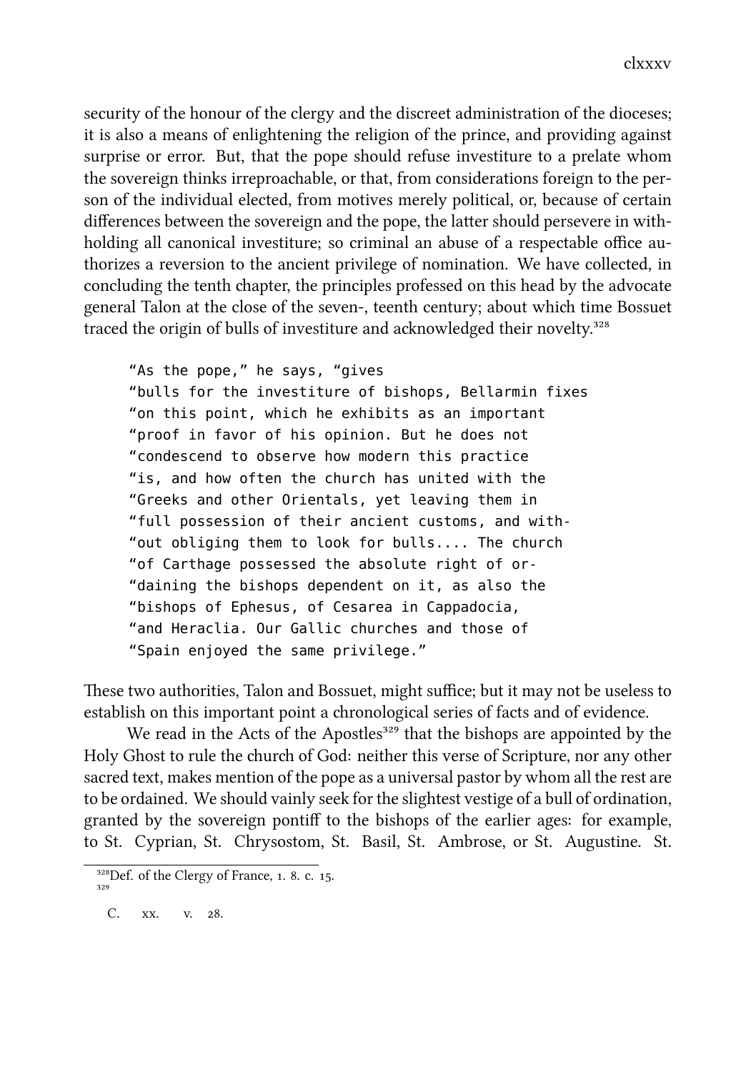security of the honour of the clergy and the discreet administration of the dioceses; it is also a means of enlightening the religion of the prince, and providing against surprise or error. But, that the pope should refuse investiture to a prelate whom the sovereign thinks irreproachable, or that, from considerations foreign to the person of the individual elected, from motives merely political, or, because of certain differences between the sovereign and the pope, the latter should persevere in withholding all canonical investiture; so criminal an abuse of a respectable office authorizes a reversion to the ancient privilege of nomination. We have collected, in concluding the tenth chapter, the principles professed on this head by the advocate general Talon at the close of the seven-, teenth century; about which time Bossuet traced the origin of bulls of investiture and acknowledged their novelty.[328]

```
"As the pope," he says, "gives
"bulls for the investiture of bishops, Bellarmin fixes
"on this point, which he exhibits as an important
"proof in favor of his opinion. But he does not
"condescend to observe how modern this practice
"is, and how often the church has united with the
"Greeks and other Orientals, yet leaving them in
"full possession of their ancient customs, and with-
"out obliging them to look for bulls.... The church
"of Carthage possessed the absolute right of or-
"daining the bishops dependent on it, as also the
"bishops of Ephesus, of Cesarea in Cappadocia,
"and Heraclia. Our Gallic churches and those of
"Spain enjoyed the same privilege."
```

These two authorities, Talon and Bossuet, might suffice; but it may not be useless to establish on this important point a chronological series of facts and of evidence.

We read in the Acts of the Apostles[329] that the bishops are appointed by the Holy Ghost to rule the church of God: neither this verse of Scripture, nor any other sacred text, makes mention of the pope as a universal pastor by whom all the rest are to be ordained. We should vainly seek for the slightest vestige of a bull of ordination, granted by the sovereign pontiff to the bishops of the earlier ages: for example, to St. Cyprian, St. Chrysostom, St. Basil, St. Ambrose, or St. Augustine. St.

[328] Def. of the Clergy of France, 1. 8. c. 15.

[329] C. xx. v. 28.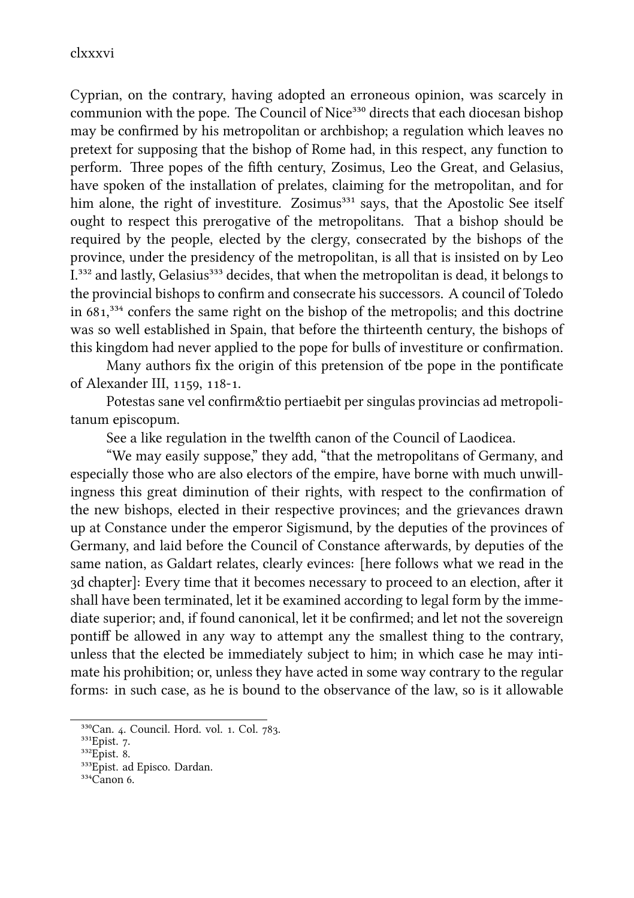Cyprian, on the contrary, having adopted an erroneous opinion, was scarcely in communion with the pope. The Council of Nice[330] directs that each diocesan bishop may be confirmed by his metropolitan or archbishop; a regulation which leaves no pretext for supposing that the bishop of Rome had, in this respect, any function to perform. Three popes of the fifth century, Zosimus, Leo the Great, and Gelasius, have spoken of the installation of prelates, claiming for the metropolitan, and for him alone, the right of investiture. Zosimus[331] says, that the Apostolic See itself ought to respect this prerogative of the metropolitans. That a bishop should be required by the people, elected by the clergy, consecrated by the bishops of the province, under the presidency of the metropolitan, is all that is insisted on by Leo I.[332] and lastly, Gelasius[333] decides, that when the metropolitan is dead, it belongs to the provincial bishops to confirm and consecrate his successors. A council of Toledo in 681,[334] confers the same right on the bishop of the metropolis; and this doctrine was so well established in Spain, that before the thirteenth century, the bishops of this kingdom had never applied to the pope for bulls of investiture or confirmation.

Many authors fix the origin of this pretension of tbe pope in the pontificate of Alexander III, 1159, 118-1.

Potestas sane vel confirm&tio pertiaebit per singulas provincias ad metropolitanum episcopum.

See a like regulation in the twelfth canon of the Council of Laodicea.

"We may easily suppose," they add, "that the metropolitans of Germany, and especially those who are also electors of the empire, have borne with much unwillingness this great diminution of their rights, with respect to the confirmation of the new bishops, elected in their respective provinces; and the grievances drawn up at Constance under the emperor Sigismund, by the deputies of the provinces of Germany, and laid before the Council of Constance afterwards, by deputies of the same nation, as Galdart relates, clearly evinces: [here follows what we read in the 3d chapter]: Every time that it becomes necessary to proceed to an election, after it shall have been terminated, let it be examined according to legal form by the immediate superior; and, if found canonical, let it be confirmed; and let not the sovereign pontiff be allowed in any way to attempt any the smallest thing to the contrary, unless that the elected be immediately subject to him; in which case he may intimate his prohibition; or, unless they have acted in some way contrary to the regular forms: in such case, as he is bound to the observance of the law, so is it allowable

[330] Can. 4. Council. Hord. vol. 1. Col. 783.

[331] Epist. 7.

[332] Epist. 8.

[333] Epist. ad Episco. Dardan.

[334] Canon 6.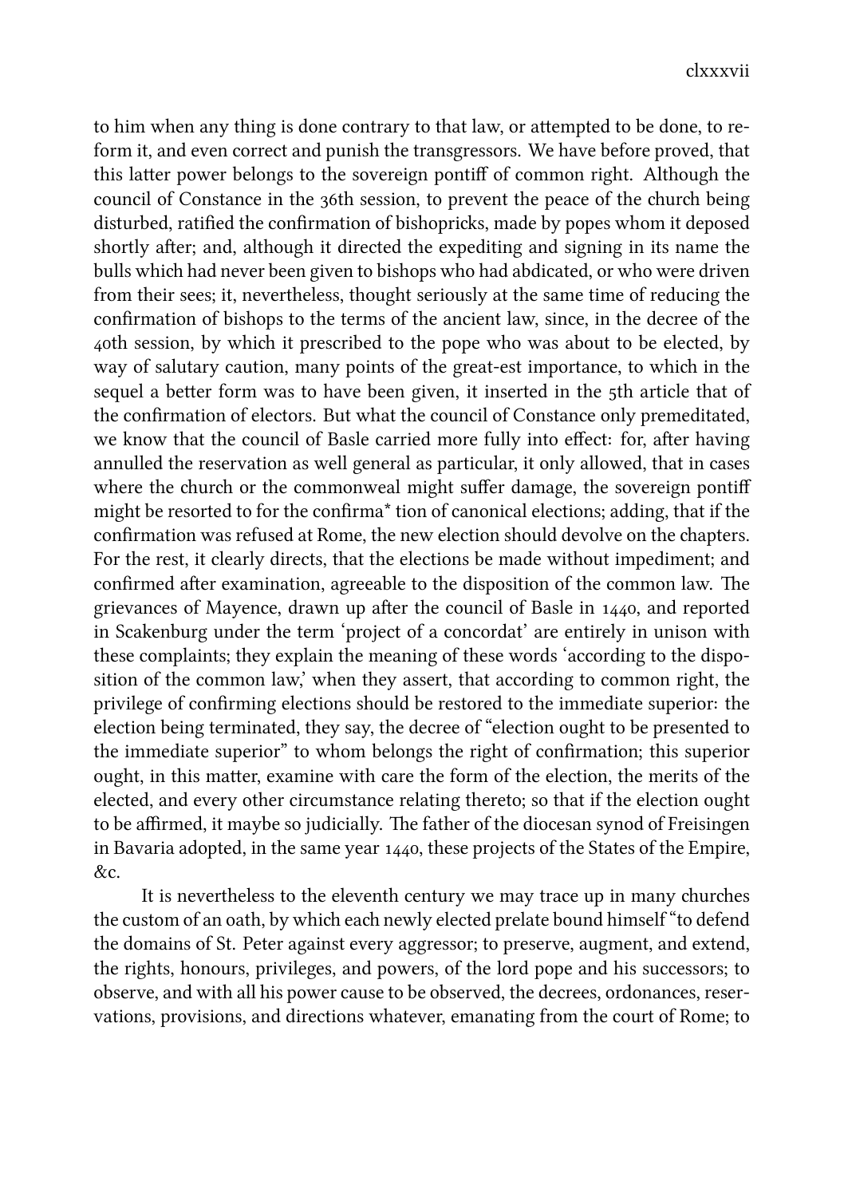to him when any thing is done contrary to that law, or attempted to be done, to reform it, and even correct and punish the transgressors. We have before proved, that this latter power belongs to the sovereign pontiff of common right. Although the council of Constance in the 36th session, to prevent the peace of the church being disturbed, ratified the confirmation of bishopricks, made by popes whom it deposed shortly after; and, although it directed the expediting and signing in its name the bulls which had never been given to bishops who had abdicated, or who were driven from their sees; it, nevertheless, thought seriously at the same time of reducing the confirmation of bishops to the terms of the ancient law, since, in the decree of the 40th session, by which it prescribed to the pope who was about to be elected, by way of salutary caution, many points of the great-est importance, to which in the sequel a better form was to have been given, it inserted in the 5th article that of the confirmation of electors. But what the council of Constance only premeditated, we know that the council of Basle carried more fully into effect: for, after having annulled the reservation as well general as particular, it only allowed, that in cases where the church or the commonweal might suffer damage, the sovereign pontiff might be resorted to for the confirma* tion of canonical elections; adding, that if the confirmation was refused at Rome, the new election should devolve on the chapters. For the rest, it clearly directs, that the elections be made without impediment; and confirmed after examination, agreeable to the disposition of the common law. The grievances of Mayence, drawn up after the council of Basle in 1440, and reported in Scakenburg under the term 'project of a concordat' are entirely in unison with these complaints; they explain the meaning of these words 'according to the disposition of the common law,' when they assert, that according to common right, the privilege of confirming elections should be restored to the immediate superior: the election being terminated, they say, the decree of "election ought to be presented to the immediate superior" to whom belongs the right of confirmation; this superior ought, in this matter, examine with care the form of the election, the merits of the elected, and every other circumstance relating thereto; so that if the election ought to be affirmed, it maybe so judicially. The father of the diocesan synod of Freisingen in Bavaria adopted, in the same year 1440, these projects of the States of the Empire, &c.

It is nevertheless to the eleventh century we may trace up in many churches the custom of an oath, by which each newly elected prelate bound himself "to defend the domains of St. Peter against every aggressor; to preserve, augment, and extend, the rights, honours, privileges, and powers, of the lord pope and his successors; to observe, and with all his power cause to be observed, the decrees, ordonances, reservations, provisions, and directions whatever, emanating from the court of Rome; to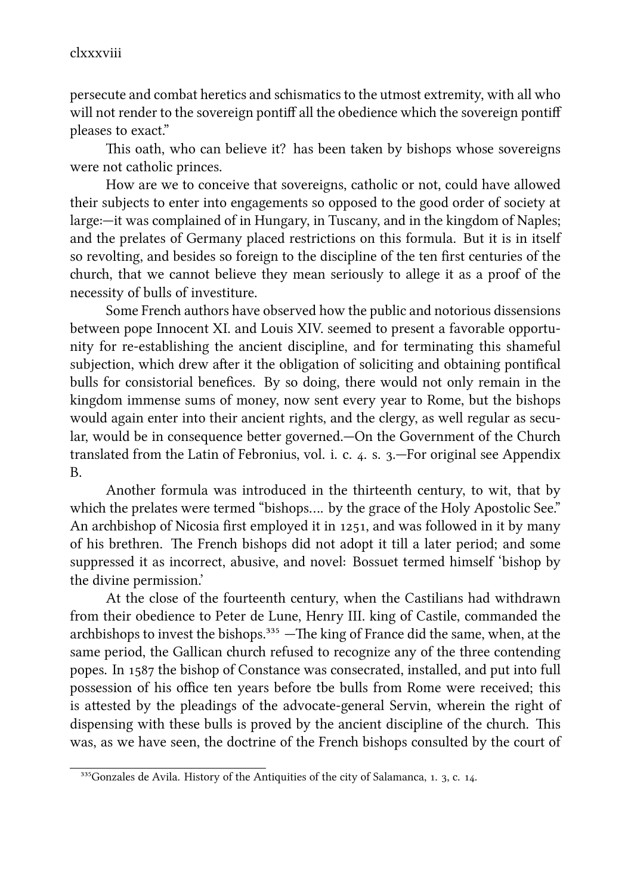persecute and combat heretics and schismatics to the utmost extremity, with all who will not render to the sovereign pontiff all the obedience which the sovereign pontiff pleases to exact."

This oath, who can believe it? has been taken by bishops whose sovereigns were not catholic princes.

How are we to conceive that sovereigns, catholic or not, could have allowed their subjects to enter into engagements so opposed to the good order of society at large:—it was complained of in Hungary, in Tuscany, and in the kingdom of Naples; and the prelates of Germany placed restrictions on this formula. But it is in itself so revolting, and besides so foreign to the discipline of the ten first centuries of the church, that we cannot believe they mean seriously to allege it as a proof of the necessity of bulls of investiture.

Some French authors have observed how the public and notorious dissensions between pope Innocent XI. and Louis XIV. seemed to present a favorable opportunity for re-establishing the ancient discipline, and for terminating this shameful subjection, which drew after it the obligation of soliciting and obtaining pontifical bulls for consistorial benefices. By so doing, there would not only remain in the kingdom immense sums of money, now sent every year to Rome, but the bishops would again enter into their ancient rights, and the clergy, as well regular as secular, would be in consequence better governed.—On the Government of the Church translated from the Latin of Febronius, vol. i. c. 4. s. 3.—For original see Appendix B.

Another formula was introduced in the thirteenth century, to wit, that by which the prelates were termed "bishops.... by the grace of the Holy Apostolic See." An archbishop of Nicosia first employed it in 1251, and was followed in it by many of his brethren. The French bishops did not adopt it till a later period; and some suppressed it as incorrect, abusive, and novel: Bossuet termed himself 'bishop by the divine permission.'

At the close of the fourteenth century, when the Castilians had withdrawn from their obedience to Peter de Lune, Henry III. king of Castile, commanded the archbishops to invest the bishops.[335] —The king of France did the same, when, at the same period, the Gallican church refused to recognize any of the three contending popes. In 1587 the bishop of Constance was consecrated, installed, and put into full possession of his office ten years before tbe bulls from Rome were received; this is attested by the pleadings of the advocate-general Servin, wherein the right of dispensing with these bulls is proved by the ancient discipline of the church. This was, as we have seen, the doctrine of the French bishops consulted by the court of

[335] Gonzales de Avila. History of the Antiquities of the city of Salamanca, 1. 3, c. 14.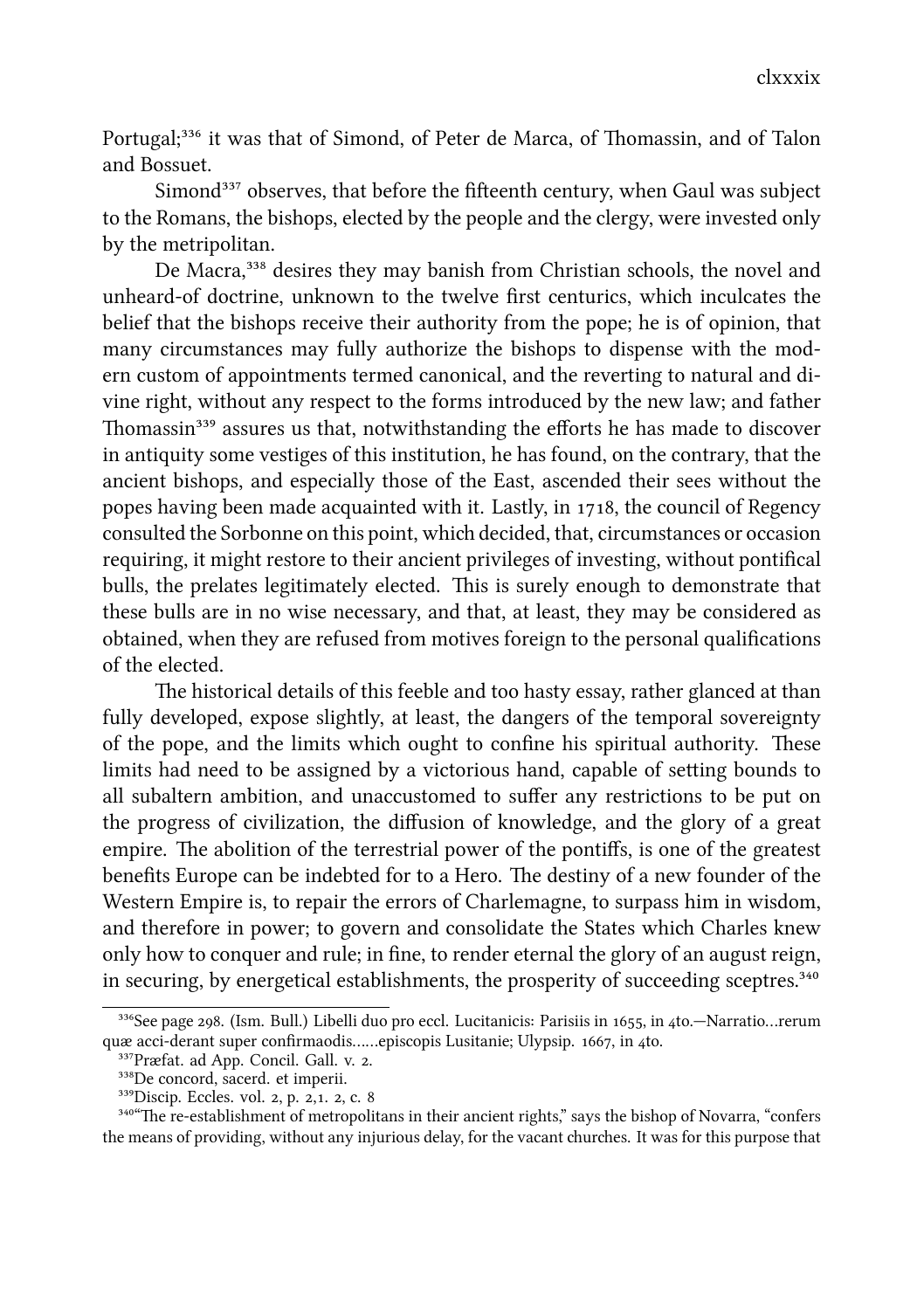Portugal;[336] it was that of Simond, of Peter de Marca, of Thomassin, and of Talon and Bossuet.

Simond[337] observes, that before the fifteenth century, when Gaul was subject to the Romans, the bishops, elected by the people and the clergy, were invested only by the metripolitan.

De Macra,[338] desires they may banish from Christian schools, the novel and unheard-of doctrine, unknown to the twelve first centurics, which inculcates the belief that the bishops receive their authority from the pope; he is of opinion, that many circumstances may fully authorize the bishops to dispense with the modern custom of appointments termed canonical, and the reverting to natural and divine right, without any respect to the forms introduced by the new law; and father Thomassin[339] assures us that, notwithstanding the efforts he has made to discover in antiquity some vestiges of this institution, he has found, on the contrary, that the ancient bishops, and especially those of the East, ascended their sees without the popes having been made acquainted with it. Lastly, in 1718, the council of Regency consulted the Sorbonne on this point, which decided, that, circumstances or occasion requiring, it might restore to their ancient privileges of investing, without pontifical bulls, the prelates legitimately elected. This is surely enough to demonstrate that these bulls are in no wise necessary, and that, at least, they may be considered as obtained, when they are refused from motives foreign to the personal qualifications of the elected.

The historical details of this feeble and too hasty essay, rather glanced at than fully developed, expose slightly, at least, the dangers of the temporal sovereignty of the pope, and the limits which ought to confine his spiritual authority. These limits had need to be assigned by a victorious hand, capable of setting bounds to all subaltern ambition, and unaccustomed to suffer any restrictions to be put on the progress of civilization, the diffusion of knowledge, and the glory of a great empire. The abolition of the terrestrial power of the pontiffs, is one of the greatest benefits Europe can be indebted for to a Hero. The destiny of a new founder of the Western Empire is, to repair the errors of Charlemagne, to surpass him in wisdom, and therefore in power; to govern and consolidate the States which Charles knew only how to conquer and rule; in fine, to render eternal the glory of an august reign, in securing, by energetical establishments, the prosperity of succeeding sceptres.[340]

---

[336] See page 298. (Ism. Bull.) Libelli duo pro eccl. Lucitanicis: Parisiis in 1655, in 4to.—Narratio…rerum quæ acci-derant super confirmaodis……episcopis Lusitanie; Ulypsip. 1667, in 4to.

[337] Præfat. ad App. Concil. Gall. v. 2.

[338] De concord, sacerd. et imperii.

[339] Discip. Eccles. vol. 2, p. 2,1. 2, c. 8

[340] "The re-establishment of metropolitans in their ancient rights," says the bishop of Novarra, "confers the means of providing, without any injurious delay, for the vacant churches. It was for this purpose that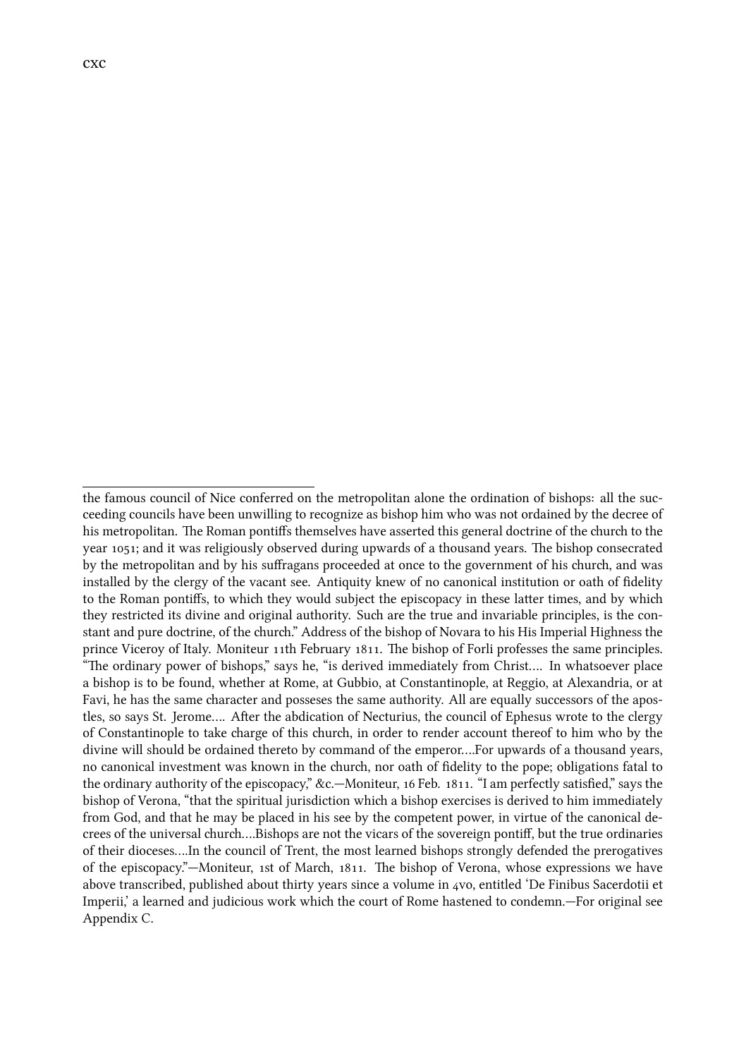the famous council of Nice conferred on the metropolitan alone the ordination of bishops: all the succeeding councils have been unwilling to recognize as bishop him who was not ordained by the decree of his metropolitan. The Roman pontiffs themselves have asserted this general doctrine of the church to the year 1051; and it was religiously observed during upwards of a thousand years. The bishop consecrated by the metropolitan and by his suffragans proceeded at once to the government of his church, and was installed by the clergy of the vacant see. Antiquity knew of no canonical institution or oath of fidelity to the Roman pontiffs, to which they would subject the episcopacy in these latter times, and by which they restricted its divine and original authority. Such are the true and invariable principles, is the constant and pure doctrine, of the church." Address of the bishop of Novara to his His Imperial Highness the prince Viceroy of Italy. Moniteur 11th February 1811. The bishop of Forli professes the same principles. "The ordinary power of bishops," says he, "is derived immediately from Christ.... In whatsoever place a bishop is to be found, whether at Rome, at Gubbio, at Constantinople, at Reggio, at Alexandria, or at Favi, he has the same character and posseses the same authority. All are equally successors of the apostles, so says St. Jerome.... After the abdication of Necturius, the council of Ephesus wrote to the clergy of Constantinople to take charge of this church, in order to render account thereof to him who by the divine will should be ordained thereto by command of the emperor....For upwards of a thousand years, no canonical investment was known in the church, nor oath of fidelity to the pope; obligations fatal to the ordinary authority of the episcopacy," &c.—Moniteur, 16 Feb. 1811. "I am perfectly satisfied," says the bishop of Verona, "that the spiritual jurisdiction which a bishop exercises is derived to him immediately from God, and that he may be placed in his see by the competent power, in virtue of the canonical decrees of the universal church....Bishops are not the vicars of the sovereign pontiff, but the true ordinaries of their dioceses....In the council of Trent, the most learned bishops strongly defended the prerogatives of the episcopacy."—Moniteur, 1st of March, 1811. The bishop of Verona, whose expressions we have above transcribed, published about thirty years since a volume in 4vo, entitled 'De Finibus Sacerdotii et Imperii,' a learned and judicious work which the court of Rome hastened to condemn.—For original see Appendix C.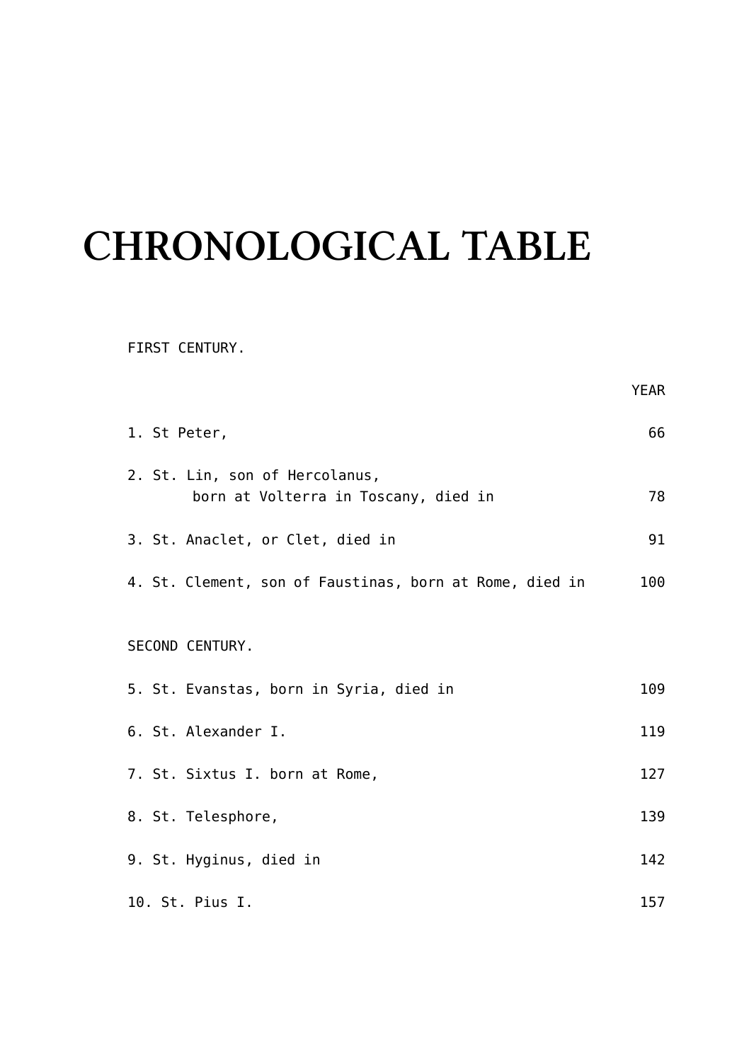# CHRONOLOGICAL TABLE

FIRST CENTURY.

| | YEAR |
|---|---|
| 1. St Peter, | 66 |
| 2. St. Lin, son of Hercolanus, born at Volterra in Toscany, died in | 78 |
| 3. St. Anaclet, or Clet, died in | 91 |
| 4. St. Clement, son of Faustinas, born at Rome, died in | 100 |

SECOND CENTURY.

| | YEAR |
|---|---|
| 5. St. Evanstas, born in Syria, died in | 109 |
| 6. St. Alexander I. | 119 |
| 7. St. Sixtus I. born at Rome, | 127 |
| 8. St. Telesphore, | 139 |
| 9. St. Hyginus, died in | 142 |
| 10. St. Pius I. | 157 |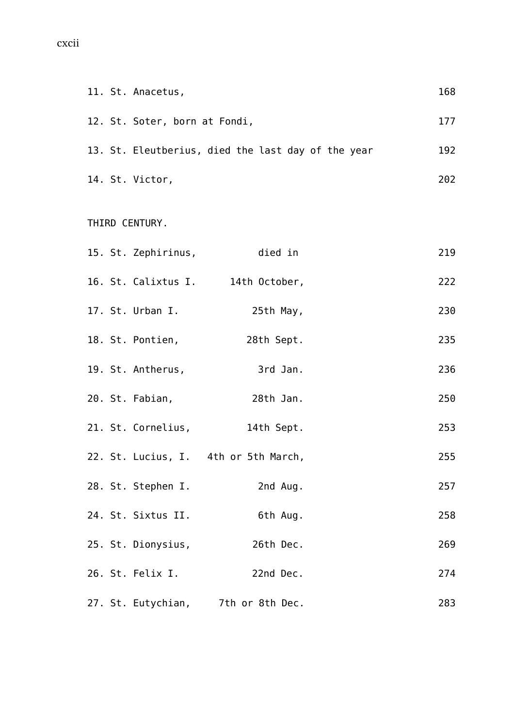| | | | |
|---|---|---|---|
| 11. | St. Anacetus, | | 168 |
| 12. | St. Soter, born at Fondi, | | 177 |
| 13. | St. Eleutberius, died the last day of the year | | 192 |
| 14. | St. Victor, | | 202 |

THIRD CENTURY.

| | | | |
|---|---|---|---|
| 15. | St. Zephirinus, | died in | 219 |
| 16. | St. Calixtus I. | 14th October, | 222 |
| 17. | St. Urban I. | 25th May, | 230 |
| 18. | St. Pontien, | 28th Sept. | 235 |
| 19. | St. Antherus, | 3rd Jan. | 236 |
| 20. | St. Fabian, | 28th Jan. | 250 |
| 21. | St. Cornelius, | 14th Sept. | 253 |
| 22. | St. Lucius, I. | 4th or 5th March, | 255 |
| 28. | St. Stephen I. | 2nd Aug. | 257 |
| 24. | St. Sixtus II. | 6th Aug. | 258 |
| 25. | St. Dionysius, | 26th Dec. | 269 |
| 26. | St. Felix I. | 22nd Dec. | 274 |
| 27. | St. Eutychian, | 7th or 8th Dec. | 283 |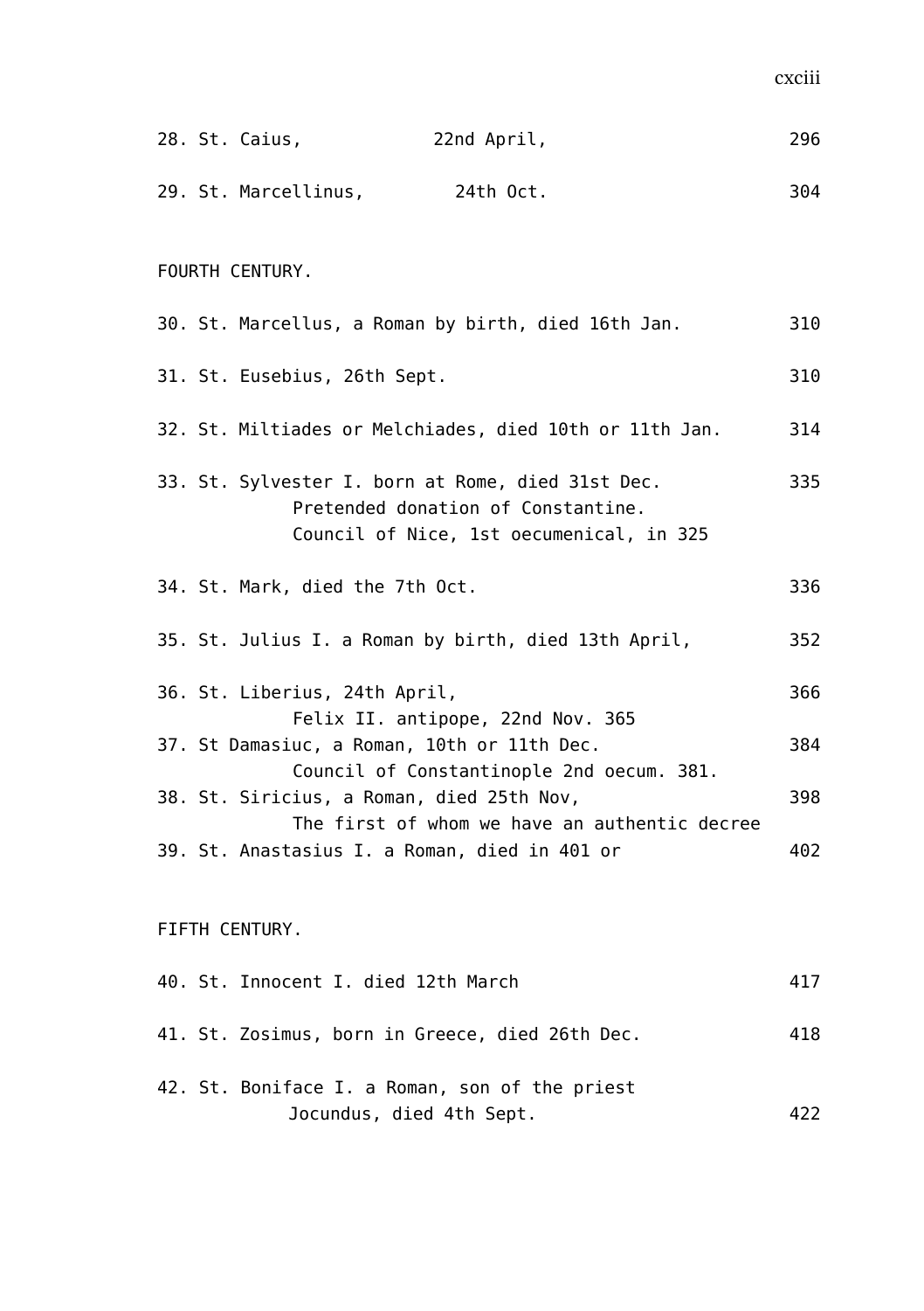28. St. Caius, 22nd April, 296

29. St. Marcellinus, 24th Oct. 304

FOURTH CENTURY.

30. St. Marcellus, a Roman by birth, died 16th Jan. 310

31. St. Eusebius, 26th Sept. 310

32. St. Miltiades or Melchiades, died 10th or 11th Jan. 314

33. St. Sylvester I. born at Rome, died 31st Dec. 335
    Pretended donation of Constantine.
    Council of Nice, 1st oecumenical, in 325

34. St. Mark, died the 7th Oct. 336

35. St. Julius I. a Roman by birth, died 13th April, 352

36. St. Liberius, 24th April, 366
    Felix II. antipope, 22nd Nov. 365
37. St Damasiuc, a Roman, 10th or 11th Dec. 384
    Council of Constantinople 2nd oecum. 381.
38. St. Siricius, a Roman, died 25th Nov, 398
    The first of whom we have an authentic decree
39. St. Anastasius I. a Roman, died in 401 or 402

FIFTH CENTURY.

40. St. Innocent I. died 12th March 417

41. St. Zosimus, born in Greece, died 26th Dec. 418

42. St. Boniface I. a Roman, son of the priest Jocundus, died 4th Sept. 422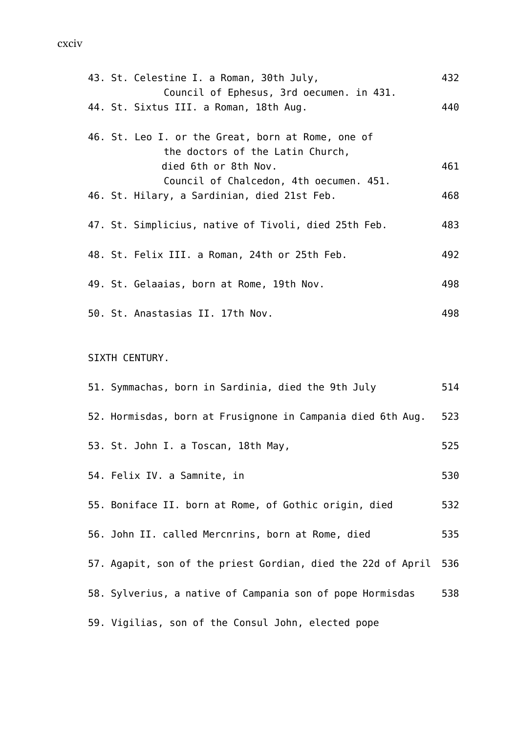| | |
|---|---|
| 43. St. Celestine I. a Roman, 30th July, Council of Ephesus, 3rd oecumen. in 431. | 432 |
| 44. St. Sixtus III. a Roman, 18th Aug. | 440 |
| 46. St. Leo I. or the Great, born at Rome, one of the doctors of the Latin Church, died 6th or 8th Nov. Council of Chalcedon, 4th oecumen. 451. | 461 |
| 46. St. Hilary, a Sardinian, died 21st Feb. | 468 |
| 47. St. Simplicius, native of Tivoli, died 25th Feb. | 483 |
| 48. St. Felix III. a Roman, 24th or 25th Feb. | 492 |
| 49. St. Gelaaias, born at Rome, 19th Nov. | 498 |
| 50. St. Anastasias II. 17th Nov. | 498 |

SIXTH CENTURY.

| | |
|---|---|
| 51. Symmachas, born in Sardinia, died the 9th July | 514 |
| 52. Hormisdas, born at Frusignone in Campania died 6th Aug. | 523 |
| 53. St. John I. a Toscan, 18th May, | 525 |
| 54. Felix IV. a Samnite, in | 530 |
| 55. Boniface II. born at Rome, of Gothic origin, died | 532 |
| 56. John II. called Mercnrins, born at Rome, died | 535 |
| 57. Agapit, son of the priest Gordian, died the 22d of April | 536 |
| 58. Sylverius, a native of Campania son of pope Hormisdas | 538 |
| 59. Vigilias, son of the Consul John, elected pope | |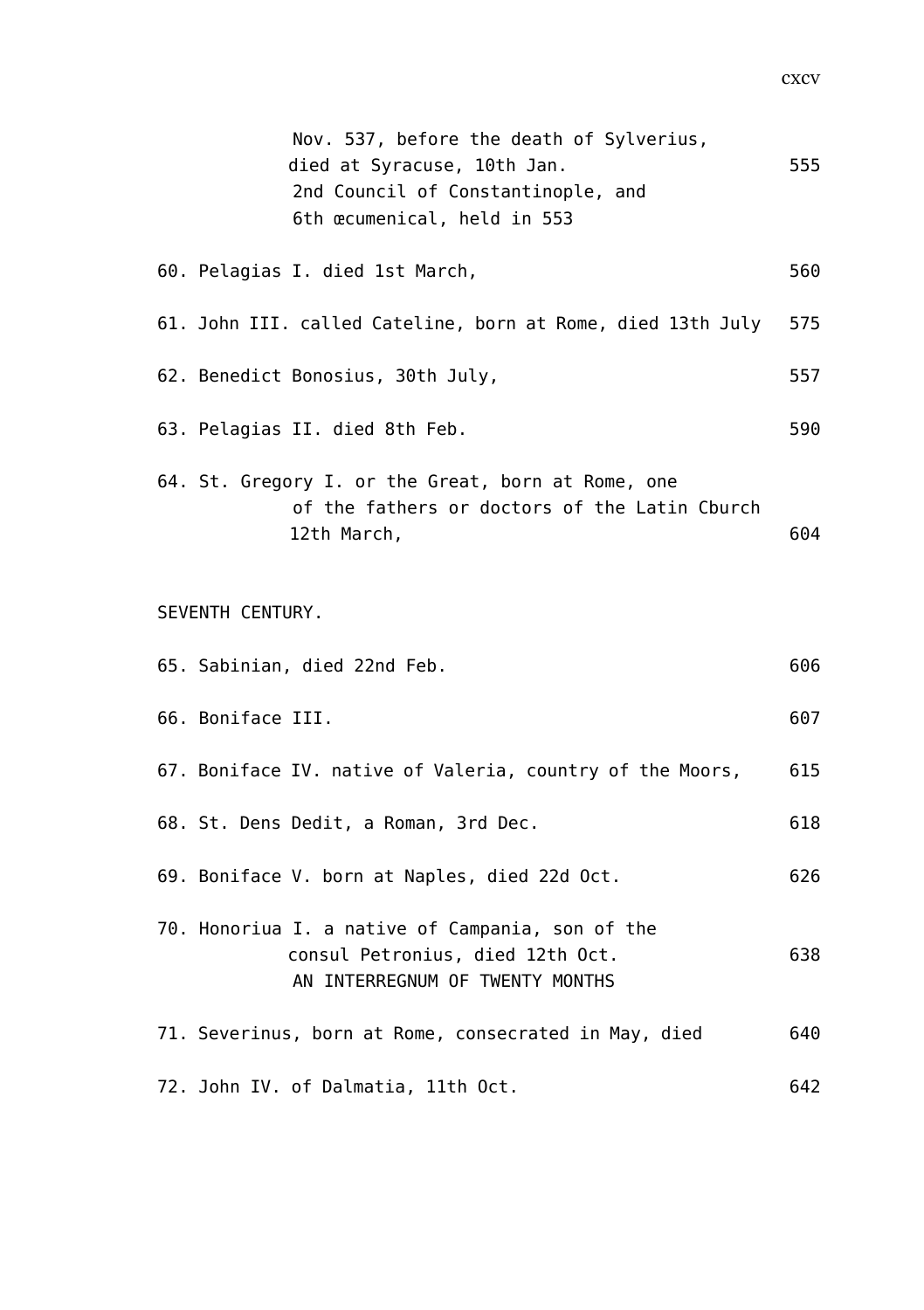Nov. 537, before the death of Sylverius, died at Syracuse, 10th Jan. 555
2nd Council of Constantinople, and 6th œcumenical, held in 553

60. Pelagias I. died 1st March, 560

61. John III. called Cateline, born at Rome, died 13th July 575

62. Benedict Bonosius, 30th July, 557

63. Pelagias II. died 8th Feb. 590

64. St. Gregory I. or the Great, born at Rome, one of the fathers or doctors of the Latin Cburch 12th March, 604

SEVENTH CENTURY.

65. Sabinian, died 22nd Feb. 606

66. Boniface III. 607

67. Boniface IV. native of Valeria, country of the Moors, 615

68. St. Dens Dedit, a Roman, 3rd Dec. 618

69. Boniface V. born at Naples, died 22d Oct. 626

70. Honoriua I. a native of Campania, son of the consul Petronius, died 12th Oct. 638
AN INTERREGNUM OF TWENTY MONTHS

71. Severinus, born at Rome, consecrated in May, died 640

72. John IV. of Dalmatia, 11th Oct. 642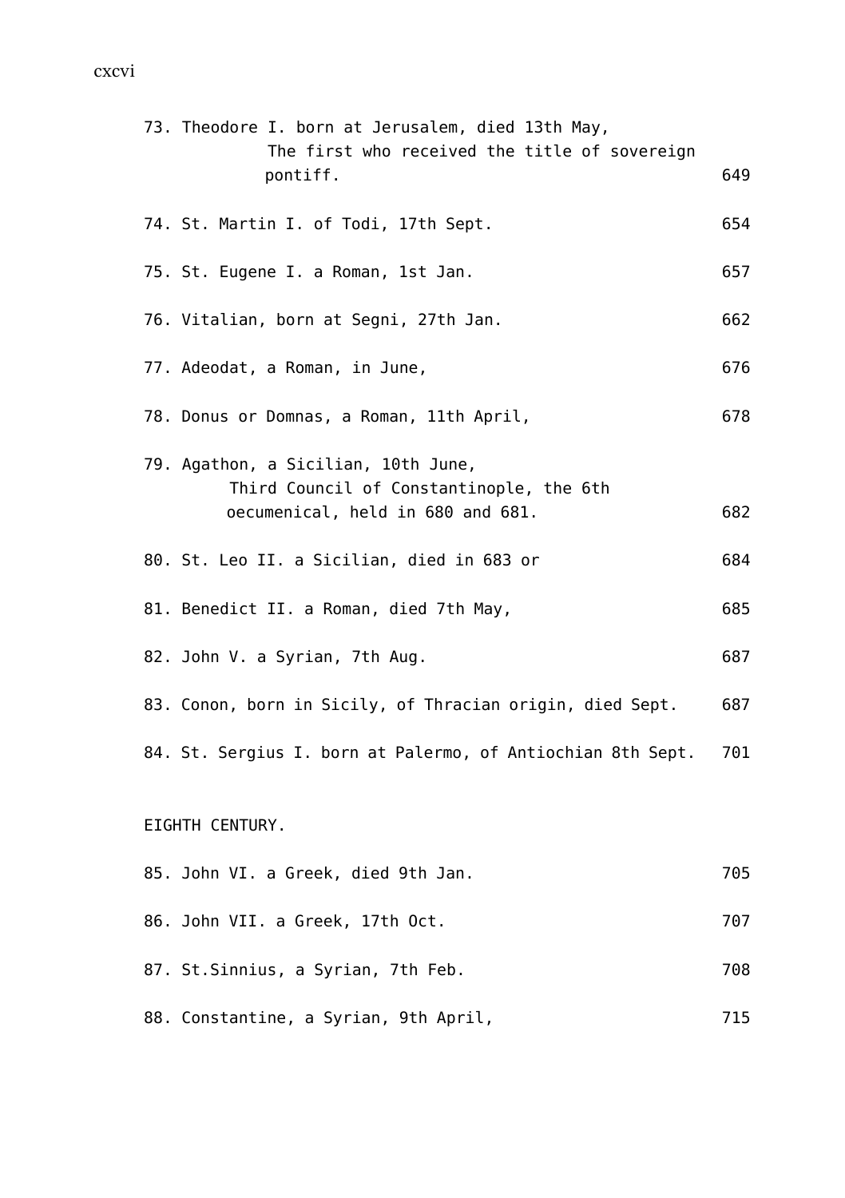| | |
|---|---|
| 73. Theodore I. born at Jerusalem, died 13th May, The first who received the title of sovereign pontiff. | 649 |
| 74. St. Martin I. of Todi, 17th Sept. | 654 |
| 75. St. Eugene I. a Roman, 1st Jan. | 657 |
| 76. Vitalian, born at Segni, 27th Jan. | 662 |
| 77. Adeodat, a Roman, in June, | 676 |
| 78. Donus or Domnas, a Roman, 11th April, | 678 |
| 79. Agathon, a Sicilian, 10th June, Third Council of Constantinople, the 6th oecumenical, held in 680 and 681. | 682 |
| 80. St. Leo II. a Sicilian, died in 683 or | 684 |
| 81. Benedict II. a Roman, died 7th May, | 685 |
| 82. John V. a Syrian, 7th Aug. | 687 |
| 83. Conon, born in Sicily, of Thracian origin, died Sept. | 687 |
| 84. St. Sergius I. born at Palermo, of Antiochian 8th Sept. | 701 |

EIGHTH CENTURY.

| | |
|---|---|
| 85. John VI. a Greek, died 9th Jan. | 705 |
| 86. John VII. a Greek, 17th Oct. | 707 |
| 87. St.Sinnius, a Syrian, 7th Feb. | 708 |
| 88. Constantine, a Syrian, 9th April, | 715 |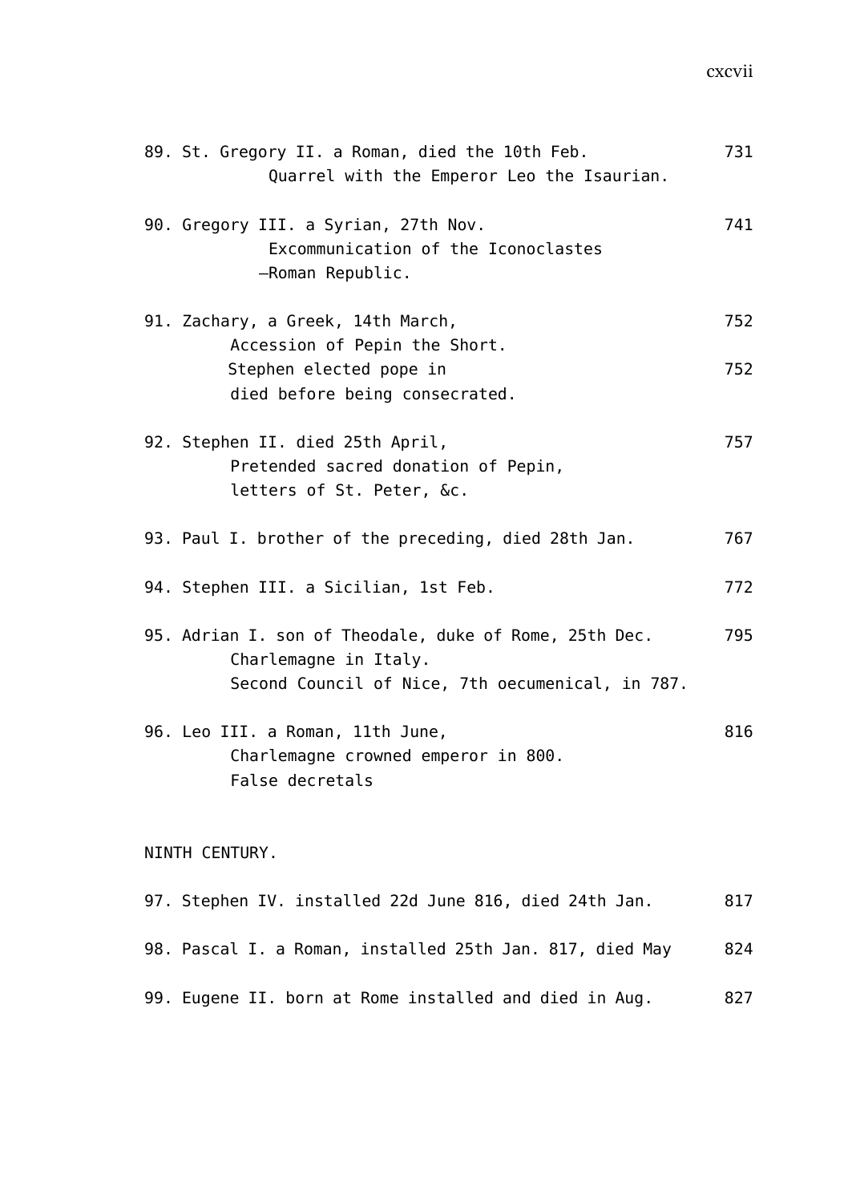89. St. Gregory II. a Roman, died the 10th Feb. 731
Quarrel with the Emperor Leo the Isaurian.

90. Gregory III. a Syrian, 27th Nov. 741
Excommunication of the Iconoclastes
—Roman Republic.

91. Zachary, a Greek, 14th March, 752
Accession of Pepin the Short.
Stephen elected pope in 752
died before being consecrated.

92. Stephen II. died 25th April, 757
Pretended sacred donation of Pepin,
letters of St. Peter, &c.

93. Paul I. brother of the preceding, died 28th Jan. 767

94. Stephen III. a Sicilian, 1st Feb. 772

95. Adrian I. son of Theodale, duke of Rome, 25th Dec. 795
Charlemagne in Italy.
Second Council of Nice, 7th oecumenical, in 787.

96. Leo III. a Roman, 11th June, 816
Charlemagne crowned emperor in 800.
False decretals

NINTH CENTURY.

97. Stephen IV. installed 22d June 816, died 24th Jan. 817

98. Pascal I. a Roman, installed 25th Jan. 817, died May 824

99. Eugene II. born at Rome installed and died in Aug. 827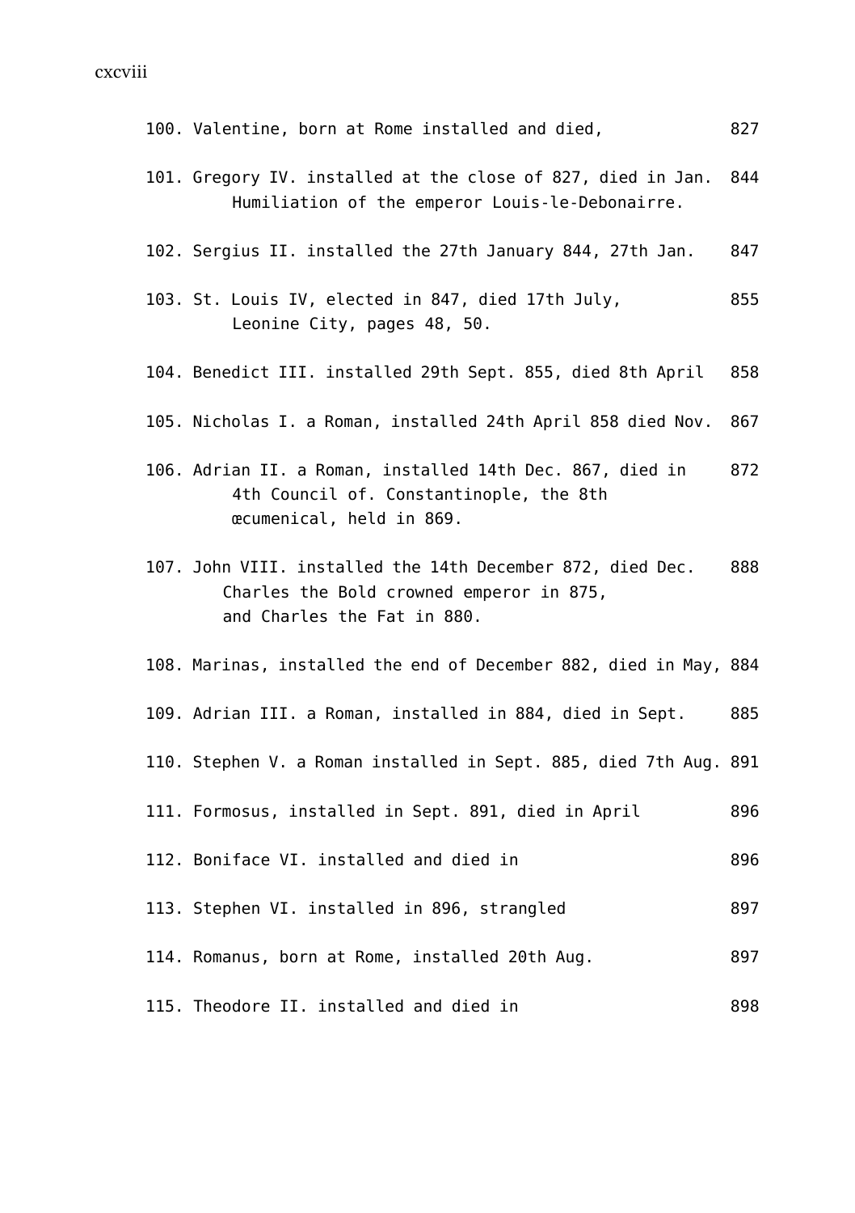100. Valentine, born at Rome installed and died, 827

101. Gregory IV. installed at the close of 827, died in Jan. 844
Humiliation of the emperor Louis-le-Debonairre.

102. Sergius II. installed the 27th January 844, 27th Jan. 847

103. St. Louis IV, elected in 847, died 17th July, 855
Leonine City, pages 48, 50.

104. Benedict III. installed 29th Sept. 855, died 8th April 858

105. Nicholas I. a Roman, installed 24th April 858 died Nov. 867

106. Adrian II. a Roman, installed 14th Dec. 867, died in 872
4th Council of. Constantinople, the 8th œcumenical, held in 869.

107. John VIII. installed the 14th December 872, died Dec. 888
Charles the Bold crowned emperor in 875, and Charles the Fat in 880.

108. Marinas, installed the end of December 882, died in May, 884

109. Adrian III. a Roman, installed in 884, died in Sept. 885

110. Stephen V. a Roman installed in Sept. 885, died 7th Aug. 891

111. Formosus, installed in Sept. 891, died in April 896

112. Boniface VI. installed and died in 896

113. Stephen VI. installed in 896, strangled 897

114. Romanus, born at Rome, installed 20th Aug. 897

115. Theodore II. installed and died in 898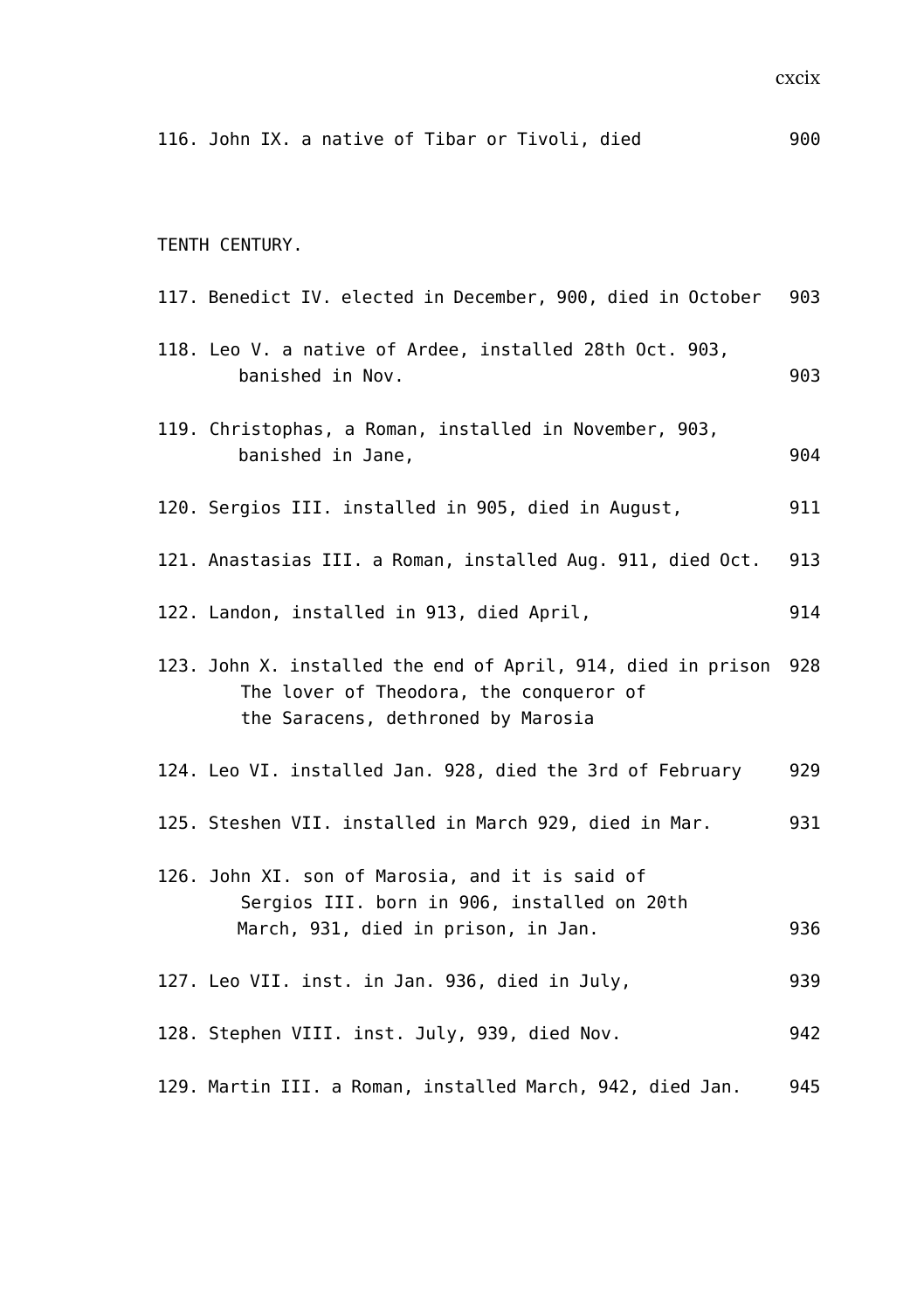116. John IX. a native of Tibar or Tivoli, died 900

TENTH CENTURY.

117. Benedict IV. elected in December, 900, died in October 903

118. Leo V. a native of Ardee, installed 28th Oct. 903, banished in Nov. 903

119. Christophas, a Roman, installed in November, 903, banished in Jane, 904

120. Sergios III. installed in 905, died in August, 911

121. Anastasias III. a Roman, installed Aug. 911, died Oct. 913

122. Landon, installed in 913, died April, 914

123. John X. installed the end of April, 914, died in prison 928
The lover of Theodora, the conqueror of the Saracens, dethroned by Marosia

124. Leo VI. installed Jan. 928, died the 3rd of February 929

125. Steshen VII. installed in March 929, died in Mar. 931

126. John XI. son of Marosia, and it is said of Sergios III. born in 906, installed on 20th March, 931, died in prison, in Jan. 936

127. Leo VII. inst. in Jan. 936, died in July, 939

128. Stephen VIII. inst. July, 939, died Nov. 942

129. Martin III. a Roman, installed March, 942, died Jan. 945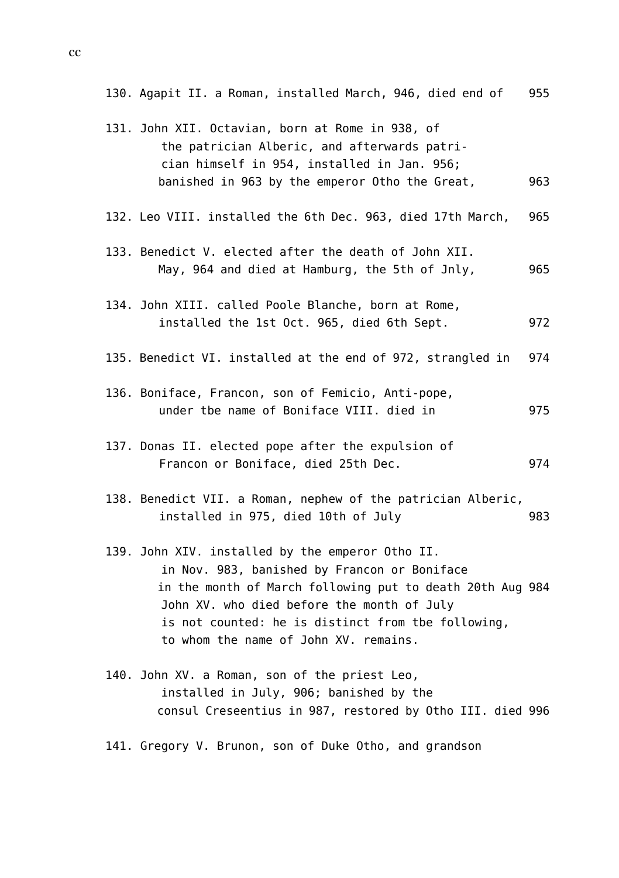130. Agapit II. a Roman, installed March, 946, died end of 955

131. John XII. Octavian, born at Rome in 938, of the patrician Alberic, and afterwards patrician himself in 954, installed in Jan. 956; banished in 963 by the emperor Otho the Great, 963

132. Leo VIII. installed the 6th Dec. 963, died 17th March, 965

133. Benedict V. elected after the death of John XII. May, 964 and died at Hamburg, the 5th of Jnly, 965

134. John XIII. called Poole Blanche, born at Rome, installed the 1st Oct. 965, died 6th Sept. 972

135. Benedict VI. installed at the end of 972, strangled in 974

136. Boniface, Francon, son of Femicio, Anti-pope, under tbe name of Boniface VIII. died in 975

137. Donas II. elected pope after the expulsion of Francon or Boniface, died 25th Dec. 974

138. Benedict VII. a Roman, nephew of the patrician Alberic, installed in 975, died 10th of July 983

139. John XIV. installed by the emperor Otho II. in Nov. 983, banished by Francon or Boniface in the month of March following put to death 20th Aug 984

John XV. who died before the month of July is not counted: he is distinct from tbe following, to whom the name of John XV. remains.

140. John XV. a Roman, son of the priest Leo, installed in July, 906; banished by the consul Creseentius in 987, restored by Otho III. died 996

141. Gregory V. Brunon, son of Duke Otho, and grandson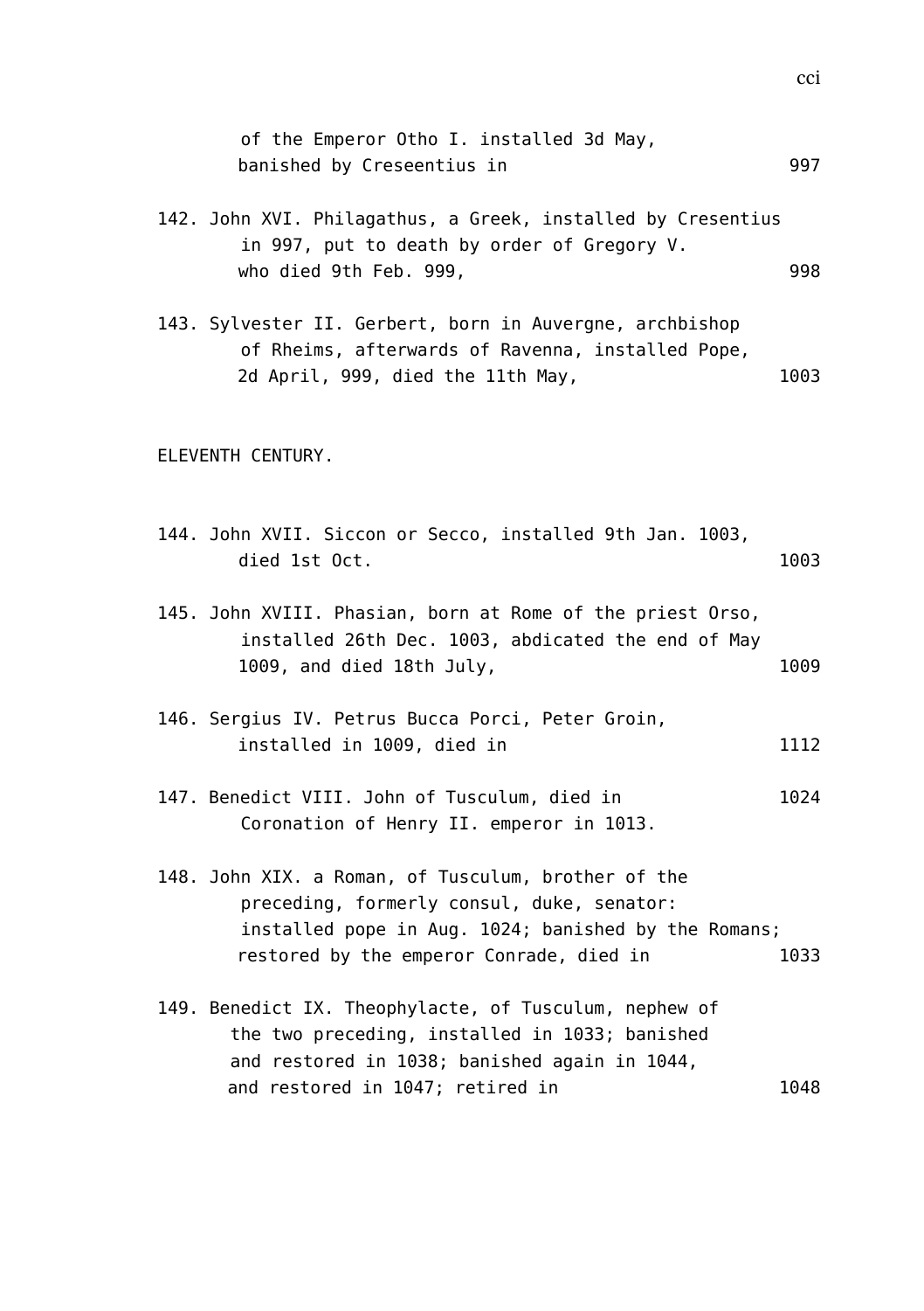of the Emperor Otho I. installed 3d May, banished by Creseentius in 997

142. John XVI. Philagathus, a Greek, installed by Cresentius in 997, put to death by order of Gregory V. who died 9th Feb. 999, 998

143. Sylvester II. Gerbert, born in Auvergne, archbishop of Rheims, afterwards of Ravenna, installed Pope, 2d April, 999, died the 11th May, 1003

## ELEVENTH CENTURY.

144. John XVII. Siccon or Secco, installed 9th Jan. 1003, died 1st Oct. 1003

145. John XVIII. Phasian, born at Rome of the priest Orso, installed 26th Dec. 1003, abdicated the end of May 1009, and died 18th July, 1009

146. Sergius IV. Petrus Bucca Porci, Peter Groin, installed in 1009, died in 1112

147. Benedict VIII. John of Tusculum, died in 1024
Coronation of Henry II. emperor in 1013.

148. John XIX. a Roman, of Tusculum, brother of the preceding, formerly consul, duke, senator: installed pope in Aug. 1024; banished by the Romans; restored by the emperor Conrade, died in 1033

149. Benedict IX. Theophylacte, of Tusculum, nephew of the two preceding, installed in 1033; banished and restored in 1038; banished again in 1044, and restored in 1047; retired in 1048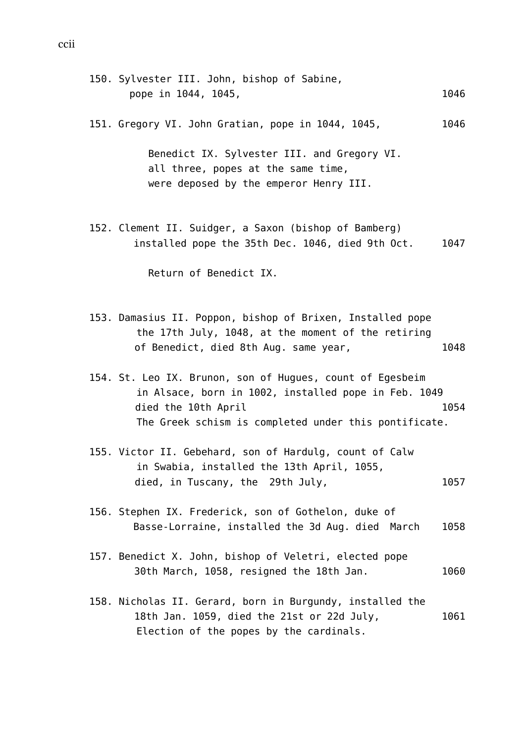150. Sylvester III. John, bishop of Sabine, pope in 1044, 1045, 1046

151. Gregory VI. John Gratian, pope in 1044, 1045, 1046

Benedict IX. Sylvester III. and Gregory VI. all three, popes at the same time, were deposed by the emperor Henry III.

152. Clement II. Suidger, a Saxon (bishop of Bamberg) installed pope the 35th Dec. 1046, died 9th Oct. 1047

Return of Benedict IX.

153. Damasius II. Poppon, bishop of Brixen, Installed pope the 17th July, 1048, at the moment of the retiring of Benedict, died 8th Aug. same year, 1048

154. St. Leo IX. Brunon, son of Hugues, count of Egesbeim in Alsace, born in 1002, installed pope in Feb. 1049 died the 10th April 1054
The Greek schism is completed under this pontificate.

155. Victor II. Gebehard, son of Hardulg, count of Calw in Swabia, installed the 13th April, 1055, died, in Tuscany, the 29th July, 1057

156. Stephen IX. Frederick, son of Gothelon, duke of Basse-Lorraine, installed the 3d Aug. died March 1058

157. Benedict X. John, bishop of Veletri, elected pope 30th March, 1058, resigned the 18th Jan. 1060

158. Nicholas II. Gerard, born in Burgundy, installed the 18th Jan. 1059, died the 21st or 22d July, 1061
Election of the popes by the cardinals.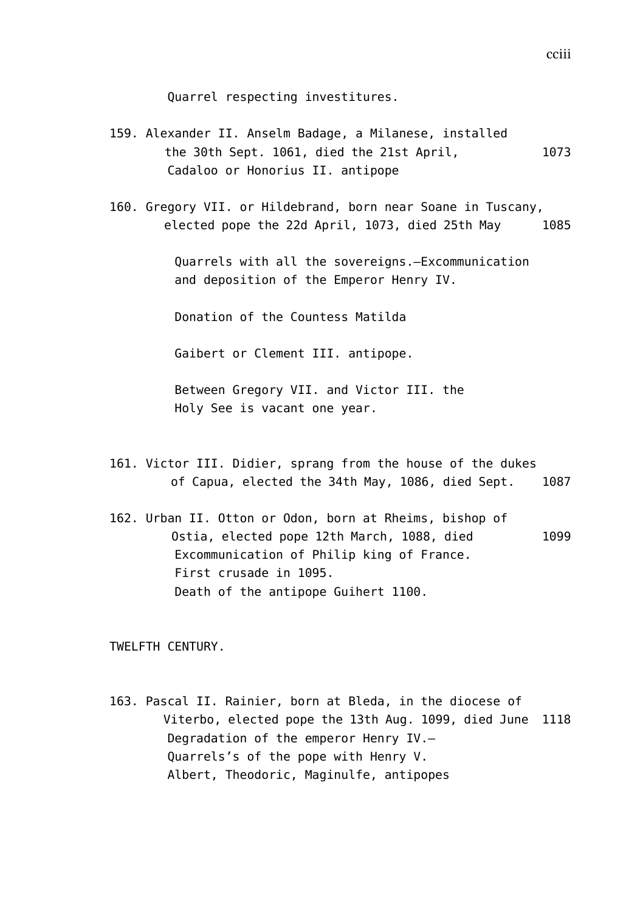Quarrel respecting investitures.

159. Alexander II. Anselm Badage, a Milanese, installed the 30th Sept. 1061, died the 21st April, 1073
Cadaloo or Honorius II. antipope

160. Gregory VII. or Hildebrand, born near Soane in Tuscany, elected pope the 22d April, 1073, died 25th May 1085

Quarrels with all the sovereigns.—Excommunication and deposition of the Emperor Henry IV.

Donation of the Countess Matilda

Gaibert or Clement III. antipope.

Between Gregory VII. and Victor III. the Holy See is vacant one year.

161. Victor III. Didier, sprang from the house of the dukes of Capua, elected the 34th May, 1086, died Sept. 1087

162. Urban II. Otton or Odon, born at Rheims, bishop of Ostia, elected pope 12th March, 1088, died 1099
Excommunication of Philip king of France.
First crusade in 1095.
Death of the antipope Guihert 1100.

TWELFTH CENTURY.

163. Pascal II. Rainier, born at Bleda, in the diocese of Viterbo, elected pope the 13th Aug. 1099, died June 1118
Degradation of the emperor Henry IV.—
Quarrels's of the pope with Henry V.
Albert, Theodoric, Maginulfe, antipopes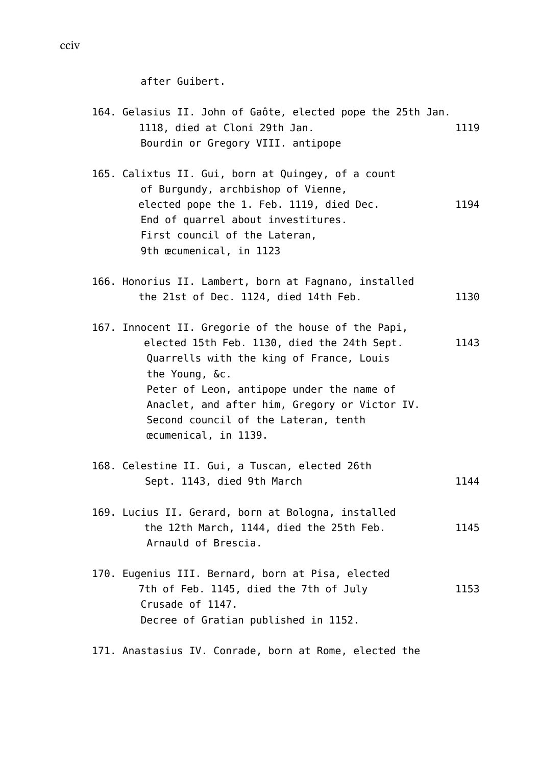after Guibert.

164. Gelasius II. John of Gaôte, elected pope the 25th Jan. 1118, died at Cloni 29th Jan. 1119
    Bourdin or Gregory VIII. antipope

165. Calixtus II. Gui, born at Quingey, of a count of Burgundy, archbishop of Vienne, elected pope the 1. Feb. 1119, died Dec. 1194
    End of quarrel about investitures.
    First council of the Lateran, 9th œcumenical, in 1123

166. Honorius II. Lambert, born at Fagnano, installed the 21st of Dec. 1124, died 14th Feb. 1130

167. Innocent II. Gregorie of the house of the Papi, elected 15th Feb. 1130, died the 24th Sept. 1143
    Quarrells with the king of France, Louis the Young, &c.
    Peter of Leon, antipope under the name of Anaclet, and after him, Gregory or Victor IV.
    Second council of the Lateran, tenth œcumenical, in 1139.

168. Celestine II. Gui, a Tuscan, elected 26th Sept. 1143, died 9th March 1144

169. Lucius II. Gerard, born at Bologna, installed the 12th March, 1144, died the 25th Feb. 1145
    Arnauld of Brescia.

170. Eugenius III. Bernard, born at Pisa, elected 7th of Feb. 1145, died the 7th of July 1153
    Crusade of 1147.
    Decree of Gratian published in 1152.

171. Anastasius IV. Conrade, born at Rome, elected the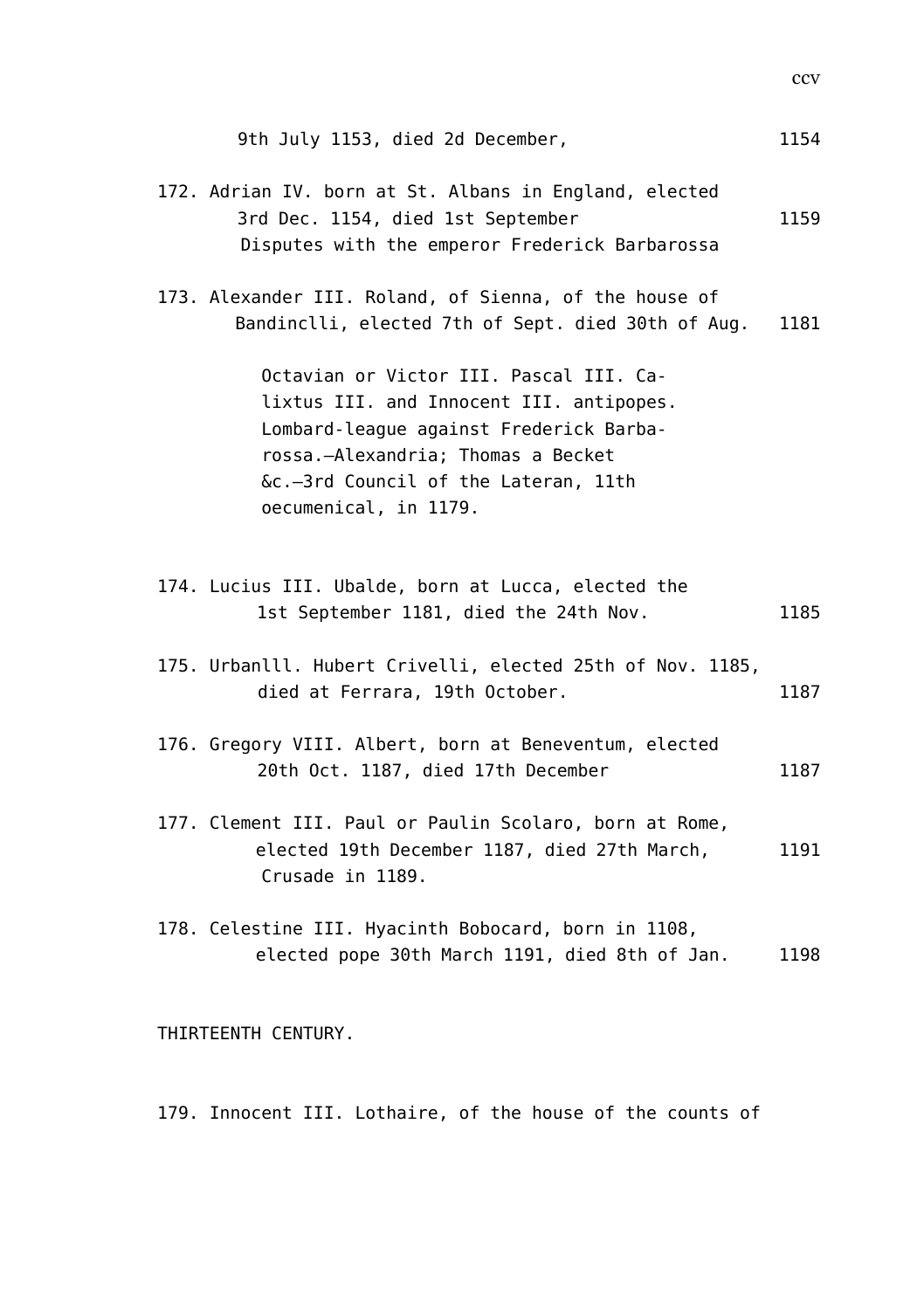9th July 1153, died 2d December, 1154

172. Adrian IV. born at St. Albans in England, elected 3rd Dec. 1154, died 1st September 1159
Disputes with the emperor Frederick Barbarossa

173. Alexander III. Roland, of Sienna, of the house of Bandinclli, elected 7th of Sept. died 30th of Aug. 1181

Octavian or Victor III. Pascal III. Calixtus III. and Innocent III. antipopes. Lombard-league against Frederick Barbarossa.—Alexandria; Thomas a Becket &c.—3rd Council of the Lateran, 11th oecumenical, in 1179.

174. Lucius III. Ubalde, born at Lucca, elected the 1st September 1181, died the 24th Nov. 1185

175. Urbanlll. Hubert Crivelli, elected 25th of Nov. 1185, died at Ferrara, 19th October. 1187

176. Gregory VIII. Albert, born at Beneventum, elected 20th Oct. 1187, died 17th December 1187

177. Clement III. Paul or Paulin Scolaro, born at Rome, elected 19th December 1187, died 27th March, 1191
Crusade in 1189.

178. Celestine III. Hyacinth Bobocard, born in 1108, elected pope 30th March 1191, died 8th of Jan. 1198

## THIRTEENTH CENTURY.

179. Innocent III. Lothaire, of the house of the counts of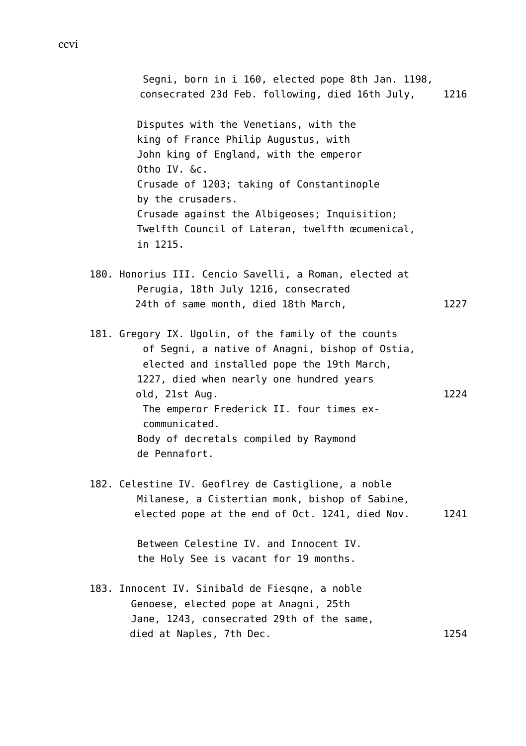Segni, born in i 160, elected pope 8th Jan. 1198, consecrated 23d Feb. following, died 16th July, 1216

Disputes with the Venetians, with the king of France Philip Augustus, with John king of England, with the emperor Otho IV. &c.
Crusade of 1203; taking of Constantinople by the crusaders.
Crusade against the Albigeoses; Inquisition; Twelfth Council of Lateran, twelfth œcumenical, in 1215.

180. Honorius III. Cencio Savelli, a Roman, elected at Perugia, 18th July 1216, consecrated 24th of same month, died 18th March, 1227

181. Gregory IX. Ugolin, of the family of the counts of Segni, a native of Anagni, bishop of Ostia, elected and installed pope the 19th March, 1227, died when nearly one hundred years old, 21st Aug. 1224

The emperor Frederick II. four times excommunicated.
Body of decretals compiled by Raymond de Pennafort.

182. Celestine IV. Geoflrey de Castiglione, a noble Milanese, a Cistertian monk, bishop of Sabine, elected pope at the end of Oct. 1241, died Nov. 1241

Between Celestine IV. and Innocent IV. the Holy See is vacant for 19 months.

183. Innocent IV. Sinibald de Fiesqne, a noble Genoese, elected pope at Anagni, 25th Jane, 1243, consecrated 29th of the same, died at Naples, 7th Dec. 1254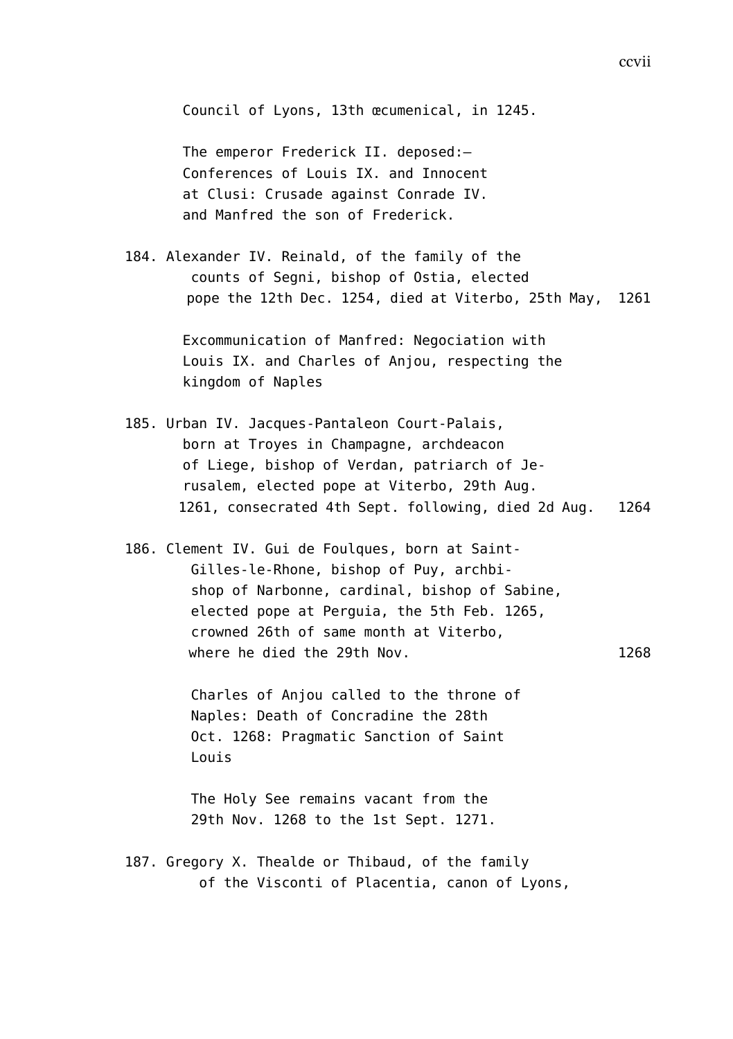Council of Lyons, 13th œcumenical, in 1245.

The emperor Frederick II. deposed:—
Conferences of Louis IX. and Innocent
at Clusi: Crusade against Conrade IV.
and Manfred the son of Frederick.

184. Alexander IV. Reinald, of the family of the
counts of Segni, bishop of Ostia, elected
pope the 12th Dec. 1254, died at Viterbo, 25th May, 1261

Excommunication of Manfred: Negociation with
Louis IX. and Charles of Anjou, respecting the
kingdom of Naples

185. Urban IV. Jacques-Pantaleon Court-Palais,
born at Troyes in Champagne, archdeacon
of Liege, bishop of Verdan, patriarch of Jerusalem, elected pope at Viterbo, 29th Aug.
1261, consecrated 4th Sept. following, died 2d Aug. 1264

186. Clement IV. Gui de Foulques, born at Saint-Gilles-le-Rhone, bishop of Puy, archbishop of Narbonne, cardinal, bishop of Sabine,
elected pope at Perguia, the 5th Feb. 1265,
crowned 26th of same month at Viterbo,
where he died the 29th Nov. 1268

Charles of Anjou called to the throne of
Naples: Death of Concradine the 28th
Oct. 1268: Pragmatic Sanction of Saint
Louis

The Holy See remains vacant from the
29th Nov. 1268 to the 1st Sept. 1271.

187. Gregory X. Thealde or Thibaud, of the family
of the Visconti of Placentia, canon of Lyons,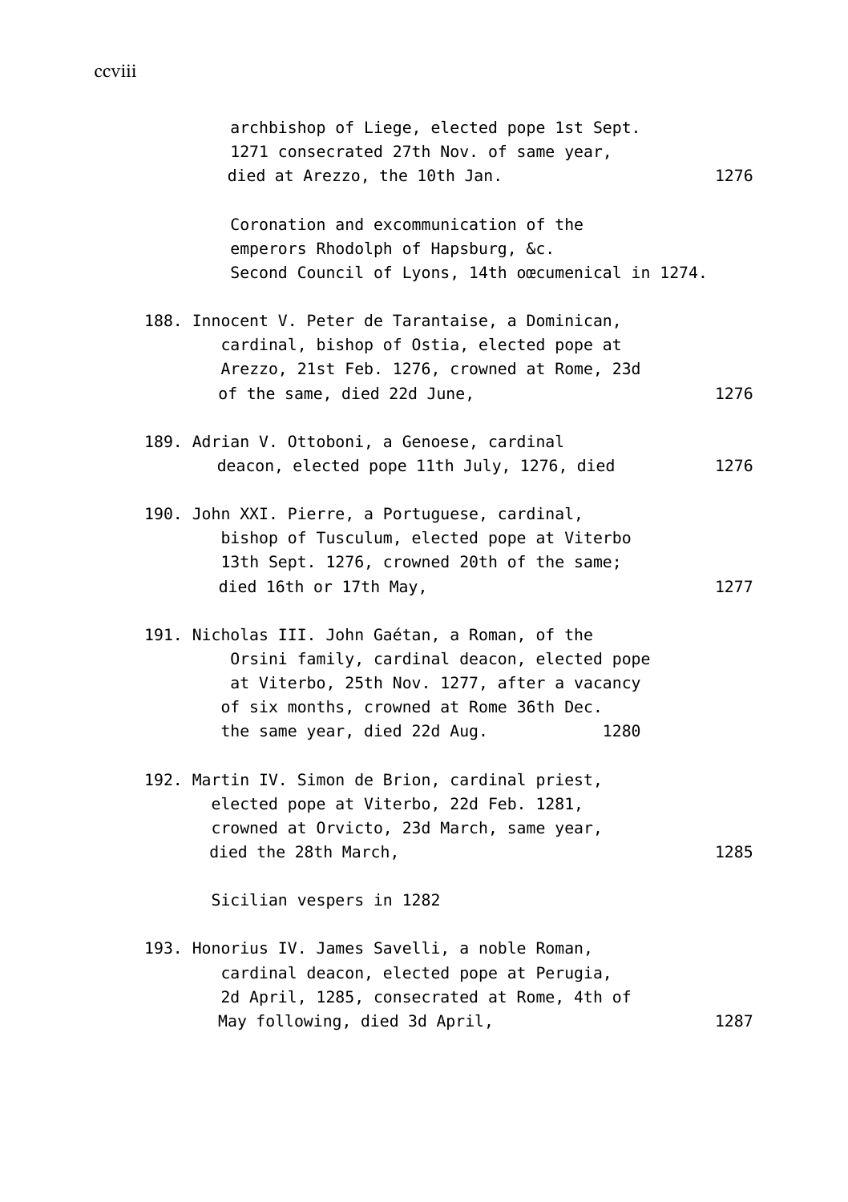archbishop of Liege, elected pope 1st Sept. 1271 consecrated 27th Nov. of same year, died at Arezzo, the 10th Jan. 1276

Coronation and excommunication of the emperors Rhodolph of Hapsburg, &c. Second Council of Lyons, 14th œcumenical in 1274.

188. Innocent V. Peter de Tarantaise, a Dominican, cardinal, bishop of Ostia, elected pope at Arezzo, 21st Feb. 1276, crowned at Rome, 23d of the same, died 22d June, 1276

189. Adrian V. Ottoboni, a Genoese, cardinal deacon, elected pope 11th July, 1276, died 1276

190. John XXI. Pierre, a Portuguese, cardinal, bishop of Tusculum, elected pope at Viterbo 13th Sept. 1276, crowned 20th of the same; died 16th or 17th May, 1277

191. Nicholas III. John Gaétan, a Roman, of the Orsini family, cardinal deacon, elected pope at Viterbo, 25th Nov. 1277, after a vacancy of six months, crowned at Rome 36th Dec. the same year, died 22d Aug. 1280

192. Martin IV. Simon de Brion, cardinal priest, elected pope at Viterbo, 22d Feb. 1281, crowned at Orvicto, 23d March, same year, died the 28th March, 1285

Sicilian vespers in 1282

193. Honorius IV. James Savelli, a noble Roman, cardinal deacon, elected pope at Perugia, 2d April, 1285, consecrated at Rome, 4th of May following, died 3d April, 1287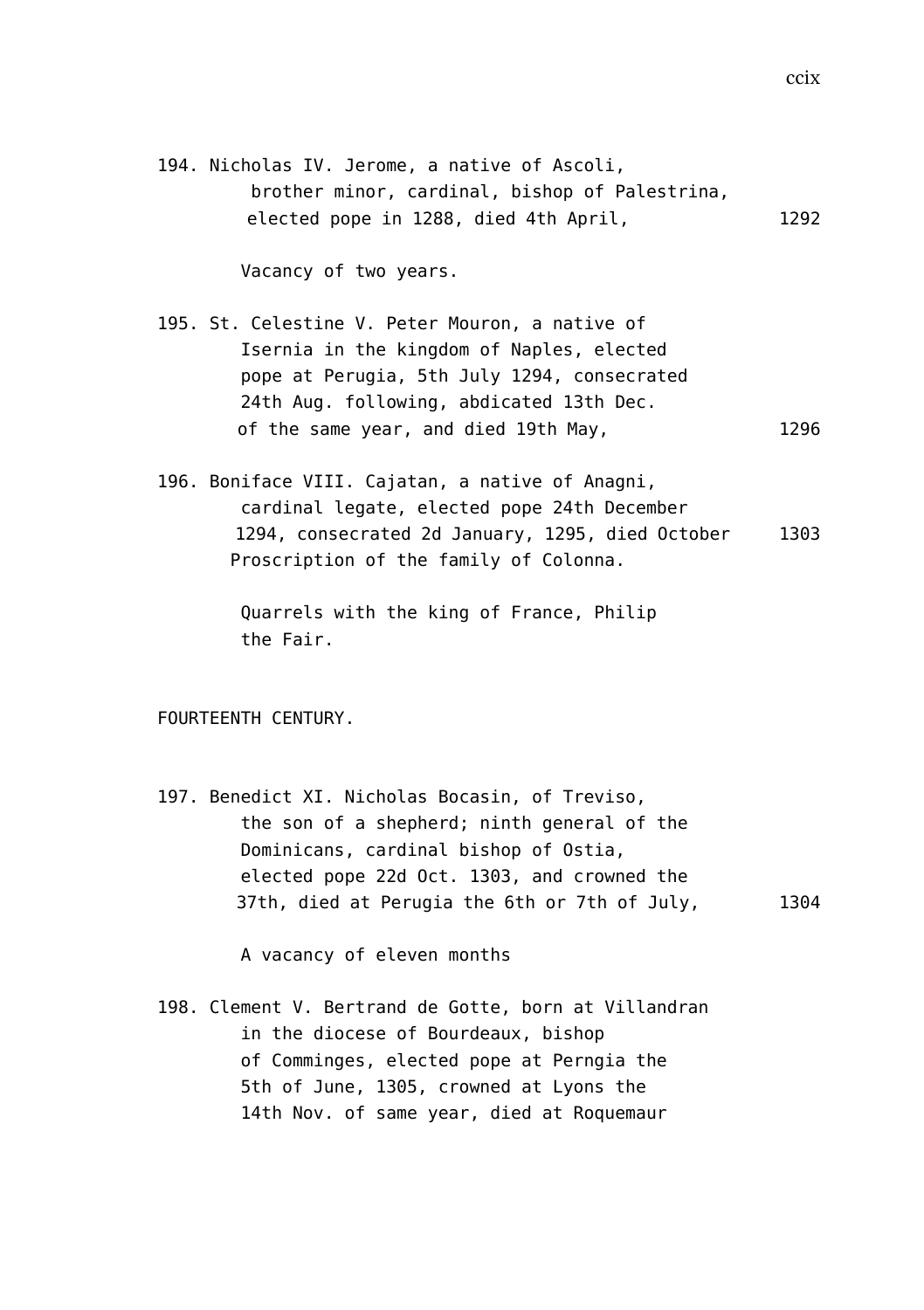194. Nicholas IV. Jerome, a native of Ascoli, brother minor, cardinal, bishop of Palestrina, elected pope in 1288, died 4th April, 1292

Vacancy of two years.

195. St. Celestine V. Peter Mouron, a native of Isernia in the kingdom of Naples, elected pope at Perugia, 5th July 1294, consecrated 24th Aug. following, abdicated 13th Dec. of the same year, and died 19th May, 1296

196. Boniface VIII. Cajatan, a native of Anagni, cardinal legate, elected pope 24th December 1294, consecrated 2d January, 1295, died October 1303
Proscription of the family of Colonna.

Quarrels with the king of France, Philip the Fair.

## FOURTEENTH CENTURY.

197. Benedict XI. Nicholas Bocasin, of Treviso, the son of a shepherd; ninth general of the Dominicans, cardinal bishop of Ostia, elected pope 22d Oct. 1303, and crowned the 37th, died at Perugia the 6th or 7th of July, 1304

A vacancy of eleven months

198. Clement V. Bertrand de Gotte, born at Villandran in the diocese of Bourdeaux, bishop of Comminges, elected pope at Perngia the 5th of June, 1305, crowned at Lyons the 14th Nov. of same year, died at Roquemaur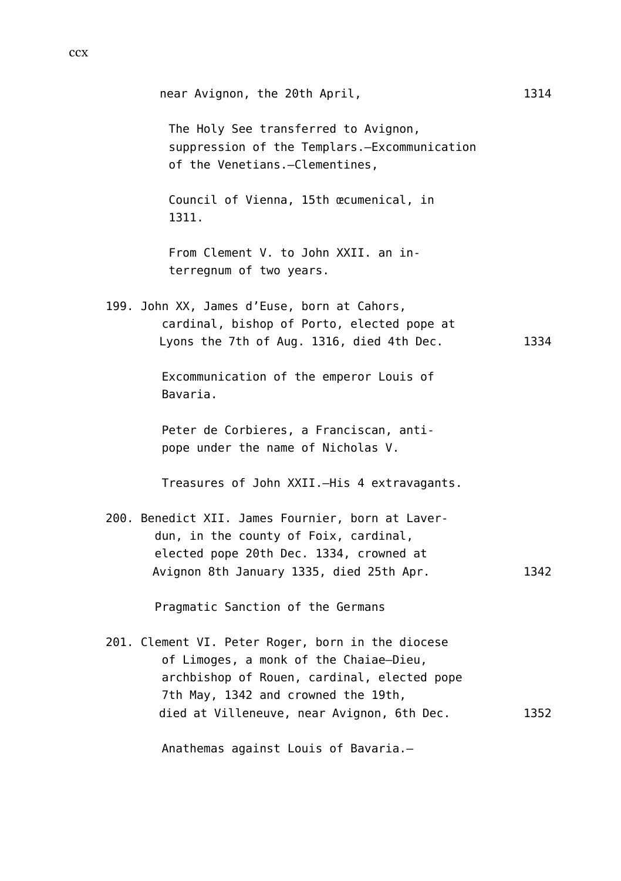near Avignon, the 20th April, 1314

The Holy See transferred to Avignon, suppression of the Templars.—Excommunication of the Venetians.—Clementines,

Council of Vienna, 15th œcumenical, in 1311.

From Clement V. to John XXII. an interregnum of two years.

199. John XX, James d'Euse, born at Cahors, cardinal, bishop of Porto, elected pope at Lyons the 7th of Aug. 1316, died 4th Dec. 1334

Excommunication of the emperor Louis of Bavaria.

Peter de Corbieres, a Franciscan, anti-pope under the name of Nicholas V.

Treasures of John XXII.—His 4 extravagants.

200. Benedict XII. James Fournier, born at Laverdun, in the county of Foix, cardinal, elected pope 20th Dec. 1334, crowned at Avignon 8th January 1335, died 25th Apr. 1342

Pragmatic Sanction of the Germans

201. Clement VI. Peter Roger, born in the diocese of Limoges, a monk of the Chaiae—Dieu, archbishop of Rouen, cardinal, elected pope 7th May, 1342 and crowned the 19th, died at Villeneuve, near Avignon, 6th Dec. 1352

Anathemas against Louis of Bavaria.—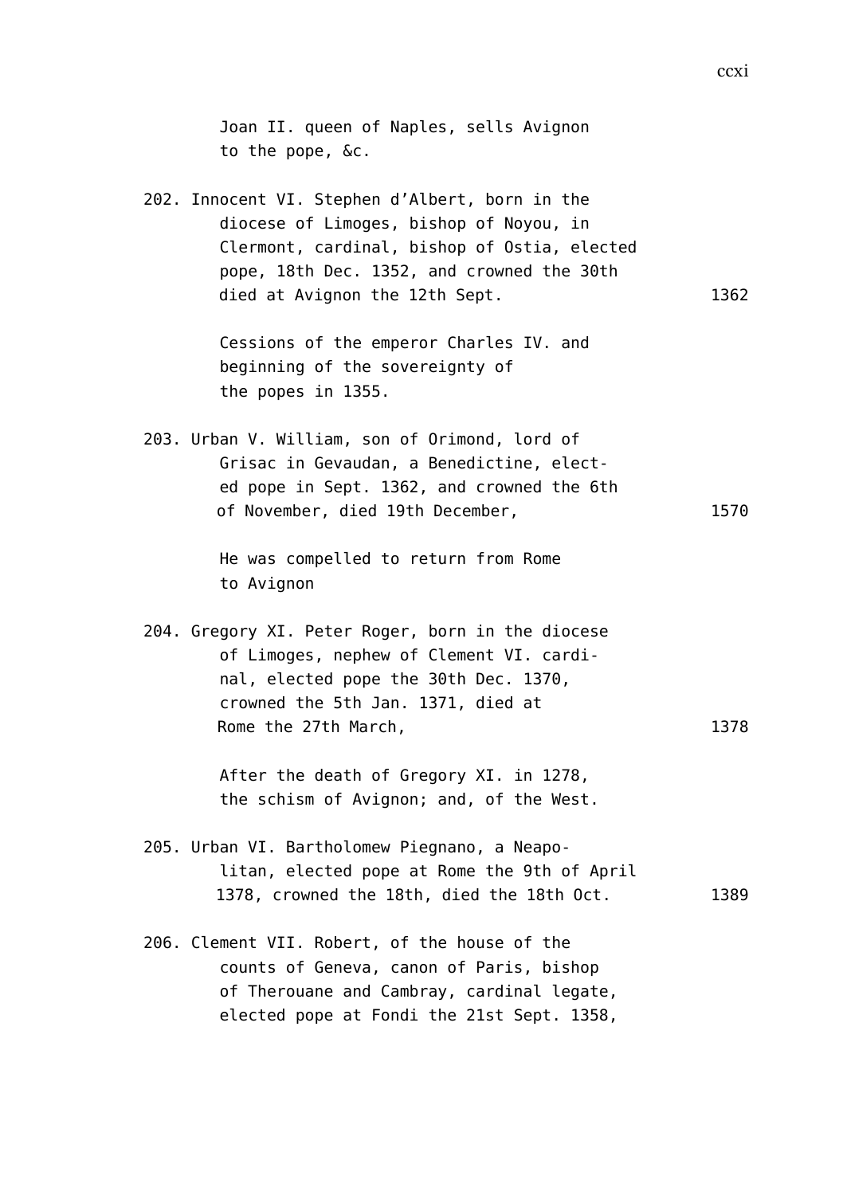Joan II. queen of Naples, sells Avignon to the pope, &c.

202. Innocent VI. Stephen d'Albert, born in the diocese of Limoges, bishop of Noyou, in Clermont, cardinal, bishop of Ostia, elected pope, 18th Dec. 1352, and crowned the 30th died at Avignon the 12th Sept. 1362

Cessions of the emperor Charles IV. and beginning of the sovereignty of the popes in 1355.

203. Urban V. William, son of Orimond, lord of Grisac in Gevaudan, a Benedictine, elected pope in Sept. 1362, and crowned the 6th of November, died 19th December, 1570

He was compelled to return from Rome to Avignon

204. Gregory XI. Peter Roger, born in the diocese of Limoges, nephew of Clement VI. cardinal, elected pope the 30th Dec. 1370, crowned the 5th Jan. 1371, died at Rome the 27th March, 1378

After the death of Gregory XI. in 1278, the schism of Avignon; and, of the West.

205. Urban VI. Bartholomew Piegnano, a Neapolitan, elected pope at Rome the 9th of April 1378, crowned the 18th, died the 18th Oct. 1389

206. Clement VII. Robert, of the house of the counts of Geneva, canon of Paris, bishop of Therouane and Cambray, cardinal legate, elected pope at Fondi the 21st Sept. 1358,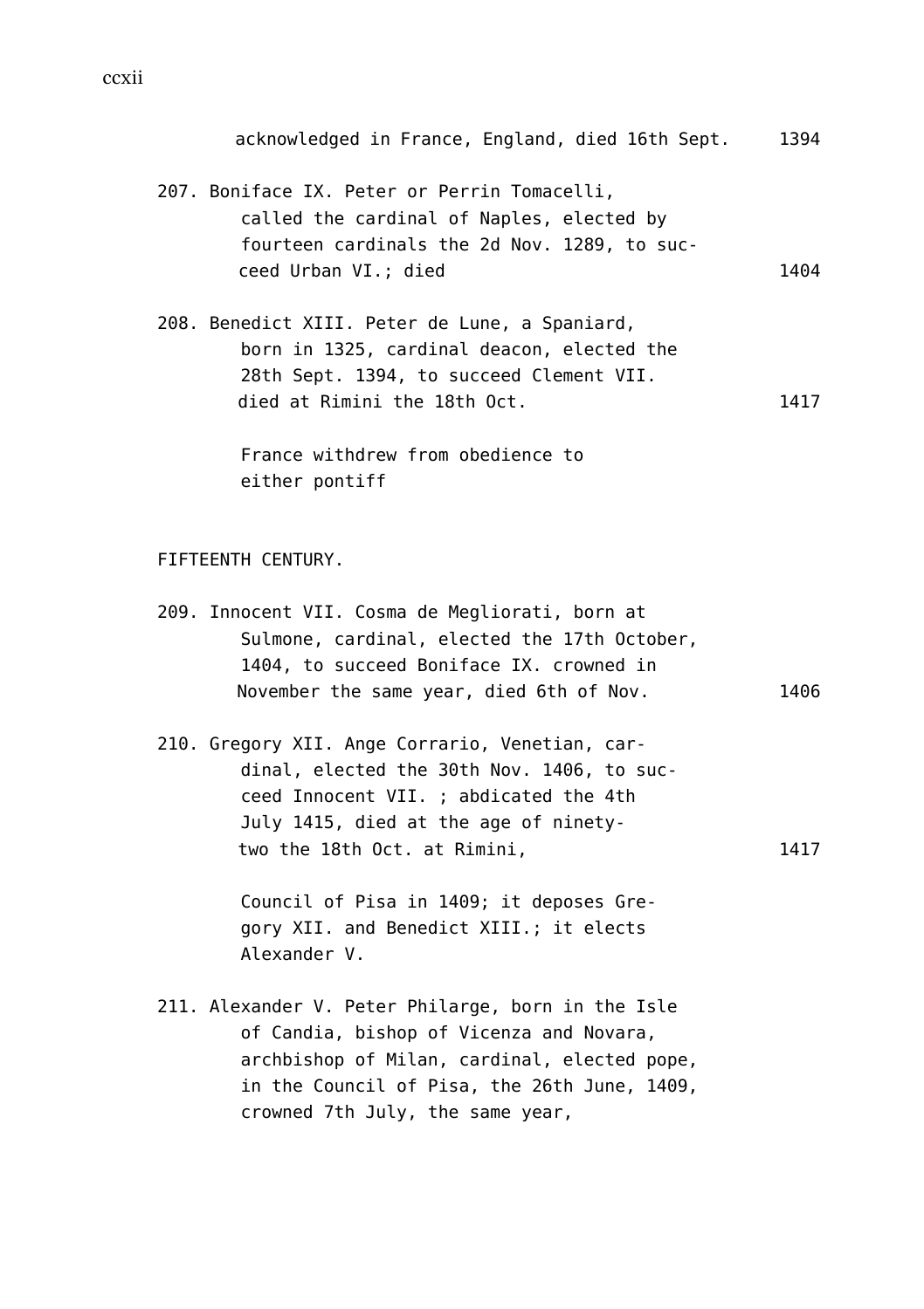acknowledged in France, England, died 16th Sept. 1394

207. Boniface IX. Peter or Perrin Tomacelli, called the cardinal of Naples, elected by fourteen cardinals the 2d Nov. 1289, to succeed Urban VI.; died 1404

208. Benedict XIII. Peter de Lune, a Spaniard, born in 1325, cardinal deacon, elected the 28th Sept. 1394, to succeed Clement VII. died at Rimini the 18th Oct. 1417

France withdrew from obedience to either pontiff

## FIFTEENTH CENTURY.

209. Innocent VII. Cosma de Megliorati, born at Sulmone, cardinal, elected the 17th October, 1404, to succeed Boniface IX. crowned in November the same year, died 6th of Nov. 1406

210. Gregory XII. Ange Corrario, Venetian, cardinal, elected the 30th Nov. 1406, to succeed Innocent VII. ; abdicated the 4th July 1415, died at the age of ninety-two the 18th Oct. at Rimini, 1417

Council of Pisa in 1409; it deposes Gregory XII. and Benedict XIII.; it elects Alexander V.

211. Alexander V. Peter Philarge, born in the Isle of Candia, bishop of Vicenza and Novara, archbishop of Milan, cardinal, elected pope, in the Council of Pisa, the 26th June, 1409, crowned 7th July, the same year,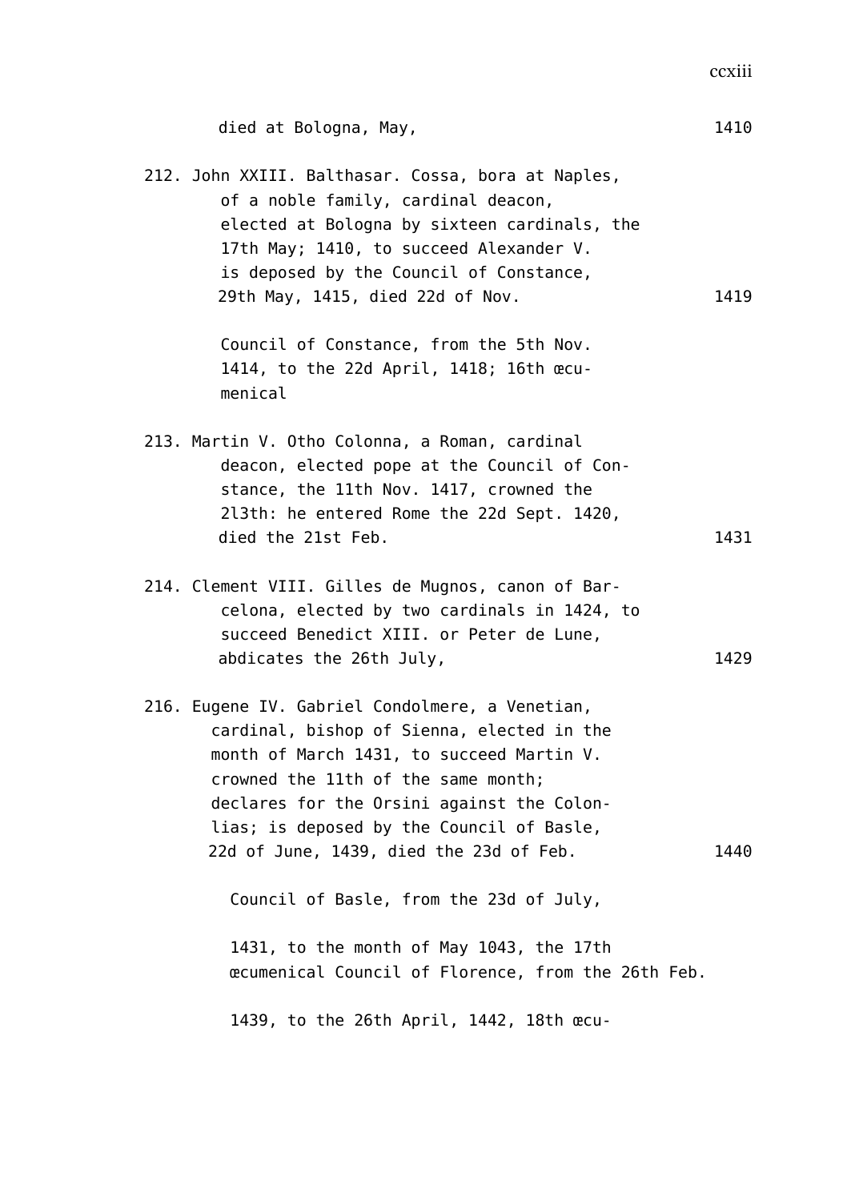died at Bologna, May, 1410

212. John XXIII. Balthasar. Cossa, bora at Naples, of a noble family, cardinal deacon, elected at Bologna by sixteen cardinals, the 17th May; 1410, to succeed Alexander V. is deposed by the Council of Constance, 29th May, 1415, died 22d of Nov. 1419

Council of Constance, from the 5th Nov. 1414, to the 22d April, 1418; 16th œcumenical

213. Martin V. Otho Colonna, a Roman, cardinal deacon, elected pope at the Council of Constance, the 11th Nov. 1417, crowned the 2l3th: he entered Rome the 22d Sept. 1420, died the 21st Feb. 1431

214. Clement VIII. Gilles de Mugnos, canon of Barcelona, elected by two cardinals in 1424, to succeed Benedict XIII. or Peter de Lune, abdicates the 26th July, 1429

216. Eugene IV. Gabriel Condolmere, a Venetian, cardinal, bishop of Sienna, elected in the month of March 1431, to succeed Martin V. crowned the 11th of the same month; declares for the Orsini against the Colonlias; is deposed by the Council of Basle, 22d of June, 1439, died the 23d of Feb. 1440

Council of Basle, from the 23d of July,

1431, to the month of May 1043, the 17th œcumenical Council of Florence, from the 26th Feb.

1439, to the 26th April, 1442, 18th œcu-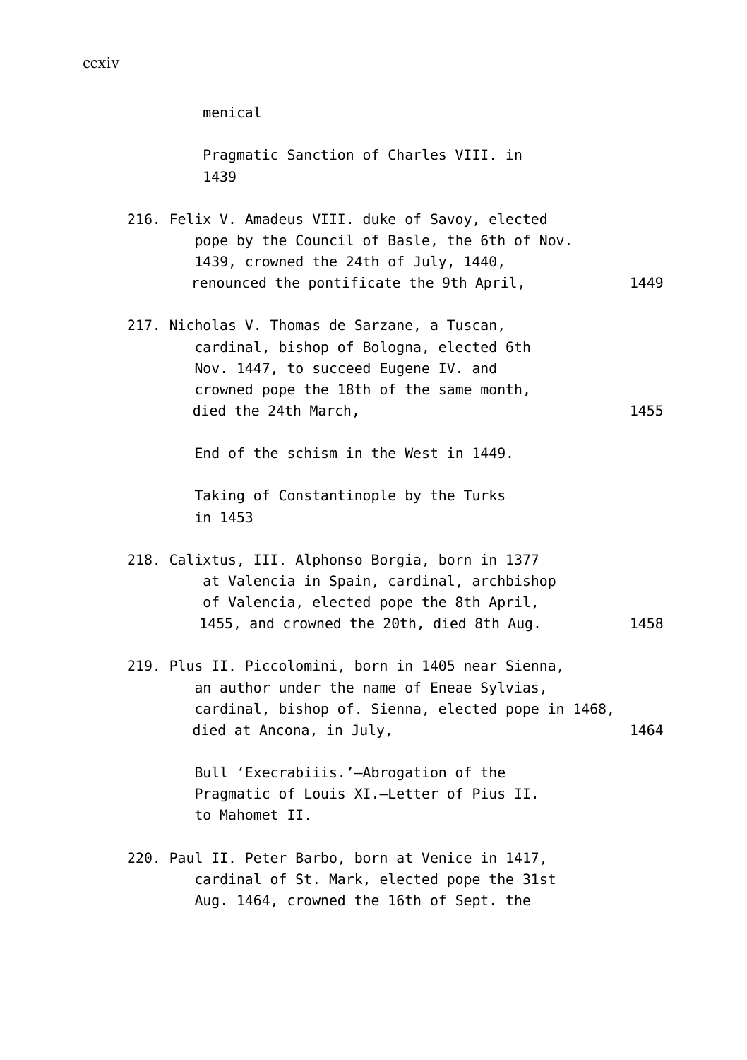menical

Pragmatic Sanction of Charles VIII. in 1439

216. Felix V. Amadeus VIII. duke of Savoy, elected pope by the Council of Basle, the 6th of Nov. 1439, crowned the 24th of July, 1440, renounced the pontificate the 9th April, 1449

217. Nicholas V. Thomas de Sarzane, a Tuscan, cardinal, bishop of Bologna, elected 6th Nov. 1447, to succeed Eugene IV. and crowned pope the 18th of the same month, died the 24th March, 1455

End of the schism in the West in 1449.

Taking of Constantinople by the Turks in 1453

218. Calixtus, III. Alphonso Borgia, born in 1377 at Valencia in Spain, cardinal, archbishop of Valencia, elected pope the 8th April, 1455, and crowned the 20th, died 8th Aug. 1458

219. Plus II. Piccolomini, born in 1405 near Sienna, an author under the name of Eneae Sylvias, cardinal, bishop of. Sienna, elected pope in 1468, died at Ancona, in July, 1464

Bull 'Execrabiiis.'—Abrogation of the Pragmatic of Louis XI.—Letter of Pius II. to Mahomet II.

220. Paul II. Peter Barbo, born at Venice in 1417, cardinal of St. Mark, elected pope the 31st Aug. 1464, crowned the 16th of Sept. the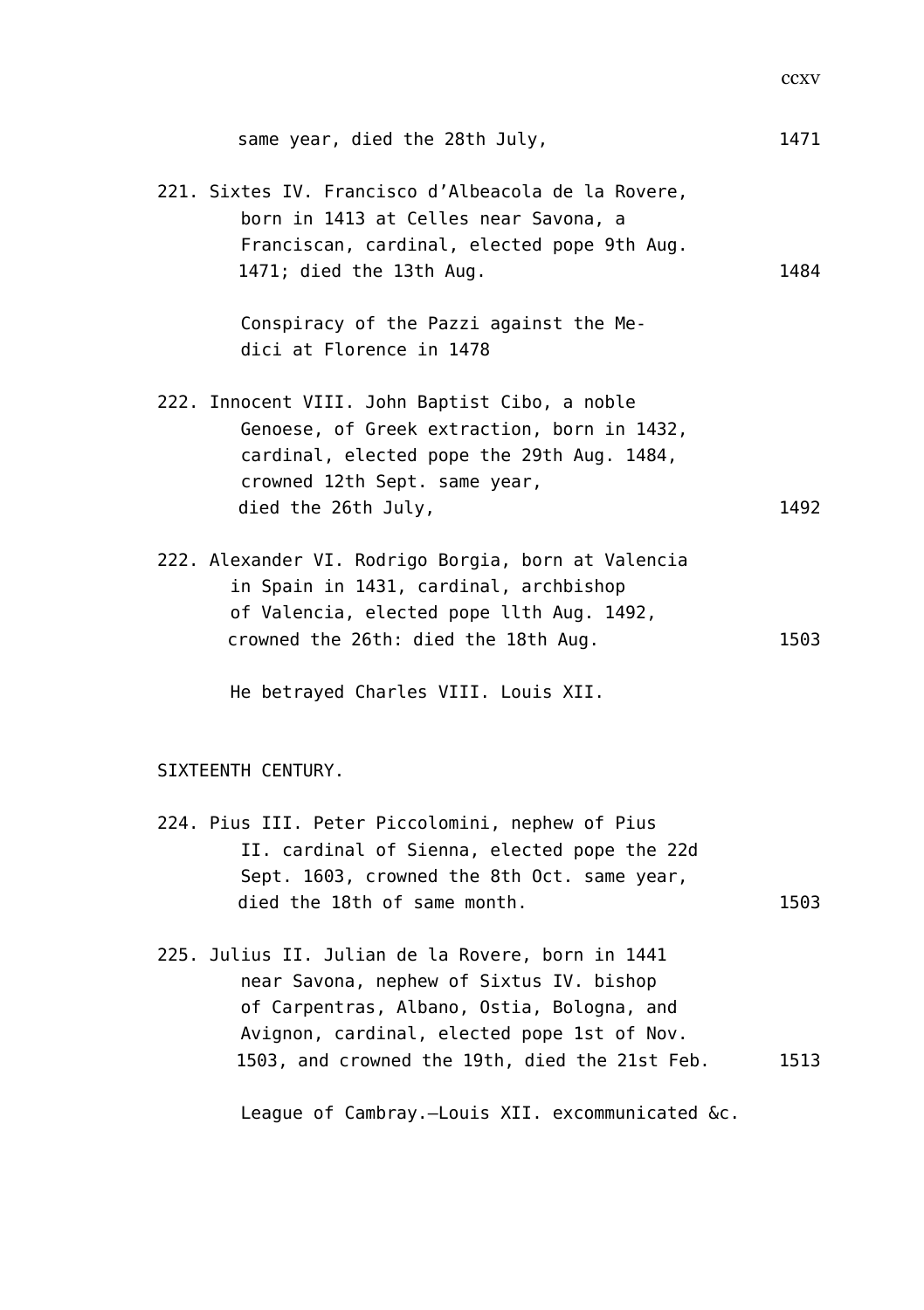same year, died the 28th July, 1471

221. Sixtes IV. Francisco d'Albeacola de la Rovere, born in 1413 at Celles near Savona, a Franciscan, cardinal, elected pope 9th Aug. 1471; died the 13th Aug. 1484

Conspiracy of the Pazzi against the Medici at Florence in 1478

222. Innocent VIII. John Baptist Cibo, a noble Genoese, of Greek extraction, born in 1432, cardinal, elected pope the 29th Aug. 1484, crowned 12th Sept. same year, died the 26th July, 1492

222. Alexander VI. Rodrigo Borgia, born at Valencia in Spain in 1431, cardinal, archbishop of Valencia, elected pope llth Aug. 1492, crowned the 26th: died the 18th Aug. 1503

He betrayed Charles VIII. Louis XII.

## SIXTEENTH CENTURY.

224. Pius III. Peter Piccolomini, nephew of Pius II. cardinal of Sienna, elected pope the 22d Sept. 1603, crowned the 8th Oct. same year, died the 18th of same month. 1503

225. Julius II. Julian de la Rovere, born in 1441 near Savona, nephew of Sixtus IV. bishop of Carpentras, Albano, Ostia, Bologna, and Avignon, cardinal, elected pope 1st of Nov. 1503, and crowned the 19th, died the 21st Feb. 1513

League of Cambray.—Louis XII. excommunicated &c.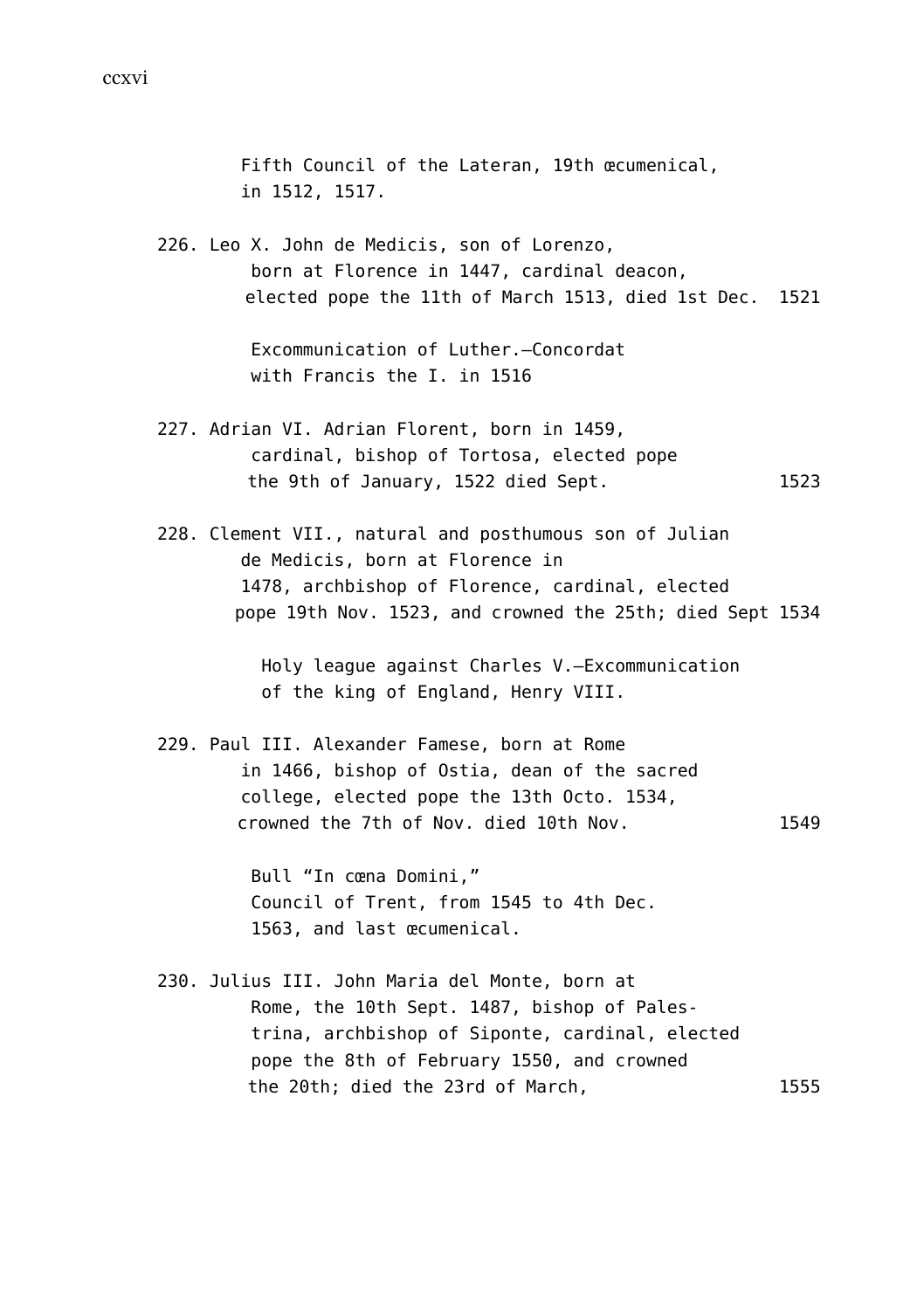Fifth Council of the Lateran, 19th œcumenical, in 1512, 1517.

226. Leo X. John de Medicis, son of Lorenzo, born at Florence in 1447, cardinal deacon, elected pope the 11th of March 1513, died 1st Dec. 1521

Excommunication of Luther.—Concordat with Francis the I. in 1516

227. Adrian VI. Adrian Florent, born in 1459, cardinal, bishop of Tortosa, elected pope the 9th of January, 1522 died Sept. 1523

228. Clement VII., natural and posthumous son of Julian de Medicis, born at Florence in 1478, archbishop of Florence, cardinal, elected pope 19th Nov. 1523, and crowned the 25th; died Sept 1534

Holy league against Charles V.—Excommunication of the king of England, Henry VIII.

229. Paul III. Alexander Famese, born at Rome in 1466, bishop of Ostia, dean of the sacred college, elected pope the 13th Octo. 1534, crowned the 7th of Nov. died 10th Nov. 1549

Bull "In cœna Domini," Council of Trent, from 1545 to 4th Dec. 1563, and last œcumenical.

230. Julius III. John Maria del Monte, born at Rome, the 10th Sept. 1487, bishop of Palestrina, archbishop of Siponte, cardinal, elected pope the 8th of February 1550, and crowned the 20th; died the 23rd of March, 1555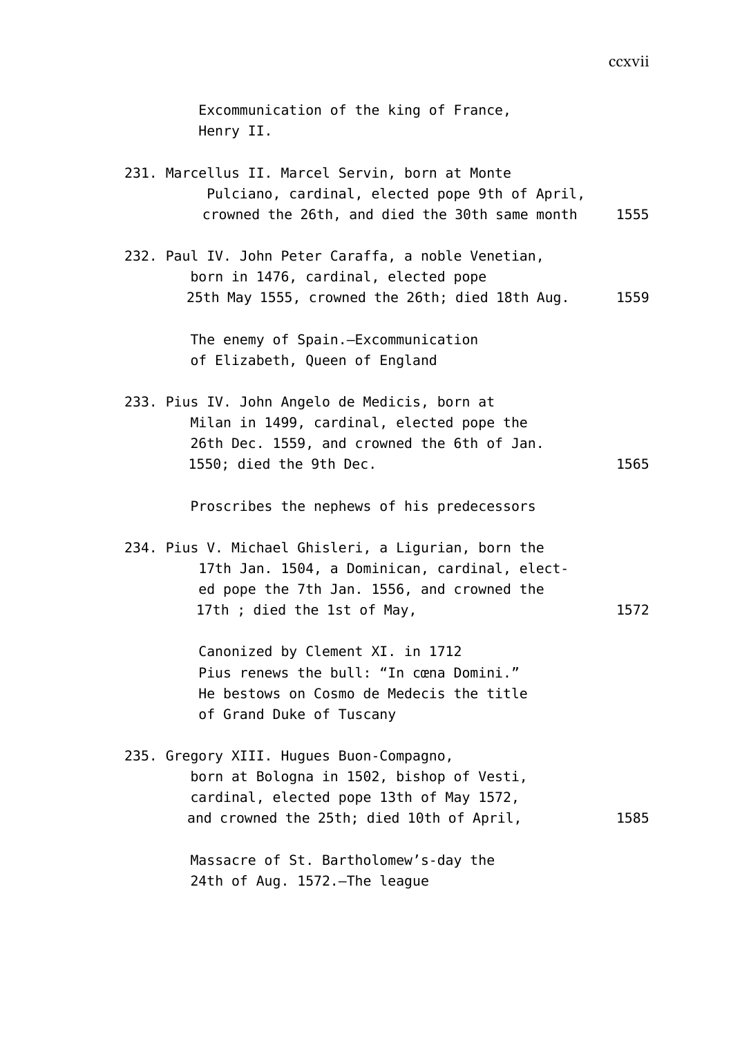Excommunication of the king of France, Henry II.

231. Marcellus II. Marcel Servin, born at Monte Pulciano, cardinal, elected pope 9th of April, crowned the 26th, and died the 30th same month 1555

232. Paul IV. John Peter Caraffa, a noble Venetian, born in 1476, cardinal, elected pope 25th May 1555, crowned the 26th; died 18th Aug. 1559

The enemy of Spain.—Excommunication of Elizabeth, Queen of England

233. Pius IV. John Angelo de Medicis, born at Milan in 1499, cardinal, elected pope the 26th Dec. 1559, and crowned the 6th of Jan. 1550; died the 9th Dec. 1565

Proscribes the nephews of his predecessors

234. Pius V. Michael Ghisleri, a Ligurian, born the 17th Jan. 1504, a Dominican, cardinal, elected pope the 7th Jan. 1556, and crowned the 17th ; died the 1st of May, 1572

Canonized by Clement XI. in 1712
Pius renews the bull: "In cœna Domini."
He bestows on Cosmo de Medecis the title of Grand Duke of Tuscany

235. Gregory XIII. Hugues Buon-Compagno, born at Bologna in 1502, bishop of Vesti, cardinal, elected pope 13th of May 1572, and crowned the 25th; died 10th of April, 1585

Massacre of St. Bartholomew's-day the 24th of Aug. 1572.—The league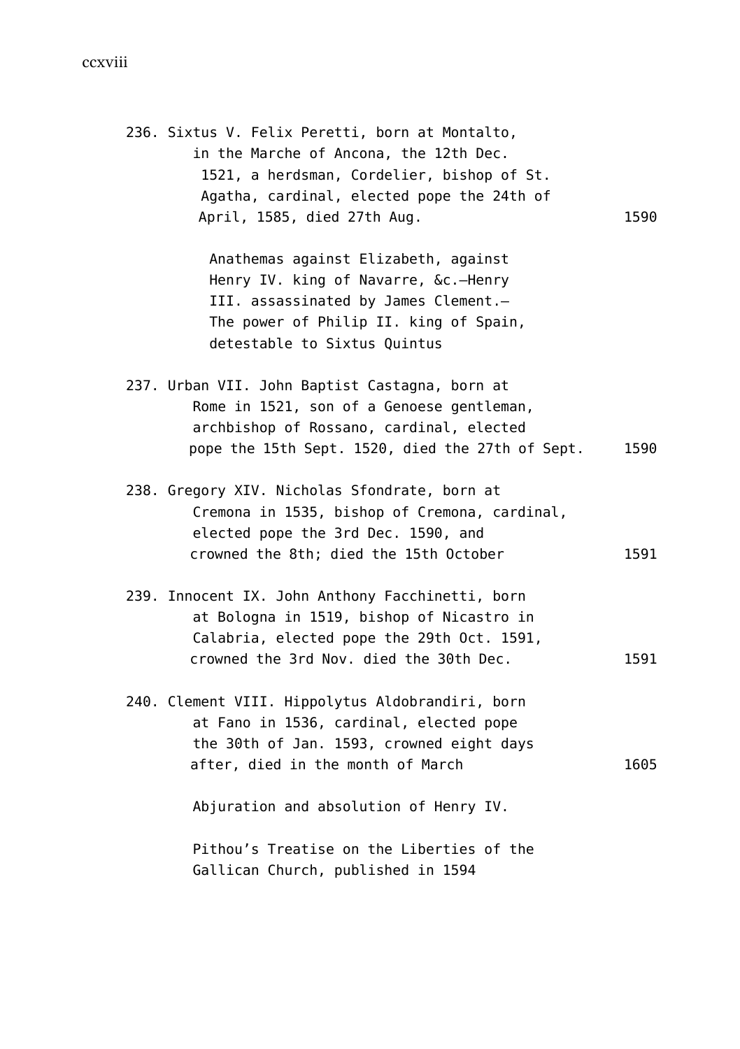236. Sixtus V. Felix Peretti, born at Montalto, in the Marche of Ancona, the 12th Dec. 1521, a herdsman, Cordelier, bishop of St. Agatha, cardinal, elected pope the 24th of April, 1585, died 27th Aug. 1590

Anathemas against Elizabeth, against Henry IV. king of Navarre, &c.—Henry III. assassinated by James Clement.—The power of Philip II. king of Spain, detestable to Sixtus Quintus

237. Urban VII. John Baptist Castagna, born at Rome in 1521, son of a Genoese gentleman, archbishop of Rossano, cardinal, elected pope the 15th Sept. 1520, died the 27th of Sept. 1590

238. Gregory XIV. Nicholas Sfondrate, born at Cremona in 1535, bishop of Cremona, cardinal, elected pope the 3rd Dec. 1590, and crowned the 8th; died the 15th October 1591

239. Innocent IX. John Anthony Facchinetti, born at Bologna in 1519, bishop of Nicastro in Calabria, elected pope the 29th Oct. 1591, crowned the 3rd Nov. died the 30th Dec. 1591

240. Clement VIII. Hippolytus Aldobrandiri, born at Fano in 1536, cardinal, elected pope the 30th of Jan. 1593, crowned eight days after, died in the month of March 1605

Abjuration and absolution of Henry IV.

Pithou's Treatise on the Liberties of the Gallican Church, published in 1594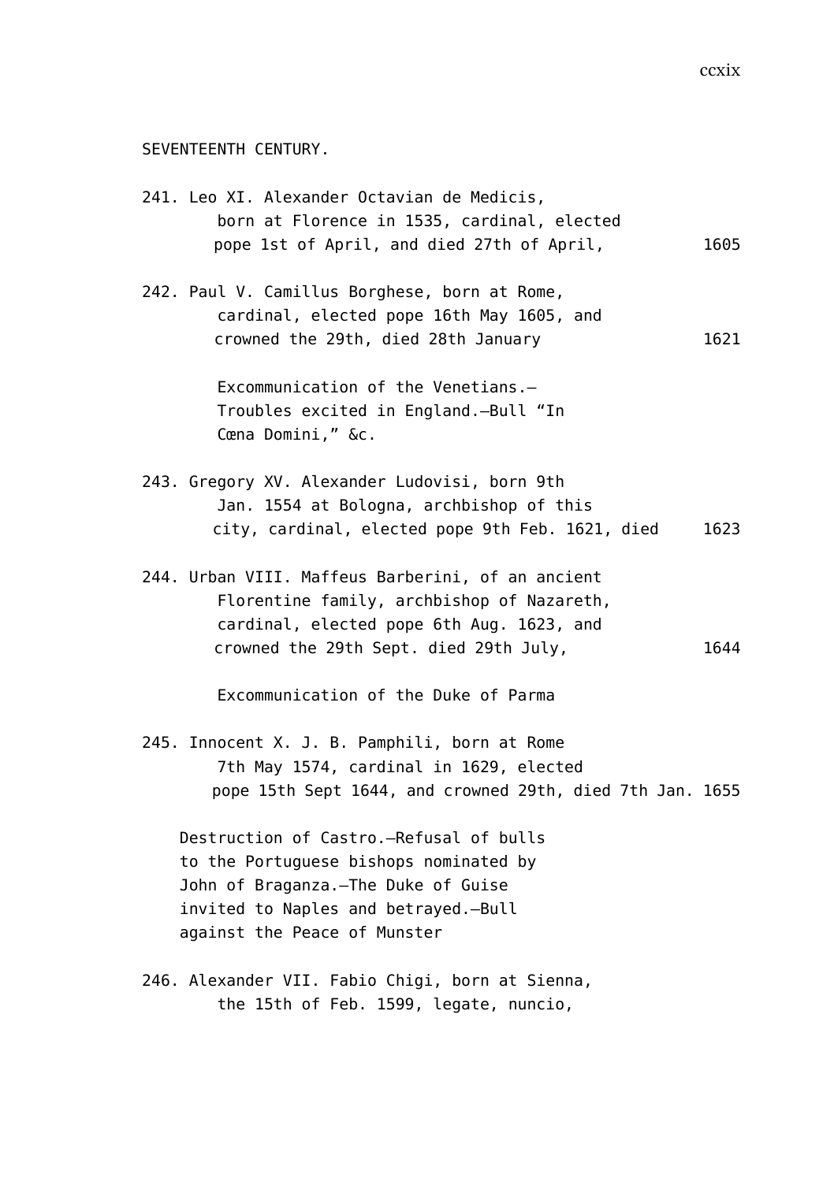SEVENTEENTH CENTURY.

241. Leo XI. Alexander Octavian de Medicis, born at Florence in 1535, cardinal, elected pope 1st of April, and died 27th of April, 1605

242. Paul V. Camillus Borghese, born at Rome, cardinal, elected pope 16th May 1605, and crowned the 29th, died 28th January 1621

Excommunication of the Venetians.—Troubles excited in England.—Bull “In Cœna Domini,” &c.

243. Gregory XV. Alexander Ludovisi, born 9th Jan. 1554 at Bologna, archbishop of this city, cardinal, elected pope 9th Feb. 1621, died 1623

244. Urban VIII. Maffeus Barberini, of an ancient Florentine family, archbishop of Nazareth, cardinal, elected pope 6th Aug. 1623, and crowned the 29th Sept. died 29th July, 1644

Excommunication of the Duke of Parma

245. Innocent X. J. B. Pamphili, born at Rome 7th May 1574, cardinal in 1629, elected pope 15th Sept 1644, and crowned 29th, died 7th Jan. 1655

Destruction of Castro.—Refusal of bulls to the Portuguese bishops nominated by John of Braganza.—The Duke of Guise invited to Naples and betrayed.—Bull against the Peace of Munster

246. Alexander VII. Fabio Chigi, born at Sienna, the 15th of Feb. 1599, legate, nuncio,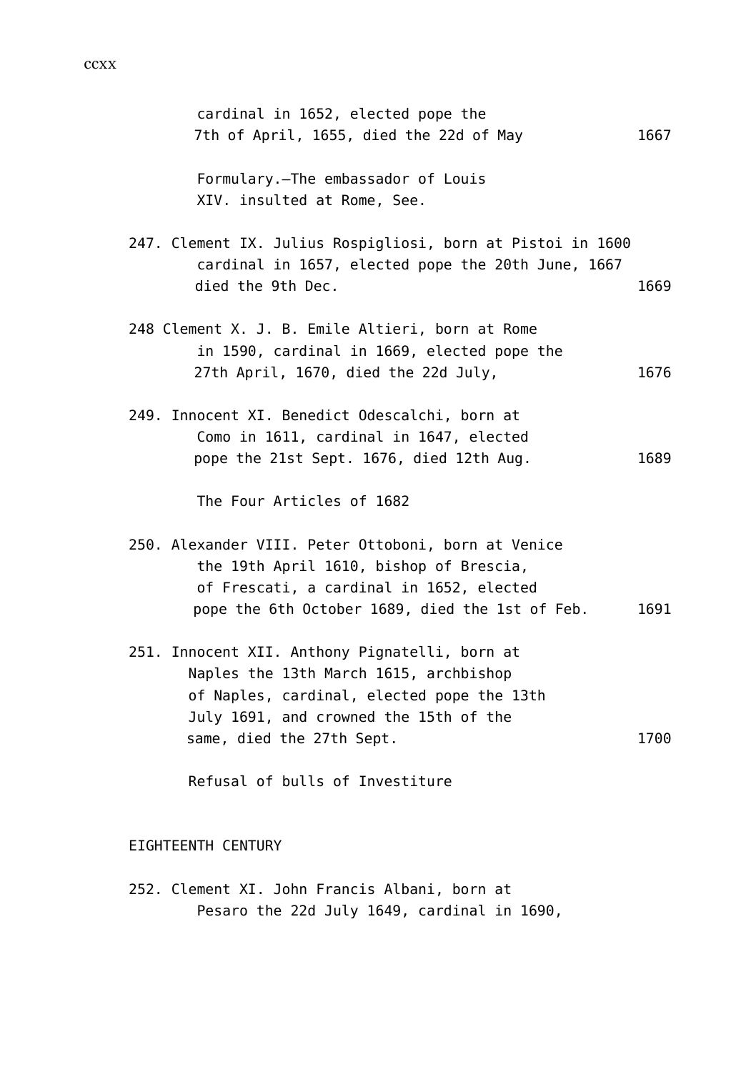cardinal in 1652, elected pope the 7th of April, 1655, died the 22d of May 1667

Formulary.—The embassador of Louis XIV. insulted at Rome, See.

247. Clement IX. Julius Rospigliosi, born at Pistoi in 1600 cardinal in 1657, elected pope the 20th June, 1667 died the 9th Dec. 1669

248 Clement X. J. B. Emile Altieri, born at Rome in 1590, cardinal in 1669, elected pope the 27th April, 1670, died the 22d July, 1676

249. Innocent XI. Benedict Odescalchi, born at Como in 1611, cardinal in 1647, elected pope the 21st Sept. 1676, died 12th Aug. 1689

The Four Articles of 1682

250. Alexander VIII. Peter Ottoboni, born at Venice the 19th April 1610, bishop of Brescia, of Frescati, a cardinal in 1652, elected pope the 6th October 1689, died the 1st of Feb. 1691

251. Innocent XII. Anthony Pignatelli, born at Naples the 13th March 1615, archbishop of Naples, cardinal, elected pope the 13th July 1691, and crowned the 15th of the same, died the 27th Sept. 1700

Refusal of bulls of Investiture

## EIGHTEENTH CENTURY

252. Clement XI. John Francis Albani, born at Pesaro the 22d July 1649, cardinal in 1690,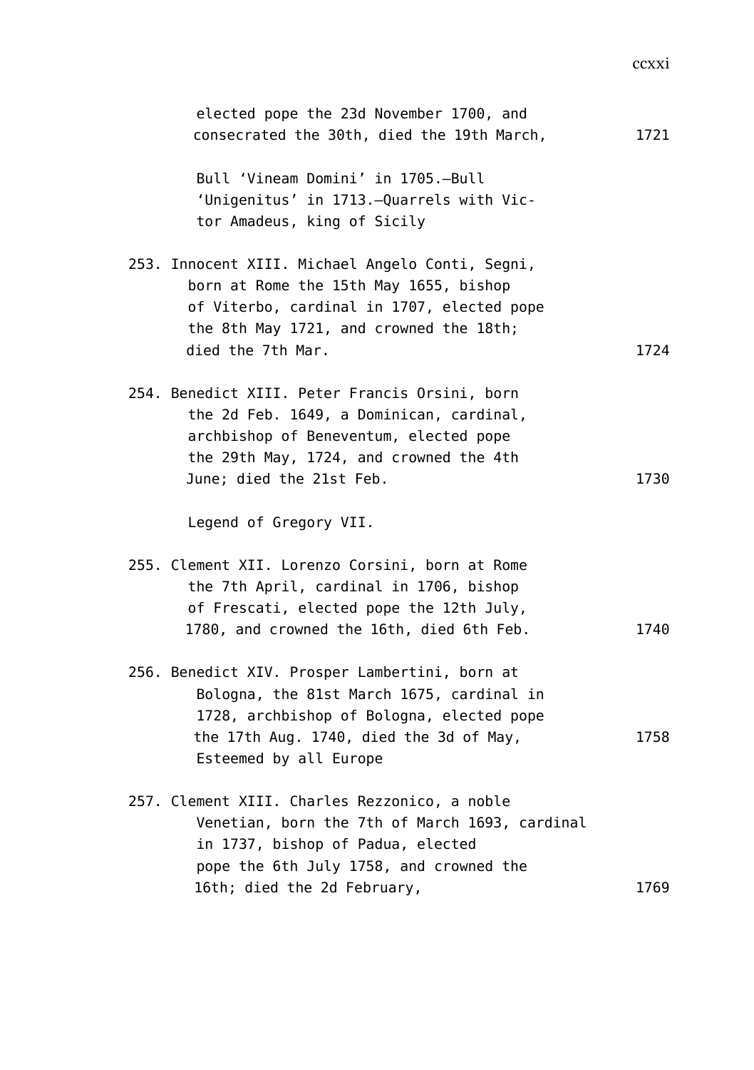elected pope the 23d November 1700, and consecrated the 30th, died the 19th March, 1721

Bull ‘Vineam Domini’ in 1705.—Bull ‘Unigenitus’ in 1713.—Quarrels with Victor Amadeus, king of Sicily

253. Innocent XIII. Michael Angelo Conti, Segni, born at Rome the 15th May 1655, bishop of Viterbo, cardinal in 1707, elected pope the 8th May 1721, and crowned the 18th; died the 7th Mar. 1724

254. Benedict XIII. Peter Francis Orsini, born the 2d Feb. 1649, a Dominican, cardinal, archbishop of Beneventum, elected pope the 29th May, 1724, and crowned the 4th June; died the 21st Feb. 1730

Legend of Gregory VII.

255. Clement XII. Lorenzo Corsini, born at Rome the 7th April, cardinal in 1706, bishop of Frescati, elected pope the 12th July, 1780, and crowned the 16th, died 6th Feb. 1740

256. Benedict XIV. Prosper Lambertini, born at Bologna, the 81st March 1675, cardinal in 1728, archbishop of Bologna, elected pope the 17th Aug. 1740, died the 3d of May, 1758
Esteemed by all Europe

257. Clement XIII. Charles Rezzonico, a noble Venetian, born the 7th of March 1693, cardinal in 1737, bishop of Padua, elected pope the 6th July 1758, and crowned the 16th; died the 2d February, 1769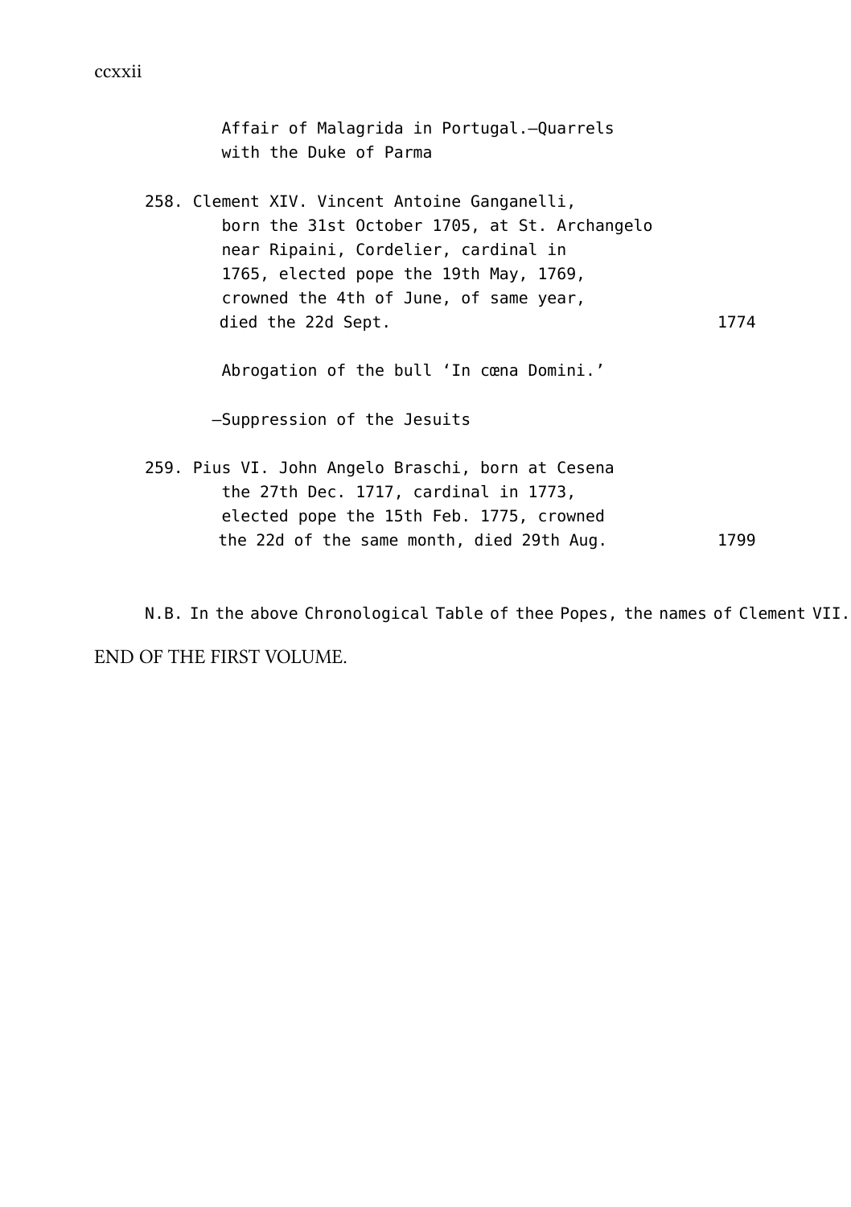Affair of Malagrida in Portugal.—Quarrels with the Duke of Parma

258. Clement XIV. Vincent Antoine Ganganelli, born the 31st October 1705, at St. Archangelo near Ripaini, Cordelier, cardinal in 1765, elected pope the 19th May, 1769, crowned the 4th of June, of same year, died the 22d Sept. 1774

Abrogation of the bull 'In cœna Domini.'

—Suppression of the Jesuits

259. Pius VI. John Angelo Braschi, born at Cesena the 27th Dec. 1717, cardinal in 1773, elected pope the 15th Feb. 1775, crowned the 22d of the same month, died 29th Aug. 1799

N.B. In the above Chronological Table of thee Popes, the names of Clement VII.

END OF THE FIRST VOLUME.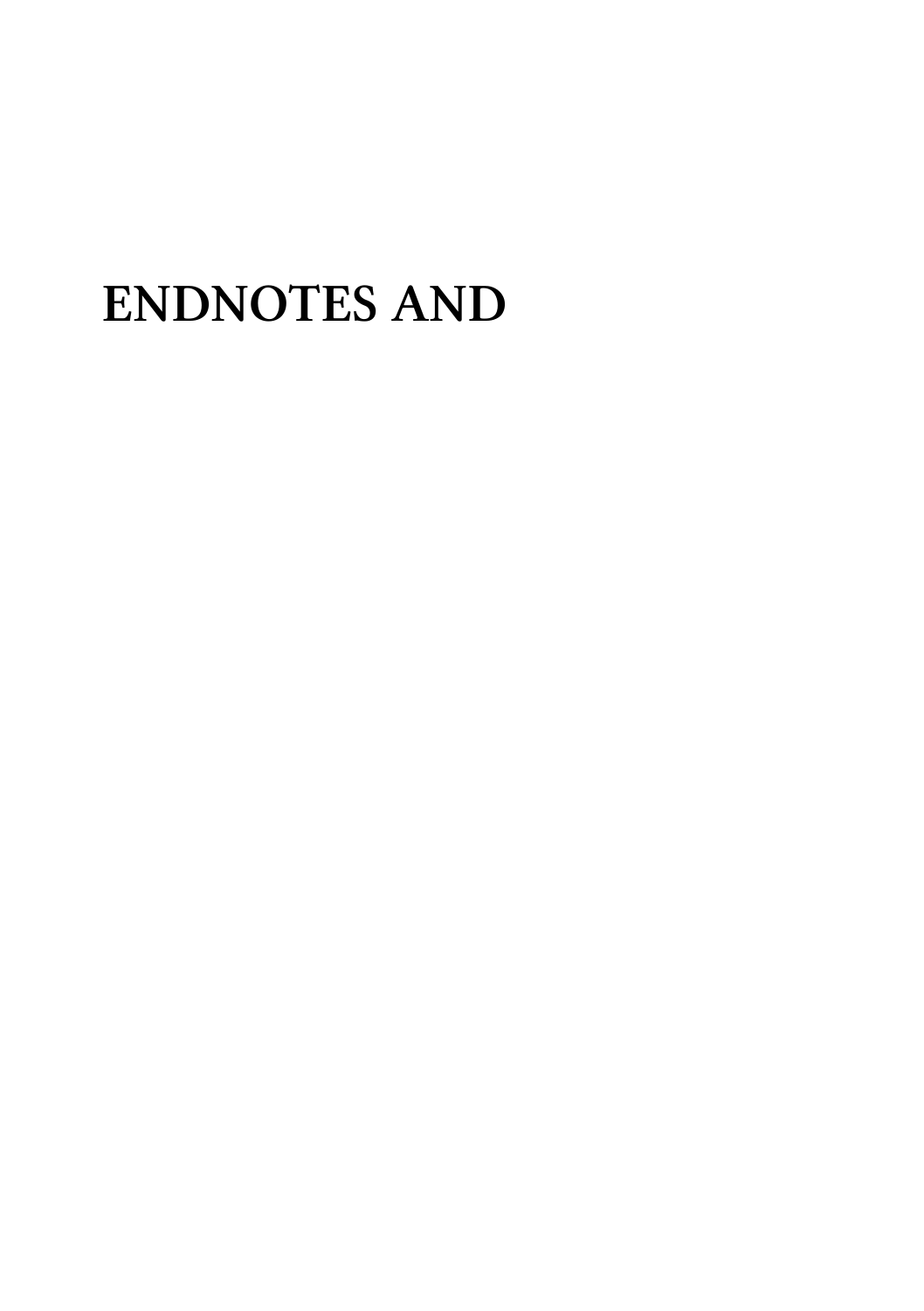# ENDNOTES AND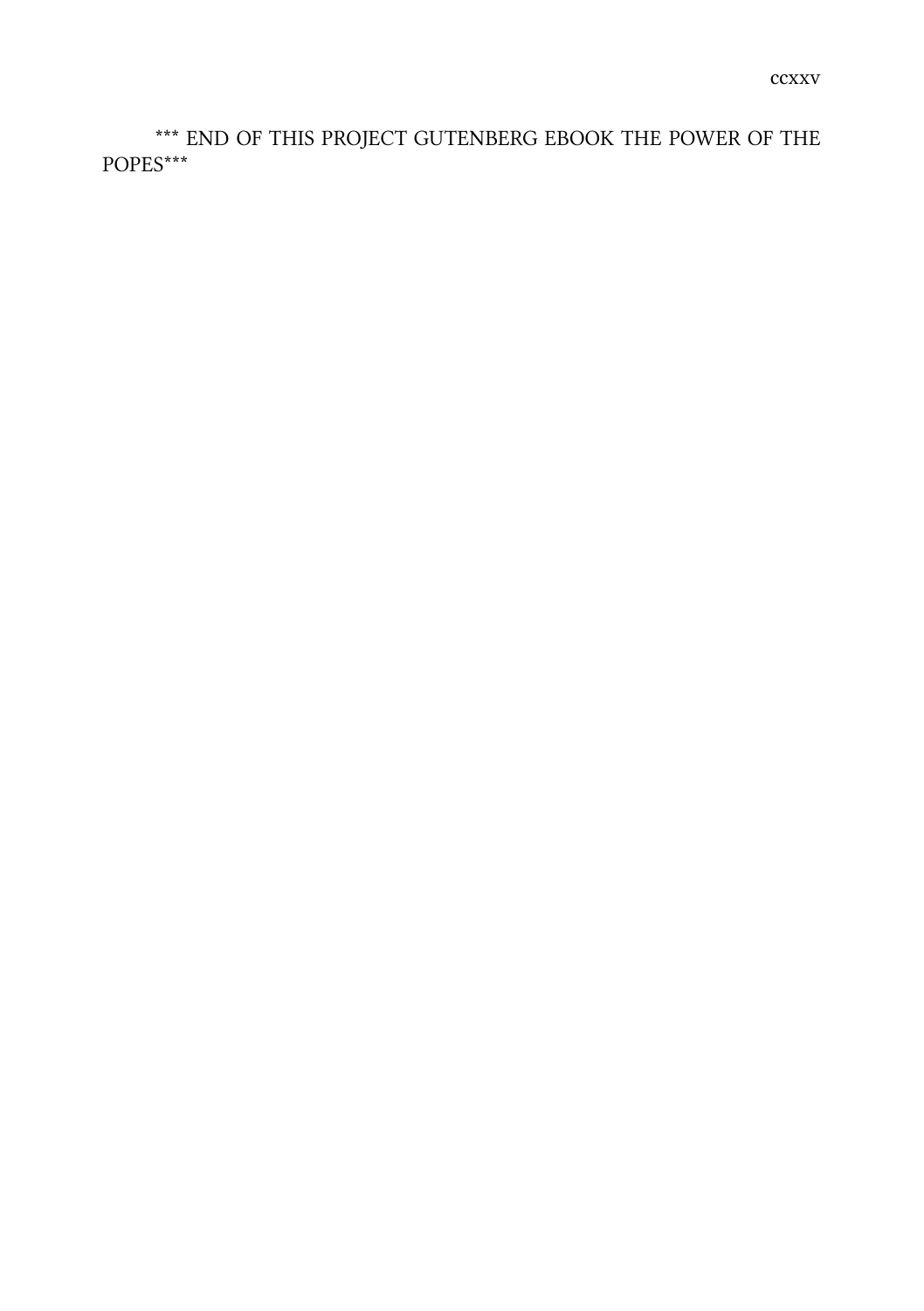*** END OF THIS PROJECT GUTENBERG EBOOK THE POWER OF THE POPES***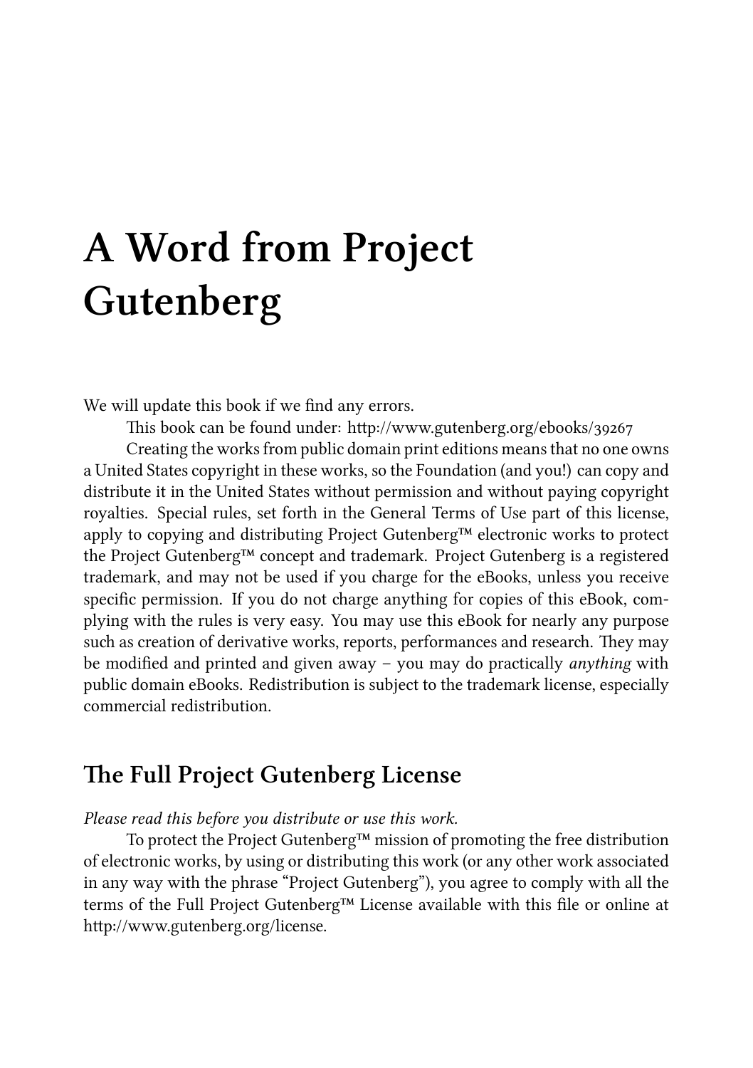# A Word from Project Gutenberg

We will update this book if we find any errors.

This book can be found under: http://www.gutenberg.org/ebooks/39267

Creating the works from public domain print editions means that no one owns a United States copyright in these works, so the Foundation (and you!) can copy and distribute it in the United States without permission and without paying copyright royalties. Special rules, set forth in the General Terms of Use part of this license, apply to copying and distributing Project Gutenberg™ electronic works to protect the Project Gutenberg™ concept and trademark. Project Gutenberg is a registered trademark, and may not be used if you charge for the eBooks, unless you receive specific permission. If you do not charge anything for copies of this eBook, complying with the rules is very easy. You may use this eBook for nearly any purpose such as creation of derivative works, reports, performances and research. They may be modified and printed and given away – you may do practically *anything* with public domain eBooks. Redistribution is subject to the trademark license, especially commercial redistribution.

## The Full Project Gutenberg License

*Please read this before you distribute or use this work.*

To protect the Project Gutenberg™ mission of promoting the free distribution of electronic works, by using or distributing this work (or any other work associated in any way with the phrase "Project Gutenberg"), you agree to comply with all the terms of the Full Project Gutenberg™ License available with this file or online at http://www.gutenberg.org/license.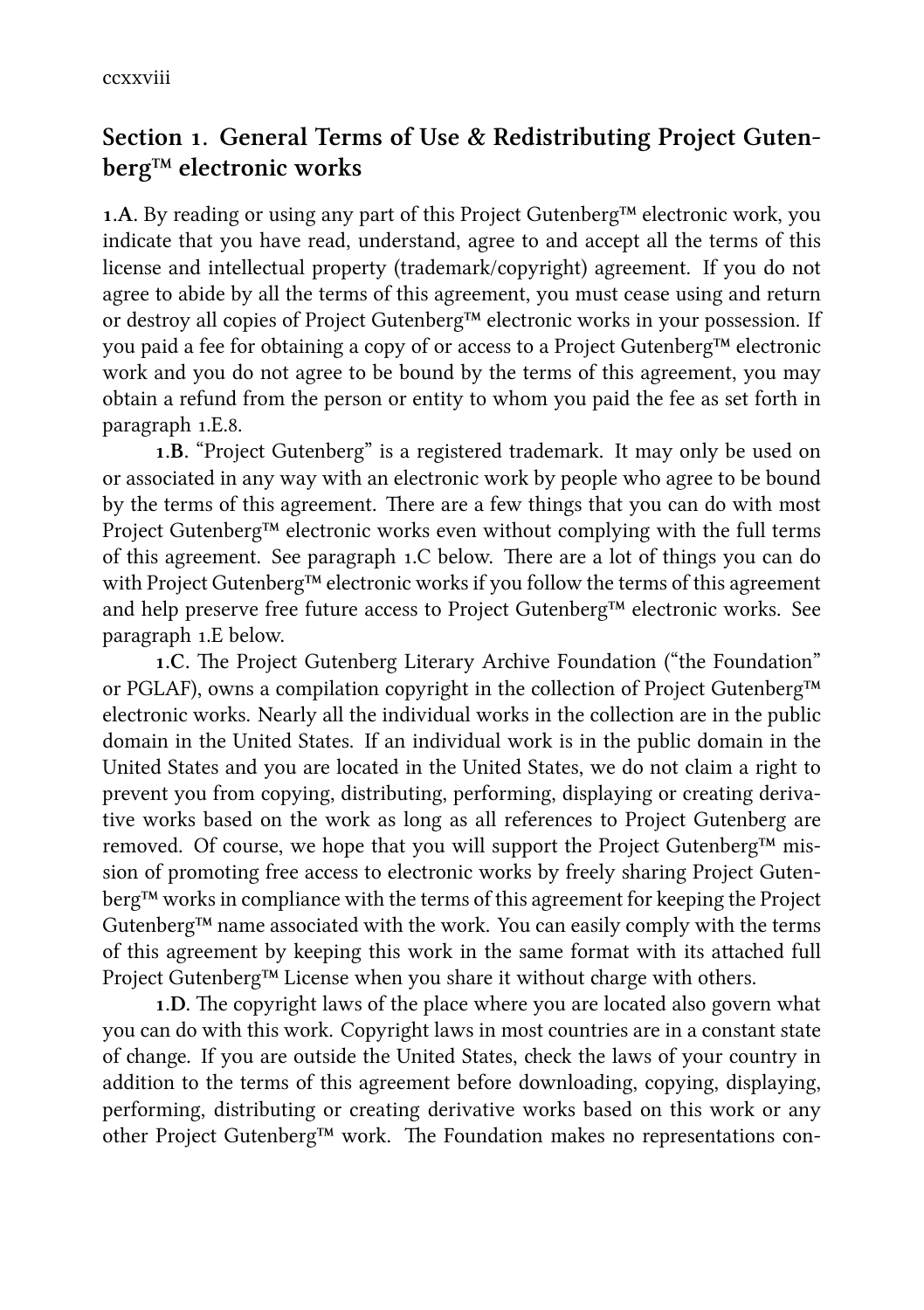## Section 1. General Terms of Use & Redistributing Project Gutenberg™ electronic works

**1.A**. By reading or using any part of this Project Gutenberg™ electronic work, you indicate that you have read, understand, agree to and accept all the terms of this license and intellectual property (trademark/copyright) agreement. If you do not agree to abide by all the terms of this agreement, you must cease using and return or destroy all copies of Project Gutenberg™ electronic works in your possession. If you paid a fee for obtaining a copy of or access to a Project Gutenberg™ electronic work and you do not agree to be bound by the terms of this agreement, you may obtain a refund from the person or entity to whom you paid the fee as set forth in paragraph 1.E.8.

**1.B**. "Project Gutenberg" is a registered trademark. It may only be used on or associated in any way with an electronic work by people who agree to be bound by the terms of this agreement. There are a few things that you can do with most Project Gutenberg™ electronic works even without complying with the full terms of this agreement. See paragraph 1.C below. There are a lot of things you can do with Project Gutenberg™ electronic works if you follow the terms of this agreement and help preserve free future access to Project Gutenberg™ electronic works. See paragraph 1.E below.

**1.C**. The Project Gutenberg Literary Archive Foundation ("the Foundation" or PGLAF), owns a compilation copyright in the collection of Project Gutenberg™ electronic works. Nearly all the individual works in the collection are in the public domain in the United States. If an individual work is in the public domain in the United States and you are located in the United States, we do not claim a right to prevent you from copying, distributing, performing, displaying or creating derivative works based on the work as long as all references to Project Gutenberg are removed. Of course, we hope that you will support the Project Gutenberg™ mission of promoting free access to electronic works by freely sharing Project Gutenberg™ works in compliance with the terms of this agreement for keeping the Project Gutenberg™ name associated with the work. You can easily comply with the terms of this agreement by keeping this work in the same format with its attached full Project Gutenberg™ License when you share it without charge with others.

**1.D**. The copyright laws of the place where you are located also govern what you can do with this work. Copyright laws in most countries are in a constant state of change. If you are outside the United States, check the laws of your country in addition to the terms of this agreement before downloading, copying, displaying, performing, distributing or creating derivative works based on this work or any other Project Gutenberg™ work. The Foundation makes no representations con-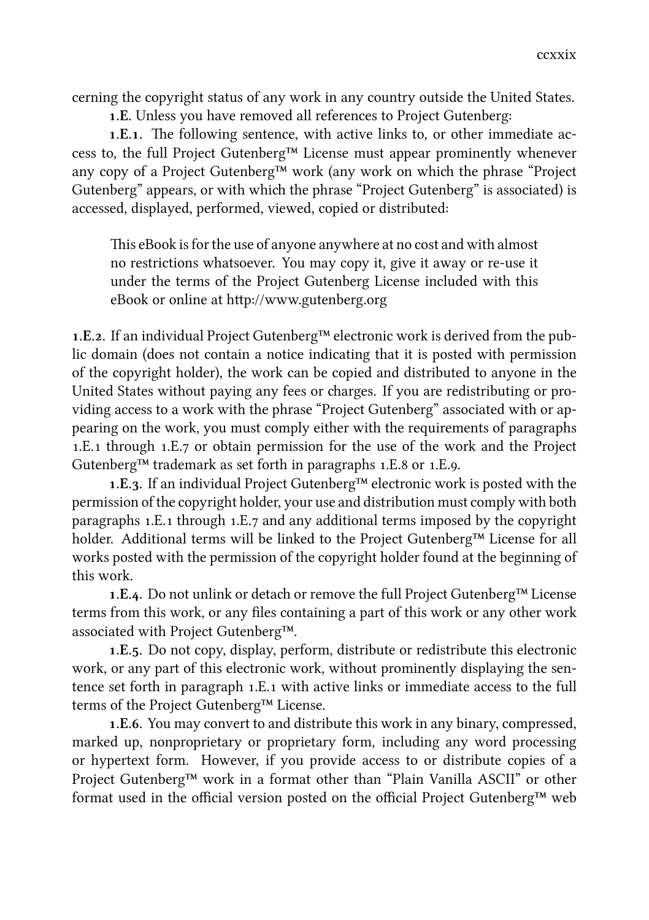cerning the copyright status of any work in any country outside the United States.

**1.E.** Unless you have removed all references to Project Gutenberg:

**1.E.1.** The following sentence, with active links to, or other immediate access to, the full Project Gutenberg™ License must appear prominently whenever any copy of a Project Gutenberg™ work (any work on which the phrase "Project Gutenberg" appears, or with which the phrase "Project Gutenberg" is associated) is accessed, displayed, performed, viewed, copied or distributed:

> This eBook is for the use of anyone anywhere at no cost and with almost no restrictions whatsoever. You may copy it, give it away or re-use it under the terms of the Project Gutenberg License included with this eBook or online at http://www.gutenberg.org

**1.E.2.** If an individual Project Gutenberg™ electronic work is derived from the public domain (does not contain a notice indicating that it is posted with permission of the copyright holder), the work can be copied and distributed to anyone in the United States without paying any fees or charges. If you are redistributing or providing access to a work with the phrase "Project Gutenberg" associated with or appearing on the work, you must comply either with the requirements of paragraphs 1.E.1 through 1.E.7 or obtain permission for the use of the work and the Project Gutenberg™ trademark as set forth in paragraphs 1.E.8 or 1.E.9.

**1.E.3.** If an individual Project Gutenberg™ electronic work is posted with the permission of the copyright holder, your use and distribution must comply with both paragraphs 1.E.1 through 1.E.7 and any additional terms imposed by the copyright holder. Additional terms will be linked to the Project Gutenberg™ License for all works posted with the permission of the copyright holder found at the beginning of this work.

**1.E.4.** Do not unlink or detach or remove the full Project Gutenberg™ License terms from this work, or any files containing a part of this work or any other work associated with Project Gutenberg™.

**1.E.5.** Do not copy, display, perform, distribute or redistribute this electronic work, or any part of this electronic work, without prominently displaying the sentence set forth in paragraph 1.E.1 with active links or immediate access to the full terms of the Project Gutenberg™ License.

**1.E.6.** You may convert to and distribute this work in any binary, compressed, marked up, nonproprietary or proprietary form, including any word processing or hypertext form. However, if you provide access to or distribute copies of a Project Gutenberg™ work in a format other than "Plain Vanilla ASCII" or other format used in the official version posted on the official Project Gutenberg™ web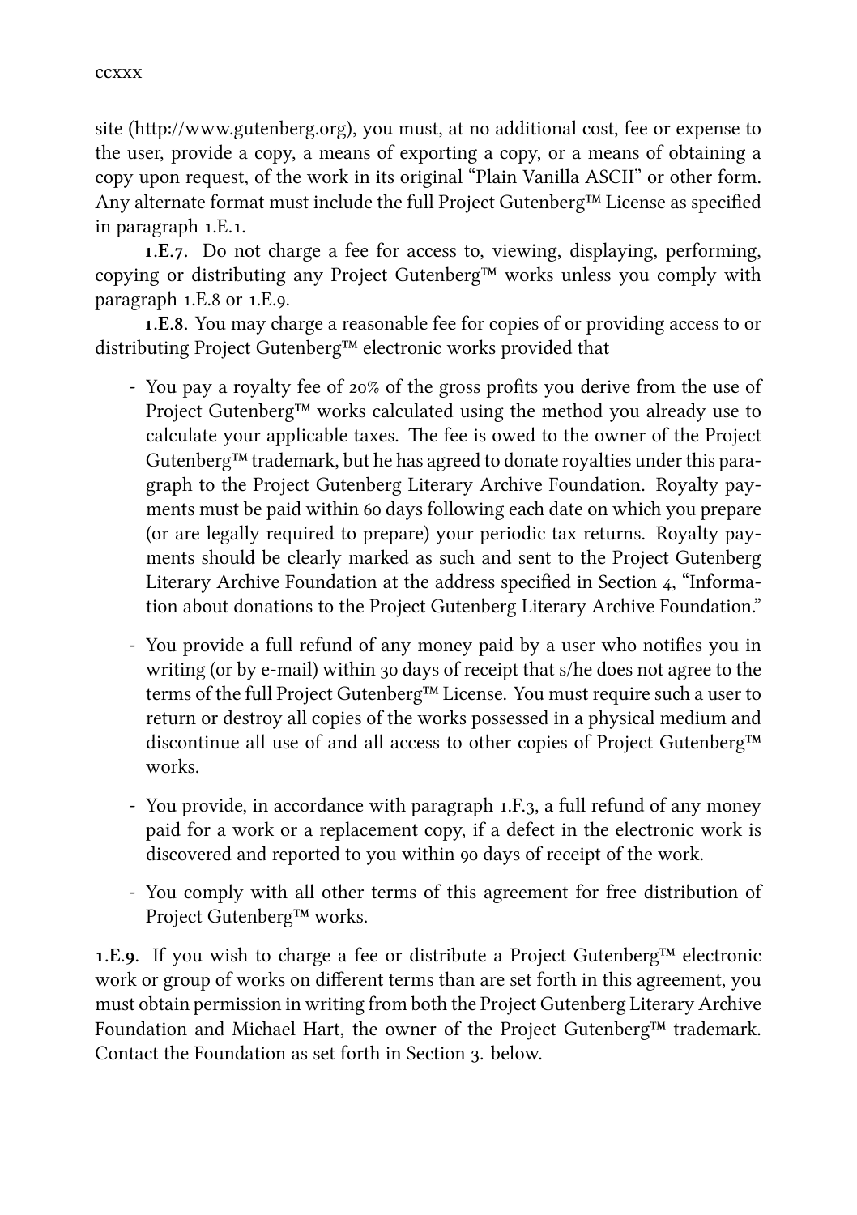site (http://www.gutenberg.org), you must, at no additional cost, fee or expense to the user, provide a copy, a means of exporting a copy, or a means of obtaining a copy upon request, of the work in its original "Plain Vanilla ASCII" or other form. Any alternate format must include the full Project Gutenberg™ License as specified in paragraph 1.E.1.

**1.E.7.** Do not charge a fee for access to, viewing, displaying, performing, copying or distributing any Project Gutenberg™ works unless you comply with paragraph 1.E.8 or 1.E.9.

**1.E.8.** You may charge a reasonable fee for copies of or providing access to or distributing Project Gutenberg™ electronic works provided that

- You pay a royalty fee of 20% of the gross profits you derive from the use of Project Gutenberg™ works calculated using the method you already use to calculate your applicable taxes. The fee is owed to the owner of the Project Gutenberg™ trademark, but he has agreed to donate royalties under this paragraph to the Project Gutenberg Literary Archive Foundation. Royalty payments must be paid within 60 days following each date on which you prepare (or are legally required to prepare) your periodic tax returns. Royalty payments should be clearly marked as such and sent to the Project Gutenberg Literary Archive Foundation at the address specified in Section 4, "Information about donations to the Project Gutenberg Literary Archive Foundation."

- You provide a full refund of any money paid by a user who notifies you in writing (or by e-mail) within 30 days of receipt that s/he does not agree to the terms of the full Project Gutenberg™ License. You must require such a user to return or destroy all copies of the works possessed in a physical medium and discontinue all use of and all access to other copies of Project Gutenberg™ works.

- You provide, in accordance with paragraph 1.F.3, a full refund of any money paid for a work or a replacement copy, if a defect in the electronic work is discovered and reported to you within 90 days of receipt of the work.

- You comply with all other terms of this agreement for free distribution of Project Gutenberg™ works.

**1.E.9.** If you wish to charge a fee or distribute a Project Gutenberg™ electronic work or group of works on different terms than are set forth in this agreement, you must obtain permission in writing from both the Project Gutenberg Literary Archive Foundation and Michael Hart, the owner of the Project Gutenberg™ trademark. Contact the Foundation as set forth in Section 3. below.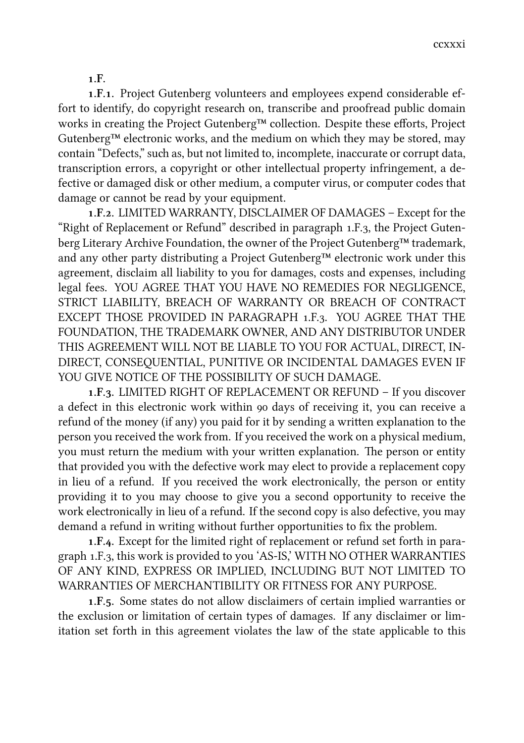**1.F.**

**1.F.1.** Project Gutenberg volunteers and employees expend considerable effort to identify, do copyright research on, transcribe and proofread public domain works in creating the Project Gutenberg™ collection. Despite these efforts, Project Gutenberg™ electronic works, and the medium on which they may be stored, may contain "Defects," such as, but not limited to, incomplete, inaccurate or corrupt data, transcription errors, a copyright or other intellectual property infringement, a defective or damaged disk or other medium, a computer virus, or computer codes that damage or cannot be read by your equipment.

**1.F.2.** LIMITED WARRANTY, DISCLAIMER OF DAMAGES – Except for the "Right of Replacement or Refund" described in paragraph 1.F.3, the Project Gutenberg Literary Archive Foundation, the owner of the Project Gutenberg™ trademark, and any other party distributing a Project Gutenberg™ electronic work under this agreement, disclaim all liability to you for damages, costs and expenses, including legal fees. YOU AGREE THAT YOU HAVE NO REMEDIES FOR NEGLIGENCE, STRICT LIABILITY, BREACH OF WARRANTY OR BREACH OF CONTRACT EXCEPT THOSE PROVIDED IN PARAGRAPH 1.F.3. YOU AGREE THAT THE FOUNDATION, THE TRADEMARK OWNER, AND ANY DISTRIBUTOR UNDER THIS AGREEMENT WILL NOT BE LIABLE TO YOU FOR ACTUAL, DIRECT, INDIRECT, CONSEQUENTIAL, PUNITIVE OR INCIDENTAL DAMAGES EVEN IF YOU GIVE NOTICE OF THE POSSIBILITY OF SUCH DAMAGE.

**1.F.3.** LIMITED RIGHT OF REPLACEMENT OR REFUND – If you discover a defect in this electronic work within 90 days of receiving it, you can receive a refund of the money (if any) you paid for it by sending a written explanation to the person you received the work from. If you received the work on a physical medium, you must return the medium with your written explanation. The person or entity that provided you with the defective work may elect to provide a replacement copy in lieu of a refund. If you received the work electronically, the person or entity providing it to you may choose to give you a second opportunity to receive the work electronically in lieu of a refund. If the second copy is also defective, you may demand a refund in writing without further opportunities to fix the problem.

**1.F.4.** Except for the limited right of replacement or refund set forth in paragraph 1.F.3, this work is provided to you 'AS-IS,' WITH NO OTHER WARRANTIES OF ANY KIND, EXPRESS OR IMPLIED, INCLUDING BUT NOT LIMITED TO WARRANTIES OF MERCHANTIBILITY OR FITNESS FOR ANY PURPOSE.

**1.F.5.** Some states do not allow disclaimers of certain implied warranties or the exclusion or limitation of certain types of damages. If any disclaimer or limitation set forth in this agreement violates the law of the state applicable to this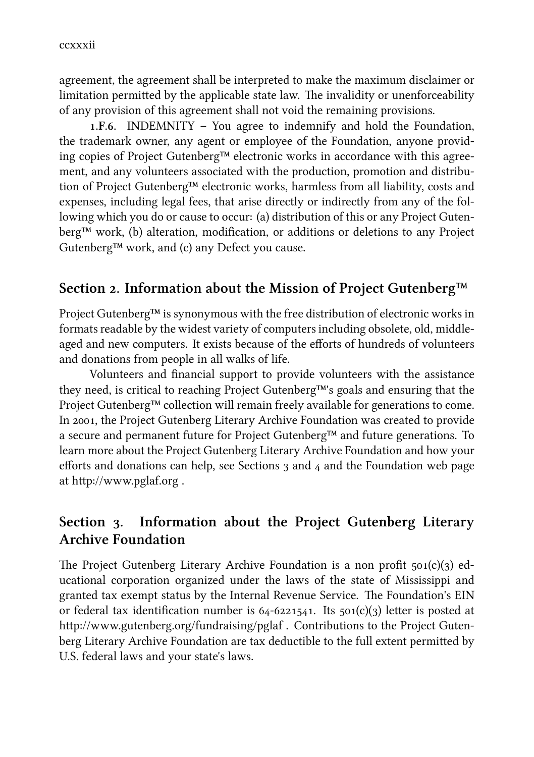agreement, the agreement shall be interpreted to make the maximum disclaimer or limitation permitted by the applicable state law. The invalidity or unenforceability of any provision of this agreement shall not void the remaining provisions.

**1.F.6.** INDEMNITY – You agree to indemnify and hold the Foundation, the trademark owner, any agent or employee of the Foundation, anyone providing copies of Project Gutenberg™ electronic works in accordance with this agreement, and any volunteers associated with the production, promotion and distribution of Project Gutenberg™ electronic works, harmless from all liability, costs and expenses, including legal fees, that arise directly or indirectly from any of the following which you do or cause to occur: (a) distribution of this or any Project Gutenberg™ work, (b) alteration, modification, or additions or deletions to any Project Gutenberg™ work, and (c) any Defect you cause.

## Section 2. Information about the Mission of Project Gutenberg™

Project Gutenberg™ is synonymous with the free distribution of electronic works in formats readable by the widest variety of computers including obsolete, old, middle-aged and new computers. It exists because of the efforts of hundreds of volunteers and donations from people in all walks of life.

Volunteers and financial support to provide volunteers with the assistance they need, is critical to reaching Project Gutenberg™'s goals and ensuring that the Project Gutenberg™ collection will remain freely available for generations to come. In 2001, the Project Gutenberg Literary Archive Foundation was created to provide a secure and permanent future for Project Gutenberg™ and future generations. To learn more about the Project Gutenberg Literary Archive Foundation and how your efforts and donations can help, see Sections 3 and 4 and the Foundation web page at http://www.pglaf.org .

## Section 3. Information about the Project Gutenberg Literary Archive Foundation

The Project Gutenberg Literary Archive Foundation is a non profit 501(c)(3) educational corporation organized under the laws of the state of Mississippi and granted tax exempt status by the Internal Revenue Service. The Foundation's EIN or federal tax identification number is 64-6221541. Its 501(c)(3) letter is posted at http://www.gutenberg.org/fundraising/pglaf . Contributions to the Project Gutenberg Literary Archive Foundation are tax deductible to the full extent permitted by U.S. federal laws and your state's laws.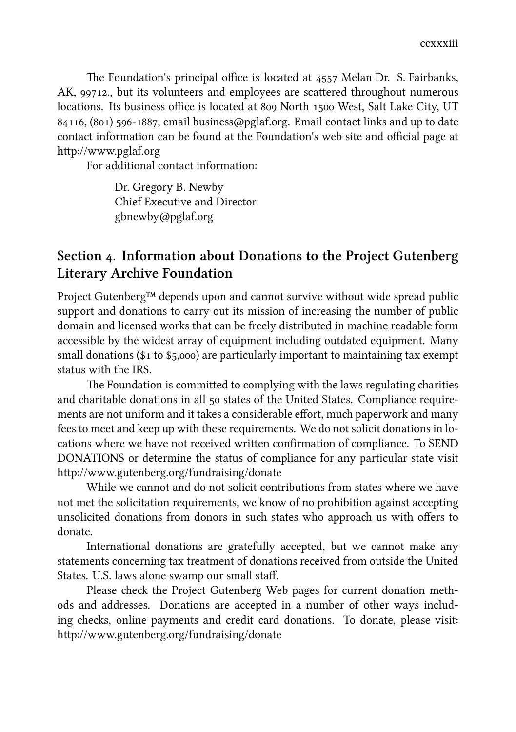The Foundation's principal office is located at 4557 Melan Dr. S. Fairbanks, AK, 99712., but its volunteers and employees are scattered throughout numerous locations. Its business office is located at 809 North 1500 West, Salt Lake City, UT 84116, (801) 596-1887, email business@pglaf.org. Email contact links and up to date contact information can be found at the Foundation's web site and official page at http://www.pglaf.org

For additional contact information:

> Dr. Gregory B. Newby
> Chief Executive and Director
> gbnewby@pglaf.org

## Section 4. Information about Donations to the Project Gutenberg Literary Archive Foundation

Project Gutenberg™ depends upon and cannot survive without wide spread public support and donations to carry out its mission of increasing the number of public domain and licensed works that can be freely distributed in machine readable form accessible by the widest array of equipment including outdated equipment. Many small donations ($1 to $5,000) are particularly important to maintaining tax exempt status with the IRS.

The Foundation is committed to complying with the laws regulating charities and charitable donations in all 50 states of the United States. Compliance requirements are not uniform and it takes a considerable effort, much paperwork and many fees to meet and keep up with these requirements. We do not solicit donations in locations where we have not received written confirmation of compliance. To SEND DONATIONS or determine the status of compliance for any particular state visit http://www.gutenberg.org/fundraising/donate

While we cannot and do not solicit contributions from states where we have not met the solicitation requirements, we know of no prohibition against accepting unsolicited donations from donors in such states who approach us with offers to donate.

International donations are gratefully accepted, but we cannot make any statements concerning tax treatment of donations received from outside the United States. U.S. laws alone swamp our small staff.

Please check the Project Gutenberg Web pages for current donation methods and addresses. Donations are accepted in a number of other ways including checks, online payments and credit card donations. To donate, please visit: http://www.gutenberg.org/fundraising/donate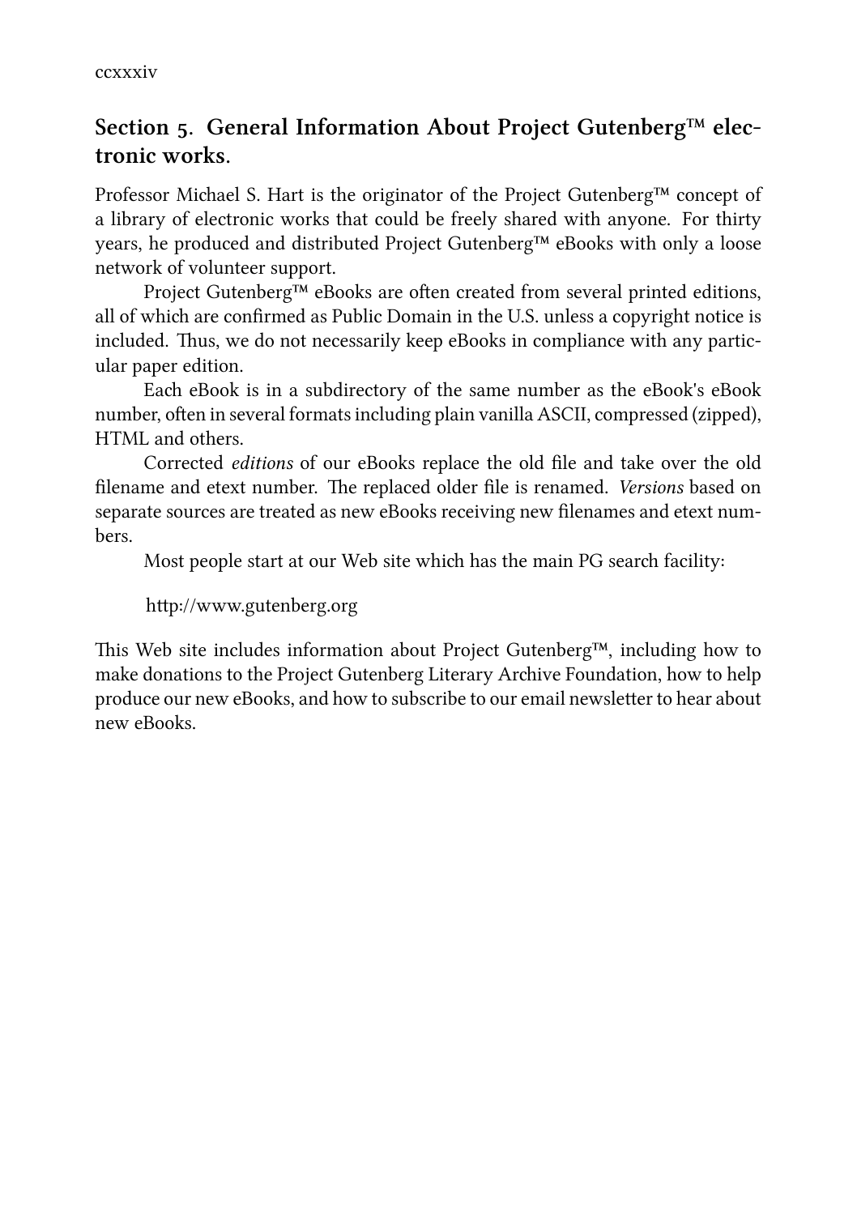## Section 5. General Information About Project Gutenberg™ electronic works.

Professor Michael S. Hart is the originator of the Project Gutenberg™ concept of a library of electronic works that could be freely shared with anyone. For thirty years, he produced and distributed Project Gutenberg™ eBooks with only a loose network of volunteer support.

Project Gutenberg™ eBooks are often created from several printed editions, all of which are confirmed as Public Domain in the U.S. unless a copyright notice is included. Thus, we do not necessarily keep eBooks in compliance with any particular paper edition.

Each eBook is in a subdirectory of the same number as the eBook's eBook number, often in several formats including plain vanilla ASCII, compressed (zipped), HTML and others.

Corrected *editions* of our eBooks replace the old file and take over the old filename and etext number. The replaced older file is renamed. *Versions* based on separate sources are treated as new eBooks receiving new filenames and etext numbers.

Most people start at our Web site which has the main PG search facility:

http://www.gutenberg.org

This Web site includes information about Project Gutenberg™, including how to make donations to the Project Gutenberg Literary Archive Foundation, how to help produce our new eBooks, and how to subscribe to our email newsletter to hear about new eBooks.